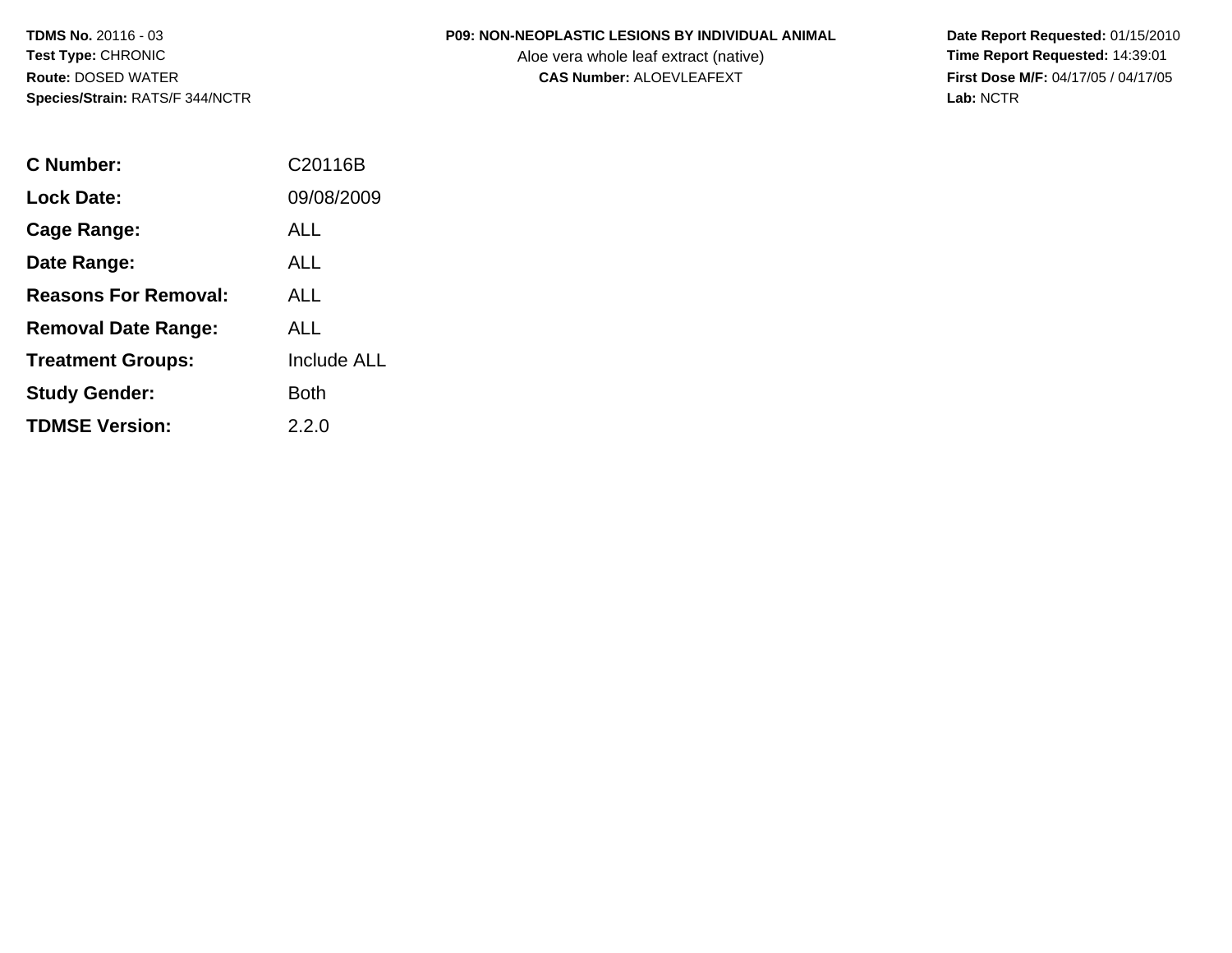**TDMS No.** 20116 - 03
**Test Type:** CHRONIC
**Route:** DOSED WATER
**Species/Strain:** RATS/F 344/NCTR

**P09: NON-NEOPLASTIC LESIONS BY INDIVIDUAL ANIMAL**
Aloe vera whole leaf extract (native)
**CAS Number:** ALOEVLEAFEXT

**Date Report Requested:** 01/15/2010
**Time Report Requested:** 14:39:01
**First Dose M/F:** 04/17/05 / 04/17/05
**Lab:** NCTR

| | |
|---|---|
| **C Number:** | C20116B |
| **Lock Date:** | 09/08/2009 |
| **Cage Range:** | ALL |
| **Date Range:** | ALL |
| **Reasons For Removal:** | ALL |
| **Removal Date Range:** | ALL |
| **Treatment Groups:** | Include ALL |
| **Study Gender:** | Both |
| **TDMSE Version:** | 2.2.0 |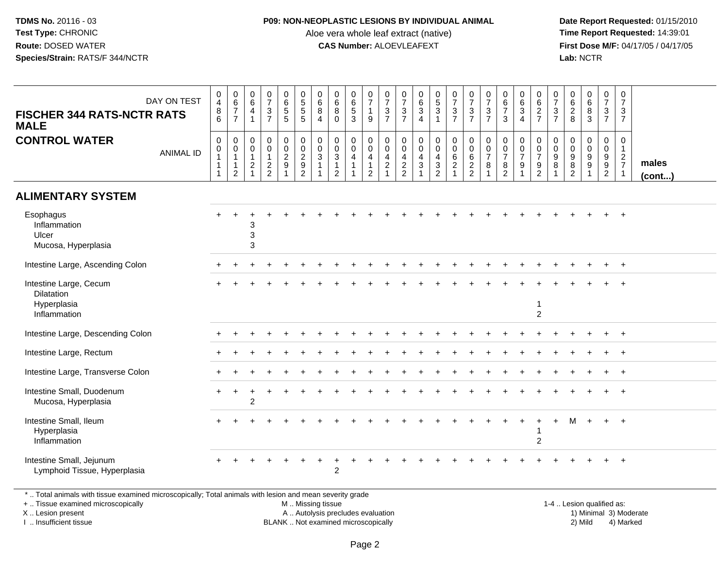**TDMS No.** 20116 - 03
**Test Type:** CHRONIC
**Route:** DOSED WATER
**Species/Strain:** RATS/F 344/NCTR

**P09: NON-NEOPLASTIC LESIONS BY INDIVIDUAL ANIMAL**
Aloe vera whole leaf extract (native)
**CAS Number:** ALOEVLEAFEXT

**Date Report Requested:** 01/15/2010
**Time Report Requested:** 14:39:01
**First Dose M/F:** 04/17/05 / 04/17/05
**Lab:** NCTR

| FISCHER 344 RATS-NCTR RATS MALE — CONTROL WATER | | | | | | | | | | | | | | | | | | | | | | | | | | |
|---|---|---|---|---|---|---|---|---|---|---|---|---|---|---|---|---|---|---|---|---|---|---|---|---|---|---|
| DAY ON TEST | 0486 | 0677 | 0641 | 0737 | 0655 | 0555 | 0684 | 0680 | 0653 | 0719 | 0737 | 0737 | 0634 | 0531 | 0737 | 0737 | 0737 | 0673 | 0634 | 0627 | 0737 | 0628 | 0683 | 0737 | 0737 | |
| ANIMAL ID | 00111 | 00112 | 00121 | 00122 | 00291 | 00292 | 00311 | 00312 | 00411 | 00412 | 00421 | 00422 | 00431 | 00432 | 00621 | 00622 | 00781 | 00782 | 00791 | 00792 | 00981 | 00982 | 00991 | 00992 | 01271 | males (cont...) |
| **ALIMENTARY SYSTEM** | | | | | | | | | | | | | | | | | | | | | | | | | | |
| Esophagus | + | + | + | + | + | + | + | + | + | + | + | + | + | + | + | + | + | + | + | + | + | + | + | + | + | |
| Inflammation | | | 3 | | | | | | | | | | | | | | | | | | | | | | | |
| Ulcer | | | 3 | | | | | | | | | | | | | | | | | | | | | | | |
| Mucosa, Hyperplasia | | | 3 | | | | | | | | | | | | | | | | | | | | | | | |
| Intestine Large, Ascending Colon | + | + | + | + | + | + | + | + | + | + | + | + | + | + | + | + | + | + | + | + | + | + | + | + | + | |
| Intestine Large, Cecum | + | + | + | + | + | + | + | + | + | + | + | + | + | + | + | + | + | + | + | + | + | + | + | + | + | |
| Dilatation | | | | | | | | | | | | | | | | | | | | | | | | | | |
| Hyperplasia | | | | | | | | | | | | | | | | | | | | 1 | | | | | | |
| Inflammation | | | | | | | | | | | | | | | | | | | | 2 | | | | | | |
| Intestine Large, Descending Colon | + | + | + | + | + | + | + | + | + | + | + | + | + | + | + | + | + | + | + | + | + | + | + | + | + | |
| Intestine Large, Rectum | + | + | + | + | + | + | + | + | + | + | + | + | + | + | + | + | + | + | + | + | + | + | + | + | + | |
| Intestine Large, Transverse Colon | + | + | + | + | + | + | + | + | + | + | + | + | + | + | + | + | + | + | + | + | + | + | + | + | + | |
| Intestine Small, Duodenum | + | + | + | + | + | + | + | + | + | + | + | + | + | + | + | + | + | + | + | + | + | + | + | + | + | |
| Mucosa, Hyperplasia | | | 2 | | | | | | | | | | | | | | | | | | | | | | | |
| Intestine Small, Ileum | + | + | + | + | + | + | + | + | + | + | + | + | + | + | + | + | + | + | + | + | + | M | + | + | + | |
| Hyperplasia | | | | | | | | | | | | | | | | | | | | 1 | | | | | | |
| Inflammation | | | | | | | | | | | | | | | | | | | | 2 | | | | | | |
| Intestine Small, Jejunum | + | + | + | + | + | + | + | + | + | + | + | + | + | + | + | + | + | + | + | + | + | + | + | + | + | |
| Lymphoid Tissue, Hyperplasia | | | | | | | | 2 | | | | | | | | | | | | | | | | | | |

* .. Total animals with tissue examined microscopically; Total animals with lesion and mean severity grade
+ .. Tissue examined microscopically
X .. Lesion present
I .. Insufficient tissue

M .. Missing tissue
A .. Autolysis precludes evaluation
BLANK .. Not examined microscopically

1-4 .. Lesion qualified as:
1) Minimal 3) Moderate
2) Mild 4) Marked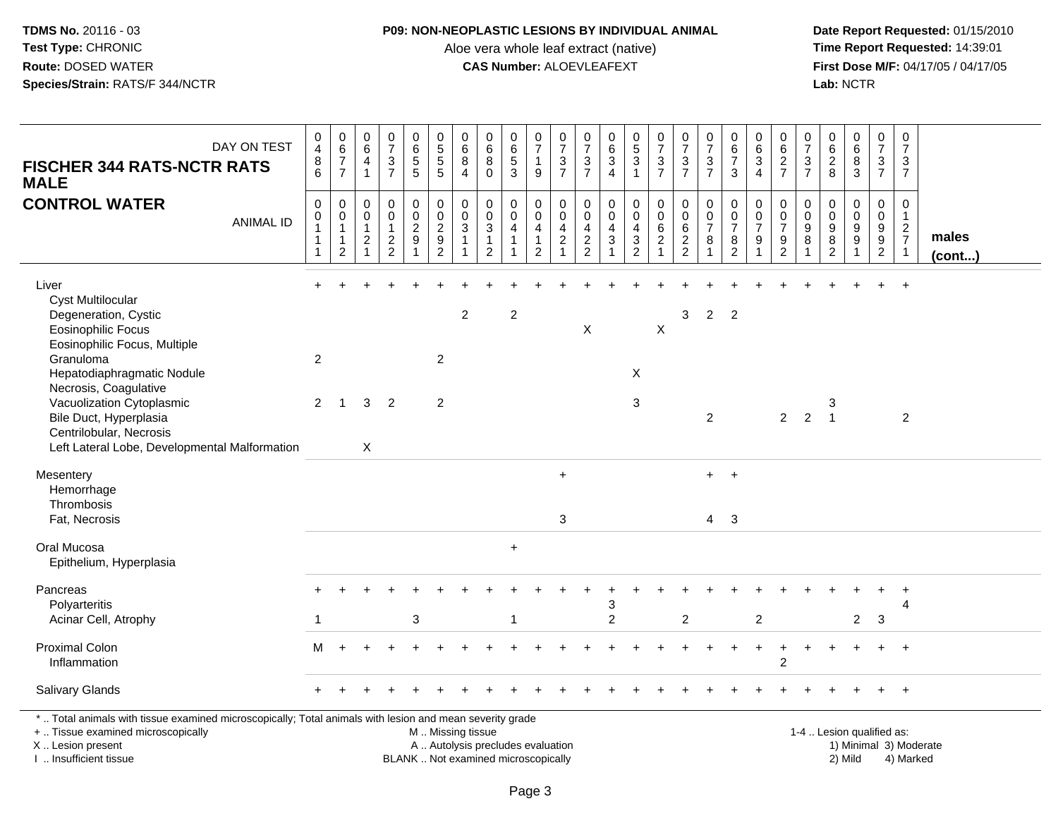**TDMS No.** 20116 - 03
**Test Type:** CHRONIC
**Route:** DOSED WATER
**Species/Strain:** RATS/F 344/NCTR

**P09: NON-NEOPLASTIC LESIONS BY INDIVIDUAL ANIMAL**
Aloe vera whole leaf extract (native)
**CAS Number:** ALOEVLEAFEXT

**Date Report Requested:** 01/15/2010
**Time Report Requested:** 14:39:01
**First Dose M/F:** 04/17/05 / 04/17/05
**Lab:** NCTR

## FISCHER 344 RATS-NCTR RATS MALE
## CONTROL WATER

| DAY ON TEST | 0486 | 0677 | 0641 | 0737 | 0655 | 0555 | 0684 | 0680 | 0653 | 0719 | 0737 | 0737 | 0634 | 0531 | 0737 | 0737 | 0737 | 0673 | 0634 | 0627 | 0737 | 0628 | 0683 | 0737 | 0737 | |
|---|---|---|---|---|---|---|---|---|---|---|---|---|---|---|---|---|---|---|---|---|---|---|---|---|---|---|
| ANIMAL ID | 00111 | 00112 | 00121 | 00122 | 00291 | 00292 | 00311 | 00312 | 00411 | 00412 | 00421 | 00422 | 00431 | 00432 | 00621 | 00622 | 00781 | 00782 | 00791 | 00792 | 00981 | 00982 | 00991 | 00992 | 01271 | **males (cont...)** |
| Liver | + | + | + | + | + | + | + | + | + | + | + | + | + | + | + | + | + | + | + | + | + | + | + | + | + | |
| Cyst Multilocular | | | | | | | | | | | | | | | | | | | | | | | | | | |
| Degeneration, Cystic | | | | | | | 2 | | 2 | | | | | | | 3 | 2 | 2 | | | | | | | | |
| Eosinophilic Focus | | | | | | | | | | | | X | | | X | | | | | | | | | | | |
| Eosinophilic Focus, Multiple | | | | | | | | | | | | | | | | | | | | | | | | | | |
| Granuloma | 2 | | | | | 2 | | | | | | | | | | | | | | | | | | | | |
| Hepatodiaphragmatic Nodule | | | | | | | | | | | | | | X | | | | | | | | | | | | |
| Necrosis, Coagulative | | | | | | | | | | | | | | | | | | | | | | | | | | |
| Vacuolization Cytoplasmic | 2 | 1 | 3 | 2 | | 2 | | | | | | | | 3 | | | | | | | | 3 | | | | |
| Bile Duct, Hyperplasia | | | | | | | | | | | | | | | | | 2 | | | 2 | 2 | 1 | | | 2 | |
| Centrilobular, Necrosis | | | | | | | | | | | | | | | | | | | | | | | | | | |
| Left Lateral Lobe, Developmental Malformation | | | X | | | | | | | | | | | | | | | | | | | | | | | |
| Mesentery | | | | | | | | | | | + | | | | | | + | + | | | | | | | | |
| Hemorrhage | | | | | | | | | | | | | | | | | | | | | | | | | | |
| Thrombosis | | | | | | | | | | | | | | | | | | | | | | | | | | |
| Fat, Necrosis | | | | | | | | | | | 3 | | | | | | 4 | 3 | | | | | | | | |
| Oral Mucosa | | | | | | | | | + | | | | | | | | | | | | | | | | | |
| Epithelium, Hyperplasia | | | | | | | | | | | | | | | | | | | | | | | | | | |
| Pancreas | + | + | + | + | + | + | + | + | + | + | + | + | + | + | + | + | + | + | + | + | + | + | + | + | + | |
| Polyarteritis | | | | | | | | | | | | | 3 | | | | | | | | | | | | 4 | |
| Acinar Cell, Atrophy | 1 | | | | 3 | | | | 1 | | | | 2 | | | 2 | | | 2 | | | | 2 | 3 | | |
| Proximal Colon | M | + | + | + | + | + | + | + | + | + | + | + | + | + | + | + | + | + | + | + | + | + | + | + | + | |
| Inflammation | | | | | | | | | | | | | | | | | | | | 2 | | | | | | |
| Salivary Glands | + | + | + | + | + | + | + | + | + | + | + | + | + | + | + | + | + | + | + | + | + | + | + | + | + | |

\* .. Total animals with tissue examined microscopically; Total animals with lesion and mean severity grade
\+ .. Tissue examined microscopically
X .. Lesion present
I .. Insufficient tissue

M .. Missing tissue
A .. Autolysis precludes evaluation
BLANK .. Not examined microscopically

1-4 .. Lesion qualified as:
1) Minimal 2) Mild 3) Moderate 4) Marked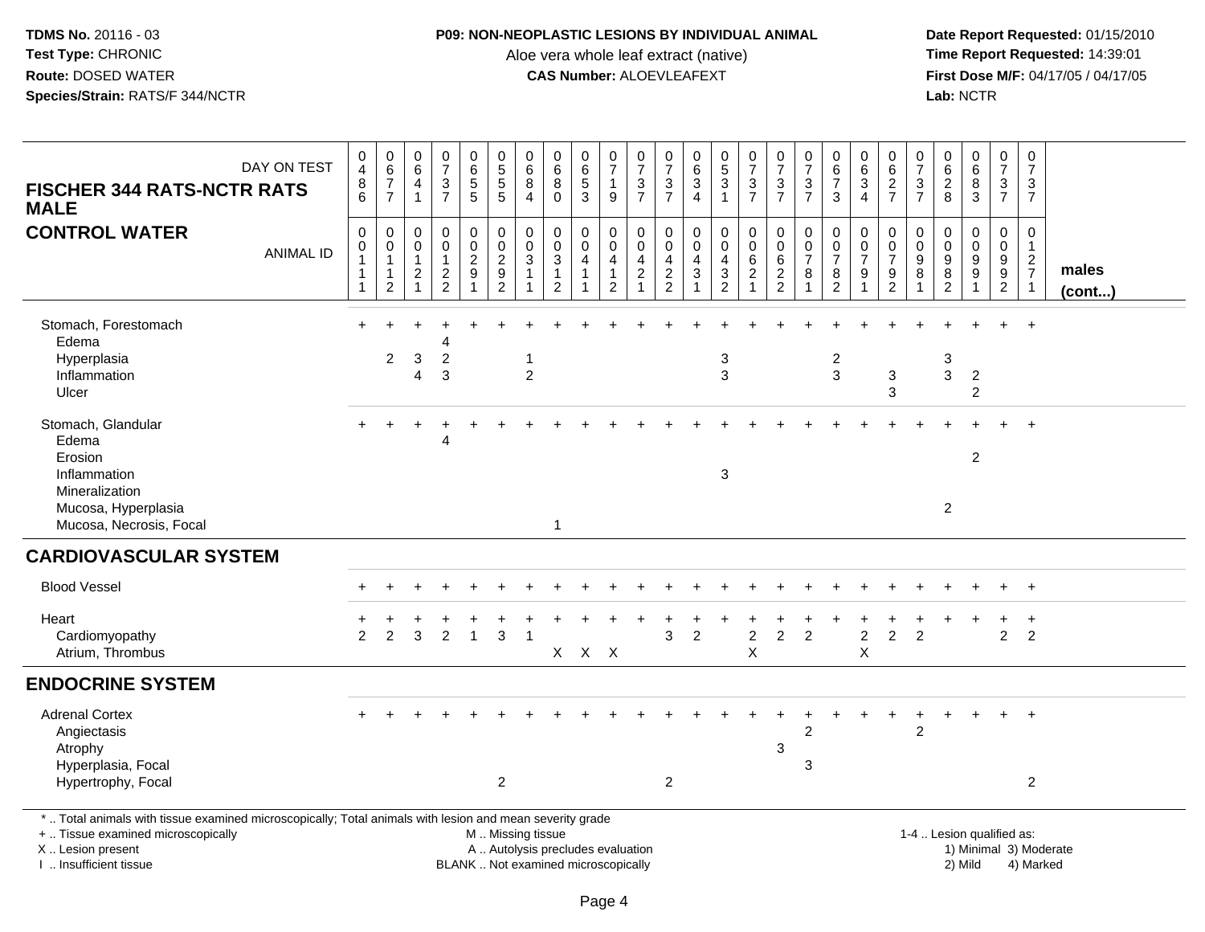**TDMS No.** 20116 - 03
**Test Type:** CHRONIC
**Route:** DOSED WATER
**Species/Strain:** RATS/F 344/NCTR

**P09: NON-NEOPLASTIC LESIONS BY INDIVIDUAL ANIMAL**
Aloe vera whole leaf extract (native)
**CAS Number:** ALOEVLEAFEXT

**Date Report Requested:** 01/15/2010
**Time Report Requested:** 14:39:01
**First Dose M/F:** 04/17/05 / 04/17/05
**Lab:** NCTR

## FISCHER 344 RATS-NCTR RATS MALE — CONTROL WATER

| DAY ON TEST | 0486 | 0677 | 0641 | 0737 | 0655 | 0555 | 0684 | 0680 | 0653 | 0719 | 0737 | 0737 | 0634 | 0531 | 0737 | 0737 | 0737 | 0673 | 0634 | 0627 | 0737 | 0628 | 0683 | 0737 | 0737 |
|---|---|---|---|---|---|---|---|---|---|---|---|---|---|---|---|---|---|---|---|---|---|---|---|---|---|
| **ANIMAL ID** | 00111 | 00112 | 00121 | 00122 | 00291 | 00292 | 00311 | 00312 | 00411 | 00412 | 00421 | 00422 | 00431 | 00432 | 00621 | 00622 | 00781 | 00782 | 00791 | 00792 | 00981 | 00982 | 00991 | 00992 | 01271 |
| Stomach, Forestomach | + | + | + | + | + | + | + | + | + | + | + | + | + | + | + | + | + | + | + | + | + | + | + | + | + |
| Edema | | | | 4 | | | | | | | | | | | | | | | | | | | | | |
| Hyperplasia | | 2 | 3 | 2 | | | 1 | | | | | | | 3 | | | | 2 | | | | 3 | | | |
| Inflammation | | | 4 | 3 | | | 2 | | | | | | | 3 | | | | 3 | | 3 | | 3 | 2 | | |
| Ulcer | | | | | | | | | | | | | | | | | | | | 3 | | | 2 | | |
| Stomach, Glandular | + | + | + | + | + | + | + | + | + | + | + | + | + | + | + | + | + | + | + | + | + | + | + | + | + |
| Edema | | | | 4 | | | | | | | | | | | | | | | | | | | | | |
| Erosion | | | | | | | | | | | | | | | | | | | | | | | 2 | | |
| Inflammation | | | | | | | | | | | | | | 3 | | | | | | | | | | | |
| Mineralization | | | | | | | | | | | | | | | | | | | | | | | | | |
| Mucosa, Hyperplasia | | | | | | | | | | | | | | | | | | | | | | 2 | | | |
| Mucosa, Necrosis, Focal | | | | | | | | 1 | | | | | | | | | | | | | | | | | |
| **CARDIOVASCULAR SYSTEM** | | | | | | | | | | | | | | | | | | | | | | | | | |
| Blood Vessel | + | + | + | + | + | + | + | + | + | + | + | + | + | + | + | + | + | + | + | + | + | + | + | + | + |
| Heart | + | + | + | + | + | + | + | + | + | + | + | + | + | + | + | + | + | + | + | + | + | + | + | + | + |
| Cardiomyopathy | 2 | 2 | 3 | 2 | 1 | 3 | 1 | | | | | 3 | 2 | | 2 | 2 | 2 | | 2 | 2 | 2 | | | 2 | 2 |
| Atrium, Thrombus | | | | | | | | X | X | X | | | | | X | | | | X | | | | | | |
| **ENDOCRINE SYSTEM** | | | | | | | | | | | | | | | | | | | | | | | | | |
| Adrenal Cortex | + | + | + | + | + | + | + | + | + | + | + | + | + | + | + | + | + | + | + | + | + | + | + | + | + |
| Angiectasis | | | | | | | | | | | | | | | | | 2 | | | | 2 | | | | |
| Atrophy | | | | | | | | | | | | | | | | 3 | | | | | | | | | |
| Hyperplasia, Focal | | | | | | | | | | | | | | | | | 3 | | | | | | | | |
| Hypertrophy, Focal | | | | | | 2 | | | | | | 2 | | | | | | | | | | | | | 2 |

males (cont...)

\* .. Total animals with tissue examined microscopically; Total animals with lesion and mean severity grade
+ .. Tissue examined microscopically
X .. Lesion present
I .. Insufficient tissue

M .. Missing tissue
A .. Autolysis precludes evaluation
BLANK .. Not examined microscopically

1-4 .. Lesion qualified as:
1) Minimal 3) Moderate
2) Mild 4) Marked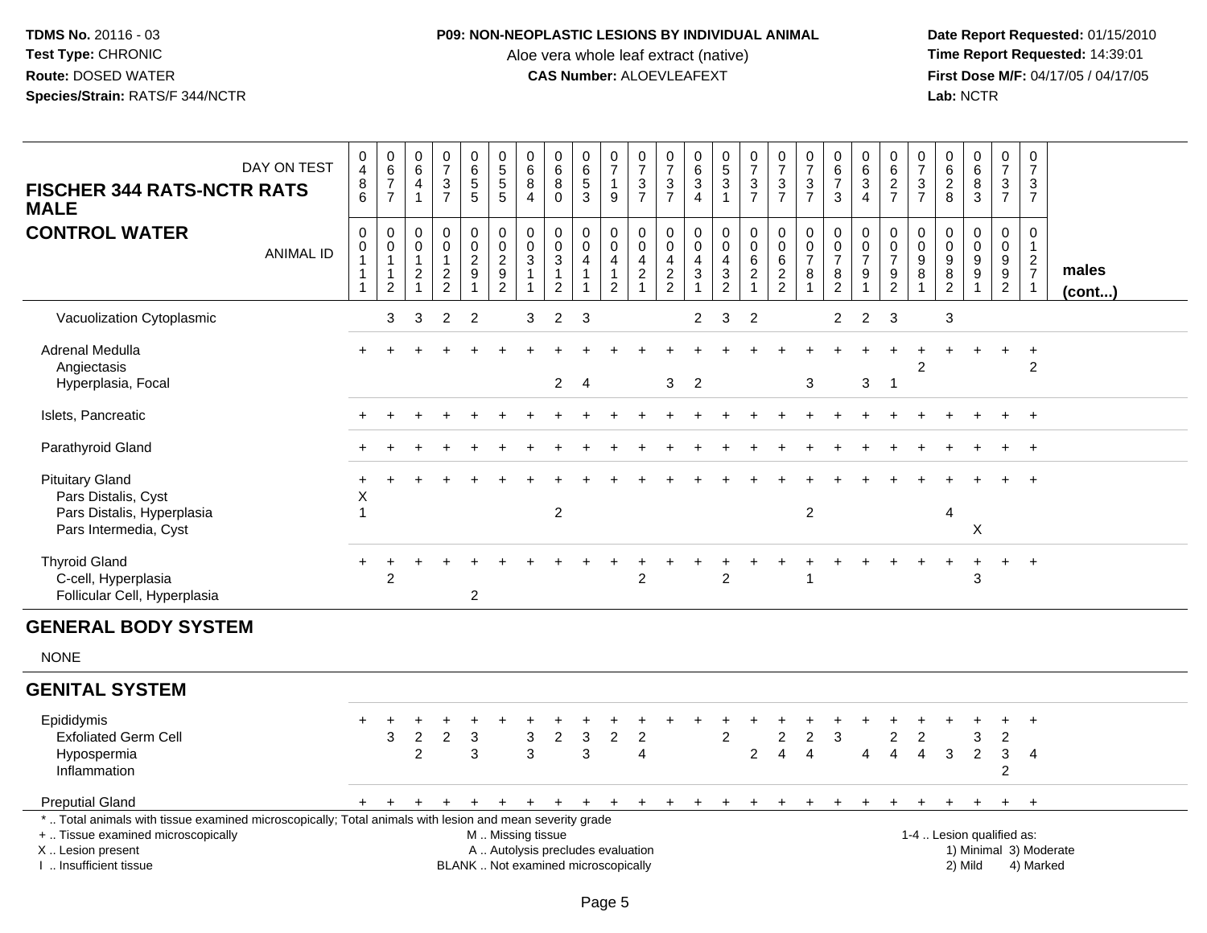**TDMS No.** 20116 - 03
**Test Type:** CHRONIC
**Route:** DOSED WATER
**Species/Strain:** RATS/F 344/NCTR

**P09: NON-NEOPLASTIC LESIONS BY INDIVIDUAL ANIMAL**
Aloe vera whole leaf extract (native)
**CAS Number:** ALOEVLEAFEXT

**Date Report Requested:** 01/15/2010
**Time Report Requested:** 14:39:01
**First Dose M/F:** 04/17/05 / 04/17/05
**Lab:** NCTR

## FISCHER 344 RATS-NCTR RATS MALE
## CONTROL WATER

| DAY ON TEST | 0486 | 0677 | 0641 | 0737 | 0655 | 0555 | 0684 | 0680 | 0653 | 0719 | 0737 | 0737 | 0634 | 0531 | 0737 | 0737 | 0737 | 0673 | 0634 | 0627 | 0737 | 0628 | 0683 | 0737 | 0737 | |
|---|---|---|---|---|---|---|---|---|---|---|---|---|---|---|---|---|---|---|---|---|---|---|---|---|---|---|
| **ANIMAL ID** | 00111 | 00112 | 00121 | 00122 | 00291 | 00292 | 00311 | 00312 | 00411 | 00412 | 00421 | 00422 | 00431 | 00432 | 00621 | 00622 | 00781 | 00782 | 00791 | 00792 | 00981 | 00982 | 00991 | 00992 | 01271 | **males (cont...)** |
| Vacuolization Cytoplasmic | | 3 | 3 | 2 | 2 | | 3 | 2 | 3 | | | | 2 | 3 | 2 | | | 2 | 2 | 3 | | 3 | | | | |
| Adrenal Medulla | + | + | + | + | + | + | + | + | + | + | + | + | + | + | + | + | + | + | + | + | + | + | + | + | + | |
| Angiectasis | | | | | | | | | | | | | | | | | | | | | 2 | | | | 2 | |
| Hyperplasia, Focal | | | | | | | | 2 | 4 | | | 3 | 2 | | | | 3 | | 3 | 1 | | | | | | |
| Islets, Pancreatic | + | + | + | + | + | + | + | + | + | + | + | + | + | + | + | + | + | + | + | + | + | + | + | + | + | |
| Parathyroid Gland | + | + | + | + | + | + | + | + | + | + | + | + | + | + | + | + | + | + | + | + | + | + | + | + | + | |
| Pituitary Gland | + | + | + | + | + | + | + | + | + | + | + | + | + | + | + | + | + | + | + | + | + | + | + | + | + | |
| Pars Distalis, Cyst | X | | | | | | | | | | | | | | | | | | | | | | | | | |
| Pars Distalis, Hyperplasia | 1 | | | | | | | 2 | | | | | | | | | 2 | | | | | 4 | | | | |
| Pars Intermedia, Cyst | | | | | | | | | | | | | | | | | | | | | | | X | | | |
| Thyroid Gland | + | + | + | + | + | + | + | + | + | + | + | + | + | + | + | + | + | + | + | + | + | + | + | + | + | |
| C-cell, Hyperplasia | | 2 | | | | | | | | | 2 | | | 2 | | | 1 | | | | | | 3 | | | |
| Follicular Cell, Hyperplasia | | | | | 2 | | | | | | | | | | | | | | | | | | | | | |

## GENERAL BODY SYSTEM

NONE

## GENITAL SYSTEM

| | | | | | | | | | | | | | | | | | | | | | | | | | | |
|---|---|---|---|---|---|---|---|---|---|---|---|---|---|---|---|---|---|---|---|---|---|---|---|---|---|---|
| Epididymis | + | + | + | + | + | + | + | + | + | + | + | + | + | + | + | + | + | + | + | + | + | + | + | + | + | |
| Exfoliated Germ Cell | | 3 | 2 | 2 | 3 | | 3 | 2 | 3 | 2 | 2 | | | 2 | | 2 | 2 | 3 | | 2 | 2 | | 3 | 2 | | |
| Hypospermia | | | 2 | | 3 | | 3 | | 3 | | 4 | | | | 2 | 4 | 4 | | 4 | 4 | 4 | 3 | 2 | 3 | 4 | |
| Inflammation | | | | | | | | | | | | | | | | | | | | | | | | 2 | | |
| Preputial Gland | + | + | + | + | + | + | + | + | + | + | + | + | + | + | + | + | + | + | + | + | + | + | + | + | + | |

\* .. Total animals with tissue examined microscopically; Total animals with lesion and mean severity grade
+ .. Tissue examined microscopically
X .. Lesion present
I .. Insufficient tissue

M .. Missing tissue
A .. Autolysis precludes evaluation
BLANK .. Not examined microscopically

1-4 .. Lesion qualified as:
1) Minimal 3) Moderate
2) Mild 4) Marked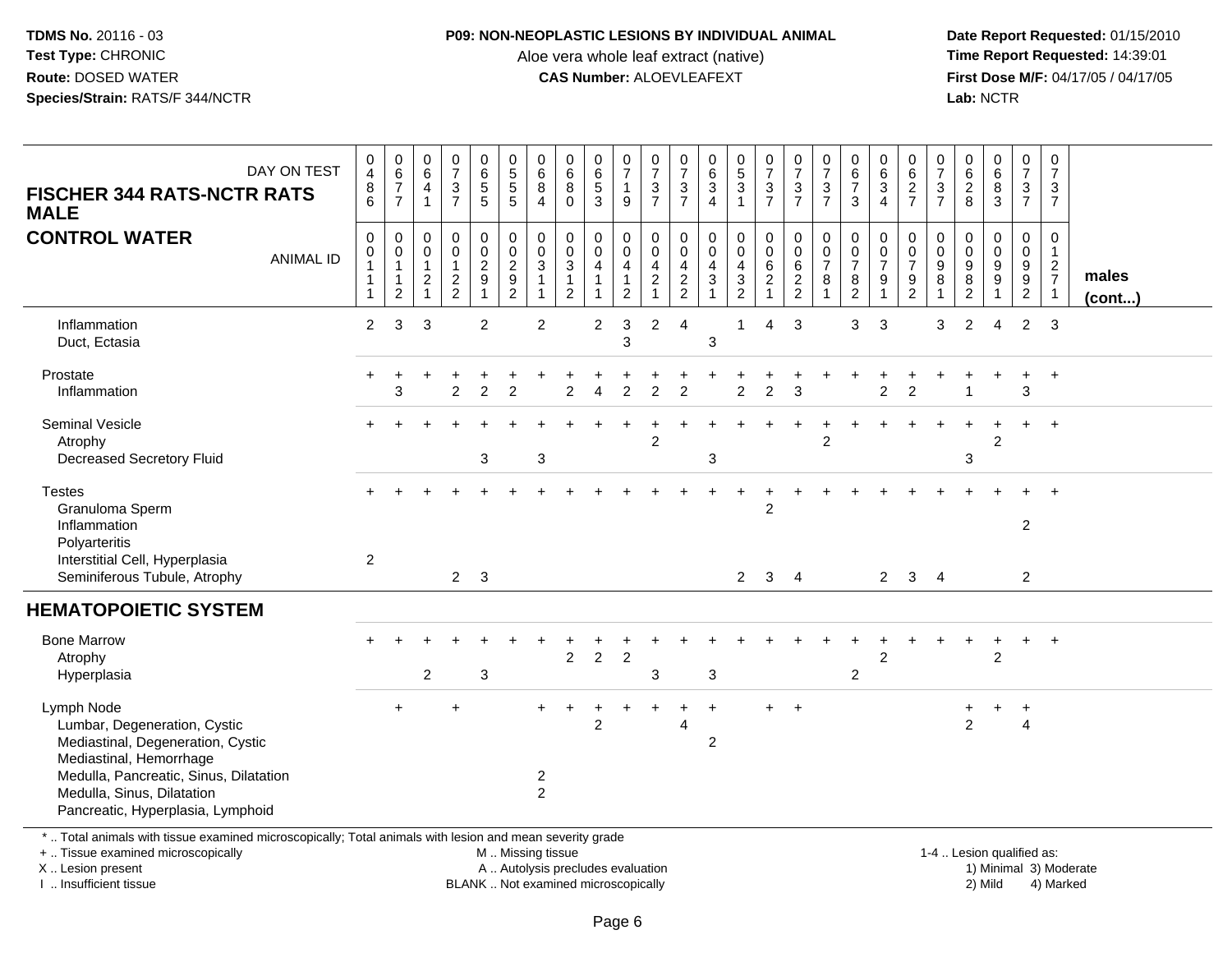**TDMS No.** 20116 - 03
**Test Type:** CHRONIC
**Route:** DOSED WATER
**Species/Strain:** RATS/F 344/NCTR

**P09: NON-NEOPLASTIC LESIONS BY INDIVIDUAL ANIMAL**
Aloe vera whole leaf extract (native)
**CAS Number:** ALOEVLEAFEXT

**Date Report Requested:** 01/15/2010
**Time Report Requested:** 14:39:01
**First Dose M/F:** 04/17/05 / 04/17/05
**Lab:** NCTR

## FISCHER 344 RATS-NCTR RATS MALE — CONTROL WATER

| DAY ON TEST | 0486 | 0677 | 0641 | 0737 | 0655 | 0555 | 0684 | 0680 | 0653 | 0719 | 0737 | 0737 | 0634 | 0531 | 0737 | 0737 | 0737 | 0673 | 0634 | 0627 | 0737 | 0628 | 0683 | 0737 | 0737 | |
|---|---|---|---|---|---|---|---|---|---|---|---|---|---|---|---|---|---|---|---|---|---|---|---|---|---|---|
| **ANIMAL ID** | 00111 | 00112 | 00121 | 00122 | 00291 | 00292 | 00311 | 00312 | 00411 | 00412 | 00421 | 00422 | 00431 | 00432 | 00621 | 00622 | 00781 | 00782 | 00791 | 00792 | 00981 | 00982 | 00991 | 00992 | 01271 | **males (cont...)** |
| Inflammation | 2 | 3 | 3 | | 2 | | 2 | | 2 | 3 | 2 | 4 | | 1 | 4 | 3 | | 3 | 3 | | 3 | 2 | 4 | 2 | 3 | |
| Duct, Ectasia | | | | | | | | | | 3 | | | 3 | | | | | | | | | | | | | |
| Prostate | + | + | + | + | + | + | + | + | + | + | + | + | + | + | + | + | + | + | + | + | + | + | + | + | + | |
| Inflammation | | 3 | | 2 | 2 | 2 | | 2 | 4 | 2 | 2 | 2 | | 2 | 2 | 3 | | | 2 | 2 | | 1 | | 3 | | |
| Seminal Vesicle | + | + | + | + | + | + | + | + | + | + | + | + | + | + | + | + | + | + | + | + | + | + | + | + | + | |
| Atrophy | | | | | | | | | | | 2 | | | | | | 2 | | | | | | 2 | | | |
| Decreased Secretory Fluid | | | | | 3 | | 3 | | | | | | 3 | | | | | | | | | 3 | | | | |
| Testes | + | + | + | + | + | + | + | + | + | + | + | + | + | + | + | + | + | + | + | + | + | + | + | + | + | |
| Granuloma Sperm | | | | | | | | | | | | | | | 2 | | | | | | | | | | | |
| Inflammation | | | | | | | | | | | | | | | | | | | | | | | | 2 | | |
| Polyarteritis | | | | | | | | | | | | | | | | | | | | | | | | | | |
| Interstitial Cell, Hyperplasia | 2 | | | | | | | | | | | | | | | | | | | | | | | | | |
| Seminiferous Tubule, Atrophy | | | | 2 | 3 | | | | | | | | | 2 | 3 | 4 | | | 2 | 3 | 4 | | | 2 | | |
| **HEMATOPOIETIC SYSTEM** | | | | | | | | | | | | | | | | | | | | | | | | | | |
| Bone Marrow | + | + | + | + | + | + | + | + | + | + | + | + | + | + | + | + | + | + | + | + | + | + | + | + | + | |
| Atrophy | | | | | | | | 2 | 2 | 2 | | | | | | | | | 2 | | | | 2 | | | |
| Hyperplasia | | | 2 | | 3 | | | | | | 3 | | 3 | | | | | 2 | | | | | | | | |
| Lymph Node | | + | | + | | | + | + | + | + | + | + | + | | + | + | | | | | | + | + | + | | |
| Lumbar, Degeneration, Cystic | | | | | | | | | 2 | | | 4 | | | | | | | | | | 2 | | 4 | | |
| Mediastinal, Degeneration, Cystic | | | | | | | | | | | | | 2 | | | | | | | | | | | | | |
| Mediastinal, Hemorrhage | | | | | | | | | | | | | | | | | | | | | | | | | | |
| Medulla, Pancreatic, Sinus, Dilatation | | | | | | | 2 | | | | | | | | | | | | | | | | | | | |
| Medulla, Sinus, Dilatation | | | | | | | 2 | | | | | | | | | | | | | | | | | | | |
| Pancreatic, Hyperplasia, Lymphoid | | | | | | | | | | | | | | | | | | | | | | | | | | |

\* .. Total animals with tissue examined microscopically; Total animals with lesion and mean severity grade
+ .. Tissue examined microscopically
X .. Lesion present
I .. Insufficient tissue

M .. Missing tissue
A .. Autolysis precludes evaluation
BLANK .. Not examined microscopically

1-4 .. Lesion qualified as:
1) Minimal 3) Moderate
2) Mild 4) Marked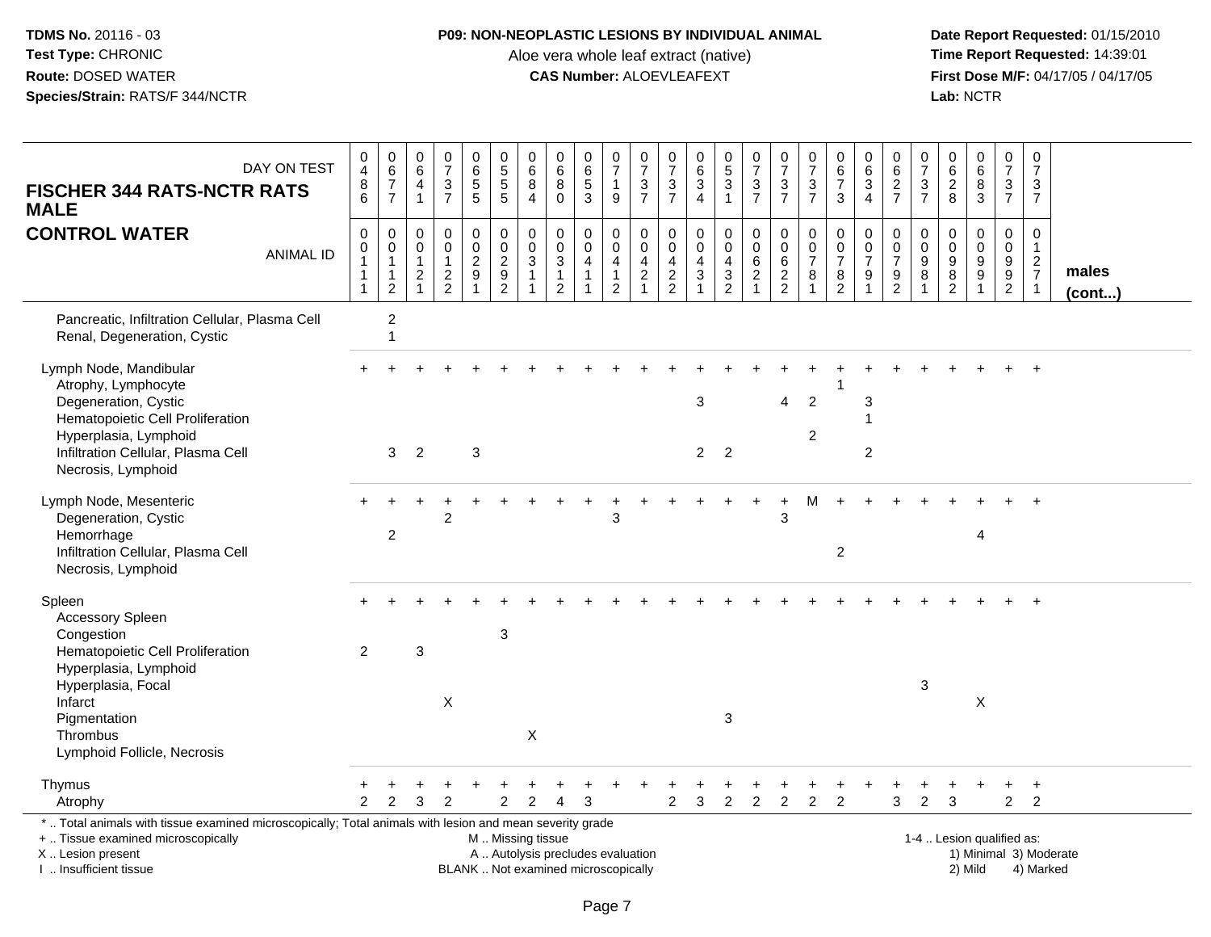**TDMS No.** 20116 - 03
**Test Type:** CHRONIC
**Route:** DOSED WATER
**Species/Strain:** RATS/F 344/NCTR

**P09: NON-NEOPLASTIC LESIONS BY INDIVIDUAL ANIMAL**
Aloe vera whole leaf extract (native)
**CAS Number:** ALOEVLEAFEXT

**Date Report Requested:** 01/15/2010
**Time Report Requested:** 14:39:01
**First Dose M/F:** 04/17/05 / 04/17/05
**Lab:** NCTR

| **FISCHER 344 RATS-NCTR RATS MALE** DAY ON TEST | 0486 | 0677 | 0641 | 0737 | 0655 | 0555 | 0684 | 0680 | 0653 | 0719 | 0737 | 0737 | 0634 | 0531 | 0737 | 0737 | 0737 | 0673 | 0634 | 0627 | 0737 | 0628 | 0683 | 0737 | 0737 | |
|---|---|---|---|---|---|---|---|---|---|---|---|---|---|---|---|---|---|---|---|---|---|---|---|---|---|---|
| **CONTROL WATER** ANIMAL ID | 00111 | 00112 | 00121 | 00122 | 00291 | 00292 | 00311 | 00312 | 00411 | 00412 | 00421 | 00422 | 00431 | 00432 | 00621 | 00622 | 00781 | 00782 | 00791 | 00792 | 00981 | 00982 | 00991 | 00992 | 01271 | **males (cont...)** |
| Pancreatic, Infiltration Cellular, Plasma Cell | | 2 | | | | | | | | | | | | | | | | | | | | | | | | |
| Renal, Degeneration, Cystic | | 1 | | | | | | | | | | | | | | | | | | | | | | | | |
| Lymph Node, Mandibular | + | + | + | + | + | + | + | + | + | + | + | + | + | + | + | + | + | + | + | + | + | + | + | + | + | |
| Atrophy, Lymphocyte | | | | | | | | | | | | | | | | | | 1 | | | | | | | | |
| Degeneration, Cystic | | | | | | | | | | | | | 3 | | | 4 | 2 | | 3 | | | | | | | |
| Hematopoietic Cell Proliferation | | | | | | | | | | | | | | | | | | | 1 | | | | | | | |
| Hyperplasia, Lymphoid | | | | | | | | | | | | | | | | | 2 | | | | | | | | | |
| Infiltration Cellular, Plasma Cell | | 3 | 2 | | 3 | | | | | | | | 2 | 2 | | | | | 2 | | | | | | | |
| Necrosis, Lymphoid | | | | | | | | | | | | | | | | | | | | | | | | | | |
| Lymph Node, Mesenteric | + | + | + | + | + | + | + | + | + | + | + | + | + | + | + | + | M | + | + | + | + | + | + | + | + | |
| Degeneration, Cystic | | | | 2 | | | | | | 3 | | | | | | 3 | | | | | | | | | | |
| Hemorrhage | | 2 | | | | | | | | | | | | | | | | | | | | | 4 | | | |
| Infiltration Cellular, Plasma Cell | | | | | | | | | | | | | | | | | | 2 | | | | | | | | |
| Necrosis, Lymphoid | | | | | | | | | | | | | | | | | | | | | | | | | | |
| Spleen | + | + | + | + | + | + | + | + | + | + | + | + | + | + | + | + | + | + | + | + | + | + | + | + | + | |
| Accessory Spleen | | | | | | | | | | | | | | | | | | | | | | | | | | |
| Congestion | | | | | | 3 | | | | | | | | | | | | | | | | | | | | |
| Hematopoietic Cell Proliferation | 2 | | 3 | | | | | | | | | | | | | | | | | | | | | | | |
| Hyperplasia, Lymphoid | | | | | | | | | | | | | | | | | | | | | | | | | | |
| Hyperplasia, Focal | | | | | | | | | | | | | | | | | | | | | 3 | | | | | |
| Infarct | | | | X | | | | | | | | | | | | | | | | | | | X | | | |
| Pigmentation | | | | | | | | | | | | | | 3 | | | | | | | | | | | | |
| Thrombus | | | | | | | X | | | | | | | | | | | | | | | | | | | |
| Lymphoid Follicle, Necrosis | | | | | | | | | | | | | | | | | | | | | | | | | | |
| Thymus | + | + | + | + | + | + | + | + | + | + | + | + | + | + | + | + | + | + | + | + | + | + | + | + | + | |
| Atrophy | 2 | 2 | 3 | 2 | | 2 | 2 | 4 | 3 | | | 2 | 3 | 2 | 2 | 2 | 2 | 2 | | 3 | 2 | 3 | | 2 | 2 | |

\* .. Total animals with tissue examined microscopically; Total animals with lesion and mean severity grade
\+ .. Tissue examined microscopically
X .. Lesion present
I .. Insufficient tissue

M .. Missing tissue
A .. Autolysis precludes evaluation
BLANK .. Not examined microscopically

1-4 .. Lesion qualified as:
1) Minimal 3) Moderate
2) Mild 4) Marked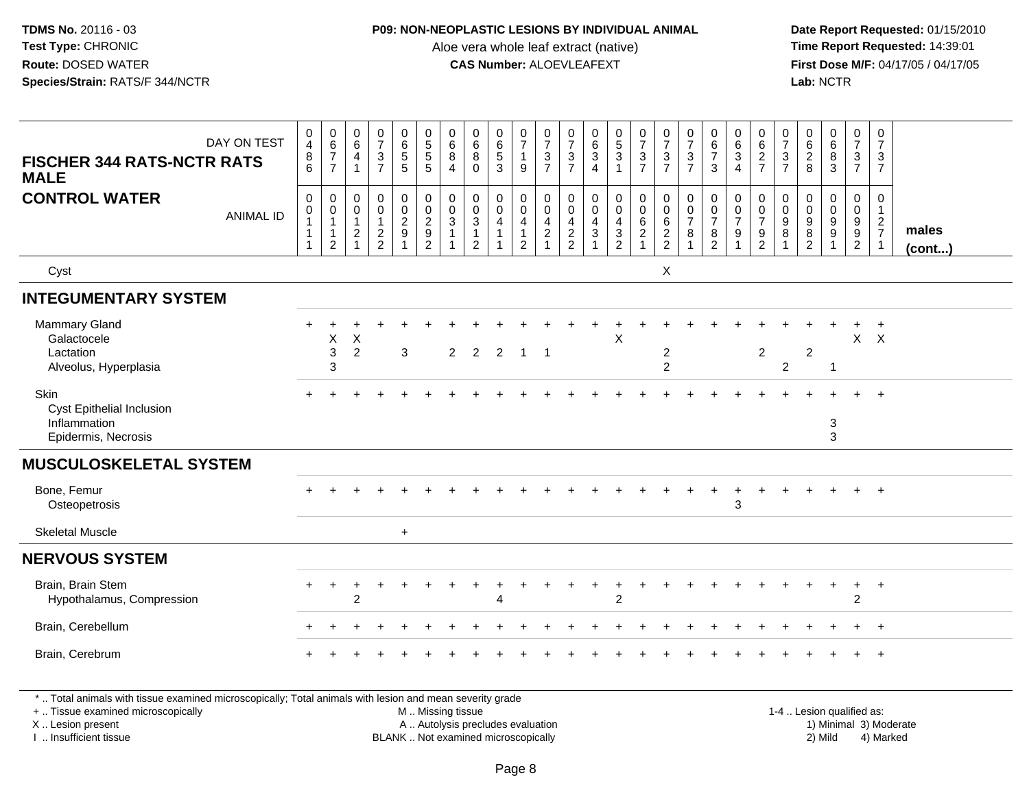**TDMS No.** 20116 - 03
**Test Type:** CHRONIC
**Route:** DOSED WATER
**Species/Strain:** RATS/F 344/NCTR

**P09: NON-NEOPLASTIC LESIONS BY INDIVIDUAL ANIMAL**
Aloe vera whole leaf extract (native)
**CAS Number:** ALOEVLEAFEXT

**Date Report Requested:** 01/15/2010
**Time Report Requested:** 14:39:01
**First Dose M/F:** 04/17/05 / 04/17/05
**Lab:** NCTR

| FISCHER 344 RATS-NCTR RATS MALE / CONTROL WATER — DAY ON TEST | 0486 | 0677 | 0641 | 0737 | 0655 | 0555 | 0684 | 0680 | 0653 | 0719 | 0737 | 0737 | 0634 | 0531 | 0737 | 0737 | 0737 | 0673 | 0634 | 0627 | 0737 | 0628 | 0683 | 0737 | 0737 | |
|---|---|---|---|---|---|---|---|---|---|---|---|---|---|---|---|---|---|---|---|---|---|---|---|---|---|---|
| **ANIMAL ID** | 00111 | 00112 | 00121 | 00122 | 00291 | 00292 | 00311 | 00312 | 00411 | 00412 | 00421 | 00422 | 00431 | 00432 | 00621 | 00622 | 00781 | 00782 | 00791 | 00792 | 00981 | 00982 | 00991 | 00992 | 01271 | **males (cont...)** |
| Cyst | | | | | | | | | | | | | | | | X | | | | | | | | | | |
| **INTEGUMENTARY SYSTEM** | | | | | | | | | | | | | | | | | | | | | | | | | | |
| Mammary Gland | + | + | + | + | + | + | + | + | + | + | + | + | + | + | + | + | + | + | + | + | + | + | + | + | + | |
| Galactocele | | X | X | | | | | | | | | | | X | | | | | | | | | | X | X | |
| Lactation | | 3 | 2 | | 3 | | 2 | 2 | 2 | 1 | 1 | | | | | 2 | | | | 2 | | 2 | | | | |
| Alveolus, Hyperplasia | | 3 | | | | | | | | | | | | | | 2 | | | | | 2 | | 1 | | | |
| Skin | + | + | + | + | + | + | + | + | + | + | + | + | + | + | + | + | + | + | + | + | + | + | + | + | + | |
| Cyst Epithelial Inclusion | | | | | | | | | | | | | | | | | | | | | | | | | | |
| Inflammation | | | | | | | | | | | | | | | | | | | | | | | 3 | | | |
| Epidermis, Necrosis | | | | | | | | | | | | | | | | | | | | | | | 3 | | | |
| **MUSCULOSKELETAL SYSTEM** | | | | | | | | | | | | | | | | | | | | | | | | | | |
| Bone, Femur | + | + | + | + | + | + | + | + | + | + | + | + | + | + | + | + | + | + | + | + | + | + | + | + | + | |
| Osteopetrosis | | | | | | | | | | | | | | | | | | | 3 | | | | | | | |
| Skeletal Muscle | | | | | + | | | | | | | | | | | | | | | | | | | | | |
| **NERVOUS SYSTEM** | | | | | | | | | | | | | | | | | | | | | | | | | | |
| Brain, Brain Stem | + | + | + | + | + | + | + | + | + | + | + | + | + | + | + | + | + | + | + | + | + | + | + | + | + | |
| Hypothalamus, Compression | | | 2 | | | | | | 4 | | | | | 2 | | | | | | | | | | 2 | | |
| Brain, Cerebellum | + | + | + | + | + | + | + | + | + | + | + | + | + | + | + | + | + | + | + | + | + | + | + | + | + | |
| Brain, Cerebrum | + | + | + | + | + | + | + | + | + | + | + | + | + | + | + | + | + | + | + | + | + | + | + | + | + | |

\* .. Total animals with tissue examined microscopically; Total animals with lesion and mean severity grade
+ .. Tissue examined microscopically
X .. Lesion present
I .. Insufficient tissue

M .. Missing tissue
A .. Autolysis precludes evaluation
BLANK .. Not examined microscopically

1-4 .. Lesion qualified as:
1) Minimal 3) Moderate
2) Mild 4) Marked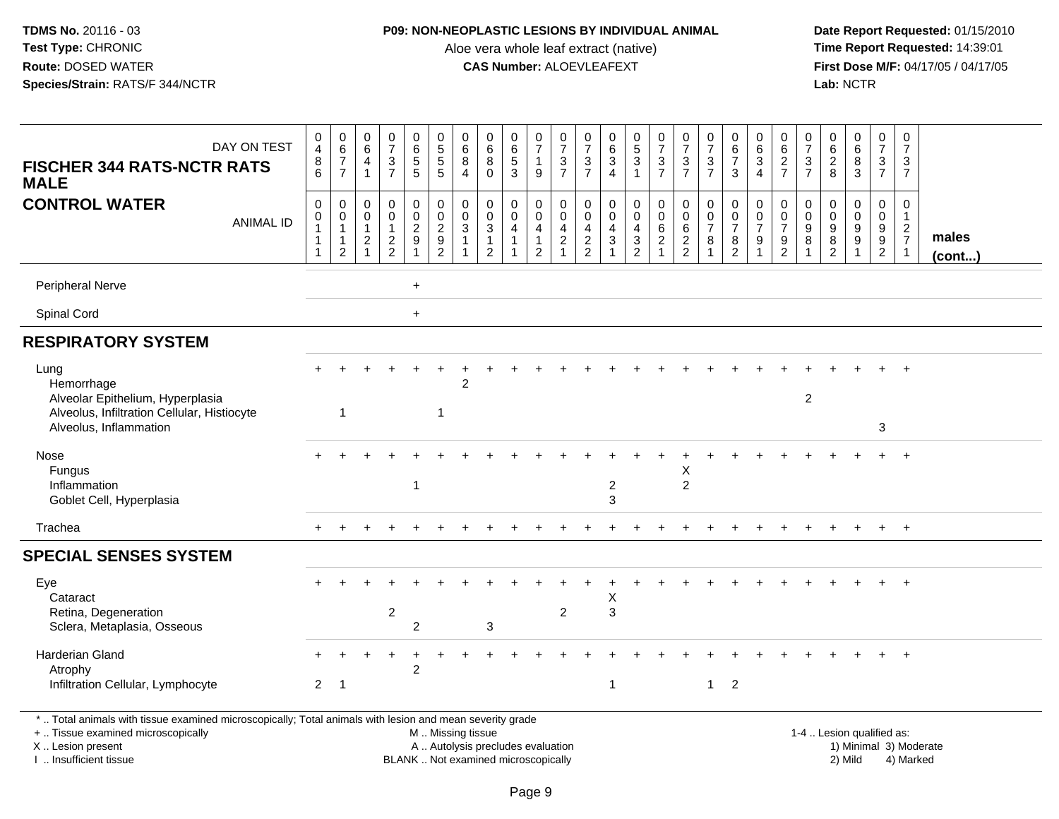**TDMS No.** 20116 - 03
**Test Type:** CHRONIC
**Route:** DOSED WATER
**Species/Strain:** RATS/F 344/NCTR

**P09: NON-NEOPLASTIC LESIONS BY INDIVIDUAL ANIMAL**
Aloe vera whole leaf extract (native)
**CAS Number:** ALOEVLEAFEXT

**Date Report Requested:** 01/15/2010
**Time Report Requested:** 14:39:01
**First Dose M/F:** 04/17/05 / 04/17/05
**Lab:** NCTR

| FISCHER 344 RATS-NCTR RATS MALE CONTROL WATER — DAY ON TEST | 0486 | 0677 | 0641 | 0737 | 0655 | 0555 | 0684 | 0680 | 0653 | 0719 | 0737 | 0737 | 0634 | 0531 | 0737 | 0737 | 0737 | 0673 | 0634 | 0627 | 0737 | 0628 | 0683 | 0737 | 0737 | |
|---|---|---|---|---|---|---|---|---|---|---|---|---|---|---|---|---|---|---|---|---|---|---|---|---|---|---|
| **ANIMAL ID** | 00111 | 00112 | 00121 | 00122 | 00291 | 00292 | 00311 | 00312 | 00411 | 00412 | 00421 | 00422 | 00431 | 00432 | 00621 | 00622 | 00781 | 00782 | 00791 | 00792 | 00981 | 00982 | 00991 | 00992 | 01271 | **males (cont...)** |
| Peripheral Nerve | | | | | + | | | | | | | | | | | | | | | | | | | | | |
| Spinal Cord | | | | | + | | | | | | | | | | | | | | | | | | | | | |
| **RESPIRATORY SYSTEM** | | | | | | | | | | | | | | | | | | | | | | | | | | |
| Lung | + | + | + | + | + | + | + | + | + | + | + | + | + | + | + | + | + | + | + | + | + | + | + | + | + | |
| Hemorrhage | | | | | | | 2 | | | | | | | | | | | | | | | | | | | |
| Alveolar Epithelium, Hyperplasia | | | | | | | | | | | | | | | | | | | | | 2 | | | | | |
| Alveolus, Infiltration Cellular, Histiocyte | | 1 | | | | 1 | | | | | | | | | | | | | | | | | | | | |
| Alveolus, Inflammation | | | | | | | | | | | | | | | | | | | | | | | | 3 | | |
| Nose | + | + | + | + | + | + | + | + | + | + | + | + | + | + | + | + | + | + | + | + | + | + | + | + | + | |
| Fungus | | | | | | | | | | | | | | | | X | | | | | | | | | | |
| Inflammation | | | | | 1 | | | | | | | | 2 | | | 2 | | | | | | | | | | |
| Goblet Cell, Hyperplasia | | | | | | | | | | | | | 3 | | | | | | | | | | | | | |
| Trachea | + | + | + | + | + | + | + | + | + | + | + | + | + | + | + | + | + | + | + | + | + | + | + | + | + | |
| **SPECIAL SENSES SYSTEM** | | | | | | | | | | | | | | | | | | | | | | | | | | |
| Eye | + | + | + | + | + | + | + | + | + | + | + | + | + | + | + | + | + | + | + | + | + | + | + | + | + | |
| Cataract | | | | | | | | | | | | | X | | | | | | | | | | | | | |
| Retina, Degeneration | | | | 2 | | | | | | | 2 | | 3 | | | | | | | | | | | | | |
| Sclera, Metaplasia, Osseous | | | | | 2 | | | 3 | | | | | | | | | | | | | | | | | | |
| Harderian Gland | + | + | + | + | + | + | + | + | + | + | + | + | + | + | + | + | + | + | + | + | + | + | + | + | + | |
| Atrophy | | | | | 2 | | | | | | | | | | | | | | | | | | | | | |
| Infiltration Cellular, Lymphocyte | 2 | 1 | | | | | | | | | | | 1 | | | | 1 | 2 | | | | | | | | |

\* .. Total animals with tissue examined microscopically; Total animals with lesion and mean severity grade
+ .. Tissue examined microscopically
X .. Lesion present
I .. Insufficient tissue
M .. Missing tissue
A .. Autolysis precludes evaluation
BLANK .. Not examined microscopically
1-4 .. Lesion qualified as: 1) Minimal 2) Mild 3) Moderate 4) Marked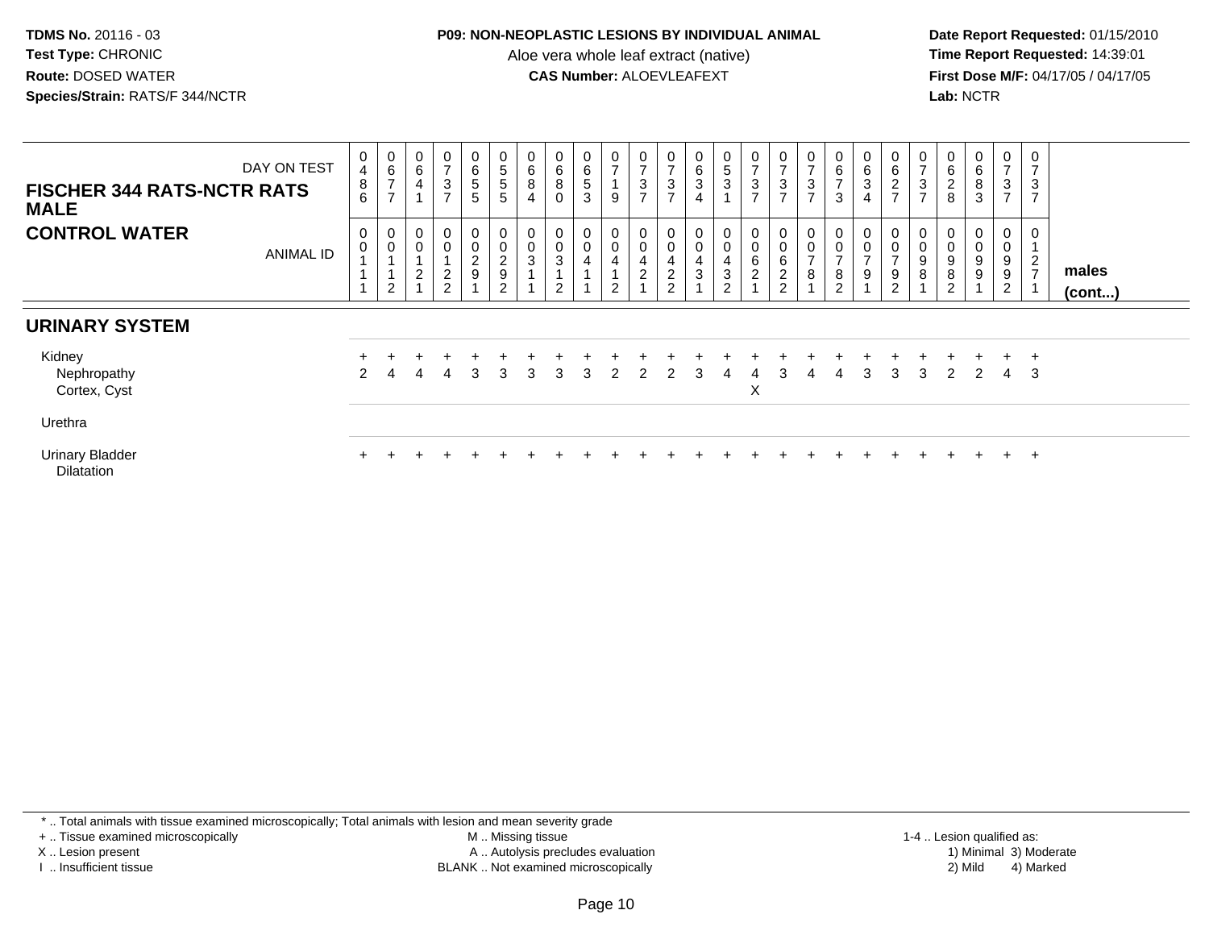**TDMS No.** 20116 - 03
**Test Type:** CHRONIC
**Route:** DOSED WATER
**Species/Strain:** RATS/F 344/NCTR

**P09: NON-NEOPLASTIC LESIONS BY INDIVIDUAL ANIMAL**
Aloe vera whole leaf extract (native)
**CAS Number:** ALOEVLEAFEXT

**Date Report Requested:** 01/15/2010
**Time Report Requested:** 14:39:01
**First Dose M/F:** 04/17/05 / 04/17/05
**Lab:** NCTR

| FISCHER 344 RATS-NCTR RATS MALE — CONTROL WATER | | | | | | | | | | | | | | | | | | | | | | | | | | | |
|---|---|---|---|---|---|---|---|---|---|---|---|---|---|---|---|---|---|---|---|---|---|---|---|---|---|---|---|
| DAY ON TEST | 0486 | 0677 | 0641 | 0737 | 0655 | 0555 | 0684 | 0680 | 0653 | 0719 | 0737 | 0737 | 0634 | 0531 | 0737 | 0737 | 0737 | 0673 | 0634 | 0627 | 0737 | 0628 | 0683 | 0737 | 0737 | |
| ANIMAL ID | 00111 | 00112 | 00121 | 00122 | 00291 | 00292 | 00311 | 00312 | 00411 | 00412 | 00421 | 00422 | 00431 | 00432 | 00621 | 00622 | 00781 | 00782 | 00791 | 00792 | 00981 | 00982 | 00991 | 00992 | 01271 | males (cont...) |
| **URINARY SYSTEM** | | | | | | | | | | | | | | | | | | | | | | | | | | |
| Kidney | + | + | + | + | + | + | + | + | + | + | + | + | + | + | + | + | + | + | + | + | + | + | + | + | + | |
| Nephropathy | 2 | 4 | 4 | 4 | 3 | 3 | 3 | 3 | 3 | 2 | 2 | 2 | 3 | 4 | 4 | 3 | 4 | 4 | 3 | 3 | 3 | 2 | 2 | 4 | 3 | |
| Cortex, Cyst | | | | | | | | | | | | | | | X | | | | | | | | | | | |
| Urethra | | | | | | | | | | | | | | | | | | | | | | | | | | |
| Urinary Bladder | + | + | + | + | + | + | + | + | + | + | + | + | + | + | + | + | + | + | + | + | + | + | + | + | + | |
| Dilatation | | | | | | | | | | | | | | | | | | | | | | | | | | |

\* .. Total animals with tissue examined microscopically; Total animals with lesion and mean severity grade
\+ .. Tissue examined microscopically
X .. Lesion present
I .. Insufficient tissue

M .. Missing tissue
A .. Autolysis precludes evaluation
BLANK .. Not examined microscopically

1-4 .. Lesion qualified as:
1) Minimal 3) Moderate
2) Mild 4) Marked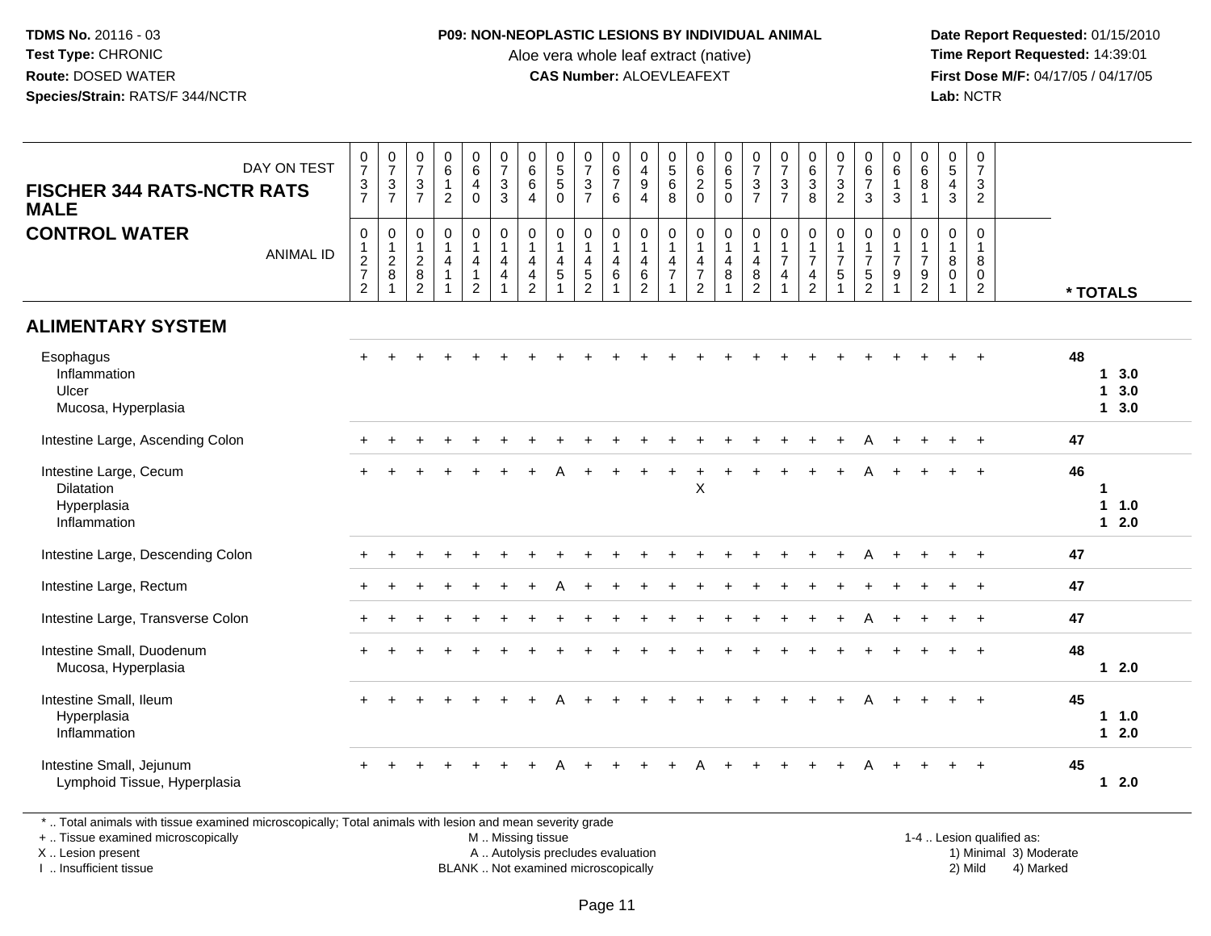**TDMS No.** 20116 - 03
**Test Type:** CHRONIC
**Route:** DOSED WATER
**Species/Strain:** RATS/F 344/NCTR

**P09: NON-NEOPLASTIC LESIONS BY INDIVIDUAL ANIMAL**
Aloe vera whole leaf extract (native)
**CAS Number:** ALOEVLEAFEXT

**Date Report Requested:** 01/15/2010
**Time Report Requested:** 14:39:01
**First Dose M/F:** 04/17/05 / 04/17/05
**Lab:** NCTR

**FISCHER 344 RATS-NCTR RATS MALE**
**CONTROL WATER**

| DAY ON TEST | 0737 | 0737 | 0737 | 0612 | 0640 | 0733 | 0664 | 0550 | 0737 | 0676 | 0494 | 0568 | 0620 | 0650 | 0737 | 0737 | 0638 | 0732 | 0673 | 0613 | 0681 | 0543 | 0732 | |
|---|---|---|---|---|---|---|---|---|---|---|---|---|---|---|---|---|---|---|---|---|---|---|---|---|
| ANIMAL ID | 01272 | 01281 | 01282 | 01411 | 01412 | 01441 | 01442 | 01451 | 01452 | 01461 | 01462 | 01471 | 01472 | 01481 | 01482 | 01741 | 01742 | 01751 | 01752 | 01791 | 01792 | 01801 | 01802 | * TOTALS |
| **ALIMENTARY SYSTEM** | | | | | | | | | | | | | | | | | | | | | | | | |
| Esophagus | + | + | + | + | + | + | + | + | + | + | + | + | + | + | + | + | + | + | + | + | + | + | + | 48 |
| Inflammation | | | | | | | | | | | | | | | | | | | | | | | | 1 3.0 |
| Ulcer | | | | | | | | | | | | | | | | | | | | | | | | 1 3.0 |
| Mucosa, Hyperplasia | | | | | | | | | | | | | | | | | | | | | | | | 1 3.0 |
| Intestine Large, Ascending Colon | + | + | + | + | + | + | + | + | + | + | + | + | + | + | + | + | + | + | A | + | + | + | + | 47 |
| Intestine Large, Cecum | + | + | + | + | + | + | + | A | + | + | + | + | + | + | + | + | + | + | A | + | + | + | + | 46 |
| Dilatation | | | | | | | | | | | | | X | | | | | | | | | | | 1 |
| Hyperplasia | | | | | | | | | | | | | | | | | | | | | | | | 1 1.0 |
| Inflammation | | | | | | | | | | | | | | | | | | | | | | | | 1 2.0 |
| Intestine Large, Descending Colon | + | + | + | + | + | + | + | + | + | + | + | + | + | + | + | + | + | + | A | + | + | + | + | 47 |
| Intestine Large, Rectum | + | + | + | + | + | + | + | A | + | + | + | + | + | + | + | + | + | + | + | + | + | + | + | 47 |
| Intestine Large, Transverse Colon | + | + | + | + | + | + | + | + | + | + | + | + | + | + | + | + | + | + | A | + | + | + | + | 47 |
| Intestine Small, Duodenum | + | + | + | + | + | + | + | + | + | + | + | + | + | + | + | + | + | + | + | + | + | + | + | 48 |
| Mucosa, Hyperplasia | | | | | | | | | | | | | | | | | | | | | | | | 1 2.0 |
| Intestine Small, Ileum | + | + | + | + | + | + | + | A | + | + | + | + | + | + | + | + | + | + | A | + | + | + | + | 45 |
| Hyperplasia | | | | | | | | | | | | | | | | | | | | | | | | 1 1.0 |
| Inflammation | | | | | | | | | | | | | | | | | | | | | | | | 1 2.0 |
| Intestine Small, Jejunum | + | + | + | + | + | + | + | A | + | + | + | + | A | + | + | + | + | + | A | + | + | + | + | 45 |
| Lymphoid Tissue, Hyperplasia | | | | | | | | | | | | | | | | | | | | | | | | 1 2.0 |

* .. Total animals with tissue examined microscopically; Total animals with lesion and mean severity grade
+ .. Tissue examined microscopically
X .. Lesion present
I .. Insufficient tissue

M .. Missing tissue
A .. Autolysis precludes evaluation
BLANK .. Not examined microscopically

1-4 .. Lesion qualified as:
1) Minimal 3) Moderate
2) Mild 4) Marked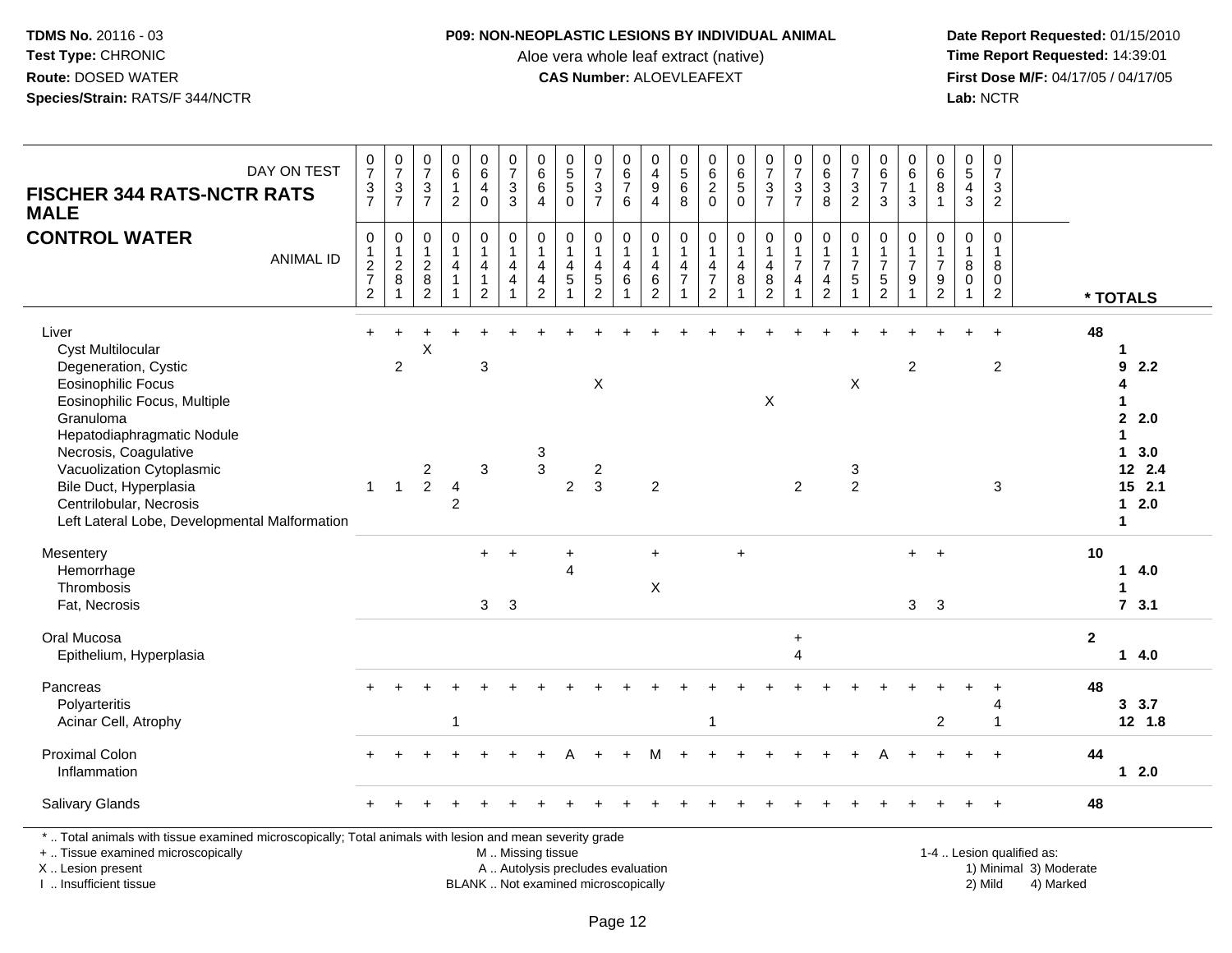**TDMS No.** 20116 - 03
**Test Type:** CHRONIC
**Route:** DOSED WATER
**Species/Strain:** RATS/F 344/NCTR

**P09: NON-NEOPLASTIC LESIONS BY INDIVIDUAL ANIMAL**
Aloe vera whole leaf extract (native)
**CAS Number:** ALOEVLEAFEXT

**Date Report Requested:** 01/15/2010
**Time Report Requested:** 14:39:01
**First Dose M/F:** 04/17/05 / 04/17/05
**Lab:** NCTR

**FISCHER 344 RATS-NCTR RATS MALE**
**CONTROL WATER**

| DAY ON TEST | 0737 | 0737 | 0737 | 0612 | 0640 | 0733 | 0664 | 0550 | 0737 | 0676 | 0494 | 0568 | 0620 | 0650 | 0737 | 0737 | 0638 | 0732 | 0673 | 0613 | 0681 | 0543 | 0732 | |
|---|---|---|---|---|---|---|---|---|---|---|---|---|---|---|---|---|---|---|---|---|---|---|---|---|
| **ANIMAL ID** | 01272 | 01281 | 01282 | 01411 | 01412 | 01441 | 01442 | 01451 | 01452 | 01461 | 01462 | 01471 | 01472 | 01481 | 01482 | 01741 | 01742 | 01751 | 01752 | 01791 | 01792 | 01801 | 01802 | *** TOTALS** |
| Liver | + | + | + | + | + | + | + | + | + | + | + | + | + | + | + | + | + | + | + | + | + | + | + | 48 |
| Cyst Multilocular | | | X | | | | | | | | | | | | | | | | | | | | | 1 |
| Degeneration, Cystic | | 2 | | | 3 | | | | | | | | | | | | | | | 2 | | | 2 | 9 2.2 |
| Eosinophilic Focus | | | | | | | | | X | | | | | | | | | X | | | | | | 4 |
| Eosinophilic Focus, Multiple | | | | | | | | | | | | | | | X | | | | | | | | | 1 |
| Granuloma | | | | | | | | | | | | | | | | | | | | | | | | 2 2.0 |
| Hepatodiaphragmatic Nodule | | | | | | | | | | | | | | | | | | | | | | | | 1 |
| Necrosis, Coagulative | | | | | | | 3 | | | | | | | | | | | | | | | | | 1 3.0 |
| Vacuolization Cytoplasmic | | | 2 | | 3 | | 3 | | 2 | | | | | | | | | 3 | | | | | | 12 2.4 |
| Bile Duct, Hyperplasia | 1 | 1 | 2 | 4 | | | | 2 | 3 | | 2 | | | | | 2 | | 2 | | | | | 3 | 15 2.1 |
| Centrilobular, Necrosis | | | | 2 | | | | | | | | | | | | | | | | | | | | 1 2.0 |
| Left Lateral Lobe, Developmental Malformation | | | | | | | | | | | | | | | | | | | | | | | | 1 |
| Mesentery | | | | | + | + | | + | | | + | | | + | | | | | | + | + | | | 10 |
| Hemorrhage | | | | | | | | 4 | | | | | | | | | | | | | | | | 1 4.0 |
| Thrombosis | | | | | | | | | | | X | | | | | | | | | | | | | 1 |
| Fat, Necrosis | | | | | 3 | 3 | | | | | | | | | | | | | | 3 | 3 | | | 7 3.1 |
| Oral Mucosa | | | | | | | | | | | | | | | | + | | | | | | | | 2 |
| Epithelium, Hyperplasia | | | | | | | | | | | | | | | | 4 | | | | | | | | 1 4.0 |
| Pancreas | + | + | + | + | + | + | + | + | + | + | + | + | + | + | + | + | + | + | + | + | + | + | + | 48 |
| Polyarteritis | | | | | | | | | | | | | | | | | | | | | | | 4 | 3 3.7 |
| Acinar Cell, Atrophy | | | | 1 | | | | | | | | | 1 | | | | | | | | 2 | | 1 | 12 1.8 |
| Proximal Colon | + | + | + | + | + | + | + | A | + | + | M | + | + | + | + | + | + | + | A | + | + | + | + | 44 |
| Inflammation | | | | | | | | | | | | | | | | | | | | | | | | 1 2.0 |
| Salivary Glands | + | + | + | + | + | + | + | + | + | + | + | + | + | + | + | + | + | + | + | + | + | + | + | 48 |

* .. Total animals with tissue examined microscopically; Total animals with lesion and mean severity grade
+ .. Tissue examined microscopically
X .. Lesion present
I .. Insufficient tissue

M .. Missing tissue
A .. Autolysis precludes evaluation
BLANK .. Not examined microscopically

1-4 .. Lesion qualified as:
1) Minimal 3) Moderate
2) Mild 4) Marked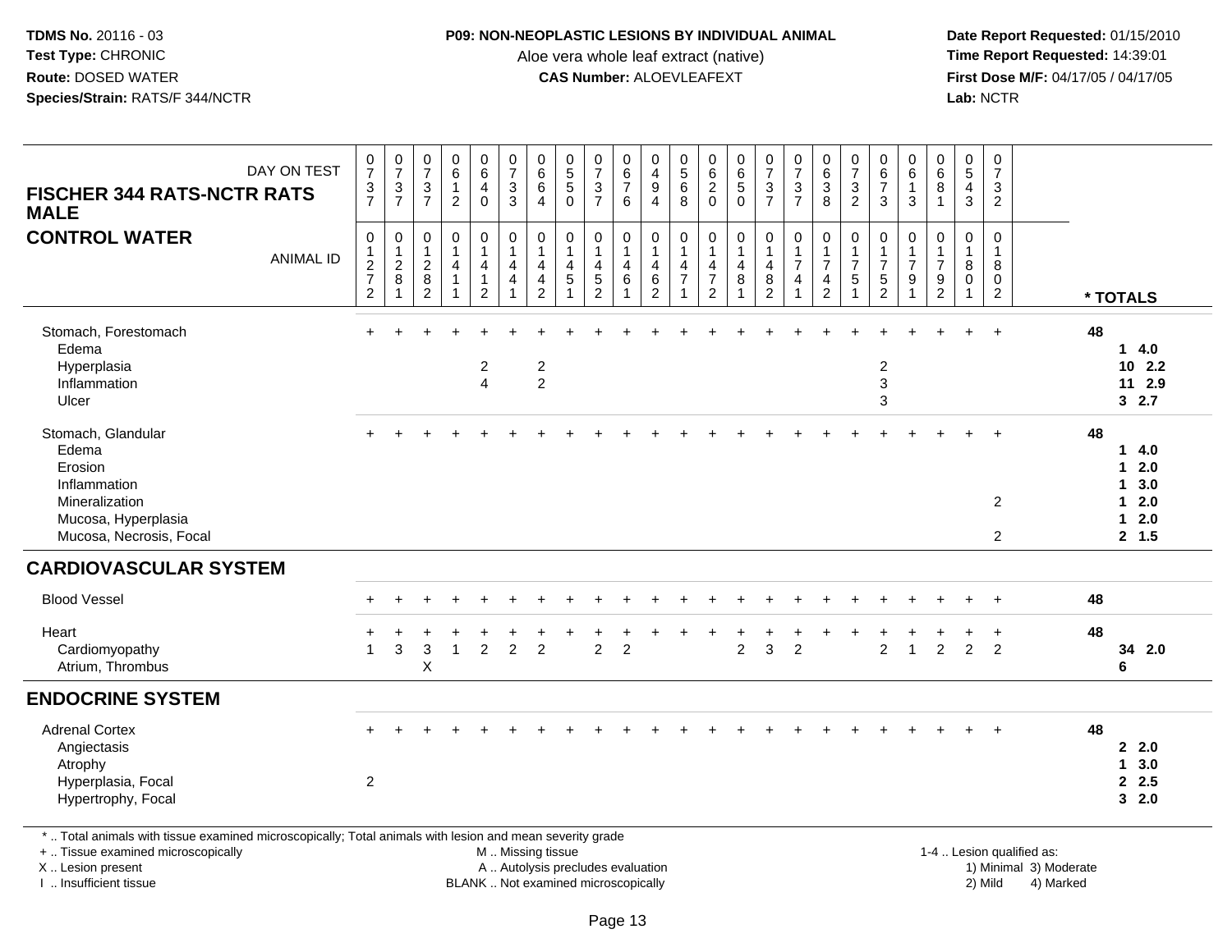**TDMS No.** 20116 - 03
**Test Type:** CHRONIC
**Route:** DOSED WATER
**Species/Strain:** RATS/F 344/NCTR

**P09: NON-NEOPLASTIC LESIONS BY INDIVIDUAL ANIMAL**
Aloe vera whole leaf extract (native)
**CAS Number:** ALOEVLEAFEXT

**Date Report Requested:** 01/15/2010
**Time Report Requested:** 14:39:01
**First Dose M/F:** 04/17/05 / 04/17/05
**Lab:** NCTR

## FISCHER 344 RATS-NCTR RATS MALE

## CONTROL WATER

| DAY ON TEST | 0737 | 0737 | 0737 | 0612 | 0640 | 0733 | 0664 | 0550 | 0737 | 0676 | 0494 | 0568 | 0620 | 0650 | 0737 | 0737 | 0638 | 0732 | 0673 | 0613 | 0681 | 0543 | 0732 | |
|---|---|---|---|---|---|---|---|---|---|---|---|---|---|---|---|---|---|---|---|---|---|---|---|---|
| ANIMAL ID | 01272 | 01281 | 01282 | 01411 | 01412 | 01441 | 01442 | 01451 | 01452 | 01461 | 01462 | 01471 | 01472 | 01481 | 01482 | 01741 | 01742 | 01751 | 01752 | 01791 | 01792 | 01801 | 01802 | * TOTALS |
| Stomach, Forestomach | + | + | + | + | + | + | + | + | + | + | + | + | + | + | + | + | + | + | + | + | + | + | + | 48 |
| Edema | | | | | | | | | | | | | | | | | | | | | | | | 1 4.0 |
| Hyperplasia | | | | | 2 | | 2 | | | | | | | | | | | | 2 | | | | | 10 2.2 |
| Inflammation | | | | | 4 | | 2 | | | | | | | | | | | | 3 | | | | | 11 2.9 |
| Ulcer | | | | | | | | | | | | | | | | | | | 3 | | | | | 3 2.7 |
| Stomach, Glandular | + | + | + | + | + | + | + | + | + | + | + | + | + | + | + | + | + | + | + | + | + | + | + | 48 |
| Edema | | | | | | | | | | | | | | | | | | | | | | | | 1 4.0 |
| Erosion | | | | | | | | | | | | | | | | | | | | | | | | 1 2.0 |
| Inflammation | | | | | | | | | | | | | | | | | | | | | | | | 1 3.0 |
| Mineralization | | | | | | | | | | | | | | | | | | | | | | | 2 | 1 2.0 |
| Mucosa, Hyperplasia | | | | | | | | | | | | | | | | | | | | | | | | 1 2.0 |
| Mucosa, Necrosis, Focal | | | | | | | | | | | | | | | | | | | | | | | 2 | 2 1.5 |
| **CARDIOVASCULAR SYSTEM** | | | | | | | | | | | | | | | | | | | | | | | | |
| Blood Vessel | + | + | + | + | + | + | + | + | + | + | + | + | + | + | + | + | + | + | + | + | + | + | + | 48 |
| Heart | + | + | + | + | + | + | + | + | + | + | + | + | + | + | + | + | + | + | + | + | + | + | + | 48 |
| Cardiomyopathy | 1 | 3 | 3 | 1 | 2 | 2 | 2 | | 2 | 2 | | | | 2 | 3 | 2 | | | 2 | 1 | 2 | 2 | 2 | 34 2.0 |
| Atrium, Thrombus | | | X | | | | | | | | | | | | | | | | | | | | | 6 |
| **ENDOCRINE SYSTEM** | | | | | | | | | | | | | | | | | | | | | | | | |
| Adrenal Cortex | + | + | + | + | + | + | + | + | + | + | + | + | + | + | + | + | + | + | + | + | + | + | + | 48 |
| Angiectasis | | | | | | | | | | | | | | | | | | | | | | | | 2 2.0 |
| Atrophy | | | | | | | | | | | | | | | | | | | | | | | | 1 3.0 |
| Hyperplasia, Focal | 2 | | | | | | | | | | | | | | | | | | | | | | | 2 2.5 |
| Hypertrophy, Focal | | | | | | | | | | | | | | | | | | | | | | | | 3 2.0 |

* .. Total animals with tissue examined microscopically; Total animals with lesion and mean severity grade
+ .. Tissue examined microscopically
X .. Lesion present
I .. Insufficient tissue

M .. Missing tissue
A .. Autolysis precludes evaluation
BLANK .. Not examined microscopically

1-4 .. Lesion qualified as:
1) Minimal 3) Moderate
2) Mild 4) Marked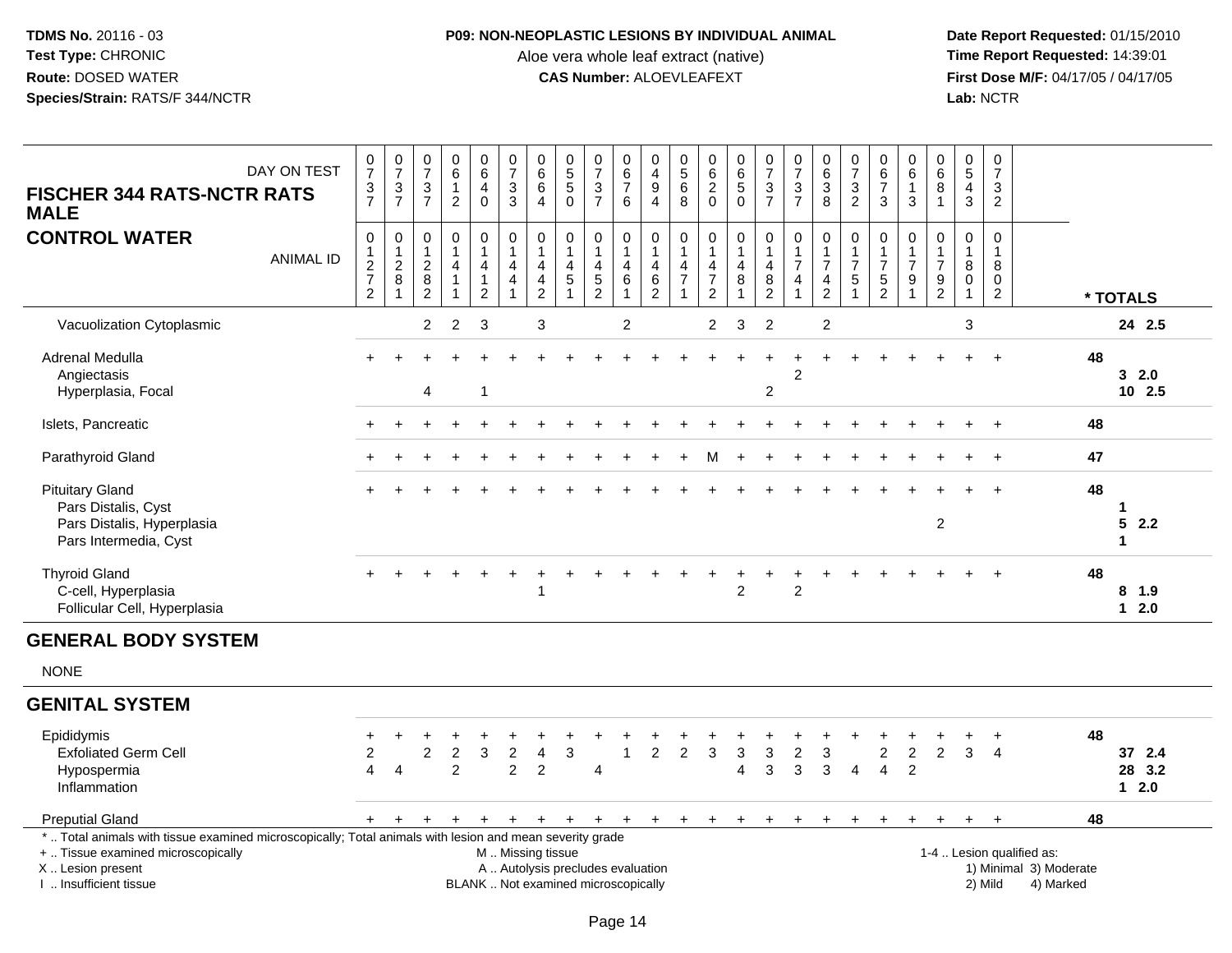**TDMS No.** 20116 - 03
**Test Type:** CHRONIC
**Route:** DOSED WATER
**Species/Strain:** RATS/F 344/NCTR

**P09: NON-NEOPLASTIC LESIONS BY INDIVIDUAL ANIMAL**
Aloe vera whole leaf extract (native)
**CAS Number:** ALOEVLEAFEXT

**Date Report Requested:** 01/15/2010
**Time Report Requested:** 14:39:01
**First Dose M/F:** 04/17/05 / 04/17/05
**Lab:** NCTR

**FISCHER 344 RATS-NCTR RATS MALE**

**CONTROL WATER**

| DAY ON TEST | 0737 | 0737 | 0737 | 0612 | 0640 | 0733 | 0664 | 0550 | 0737 | 0676 | 0494 | 0568 | 0620 | 0650 | 0737 | 0737 | 0638 | 0732 | 0673 | 0613 | 0681 | 0543 | 0732 | |
|---|---|---|---|---|---|---|---|---|---|---|---|---|---|---|---|---|---|---|---|---|---|---|---|---|
| **ANIMAL ID** | 01272 | 01281 | 01282 | 01411 | 01412 | 01441 | 01442 | 01451 | 01452 | 01461 | 01462 | 01471 | 01472 | 01481 | 01482 | 01741 | 01742 | 01751 | 01752 | 01791 | 01792 | 01801 | 01802 | *** TOTALS** |
| Vacuolization Cytoplasmic | | | 2 | 2 | 3 | | 3 | | | 2 | | | 2 | 3 | 2 | | 2 | | | | | 3 | | **24 2.5** |
| Adrenal Medulla | + | + | + | + | + | + | + | + | + | + | + | + | + | + | + | + | + | + | + | + | + | + | + | **48** |
| Angiectasis | | | | | | | | | | | | | | | | 2 | | | | | | | | **3 2.0** |
| Hyperplasia, Focal | | | 4 | | 1 | | | | | | | | | | 2 | | | | | | | | | **10 2.5** |
| Islets, Pancreatic | + | + | + | + | + | + | + | + | + | + | + | + | + | + | + | + | + | + | + | + | + | + | + | **48** |
| Parathyroid Gland | + | + | + | + | + | + | + | + | + | + | + | + | M | + | + | + | + | + | + | + | + | + | + | **47** |
| Pituitary Gland | + | + | + | + | + | + | + | + | + | + | + | + | + | + | + | + | + | + | + | + | + | + | + | **48** |
| Pars Distalis, Cyst | | | | | | | | | | | | | | | | | | | | | | | | **1** |
| Pars Distalis, Hyperplasia | | | | | | | | | | | | | | | | | | | | | 2 | | | **5 2.2** |
| Pars Intermedia, Cyst | | | | | | | | | | | | | | | | | | | | | | | | **1** |
| Thyroid Gland | + | + | + | + | + | + | + | + | + | + | + | + | + | + | + | + | + | + | + | + | + | + | + | **48** |
| C-cell, Hyperplasia | | | | | | | 1 | | | | | | | 2 | | 2 | | | | | | | | **8 1.9** |
| Follicular Cell, Hyperplasia | | | | | | | | | | | | | | | | | | | | | | | | **1 2.0** |
| **GENERAL BODY SYSTEM** | | | | | | | | | | | | | | | | | | | | | | | | |
| NONE | | | | | | | | | | | | | | | | | | | | | | | | |
| **GENITAL SYSTEM** | | | | | | | | | | | | | | | | | | | | | | | | |
| Epididymis | + | + | + | + | + | + | + | + | + | + | + | + | + | + | + | + | + | + | + | + | + | + | + | **48** |
| Exfoliated Germ Cell | 2 | | 2 | 2 | 3 | 2 | 4 | 3 | | 1 | 2 | 2 | 3 | 3 | 3 | 2 | 3 | | 2 | 2 | 2 | 3 | 4 | **37 2.4** |
| Hypospermia | 4 | 4 | | 2 | | 2 | 2 | | 4 | | | | | 4 | 3 | 3 | 3 | 4 | 4 | 2 | | | | **28 3.2** |
| Inflammation | | | | | | | | | | | | | | | | | | | | | | | | **1 2.0** |
| Preputial Gland | + | + | + | + | + | + | + | + | + | + | + | + | + | + | + | + | + | + | + | + | + | + | + | **48** |

* .. Total animals with tissue examined microscopically; Total animals with lesion and mean severity grade
+ .. Tissue examined microscopically
X .. Lesion present
I .. Insufficient tissue

M .. Missing tissue
A .. Autolysis precludes evaluation
BLANK .. Not examined microscopically

1-4 .. Lesion qualified as:
1) Minimal 3) Moderate
2) Mild 4) Marked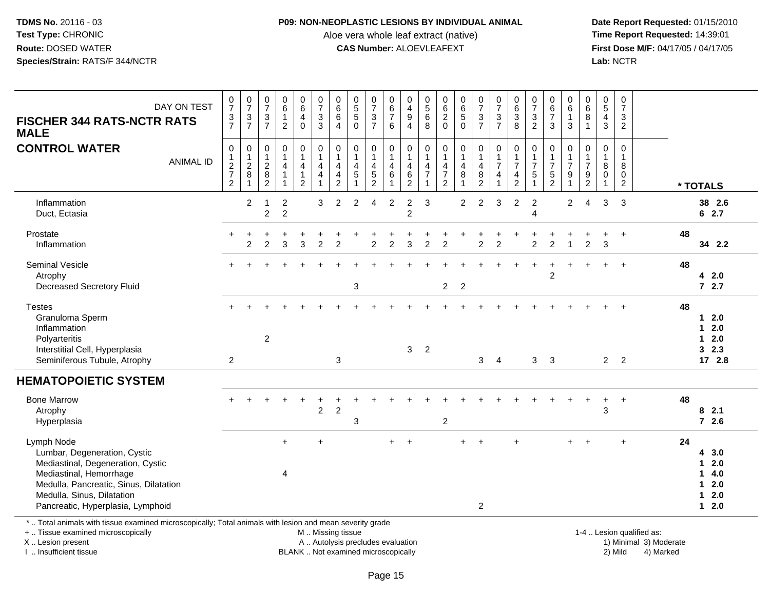**TDMS No.** 20116 - 03
**Test Type:** CHRONIC
**Route:** DOSED WATER
**Species/Strain:** RATS/F 344/NCTR

**P09: NON-NEOPLASTIC LESIONS BY INDIVIDUAL ANIMAL**
Aloe vera whole leaf extract (native)
**CAS Number:** ALOEVLEAFEXT

**Date Report Requested:** 01/15/2010
**Time Report Requested:** 14:39:01
**First Dose M/F:** 04/17/05 / 04/17/05
**Lab:** NCTR

**FISCHER 344 RATS-NCTR RATS MALE**
**CONTROL WATER**

| DAY ON TEST | 0737 | 0737 | 0737 | 0612 | 0640 | 0733 | 0664 | 0550 | 0737 | 0676 | 0494 | 0568 | 0620 | 0650 | 0737 | 0737 | 0638 | 0732 | 0673 | 0613 | 0681 | 0543 | 0732 | |
|---|---|---|---|---|---|---|---|---|---|---|---|---|---|---|---|---|---|---|---|---|---|---|---|---|
| **ANIMAL ID** | 01272 | 01281 | 01282 | 01411 | 01412 | 01441 | 01442 | 01451 | 01452 | 01461 | 01462 | 01471 | 01472 | 01481 | 01482 | 01741 | 01742 | 01751 | 01752 | 01791 | 01792 | 01801 | 01802 | *** TOTALS** |
| Inflammation | | 2 | 1 | 2 | | 3 | 2 | 2 | 4 | 2 | 2 | 3 | | 2 | 2 | 3 | 2 | 2 | | 2 | 4 | 3 | 3 | 38 2.6 |
| Duct, Ectasia | | | 2 | 2 | | | | | | | 2 | | | | | | | 4 | | | | | | 6 2.7 |
| Prostate | + | + | + | + | + | + | + | + | + | + | + | + | + | + | + | + | + | + | + | + | + | + | + | 48 |
| Inflammation | | 2 | 2 | 3 | 3 | 2 | 2 | | 2 | 2 | 3 | 2 | 2 | | 2 | 2 | | 2 | 2 | 1 | 2 | 3 | | 34 2.2 |
| Seminal Vesicle | + | + | + | + | + | + | + | + | + | + | + | + | + | + | + | + | + | + | + | + | + | + | + | 48 |
| Atrophy | | | | | | | | | | | | | | | | | | | 2 | | | | | 4 2.0 |
| Decreased Secretory Fluid | | | | | | | | 3 | | | | | 2 | 2 | | | | | | | | | | 7 2.7 |
| Testes | + | + | + | + | + | + | + | + | + | + | + | + | + | + | + | + | + | + | + | + | + | + | + | 48 |
| Granuloma Sperm | | | | | | | | | | | | | | | | | | | | | | | | 1 2.0 |
| Inflammation | | | | | | | | | | | | | | | | | | | | | | | | 1 2.0 |
| Polyarteritis | | | 2 | | | | | | | | | | | | | | | | | | | | | 1 2.0 |
| Interstitial Cell, Hyperplasia | | | | | | | | | | | 3 | 2 | | | | | | | | | | | | 3 2.3 |
| Seminiferous Tubule, Atrophy | 2 | | | | | | 3 | | | | | | | | 3 | 4 | | 3 | 3 | | | 2 | 2 | 17 2.8 |
| **HEMATOPOIETIC SYSTEM** | | | | | | | | | | | | | | | | | | | | | | | | |
| Bone Marrow | + | + | + | + | + | + | + | + | + | + | + | + | + | + | + | + | + | + | + | + | + | + | + | 48 |
| Atrophy | | | | | | 2 | 2 | | | | | | | | | | | | | | | 3 | | 8 2.1 |
| Hyperplasia | | | | | | | | 3 | | | | | 2 | | | | | | | | | | | 7 2.6 |
| Lymph Node | | | | + | | + | | | | + | + | | | + | + | | + | | | + | + | | + | 24 |
| Lumbar, Degeneration, Cystic | | | | | | | | | | | | | | | | | | | | | | | | 4 3.0 |
| Mediastinal, Degeneration, Cystic | | | | | | | | | | | | | | | | | | | | | | | | 1 2.0 |
| Mediastinal, Hemorrhage | | | | 4 | | | | | | | | | | | | | | | | | | | | 1 4.0 |
| Medulla, Pancreatic, Sinus, Dilatation | | | | | | | | | | | | | | | | | | | | | | | | 1 2.0 |
| Medulla, Sinus, Dilatation | | | | | | | | | | | | | | | | | | | | | | | | 1 2.0 |
| Pancreatic, Hyperplasia, Lymphoid | | | | | | | | | | | | | | | 2 | | | | | | | | | 1 2.0 |

* .. Total animals with tissue examined microscopically; Total animals with lesion and mean severity grade
+ .. Tissue examined microscopically
X .. Lesion present
I .. Insufficient tissue

M .. Missing tissue
A .. Autolysis precludes evaluation
BLANK .. Not examined microscopically

1-4 .. Lesion qualified as:
1) Minimal 3) Moderate
2) Mild 4) Marked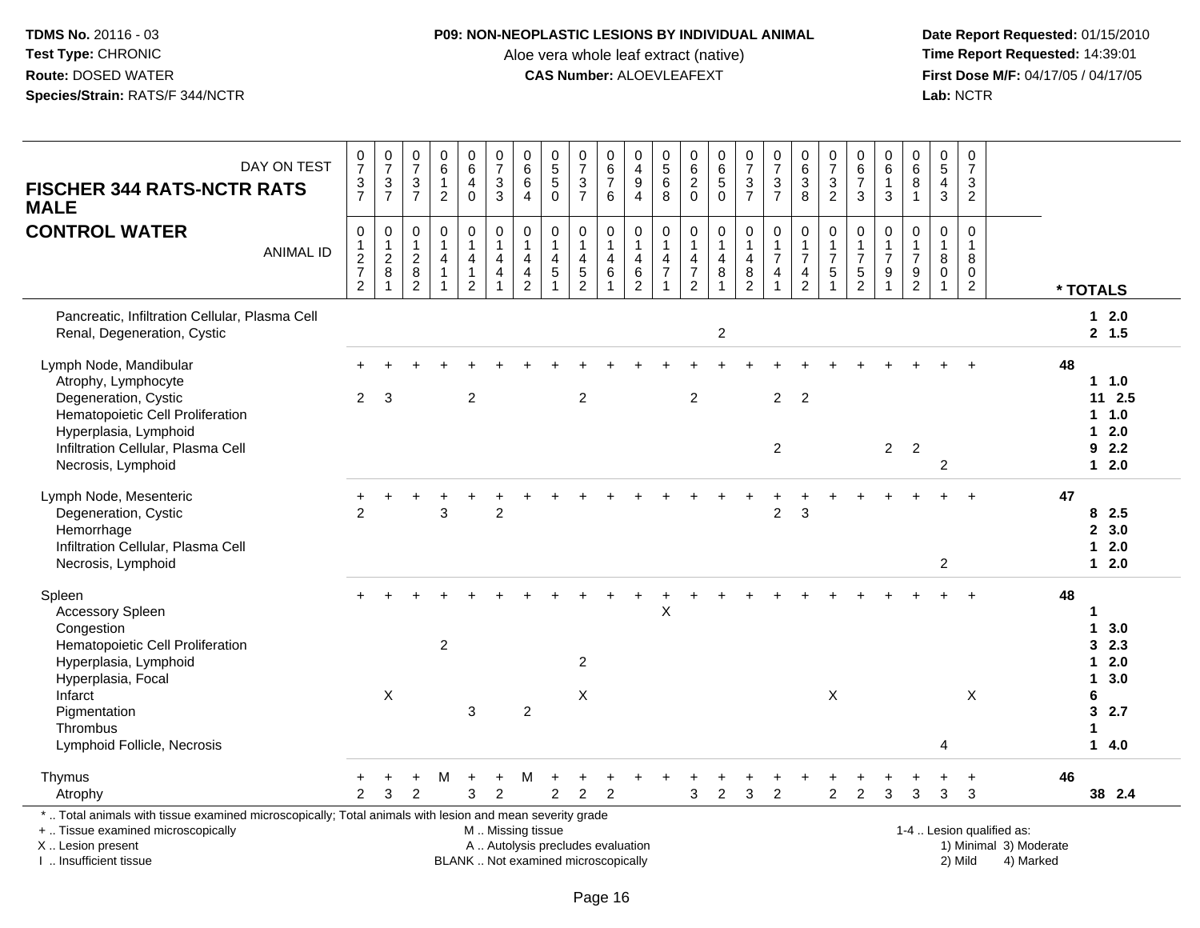**TDMS No.** 20116 - 03
**Test Type:** CHRONIC
**Route:** DOSED WATER
**Species/Strain:** RATS/F 344/NCTR

**P09: NON-NEOPLASTIC LESIONS BY INDIVIDUAL ANIMAL**
Aloe vera whole leaf extract (native)
**CAS Number:** ALOEVLEAFEXT

**Date Report Requested:** 01/15/2010
**Time Report Requested:** 14:39:01
**First Dose M/F:** 04/17/05 / 04/17/05
**Lab:** NCTR

| FISCHER 344 RATS-NCTR RATS MALE / CONTROL WATER — DAY ON TEST | 0737 | 0737 | 0737 | 0612 | 0640 | 0733 | 0664 | 0550 | 0737 | 0676 | 0494 | 0568 | 0620 | 0650 | 0737 | 0737 | 0638 | 0732 | 0673 | 0613 | 0681 | 0543 | 0732 | * TOTALS |
|---|---|---|---|---|---|---|---|---|---|---|---|---|---|---|---|---|---|---|---|---|---|---|---|---|
| ANIMAL ID | 01272 | 01281 | 01282 | 01411 | 01412 | 01441 | 01442 | 01451 | 01452 | 01461 | 01462 | 01471 | 01472 | 01481 | 01482 | 01741 | 01742 | 01751 | 01752 | 01791 | 01792 | 01801 | 01802 | |
| Pancreatic, Infiltration Cellular, Plasma Cell | | | | | | | | | | | | | | | | | | | | | | | | 1 2.0 |
| Renal, Degeneration, Cystic | | | | | | | | | | | | | | 2 | | | | | | | | | | 2 1.5 |
| Lymph Node, Mandibular | + | + | + | + | + | + | + | + | + | + | + | + | + | + | + | + | + | + | + | + | + | + | + | 48 |
| Atrophy, Lymphocyte | | | | | | | | | | | | | | | | | | | | | | | | 1 1.0 |
| Degeneration, Cystic | 2 | 3 | | | 2 | | | | 2 | | | | 2 | | | 2 | 2 | | | | | | | 11 2.5 |
| Hematopoietic Cell Proliferation | | | | | | | | | | | | | | | | | | | | | | | | 1 1.0 |
| Hyperplasia, Lymphoid | | | | | | | | | | | | | | | | | | | | | | | | 1 2.0 |
| Infiltration Cellular, Plasma Cell | | | | | | | | | | | | | | | | 2 | | | | 2 | 2 | | | 9 2.2 |
| Necrosis, Lymphoid | | | | | | | | | | | | | | | | | | | | | | 2 | | 1 2.0 |
| Lymph Node, Mesenteric | + | + | + | + | + | + | + | + | + | + | + | + | + | + | + | + | + | + | + | + | + | + | + | 47 |
| Degeneration, Cystic | 2 | | | 3 | | 2 | | | | | | | | | | 2 | 3 | | | | | | | 8 2.5 |
| Hemorrhage | | | | | | | | | | | | | | | | | | | | | | | | 2 3.0 |
| Infiltration Cellular, Plasma Cell | | | | | | | | | | | | | | | | | | | | | | | | 1 2.0 |
| Necrosis, Lymphoid | | | | | | | | | | | | | | | | | | | | | | 2 | | 1 2.0 |
| Spleen | + | + | + | + | + | + | + | + | + | + | + | + | + | + | + | + | + | + | + | + | + | + | + | 48 |
| Accessory Spleen | | | | | | | | | | | | X | | | | | | | | | | | | 1 |
| Congestion | | | | | | | | | | | | | | | | | | | | | | | | 1 3.0 |
| Hematopoietic Cell Proliferation | | | | 2 | | | | | | | | | | | | | | | | | | | | 3 2.3 |
| Hyperplasia, Lymphoid | | | | | | | | | 2 | | | | | | | | | | | | | | | 1 2.0 |
| Hyperplasia, Focal | | | | | | | | | | | | | | | | | | | | | | | | 1 3.0 |
| Infarct | | X | | | | | | | X | | | | | | | | | X | | | | | X | 6 |
| Pigmentation | | | | | 3 | | 2 | | | | | | | | | | | | | | | | | 3 2.7 |
| Thrombus | | | | | | | | | | | | | | | | | | | | | | | | 1 |
| Lymphoid Follicle, Necrosis | | | | | | | | | | | | | | | | | | | | | | 4 | | 1 4.0 |
| Thymus | + | + | + | M | + | + | M | + | + | + | + | + | + | + | + | + | + | + | + | + | + | + | + | 46 |
| Atrophy | 2 | 3 | 2 | | 3 | 2 | | 2 | 2 | 2 | | | 3 | 2 | 3 | 2 | | 2 | 2 | 3 | 3 | 3 | 3 | 38 2.4 |

* .. Total animals with tissue examined microscopically; Total animals with lesion and mean severity grade
+ .. Tissue examined microscopically
X .. Lesion present
I .. Insufficient tissue

M .. Missing tissue
A .. Autolysis precludes evaluation
BLANK .. Not examined microscopically

1-4 .. Lesion qualified as:
1) Minimal 3) Moderate
2) Mild 4) Marked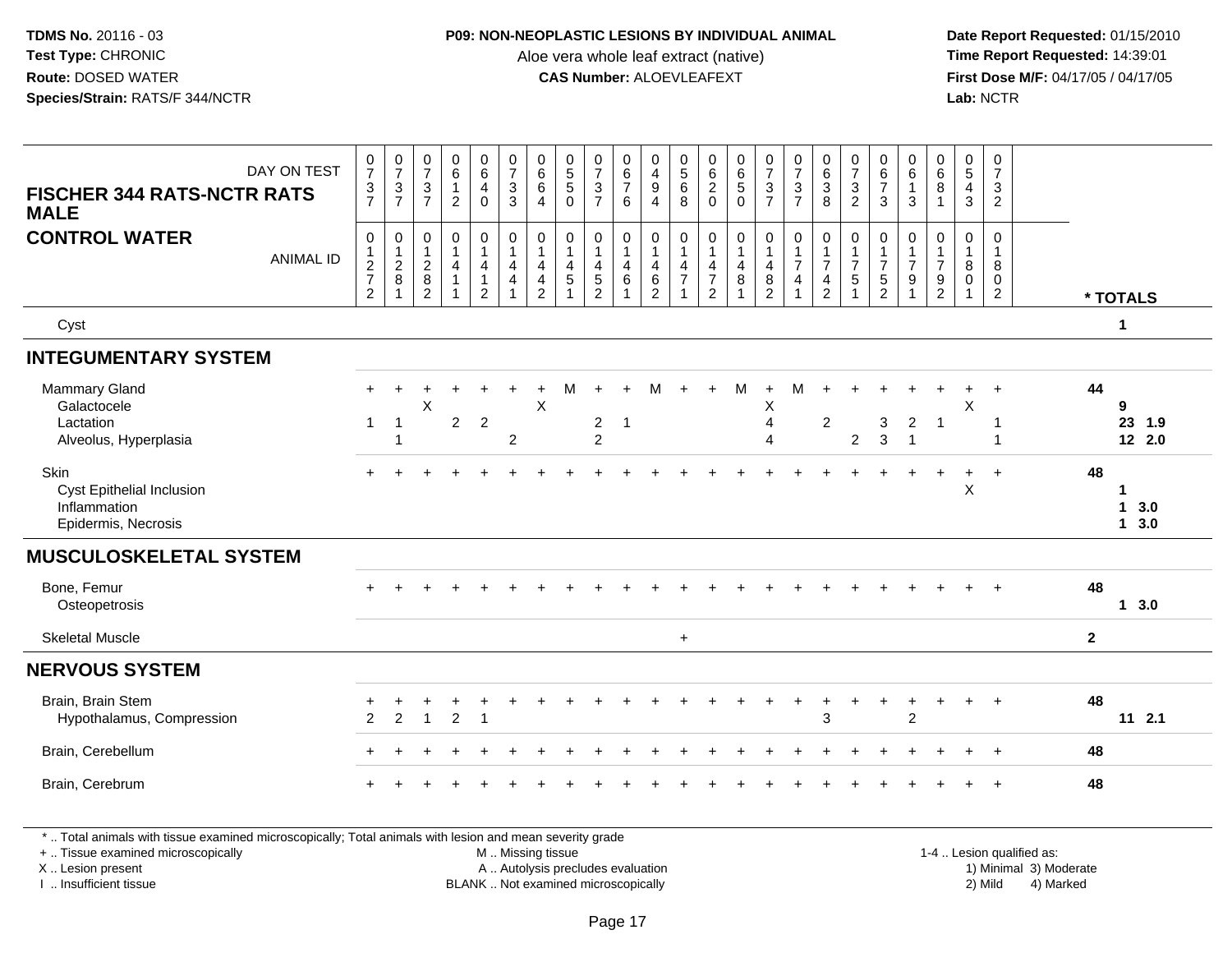TDMS No. 20116 - 03
Test Type: CHRONIC
Route: DOSED WATER
Species/Strain: RATS/F 344/NCTR

**P09: NON-NEOPLASTIC LESIONS BY INDIVIDUAL ANIMAL**
Aloe vera whole leaf extract (native)
**CAS Number:** ALOEVLEAFEXT

Date Report Requested: 01/15/2010
Time Report Requested: 14:39:01
First Dose M/F: 04/17/05 / 04/17/05
Lab: NCTR

**FISCHER 344 RATS-NCTR RATS MALE**
**CONTROL WATER**

| DAY ON TEST | 0737 | 0737 | 0737 | 0612 | 0640 | 0733 | 0664 | 0550 | 0737 | 0676 | 0494 | 0568 | 0620 | 0650 | 0737 | 0737 | 0638 | 0732 | 0673 | 0613 | 0681 | 0543 | 0732 | |
|---|---|---|---|---|---|---|---|---|---|---|---|---|---|---|---|---|---|---|---|---|---|---|---|---|
| **ANIMAL ID** | 01272 | 01281 | 01282 | 01411 | 01412 | 01441 | 01442 | 01451 | 01452 | 01461 | 01462 | 01471 | 01472 | 01481 | 01482 | 01741 | 01742 | 01751 | 01752 | 01791 | 01792 | 01801 | 01802 | *** TOTALS** |
| Cyst | | | | | | | | | | | | | | | | | | | | | | | | 1 |
| **INTEGUMENTARY SYSTEM** | | | | | | | | | | | | | | | | | | | | | | | | |
| Mammary Gland | + | + | + | + | + | + | + | M | + | + | M | + | + | M | + | M | + | + | + | + | + | + | + | 44 |
| Galactocele | | | X | | | | X | | | | | | | | X | | | | | | | X | | 9 |
| Lactation | 1 | 1 | | 2 | 2 | | | | 2 | 1 | | | | | 4 | | 2 | | 3 | 2 | 1 | | 1 | 23 1.9 |
| Alveolus, Hyperplasia | | 1 | | | | 2 | | | 2 | | | | | | 4 | | | 2 | 3 | 1 | | | 1 | 12 2.0 |
| Skin | + | + | + | + | + | + | + | + | + | + | + | + | + | + | + | + | + | + | + | + | + | + | + | 48 |
| Cyst Epithelial Inclusion | | | | | | | | | | | | | | | | | | | | | | X | | 1 |
| Inflammation | | | | | | | | | | | | | | | | | | | | | | | | 1 3.0 |
| Epidermis, Necrosis | | | | | | | | | | | | | | | | | | | | | | | | 1 3.0 |
| **MUSCULOSKELETAL SYSTEM** | | | | | | | | | | | | | | | | | | | | | | | | |
| Bone, Femur | + | + | + | + | + | + | + | + | + | + | + | + | + | + | + | + | + | + | + | + | + | + | + | 48 |
| Osteopetrosis | | | | | | | | | | | | | | | | | | | | | | | | 1 3.0 |
| Skeletal Muscle | | | | | | | | | | | | + | | | | | | | | | | | | 2 |
| **NERVOUS SYSTEM** | | | | | | | | | | | | | | | | | | | | | | | | |
| Brain, Brain Stem | + | + | + | + | + | + | + | + | + | + | + | + | + | + | + | + | + | + | + | + | + | + | + | 48 |
| Hypothalamus, Compression | 2 | 2 | 1 | 2 | 1 | | | | | | | | | | | | 3 | | | 2 | | | | 11 2.1 |
| Brain, Cerebellum | + | + | + | + | + | + | + | + | + | + | + | + | + | + | + | + | + | + | + | + | + | + | + | 48 |
| Brain, Cerebrum | + | + | + | + | + | + | + | + | + | + | + | + | + | + | + | + | + | + | + | + | + | + | + | 48 |

* .. Total animals with tissue examined microscopically; Total animals with lesion and mean severity grade
+ .. Tissue examined microscopically
X .. Lesion present
I .. Insufficient tissue
M .. Missing tissue
A .. Autolysis precludes evaluation
BLANK .. Not examined microscopically
1-4 .. Lesion qualified as:
1) Minimal 3) Moderate
2) Mild 4) Marked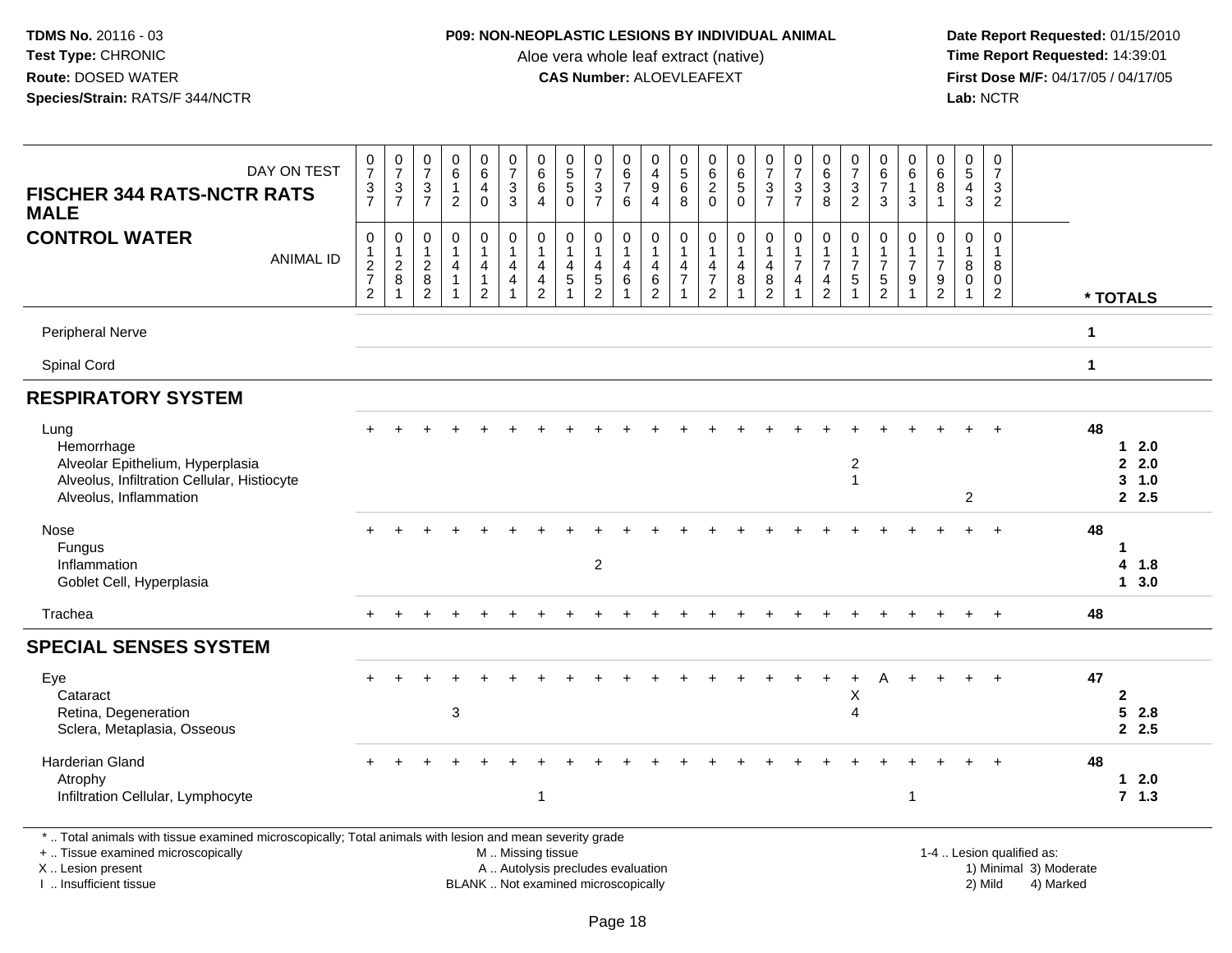TDMS No. 20116 - 03
Test Type: CHRONIC
Route: DOSED WATER
Species/Strain: RATS/F 344/NCTR

**P09: NON-NEOPLASTIC LESIONS BY INDIVIDUAL ANIMAL**
Aloe vera whole leaf extract (native)
**CAS Number:** ALOEVLEAFEXT

Date Report Requested: 01/15/2010
Time Report Requested: 14:39:01
First Dose M/F: 04/17/05 / 04/17/05
Lab: NCTR

**FISCHER 344 RATS-NCTR RATS MALE**
**CONTROL WATER**

| DAY ON TEST | 0737 | 0737 | 0737 | 0612 | 0640 | 0733 | 0664 | 0550 | 0737 | 0676 | 0494 | 0568 | 0620 | 0650 | 0737 | 0737 | 0638 | 0732 | 0673 | 0613 | 0681 | 0543 | 0732 | |
|---|---|---|---|---|---|---|---|---|---|---|---|---|---|---|---|---|---|---|---|---|---|---|---|---|
| ANIMAL ID | 01272 | 01281 | 01282 | 01411 | 01412 | 01441 | 01442 | 01451 | 01452 | 01461 | 01462 | 01471 | 01472 | 01481 | 01482 | 01741 | 01742 | 01751 | 01752 | 01791 | 01792 | 01801 | 01802 | * TOTALS |
| Peripheral Nerve | | | | | | | | | | | | | | | | | | | | | | | | 1 |
| Spinal Cord | | | | | | | | | | | | | | | | | | | | | | | | 1 |
| **RESPIRATORY SYSTEM** | | | | | | | | | | | | | | | | | | | | | | | | |
| Lung | + | + | + | + | + | + | + | + | + | + | + | + | + | + | + | + | + | + | + | + | + | + | + | 48 |
| Hemorrhage | | | | | | | | | | | | | | | | | | | | | | | | 1 2.0 |
| Alveolar Epithelium, Hyperplasia | | | | | | | | | | | | | | | | | | 2 | | | | | | 2 2.0 |
| Alveolus, Infiltration Cellular, Histiocyte | | | | | | | | | | | | | | | | | | 1 | | | | | | 3 1.0 |
| Alveolus, Inflammation | | | | | | | | | | | | | | | | | | | | | | 2 | | 2 2.5 |
| Nose | + | + | + | + | + | + | + | + | + | + | + | + | + | + | + | + | + | + | + | + | + | + | + | 48 |
| Fungus | | | | | | | | | | | | | | | | | | | | | | | | 1 |
| Inflammation | | | | | | | | | 2 | | | | | | | | | | | | | | | 4 1.8 |
| Goblet Cell, Hyperplasia | | | | | | | | | | | | | | | | | | | | | | | | 1 3.0 |
| Trachea | + | + | + | + | + | + | + | + | + | + | + | + | + | + | + | + | + | + | + | + | + | + | + | 48 |
| **SPECIAL SENSES SYSTEM** | | | | | | | | | | | | | | | | | | | | | | | | |
| Eye | + | + | + | + | + | + | + | + | + | + | + | + | + | + | + | + | + | + | A | + | + | + | + | 47 |
| Cataract | | | | | | | | | | | | | | | | | | X | | | | | | 2 |
| Retina, Degeneration | | | | 3 | | | | | | | | | | | | | | 4 | | | | | | 5 2.8 |
| Sclera, Metaplasia, Osseous | | | | | | | | | | | | | | | | | | | | | | | | 2 2.5 |
| Harderian Gland | + | + | + | + | + | + | + | + | + | + | + | + | + | + | + | + | + | + | + | + | + | + | + | 48 |
| Atrophy | | | | | | | | | | | | | | | | | | | | | | | | 1 2.0 |
| Infiltration Cellular, Lymphocyte | | | | | | | 1 | | | | | | | | | | | | | 1 | | | | 7 1.3 |

\* .. Total animals with tissue examined microscopically; Total animals with lesion and mean severity grade
+ .. Tissue examined microscopically
X .. Lesion present
I .. Insufficient tissue
M .. Missing tissue
A .. Autolysis precludes evaluation
BLANK .. Not examined microscopically
1-4 .. Lesion qualified as: 1) Minimal 2) Mild 3) Moderate 4) Marked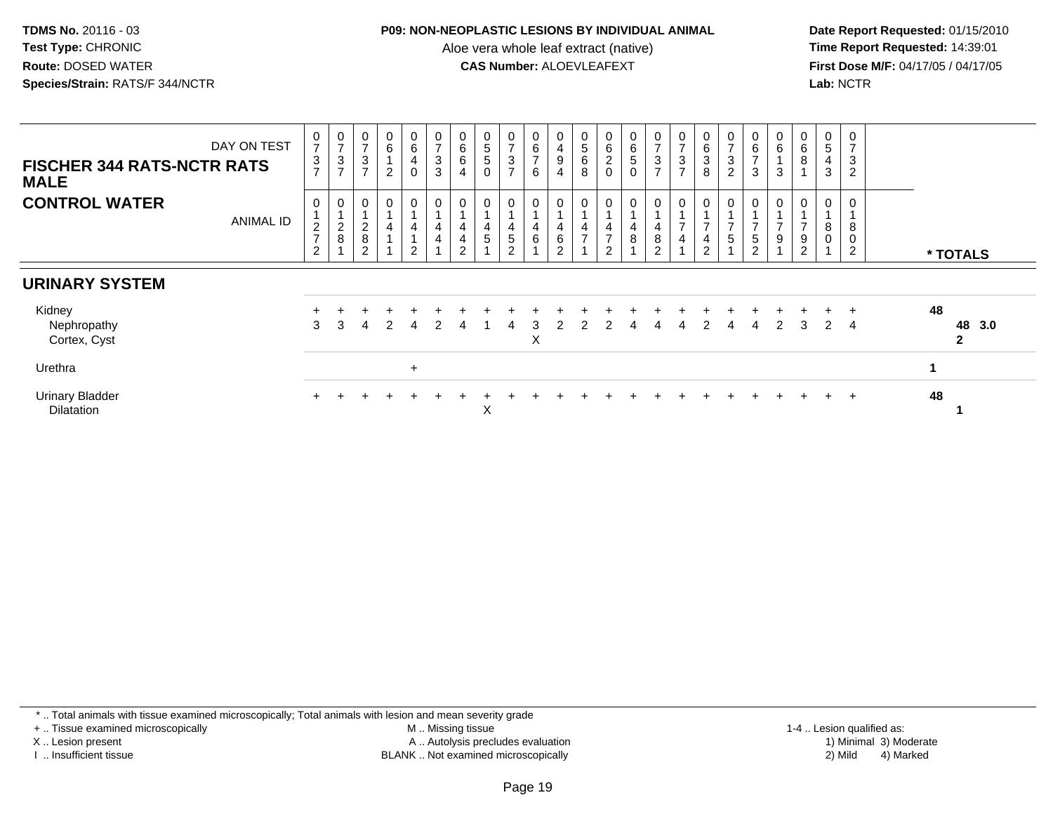**TDMS No.** 20116 - 03
**Test Type:** CHRONIC
**Route:** DOSED WATER
**Species/Strain:** RATS/F 344/NCTR

**P09: NON-NEOPLASTIC LESIONS BY INDIVIDUAL ANIMAL**
Aloe vera whole leaf extract (native)
**CAS Number:** ALOEVLEAFEXT

**Date Report Requested:** 01/15/2010
**Time Report Requested:** 14:39:01
**First Dose M/F:** 04/17/05 / 04/17/05
**Lab:** NCTR

| FISCHER 344 RATS-NCTR RATS MALE / CONTROL WATER | | | | | | | | | | | | | | | | | | | | | | | | | |
|---|---|---|---|---|---|---|---|---|---|---|---|---|---|---|---|---|---|---|---|---|---|---|---|---|---|
| DAY ON TEST | 0737 | 0737 | 0737 | 0612 | 0640 | 0733 | 0664 | 0550 | 0737 | 0676 | 0494 | 0568 | 0620 | 0650 | 0737 | 0737 | 0638 | 0732 | 0673 | 0613 | 0681 | 0543 | 0732 | |
| ANIMAL ID | 01272 | 01281 | 01282 | 01411 | 01412 | 01441 | 01442 | 01451 | 01452 | 01461 | 01462 | 01471 | 01472 | 01481 | 01482 | 01741 | 01742 | 01751 | 01752 | 01791 | 01792 | 01801 | 01802 | * TOTALS |
| **URINARY SYSTEM** | | | | | | | | | | | | | | | | | | | | | | | | |
| Kidney | + | + | + | + | + | + | + | + | + | + | + | + | + | + | + | + | + | + | + | + | + | + | + | 48 |
| Nephropathy | 3 | 3 | 4 | 2 | 4 | 2 | 4 | 1 | 4 | 3 | 2 | 2 | 2 | 4 | 4 | 4 | 2 | 4 | 4 | 2 | 3 | 2 | 4 | 48 3.0 |
| Cortex, Cyst | | | | | | | | | | X | | | | | | | | | | | | | | 2 |
| Urethra | | | | | + | | | | | | | | | | | | | | | | | | | 1 |
| Urinary Bladder | + | + | + | + | + | + | + | + | + | + | + | + | + | + | + | + | + | + | + | + | + | + | + | 48 |
| Dilatation | | | | | | | | X | | | | | | | | | | | | | | | | 1 |

\* .. Total animals with tissue examined microscopically; Total animals with lesion and mean severity grade
\+ .. Tissue examined microscopically
X .. Lesion present
I .. Insufficient tissue
M .. Missing tissue
A .. Autolysis precludes evaluation
BLANK .. Not examined microscopically
1-4 .. Lesion qualified as:
1) Minimal 3) Moderate
2) Mild 4) Marked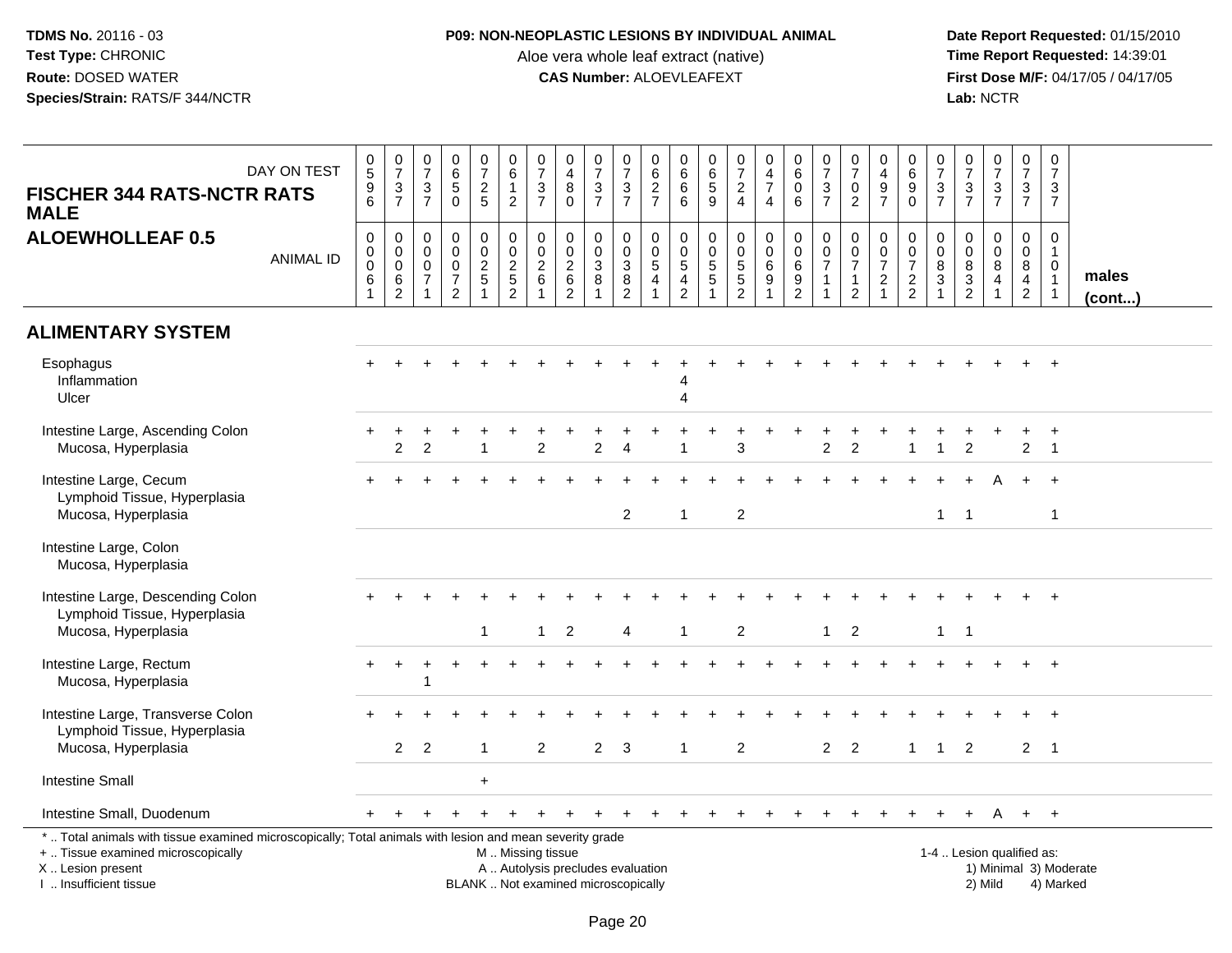**TDMS No.** 20116 - 03
**Test Type:** CHRONIC
**Route:** DOSED WATER
**Species/Strain:** RATS/F 344/NCTR

**P09: NON-NEOPLASTIC LESIONS BY INDIVIDUAL ANIMAL**
Aloe vera whole leaf extract (native)
**CAS Number:** ALOEVLEAFEXT

**Date Report Requested:** 01/15/2010
**Time Report Requested:** 14:39:01
**First Dose M/F:** 04/17/05 / 04/17/05
**Lab:** NCTR

| FISCHER 344 RATS-NCTR RATS MALE / ALOEWHOLLEAF 0.5 | | | | | | | | | | | | | | | | | | | | | | | | | | |
|---|---|---|---|---|---|---|---|---|---|---|---|---|---|---|---|---|---|---|---|---|---|---|---|---|---|---|
| DAY ON TEST | 0596 | 0737 | 0737 | 0650 | 0725 | 0612 | 0737 | 0480 | 0737 | 0737 | 0627 | 0666 | 0659 | 0724 | 0474 | 0606 | 0737 | 0702 | 0497 | 0690 | 0737 | 0737 | 0737 | 0737 | 0737 | |
| ANIMAL ID | 00061 | 00062 | 00071 | 00072 | 00251 | 00252 | 00261 | 00262 | 00381 | 00382 | 00541 | 00542 | 00551 | 00552 | 00691 | 00692 | 00711 | 00712 | 00721 | 00722 | 00831 | 00832 | 00841 | 00842 | 01011 | males (cont...) |
| **ALIMENTARY SYSTEM** | | | | | | | | | | | | | | | | | | | | | | | | | | |
| Esophagus | + | + | + | + | + | + | + | + | + | + | + | + | + | + | + | + | + | + | + | + | + | + | + | + | + | |
| Inflammation | | | | | | | | | | | | 4 | | | | | | | | | | | | | | |
| Ulcer | | | | | | | | | | | | 4 | | | | | | | | | | | | | | |
| Intestine Large, Ascending Colon | + | + | + | + | + | + | + | + | + | + | + | + | + | + | + | + | + | + | + | + | + | + | + | + | + | |
| Mucosa, Hyperplasia | | 2 | 2 | | 1 | | 2 | | 2 | 4 | | 1 | | 3 | | | 2 | 2 | | 1 | 1 | 2 | | 2 | 1 | |
| Intestine Large, Cecum | + | + | + | + | + | + | + | + | + | + | + | + | + | + | + | + | + | + | + | + | + | + | A | + | + | |
| Lymphoid Tissue, Hyperplasia | | | | | | | | | | | | | | | | | | | | | | | | | | |
| Mucosa, Hyperplasia | | | | | | | | | | 2 | | 1 | | 2 | | | | | | | 1 | 1 | | | 1 | |
| Intestine Large, Colon | | | | | | | | | | | | | | | | | | | | | | | | | | |
| Mucosa, Hyperplasia | | | | | | | | | | | | | | | | | | | | | | | | | | |
| Intestine Large, Descending Colon | + | + | + | + | + | + | + | + | + | + | + | + | + | + | + | + | + | + | + | + | + | + | + | + | + | |
| Lymphoid Tissue, Hyperplasia | | | | | | | | | | | | | | | | | | | | | | | | | | |
| Mucosa, Hyperplasia | | | | | 1 | | 1 | 2 | | 4 | | 1 | | 2 | | | 1 | 2 | | | 1 | 1 | | | | |
| Intestine Large, Rectum | + | + | + | + | + | + | + | + | + | + | + | + | + | + | + | + | + | + | + | + | + | + | + | + | + | |
| Mucosa, Hyperplasia | | | 1 | | | | | | | | | | | | | | | | | | | | | | | |
| Intestine Large, Transverse Colon | + | + | + | + | + | + | + | + | + | + | + | + | + | + | + | + | + | + | + | + | + | + | + | + | + | |
| Lymphoid Tissue, Hyperplasia | | | | | | | | | | | | | | | | | | | | | | | | | | |
| Mucosa, Hyperplasia | | 2 | 2 | | 1 | | 2 | | 2 | 3 | | 1 | | 2 | | | 2 | 2 | | 1 | 1 | 2 | | 2 | 1 | |
| Intestine Small | | | | | + | | | | | | | | | | | | | | | | | | | | | |
| Intestine Small, Duodenum | + | + | + | + | + | + | + | + | + | + | + | + | + | + | + | + | + | + | + | + | + | + | A | + | + | |

\* .. Total animals with tissue examined microscopically; Total animals with lesion and mean severity grade
+ .. Tissue examined microscopically
X .. Lesion present
I .. Insufficient tissue

M .. Missing tissue
A .. Autolysis precludes evaluation
BLANK .. Not examined microscopically

1-4 .. Lesion qualified as:
1) Minimal 3) Moderate
2) Mild 4) Marked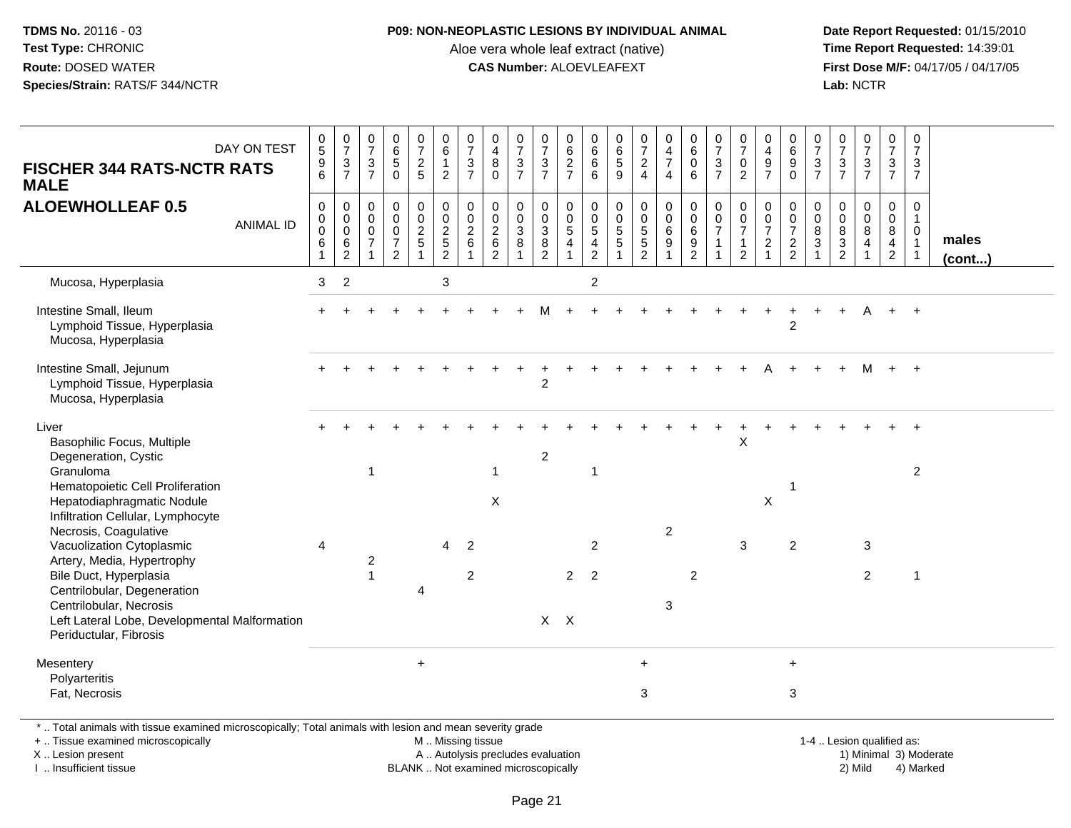**TDMS No.** 20116 - 03
**Test Type:** CHRONIC
**Route:** DOSED WATER
**Species/Strain:** RATS/F 344/NCTR

**P09: NON-NEOPLASTIC LESIONS BY INDIVIDUAL ANIMAL**
Aloe vera whole leaf extract (native)
**CAS Number:** ALOEVLEAFEXT

**Date Report Requested:** 01/15/2010
**Time Report Requested:** 14:39:01
**First Dose M/F:** 04/17/05 / 04/17/05
**Lab:** NCTR

| FISCHER 344 RATS-NCTR RATS MALE ALOEWHOLLEAF 0.5 — DAY ON TEST | 0596 | 0737 | 0737 | 0650 | 0725 | 0612 | 0737 | 0480 | 0737 | 0737 | 0627 | 0666 | 0659 | 0724 | 0474 | 0606 | 0737 | 0702 | 0497 | 0690 | 0737 | 0737 | 0737 | 0737 | 0737 | |
|---|---|---|---|---|---|---|---|---|---|---|---|---|---|---|---|---|---|---|---|---|---|---|---|---|---|---|
| **ANIMAL ID** | 00061 | 00062 | 00071 | 00072 | 00251 | 00252 | 00261 | 00262 | 00381 | 00382 | 00541 | 00542 | 00551 | 00552 | 00691 | 00692 | 00711 | 00712 | 00721 | 00722 | 00831 | 00832 | 00841 | 00842 | 01011 | **males (cont...)** |
| Mucosa, Hyperplasia | 3 | 2 | | | | 3 | | | | | | 2 | | | | | | | | | | | | | | |
| Intestine Small, Ileum | + | + | + | + | + | + | + | + | + | M | + | + | + | + | + | + | + | + | + | + | + | + | A | + | + | |
| Lymphoid Tissue, Hyperplasia | | | | | | | | | | | | | | | | | | | | 2 | | | | | | |
| Mucosa, Hyperplasia | | | | | | | | | | | | | | | | | | | | | | | | | | |
| Intestine Small, Jejunum | + | + | + | + | + | + | + | + | + | + | + | + | + | + | + | + | + | + | A | + | + | + | M | + | + | |
| Lymphoid Tissue, Hyperplasia | | | | | | | | | | 2 | | | | | | | | | | | | | | | | |
| Mucosa, Hyperplasia | | | | | | | | | | | | | | | | | | | | | | | | | | |
| Liver | + | + | + | + | + | + | + | + | + | + | + | + | + | + | + | + | + | + | + | + | + | + | + | + | + | |
| Basophilic Focus, Multiple | | | | | | | | | | | | | | | | | | X | | | | | | | | |
| Degeneration, Cystic | | | | | | | | | | 2 | | | | | | | | | | | | | | | | |
| Granuloma | | | 1 | | | | | 1 | | | | 1 | | | | | | | | | | | | | 2 | |
| Hematopoietic Cell Proliferation | | | | | | | | | | | | | | | | | | | | 1 | | | | | | |
| Hepatodiaphragmatic Nodule | | | | | | | | X | | | | | | | | | | | X | | | | | | | |
| Infiltration Cellular, Lymphocyte | | | | | | | | | | | | | | | | | | | | | | | | | | |
| Necrosis, Coagulative | | | | | | | | | | | | | | | 2 | | | | | | | | | | | |
| Vacuolization Cytoplasmic | 4 | | | | | 4 | 2 | | | | | 2 | | | | | | 3 | | 2 | | | 3 | | | |
| Artery, Media, Hypertrophy | | | 2 | | | | | | | | | | | | | | | | | | | | | | | |
| Bile Duct, Hyperplasia | | | 1 | | | | 2 | | | | 2 | 2 | | | | 2 | | | | | | | 2 | | 1 | |
| Centrilobular, Degeneration | | | | | 4 | | | | | | | | | | | | | | | | | | | | | |
| Centrilobular, Necrosis | | | | | | | | | | | | | | | 3 | | | | | | | | | | | |
| Left Lateral Lobe, Developmental Malformation | | | | | | | | | | X | X | | | | | | | | | | | | | | | |
| Periductular, Fibrosis | | | | | | | | | | | | | | | | | | | | | | | | | | |
| Mesentery | | | | | + | | | | | | | | | + | | | | | | + | | | | | | |
| Polyarteritis | | | | | | | | | | | | | | | | | | | | | | | | | | |
| Fat, Necrosis | | | | | | | | | | | | | | 3 | | | | | | 3 | | | | | | |

\* .. Total animals with tissue examined microscopically; Total animals with lesion and mean severity grade
\+ .. Tissue examined microscopically
X .. Lesion present
I .. Insufficient tissue

M .. Missing tissue
A .. Autolysis precludes evaluation
BLANK .. Not examined microscopically

1-4 .. Lesion qualified as:
1) Minimal 3) Moderate
2) Mild 4) Marked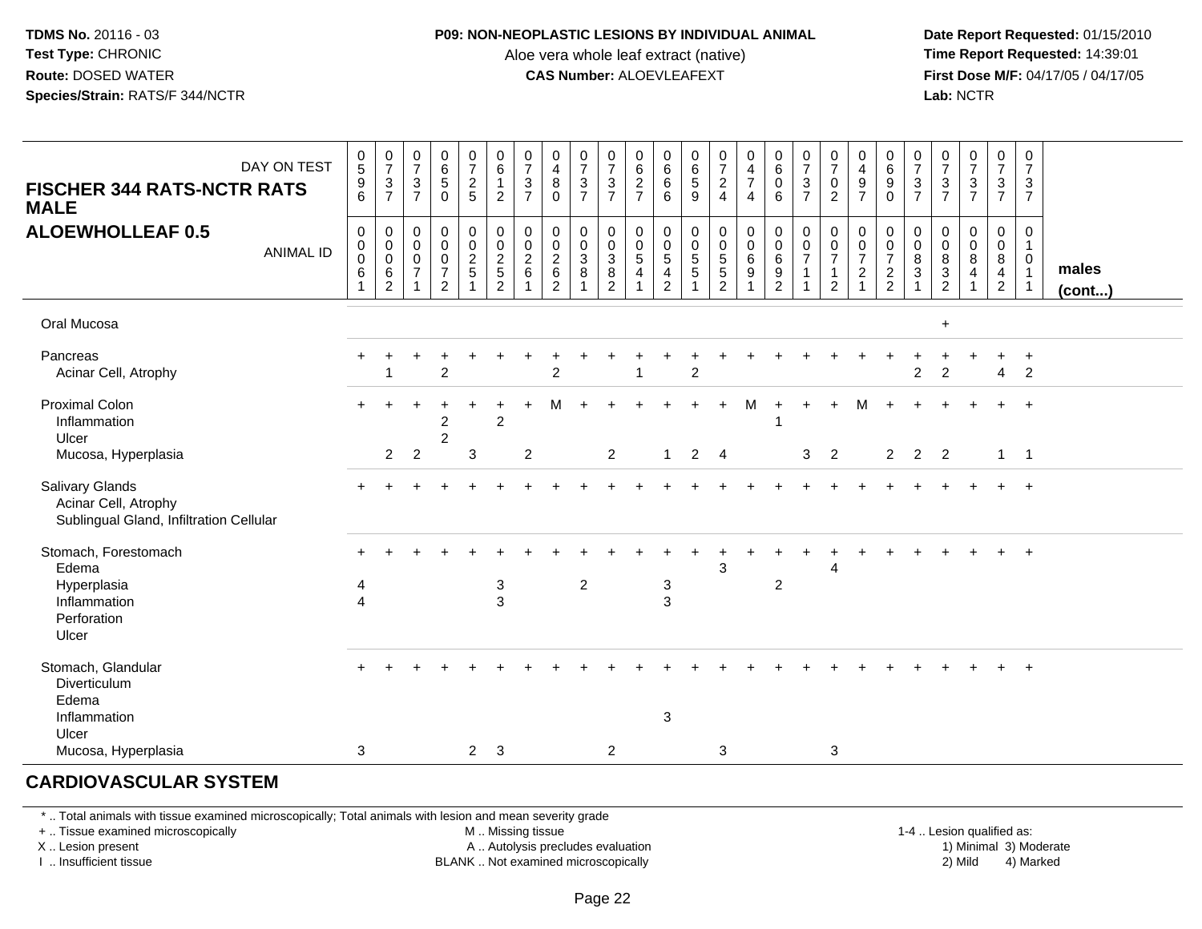**TDMS No.** 20116 - 03
**Test Type:** CHRONIC
**Route:** DOSED WATER
**Species/Strain:** RATS/F 344/NCTR

**P09: NON-NEOPLASTIC LESIONS BY INDIVIDUAL ANIMAL**
Aloe vera whole leaf extract (native)
**CAS Number:** ALOEVLEAFEXT

**Date Report Requested:** 01/15/2010
**Time Report Requested:** 14:39:01
**First Dose M/F:** 04/17/05 / 04/17/05
**Lab:** NCTR

## FISCHER 344 RATS-NCTR RATS MALE
## ALOEWHOLLEAF 0.5

| DAY ON TEST | 0596 | 0737 | 0737 | 0650 | 0725 | 0612 | 0737 | 0480 | 0737 | 0737 | 0627 | 0666 | 0659 | 0724 | 0474 | 0606 | 0737 | 0702 | 0497 | 0690 | 0737 | 0737 | 0737 | 0737 | 0737 | |
|---|---|---|---|---|---|---|---|---|---|---|---|---|---|---|---|---|---|---|---|---|---|---|---|---|---|---|
| **ANIMAL ID** | 00061 | 00062 | 00071 | 00072 | 00251 | 00252 | 00261 | 00262 | 00381 | 00382 | 00541 | 00542 | 00551 | 00552 | 00691 | 00692 | 00711 | 00712 | 00721 | 00722 | 00831 | 00832 | 00841 | 00842 | 01011 | **males (cont...)** |
| Oral Mucosa | | | | | | | | | | | | | | | | | | | | | | + | | | | |
| Pancreas | + | + | + | + | + | + | + | + | + | + | + | + | + | + | + | + | + | + | + | + | + | + | + | + | + | |
| Acinar Cell, Atrophy | | 1 | | 2 | | | | 2 | | | 1 | | 2 | | | | | | | | 2 | 2 | | 4 | 2 | |
| Proximal Colon | + | + | + | + | + | + | + | M | + | + | + | + | + | + | M | + | + | + | M | + | + | + | + | + | + | |
| Inflammation | | | | 2 | | 2 | | | | | | | | | | 1 | | | | | | | | | | |
| Ulcer | | | | 2 | | | | | | | | | | | | | | | | | | | | | | |
| Mucosa, Hyperplasia | | 2 | 2 | | 3 | | 2 | | | 2 | | 1 | 2 | 4 | | | 3 | 2 | | 2 | 2 | 2 | | 1 | 1 | |
| Salivary Glands | + | + | + | + | + | + | + | + | + | + | + | + | + | + | + | + | + | + | + | + | + | + | + | + | + | |
| Acinar Cell, Atrophy | | | | | | | | | | | | | | | | | | | | | | | | | | |
| Sublingual Gland, Infiltration Cellular | | | | | | | | | | | | | | | | | | | | | | | | | | |
| Stomach, Forestomach | + | + | + | + | + | + | + | + | + | + | + | + | + | + | + | + | + | + | + | + | + | + | + | + | + | |
| Edema | | | | | | | | | | | | | | 3 | | | | 4 | | | | | | | | |
| Hyperplasia | 4 | | | | | 3 | | | 2 | | | 3 | | | | 2 | | | | | | | | | | |
| Inflammation | 4 | | | | | 3 | | | | | | 3 | | | | | | | | | | | | | | |
| Perforation | | | | | | | | | | | | | | | | | | | | | | | | | | |
| Ulcer | | | | | | | | | | | | | | | | | | | | | | | | | | |
| Stomach, Glandular | + | + | + | + | + | + | + | + | + | + | + | + | + | + | + | + | + | + | + | + | + | + | + | + | + | |
| Diverticulum | | | | | | | | | | | | | | | | | | | | | | | | | | |
| Edema | | | | | | | | | | | | | | | | | | | | | | | | | | |
| Inflammation | | | | | | | | | | | | 3 | | | | | | | | | | | | | | |
| Ulcer | | | | | | | | | | | | | | | | | | | | | | | | | | |
| Mucosa, Hyperplasia | 3 | | | | 2 | 3 | | | | 2 | | | | 3 | | | | 3 | | | | | | | | |

## CARDIOVASCULAR SYSTEM

\* .. Total animals with tissue examined microscopically; Total animals with lesion and mean severity grade
\+ .. Tissue examined microscopically
X .. Lesion present
I .. Insufficient tissue

M .. Missing tissue
A .. Autolysis precludes evaluation
BLANK .. Not examined microscopically

1-4 .. Lesion qualified as:
1) Minimal 3) Moderate
2) Mild 4) Marked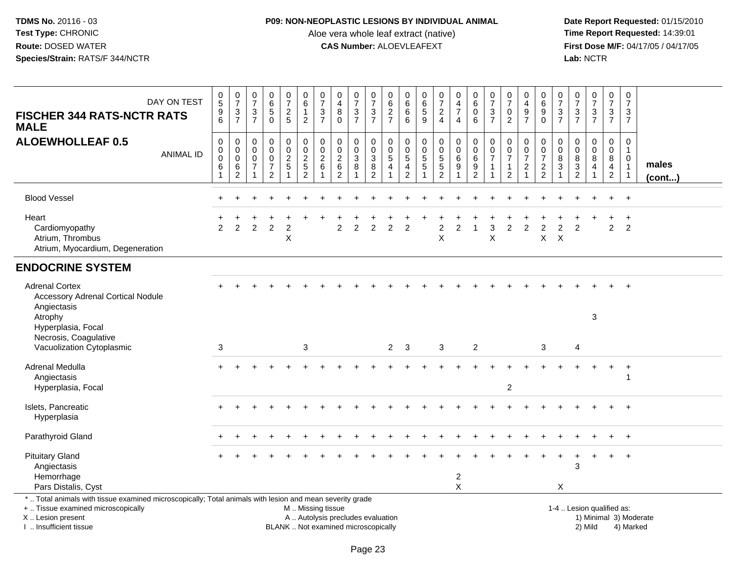**TDMS No.** 20116 - 03
**Test Type:** CHRONIC
**Route:** DOSED WATER
**Species/Strain:** RATS/F 344/NCTR

**P09: NON-NEOPLASTIC LESIONS BY INDIVIDUAL ANIMAL**
Aloe vera whole leaf extract (native)
**CAS Number:** ALOEVLEAFEXT

**Date Report Requested:** 01/15/2010
**Time Report Requested:** 14:39:01
**First Dose M/F:** 04/17/05 / 04/17/05
**Lab:** NCTR

## FISCHER 344 RATS-NCTR RATS MALE
## ALOEWHOLLEAF 0.5

| DAY ON TEST | 0596 | 0737 | 0737 | 0650 | 0725 | 0612 | 0737 | 0480 | 0737 | 0737 | 0627 | 0666 | 0659 | 0724 | 0474 | 0606 | 0737 | 0702 | 0497 | 0690 | 0737 | 0737 | 0737 | 0737 | 0737 | |
|---|---|---|---|---|---|---|---|---|---|---|---|---|---|---|---|---|---|---|---|---|---|---|---|---|---|---|
| **ANIMAL ID** | 00061 | 00062 | 00071 | 00072 | 00251 | 00252 | 00261 | 00262 | 00381 | 00382 | 00541 | 00542 | 00551 | 00552 | 00691 | 00692 | 00711 | 00712 | 00721 | 00722 | 00831 | 00832 | 00841 | 00842 | 01011 | **males (cont...)** |
| Blood Vessel | + | + | + | + | + | + | + | + | + | + | + | + | + | + | + | + | + | + | + | + | + | + | + | + | + | |
| Heart | + | + | + | + | + | + | + | + | + | + | + | + | + | + | + | + | + | + | + | + | + | + | + | + | + | |
| Cardiomyopathy | 2 | 2 | 2 | 2 | 2 | | | 2 | 2 | 2 | 2 | 2 | | 2 | 2 | 1 | 3 | 2 | 2 | 2 | 2 | 2 | | 2 | 2 | |
| Atrium, Thrombus | | | | | X | | | | | | | | | X | | | X | | | X | X | | | | | |
| Atrium, Myocardium, Degeneration | | | | | | | | | | | | | | | | | | | | | | | | | | |
| **ENDOCRINE SYSTEM** | | | | | | | | | | | | | | | | | | | | | | | | | | |
| Adrenal Cortex | + | + | + | + | + | + | + | + | + | + | + | + | + | + | + | + | + | + | + | + | + | + | + | + | + | |
| Accessory Adrenal Cortical Nodule | | | | | | | | | | | | | | | | | | | | | | | | | | |
| Angiectasis | | | | | | | | | | | | | | | | | | | | | | | | | | |
| Atrophy | | | | | | | | | | | | | | | | | | | | | | | 3 | | | |
| Hyperplasia, Focal | | | | | | | | | | | | | | | | | | | | | | | | | | |
| Necrosis, Coagulative | | | | | | | | | | | | | | | | | | | | | | | | | | |
| Vacuolization Cytoplasmic | 3 | | | | | 3 | | | | | 2 | 3 | | 3 | | 2 | | | | 3 | | 4 | | | | |
| Adrenal Medulla | + | + | + | + | + | + | + | + | + | + | + | + | + | + | + | + | + | + | + | + | + | + | + | + | + | |
| Angiectasis | | | | | | | | | | | | | | | | | | | | | | | | | 1 | |
| Hyperplasia, Focal | | | | | | | | | | | | | | | | | | 2 | | | | | | | | |
| Islets, Pancreatic | + | + | + | + | + | + | + | + | + | + | + | + | + | + | + | + | + | + | + | + | + | + | + | + | + | |
| Hyperplasia | | | | | | | | | | | | | | | | | | | | | | | | | | |
| Parathyroid Gland | + | + | + | + | + | + | + | + | + | + | + | + | + | + | + | + | + | + | + | + | + | + | + | + | + | |
| Pituitary Gland | + | + | + | + | + | + | + | + | + | + | + | + | + | + | + | + | + | + | + | + | + | + | + | + | + | |
| Angiectasis | | | | | | | | | | | | | | | | | | | | | | 3 | | | | |
| Hemorrhage | | | | | | | | | | | | | | | 2 | | | | | | | | | | | |
| Pars Distalis, Cyst | | | | | | | | | | | | | | | X | | | | | | X | | | | | |

\* .. Total animals with tissue examined microscopically; Total animals with lesion and mean severity grade
+ .. Tissue examined microscopically
X .. Lesion present
I .. Insufficient tissue

M .. Missing tissue
A .. Autolysis precludes evaluation
BLANK .. Not examined microscopically

1-4 .. Lesion qualified as:
1) Minimal 3) Moderate
2) Mild 4) Marked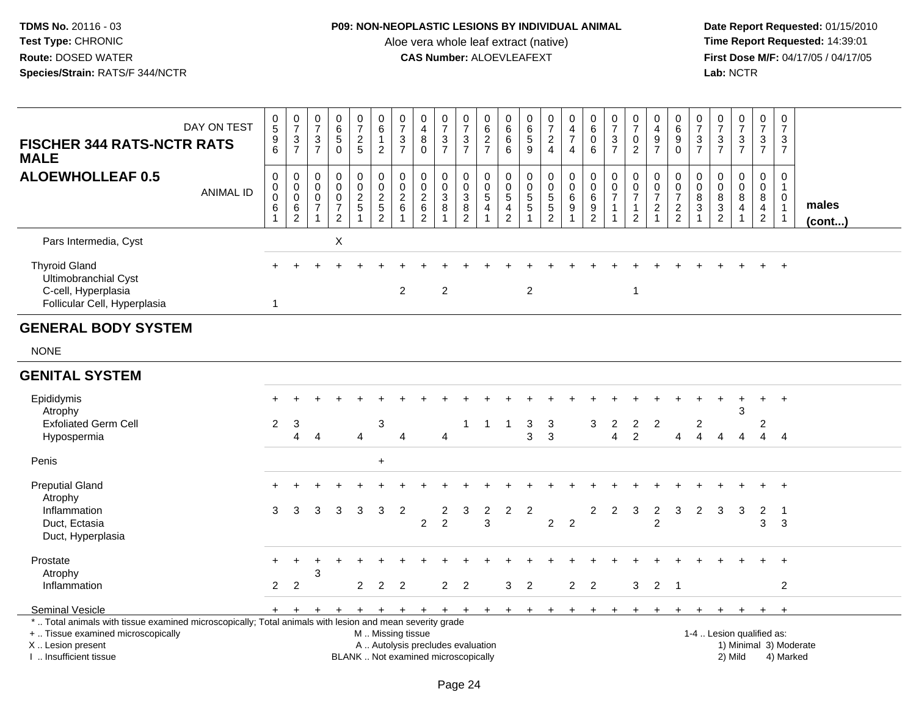**TDMS No.** 20116 - 03
**Test Type:** CHRONIC
**Route:** DOSED WATER
**Species/Strain:** RATS/F 344/NCTR

**P09: NON-NEOPLASTIC LESIONS BY INDIVIDUAL ANIMAL**
Aloe vera whole leaf extract (native)
**CAS Number:** ALOEVLEAFEXT

**Date Report Requested:** 01/15/2010
**Time Report Requested:** 14:39:01
**First Dose M/F:** 04/17/05 / 04/17/05
**Lab:** NCTR

## FISCHER 344 RATS-NCTR RATS MALE — ALOEWHOLLEAF 0.5

| DAY ON TEST | 0596 | 0737 | 0737 | 0650 | 0725 | 0612 | 0737 | 0480 | 0737 | 0737 | 0627 | 0666 | 0659 | 0724 | 0474 | 0606 | 0737 | 0702 | 0497 | 0690 | 0737 | 0737 | 0737 | 0737 | 0737 | |
|---|---|---|---|---|---|---|---|---|---|---|---|---|---|---|---|---|---|---|---|---|---|---|---|---|---|---|
| **ANIMAL ID** | 00061 | 00062 | 00071 | 00072 | 00251 | 00252 | 00261 | 00262 | 00381 | 00382 | 00541 | 00542 | 00551 | 00552 | 00691 | 00692 | 00711 | 00712 | 00721 | 00722 | 00831 | 00832 | 00841 | 00842 | 01011 | **males (cont...)** |
| Pars Intermedia, Cyst | | | | X | | | | | | | | | | | | | | | | | | | | | | |
| Thyroid Gland | + | + | + | + | + | + | + | + | + | + | + | + | + | + | + | + | + | + | + | + | + | + | + | + | + | |
| Ultimobranchial Cyst | | | | | | | | | | | | | | | | | | | | | | | | | | |
| C-cell, Hyperplasia | | | | | | | 2 | | 2 | | | | 2 | | | | | 1 | | | | | | | | |
| Follicular Cell, Hyperplasia | 1 | | | | | | | | | | | | | | | | | | | | | | | | | |
| **GENERAL BODY SYSTEM** | | | | | | | | | | | | | | | | | | | | | | | | | | |
| NONE | | | | | | | | | | | | | | | | | | | | | | | | | | |
| **GENITAL SYSTEM** | | | | | | | | | | | | | | | | | | | | | | | | | | |
| Epididymis | + | + | + | + | + | + | + | + | + | + | + | + | + | + | + | + | + | + | + | + | + | + | + | + | + | |
| Atrophy | | | | | | | | | | | | | | | | | | | | | | | 3 | | | |
| Exfoliated Germ Cell | 2 | 3 | | | | 3 | | | | 1 | 1 | 1 | 3 | 3 | | 3 | 2 | 2 | 2 | | 2 | | | 2 | | |
| Hypospermia | | 4 | 4 | | 4 | | 4 | | 4 | | | | 3 | 3 | | | 4 | 2 | | 4 | 4 | 4 | 4 | 4 | 4 | |
| Penis | | | | | | + | | | | | | | | | | | | | | | | | | | | |
| Preputial Gland | + | + | + | + | + | + | + | + | + | + | + | + | + | + | + | + | + | + | + | + | + | + | + | + | + | |
| Atrophy | | | | | | | | | | | | | | | | | | | | | | | | | | |
| Inflammation | 3 | 3 | 3 | 3 | 3 | 3 | 2 | | 2 | 3 | 2 | 2 | 2 | | | 2 | 2 | 3 | 2 | 3 | 2 | 3 | 3 | 2 | 1 | |
| Duct, Ectasia | | | | | | | | 2 | 2 | | 3 | | | 2 | 2 | | | | 2 | | | | | 3 | 3 | |
| Duct, Hyperplasia | | | | | | | | | | | | | | | | | | | | | | | | | | |
| Prostate | + | + | + | + | + | + | + | + | + | + | + | + | + | + | + | + | + | + | + | + | + | + | + | + | + | |
| Atrophy | | | 3 | | | | | | | | | | | | | | | | | | | | | | | |
| Inflammation | 2 | 2 | | | 2 | 2 | 2 | | 2 | 2 | | 3 | 2 | | 2 | 2 | | 3 | 2 | 1 | | | | | 2 | |
| Seminal Vesicle | + | + | + | + | + | + | + | + | + | + | + | + | + | + | + | + | + | + | + | + | + | + | + | + | + | |

\* .. Total animals with tissue examined microscopically; Total animals with lesion and mean severity grade
+ .. Tissue examined microscopically
X .. Lesion present
I .. Insufficient tissue

M .. Missing tissue
A .. Autolysis precludes evaluation
BLANK .. Not examined microscopically

1-4 .. Lesion qualified as:
1) Minimal 3) Moderate
2) Mild 4) Marked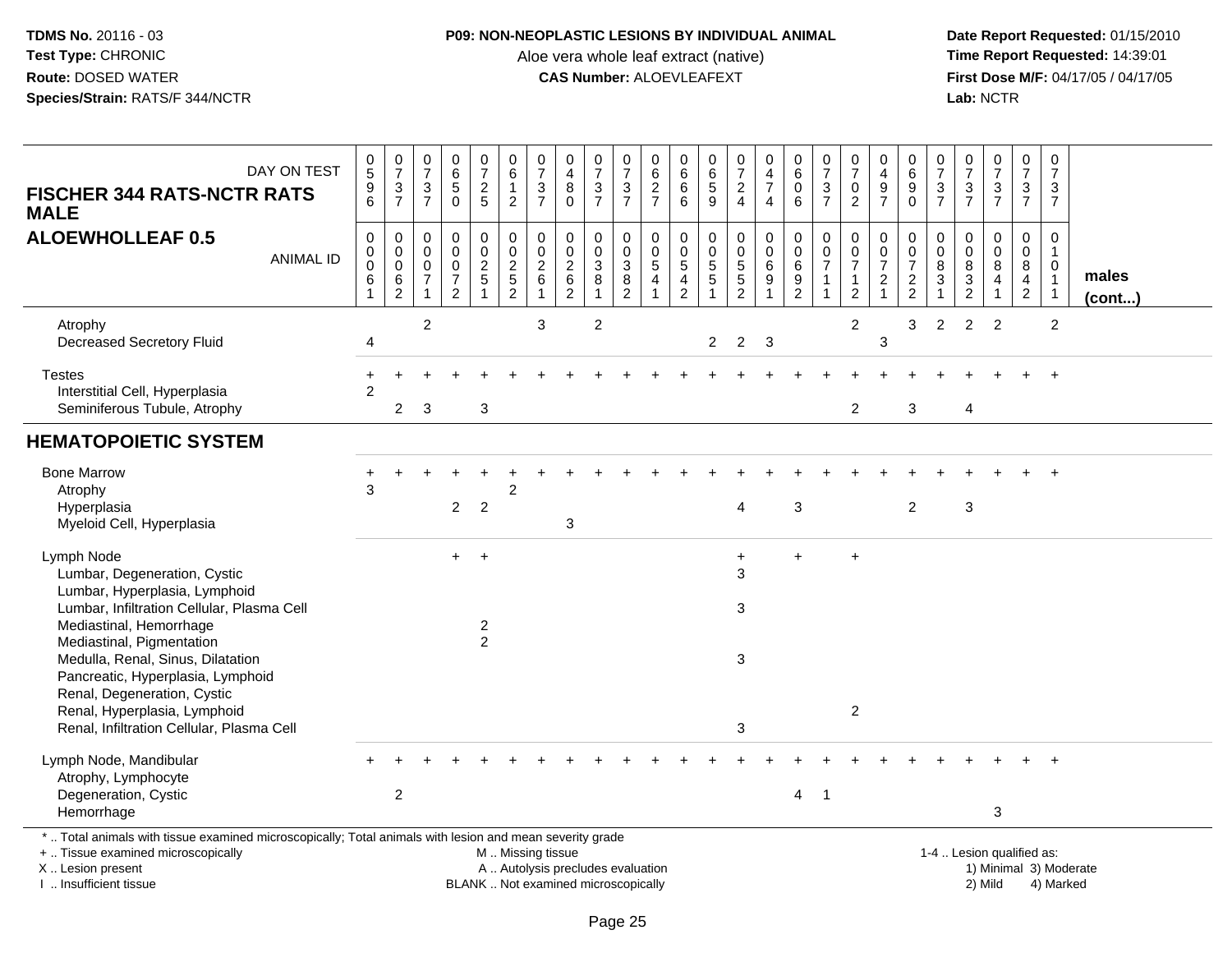**TDMS No.** 20116 - 03
**Test Type:** CHRONIC
**Route:** DOSED WATER
**Species/Strain:** RATS/F 344/NCTR

**P09: NON-NEOPLASTIC LESIONS BY INDIVIDUAL ANIMAL**
Aloe vera whole leaf extract (native)
**CAS Number:** ALOEVLEAFEXT

**Date Report Requested:** 01/15/2010
**Time Report Requested:** 14:39:01
**First Dose M/F:** 04/17/05 / 04/17/05
**Lab:** NCTR

## FISCHER 344 RATS-NCTR RATS MALE
## ALOEWHOLLEAF 0.5

| DAY ON TEST | 0596 | 0737 | 0737 | 0650 | 0725 | 0612 | 0737 | 0480 | 0737 | 0737 | 0627 | 0666 | 0659 | 0724 | 0474 | 0606 | 0737 | 0702 | 0497 | 0690 | 0737 | 0737 | 0737 | 0737 | 0737 | |
|---|---|---|---|---|---|---|---|---|---|---|---|---|---|---|---|---|---|---|---|---|---|---|---|---|---|---|
| **ANIMAL ID** | 00061 | 00062 | 00071 | 00072 | 00251 | 00252 | 00261 | 00262 | 00381 | 00382 | 00541 | 00542 | 00551 | 00552 | 00691 | 00692 | 00711 | 00712 | 00721 | 00722 | 00831 | 00832 | 00841 | 00842 | 01011 | **males (cont...)** |
| Atrophy | | | 2 | | | | 3 | | 2 | | | | | | | | | 2 | | 3 | 2 | 2 | 2 | | 2 | |
| Decreased Secretory Fluid | 4 | | | | | | | | | | | | 2 | 2 | 3 | | | | 3 | | | | | | | |
| Testes | + | + | + | + | + | + | + | + | + | + | + | + | + | + | + | + | + | + | + | + | + | + | + | + | + | |
| Interstitial Cell, Hyperplasia | 2 | | | | | | | | | | | | | | | | | | | | | | | | | |
| Seminiferous Tubule, Atrophy | | 2 | 3 | | 3 | | | | | | | | | | | | | 2 | | 3 | | 4 | | | | |
| **HEMATOPOIETIC SYSTEM** | | | | | | | | | | | | | | | | | | | | | | | | | | |
| Bone Marrow | + | + | + | + | + | + | + | + | + | + | + | + | + | + | + | + | + | + | + | + | + | + | + | + | + | |
| Atrophy | 3 | | | | | 2 | | | | | | | | | | | | | | | | | | | | |
| Hyperplasia | | | | 2 | 2 | | | | | | | | | 4 | | 3 | | | | 2 | | 3 | | | | |
| Myeloid Cell, Hyperplasia | | | | | | | | 3 | | | | | | | | | | | | | | | | | | |
| Lymph Node | | | | + | + | | | | | | | | | + | | + | | + | | | | | | | | |
| Lumbar, Degeneration, Cystic | | | | | | | | | | | | | | 3 | | | | | | | | | | | | |
| Lumbar, Hyperplasia, Lymphoid | | | | | | | | | | | | | | | | | | | | | | | | | | |
| Lumbar, Infiltration Cellular, Plasma Cell | | | | | | | | | | | | | | 3 | | | | | | | | | | | | |
| Mediastinal, Hemorrhage | | | | | 2 | | | | | | | | | | | | | | | | | | | | | |
| Mediastinal, Pigmentation | | | | | 2 | | | | | | | | | | | | | | | | | | | | | |
| Medulla, Renal, Sinus, Dilatation | | | | | | | | | | | | | | 3 | | | | | | | | | | | | |
| Pancreatic, Hyperplasia, Lymphoid | | | | | | | | | | | | | | | | | | | | | | | | | | |
| Renal, Degeneration, Cystic | | | | | | | | | | | | | | | | | | | | | | | | | | |
| Renal, Hyperplasia, Lymphoid | | | | | | | | | | | | | | | | | | 2 | | | | | | | | |
| Renal, Infiltration Cellular, Plasma Cell | | | | | | | | | | | | | | 3 | | | | | | | | | | | | |
| Lymph Node, Mandibular | + | + | + | + | + | + | + | + | + | + | + | + | + | + | + | + | + | + | + | + | + | + | + | + | + | |
| Atrophy, Lymphocyte | | | | | | | | | | | | | | | | | | | | | | | | | | |
| Degeneration, Cystic | | 2 | | | | | | | | | | | | | | 4 | 1 | | | | | | | | | |
| Hemorrhage | | | | | | | | | | | | | | | | | | | | | | | 3 | | | |

\* .. Total animals with tissue examined microscopically; Total animals with lesion and mean severity grade
\+ .. Tissue examined microscopically
X .. Lesion present
I .. Insufficient tissue

M .. Missing tissue
A .. Autolysis precludes evaluation
BLANK .. Not examined microscopically

1-4 .. Lesion qualified as:
1) Minimal 3) Moderate
2) Mild 4) Marked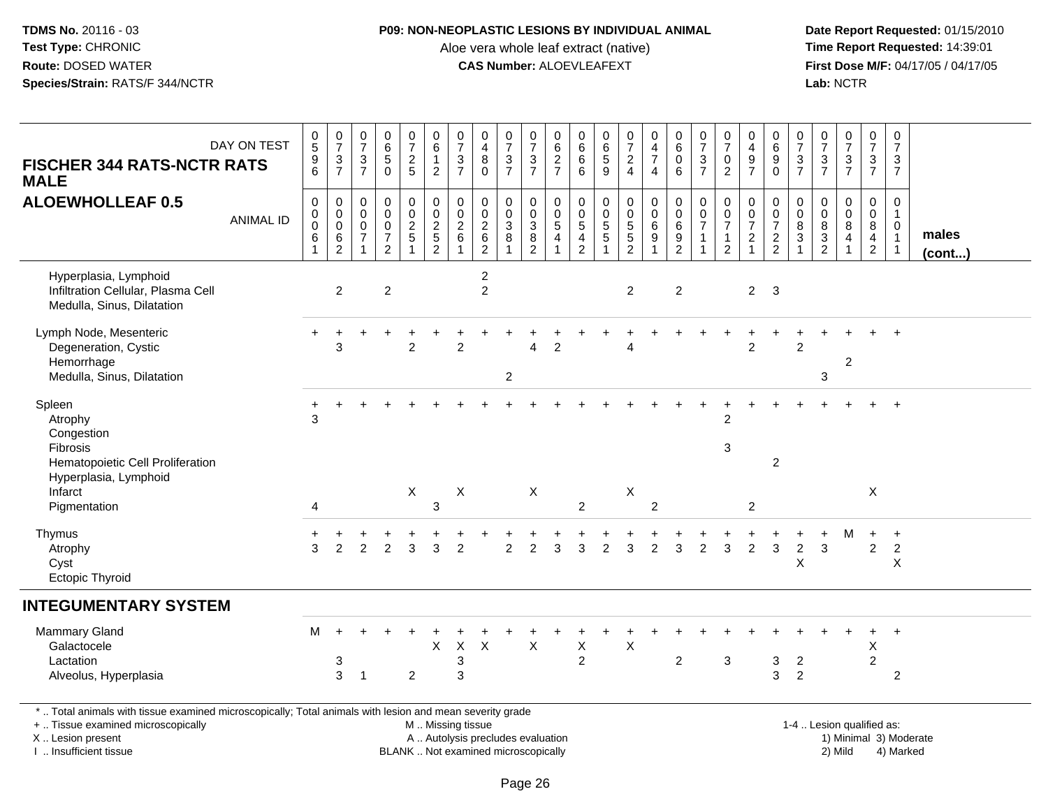**TDMS No.** 20116 - 03
**Test Type:** CHRONIC
**Route:** DOSED WATER
**Species/Strain:** RATS/F 344/NCTR

**P09: NON-NEOPLASTIC LESIONS BY INDIVIDUAL ANIMAL**
Aloe vera whole leaf extract (native)
**CAS Number:** ALOEVLEAFEXT

**Date Report Requested:** 01/15/2010
**Time Report Requested:** 14:39:01
**First Dose M/F:** 04/17/05 / 04/17/05
**Lab:** NCTR

## FISCHER 344 RATS-NCTR RATS MALE
## ALOEWHOLLEAF 0.5

| DAY ON TEST | 0596 | 0737 | 0737 | 0650 | 0725 | 0612 | 0737 | 0480 | 0737 | 0737 | 0627 | 0666 | 0659 | 0724 | 0474 | 0606 | 0737 | 0702 | 0497 | 0690 | 0737 | 0737 | 0737 | 0737 | 0737 | |
|---|---|---|---|---|---|---|---|---|---|---|---|---|---|---|---|---|---|---|---|---|---|---|---|---|---|---|
| **ANIMAL ID** | 00061 | 00062 | 00071 | 00072 | 00251 | 00252 | 00261 | 00262 | 00381 | 00382 | 00541 | 00542 | 00551 | 00552 | 00691 | 00692 | 00711 | 00712 | 00721 | 00722 | 00831 | 00832 | 00841 | 00842 | 01011 | **males (cont...)** |
| Hyperplasia, Lymphoid | | | | | | | | 2 | | | | | | | | | | | | | | | | | | |
| Infiltration Cellular, Plasma Cell | | 2 | | 2 | | | | 2 | | | | | | 2 | | 2 | | | 2 | 3 | | | | | | |
| Medulla, Sinus, Dilatation | | | | | | | | | | | | | | | | | | | | | | | | | | |
| Lymph Node, Mesenteric | + | + | + | + | + | + | + | + | + | + | + | + | + | + | + | + | + | + | + | + | + | + | + | + | + | |
| Degeneration, Cystic | | 3 | | | 2 | | 2 | | | 4 | 2 | | | 4 | | | | | 2 | | 2 | | | | | |
| Hemorrhage | | | | | | | | | | | | | | | | | | | | | | | 2 | | | |
| Medulla, Sinus, Dilatation | | | | | | | | | 2 | | | | | | | | | | | | | 3 | | | | |
| Spleen | + | + | + | + | + | + | + | + | + | + | + | + | + | + | + | + | + | + | + | + | + | + | + | + | + | |
| Atrophy | 3 | | | | | | | | | | | | | | | | | 2 | | | | | | | | |
| Congestion | | | | | | | | | | | | | | | | | | | | | | | | | | |
| Fibrosis | | | | | | | | | | | | | | | | | | 3 | | | | | | | | |
| Hematopoietic Cell Proliferation | | | | | | | | | | | | | | | | | | | | 2 | | | | | | |
| Hyperplasia, Lymphoid | | | | | | | | | | | | | | | | | | | | | | | | | | |
| Infarct | | | | | X | | X | | | X | | | | X | | | | | | | | | | X | | |
| Pigmentation | 4 | | | | | 3 | | | | | | 2 | | | 2 | | | | 2 | | | | | | | |
| Thymus | + | + | + | + | + | + | + | + | + | + | + | + | + | + | + | + | + | + | + | + | + | + | M | + | + | |
| Atrophy | 3 | 2 | 2 | 2 | 3 | 3 | 2 | | 2 | 2 | 3 | 3 | 2 | 3 | 2 | 3 | 2 | 3 | 2 | 3 | 2 | 3 | | 2 | 2 | |
| Cyst | | | | | | | | | | | | | | | | | | | | | X | | | | X | |
| Ectopic Thyroid | | | | | | | | | | | | | | | | | | | | | | | | | | |
| **INTEGUMENTARY SYSTEM** | | | | | | | | | | | | | | | | | | | | | | | | | | |
| Mammary Gland | M | + | + | + | + | + | + | + | + | + | + | + | + | + | + | + | + | + | + | + | + | + | + | + | + | |
| Galactocele | | | | | | X | X | X | | X | | X | | X | | | | | | | | | | X | | |
| Lactation | | 3 | | | | | 3 | | | | | 2 | | | | 2 | | 3 | | 3 | 2 | | | 2 | | |
| Alveolus, Hyperplasia | | 3 | 1 | | 2 | | 3 | | | | | | | | | | | | | 3 | 2 | | | | 2 | |

\* .. Total animals with tissue examined microscopically; Total animals with lesion and mean severity grade
+ .. Tissue examined microscopically
X .. Lesion present
I .. Insufficient tissue

M .. Missing tissue
A .. Autolysis precludes evaluation
BLANK .. Not examined microscopically

1-4 .. Lesion qualified as:
1) Minimal 3) Moderate
2) Mild 4) Marked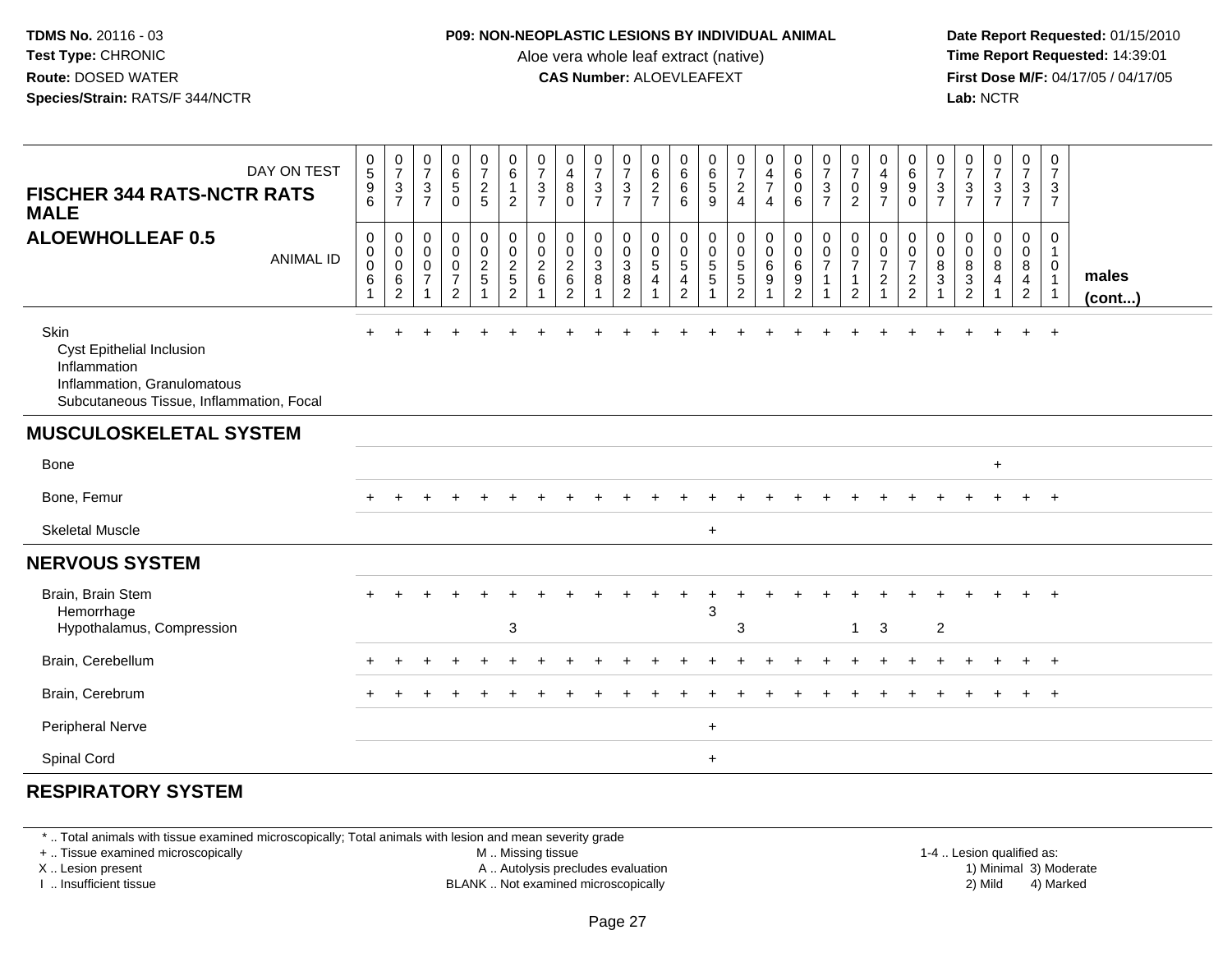| FISCHER 344 RATS-NCTR RATS MALE ALOEWHOLLEAF 0.5 DAY ON TEST | 0596 | 0737 | 0737 | 0650 | 0725 | 0612 | 0737 | 0480 | 0737 | 0737 | 0627 | 0666 | 0659 | 0724 | 0474 | 0606 | 0737 | 0702 | 0497 | 0690 | 0737 | 0737 | 0737 | 0737 | 0737 | |
|---|---|---|---|---|---|---|---|---|---|---|---|---|---|---|---|---|---|---|---|---|---|---|---|---|---|---|
| ANIMAL ID | 00061 | 00062 | 00071 | 00072 | 00251 | 00252 | 00261 | 00262 | 00381 | 00382 | 00541 | 00542 | 00551 | 00552 | 00691 | 00692 | 00711 | 00712 | 00721 | 00722 | 00831 | 00832 | 00841 | 00842 | 01011 | males (cont...) |
| Skin | + | + | + | + | + | + | + | + | + | + | + | + | + | + | + | + | + | + | + | + | + | + | + | + | + | |
| Cyst Epithelial Inclusion | | | | | | | | | | | | | | | | | | | | | | | | | | |
| Inflammation | | | | | | | | | | | | | | | | | | | | | | | | | | |
| Inflammation, Granulomatous | | | | | | | | | | | | | | | | | | | | | | | | | | |
| Subcutaneous Tissue, Inflammation, Focal | | | | | | | | | | | | | | | | | | | | | | | | | | |
| **MUSCULOSKELETAL SYSTEM** | | | | | | | | | | | | | | | | | | | | | | | | | | |
| Bone | | | | | | | | | | | | | | | | | | | | | | | + | | | |
| Bone, Femur | + | + | + | + | + | + | + | + | + | + | + | + | + | + | + | + | + | + | + | + | + | + | + | + | + | |
| Skeletal Muscle | | | | | | | | | | | | | + | | | | | | | | | | | | | |
| **NERVOUS SYSTEM** | | | | | | | | | | | | | | | | | | | | | | | | | | |
| Brain, Brain Stem | + | + | + | + | + | + | + | + | + | + | + | + | + | + | + | + | + | + | + | + | + | + | + | + | + | |
| Hemorrhage | | | | | | | | | | | | | 3 | | | | | | | | | | | | | |
| Hypothalamus, Compression | | | | | | 3 | | | | | | | | 3 | | | | 1 | 3 | | 2 | | | | | |
| Brain, Cerebellum | + | + | + | + | + | + | + | + | + | + | + | + | + | + | + | + | + | + | + | + | + | + | + | + | + | |
| Brain, Cerebrum | + | + | + | + | + | + | + | + | + | + | + | + | + | + | + | + | + | + | + | + | + | + | + | + | + | |
| Peripheral Nerve | | | | | | | | | | | | | + | | | | | | | | | | | | | |
| Spinal Cord | | | | | | | | | | | | | + | | | | | | | | | | | | | |
| **RESPIRATORY SYSTEM** | | | | | | | | | | | | | | | | | | | | | | | | | | |

* .. Total animals with tissue examined microscopically; Total animals with lesion and mean severity grade

+ .. Tissue examined microscopically — M .. Missing tissue — 1-4 .. Lesion qualified as:

X .. Lesion present — A .. Autolysis precludes evaluation — 1) Minimal 3) Moderate

I .. Insufficient tissue — BLANK .. Not examined microscopically — 2) Mild 4) Marked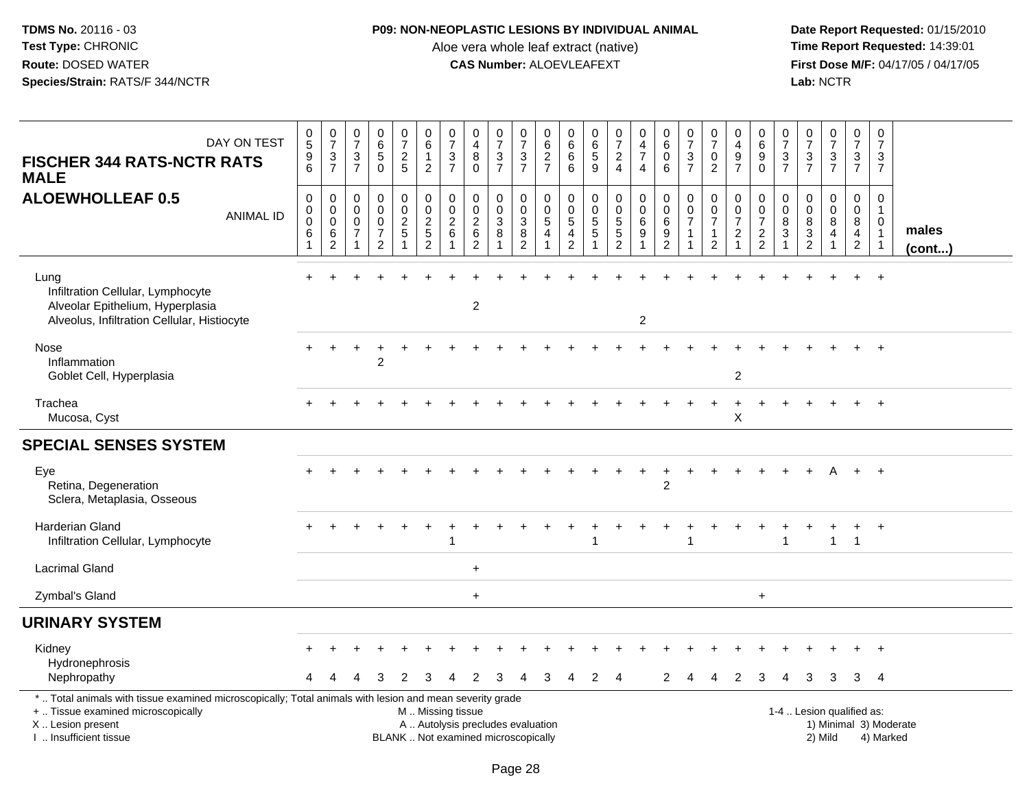**TDMS No.** 20116 - 03
**Test Type:** CHRONIC
**Route:** DOSED WATER
**Species/Strain:** RATS/F 344/NCTR

**P09: NON-NEOPLASTIC LESIONS BY INDIVIDUAL ANIMAL**
Aloe vera whole leaf extract (native)
**CAS Number:** ALOEVLEAFEXT

**Date Report Requested:** 01/15/2010
**Time Report Requested:** 14:39:01
**First Dose M/F:** 04/17/05 / 04/17/05
**Lab:** NCTR

## FISCHER 344 RATS-NCTR RATS MALE
### ALOEWHOLLEAF 0.5

| DAY ON TEST | 0596 | 0737 | 0737 | 0650 | 0725 | 0612 | 0737 | 0480 | 0737 | 0737 | 0627 | 0666 | 0659 | 0724 | 0474 | 0606 | 0737 | 0702 | 0497 | 0690 | 0737 | 0737 | 0737 | 0737 | 0737 | |
|---|---|---|---|---|---|---|---|---|---|---|---|---|---|---|---|---|---|---|---|---|---|---|---|---|---|---|
| **ANIMAL ID** | 00061 | 00062 | 00071 | 00072 | 00251 | 00252 | 00261 | 00262 | 00381 | 00382 | 00541 | 00542 | 00551 | 00552 | 00691 | 00692 | 00711 | 00712 | 00721 | 00722 | 00831 | 00832 | 00841 | 00842 | 01011 | **males (cont...)** |
| Lung | + | + | + | + | + | + | + | + | + | + | + | + | + | + | + | + | + | + | + | + | + | + | + | + | + | |
| Infiltration Cellular, Lymphocyte | | | | | | | | | | | | | | | | | | | | | | | | | | |
| Alveolar Epithelium, Hyperplasia | | | | | | | | 2 | | | | | | | | | | | | | | | | | | |
| Alveolus, Infiltration Cellular, Histiocyte | | | | | | | | | | | | | | | 2 | | | | | | | | | | | |
| Nose | + | + | + | + | + | + | + | + | + | + | + | + | + | + | + | + | + | + | + | + | + | + | + | + | + | |
| Inflammation | | | | 2 | | | | | | | | | | | | | | | | | | | | | | |
| Goblet Cell, Hyperplasia | | | | | | | | | | | | | | | | | | | 2 | | | | | | | |
| Trachea | + | + | + | + | + | + | + | + | + | + | + | + | + | + | + | + | + | + | + | + | + | + | + | + | + | |
| Mucosa, Cyst | | | | | | | | | | | | | | | | | | | X | | | | | | | |
| **SPECIAL SENSES SYSTEM** | | | | | | | | | | | | | | | | | | | | | | | | | | |
| Eye | + | + | + | + | + | + | + | + | + | + | + | + | + | + | + | + | + | + | + | + | + | + | A | + | + | |
| Retina, Degeneration | | | | | | | | | | | | | | | | 2 | | | | | | | | | | |
| Sclera, Metaplasia, Osseous | | | | | | | | | | | | | | | | | | | | | | | | | | |
| Harderian Gland | + | + | + | + | + | + | + | + | + | + | + | + | + | + | + | + | + | + | + | + | + | + | + | + | + | |
| Infiltration Cellular, Lymphocyte | | | | | | | 1 | | | | | | 1 | | | | 1 | | | | 1 | | 1 | 1 | | |
| Lacrimal Gland | | | | | | | | + | | | | | | | | | | | | | | | | | | |
| Zymbal's Gland | | | | | | | | + | | | | | | | | | | | | + | | | | | | |
| **URINARY SYSTEM** | | | | | | | | | | | | | | | | | | | | | | | | | | |
| Kidney | + | + | + | + | + | + | + | + | + | + | + | + | + | + | + | + | + | + | + | + | + | + | + | + | + | |
| Hydronephrosis | | | | | | | | | | | | | | | | | | | | | | | | | | |
| Nephropathy | 4 | 4 | 4 | 3 | 2 | 3 | 4 | 2 | 3 | 4 | 3 | 4 | 2 | 4 | | 2 | 4 | 4 | 2 | 3 | 4 | 3 | 3 | 3 | 4 | |

\* .. Total animals with tissue examined microscopically; Total animals with lesion and mean severity grade
\+ .. Tissue examined microscopically
X .. Lesion present
I .. Insufficient tissue

M .. Missing tissue
A .. Autolysis precludes evaluation
BLANK .. Not examined microscopically

1-4 .. Lesion qualified as:
1) Minimal 3) Moderate
2) Mild 4) Marked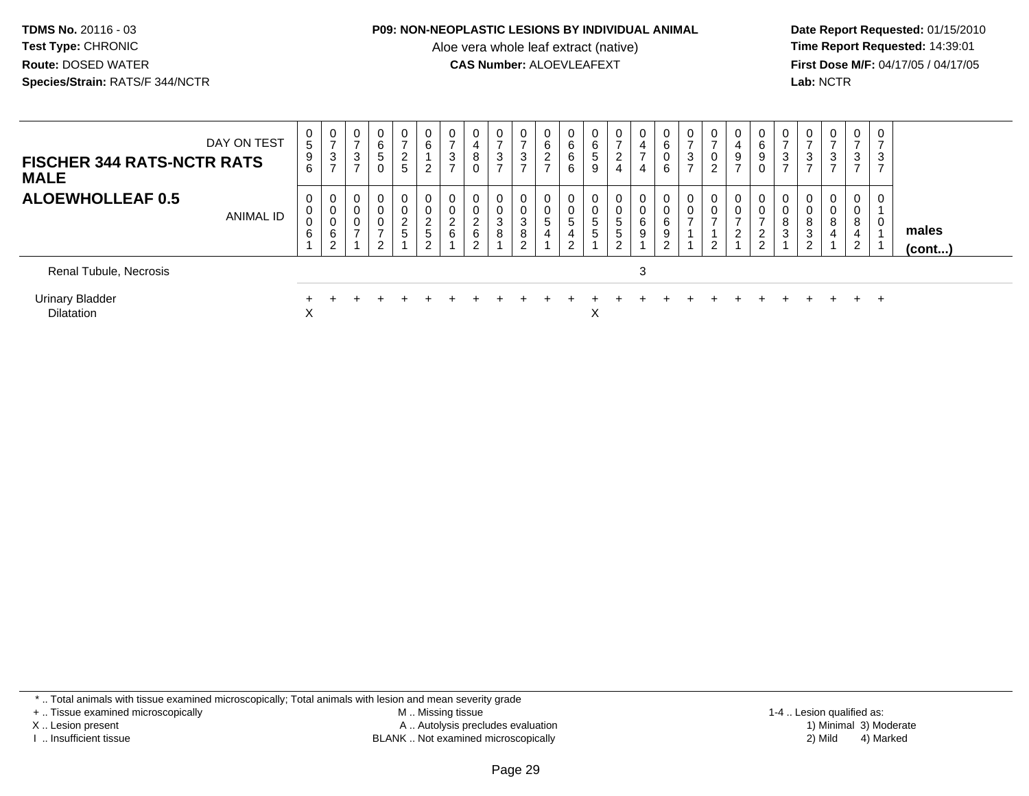**TDMS No.** 20116 - 03
**Test Type:** CHRONIC
**Route:** DOSED WATER
**Species/Strain:** RATS/F 344/NCTR

**P09: NON-NEOPLASTIC LESIONS BY INDIVIDUAL ANIMAL**
Aloe vera whole leaf extract (native)
**CAS Number:** ALOEVLEAFEXT

**Date Report Requested:** 01/15/2010
**Time Report Requested:** 14:39:01
**First Dose M/F:** 04/17/05 / 04/17/05
**Lab:** NCTR

| FISCHER 344 RATS-NCTR RATS MALE / ALOEWHOLLEAF 0.5 | | | | | | | | | | | | | | | | | | | | | | | | | | |
|---|---|---|---|---|---|---|---|---|---|---|---|---|---|---|---|---|---|---|---|---|---|---|---|---|---|---|
| DAY ON TEST | 0596 | 0737 | 0737 | 0650 | 0725 | 0612 | 0737 | 0480 | 0737 | 0737 | 0627 | 0666 | 0659 | 0724 | 0474 | 0606 | 0737 | 0702 | 0497 | 0690 | 0737 | 0737 | 0737 | 0737 | 0737 | |
| ANIMAL ID | 00061 | 00062 | 00071 | 00072 | 00251 | 00252 | 00261 | 00262 | 00381 | 00382 | 00541 | 00542 | 00551 | 00552 | 00691 | 00692 | 00711 | 00712 | 00721 | 00722 | 00831 | 00832 | 00841 | 00842 | 01011 | males (cont...) |
| Renal Tubule, Necrosis | | | | | | | | | | | | | | | 3 | | | | | | | | | | | |
| Urinary Bladder | + | + | + | + | + | + | + | + | + | + | + | + | + | + | + | + | + | + | + | + | + | + | + | + | + | |
| Dilatation | X | | | | | | | | | | | | X | | | | | | | | | | | | | |

\* .. Total animals with tissue examined microscopically; Total animals with lesion and mean severity grade
\+ .. Tissue examined microscopically
X .. Lesion present
I .. Insufficient tissue

M .. Missing tissue
A .. Autolysis precludes evaluation
BLANK .. Not examined microscopically

1-4 .. Lesion qualified as:
1) Minimal 3) Moderate
2) Mild 4) Marked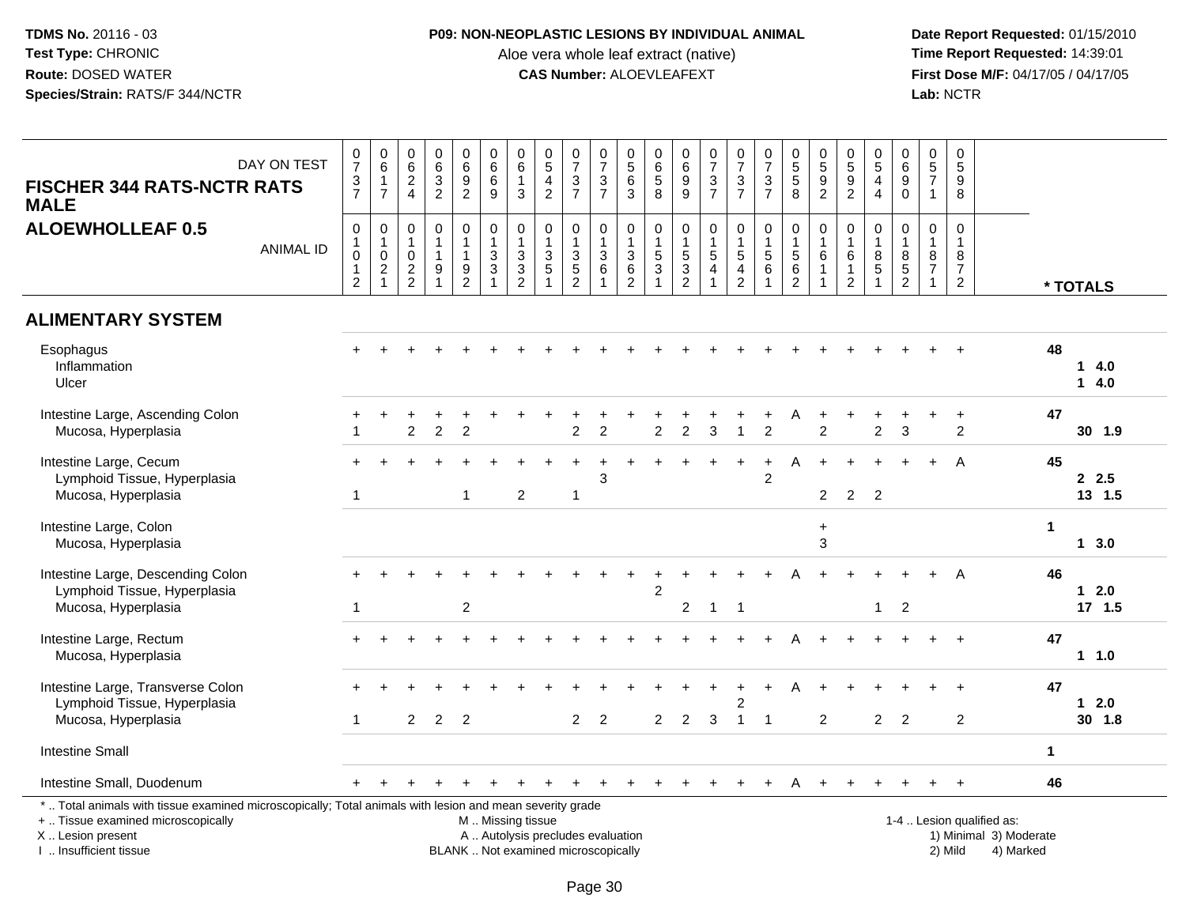**TDMS No.** 20116 - 03
**Test Type:** CHRONIC
**Route:** DOSED WATER
**Species/Strain:** RATS/F 344/NCTR

**P09: NON-NEOPLASTIC LESIONS BY INDIVIDUAL ANIMAL**
Aloe vera whole leaf extract (native)
**CAS Number:** ALOEVLEAFEXT

**Date Report Requested:** 01/15/2010
**Time Report Requested:** 14:39:01
**First Dose M/F:** 04/17/05 / 04/17/05
**Lab:** NCTR

## FISCHER 344 RATS-NCTR RATS MALE
## ALOEWHOLLEAF 0.5

| DAY ON TEST | 0737 | 0617 | 0624 | 0632 | 0692 | 0669 | 0613 | 0542 | 0737 | 0737 | 0563 | 0658 | 0699 | 0737 | 0737 | 0737 | 0558 | 0592 | 0592 | 0544 | 0690 | 0571 | 0598 | |
|---|---|---|---|---|---|---|---|---|---|---|---|---|---|---|---|---|---|---|---|---|---|---|---|---|
| **ANIMAL ID** | 01012 | 01021 | 01022 | 01191 | 01192 | 01331 | 01332 | 01351 | 01352 | 01361 | 01362 | 01531 | 01532 | 01541 | 01542 | 01561 | 01562 | 01611 | 01612 | 01851 | 01852 | 01871 | 01872 | *** TOTALS** |
| **ALIMENTARY SYSTEM** | | | | | | | | | | | | | | | | | | | | | | | | |
| Esophagus | + | + | + | + | + | + | + | + | + | + | + | + | + | + | + | + | + | + | + | + | + | + | + | 48 |
| Inflammation | | | | | | | | | | | | | | | | | | | | | | | | 1 4.0 |
| Ulcer | | | | | | | | | | | | | | | | | | | | | | | | 1 4.0 |
| Intestine Large, Ascending Colon | + | + | + | + | + | + | + | + | + | + | + | + | + | + | + | + | A | + | + | + | + | + | + | 47 |
| Mucosa, Hyperplasia | 1 | | 2 | 2 | 2 | | | | 2 | 2 | | 2 | 2 | 3 | 1 | 2 | | 2 | | 2 | 3 | | 2 | 30 1.9 |
| Intestine Large, Cecum | + | + | + | + | + | + | + | + | + | + | + | + | + | + | + | + | A | + | + | + | + | + | A | 45 |
| Lymphoid Tissue, Hyperplasia | | | | | | | | | | 3 | | | | | | 2 | | | | | | | | 2 2.5 |
| Mucosa, Hyperplasia | 1 | | | | 1 | | 2 | | 1 | | | | | | | | | 2 | 2 | 2 | | | | 13 1.5 |
| Intestine Large, Colon | | | | | | | | | | | | | | | | | | + | | | | | | 1 |
| Mucosa, Hyperplasia | | | | | | | | | | | | | | | | | | 3 | | | | | | 1 3.0 |
| Intestine Large, Descending Colon | + | + | + | + | + | + | + | + | + | + | + | + | + | + | + | + | A | + | + | + | + | + | A | 46 |
| Lymphoid Tissue, Hyperplasia | | | | | | | | | | | | 2 | | | | | | | | | | | | 1 2.0 |
| Mucosa, Hyperplasia | 1 | | | | 2 | | | | | | | | 2 | 1 | 1 | | | | | 1 | 2 | | | 17 1.5 |
| Intestine Large, Rectum | + | + | + | + | + | + | + | + | + | + | + | + | + | + | + | + | A | + | + | + | + | + | + | 47 |
| Mucosa, Hyperplasia | | | | | | | | | | | | | | | | | | | | | | | | 1 1.0 |
| Intestine Large, Transverse Colon | + | + | + | + | + | + | + | + | + | + | + | + | + | + | + | + | A | + | + | + | + | + | + | 47 |
| Lymphoid Tissue, Hyperplasia | | | | | | | | | | | | | | | 2 | | | | | | | | | 1 2.0 |
| Mucosa, Hyperplasia | 1 | | 2 | 2 | 2 | | | | 2 | 2 | | 2 | 2 | 3 | 1 | 1 | | 2 | | 2 | 2 | | 2 | 30 1.8 |
| Intestine Small | | | | | | | | | | | | | | | | | | | | | | | | 1 |
| Intestine Small, Duodenum | + | + | + | + | + | + | + | + | + | + | + | + | + | + | + | + | A | + | + | + | + | + | + | 46 |

\* .. Total animals with tissue examined microscopically; Total animals with lesion and mean severity grade
\+ .. Tissue examined microscopically
X .. Lesion present
I .. Insufficient tissue

M .. Missing tissue
A .. Autolysis precludes evaluation
BLANK .. Not examined microscopically

1-4 .. Lesion qualified as:
1) Minimal 3) Moderate
2) Mild 4) Marked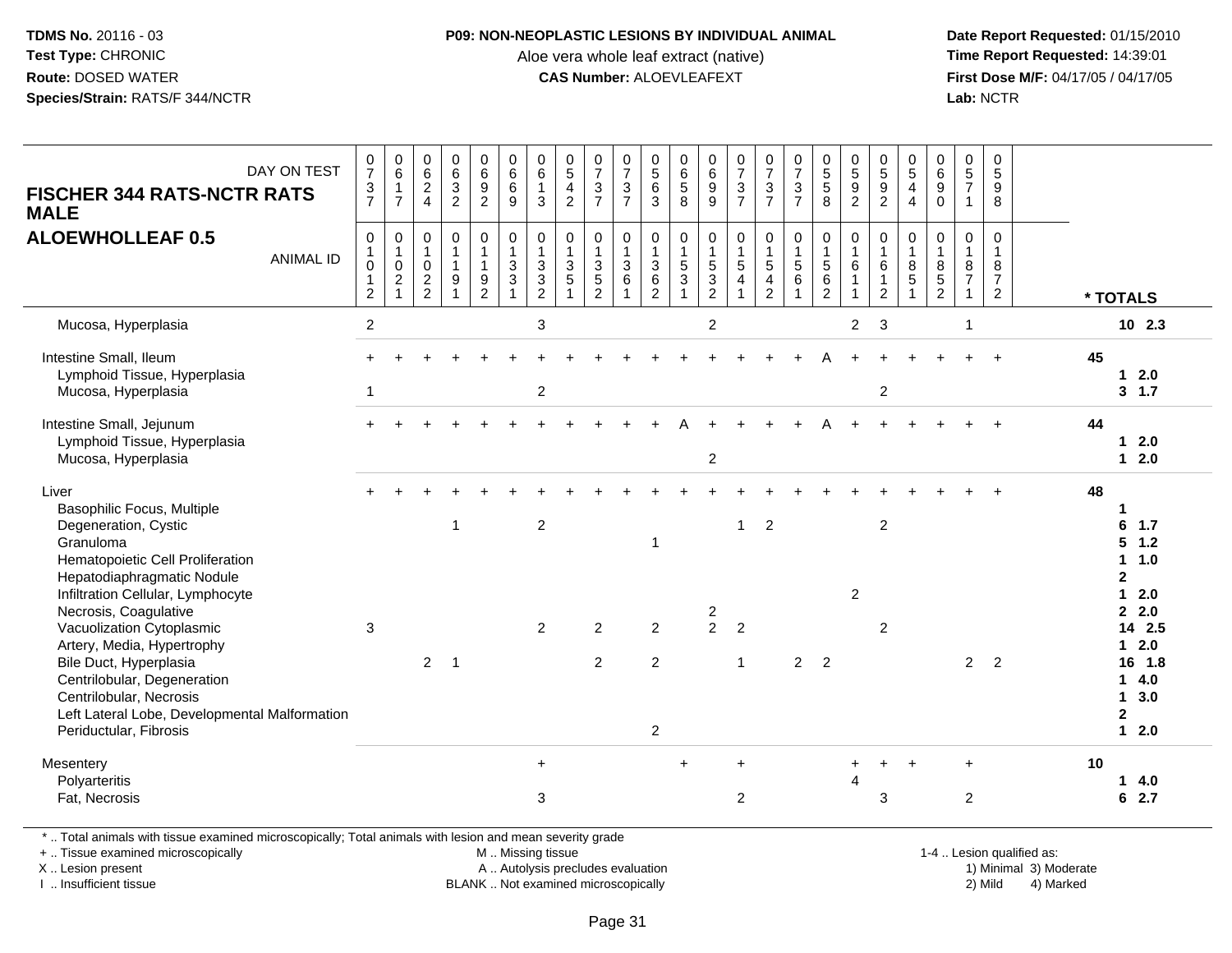**TDMS No.** 20116 - 03
**Test Type:** CHRONIC
**Route:** DOSED WATER
**Species/Strain:** RATS/F 344/NCTR

**P09: NON-NEOPLASTIC LESIONS BY INDIVIDUAL ANIMAL**
Aloe vera whole leaf extract (native)
**CAS Number:** ALOEVLEAFEXT

**Date Report Requested:** 01/15/2010
**Time Report Requested:** 14:39:01
**First Dose M/F:** 04/17/05 / 04/17/05
**Lab:** NCTR

## FISCHER 344 RATS-NCTR RATS MALE
## ALOEWHOLLEAF 0.5

| DAY ON TEST | 0737 | 0617 | 0624 | 0632 | 0692 | 0669 | 0613 | 0542 | 0737 | 0737 | 0563 | 0658 | 0699 | 0737 | 0737 | 0737 | 0558 | 0592 | 0592 | 0544 | 0690 | 0571 | 0598 | |
|---|---|---|---|---|---|---|---|---|---|---|---|---|---|---|---|---|---|---|---|---|---|---|---|---|
| **ANIMAL ID** | 01012 | 01021 | 01022 | 01191 | 01192 | 01331 | 01332 | 01351 | 01352 | 01361 | 01362 | 01531 | 01532 | 01541 | 01542 | 01561 | 01562 | 01611 | 01612 | 01851 | 01852 | 01871 | 01872 | **\* TOTALS** |
| Mucosa, Hyperplasia | 2 | | | | | | 3 | | | | | | 2 | | | | | 2 | 3 | | | 1 | | **10 2.3** |
| Intestine Small, Ileum | + | + | + | + | + | + | + | + | + | + | + | + | + | + | + | + | A | + | + | + | + | + | + | **45** |
| Lymphoid Tissue, Hyperplasia | | | | | | | | | | | | | | | | | | | | | | | | **1 2.0** |
| Mucosa, Hyperplasia | 1 | | | | | | 2 | | | | | | | | | | | | 2 | | | | | **3 1.7** |
| Intestine Small, Jejunum | + | + | + | + | + | + | + | + | + | + | + | A | + | + | + | + | A | + | + | + | + | + | + | **44** |
| Lymphoid Tissue, Hyperplasia | | | | | | | | | | | | | | | | | | | | | | | | **1 2.0** |
| Mucosa, Hyperplasia | | | | | | | | | | | | | 2 | | | | | | | | | | | **1 2.0** |
| Liver | + | + | + | + | + | + | + | + | + | + | + | + | + | + | + | + | + | + | + | + | + | + | + | **48** |
| Basophilic Focus, Multiple | | | | | | | | | | | | | | | | | | | | | | | | **1** |
| Degeneration, Cystic | | | | 1 | | | 2 | | | | | | | 1 | 2 | | | | 2 | | | | | **6 1.7** |
| Granuloma | | | | | | | | | | | 1 | | | | | | | | | | | | | **5 1.2** |
| Hematopoietic Cell Proliferation | | | | | | | | | | | | | | | | | | | | | | | | **1 1.0** |
| Hepatodiaphragmatic Nodule | | | | | | | | | | | | | | | | | | | | | | | | **2** |
| Infiltration Cellular, Lymphocyte | | | | | | | | | | | | | | | | | | 2 | | | | | | **1 2.0** |
| Necrosis, Coagulative | | | | | | | | | | | | | 2 | | | | | | | | | | | **2 2.0** |
| Vacuolization Cytoplasmic | 3 | | | | | | 2 | | 2 | | 2 | | 2 | 2 | | | | | 2 | | | | | **14 2.5** |
| Artery, Media, Hypertrophy | | | | | | | | | | | | | | | | | | | | | | | | **1 2.0** |
| Bile Duct, Hyperplasia | | | 2 | 1 | | | | | 2 | | 2 | | | 1 | | 2 | 2 | | | | | 2 | 2 | **16 1.8** |
| Centrilobular, Degeneration | | | | | | | | | | | | | | | | | | | | | | | | **1 4.0** |
| Centrilobular, Necrosis | | | | | | | | | | | | | | | | | | | | | | | | **1 3.0** |
| Left Lateral Lobe, Developmental Malformation | | | | | | | | | | | | | | | | | | | | | | | | **2** |
| Periductular, Fibrosis | | | | | | | | | | | 2 | | | | | | | | | | | | | **1 2.0** |
| Mesentery | | | | | | | + | | | | | + | | + | | | | + | + | + | | + | | **10** |
| Polyarteritis | | | | | | | | | | | | | | | | | | 4 | | | | | | **1 4.0** |
| Fat, Necrosis | | | | | | | 3 | | | | | | | 2 | | | | | 3 | | | 2 | | **6 2.7** |

\* .. Total animals with tissue examined microscopically; Total animals with lesion and mean severity grade
+ .. Tissue examined microscopically
X .. Lesion present
I .. Insufficient tissue

M .. Missing tissue
A .. Autolysis precludes evaluation
BLANK .. Not examined microscopically

1-4 .. Lesion qualified as:
1) Minimal 3) Moderate
2) Mild 4) Marked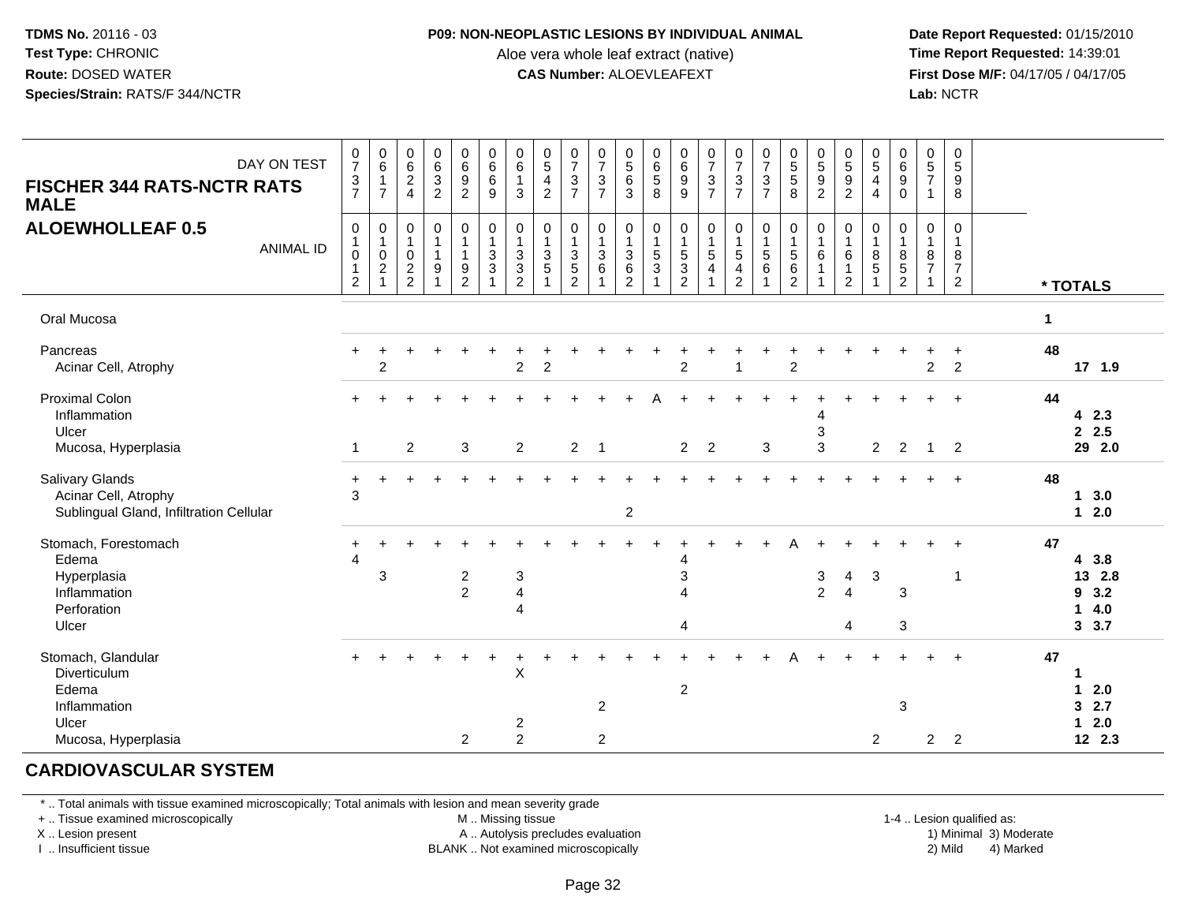**TDMS No.** 20116 - 03
**Test Type:** CHRONIC
**Route:** DOSED WATER
**Species/Strain:** RATS/F 344/NCTR

**P09: NON-NEOPLASTIC LESIONS BY INDIVIDUAL ANIMAL**
Aloe vera whole leaf extract (native)
**CAS Number:** ALOEVLEAFEXT

**Date Report Requested:** 01/15/2010
**Time Report Requested:** 14:39:01
**First Dose M/F:** 04/17/05 / 04/17/05
**Lab:** NCTR

| FISCHER 344 RATS-NCTR RATS MALE — ALOEWHOLLEAF 0.5 — DAY ON TEST | 0737 | 0617 | 0624 | 0632 | 0692 | 0669 | 0613 | 0542 | 0737 | 0737 | 0563 | 0658 | 0699 | 0737 | 0737 | 0737 | 0558 | 0592 | 0592 | 0544 | 0690 | 0571 | 0598 | |
|---|---|---|---|---|---|---|---|---|---|---|---|---|---|---|---|---|---|---|---|---|---|---|---|---|
| **ANIMAL ID** | 01012 | 01021 | 01022 | 01191 | 01192 | 01331 | 01332 | 01351 | 01352 | 01361 | 01362 | 01531 | 01532 | 01541 | 01542 | 01561 | 01562 | 01611 | 01612 | 01851 | 01852 | 01871 | 01872 | *** TOTALS** |
| Oral Mucosa | | | | | | | | | | | | | | | | | | | | | | | | **1** |
| Pancreas | + | + | + | + | + | + | + | + | + | + | + | + | + | + | + | + | + | + | + | + | + | + | + | **48** |
| Acinar Cell, Atrophy | | 2 | | | | | 2 | 2 | | | | | 2 | | 1 | | 2 | | | | | 2 | 2 | **17 1.9** |
| Proximal Colon | + | + | + | + | + | + | + | + | + | + | + | A | + | + | + | + | + | + | + | + | + | + | + | **44** |
| Inflammation | | | | | | | | | | | | | | | | | | 4 | | | | | | **4 2.3** |
| Ulcer | | | | | | | | | | | | | | | | | | 3 | | | | | | **2 2.5** |
| Mucosa, Hyperplasia | 1 | | 2 | | 3 | | 2 | | 2 | 1 | | | 2 | 2 | | 3 | | 3 | | 2 | 2 | 1 | 2 | **29 2.0** |
| Salivary Glands | + | + | + | + | + | + | + | + | + | + | + | + | + | + | + | + | + | + | + | + | + | + | + | **48** |
| Acinar Cell, Atrophy | 3 | | | | | | | | | | | | | | | | | | | | | | | **1 3.0** |
| Sublingual Gland, Infiltration Cellular | | | | | | | | | | | 2 | | | | | | | | | | | | | **1 2.0** |
| Stomach, Forestomach | + | + | + | + | + | + | + | + | + | + | + | + | + | + | + | + | A | + | + | + | + | + | + | **47** |
| Edema | 4 | | | | | | | | | | | | 4 | | | | | | | | | | | **4 3.8** |
| Hyperplasia | | 3 | | | 2 | | 3 | | | | | | 3 | | | | | 3 | 4 | 3 | | | 1 | **13 2.8** |
| Inflammation | | | | | 2 | | 4 | | | | | | 4 | | | | | 2 | 4 | | 3 | | | **9 3.2** |
| Perforation | | | | | | | 4 | | | | | | | | | | | | | | | | | **1 4.0** |
| Ulcer | | | | | | | | | | | | | 4 | | | | | | 4 | | 3 | | | **3 3.7** |
| Stomach, Glandular | + | + | + | + | + | + | + | + | + | + | + | + | + | + | + | + | A | + | + | + | + | + | + | **47** |
| Diverticulum | | | | | | | X | | | | | | | | | | | | | | | | | **1** |
| Edema | | | | | | | | | | | | | 2 | | | | | | | | | | | **1 2.0** |
| Inflammation | | | | | | | | | | 2 | | | | | | | | | | | 3 | | | **3 2.7** |
| Ulcer | | | | | | | 2 | | | | | | | | | | | | | | | | | **1 2.0** |
| Mucosa, Hyperplasia | | | | | 2 | | 2 | | | 2 | | | | | | | | | | 2 | | 2 | 2 | **12 2.3** |

## CARDIOVASCULAR SYSTEM

\* .. Total animals with tissue examined microscopically; Total animals with lesion and mean severity grade
+ .. Tissue examined microscopically
X .. Lesion present
I .. Insufficient tissue
M .. Missing tissue
A .. Autolysis precludes evaluation
BLANK .. Not examined microscopically
1-4 .. Lesion qualified as: 1) Minimal 2) Mild 3) Moderate 4) Marked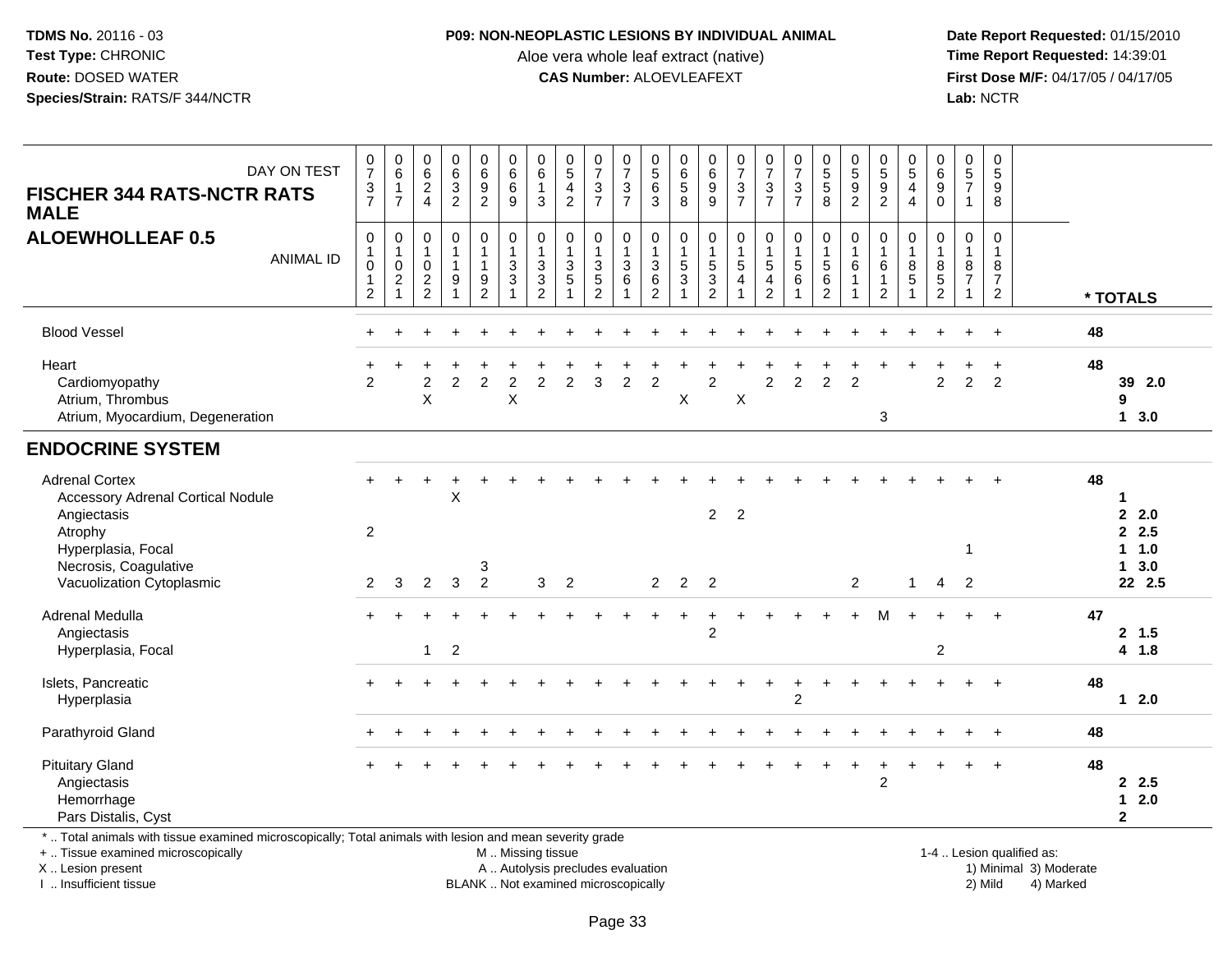**TDMS No.** 20116 - 03
**Test Type:** CHRONIC
**Route:** DOSED WATER
**Species/Strain:** RATS/F 344/NCTR

**P09: NON-NEOPLASTIC LESIONS BY INDIVIDUAL ANIMAL**
Aloe vera whole leaf extract (native)
**CAS Number:** ALOEVLEAFEXT

**Date Report Requested:** 01/15/2010
**Time Report Requested:** 14:39:01
**First Dose M/F:** 04/17/05 / 04/17/05
**Lab:** NCTR

| FISCHER 344 RATS-NCTR RATS MALE — DAY ON TEST | 0737 | 0617 | 0624 | 0632 | 0692 | 0669 | 0613 | 0542 | 0737 | 0737 | 0563 | 0658 | 0699 | 0737 | 0737 | 0737 | 0558 | 0592 | 0592 | 0544 | 0690 | 0571 | 0598 | |
|---|---|---|---|---|---|---|---|---|---|---|---|---|---|---|---|---|---|---|---|---|---|---|---|---|
| **ALOEWHOLLEAF 0.5** — ANIMAL ID | 01012 | 01021 | 01022 | 01191 | 01192 | 01331 | 01332 | 01351 | 01352 | 01361 | 01362 | 01531 | 01532 | 01541 | 01542 | 01561 | 01562 | 01611 | 01612 | 01851 | 01852 | 01871 | 01872 | * TOTALS |
| Blood Vessel | + | + | + | + | + | + | + | + | + | + | + | + | + | + | + | + | + | + | + | + | + | + | + | 48 |
| Heart | + | + | + | + | + | + | + | + | + | + | + | + | + | + | + | + | + | + | + | + | + | + | + | 48 |
| Cardiomyopathy | 2 | | 2 | 2 | 2 | 2 | 2 | 2 | 3 | 2 | 2 | | 2 | | 2 | 2 | 2 | 2 | | | 2 | 2 | 2 | 39 2.0 |
| Atrium, Thrombus | | | X | | | X | | | | | | X | | X | | | | | | | | | | 9 |
| Atrium, Myocardium, Degeneration | | | | | | | | | | | | | | | | | | | 3 | | | | | 1 3.0 |
| **ENDOCRINE SYSTEM** | | | | | | | | | | | | | | | | | | | | | | | | |
| Adrenal Cortex | + | + | + | + | + | + | + | + | + | + | + | + | + | + | + | + | + | + | + | + | + | + | + | 48 |
| Accessory Adrenal Cortical Nodule | | | | X | | | | | | | | | | | | | | | | | | | | 1 |
| Angiectasis | | | | | | | | | | | | | 2 | 2 | | | | | | | | | | 2 2.0 |
| Atrophy | 2 | | | | | | | | | | | | | | | | | | | | | | | 2 2.5 |
| Hyperplasia, Focal | | | | | | | | | | | | | | | | | | | | | | 1 | | 1 1.0 |
| Necrosis, Coagulative | | | | | 3 | | | | | | | | | | | | | | | | | | | 1 3.0 |
| Vacuolization Cytoplasmic | 2 | 3 | 2 | 3 | 2 | | 3 | 2 | | | 2 | 2 | 2 | | | | | 2 | | 1 | 4 | 2 | | 22 2.5 |
| Adrenal Medulla | + | + | + | + | + | + | + | + | + | + | + | + | + | + | + | + | + | + | M | + | + | + | + | 47 |
| Angiectasis | | | | | | | | | | | | | 2 | | | | | | | | | | | 2 1.5 |
| Hyperplasia, Focal | | | 1 | 2 | | | | | | | | | | | | | | | | | 2 | | | 4 1.8 |
| Islets, Pancreatic | + | + | + | + | + | + | + | + | + | + | + | + | + | + | + | + | + | + | + | + | + | + | + | 48 |
| Hyperplasia | | | | | | | | | | | | | | | | 2 | | | | | | | | 1 2.0 |
| Parathyroid Gland | + | + | + | + | + | + | + | + | + | + | + | + | + | + | + | + | + | + | + | + | + | + | + | 48 |
| Pituitary Gland | + | + | + | + | + | + | + | + | + | + | + | + | + | + | + | + | + | + | + | + | + | + | + | 48 |
| Angiectasis | | | | | | | | | | | | | | | | | | | 2 | | | | | 2 2.5 |
| Hemorrhage | | | | | | | | | | | | | | | | | | | | | | | | 1 2.0 |
| Pars Distalis, Cyst | | | | | | | | | | | | | | | | | | | | | | | | 2 |

\* .. Total animals with tissue examined microscopically; Total animals with lesion and mean severity grade
\+ .. Tissue examined microscopically
X .. Lesion present
I .. Insufficient tissue

M .. Missing tissue
A .. Autolysis precludes evaluation
BLANK .. Not examined microscopically

1-4 .. Lesion qualified as:
1) Minimal 3) Moderate
2) Mild 4) Marked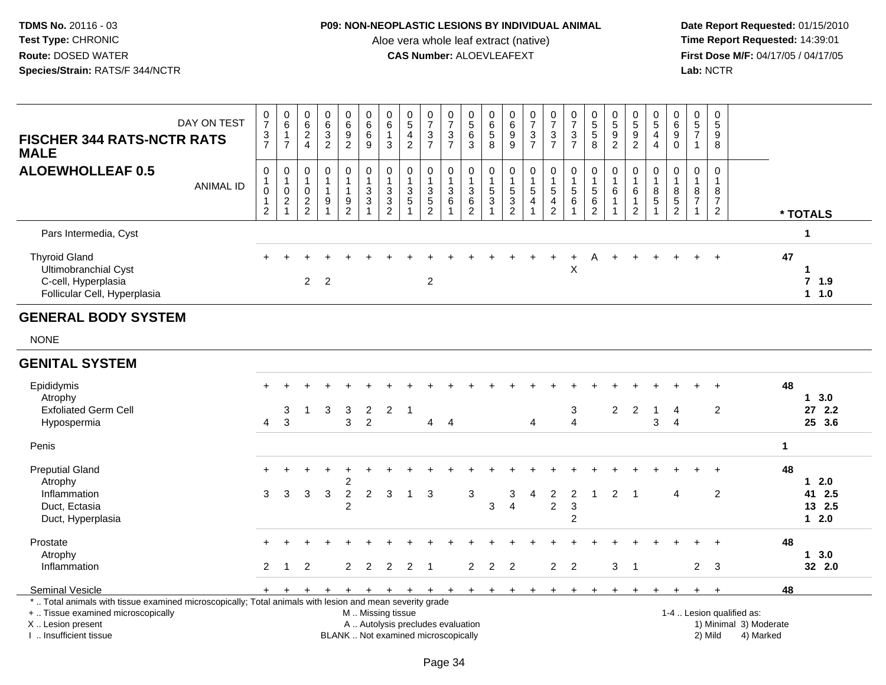**TDMS No.** 20116 - 03
**Test Type:** CHRONIC
**Route:** DOSED WATER
**Species/Strain:** RATS/F 344/NCTR

**P09: NON-NEOPLASTIC LESIONS BY INDIVIDUAL ANIMAL**
Aloe vera whole leaf extract (native)
**CAS Number:** ALOEVLEAFEXT

**Date Report Requested:** 01/15/2010
**Time Report Requested:** 14:39:01
**First Dose M/F:** 04/17/05 / 04/17/05
**Lab:** NCTR

## FISCHER 344 RATS-NCTR RATS MALE
## ALOEWHOLLEAF 0.5

| DAY ON TEST | 0737 | 0617 | 0624 | 0632 | 0692 | 0669 | 0613 | 0542 | 0737 | 0737 | 0563 | 0658 | 0699 | 0737 | 0737 | 0737 | 0558 | 0592 | 0592 | 0544 | 0690 | 0571 | 0598 | |
|---|---|---|---|---|---|---|---|---|---|---|---|---|---|---|---|---|---|---|---|---|---|---|---|---|
| ANIMAL ID | 01012 | 01021 | 01022 | 01191 | 01192 | 01331 | 01332 | 01351 | 01352 | 01361 | 01362 | 01531 | 01532 | 01541 | 01542 | 01561 | 01562 | 01611 | 01612 | 01851 | 01852 | 01871 | 01872 | * TOTALS |
| Pars Intermedia, Cyst | | | | | | | | | | | | | | | | | | | | | | | | 1 |
| Thyroid Gland | + | + | + | + | + | + | + | + | + | + | + | + | + | + | + | + | A | + | + | + | + | + | + | 47 |
| Ultimobranchial Cyst | | | | | | | | | | | | | | | | X | | | | | | | | 1 |
| C-cell, Hyperplasia | | | 2 | 2 | | | | | 2 | | | | | | | | | | | | | | | 7 1.9 |
| Follicular Cell, Hyperplasia | | | | | | | | | | | | | | | | | | | | | | | | 1 1.0 |

## GENERAL BODY SYSTEM

NONE

## GENITAL SYSTEM

| DAY ON TEST | 0737 | 0617 | 0624 | 0632 | 0692 | 0669 | 0613 | 0542 | 0737 | 0737 | 0563 | 0658 | 0699 | 0737 | 0737 | 0737 | 0558 | 0592 | 0592 | 0544 | 0690 | 0571 | 0598 | |
|---|---|---|---|---|---|---|---|---|---|---|---|---|---|---|---|---|---|---|---|---|---|---|---|---|
| ANIMAL ID | 01012 | 01021 | 01022 | 01191 | 01192 | 01331 | 01332 | 01351 | 01352 | 01361 | 01362 | 01531 | 01532 | 01541 | 01542 | 01561 | 01562 | 01611 | 01612 | 01851 | 01852 | 01871 | 01872 | * TOTALS |
| Epididymis | + | + | + | + | + | + | + | + | + | + | + | + | + | + | + | + | + | + | + | + | + | + | + | 48 |
| Atrophy | | | | | | | | | | | | | | | | | | | | | | | | 1 3.0 |
| Exfoliated Germ Cell | | 3 | 1 | 3 | 3 | 2 | 2 | 1 | | | | | | | | 3 | | 2 | 2 | 1 | 4 | | 2 | 27 2.2 |
| Hypospermia | 4 | 3 | | | 3 | 2 | | | 4 | 4 | | | | 4 | | 4 | | | | 3 | 4 | | | 25 3.6 |
| Penis | | | | | | | | | | | | | | | | | | | | | | | | 1 |
| Preputial Gland | + | + | + | + | + | + | + | + | + | + | + | + | + | + | + | + | + | + | + | + | + | + | + | 48 |
| Atrophy | | | | | 2 | | | | | | | | | | | | | | | | | | | 1 2.0 |
| Inflammation | 3 | 3 | 3 | 3 | 2 | 2 | 3 | 1 | 3 | | 3 | | 3 | 4 | 2 | 2 | 1 | 2 | 1 | | 4 | | 2 | 41 2.5 |
| Duct, Ectasia | | | | | 2 | | | | | | | 3 | 4 | | 2 | 3 | | | | | | | | 13 2.5 |
| Duct, Hyperplasia | | | | | | | | | | | | | | | | 2 | | | | | | | | 1 2.0 |
| Prostate | + | + | + | + | + | + | + | + | + | + | + | + | + | + | + | + | + | + | + | + | + | + | + | 48 |
| Atrophy | | | | | | | | | | | | | | | | | | | | | | | | 1 3.0 |
| Inflammation | 2 | 1 | 2 | | 2 | 2 | 2 | 2 | 1 | | 2 | 2 | 2 | | 2 | 2 | | 3 | 1 | | | 2 | 3 | 32 2.0 |
| Seminal Vesicle | + | + | + | + | + | + | + | + | + | + | + | + | + | + | + | + | + | + | + | + | + | + | + | 48 |

\* .. Total animals with tissue examined microscopically; Total animals with lesion and mean severity grade
+ .. Tissue examined microscopically
X .. Lesion present
I .. Insufficient tissue

M .. Missing tissue
A .. Autolysis precludes evaluation
BLANK .. Not examined microscopically

1-4 .. Lesion qualified as:
1) Minimal 3) Moderate
2) Mild 4) Marked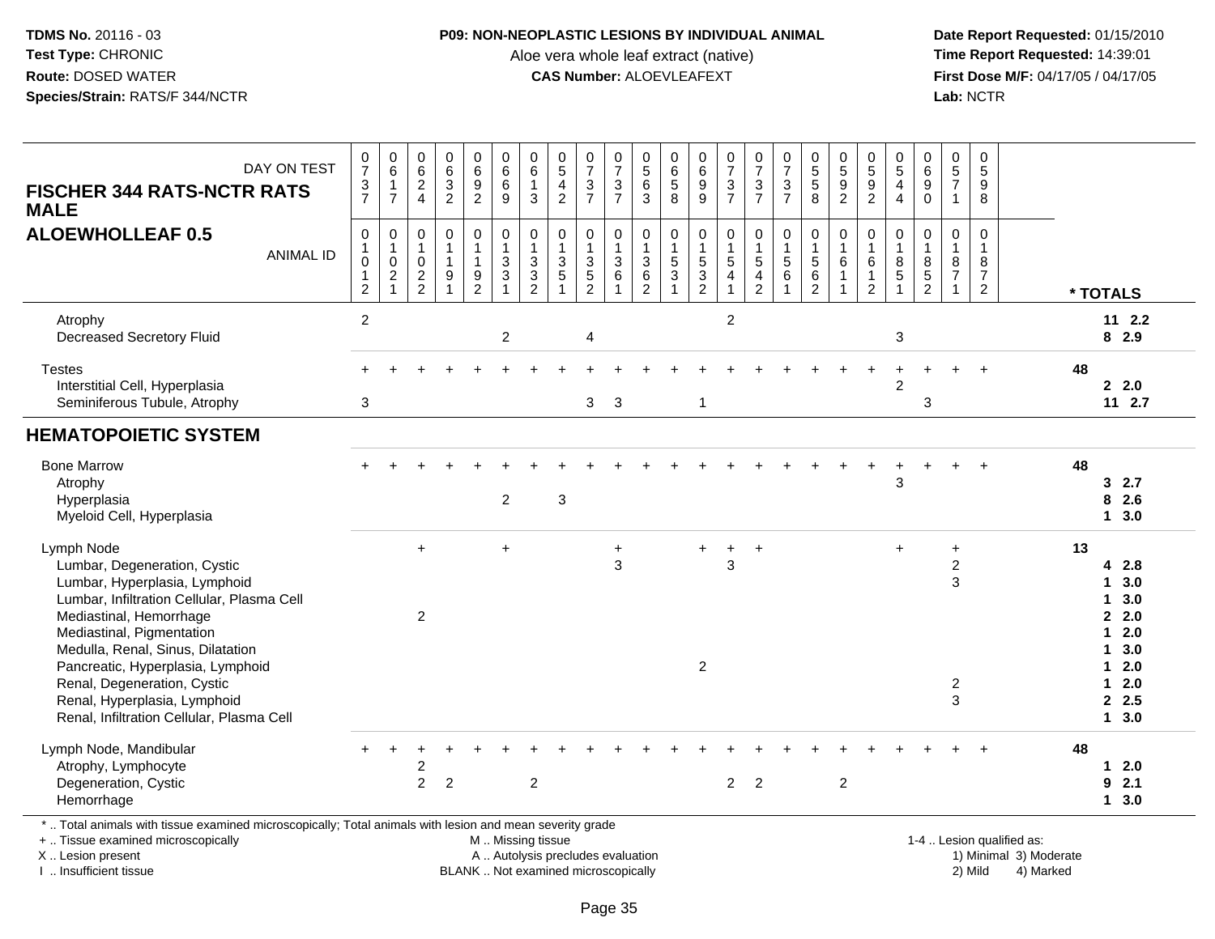**TDMS No.** 20116 - 03
**Test Type:** CHRONIC
**Route:** DOSED WATER
**Species/Strain:** RATS/F 344/NCTR

**P09: NON-NEOPLASTIC LESIONS BY INDIVIDUAL ANIMAL**
Aloe vera whole leaf extract (native)
**CAS Number:** ALOEVLEAFEXT

**Date Report Requested:** 01/15/2010
**Time Report Requested:** 14:39:01
**First Dose M/F:** 04/17/05 / 04/17/05
**Lab:** NCTR

**FISCHER 344 RATS-NCTR RATS MALE**
**ALOEWHOLLEAF 0.5**

| DAY ON TEST | 0737 | 0617 | 0624 | 0632 | 0692 | 0669 | 0613 | 0542 | 0737 | 0737 | 0563 | 0658 | 0699 | 0737 | 0737 | 0737 | 0558 | 0592 | 0592 | 0544 | 0690 | 0571 | 0598 | |
|---|---|---|---|---|---|---|---|---|---|---|---|---|---|---|---|---|---|---|---|---|---|---|---|---|
| **ANIMAL ID** | 01012 | 01021 | 01022 | 01191 | 01192 | 01331 | 01332 | 01351 | 01352 | 01361 | 01362 | 01531 | 01532 | 01541 | 01542 | 01561 | 01562 | 01611 | 01612 | 01851 | 01852 | 01871 | 01872 | *** TOTALS** |
| Atrophy | 2 | | | | | | | | | | | | | 2 | | | | | | | | | | 11 2.2 |
| Decreased Secretory Fluid | | | | | | 2 | | | 4 | | | | | | | | | | | 3 | | | | 8 2.9 |
| Testes | + | + | + | + | + | + | + | + | + | + | + | + | + | + | + | + | + | + | + | + | + | + | + | 48 |
| Interstitial Cell, Hyperplasia | | | | | | | | | | | | | | | | | | | | 2 | | | | 2 2.0 |
| Seminiferous Tubule, Atrophy | 3 | | | | | | | | 3 | 3 | | | 1 | | | | | | | | 3 | | | 11 2.7 |
| **HEMATOPOIETIC SYSTEM** | | | | | | | | | | | | | | | | | | | | | | | | |
| Bone Marrow | + | + | + | + | + | + | + | + | + | + | + | + | + | + | + | + | + | + | + | + | + | + | + | 48 |
| Atrophy | | | | | | | | | | | | | | | | | | | | 3 | | | | 3 2.7 |
| Hyperplasia | | | | | | 2 | | 3 | | | | | | | | | | | | | | | | 8 2.6 |
| Myeloid Cell, Hyperplasia | | | | | | | | | | | | | | | | | | | | | | | | 1 3.0 |
| Lymph Node | | | + | | | + | | | | + | | | + | + | + | | | | | + | | + | | 13 |
| Lumbar, Degeneration, Cystic | | | | | | | | | | 3 | | | | 3 | | | | | | | | 2 | | 4 2.8 |
| Lumbar, Hyperplasia, Lymphoid | | | | | | | | | | | | | | | | | | | | | | 3 | | 1 3.0 |
| Lumbar, Infiltration Cellular, Plasma Cell | | | | | | | | | | | | | | | | | | | | | | | | 1 3.0 |
| Mediastinal, Hemorrhage | | | 2 | | | | | | | | | | | | | | | | | | | | | 2 2.0 |
| Mediastinal, Pigmentation | | | | | | | | | | | | | | | | | | | | | | | | 1 2.0 |
| Medulla, Renal, Sinus, Dilatation | | | | | | | | | | | | | | | | | | | | | | | | 1 3.0 |
| Pancreatic, Hyperplasia, Lymphoid | | | | | | | | | | | | | 2 | | | | | | | | | | | 1 2.0 |
| Renal, Degeneration, Cystic | | | | | | | | | | | | | | | | | | | | | | 2 | | 1 2.0 |
| Renal, Hyperplasia, Lymphoid | | | | | | | | | | | | | | | | | | | | | | 3 | | 2 2.5 |
| Renal, Infiltration Cellular, Plasma Cell | | | | | | | | | | | | | | | | | | | | | | | | 1 3.0 |
| Lymph Node, Mandibular | + | + | + | + | + | + | + | + | + | + | + | + | + | + | + | + | + | + | + | + | + | + | + | 48 |
| Atrophy, Lymphocyte | | | 2 | | | | | | | | | | | | | | | | | | | | | 1 2.0 |
| Degeneration, Cystic | | | 2 | 2 | | | 2 | | | | | | | 2 | 2 | | | 2 | | | | | | 9 2.1 |
| Hemorrhage | | | | | | | | | | | | | | | | | | | | | | | | 1 3.0 |

\* .. Total animals with tissue examined microscopically; Total animals with lesion and mean severity grade
\+ .. Tissue examined microscopically
X .. Lesion present
I .. Insufficient tissue

M .. Missing tissue
A .. Autolysis precludes evaluation
BLANK .. Not examined microscopically

1-4 .. Lesion qualified as:
1) Minimal 3) Moderate
2) Mild 4) Marked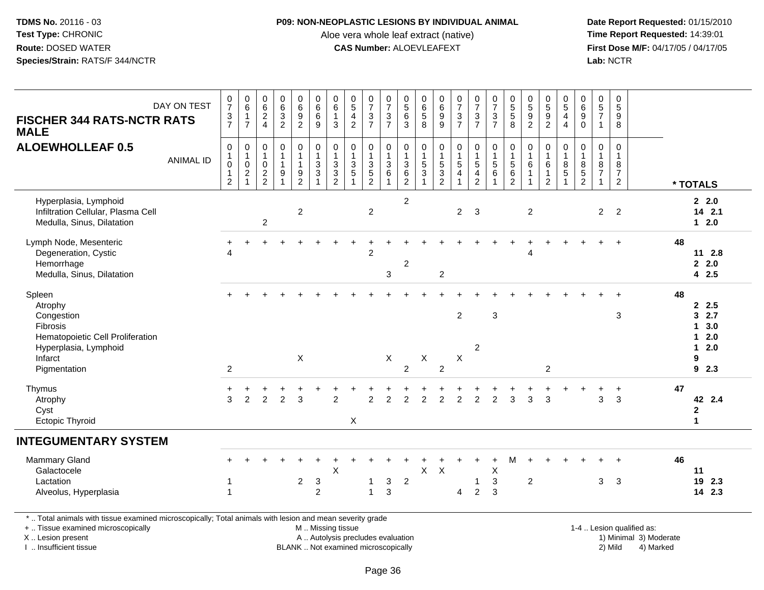TDMS No. 20116 - 03
Test Type: CHRONIC
Route: DOSED WATER
Species/Strain: RATS/F 344/NCTR

**P09: NON-NEOPLASTIC LESIONS BY INDIVIDUAL ANIMAL**
Aloe vera whole leaf extract (native)
**CAS Number:** ALOEVLEAFEXT

Date Report Requested: 01/15/2010
Time Report Requested: 14:39:01
First Dose M/F: 04/17/05 / 04/17/05
Lab: NCTR

## FISCHER 344 RATS-NCTR RATS MALE
## ALOEWHOLLEAF 0.5

| DAY ON TEST | 0737 | 0617 | 0624 | 0632 | 0692 | 0669 | 0613 | 0542 | 0737 | 0737 | 0563 | 0658 | 0699 | 0737 | 0737 | 0737 | 0558 | 0592 | 0592 | 0544 | 0690 | 0571 | 0598 | |
|---|---|---|---|---|---|---|---|---|---|---|---|---|---|---|---|---|---|---|---|---|---|---|---|---|
| **ANIMAL ID** | 01012 | 01021 | 01022 | 01191 | 01192 | 01331 | 01332 | 01351 | 01352 | 01361 | 01362 | 01531 | 01532 | 01541 | 01542 | 01561 | 01562 | 01611 | 01612 | 01851 | 01852 | 01871 | 01872 | *** TOTALS** |
| Hyperplasia, Lymphoid | | | | | | | | | | | 2 | | | | | | | | | | | | | 2 2.0 |
| Infiltration Cellular, Plasma Cell | | | | | 2 | | | | 2 | | | | | 2 | 3 | | | 2 | | | | 2 | 2 | 14 2.1 |
| Medulla, Sinus, Dilatation | | | 2 | | | | | | | | | | | | | | | | | | | | | 1 2.0 |
| Lymph Node, Mesenteric | + | + | + | + | + | + | + | + | + | + | + | + | + | + | + | + | + | + | + | + | + | + | + | 48 |
| Degeneration, Cystic | 4 | | | | | | | | 2 | | | | | | | | | 4 | | | | | | 11 2.8 |
| Hemorrhage | | | | | | | | | | | 2 | | | | | | | | | | | | | 2 2.0 |
| Medulla, Sinus, Dilatation | | | | | | | | | | 3 | | | 2 | | | | | | | | | | | 4 2.5 |
| Spleen | + | + | + | + | + | + | + | + | + | + | + | + | + | + | + | + | + | + | + | + | + | + | + | 48 |
| Atrophy | | | | | | | | | | | | | | | | | | | | | | | | 2 2.5 |
| Congestion | | | | | | | | | | | | | | 2 | | 3 | | | | | | | 3 | 3 2.7 |
| Fibrosis | | | | | | | | | | | | | | | | | | | | | | | | 1 3.0 |
| Hematopoietic Cell Proliferation | | | | | | | | | | | | | | | | | | | | | | | | 1 2.0 |
| Hyperplasia, Lymphoid | | | | | | | | | | | | | | | 2 | | | | | | | | | 1 2.0 |
| Infarct | | | | | X | | | | | X | | X | | X | | | | | | | | | | 9 |
| Pigmentation | 2 | | | | | | | | | | 2 | | 2 | | | | | | 2 | | | | | 9 2.3 |
| Thymus | + | + | + | + | + | + | + | + | + | + | + | + | + | + | + | + | + | + | + | + | + | + | + | 47 |
| Atrophy | 3 | 2 | 2 | 2 | 3 | | 2 | | 2 | 2 | 2 | 2 | 2 | 2 | 2 | 2 | 3 | 3 | 3 | | | 3 | 3 | 42 2.4 |
| Cyst | | | | | | | | | | | | | | | | | | | | | | | | 2 |
| Ectopic Thyroid | | | | | | | | X | | | | | | | | | | | | | | | | 1 |
| **INTEGUMENTARY SYSTEM** | | | | | | | | | | | | | | | | | | | | | | | | |
| Mammary Gland | + | + | + | + | + | + | + | + | + | + | + | + | + | + | + | + | M | + | + | + | + | + | + | 46 |
| Galactocele | | | | | | | X | | | | | X | X | | | X | | | | | | | | 11 |
| Lactation | 1 | | | | 2 | 3 | | | 1 | 3 | 2 | | | | 1 | 3 | | 2 | | | | 3 | 3 | 19 2.3 |
| Alveolus, Hyperplasia | 1 | | | | | 2 | | | 1 | 3 | | | | 4 | 2 | 3 | | | | | | | | 14 2.3 |

\* .. Total animals with tissue examined microscopically; Total animals with lesion and mean severity grade
+ .. Tissue examined microscopically
X .. Lesion present
I .. Insufficient tissue

M .. Missing tissue
A .. Autolysis precludes evaluation
BLANK .. Not examined microscopically

1-4 .. Lesion qualified as:
1) Minimal 3) Moderate
2) Mild 4) Marked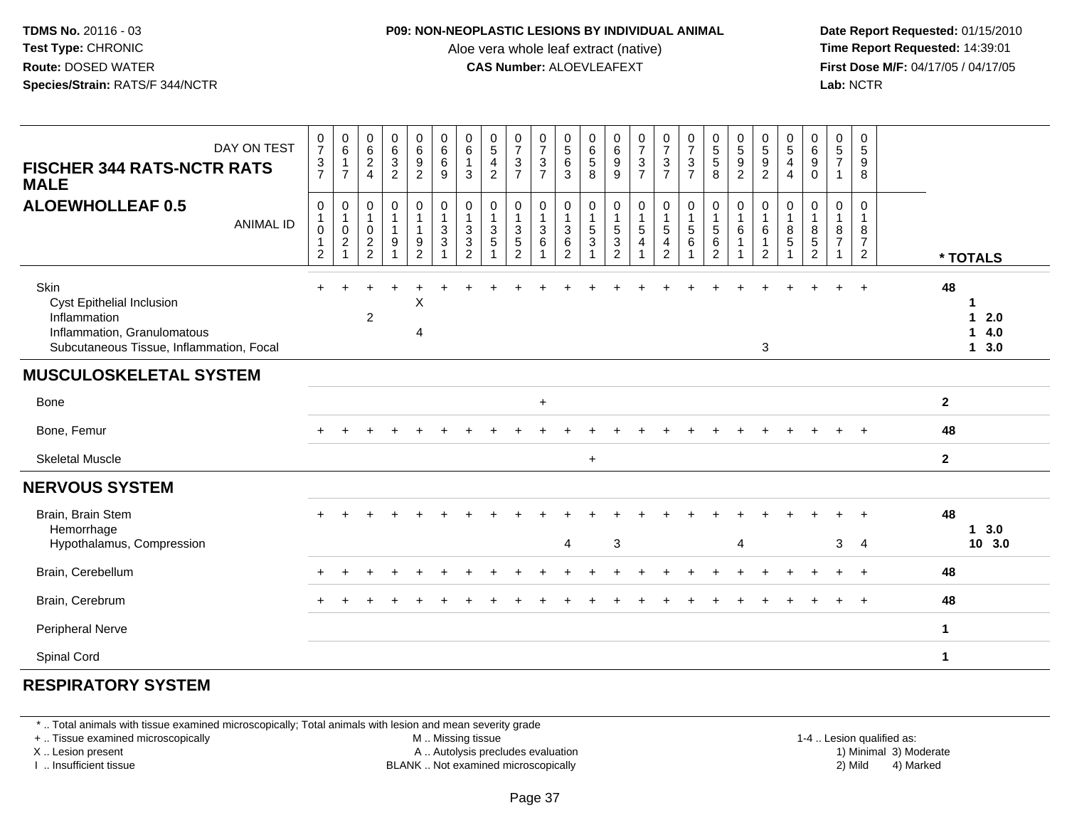**TDMS No.** 20116 - 03
**Test Type:** CHRONIC
**Route:** DOSED WATER
**Species/Strain:** RATS/F 344/NCTR

**P09: NON-NEOPLASTIC LESIONS BY INDIVIDUAL ANIMAL**
Aloe vera whole leaf extract (native)
**CAS Number:** ALOEVLEAFEXT

**Date Report Requested:** 01/15/2010
**Time Report Requested:** 14:39:01
**First Dose M/F:** 04/17/05 / 04/17/05
**Lab:** NCTR

## FISCHER 344 RATS-NCTR RATS MALE
## ALOEWHOLLEAF 0.5

| DAY ON TEST | 0737 | 0617 | 0624 | 0632 | 0692 | 0669 | 0613 | 0542 | 0737 | 0737 | 0563 | 0658 | 0699 | 0737 | 0737 | 0737 | 0558 | 0592 | 0592 | 0544 | 0690 | 0571 | 0598 | |
|---|---|---|---|---|---|---|---|---|---|---|---|---|---|---|---|---|---|---|---|---|---|---|---|---|
| **ANIMAL ID** | 01012 | 01021 | 01022 | 01191 | 01192 | 01331 | 01332 | 01351 | 01352 | 01361 | 01362 | 01531 | 01532 | 01541 | 01542 | 01561 | 01562 | 01611 | 01612 | 01851 | 01852 | 01871 | 01872 | *** TOTALS** |
| Skin | + | + | + | + | + | + | + | + | + | + | + | + | + | + | + | + | + | + | + | + | + | + | + | 48 |
| Cyst Epithelial Inclusion | | | | | X | | | | | | | | | | | | | | | | | | | 1 |
| Inflammation | | | 2 | | | | | | | | | | | | | | | | | | | | | 1 2.0 |
| Inflammation, Granulomatous | | | | | 4 | | | | | | | | | | | | | | | | | | | 1 4.0 |
| Subcutaneous Tissue, Inflammation, Focal | | | | | | | | | | | | | | | | | | | 3 | | | | | 1 3.0 |
| **MUSCULOSKELETAL SYSTEM** | | | | | | | | | | | | | | | | | | | | | | | | |
| Bone | | | | | | | | | | + | | | | | | | | | | | | | | 2 |
| Bone, Femur | + | + | + | + | + | + | + | + | + | + | + | + | + | + | + | + | + | + | + | + | + | + | + | 48 |
| Skeletal Muscle | | | | | | | | | | | | + | | | | | | | | | | | | 2 |
| **NERVOUS SYSTEM** | | | | | | | | | | | | | | | | | | | | | | | | |
| Brain, Brain Stem | + | + | + | + | + | + | + | + | + | + | + | + | + | + | + | + | + | + | + | + | + | + | + | 48 |
| Hemorrhage | | | | | | | | | | | | | | | | | | | | | | | | 1 3.0 |
| Hypothalamus, Compression | | | | | | | | | | | 4 | | 3 | | | | | 4 | | | | 3 | 4 | 10 3.0 |
| Brain, Cerebellum | + | + | + | + | + | + | + | + | + | + | + | + | + | + | + | + | + | + | + | + | + | + | + | 48 |
| Brain, Cerebrum | + | + | + | + | + | + | + | + | + | + | + | + | + | + | + | + | + | + | + | + | + | + | + | 48 |
| Peripheral Nerve | | | | | | | | | | | | | | | | | | | | | | | | 1 |
| Spinal Cord | | | | | | | | | | | | | | | | | | | | | | | | 1 |
| **RESPIRATORY SYSTEM** | | | | | | | | | | | | | | | | | | | | | | | | |

* .. Total animals with tissue examined microscopically; Total animals with lesion and mean severity grade
+ .. Tissue examined microscopically
X .. Lesion present
I .. Insufficient tissue
M .. Missing tissue
A .. Autolysis precludes evaluation
BLANK .. Not examined microscopically
1-4 .. Lesion qualified as: 1) Minimal 2) Mild 3) Moderate 4) Marked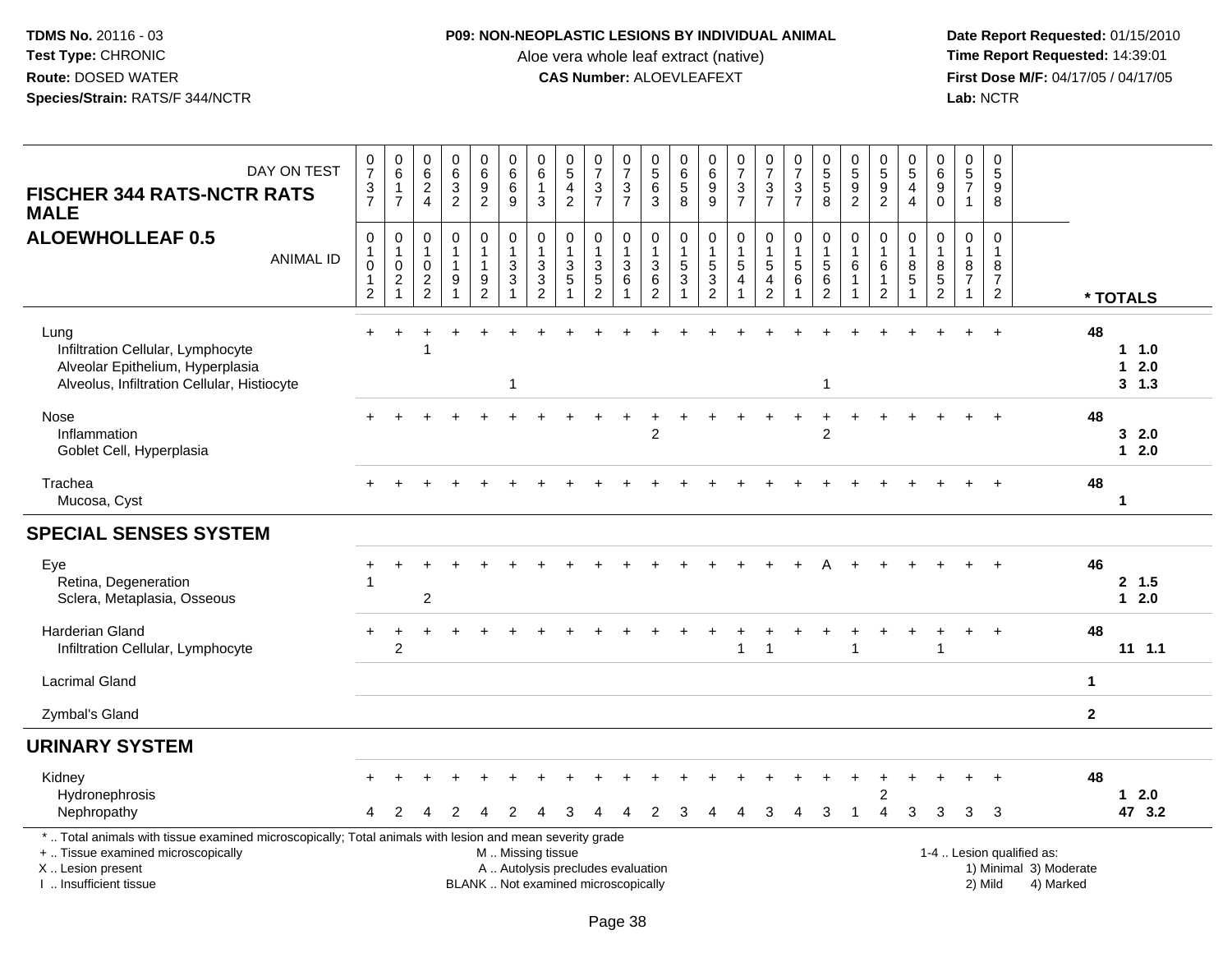**TDMS No.** 20116 - 03
**Test Type:** CHRONIC
**Route:** DOSED WATER
**Species/Strain:** RATS/F 344/NCTR

**P09: NON-NEOPLASTIC LESIONS BY INDIVIDUAL ANIMAL**
Aloe vera whole leaf extract (native)
**CAS Number:** ALOEVLEAFEXT

**Date Report Requested:** 01/15/2010
**Time Report Requested:** 14:39:01
**First Dose M/F:** 04/17/05 / 04/17/05
**Lab:** NCTR

**FISCHER 344 RATS-NCTR RATS MALE**
**ALOEWHOLLEAF 0.5**

| DAY ON TEST | 0737 | 0617 | 0624 | 0632 | 0692 | 0669 | 0613 | 0542 | 0737 | 0737 | 0563 | 0658 | 0699 | 0737 | 0737 | 0737 | 0558 | 0592 | 0592 | 0544 | 0690 | 0571 | 0598 | |
|---|---|---|---|---|---|---|---|---|---|---|---|---|---|---|---|---|---|---|---|---|---|---|---|---|
| ANIMAL ID | 01012 | 01021 | 01022 | 01191 | 01192 | 01331 | 01332 | 01351 | 01352 | 01361 | 01362 | 01531 | 01532 | 01541 | 01542 | 01561 | 01562 | 01611 | 01612 | 01851 | 01852 | 01871 | 01872 | * TOTALS |
| Lung | + | + | + | + | + | + | + | + | + | + | + | + | + | + | + | + | + | + | + | + | + | + | + | 48 |
| Infiltration Cellular, Lymphocyte | | | 1 | | | | | | | | | | | | | | | | | | | | | 1 1.0 |
| Alveolar Epithelium, Hyperplasia | | | | | | | | | | | | | | | | | | | | | | | | 1 2.0 |
| Alveolus, Infiltration Cellular, Histiocyte | | | | | | 1 | | | | | | | | | | | 1 | | | | | | | 3 1.3 |
| Nose | + | + | + | + | + | + | + | + | + | + | + | + | + | + | + | + | + | + | + | + | + | + | + | 48 |
| Inflammation | | | | | | | | | | | 2 | | | | | | 2 | | | | | | | 3 2.0 |
| Goblet Cell, Hyperplasia | | | | | | | | | | | | | | | | | | | | | | | | 1 2.0 |
| Trachea | + | + | + | + | + | + | + | + | + | + | + | + | + | + | + | + | + | + | + | + | + | + | + | 48 |
| Mucosa, Cyst | | | | | | | | | | | | | | | | | | | | | | | | 1 |
| **SPECIAL SENSES SYSTEM** | | | | | | | | | | | | | | | | | | | | | | | | |
| Eye | + | + | + | + | + | + | + | + | + | + | + | + | + | + | + | + | A | + | + | + | + | + | + | 46 |
| Retina, Degeneration | 1 | | | | | | | | | | | | | | | | | | | | | | | 2 1.5 |
| Sclera, Metaplasia, Osseous | | | 2 | | | | | | | | | | | | | | | | | | | | | 1 2.0 |
| Harderian Gland | + | + | + | + | + | + | + | + | + | + | + | + | + | + | + | + | + | + | + | + | + | + | + | 48 |
| Infiltration Cellular, Lymphocyte | | 2 | | | | | | | | | | | | 1 | 1 | | | 1 | | | 1 | | | 11 1.1 |
| Lacrimal Gland | | | | | | | | | | | | | | | | | | | | | | | | 1 |
| Zymbal's Gland | | | | | | | | | | | | | | | | | | | | | | | | 2 |
| **URINARY SYSTEM** | | | | | | | | | | | | | | | | | | | | | | | | |
| Kidney | + | + | + | + | + | + | + | + | + | + | + | + | + | + | + | + | + | + | + | + | + | + | + | 48 |
| Hydronephrosis | | | | | | | | | | | | | | | | | | | 2 | | | | | 1 2.0 |
| Nephropathy | 4 | 2 | 4 | 2 | 4 | 2 | 4 | 3 | 4 | 4 | 2 | 3 | 4 | 4 | 3 | 4 | 3 | 1 | 4 | 3 | 3 | 3 | 3 | 47 3.2 |

* .. Total animals with tissue examined microscopically; Total animals with lesion and mean severity grade
+ .. Tissue examined microscopically
X .. Lesion present
I .. Insufficient tissue

M .. Missing tissue
A .. Autolysis precludes evaluation
BLANK .. Not examined microscopically

1-4 .. Lesion qualified as:
1) Minimal 3) Moderate
2) Mild 4) Marked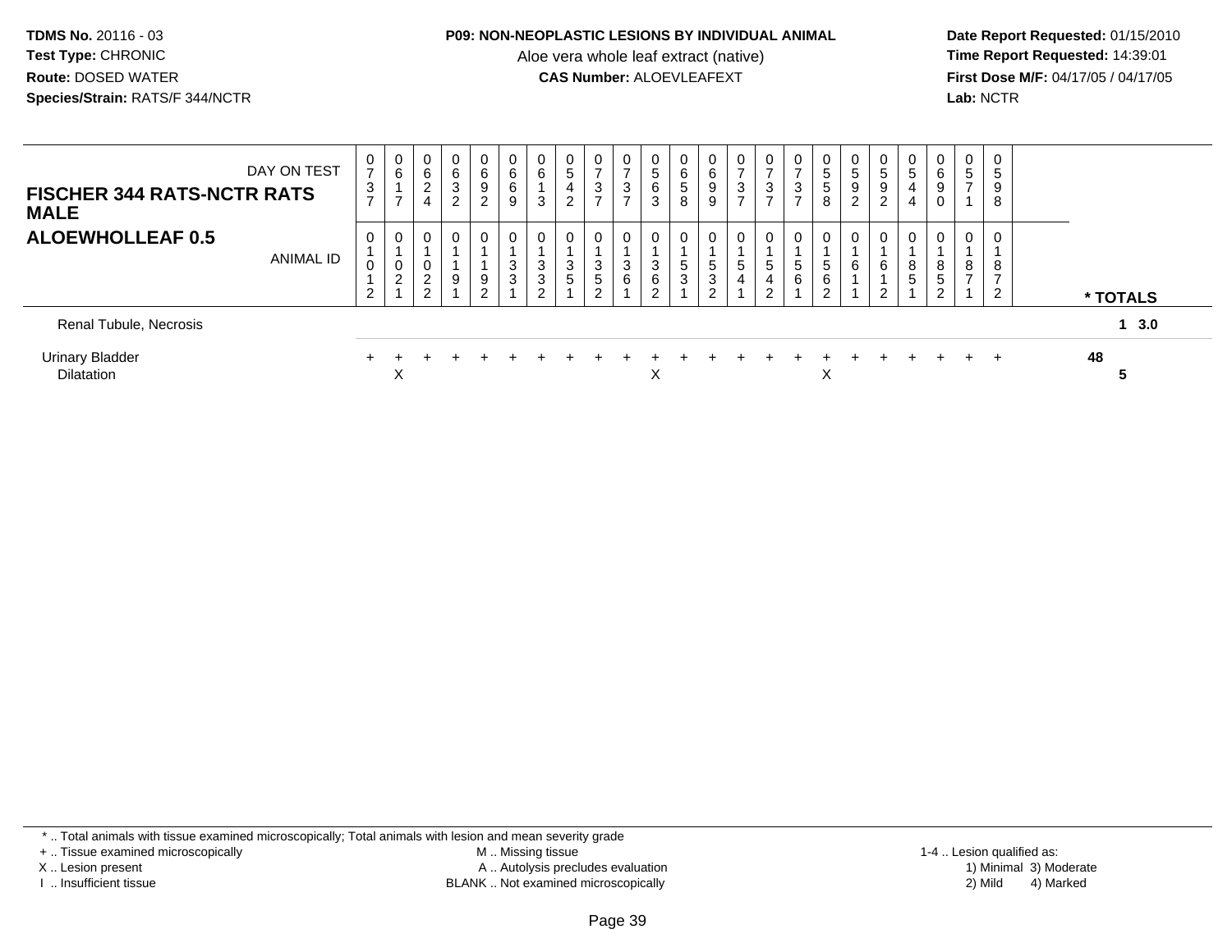**TDMS No.** 20116 - 03
**Test Type:** CHRONIC
**Route:** DOSED WATER
**Species/Strain:** RATS/F 344/NCTR

**P09: NON-NEOPLASTIC LESIONS BY INDIVIDUAL ANIMAL**
Aloe vera whole leaf extract (native)
**CAS Number:** ALOEVLEAFEXT

**Date Report Requested:** 01/15/2010
**Time Report Requested:** 14:39:01
**First Dose M/F:** 04/17/05 / 04/17/05
**Lab:** NCTR

| FISCHER 344 RATS-NCTR RATS MALE / ALOEWHOLLEAF 0.5 — DAY ON TEST | 0737 | 0617 | 0624 | 0632 | 0692 | 0669 | 0613 | 0542 | 0737 | 0737 | 0563 | 0658 | 0699 | 0737 | 0737 | 0737 | 0558 | 0592 | 0592 | 0544 | 0690 | 0571 | 0598 | |
|---|---|---|---|---|---|---|---|---|---|---|---|---|---|---|---|---|---|---|---|---|---|---|---|---|
| ANIMAL ID | 01012 | 01021 | 01022 | 01191 | 01192 | 01331 | 01332 | 01351 | 01352 | 01361 | 01362 | 01531 | 01532 | 01541 | 01542 | 01561 | 01562 | 01611 | 01612 | 01851 | 01852 | 01871 | 01872 | * TOTALS |
| Renal Tubule, Necrosis | | | | | | | | | | | | | | | | | | | | | | | | 1 3.0 |
| Urinary Bladder | + | + | + | + | + | + | + | + | + | + | + | + | + | + | + | + | + | + | + | + | + | + | + | 48 |
| Dilatation | | X | | | | | | | | | X | | | | | | X | | | | | | | 5 |

* .. Total animals with tissue examined microscopically; Total animals with lesion and mean severity grade
+ .. Tissue examined microscopically
X .. Lesion present
I .. Insufficient tissue
M .. Missing tissue
A .. Autolysis precludes evaluation
BLANK .. Not examined microscopically
1-4 .. Lesion qualified as:
1) Minimal 3) Moderate
2) Mild 4) Marked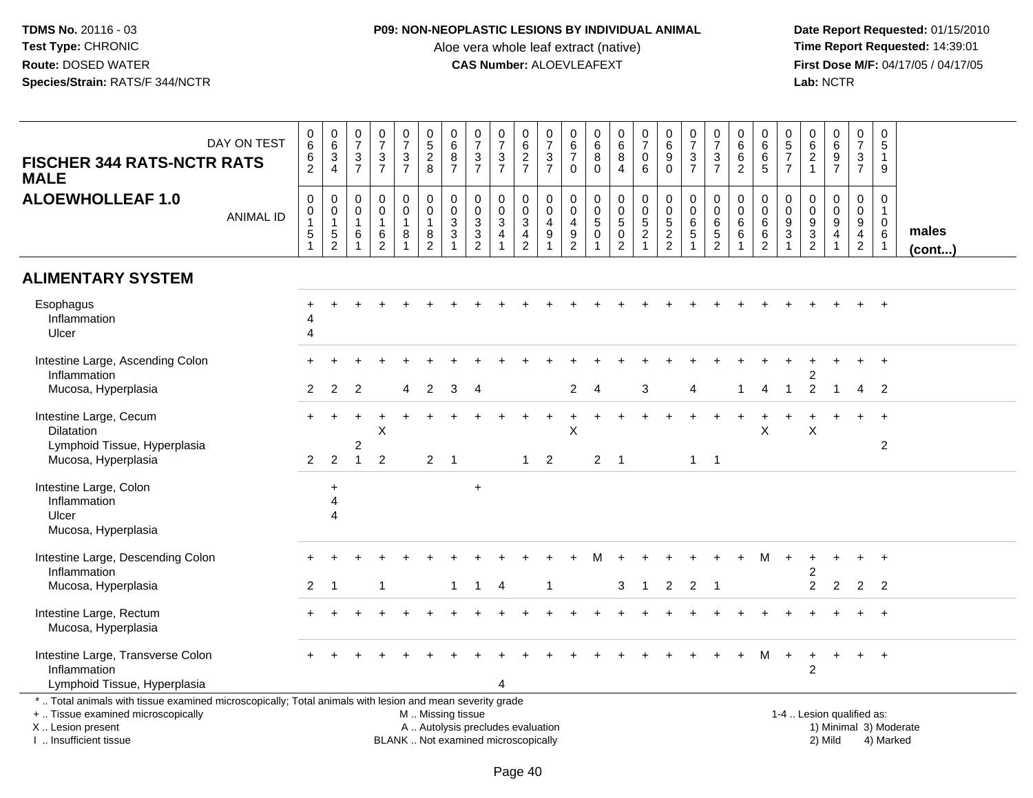**TDMS No.** 20116 - 03
**Test Type:** CHRONIC
**Route:** DOSED WATER
**Species/Strain:** RATS/F 344/NCTR

**P09: NON-NEOPLASTIC LESIONS BY INDIVIDUAL ANIMAL**
Aloe vera whole leaf extract (native)
**CAS Number:** ALOEVLEAFEXT

**Date Report Requested:** 01/15/2010
**Time Report Requested:** 14:39:01
**First Dose M/F:** 04/17/05 / 04/17/05
**Lab:** NCTR

**FISCHER 344 RATS-NCTR RATS MALE**
**ALOEWHOLLEAF 1.0**

| DAY ON TEST | 0662 | 0634 | 0737 | 0737 | 0737 | 0528 | 0687 | 0737 | 0737 | 0627 | 0737 | 0670 | 0680 | 0684 | 0706 | 0690 | 0737 | 0737 | 0662 | 0665 | 0577 | 0621 | 0697 | 0737 | 0519 | |
|---|---|---|---|---|---|---|---|---|---|---|---|---|---|---|---|---|---|---|---|---|---|---|---|---|---|---|
| ANIMAL ID | 00151 | 00152 | 00161 | 00162 | 00181 | 00182 | 00331 | 00332 | 00341 | 00342 | 00491 | 00492 | 00501 | 00502 | 00521 | 00522 | 00651 | 00652 | 00661 | 00662 | 00931 | 00932 | 00941 | 00942 | 01061 | **males (cont...)** |
| **ALIMENTARY SYSTEM** | | | | | | | | | | | | | | | | | | | | | | | | | | |
| Esophagus | + | + | + | + | + | + | + | + | + | + | + | + | + | + | + | + | + | + | + | + | + | + | + | + | + | |
| Inflammation | 4 | | | | | | | | | | | | | | | | | | | | | | | | | |
| Ulcer | 4 | | | | | | | | | | | | | | | | | | | | | | | | | |
| Intestine Large, Ascending Colon | + | + | + | + | + | + | + | + | + | + | + | + | + | + | + | + | + | + | + | + | + | + | + | + | + | |
| Inflammation | | | | | | | | | | | | | | | | | | | | | | 2 | | | | |
| Mucosa, Hyperplasia | 2 | 2 | 2 | | 4 | 2 | 3 | 4 | | | | 2 | 4 | | 3 | | 4 | | 1 | 4 | 1 | 2 | 1 | 4 | 2 | |
| Intestine Large, Cecum | + | + | + | + | + | + | + | + | + | + | + | + | + | + | + | + | + | + | + | + | + | + | + | + | + | |
| Dilatation | | | | X | | | | | | | | X | | | | | | | | X | | X | | | | |
| Lymphoid Tissue, Hyperplasia | | | 2 | | | | | | | | | | | | | | | | | | | | | | 2 | |
| Mucosa, Hyperplasia | 2 | 2 | 1 | 2 | | 2 | 1 | | | 1 | 2 | | 2 | 1 | | | 1 | 1 | | | | | | | | |
| Intestine Large, Colon | | + | | | | | | + | | | | | | | | | | | | | | | | | | |
| Inflammation | | 4 | | | | | | | | | | | | | | | | | | | | | | | | |
| Ulcer | | 4 | | | | | | | | | | | | | | | | | | | | | | | | |
| Mucosa, Hyperplasia | | | | | | | | | | | | | | | | | | | | | | | | | | |
| Intestine Large, Descending Colon | + | + | + | + | + | + | + | + | + | + | + | + | M | + | + | + | + | + | + | M | + | + | + | + | + | |
| Inflammation | | | | | | | | | | | | | | | | | | | | | | 2 | | | | |
| Mucosa, Hyperplasia | 2 | 1 | | 1 | | | 1 | 1 | 4 | | 1 | | | 3 | 1 | 2 | 2 | 1 | | | | 2 | 2 | 2 | 2 | |
| Intestine Large, Rectum | + | + | + | + | + | + | + | + | + | + | + | + | + | + | + | + | + | + | + | + | + | + | + | + | + | |
| Mucosa, Hyperplasia | | | | | | | | | | | | | | | | | | | | | | | | | | |
| Intestine Large, Transverse Colon | + | + | + | + | + | + | + | + | + | + | + | + | + | + | + | + | + | + | + | M | + | + | + | + | + | |
| Inflammation | | | | | | | | | | | | | | | | | | | | | | 2 | | | | |
| Lymphoid Tissue, Hyperplasia | | | | | | | | | 4 | | | | | | | | | | | | | | | | | |

* .. Total animals with tissue examined microscopically; Total animals with lesion and mean severity grade
+ .. Tissue examined microscopically
X .. Lesion present
I .. Insufficient tissue

M .. Missing tissue
A .. Autolysis precludes evaluation
BLANK .. Not examined microscopically

1-4 .. Lesion qualified as:
1) Minimal 3) Moderate
2) Mild 4) Marked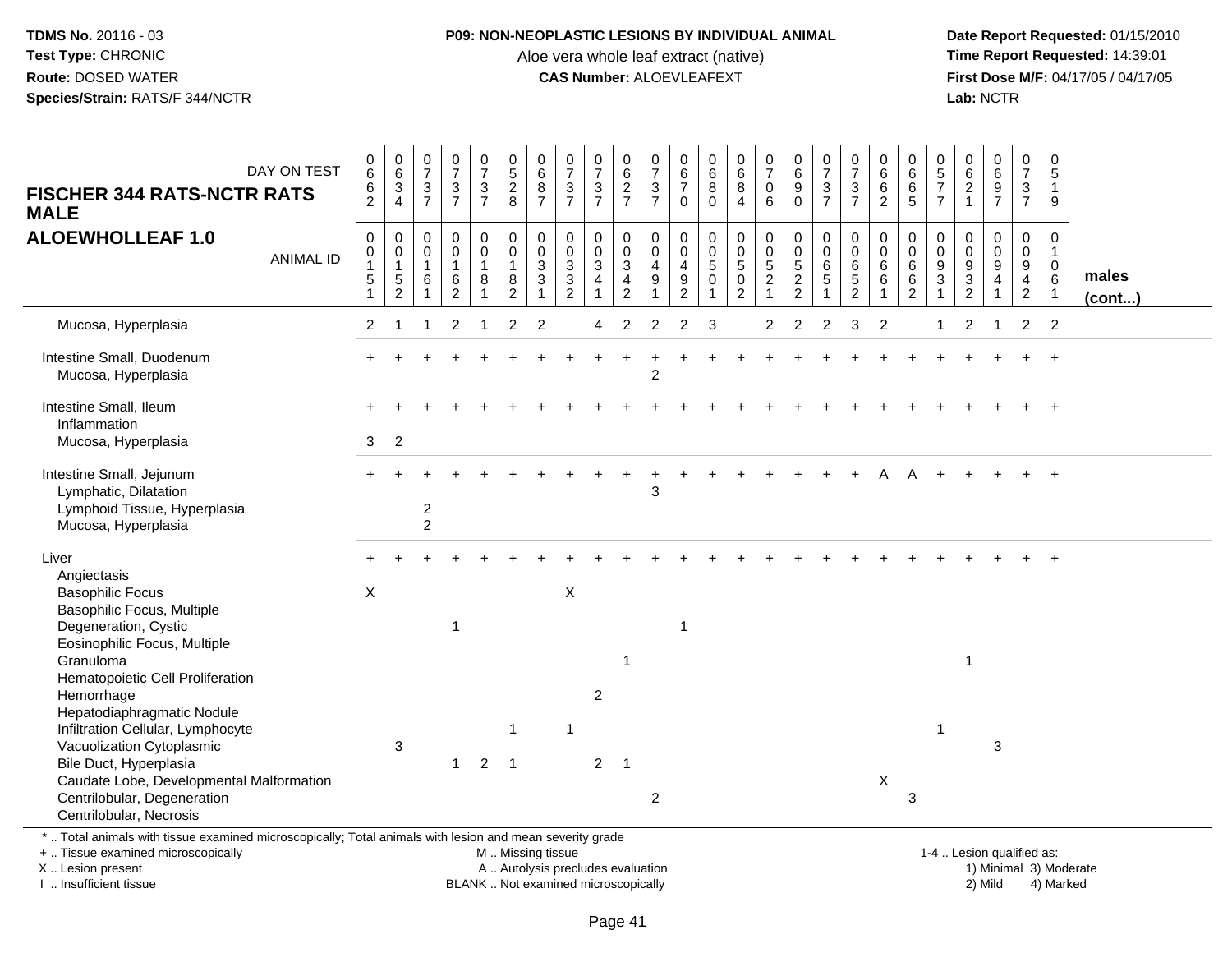**TDMS No.** 20116 - 03
**Test Type:** CHRONIC
**Route:** DOSED WATER
**Species/Strain:** RATS/F 344/NCTR

**P09: NON-NEOPLASTIC LESIONS BY INDIVIDUAL ANIMAL**
Aloe vera whole leaf extract (native)
**CAS Number:** ALOEVLEAFEXT

**Date Report Requested:** 01/15/2010
**Time Report Requested:** 14:39:01
**First Dose M/F:** 04/17/05 / 04/17/05
**Lab:** NCTR

| FISCHER 344 RATS-NCTR RATS MALE ALOEWHOLLEAF 1.0 — DAY ON TEST | 0662 | 0634 | 0737 | 0737 | 0737 | 0528 | 0687 | 0737 | 0737 | 0627 | 0737 | 0670 | 0680 | 0684 | 0706 | 0690 | 0737 | 0737 | 0662 | 0665 | 0577 | 0621 | 0697 | 0737 | 0519 | |
|---|---|---|---|---|---|---|---|---|---|---|---|---|---|---|---|---|---|---|---|---|---|---|---|---|---|---|
| **ANIMAL ID** | 00151 | 00152 | 00161 | 00162 | 00181 | 00182 | 00331 | 00332 | 00341 | 00342 | 00491 | 00492 | 00501 | 00502 | 00521 | 00522 | 00651 | 00652 | 00661 | 00662 | 00931 | 00932 | 00941 | 00942 | 01061 | **males (cont...)** |
| Mucosa, Hyperplasia | 2 | 1 | 1 | 2 | 1 | 2 | 2 | | 4 | 2 | 2 | 2 | 3 | | 2 | 2 | 2 | 3 | 2 | | 1 | 2 | 1 | 2 | 2 | |
| Intestine Small, Duodenum | + | + | + | + | + | + | + | + | + | + | + | + | + | + | + | + | + | + | + | + | + | + | + | + | + | |
| Mucosa, Hyperplasia | | | | | | | | | | | 2 | | | | | | | | | | | | | | | |
| Intestine Small, Ileum | + | + | + | + | + | + | + | + | + | + | + | + | + | + | + | + | + | + | + | + | + | + | + | + | + | |
| Inflammation | | | | | | | | | | | | | | | | | | | | | | | | | | |
| Mucosa, Hyperplasia | 3 | 2 | | | | | | | | | | | | | | | | | | | | | | | | |
| Intestine Small, Jejunum | + | + | + | + | + | + | + | + | + | + | + | + | + | + | + | + | + | + | A | A | + | + | + | + | + | |
| Lymphatic, Dilatation | | | | | | | | | | | 3 | | | | | | | | | | | | | | | |
| Lymphoid Tissue, Hyperplasia | | | 2 | | | | | | | | | | | | | | | | | | | | | | | |
| Mucosa, Hyperplasia | | | 2 | | | | | | | | | | | | | | | | | | | | | | | |
| Liver | + | + | + | + | + | + | + | + | + | + | + | + | + | + | + | + | + | + | + | + | + | + | + | + | + | |
| Angiectasis | | | | | | | | | | | | | | | | | | | | | | | | | | |
| Basophilic Focus | X | | | | | | | X | | | | | | | | | | | | | | | | | | |
| Basophilic Focus, Multiple | | | | | | | | | | | | | | | | | | | | | | | | | | |
| Degeneration, Cystic | | | | 1 | | | | | | | | 1 | | | | | | | | | | | | | | |
| Eosinophilic Focus, Multiple | | | | | | | | | | | | | | | | | | | | | | | | | | |
| Granuloma | | | | | | | | | | 1 | | | | | | | | | | | | 1 | | | | |
| Hematopoietic Cell Proliferation | | | | | | | | | | | | | | | | | | | | | | | | | | |
| Hemorrhage | | | | | | | | | 2 | | | | | | | | | | | | | | | | | |
| Hepatodiaphragmatic Nodule | | | | | | | | | | | | | | | | | | | | | | | | | | |
| Infiltration Cellular, Lymphocyte | | | | | | 1 | | 1 | | | | | | | | | | | | | 1 | | | | | |
| Vacuolization Cytoplasmic | | 3 | | | | | | | | | | | | | | | | | | | | | 3 | | | |
| Bile Duct, Hyperplasia | | | | 1 | 2 | 1 | | | 2 | 1 | | | | | | | | | | | | | | | | |
| Caudate Lobe, Developmental Malformation | | | | | | | | | | | | | | | | | | | X | | | | | | | |
| Centrilobular, Degeneration | | | | | | | | | | | 2 | | | | | | | | | 3 | | | | | | |
| Centrilobular, Necrosis | | | | | | | | | | | | | | | | | | | | | | | | | | |

\* .. Total animals with tissue examined microscopically; Total animals with lesion and mean severity grade
\+ .. Tissue examined microscopically
X .. Lesion present
I .. Insufficient tissue

M .. Missing tissue
A .. Autolysis precludes evaluation
BLANK .. Not examined microscopically

1-4 .. Lesion qualified as:
1) Minimal 3) Moderate
2) Mild 4) Marked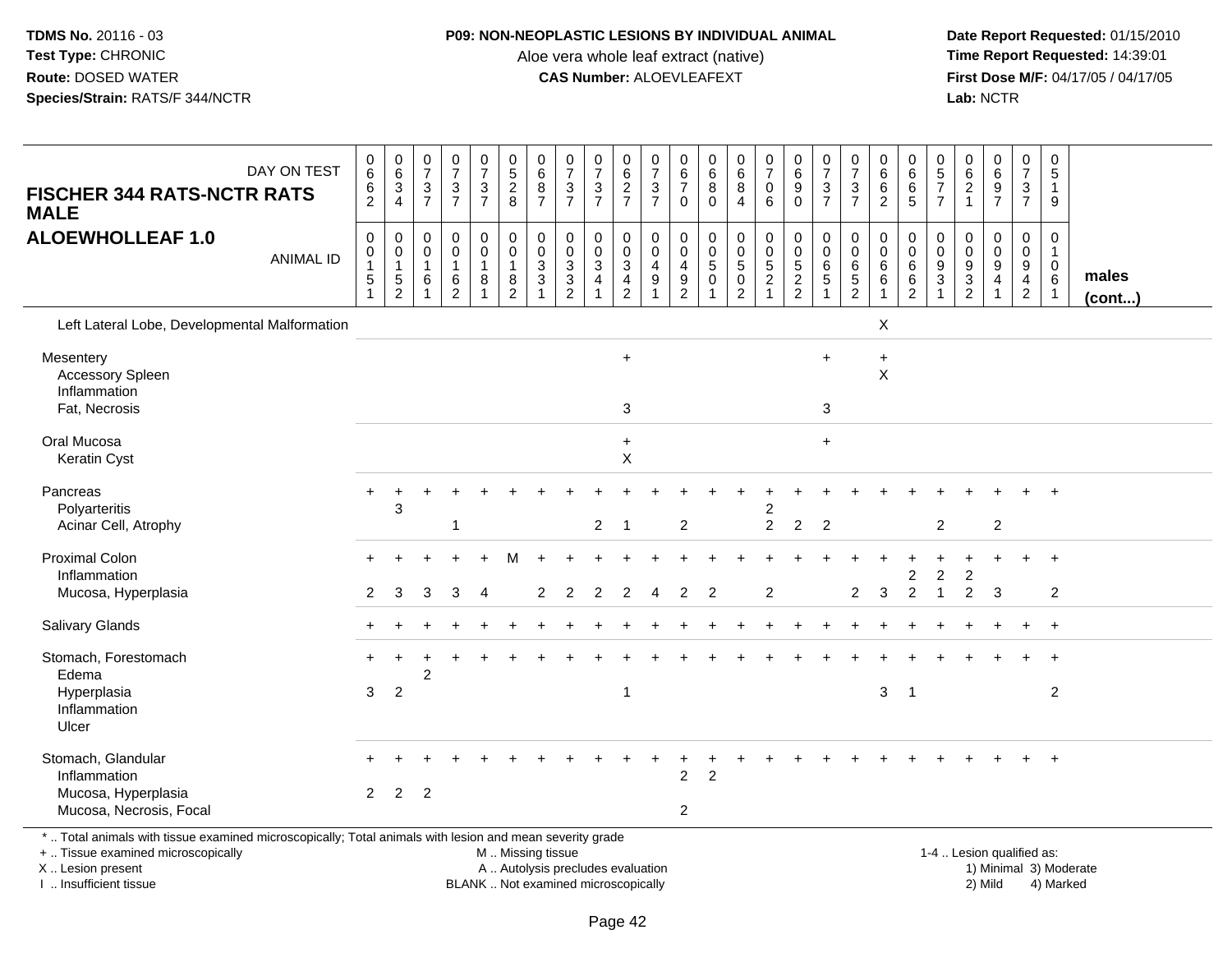TDMS No. 20116 - 03
Test Type: CHRONIC
Route: DOSED WATER
Species/Strain: RATS/F 344/NCTR

**P09: NON-NEOPLASTIC LESIONS BY INDIVIDUAL ANIMAL**
Aloe vera whole leaf extract (native)
**CAS Number:** ALOEVLEAFEXT

Date Report Requested: 01/15/2010
Time Report Requested: 14:39:01
First Dose M/F: 04/17/05 / 04/17/05
Lab: NCTR

**FISCHER 344 RATS-NCTR RATS MALE**
**ALOEWHOLLEAF 1.0**

| DAY ON TEST | 0662 | 0634 | 0737 | 0737 | 0737 | 0528 | 0687 | 0737 | 0737 | 0627 | 0737 | 0670 | 0680 | 0684 | 0706 | 0690 | 0737 | 0737 | 0662 | 0665 | 0577 | 0621 | 0697 | 0737 | 0519 | |
|---|---|---|---|---|---|---|---|---|---|---|---|---|---|---|---|---|---|---|---|---|---|---|---|---|---|---|
| ANIMAL ID | 00151 | 00152 | 00161 | 00162 | 00181 | 00182 | 00331 | 00332 | 00341 | 00342 | 00491 | 00492 | 00501 | 00502 | 00521 | 00522 | 00651 | 00652 | 00661 | 00662 | 00931 | 00932 | 00941 | 00942 | 01061 | males (cont...) |
| Left Lateral Lobe, Developmental Malformation | | | | | | | | | | | | | | | | | | | X | | | | | | | |
| Mesentery | | | | | | | | | | + | | | | | | | + | | + | | | | | | | |
| Accessory Spleen | | | | | | | | | | | | | | | | | | | X | | | | | | | |
| Inflammation | | | | | | | | | | | | | | | | | | | | | | | | | | |
| Fat, Necrosis | | | | | | | | | | 3 | | | | | | | 3 | | | | | | | | | |
| Oral Mucosa | | | | | | | | | | + | | | | | | | + | | | | | | | | | |
| Keratin Cyst | | | | | | | | | | X | | | | | | | | | | | | | | | | |
| Pancreas | + | + | + | + | + | + | + | + | + | + | + | + | + | + | + | + | + | + | + | + | + | + | + | + | + | |
| Polyarteritis | | 3 | | | | | | | | | | | | | 2 | | | | | | | | | | | |
| Acinar Cell, Atrophy | | | | 1 | | | | | 2 | 1 | | 2 | | | 2 | 2 | 2 | | | | 2 | | 2 | | | |
| Proximal Colon | + | + | + | + | + | M | + | + | + | + | + | + | + | + | + | + | + | + | + | + | + | + | + | + | + | |
| Inflammation | | | | | | | | | | | | | | | | | | | | 2 | 2 | 2 | | | | |
| Mucosa, Hyperplasia | 2 | 3 | 3 | 3 | 4 | | 2 | 2 | 2 | 2 | 4 | 2 | 2 | | 2 | | | 2 | 3 | 2 | 1 | 2 | 3 | | 2 | |
| Salivary Glands | + | + | + | + | + | + | + | + | + | + | + | + | + | + | + | + | + | + | + | + | + | + | + | + | + | |
| Stomach, Forestomach | + | + | + | + | + | + | + | + | + | + | + | + | + | + | + | + | + | + | + | + | + | + | + | + | + | |
| Edema | | | 2 | | | | | | | | | | | | | | | | | | | | | | | |
| Hyperplasia | 3 | 2 | | | | | | | | 1 | | | | | | | | | 3 | 1 | | | | | 2 | |
| Inflammation | | | | | | | | | | | | | | | | | | | | | | | | | | |
| Ulcer | | | | | | | | | | | | | | | | | | | | | | | | | | |
| Stomach, Glandular | + | + | + | + | + | + | + | + | + | + | + | + | + | + | + | + | + | + | + | + | + | + | + | + | + | |
| Inflammation | | | | | | | | | | | | 2 | 2 | | | | | | | | | | | | | |
| Mucosa, Hyperplasia | 2 | 2 | 2 | | | | | | | | | | | | | | | | | | | | | | | |
| Mucosa, Necrosis, Focal | | | | | | | | | | | | 2 | | | | | | | | | | | | | | |

\* .. Total animals with tissue examined microscopically; Total animals with lesion and mean severity grade
\+ .. Tissue examined microscopically
X .. Lesion present
I .. Insufficient tissue

M .. Missing tissue
A .. Autolysis precludes evaluation
BLANK .. Not examined microscopically

1-4 .. Lesion qualified as:
1) Minimal 3) Moderate
2) Mild 4) Marked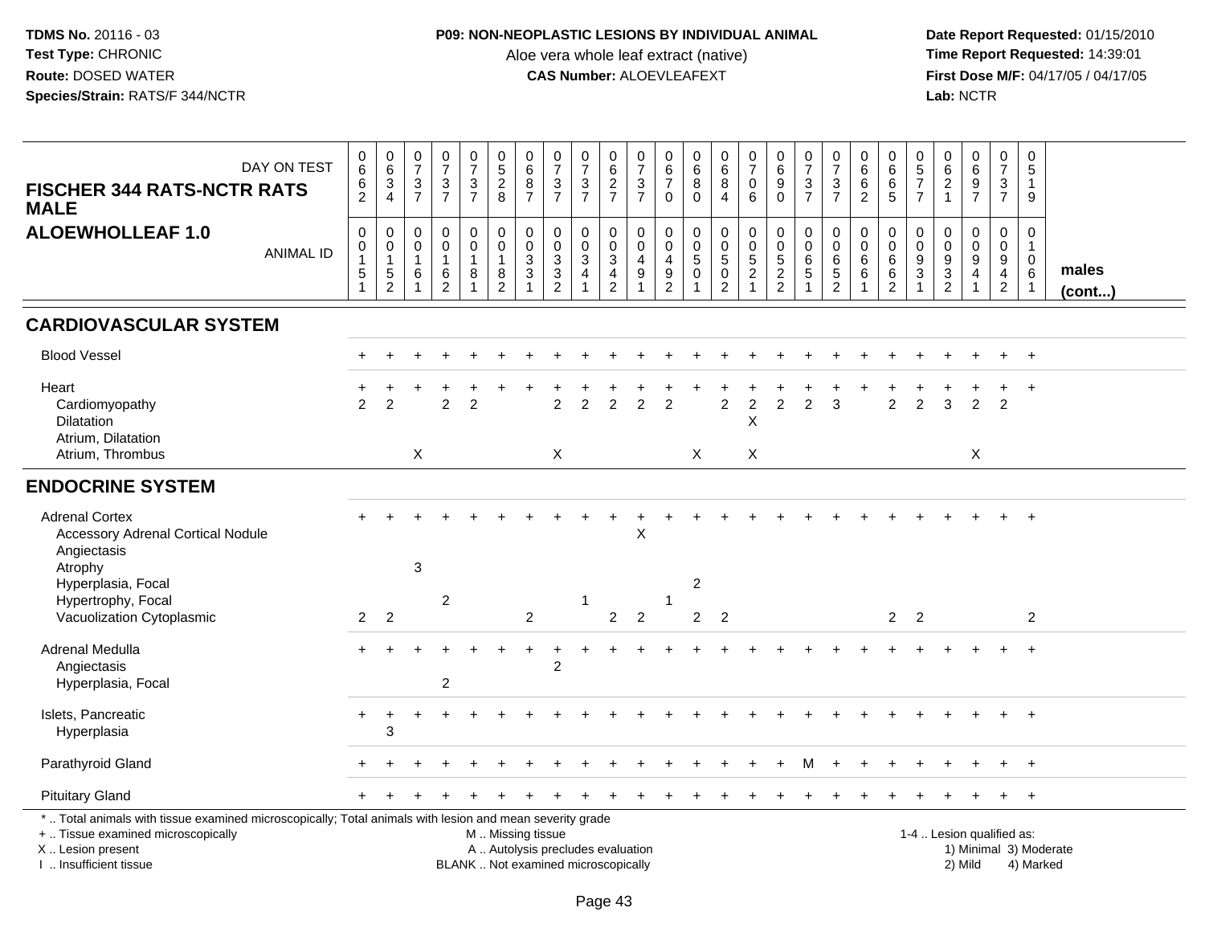**TDMS No.** 20116 - 03
**Test Type:** CHRONIC
**Route:** DOSED WATER
**Species/Strain:** RATS/F 344/NCTR

**P09: NON-NEOPLASTIC LESIONS BY INDIVIDUAL ANIMAL**
Aloe vera whole leaf extract (native)
**CAS Number:** ALOEVLEAFEXT

**Date Report Requested:** 01/15/2010
**Time Report Requested:** 14:39:01
**First Dose M/F:** 04/17/05 / 04/17/05
**Lab:** NCTR

**FISCHER 344 RATS-NCTR RATS MALE**
**ALOEWHOLLEAF 1.0**

| DAY ON TEST | 0662 | 0634 | 0737 | 0737 | 0737 | 0528 | 0687 | 0737 | 0737 | 0627 | 0737 | 0670 | 0680 | 0684 | 0706 | 0690 | 0737 | 0737 | 0662 | 0665 | 0577 | 0621 | 0697 | 0737 | 0519 | |
|---|---|---|---|---|---|---|---|---|---|---|---|---|---|---|---|---|---|---|---|---|---|---|---|---|---|---|
| ANIMAL ID | 00151 | 00152 | 00161 | 00162 | 00181 | 00182 | 00331 | 00332 | 00341 | 00342 | 00491 | 00492 | 00501 | 00502 | 00521 | 00522 | 00651 | 00652 | 00661 | 00662 | 00931 | 00932 | 00941 | 00942 | 01061 | males (cont...) |
| **CARDIOVASCULAR SYSTEM** | | | | | | | | | | | | | | | | | | | | | | | | | | |
| Blood Vessel | + | + | + | + | + | + | + | + | + | + | + | + | + | + | + | + | + | + | + | + | + | + | + | + | + | |
| Heart | + | + | + | + | + | + | + | + | + | + | + | + | + | + | + | + | + | + | + | + | + | + | + | + | + | |
| Cardiomyopathy | 2 | 2 | | 2 | 2 | | | 2 | 2 | 2 | 2 | 2 | | 2 | 2 | 2 | 2 | 3 | | 2 | 2 | 3 | 2 | 2 | | |
| Dilatation | | | | | | | | | | | | | | | X | | | | | | | | | | | |
| Atrium, Dilatation | | | | | | | | | | | | | | | | | | | | | | | | | | |
| Atrium, Thrombus | | | X | | | | | X | | | | | X | | X | | | | | | | | X | | | |
| **ENDOCRINE SYSTEM** | | | | | | | | | | | | | | | | | | | | | | | | | | |
| Adrenal Cortex | + | + | + | + | + | + | + | + | + | + | + | + | + | + | + | + | + | + | + | + | + | + | + | + | + | |
| Accessory Adrenal Cortical Nodule | | | | | | | | | | | X | | | | | | | | | | | | | | | |
| Angiectasis | | | | | | | | | | | | | | | | | | | | | | | | | | |
| Atrophy | | | 3 | | | | | | | | | | | | | | | | | | | | | | | |
| Hyperplasia, Focal | | | | | | | | | | | | | 2 | | | | | | | | | | | | | |
| Hypertrophy, Focal | | | | 2 | | | | | 1 | | | 1 | | | | | | | | | | | | | | |
| Vacuolization Cytoplasmic | 2 | 2 | | | | | 2 | | | 2 | 2 | | 2 | 2 | | | | | | 2 | 2 | | | | 2 | |
| Adrenal Medulla | + | + | + | + | + | + | + | + | + | + | + | + | + | + | + | + | + | + | + | + | + | + | + | + | + | |
| Angiectasis | | | | | | | | 2 | | | | | | | | | | | | | | | | | | |
| Hyperplasia, Focal | | | | 2 | | | | | | | | | | | | | | | | | | | | | | |
| Islets, Pancreatic | + | + | + | + | + | + | + | + | + | + | + | + | + | + | + | + | + | + | + | + | + | + | + | + | + | |
| Hyperplasia | | 3 | | | | | | | | | | | | | | | | | | | | | | | | |
| Parathyroid Gland | + | + | + | + | + | + | + | + | + | + | + | + | + | + | + | + | M | + | + | + | + | + | + | + | + | |
| Pituitary Gland | + | + | + | + | + | + | + | + | + | + | + | + | + | + | + | + | + | + | + | + | + | + | + | + | + | |

\* .. Total animals with tissue examined microscopically; Total animals with lesion and mean severity grade
+ .. Tissue examined microscopically
X .. Lesion present
I .. Insufficient tissue

M .. Missing tissue
A .. Autolysis precludes evaluation
BLANK .. Not examined microscopically

1-4 .. Lesion qualified as:
1) Minimal 3) Moderate
2) Mild 4) Marked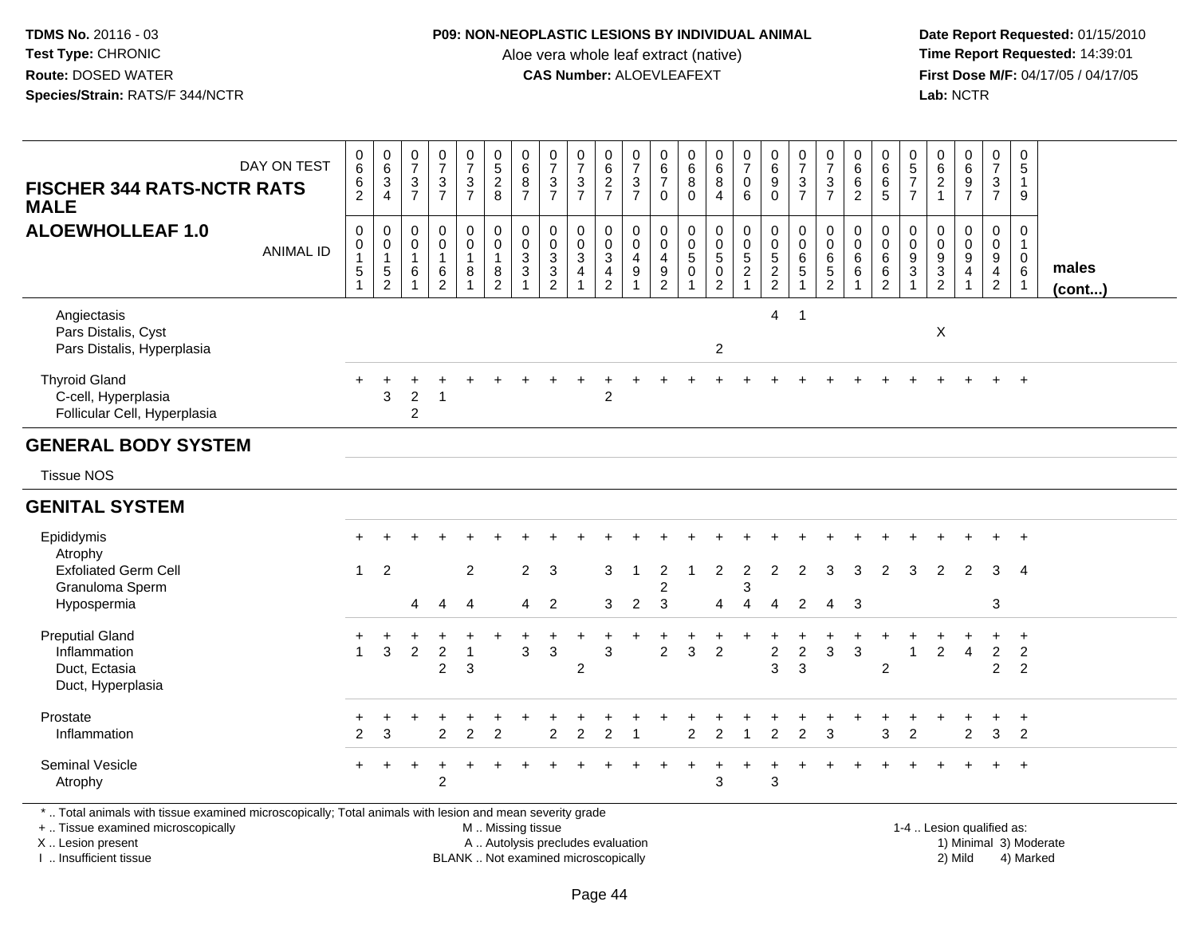**TDMS No.** 20116 - 03
**Test Type:** CHRONIC
**Route:** DOSED WATER
**Species/Strain:** RATS/F 344/NCTR

**P09: NON-NEOPLASTIC LESIONS BY INDIVIDUAL ANIMAL**
Aloe vera whole leaf extract (native)
**CAS Number:** ALOEVLEAFEXT

**Date Report Requested:** 01/15/2010
**Time Report Requested:** 14:39:01
**First Dose M/F:** 04/17/05 / 04/17/05
**Lab:** NCTR

**FISCHER 344 RATS-NCTR RATS MALE**
**ALOEWHOLLEAF 1.0**

| DAY ON TEST | 0662 | 0634 | 0737 | 0737 | 0737 | 0528 | 0687 | 0737 | 0737 | 0627 | 0737 | 0670 | 0680 | 0684 | 0706 | 0690 | 0737 | 0737 | 0662 | 0665 | 0577 | 0621 | 0697 | 0737 | 0519 | |
|---|---|---|---|---|---|---|---|---|---|---|---|---|---|---|---|---|---|---|---|---|---|---|---|---|---|---|
| **ANIMAL ID** | 00151 | 00152 | 00161 | 00162 | 00181 | 00182 | 00331 | 00332 | 00341 | 00342 | 00491 | 00492 | 00501 | 00502 | 00521 | 00522 | 00651 | 00652 | 00661 | 00662 | 00931 | 00932 | 00941 | 00942 | 01061 | **males (cont...)** |
| Angiectasis | | | | | | | | | | | | | | | | 4 | 1 | | | | | | | | | |
| Pars Distalis, Cyst | | | | | | | | | | | | | | | | | | | | | | X | | | | |
| Pars Distalis, Hyperplasia | | | | | | | | | | | | | | 2 | | | | | | | | | | | | |
| Thyroid Gland | + | + | + | + | + | + | + | + | + | + | + | + | + | + | + | + | + | + | + | + | + | + | + | + | + | |
| C-cell, Hyperplasia | | 3 | 2 | 1 | | | | | | 2 | | | | | | | | | | | | | | | | |
| Follicular Cell, Hyperplasia | | | 2 | | | | | | | | | | | | | | | | | | | | | | | |
| **GENERAL BODY SYSTEM** | | | | | | | | | | | | | | | | | | | | | | | | | | |
| Tissue NOS | | | | | | | | | | | | | | | | | | | | | | | | | | |
| **GENITAL SYSTEM** | | | | | | | | | | | | | | | | | | | | | | | | | | |
| Epididymis | + | + | + | + | + | + | + | + | + | + | + | + | + | + | + | + | + | + | + | + | + | + | + | + | + | |
| Atrophy | | | | | | | | | | | | | | | | | | | | | | | | | | |
| Exfoliated Germ Cell | 1 | 2 | | | 2 | | 2 | 3 | | 3 | 1 | 2 | 1 | 2 | 2 | 2 | 2 | 3 | 3 | 2 | 3 | 2 | 2 | 3 | 4 | |
| Granuloma Sperm | | | | | | | | | | | | 2 | | | 3 | | | | | | | | | | | |
| Hypospermia | | | 4 | 4 | 4 | | 4 | 2 | | 3 | 2 | 3 | | 4 | 4 | 4 | 2 | 4 | 3 | | | | | 3 | | |
| Preputial Gland | + | + | + | + | + | + | + | + | + | + | + | + | + | + | + | + | + | + | + | + | + | + | + | + | + | |
| Inflammation | 1 | 3 | 2 | 2 | 1 | | 3 | 3 | | 3 | | 2 | 3 | 2 | | 2 | 2 | 3 | 3 | | 1 | 2 | 4 | 2 | 2 | |
| Duct, Ectasia | | | | 2 | 3 | | | | 2 | | | | | | | 3 | 3 | | | 2 | | | | 2 | 2 | |
| Duct, Hyperplasia | | | | | | | | | | | | | | | | | | | | | | | | | | |
| Prostate | + | + | + | + | + | + | + | + | + | + | + | + | + | + | + | + | + | + | + | + | + | + | + | + | + | |
| Inflammation | 2 | 3 | | 2 | 2 | 2 | | 2 | 2 | 2 | 1 | | 2 | 2 | 1 | 2 | 2 | 3 | | 3 | 2 | | 2 | 3 | 2 | |
| Seminal Vesicle | + | + | + | + | + | + | + | + | + | + | + | + | + | + | + | + | + | + | + | + | + | + | + | + | + | |
| Atrophy | | | | 2 | | | | | | | | | | 3 | | 3 | | | | | | | | | | |

\* .. Total animals with tissue examined microscopically; Total animals with lesion and mean severity grade
+ .. Tissue examined microscopically
X .. Lesion present
I .. Insufficient tissue
M .. Missing tissue
A .. Autolysis precludes evaluation
BLANK .. Not examined microscopically
1-4 .. Lesion qualified as: 1) Minimal 2) Mild 3) Moderate 4) Marked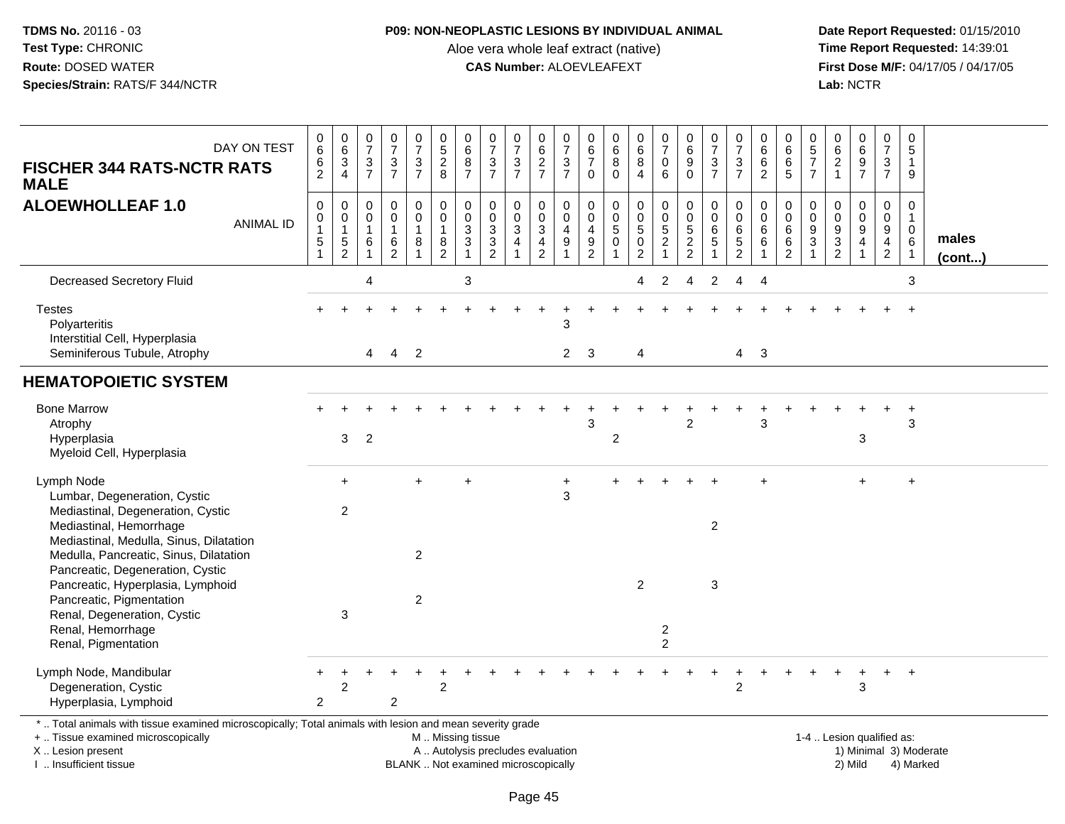**TDMS No.** 20116 - 03
**Test Type:** CHRONIC
**Route:** DOSED WATER
**Species/Strain:** RATS/F 344/NCTR

**P09: NON-NEOPLASTIC LESIONS BY INDIVIDUAL ANIMAL**
Aloe vera whole leaf extract (native)
**CAS Number:** ALOEVLEAFEXT

**Date Report Requested:** 01/15/2010
**Time Report Requested:** 14:39:01
**First Dose M/F:** 04/17/05 / 04/17/05
**Lab:** NCTR

## FISCHER 344 RATS-NCTR RATS MALE
## ALOEWHOLLEAF 1.0

| DAY ON TEST | 0662 | 0634 | 0737 | 0737 | 0737 | 0528 | 0687 | 0737 | 0737 | 0627 | 0737 | 0670 | 0680 | 0684 | 0706 | 0690 | 0737 | 0737 | 0662 | 0665 | 0577 | 0621 | 0697 | 0737 | 0519 | |
|---|---|---|---|---|---|---|---|---|---|---|---|---|---|---|---|---|---|---|---|---|---|---|---|---|---|---|
| **ANIMAL ID** | 00151 | 00152 | 00161 | 00162 | 00181 | 00182 | 00331 | 00332 | 00341 | 00342 | 00491 | 00492 | 00501 | 00502 | 00521 | 00522 | 00651 | 00652 | 00661 | 00662 | 00931 | 00932 | 00941 | 00942 | 01061 | **males (cont...)** |
| Decreased Secretory Fluid | | | 4 | | | | 3 | | | | | | | 4 | 2 | 4 | 2 | 4 | 4 | | | | | | 3 | |
| Testes | + | + | + | + | + | + | + | + | + | + | + | + | + | + | + | + | + | + | + | + | + | + | + | + | + | |
| Polyarteritis | | | | | | | | | | | 3 | | | | | | | | | | | | | | | |
| Interstitial Cell, Hyperplasia | | | | | | | | | | | | | | | | | | | | | | | | | | |
| Seminiferous Tubule, Atrophy | | | 4 | 4 | 2 | | | | | | 2 | 3 | | 4 | | | | 4 | 3 | | | | | | | |
| **HEMATOPOIETIC SYSTEM** | | | | | | | | | | | | | | | | | | | | | | | | | | |
| Bone Marrow | + | + | + | + | + | + | + | + | + | + | + | + | + | + | + | + | + | + | + | + | + | + | + | + | + | |
| Atrophy | | | | | | | | | | | | 3 | | | | 2 | | | 3 | | | | | | 3 | |
| Hyperplasia | | 3 | 2 | | | | | | | | | | 2 | | | | | | | | | | 3 | | | |
| Myeloid Cell, Hyperplasia | | | | | | | | | | | | | | | | | | | | | | | | | | |
| Lymph Node | | + | | | + | | + | | | | + | | + | + | + | + | + | | + | | | | + | | + | |
| Lumbar, Degeneration, Cystic | | | | | | | | | | | 3 | | | | | | | | | | | | | | | |
| Mediastinal, Degeneration, Cystic | | 2 | | | | | | | | | | | | | | | | | | | | | | | | |
| Mediastinal, Hemorrhage | | | | | | | | | | | | | | | | | 2 | | | | | | | | | |
| Mediastinal, Medulla, Sinus, Dilatation | | | | | | | | | | | | | | | | | | | | | | | | | | |
| Medulla, Pancreatic, Sinus, Dilatation | | | | | 2 | | | | | | | | | | | | | | | | | | | | | |
| Pancreatic, Degeneration, Cystic | | | | | | | | | | | | | | | | | | | | | | | | | | |
| Pancreatic, Hyperplasia, Lymphoid | | | | | | | | | | | | | | 2 | | | 3 | | | | | | | | | |
| Pancreatic, Pigmentation | | | | | 2 | | | | | | | | | | | | | | | | | | | | | |
| Renal, Degeneration, Cystic | | 3 | | | | | | | | | | | | | | | | | | | | | | | | |
| Renal, Hemorrhage | | | | | | | | | | | | | | | 2 | | | | | | | | | | | |
| Renal, Pigmentation | | | | | | | | | | | | | | | 2 | | | | | | | | | | | |
| Lymph Node, Mandibular | + | + | + | + | + | + | + | + | + | + | + | + | + | + | + | + | + | + | + | + | + | + | + | + | + | |
| Degeneration, Cystic | | 2 | | | | 2 | | | | | | | | | | | | 2 | | | | | 3 | | | |
| Hyperplasia, Lymphoid | 2 | | | 2 | | | | | | | | | | | | | | | | | | | | | | |

\* .. Total animals with tissue examined microscopically; Total animals with lesion and mean severity grade
+ .. Tissue examined microscopically
X .. Lesion present
I .. Insufficient tissue

M .. Missing tissue
A .. Autolysis precludes evaluation
BLANK .. Not examined microscopically

1-4 .. Lesion qualified as:
1) Minimal 3) Moderate
2) Mild 4) Marked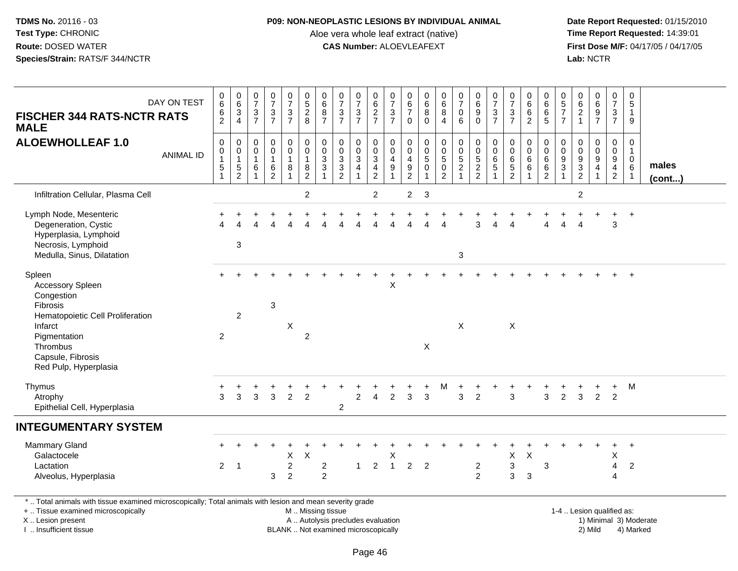**TDMS No.** 20116 - 03
**Test Type:** CHRONIC
**Route:** DOSED WATER
**Species/Strain:** RATS/F 344/NCTR

**P09: NON-NEOPLASTIC LESIONS BY INDIVIDUAL ANIMAL**
Aloe vera whole leaf extract (native)
**CAS Number:** ALOEVLEAFEXT

**Date Report Requested:** 01/15/2010
**Time Report Requested:** 14:39:01
**First Dose M/F:** 04/17/05 / 04/17/05
**Lab:** NCTR

**FISCHER 344 RATS-NCTR RATS MALE**
**ALOEWHOLLEAF 1.0**

| DAY ON TEST | 0662 | 0634 | 0737 | 0737 | 0737 | 0528 | 0687 | 0737 | 0737 | 0627 | 0737 | 0670 | 0680 | 0684 | 0706 | 0690 | 0737 | 0737 | 0662 | 0665 | 0577 | 0621 | 0697 | 0737 | 0519 | |
|---|---|---|---|---|---|---|---|---|---|---|---|---|---|---|---|---|---|---|---|---|---|---|---|---|---|---|
| ANIMAL ID | 00151 | 00152 | 00161 | 00162 | 00181 | 00182 | 00331 | 00332 | 00341 | 00342 | 00491 | 00492 | 00501 | 00502 | 00521 | 00522 | 00651 | 00652 | 00661 | 00662 | 00931 | 00932 | 00941 | 00942 | 01061 | **males (cont...)** |
| Infiltration Cellular, Plasma Cell | | | | | | 2 | | | | 2 | | 2 | 3 | | | | | | | | | 2 | | | | |
| Lymph Node, Mesenteric | + | + | + | + | + | + | + | + | + | + | + | + | + | + | + | + | + | + | + | + | + | + | + | + | + | |
| Degeneration, Cystic | 4 | 4 | 4 | 4 | 4 | 4 | 4 | 4 | 4 | 4 | 4 | 4 | 4 | 4 | | 3 | 4 | 4 | | 4 | 4 | 4 | | 3 | | |
| Hyperplasia, Lymphoid | | | | | | | | | | | | | | | | | | | | | | | | | | |
| Necrosis, Lymphoid | | 3 | | | | | | | | | | | | | | | | | | | | | | | | |
| Medulla, Sinus, Dilatation | | | | | | | | | | | | | | | 3 | | | | | | | | | | | |
| Spleen | + | + | + | + | + | + | + | + | + | + | + | + | + | + | + | + | + | + | + | + | + | + | + | + | + | |
| Accessory Spleen | | | | | | | | | | | X | | | | | | | | | | | | | | | |
| Congestion | | | | | | | | | | | | | | | | | | | | | | | | | | |
| Fibrosis | | | | 3 | | | | | | | | | | | | | | | | | | | | | | |
| Hematopoietic Cell Proliferation | | 2 | | | | | | | | | | | | | | | | | | | | | | | | |
| Infarct | | | | | X | | | | | | | | | | X | | | X | | | | | | | | |
| Pigmentation | 2 | | | | | 2 | | | | | | | | | | | | | | | | | | | | |
| Thrombus | | | | | | | | | | | | | X | | | | | | | | | | | | | |
| Capsule, Fibrosis | | | | | | | | | | | | | | | | | | | | | | | | | | |
| Red Pulp, Hyperplasia | | | | | | | | | | | | | | | | | | | | | | | | | | |
| Thymus | + | + | + | + | + | + | + | + | + | + | + | + | + | M | + | + | + | + | + | + | + | + | + | + | M | |
| Atrophy | 3 | 3 | 3 | 3 | 2 | 2 | | | 2 | 4 | 2 | 3 | 3 | | 3 | 2 | | 3 | | 3 | 2 | 3 | 2 | 2 | | |
| Epithelial Cell, Hyperplasia | | | | | | | | 2 | | | | | | | | | | | | | | | | | | |
| **INTEGUMENTARY SYSTEM** | | | | | | | | | | | | | | | | | | | | | | | | | | |
| Mammary Gland | + | + | + | + | + | + | + | + | + | + | + | + | + | + | + | + | + | + | + | + | + | + | + | + | + | |
| Galactocele | | | | | X | X | | | | | X | | | | | | | X | X | | | | | X | | |
| Lactation | 2 | 1 | | | 2 | | 2 | | 1 | 2 | 1 | 2 | 2 | | | 2 | | 3 | | 3 | | | | 4 | 2 | |
| Alveolus, Hyperplasia | | | | 3 | 2 | | 2 | | | | | | | | | 2 | | 3 | 3 | | | | | 4 | | |

\* .. Total animals with tissue examined microscopically; Total animals with lesion and mean severity grade
\+ .. Tissue examined microscopically
X .. Lesion present
I .. Insufficient tissue

M .. Missing tissue
A .. Autolysis precludes evaluation
BLANK .. Not examined microscopically

1-4 .. Lesion qualified as:
1) Minimal 3) Moderate
2) Mild 4) Marked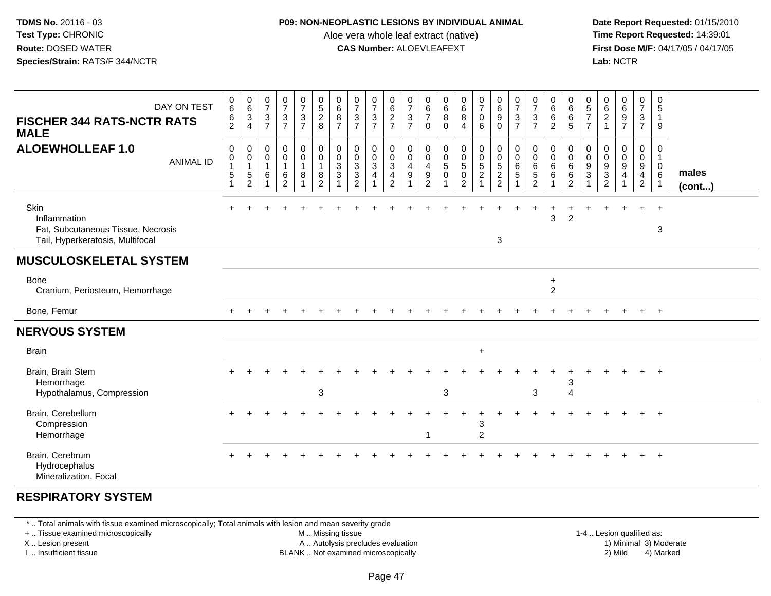TDMS No. 20116 - 03
Test Type: CHRONIC
Route: DOSED WATER
Species/Strain: RATS/F 344/NCTR

**P09: NON-NEOPLASTIC LESIONS BY INDIVIDUAL ANIMAL**
Aloe vera whole leaf extract (native)
**CAS Number:** ALOEVLEAFEXT

Date Report Requested: 01/15/2010
Time Report Requested: 14:39:01
First Dose M/F: 04/17/05 / 04/17/05
Lab: NCTR

**FISCHER 344 RATS-NCTR RATS MALE**
**ALOEWHOLLEAF 1.0**

| DAY ON TEST | 0662 | 0634 | 0737 | 0737 | 0737 | 0528 | 0687 | 0737 | 0737 | 0627 | 0737 | 0670 | 0680 | 0684 | 0706 | 0690 | 0737 | 0737 | 0662 | 0665 | 0577 | 0621 | 0697 | 0737 | 0519 | |
|---|---|---|---|---|---|---|---|---|---|---|---|---|---|---|---|---|---|---|---|---|---|---|---|---|---|---|
| **ANIMAL ID** | 00151 | 00152 | 00161 | 00162 | 00181 | 00182 | 00331 | 00332 | 00341 | 00342 | 00491 | 00492 | 00501 | 00502 | 00521 | 00522 | 00651 | 00652 | 00661 | 00662 | 00931 | 00932 | 00941 | 00942 | 01061 | **males (cont...)** |
| Skin | + | + | + | + | + | + | + | + | + | + | + | + | + | + | + | + | + | + | + | + | + | + | + | + | + | |
| Inflammation | | | | | | | | | | | | | | | | | | | 3 | 2 | | | | | | |
| Fat, Subcutaneous Tissue, Necrosis | | | | | | | | | | | | | | | | | | | | | | | | | 3 | |
| Tail, Hyperkeratosis, Multifocal | | | | | | | | | | | | | | | | 3 | | | | | | | | | | |
| **MUSCULOSKELETAL SYSTEM** | | | | | | | | | | | | | | | | | | | | | | | | | | |
| Bone | | | | | | | | | | | | | | | | | | | + | | | | | | | |
| Cranium, Periosteum, Hemorrhage | | | | | | | | | | | | | | | | | | | 2 | | | | | | | |
| Bone, Femur | + | + | + | + | + | + | + | + | + | + | + | + | + | + | + | + | + | + | + | + | + | + | + | + | + | |
| **NERVOUS SYSTEM** | | | | | | | | | | | | | | | | | | | | | | | | | | |
| Brain | | | | | | | | | | | | | | | + | | | | | | | | | | | |
| Brain, Brain Stem | + | + | + | + | + | + | + | + | + | + | + | + | + | + | + | + | + | + | + | + | + | + | + | + | + | |
| Hemorrhage | | | | | | | | | | | | | | | | | | | | 3 | | | | | | |
| Hypothalamus, Compression | | | | | | 3 | | | | | | | 3 | | | | | 3 | | 4 | | | | | | |
| Brain, Cerebellum | + | + | + | + | + | + | + | + | + | + | + | + | + | + | + | + | + | + | + | + | + | + | + | + | + | |
| Compression | | | | | | | | | | | | | | | 3 | | | | | | | | | | | |
| Hemorrhage | | | | | | | | | | | | 1 | | | 2 | | | | | | | | | | | |
| Brain, Cerebrum | + | + | + | + | + | + | + | + | + | + | + | + | + | + | + | + | + | + | + | + | + | + | + | + | + | |
| Hydrocephalus | | | | | | | | | | | | | | | | | | | | | | | | | | |
| Mineralization, Focal | | | | | | | | | | | | | | | | | | | | | | | | | | |
| **RESPIRATORY SYSTEM** | | | | | | | | | | | | | | | | | | | | | | | | | | |

\* .. Total animals with tissue examined microscopically; Total animals with lesion and mean severity grade
+ .. Tissue examined microscopically
X .. Lesion present
I .. Insufficient tissue
M .. Missing tissue
A .. Autolysis precludes evaluation
BLANK .. Not examined microscopically
1-4 .. Lesion qualified as: 1) Minimal 2) Mild 3) Moderate 4) Marked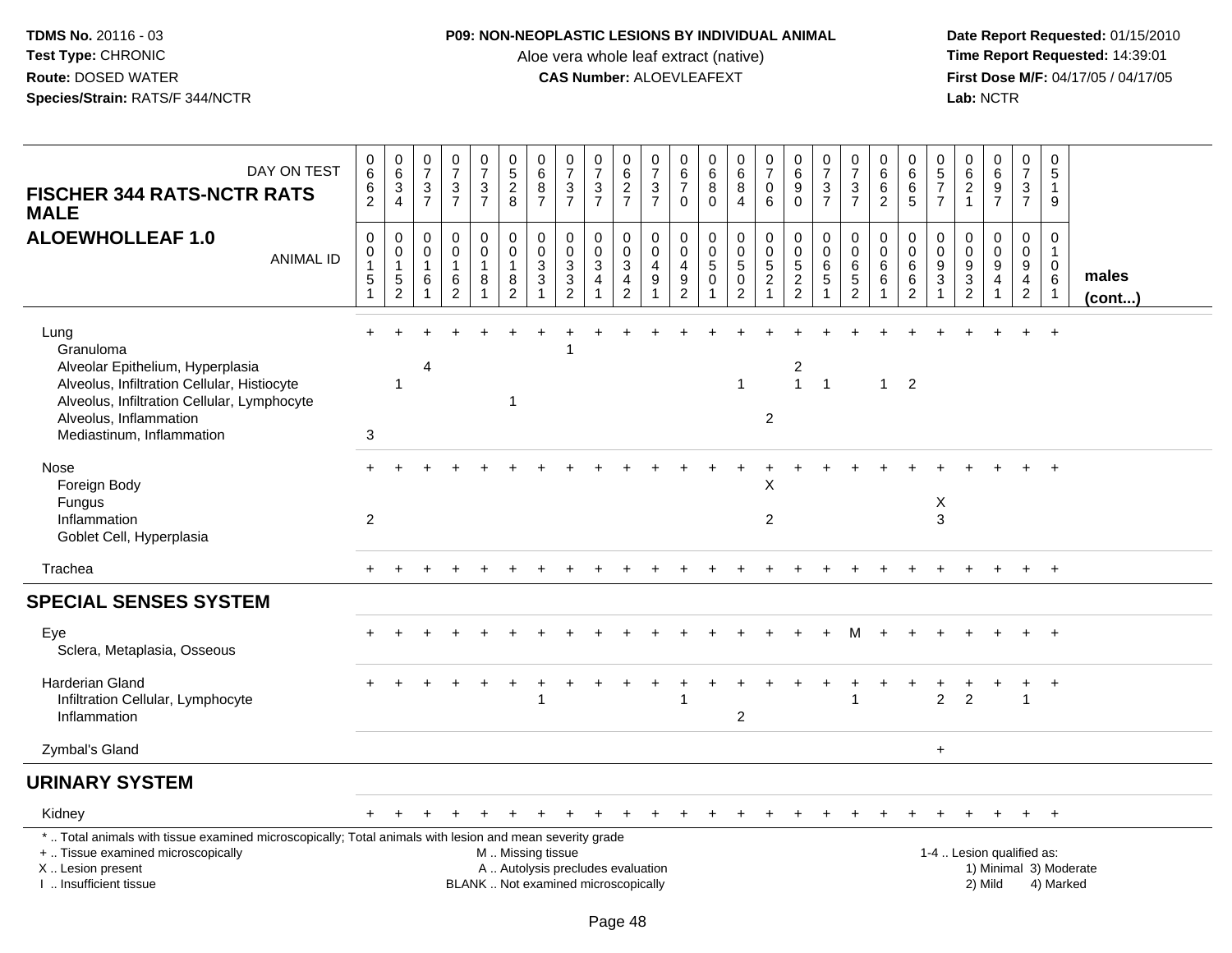**TDMS No.** 20116 - 03
**Test Type:** CHRONIC
**Route:** DOSED WATER
**Species/Strain:** RATS/F 344/NCTR

**P09: NON-NEOPLASTIC LESIONS BY INDIVIDUAL ANIMAL**
Aloe vera whole leaf extract (native)
**CAS Number:** ALOEVLEAFEXT

**Date Report Requested:** 01/15/2010
**Time Report Requested:** 14:39:01
**First Dose M/F:** 04/17/05 / 04/17/05
**Lab:** NCTR

## FISCHER 344 RATS-NCTR RATS MALE
## ALOEWHOLLEAF 1.0

| DAY ON TEST | 0662 | 0634 | 0737 | 0737 | 0737 | 0528 | 0687 | 0737 | 0737 | 0627 | 0737 | 0670 | 0680 | 0684 | 0706 | 0690 | 0737 | 0737 | 0662 | 0665 | 0577 | 0621 | 0697 | 0737 | 0519 | |
|---|---|---|---|---|---|---|---|---|---|---|---|---|---|---|---|---|---|---|---|---|---|---|---|---|---|---|
| **ANIMAL ID** | 00151 | 00152 | 00161 | 00162 | 00181 | 00182 | 00331 | 00332 | 00341 | 00342 | 00491 | 00492 | 00501 | 00502 | 00521 | 00522 | 00651 | 00652 | 00661 | 00662 | 00931 | 00932 | 00941 | 00942 | 01061 | **males (cont...)** |
| Lung | + | + | + | + | + | + | + | + | + | + | + | + | + | + | + | + | + | + | + | + | + | + | + | + | + | |
| Granuloma | | | | | | | | 1 | | | | | | | | | | | | | | | | | | |
| Alveolar Epithelium, Hyperplasia | | | 4 | | | | | | | | | | | | | 2 | | | | | | | | | | |
| Alveolus, Infiltration Cellular, Histiocyte | | 1 | | | | | | | | | | | | 1 | | 1 | 1 | | 1 | 2 | | | | | | |
| Alveolus, Infiltration Cellular, Lymphocyte | | | | | | 1 | | | | | | | | | | | | | | | | | | | | |
| Alveolus, Inflammation | | | | | | | | | | | | | | | 2 | | | | | | | | | | | |
| Mediastinum, Inflammation | 3 | | | | | | | | | | | | | | | | | | | | | | | | | |
| Nose | + | + | + | + | + | + | + | + | + | + | + | + | + | + | + | + | + | + | + | + | + | + | + | + | + | |
| Foreign Body | | | | | | | | | | | | | | | X | | | | | | | | | | | |
| Fungus | | | | | | | | | | | | | | | | | | | | | X | | | | | |
| Inflammation | 2 | | | | | | | | | | | | | | 2 | | | | | | 3 | | | | | |
| Goblet Cell, Hyperplasia | | | | | | | | | | | | | | | | | | | | | | | | | | |
| Trachea | + | + | + | + | + | + | + | + | + | + | + | + | + | + | + | + | + | + | + | + | + | + | + | + | + | |
| **SPECIAL SENSES SYSTEM** | | | | | | | | | | | | | | | | | | | | | | | | | | |
| Eye | + | + | + | + | + | + | + | + | + | + | + | + | + | + | + | + | + | M | + | + | + | + | + | + | + | |
| Sclera, Metaplasia, Osseous | | | | | | | | | | | | | | | | | | | | | | | | | | |
| Harderian Gland | + | + | + | + | + | + | + | + | + | + | + | + | + | + | + | + | + | + | + | + | + | + | + | + | + | |
| Infiltration Cellular, Lymphocyte | | | | | | | 1 | | | | | 1 | | | | | | 1 | | | 2 | 2 | | 1 | | |
| Inflammation | | | | | | | | | | | | | | 2 | | | | | | | | | | | | |
| Zymbal's Gland | | | | | | | | | | | | | | | | | | | | | + | | | | | |
| **URINARY SYSTEM** | | | | | | | | | | | | | | | | | | | | | | | | | | |
| Kidney | + | + | + | + | + | + | + | + | + | + | + | + | + | + | + | + | + | + | + | + | + | + | + | + | + | |

\* .. Total animals with tissue examined microscopically; Total animals with lesion and mean severity grade
\+ .. Tissue examined microscopically
X .. Lesion present
I .. Insufficient tissue

M .. Missing tissue
A .. Autolysis precludes evaluation
BLANK .. Not examined microscopically

1-4 .. Lesion qualified as:
1) Minimal 3) Moderate
2) Mild 4) Marked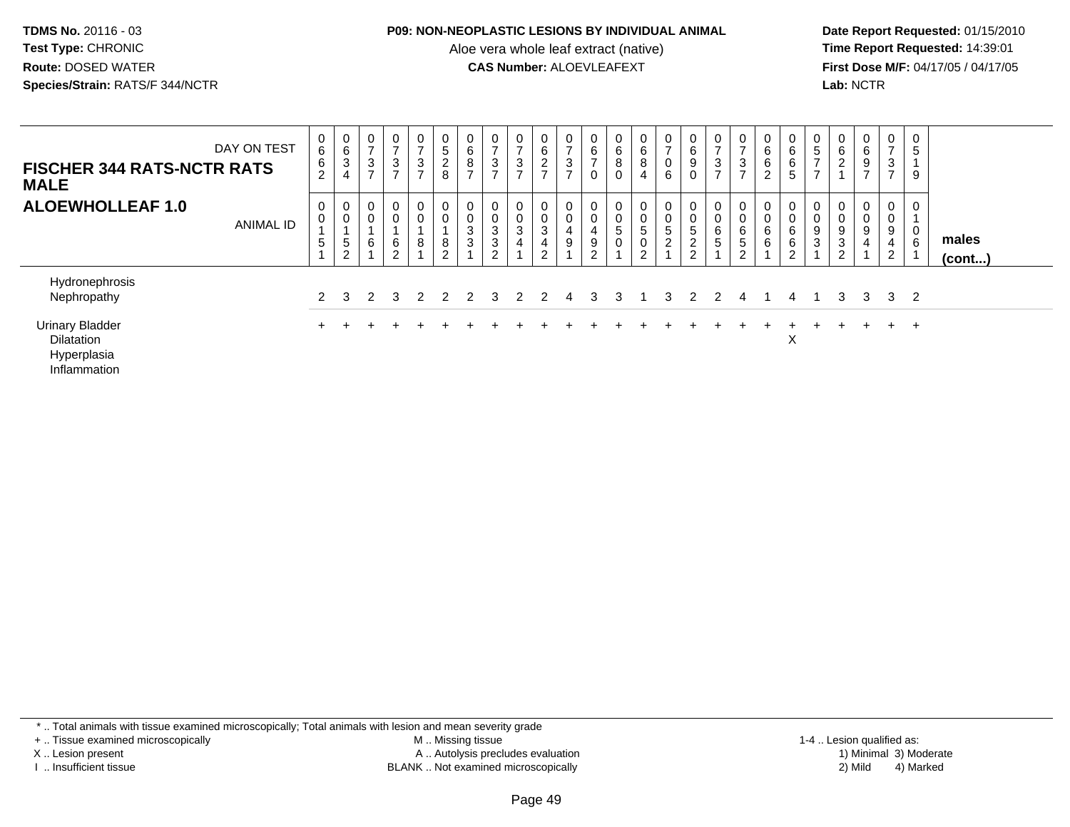**TDMS No.** 20116 - 03
**Test Type:** CHRONIC
**Route:** DOSED WATER
**Species/Strain:** RATS/F 344/NCTR

**P09: NON-NEOPLASTIC LESIONS BY INDIVIDUAL ANIMAL**
Aloe vera whole leaf extract (native)
**CAS Number:** ALOEVLEAFEXT

**Date Report Requested:** 01/15/2010
**Time Report Requested:** 14:39:01
**First Dose M/F:** 04/17/05 / 04/17/05
**Lab:** NCTR

| FISCHER 344 RATS-NCTR RATS MALE — ALOEWHOLLEAF 1.0 | | | | | | | | | | | | | | | | | | | | | | | | | | | |
|---|---|---|---|---|---|---|---|---|---|---|---|---|---|---|---|---|---|---|---|---|---|---|---|---|---|---|---|
| DAY ON TEST | 0662 | 0634 | 0737 | 0737 | 0737 | 0528 | 0687 | 0737 | 0737 | 0627 | 0737 | 0670 | 0680 | 0684 | 0706 | 0690 | 0737 | 0737 | 0662 | 0665 | 0577 | 0621 | 0697 | 0737 | 0519 | |
| ANIMAL ID | 00151 | 00152 | 00161 | 00162 | 00181 | 00182 | 00331 | 00332 | 00341 | 00342 | 00491 | 00492 | 00501 | 00502 | 00521 | 00522 | 00651 | 00652 | 00661 | 00662 | 00931 | 00932 | 00941 | 00942 | 01061 | **males (cont...)** |
| Hydronephrosis | | | | | | | | | | | | | | | | | | | | | | | | | | |
| Nephropathy | 2 | 3 | 2 | 3 | 2 | 2 | 2 | 3 | 2 | 2 | 4 | 3 | 3 | 1 | 3 | 2 | 2 | 4 | 1 | 4 | 1 | 3 | 3 | 3 | 2 | |
| Urinary Bladder | + | + | + | + | + | + | + | + | + | + | + | + | + | + | + | + | + | + | + | + | + | + | + | + | + | |
| Dilatation | | | | | | | | | | | | | | | | | | | | X | | | | | | |
| Hyperplasia | | | | | | | | | | | | | | | | | | | | | | | | | | |
| Inflammation | | | | | | | | | | | | | | | | | | | | | | | | | | |

* .. Total animals with tissue examined microscopically; Total animals with lesion and mean severity grade
+ .. Tissue examined microscopically
X .. Lesion present
I .. Insufficient tissue

M .. Missing tissue
A .. Autolysis precludes evaluation
BLANK .. Not examined microscopically

1-4 .. Lesion qualified as:
1) Minimal 3) Moderate
2) Mild 4) Marked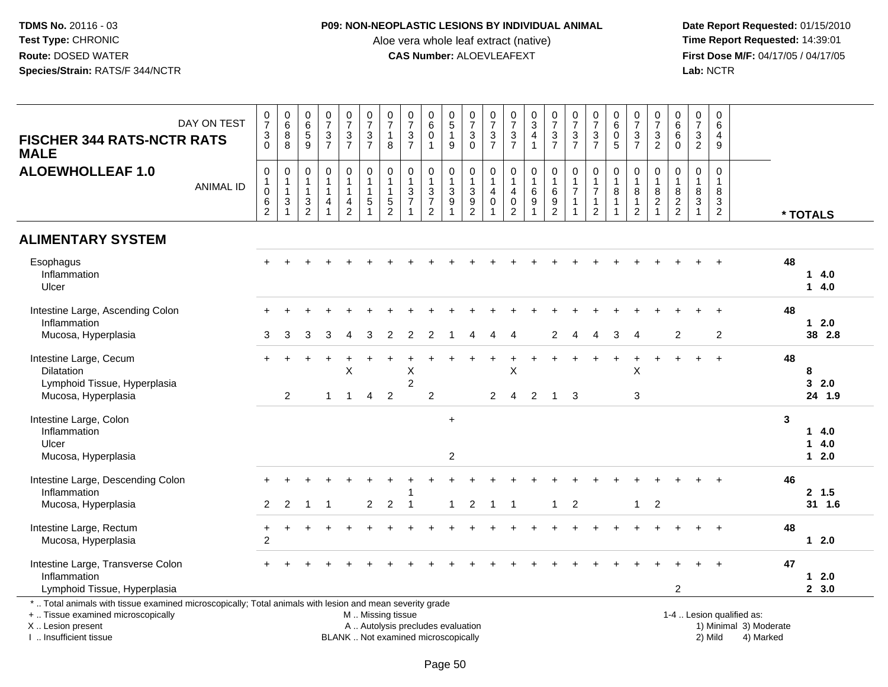**TDMS No.** 20116 - 03
**Test Type:** CHRONIC
**Route:** DOSED WATER
**Species/Strain:** RATS/F 344/NCTR

**P09: NON-NEOPLASTIC LESIONS BY INDIVIDUAL ANIMAL**
Aloe vera whole leaf extract (native)
**CAS Number:** ALOEVLEAFEXT

**Date Report Requested:** 01/15/2010
**Time Report Requested:** 14:39:01
**First Dose M/F:** 04/17/05 / 04/17/05
**Lab:** NCTR

## FISCHER 344 RATS-NCTR RATS MALE
## ALOEWHOLLEAF 1.0

| DAY ON TEST | 0730 | 0688 | 0659 | 0737 | 0737 | 0737 | 0718 | 0737 | 0601 | 0519 | 0730 | 0737 | 0737 | 0341 | 0737 | 0737 | 0737 | 0605 | 0737 | 0732 | 0660 | 0732 | 0649 | |
|---|---|---|---|---|---|---|---|---|---|---|---|---|---|---|---|---|---|---|---|---|---|---|---|---|
| **ANIMAL ID** | 01062 | 01131 | 01132 | 01141 | 01142 | 01151 | 01152 | 01371 | 01372 | 01391 | 01392 | 01401 | 01402 | 01691 | 01692 | 01711 | 01712 | 01811 | 01812 | 01821 | 01822 | 01831 | 01832 | *** TOTALS** |
| **ALIMENTARY SYSTEM** | | | | | | | | | | | | | | | | | | | | | | | | |
| Esophagus | + | + | + | + | + | + | + | + | + | + | + | + | + | + | + | + | + | + | + | + | + | + | + | **48** |
| Inflammation | | | | | | | | | | | | | | | | | | | | | | | | **1 4.0** |
| Ulcer | | | | | | | | | | | | | | | | | | | | | | | | **1 4.0** |
| Intestine Large, Ascending Colon | + | + | + | + | + | + | + | + | + | + | + | + | + | + | + | + | + | + | + | + | + | + | + | **48** |
| Inflammation | | | | | | | | | | | | | | | | | | | | | | | | **1 2.0** |
| Mucosa, Hyperplasia | 3 | 3 | 3 | 3 | 4 | 3 | 2 | 2 | 2 | 1 | 4 | 4 | 4 | | 2 | 4 | 4 | 3 | 4 | | 2 | | 2 | **38 2.8** |
| Intestine Large, Cecum | + | + | + | + | + | + | + | + | + | + | + | + | + | + | + | + | + | + | + | + | + | + | + | **48** |
| Dilatation | | | | | X | | | X | | | | | X | | | | | | X | | | | | **8** |
| Lymphoid Tissue, Hyperplasia | | | | | | | | 2 | | | | | | | | | | | | | | | | **3 2.0** |
| Mucosa, Hyperplasia | | 2 | | 1 | 1 | 4 | 2 | | 2 | | | 2 | 4 | 2 | 1 | 3 | | | 3 | | | | | **24 1.9** |
| Intestine Large, Colon | | | | | | | | | | + | | | | | | | | | | | | | | **3** |
| Inflammation | | | | | | | | | | | | | | | | | | | | | | | | **1 4.0** |
| Ulcer | | | | | | | | | | | | | | | | | | | | | | | | **1 4.0** |
| Mucosa, Hyperplasia | | | | | | | | | | 2 | | | | | | | | | | | | | | **1 2.0** |
| Intestine Large, Descending Colon | + | + | + | + | + | + | + | + | + | + | + | + | + | + | + | + | + | + | + | + | + | + | + | **46** |
| Inflammation | | | | | | | | 1 | | | | | | | | | | | | | | | | **2 1.5** |
| Mucosa, Hyperplasia | 2 | 2 | 1 | 1 | | 2 | 2 | 1 | | 1 | 2 | 1 | 1 | | 1 | 2 | | | 1 | 2 | | | | **31 1.6** |
| Intestine Large, Rectum | + | + | + | + | + | + | + | + | + | + | + | + | + | + | + | + | + | + | + | + | + | + | + | **48** |
| Mucosa, Hyperplasia | 2 | | | | | | | | | | | | | | | | | | | | | | | **1 2.0** |
| Intestine Large, Transverse Colon | + | + | + | + | + | + | + | + | + | + | + | + | + | + | + | + | + | + | + | + | + | + | + | **47** |
| Inflammation | | | | | | | | | | | | | | | | | | | | | | | | **1 2.0** |
| Lymphoid Tissue, Hyperplasia | | | | | | | | | | | | | | | | | | | | | 2 | | | **2 3.0** |

\* .. Total animals with tissue examined microscopically; Total animals with lesion and mean severity grade
+ .. Tissue examined microscopically
X .. Lesion present
I .. Insufficient tissue

M .. Missing tissue
A .. Autolysis precludes evaluation
BLANK .. Not examined microscopically

1-4 .. Lesion qualified as:
1) Minimal 3) Moderate
2) Mild 4) Marked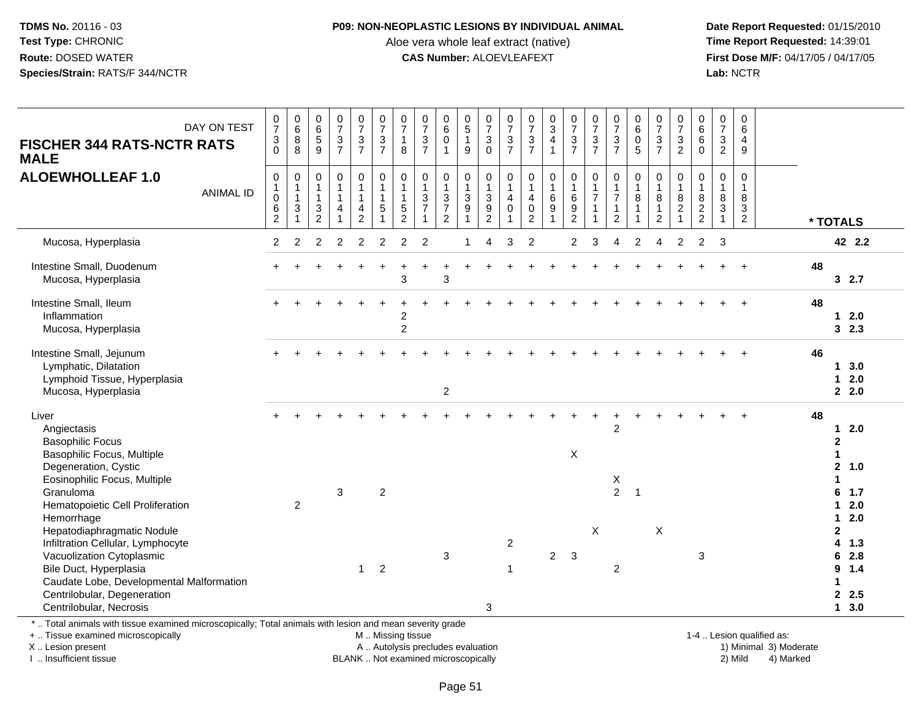**TDMS No.** 20116 - 03
**Test Type:** CHRONIC
**Route:** DOSED WATER
**Species/Strain:** RATS/F 344/NCTR

**P09: NON-NEOPLASTIC LESIONS BY INDIVIDUAL ANIMAL**
Aloe vera whole leaf extract (native)
**CAS Number:** ALOEVLEAFEXT

**Date Report Requested:** 01/15/2010
**Time Report Requested:** 14:39:01
**First Dose M/F:** 04/17/05 / 04/17/05
**Lab:** NCTR

## FISCHER 344 RATS-NCTR RATS MALE
## ALOEWHOLLEAF 1.0

| DAY ON TEST | 0730 | 0688 | 0659 | 0737 | 0737 | 0737 | 0718 | 0737 | 0601 | 0519 | 0730 | 0737 | 0737 | 0341 | 0737 | 0737 | 0737 | 0605 | 0737 | 0732 | 0660 | 0732 | 0649 | |
|---|---|---|---|---|---|---|---|---|---|---|---|---|---|---|---|---|---|---|---|---|---|---|---|---|
| **ANIMAL ID** | 01062 | 01131 | 01132 | 01141 | 01142 | 01151 | 01152 | 01371 | 01372 | 01391 | 01392 | 01401 | 01402 | 01691 | 01692 | 01711 | 01712 | 01811 | 01812 | 01821 | 01822 | 01831 | 01832 | **\* TOTALS** |
| Mucosa, Hyperplasia | 2 | 2 | 2 | 2 | 2 | 2 | 2 | 2 | | 1 | 4 | 3 | 2 | | 2 | 3 | 4 | 2 | 4 | 2 | 2 | 3 | | 42 2.2 |
| Intestine Small, Duodenum | + | + | + | + | + | + | + | + | + | + | + | + | + | + | + | + | + | + | + | + | + | + | + | 48 |
| Mucosa, Hyperplasia | | | | | | | 3 | | 3 | | | | | | | | | | | | | | | 3 2.7 |
| Intestine Small, Ileum | + | + | + | + | + | + | + | + | + | + | + | + | + | + | + | + | + | + | + | + | + | + | + | 48 |
| Inflammation | | | | | | | 2 | | | | | | | | | | | | | | | | | 1 2.0 |
| Mucosa, Hyperplasia | | | | | | | 2 | | | | | | | | | | | | | | | | | 3 2.3 |
| Intestine Small, Jejunum | + | + | + | + | + | + | + | + | + | + | + | + | + | + | + | + | + | + | + | + | + | + | + | 46 |
| Lymphatic, Dilatation | | | | | | | | | | | | | | | | | | | | | | | | 1 3.0 |
| Lymphoid Tissue, Hyperplasia | | | | | | | | | | | | | | | | | | | | | | | | 1 2.0 |
| Mucosa, Hyperplasia | | | | | | | | | 2 | | | | | | | | | | | | | | | 2 2.0 |
| Liver | + | + | + | + | + | + | + | + | + | + | + | + | + | + | + | + | + | + | + | + | + | + | + | 48 |
| Angiectasis | | | | | | | | | | | | | | | | | 2 | | | | | | | 1 2.0 |
| Basophilic Focus | | | | | | | | | | | | | | | | | | | | | | | | 2 |
| Basophilic Focus, Multiple | | | | | | | | | | | | | | | X | | | | | | | | | 1 |
| Degeneration, Cystic | | | | | | | | | | | | | | | | | | | | | | | | 2 1.0 |
| Eosinophilic Focus, Multiple | | | | | | | | | | | | | | | | | X | | | | | | | 1 |
| Granuloma | | | | 3 | | 2 | | | | | | | | | | | 2 | 1 | | | | | | 6 1.7 |
| Hematopoietic Cell Proliferation | | 2 | | | | | | | | | | | | | | | | | | | | | | 1 2.0 |
| Hemorrhage | | | | | | | | | | | | | | | | | | | | | | | | 1 2.0 |
| Hepatodiaphragmatic Nodule | | | | | | | | | | | | | | | | X | | | X | | | | | 2 |
| Infiltration Cellular, Lymphocyte | | | | | | | | | | | | 2 | | | | | | | | | | | | 4 1.3 |
| Vacuolization Cytoplasmic | | | | | | | | | 3 | | | | | 2 | 3 | | | | | | 3 | | | 6 2.8 |
| Bile Duct, Hyperplasia | | | | | 1 | 2 | | | | | | 1 | | | | | 2 | | | | | | | 9 1.4 |
| Caudate Lobe, Developmental Malformation | | | | | | | | | | | | | | | | | | | | | | | | 1 |
| Centrilobular, Degeneration | | | | | | | | | | | | | | | | | | | | | | | | 2 2.5 |
| Centrilobular, Necrosis | | | | | | | | | | | 3 | | | | | | | | | | | | | 1 3.0 |

\* .. Total animals with tissue examined microscopically; Total animals with lesion and mean severity grade
\+ .. Tissue examined microscopically
X .. Lesion present
I .. Insufficient tissue

M .. Missing tissue
A .. Autolysis precludes evaluation
BLANK .. Not examined microscopically

1-4 .. Lesion qualified as:
1) Minimal 3) Moderate
2) Mild 4) Marked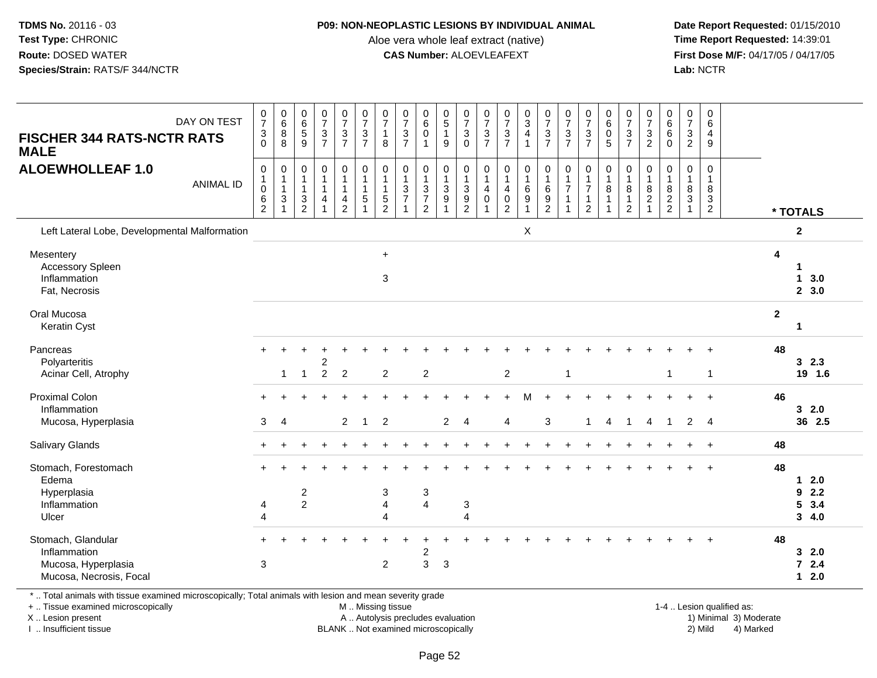**TDMS No.** 20116 - 03
**Test Type:** CHRONIC
**Route:** DOSED WATER
**Species/Strain:** RATS/F 344/NCTR

**P09: NON-NEOPLASTIC LESIONS BY INDIVIDUAL ANIMAL**
Aloe vera whole leaf extract (native)
**CAS Number:** ALOEVLEAFEXT

**Date Report Requested:** 01/15/2010
**Time Report Requested:** 14:39:01
**First Dose M/F:** 04/17/05 / 04/17/05
**Lab:** NCTR

## FISCHER 344 RATS-NCTR RATS MALE
## ALOEWHOLLEAF 1.0

| DAY ON TEST | 0730 | 0688 | 0659 | 0737 | 0737 | 0737 | 0718 | 0737 | 0601 | 0519 | 0730 | 0737 | 0737 | 0341 | 0737 | 0737 | 0737 | 0605 | 0737 | 0732 | 0660 | 0732 | 0649 | |
|---|---|---|---|---|---|---|---|---|---|---|---|---|---|---|---|---|---|---|---|---|---|---|---|---|
| **ANIMAL ID** | 01062 | 01131 | 01132 | 01141 | 01142 | 01151 | 01152 | 01371 | 01372 | 01391 | 01392 | 01401 | 01402 | 01691 | 01692 | 01711 | 01712 | 01811 | 01812 | 01821 | 01822 | 01831 | 01832 | *** TOTALS** |
| Left Lateral Lobe, Developmental Malformation | | | | | | | | | | | | | | X | | | | | | | | | | 2 |
| Mesentery | | | | | | | + | | | | | | | | | | | | | | | | | 4 |
| Accessory Spleen | | | | | | | | | | | | | | | | | | | | | | | | 1 |
| Inflammation | | | | | | | 3 | | | | | | | | | | | | | | | | | 1 3.0 |
| Fat, Necrosis | | | | | | | | | | | | | | | | | | | | | | | | 2 3.0 |
| Oral Mucosa | | | | | | | | | | | | | | | | | | | | | | | | 2 |
| Keratin Cyst | | | | | | | | | | | | | | | | | | | | | | | | 1 |
| Pancreas | + | + | + | + | + | + | + | + | + | + | + | + | + | + | + | + | + | + | + | + | + | + | + | 48 |
| Polyarteritis | | | | 2 | | | | | | | | | | | | | | | | | | | | 3 2.3 |
| Acinar Cell, Atrophy | | 1 | 1 | 2 | 2 | | 2 | | 2 | | | | 2 | | | 1 | | | | | 1 | | 1 | 19 1.6 |
| Proximal Colon | + | + | + | + | + | + | + | + | + | + | + | + | + | M | + | + | + | + | + | + | + | + | + | 46 |
| Inflammation | | | | | | | | | | | | | | | | | | | | | | | | 3 2.0 |
| Mucosa, Hyperplasia | 3 | 4 | | | 2 | 1 | 2 | | | 2 | 4 | | 4 | | 3 | | 1 | 4 | 1 | 4 | 1 | 2 | 4 | 36 2.5 |
| Salivary Glands | + | + | + | + | + | + | + | + | + | + | + | + | + | + | + | + | + | + | + | + | + | + | + | 48 |
| Stomach, Forestomach | + | + | + | + | + | + | + | + | + | + | + | + | + | + | + | + | + | + | + | + | + | + | + | 48 |
| Edema | | | | | | | | | | | | | | | | | | | | | | | | 1 2.0 |
| Hyperplasia | | | 2 | | | | 3 | | 3 | | | | | | | | | | | | | | | 9 2.2 |
| Inflammation | 4 | | 2 | | | | 4 | | 4 | | 3 | | | | | | | | | | | | | 5 3.4 |
| Ulcer | 4 | | | | | | 4 | | | | 4 | | | | | | | | | | | | | 3 4.0 |
| Stomach, Glandular | + | + | + | + | + | + | + | + | + | + | + | + | + | + | + | + | + | + | + | + | + | + | + | 48 |
| Inflammation | | | | | | | | | 2 | | | | | | | | | | | | | | | 3 2.0 |
| Mucosa, Hyperplasia | 3 | | | | | | 2 | | 3 | 3 | | | | | | | | | | | | | | 7 2.4 |
| Mucosa, Necrosis, Focal | | | | | | | | | | | | | | | | | | | | | | | | 1 2.0 |

\* .. Total animals with tissue examined microscopically; Total animals with lesion and mean severity grade
\+ .. Tissue examined microscopically
X .. Lesion present
I .. Insufficient tissue

M .. Missing tissue
A .. Autolysis precludes evaluation
BLANK .. Not examined microscopically

1-4 .. Lesion qualified as:
1) Minimal 3) Moderate
2) Mild 4) Marked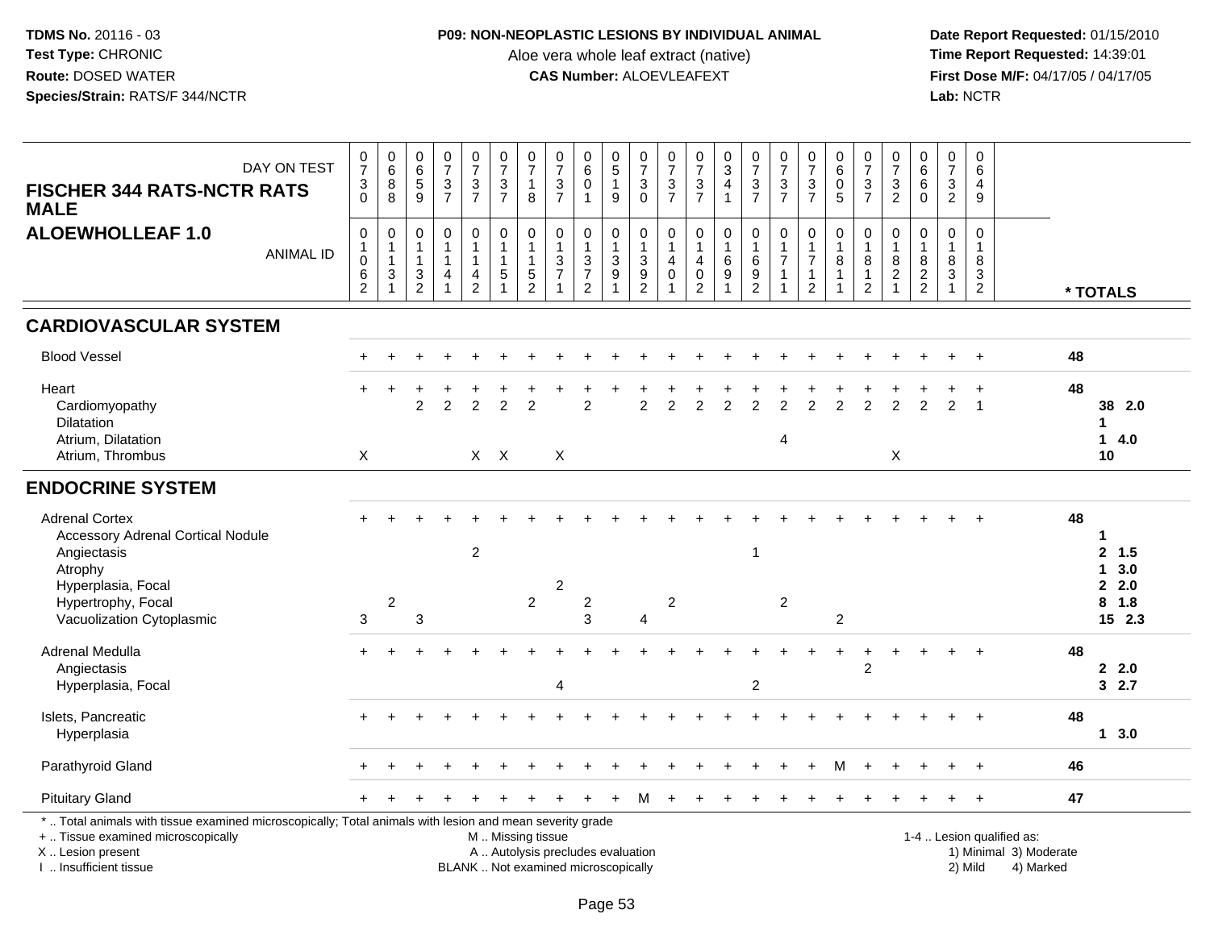**TDMS No.** 20116 - 03
**Test Type:** CHRONIC
**Route:** DOSED WATER
**Species/Strain:** RATS/F 344/NCTR

**P09: NON-NEOPLASTIC LESIONS BY INDIVIDUAL ANIMAL**
Aloe vera whole leaf extract (native)
**CAS Number:** ALOEVLEAFEXT

**Date Report Requested:** 01/15/2010
**Time Report Requested:** 14:39:01
**First Dose M/F:** 04/17/05 / 04/17/05
**Lab:** NCTR

## FISCHER 344 RATS-NCTR RATS MALE
## ALOEWHOLLEAF 1.0

| DAY ON TEST | 0730 | 0688 | 0659 | 0737 | 0737 | 0737 | 0718 | 0737 | 0601 | 0519 | 0730 | 0737 | 0737 | 0341 | 0737 | 0737 | 0737 | 0605 | 0737 | 0732 | 0660 | 0732 | 0649 | |
|---|---|---|---|---|---|---|---|---|---|---|---|---|---|---|---|---|---|---|---|---|---|---|---|---|
| **ANIMAL ID** | 01062 | 01131 | 01132 | 01141 | 01142 | 01151 | 01152 | 01371 | 01372 | 01391 | 01392 | 01401 | 01402 | 01691 | 01692 | 01711 | 01712 | 01811 | 01812 | 01821 | 01822 | 01831 | 01832 | *** TOTALS** |
| **CARDIOVASCULAR SYSTEM** | | | | | | | | | | | | | | | | | | | | | | | | |
| Blood Vessel | + | + | + | + | + | + | + | + | + | + | + | + | + | + | + | + | + | + | + | + | + | + | + | 48 |
| Heart | + | + | + | + | + | + | + | + | + | + | + | + | + | + | + | + | + | + | + | + | + | + | + | 48 |
| Cardiomyopathy | | | 2 | 2 | 2 | 2 | 2 | | 2 | | 2 | 2 | 2 | 2 | 2 | 2 | 2 | 2 | 2 | 2 | 2 | 2 | 1 | 38 2.0 |
| Dilatation | | | | | | | | | | | | | | | | | | | | | | | | 1 |
| Atrium, Dilatation | | | | | | | | | | | | | | | | 4 | | | | | | | | 1 4.0 |
| Atrium, Thrombus | X | | | | X | X | | X | | | | | | | | | | | | X | | | | 10 |
| **ENDOCRINE SYSTEM** | | | | | | | | | | | | | | | | | | | | | | | | |
| Adrenal Cortex | + | + | + | + | + | + | + | + | + | + | + | + | + | + | + | + | + | + | + | + | + | + | + | 48 |
| Accessory Adrenal Cortical Nodule | | | | | | | | | | | | | | | | | | | | | | | | 1 |
| Angiectasis | | | | | 2 | | | | | | | | | | 1 | | | | | | | | | 2 1.5 |
| Atrophy | | | | | | | | | | | | | | | | | | | | | | | | 1 3.0 |
| Hyperplasia, Focal | | | | | | | | 2 | | | | | | | | | | | | | | | | 2 2.0 |
| Hypertrophy, Focal | | 2 | | | | | 2 | | 2 | | | 2 | | | | 2 | | | | | | | | 8 1.8 |
| Vacuolization Cytoplasmic | 3 | | 3 | | | | | | 3 | | 4 | | | | | | | 2 | | | | | | 15 2.3 |
| Adrenal Medulla | + | + | + | + | + | + | + | + | + | + | + | + | + | + | + | + | + | + | + | + | + | + | + | 48 |
| Angiectasis | | | | | | | | | | | | | | | | | | | 2 | | | | | 2 2.0 |
| Hyperplasia, Focal | | | | | | | | 4 | | | | | | | 2 | | | | | | | | | 3 2.7 |
| Islets, Pancreatic | + | + | + | + | + | + | + | + | + | + | + | + | + | + | + | + | + | + | + | + | + | + | + | 48 |
| Hyperplasia | | | | | | | | | | | | | | | | | | | | | | | | 1 3.0 |
| Parathyroid Gland | + | + | + | + | + | + | + | + | + | + | + | + | + | + | + | + | + | M | + | + | + | + | + | 46 |
| Pituitary Gland | + | + | + | + | + | + | + | + | + | + | M | + | + | + | + | + | + | + | + | + | + | + | + | 47 |

* .. Total animals with tissue examined microscopically; Total animals with lesion and mean severity grade
+ .. Tissue examined microscopically
X .. Lesion present
I .. Insufficient tissue

M .. Missing tissue
A .. Autolysis precludes evaluation
BLANK .. Not examined microscopically

1-4 .. Lesion qualified as:
1) Minimal 3) Moderate
2) Mild 4) Marked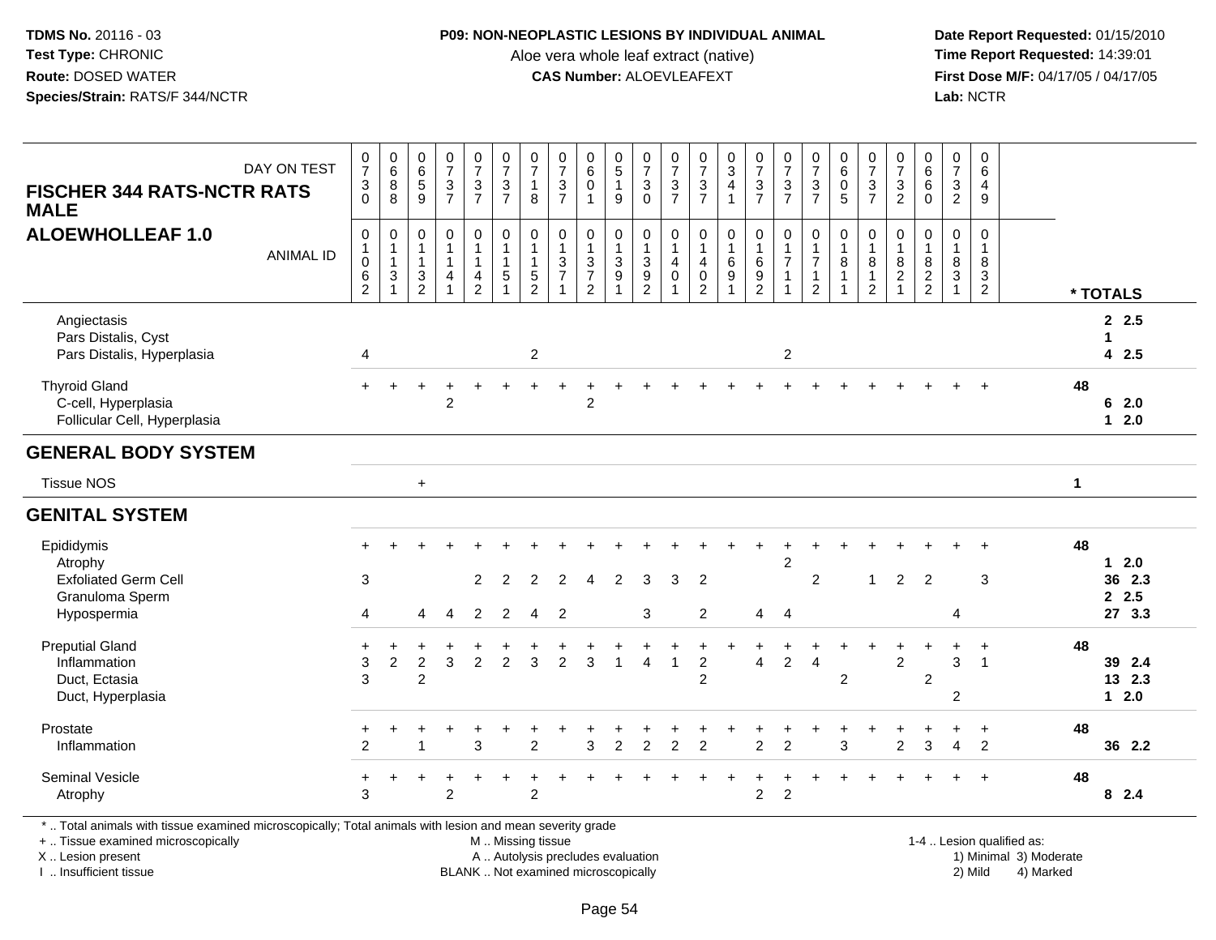**TDMS No.** 20116 - 03
**Test Type:** CHRONIC
**Route:** DOSED WATER
**Species/Strain:** RATS/F 344/NCTR

**P09: NON-NEOPLASTIC LESIONS BY INDIVIDUAL ANIMAL**
Aloe vera whole leaf extract (native)
**CAS Number:** ALOEVLEAFEXT

**Date Report Requested:** 01/15/2010
**Time Report Requested:** 14:39:01
**First Dose M/F:** 04/17/05 / 04/17/05
**Lab:** NCTR

## FISCHER 344 RATS-NCTR RATS MALE
## ALOEWHOLLEAF 1.0

| DAY ON TEST | 0730 | 0688 | 0659 | 0737 | 0737 | 0737 | 0718 | 0737 | 0601 | 0519 | 0730 | 0737 | 0737 | 0341 | 0737 | 0737 | 0737 | 0605 | 0737 | 0732 | 0660 | 0732 | 0649 | |
|---|---|---|---|---|---|---|---|---|---|---|---|---|---|---|---|---|---|---|---|---|---|---|---|---|
| **ANIMAL ID** | 01062 | 01131 | 01132 | 01141 | 01142 | 01151 | 01152 | 01371 | 01372 | 01391 | 01392 | 01401 | 01402 | 01691 | 01692 | 01711 | 01712 | 01811 | 01812 | 01821 | 01822 | 01831 | 01832 | **\* TOTALS** |
| Angiectasis | | | | | | | | | | | | | | | | | | | | | | | | 2 2.5 |
| Pars Distalis, Cyst | | | | | | | | | | | | | | | | | | | | | | | | 1 |
| Pars Distalis, Hyperplasia | 4 | | | | | | 2 | | | | | | | | | 2 | | | | | | | | 4 2.5 |
| Thyroid Gland | + | + | + | + | + | + | + | + | + | + | + | + | + | + | + | + | + | + | + | + | + | + | + | 48 |
| C-cell, Hyperplasia | | | | 2 | | | | | 2 | | | | | | | | | | | | | | | 6 2.0 |
| Follicular Cell, Hyperplasia | | | | | | | | | | | | | | | | | | | | | | | | 1 2.0 |
| **GENERAL BODY SYSTEM** | | | | | | | | | | | | | | | | | | | | | | | | |
| Tissue NOS | | | + | | | | | | | | | | | | | | | | | | | | | 1 |
| **GENITAL SYSTEM** | | | | | | | | | | | | | | | | | | | | | | | | |
| Epididymis | + | + | + | + | + | + | + | + | + | + | + | + | + | + | + | + | + | + | + | + | + | + | + | 48 |
| Atrophy | | | | | | | | | | | | | | | | 2 | | | | | | | | 1 2.0 |
| Exfoliated Germ Cell | 3 | | | | 2 | 2 | 2 | 2 | 4 | 2 | 3 | 3 | 2 | | | | 2 | | 1 | 2 | 2 | | 3 | 36 2.3 |
| Granuloma Sperm | | | | | | | | | | | | | | | | | | | | | | | | 2 2.5 |
| Hypospermia | 4 | | 4 | 4 | 2 | 2 | 4 | 2 | | | 3 | | 2 | | 4 | 4 | | | | | | 4 | | 27 3.3 |
| Preputial Gland | + | + | + | + | + | + | + | + | + | + | + | + | + | + | + | + | + | + | + | + | + | + | + | 48 |
| Inflammation | 3 | 2 | 2 | 3 | 2 | 2 | 3 | 2 | 3 | 1 | 4 | 1 | 2 | | 4 | 2 | 4 | | | 2 | | 3 | 1 | 39 2.4 |
| Duct, Ectasia | 3 | | 2 | | | | | | | | | | 2 | | | | | 2 | | | 2 | | | 13 2.3 |
| Duct, Hyperplasia | | | | | | | | | | | | | | | | | | | | | | 2 | | 1 2.0 |
| Prostate | + | + | + | + | + | + | + | + | + | + | + | + | + | + | + | + | + | + | + | + | + | + | + | 48 |
| Inflammation | 2 | | 1 | | 3 | | 2 | | 3 | 2 | 2 | 2 | 2 | | 2 | 2 | | 3 | | 2 | 3 | 4 | 2 | 36 2.2 |
| Seminal Vesicle | + | + | + | + | + | + | + | + | + | + | + | + | + | + | + | + | + | + | + | + | + | + | + | 48 |
| Atrophy | 3 | | | 2 | | | 2 | | | | | | | | 2 | 2 | | | | | | | | 8 2.4 |

\* .. Total animals with tissue examined microscopically; Total animals with lesion and mean severity grade
\+ .. Tissue examined microscopically
X .. Lesion present
I .. Insufficient tissue

M .. Missing tissue
A .. Autolysis precludes evaluation
BLANK .. Not examined microscopically

1-4 .. Lesion qualified as:
1) Minimal 3) Moderate
2) Mild 4) Marked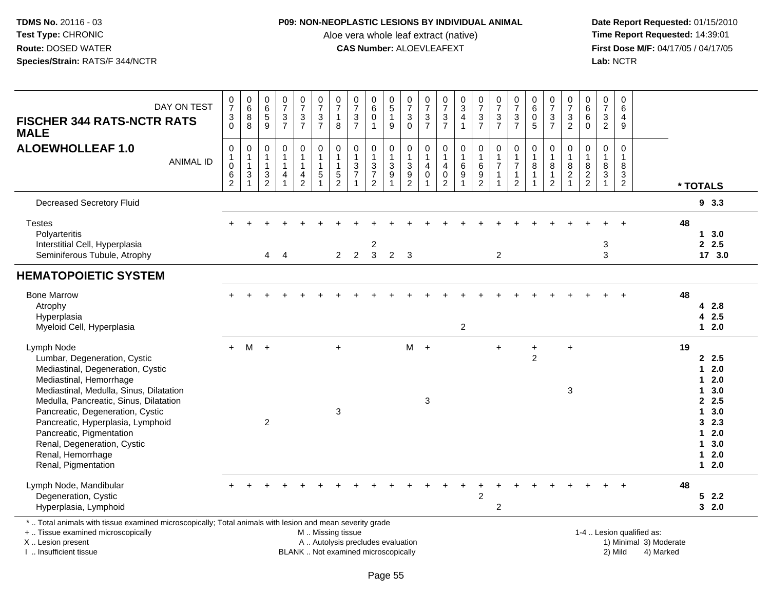**TDMS No.** 20116 - 03
**Test Type:** CHRONIC
**Route:** DOSED WATER
**Species/Strain:** RATS/F 344/NCTR

**P09: NON-NEOPLASTIC LESIONS BY INDIVIDUAL ANIMAL**
Aloe vera whole leaf extract (native)
**CAS Number:** ALOEVLEAFEXT

**Date Report Requested:** 01/15/2010
**Time Report Requested:** 14:39:01
**First Dose M/F:** 04/17/05 / 04/17/05
**Lab:** NCTR

**FISCHER 344 RATS-NCTR RATS MALE**
**ALOEWHOLLEAF 1.0**

| DAY ON TEST | 0730 | 0688 | 0659 | 0737 | 0737 | 0737 | 0718 | 0737 | 0601 | 0519 | 0730 | 0737 | 0737 | 0341 | 0737 | 0737 | 0737 | 0605 | 0737 | 0732 | 0660 | 0732 | 0649 | |
|---|---|---|---|---|---|---|---|---|---|---|---|---|---|---|---|---|---|---|---|---|---|---|---|---|
| ANIMAL ID | 01062 | 01131 | 01132 | 01141 | 01142 | 01151 | 01152 | 01371 | 01372 | 01391 | 01392 | 01401 | 01402 | 01691 | 01692 | 01711 | 01712 | 01811 | 01812 | 01821 | 01822 | 01831 | 01832 | * TOTALS |
| Decreased Secretory Fluid | | | | | | | | | | | | | | | | | | | | | | | | 9 3.3 |
| Testes | + | + | + | + | + | + | + | + | + | + | + | + | + | + | + | + | + | + | + | + | + | + | + | 48 |
| Polyarteritis | | | | | | | | | | | | | | | | | | | | | | | | 1 3.0 |
| Interstitial Cell, Hyperplasia | | | | | | | | | 2 | | | | | | | | | | | | | 3 | | 2 2.5 |
| Seminiferous Tubule, Atrophy | | | 4 | 4 | | | 2 | 2 | 3 | 2 | 3 | | | | | 2 | | | | | | 3 | | 17 3.0 |
| **HEMATOPOIETIC SYSTEM** | | | | | | | | | | | | | | | | | | | | | | | | |
| Bone Marrow | + | + | + | + | + | + | + | + | + | + | + | + | + | + | + | + | + | + | + | + | + | + | + | 48 |
| Atrophy | | | | | | | | | | | | | | | | | | | | | | | | 4 2.8 |
| Hyperplasia | | | | | | | | | | | | | | | | | | | | | | | | 4 2.5 |
| Myeloid Cell, Hyperplasia | | | | | | | | | | | | | | 2 | | | | | | | | | | 1 2.0 |
| Lymph Node | + | M | + | | | | + | | | | M | + | | | | + | | + | | + | | | | 19 |
| Lumbar, Degeneration, Cystic | | | | | | | | | | | | | | | | | | 2 | | | | | | 2 2.5 |
| Mediastinal, Degeneration, Cystic | | | | | | | | | | | | | | | | | | | | | | | | 1 2.0 |
| Mediastinal, Hemorrhage | | | | | | | | | | | | | | | | | | | | | | | | 1 2.0 |
| Mediastinal, Medulla, Sinus, Dilatation | | | | | | | | | | | | | | | | | | | | 3 | | | | 1 3.0 |
| Medulla, Pancreatic, Sinus, Dilatation | | | | | | | | | | | | 3 | | | | | | | | | | | | 2 2.5 |
| Pancreatic, Degeneration, Cystic | | | | | | | 3 | | | | | | | | | | | | | | | | | 1 3.0 |
| Pancreatic, Hyperplasia, Lymphoid | | | 2 | | | | | | | | | | | | | | | | | | | | | 3 2.3 |
| Pancreatic, Pigmentation | | | | | | | | | | | | | | | | | | | | | | | | 1 2.0 |
| Renal, Degeneration, Cystic | | | | | | | | | | | | | | | | | | | | | | | | 1 3.0 |
| Renal, Hemorrhage | | | | | | | | | | | | | | | | | | | | | | | | 1 2.0 |
| Renal, Pigmentation | | | | | | | | | | | | | | | | | | | | | | | | 1 2.0 |
| Lymph Node, Mandibular | + | + | + | + | + | + | + | + | + | + | + | + | + | + | + | + | + | + | + | + | + | + | + | 48 |
| Degeneration, Cystic | | | | | | | | | | | | | | | 2 | | | | | | | | | 5 2.2 |
| Hyperplasia, Lymphoid | | | | | | | | | | | | | | | | 2 | | | | | | | | 3 2.0 |

* .. Total animals with tissue examined microscopically; Total animals with lesion and mean severity grade
+ .. Tissue examined microscopically
X .. Lesion present
I .. Insufficient tissue

M .. Missing tissue
A .. Autolysis precludes evaluation
BLANK .. Not examined microscopically

1-4 .. Lesion qualified as:
1) Minimal 3) Moderate
2) Mild 4) Marked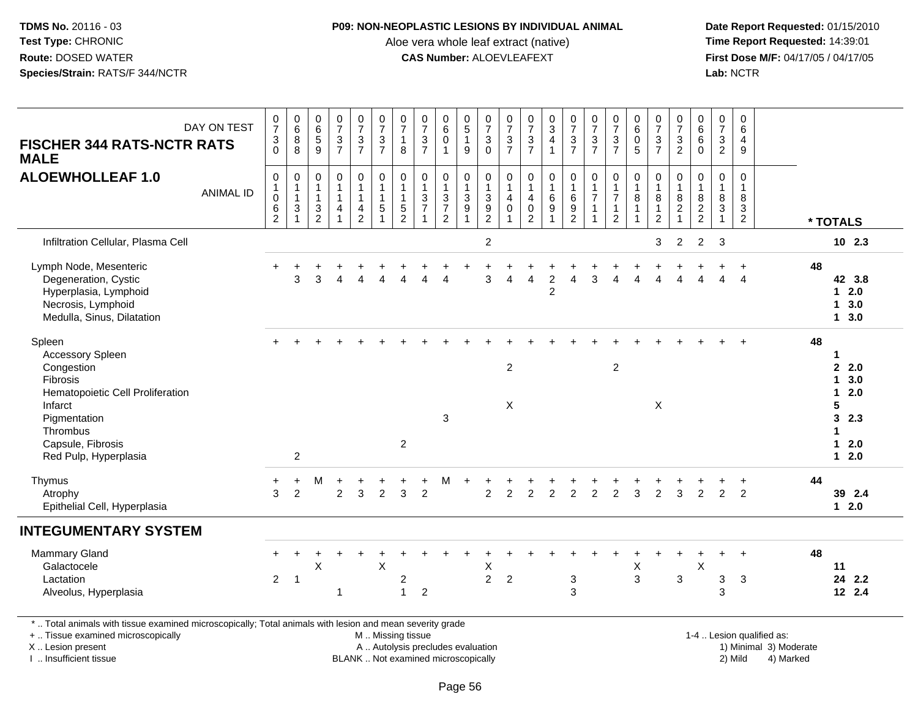**TDMS No.** 20116 - 03
**Test Type:** CHRONIC
**Route:** DOSED WATER
**Species/Strain:** RATS/F 344/NCTR

**P09: NON-NEOPLASTIC LESIONS BY INDIVIDUAL ANIMAL**
Aloe vera whole leaf extract (native)
**CAS Number:** ALOEVLEAFEXT

**Date Report Requested:** 01/15/2010
**Time Report Requested:** 14:39:01
**First Dose M/F:** 04/17/05 / 04/17/05
**Lab:** NCTR

## FISCHER 344 RATS-NCTR RATS MALE
## ALOEWHOLLEAF 1.0

| DAY ON TEST | 0730 | 0688 | 0659 | 0737 | 0737 | 0737 | 0718 | 0737 | 0601 | 0519 | 0730 | 0737 | 0737 | 0341 | 0737 | 0737 | 0737 | 0605 | 0737 | 0732 | 0660 | 0732 | 0649 | |
|---|---|---|---|---|---|---|---|---|---|---|---|---|---|---|---|---|---|---|---|---|---|---|---|---|
| **ANIMAL ID** | 01062 | 01131 | 01132 | 01141 | 01142 | 01151 | 01152 | 01371 | 01372 | 01391 | 01392 | 01401 | 01402 | 01691 | 01692 | 01711 | 01712 | 01811 | 01812 | 01821 | 01822 | 01831 | 01832 | **\* TOTALS** |
| Infiltration Cellular, Plasma Cell | | | | | | | | | | | 2 | | | | | | | | 3 | 2 | 2 | 3 | | **10 2.3** |
| Lymph Node, Mesenteric | + | + | + | + | + | + | + | + | + | + | + | + | + | + | + | + | + | + | + | + | + | + | + | **48** |
| Degeneration, Cystic | | 3 | 3 | 4 | 4 | 4 | 4 | 4 | 4 | | 3 | 4 | 4 | 2 | 4 | 3 | 4 | 4 | 4 | 4 | 4 | 4 | 4 | **42 3.8** |
| Hyperplasia, Lymphoid | | | | | | | | | | | | | | 2 | | | | | | | | | | **1 2.0** |
| Necrosis, Lymphoid | | | | | | | | | | | | | | | | | | | | | | | | **1 3.0** |
| Medulla, Sinus, Dilatation | | | | | | | | | | | | | | | | | | | | | | | | **1 3.0** |
| Spleen | + | + | + | + | + | + | + | + | + | + | + | + | + | + | + | + | + | + | + | + | + | + | + | **48** |
| Accessory Spleen | | | | | | | | | | | | | | | | | | | | | | | | **1** |
| Congestion | | | | | | | | | | | | 2 | | | | | 2 | | | | | | | **2 2.0** |
| Fibrosis | | | | | | | | | | | | | | | | | | | | | | | | **1 3.0** |
| Hematopoietic Cell Proliferation | | | | | | | | | | | | | | | | | | | | | | | | **1 2.0** |
| Infarct | | | | | | | | | | | | X | | | | | | | X | | | | | **5** |
| Pigmentation | | | | | | | | | 3 | | | | | | | | | | | | | | | **3 2.3** |
| Thrombus | | | | | | | | | | | | | | | | | | | | | | | | **1** |
| Capsule, Fibrosis | | | | | | | 2 | | | | | | | | | | | | | | | | | **1 2.0** |
| Red Pulp, Hyperplasia | | 2 | | | | | | | | | | | | | | | | | | | | | | **1 2.0** |
| Thymus | + | + | M | + | + | + | + | + | M | + | + | + | + | + | + | + | + | + | + | + | + | + | + | **44** |
| Atrophy | 3 | 2 | | 2 | 3 | 2 | 3 | 2 | | | 2 | 2 | 2 | 2 | 2 | 2 | 2 | 3 | 2 | 3 | 2 | 2 | 2 | **39 2.4** |
| Epithelial Cell, Hyperplasia | | | | | | | | | | | | | | | | | | | | | | | | **1 2.0** |
| **INTEGUMENTARY SYSTEM** | | | | | | | | | | | | | | | | | | | | | | | | |
| Mammary Gland | + | + | + | + | + | + | + | + | + | + | + | + | + | + | + | + | + | + | + | + | + | + | + | **48** |
| Galactocele | | | X | | | X | | | | | X | | | | | | | X | | | X | | | **11** |
| Lactation | 2 | 1 | | | | | 2 | | | | 2 | 2 | | | 3 | | | 3 | | 3 | | 3 | 3 | **24 2.2** |
| Alveolus, Hyperplasia | | | | 1 | | | 1 | 2 | | | | | | | 3 | | | | | | | 3 | | **12 2.4** |

\* .. Total animals with tissue examined microscopically; Total animals with lesion and mean severity grade
\+ .. Tissue examined microscopically
X .. Lesion present
I .. Insufficient tissue

M .. Missing tissue
A .. Autolysis precludes evaluation
BLANK .. Not examined microscopically

1-4 .. Lesion qualified as:
1) Minimal 3) Moderate
2) Mild 4) Marked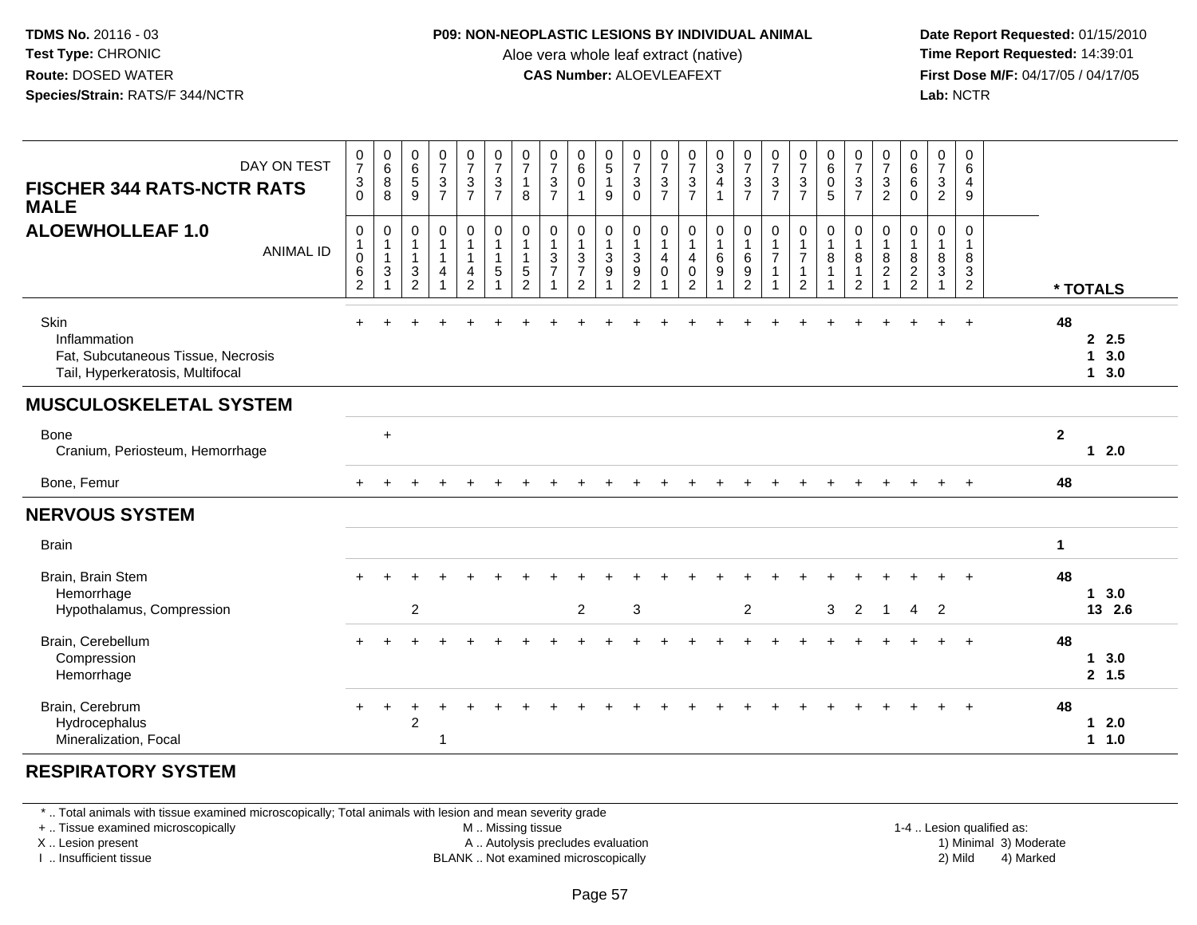**TDMS No.** 20116 - 03
**Test Type:** CHRONIC
**Route:** DOSED WATER
**Species/Strain:** RATS/F 344/NCTR

**P09: NON-NEOPLASTIC LESIONS BY INDIVIDUAL ANIMAL**
Aloe vera whole leaf extract (native)
**CAS Number:** ALOEVLEAFEXT

**Date Report Requested:** 01/15/2010
**Time Report Requested:** 14:39:01
**First Dose M/F:** 04/17/05 / 04/17/05
**Lab:** NCTR

## FISCHER 344 RATS-NCTR RATS MALE
## ALOEWHOLLEAF 1.0

| DAY ON TEST | 0730 | 0688 | 0659 | 0737 | 0737 | 0737 | 0718 | 0737 | 0601 | 0519 | 0730 | 0737 | 0737 | 0341 | 0737 | 0737 | 0737 | 0605 | 0737 | 0732 | 0660 | 0732 | 0649 | |
|---|---|---|---|---|---|---|---|---|---|---|---|---|---|---|---|---|---|---|---|---|---|---|---|---|
| ANIMAL ID | 01062 | 01131 | 01132 | 01141 | 01142 | 01151 | 01152 | 01371 | 01372 | 01391 | 01392 | 01401 | 01402 | 01691 | 01692 | 01711 | 01712 | 01811 | 01812 | 01821 | 01822 | 01831 | 01832 | * TOTALS |
| Skin | + | + | + | + | + | + | + | + | + | + | + | + | + | + | + | + | + | + | + | + | + | + | + | 48 |
| Inflammation | | | | | | | | | | | | | | | | | | | | | | | | 2 2.5 |
| Fat, Subcutaneous Tissue, Necrosis | | | | | | | | | | | | | | | | | | | | | | | | 1 3.0 |
| Tail, Hyperkeratosis, Multifocal | | | | | | | | | | | | | | | | | | | | | | | | 1 3.0 |
| **MUSCULOSKELETAL SYSTEM** | | | | | | | | | | | | | | | | | | | | | | | | |
| Bone | | + | | | | | | | | | | | | | | | | | | | | | | 2 |
| Cranium, Periosteum, Hemorrhage | | | | | | | | | | | | | | | | | | | | | | | | 1 2.0 |
| Bone, Femur | + | + | + | + | + | + | + | + | + | + | + | + | + | + | + | + | + | + | + | + | + | + | + | 48 |
| **NERVOUS SYSTEM** | | | | | | | | | | | | | | | | | | | | | | | | |
| Brain | | | | | | | | | | | | | | | | | | | | | | | | 1 |
| Brain, Brain Stem | + | + | + | + | + | + | + | + | + | + | + | + | + | + | + | + | + | + | + | + | + | + | + | 48 |
| Hemorrhage | | | | | | | | | | | | | | | | | | | | | | | | 1 3.0 |
| Hypothalamus, Compression | | | 2 | | | | | | 2 | | 3 | | | | 2 | | | 3 | 2 | 1 | 4 | 2 | | 13 2.6 |
| Brain, Cerebellum | + | + | + | + | + | + | + | + | + | + | + | + | + | + | + | + | + | + | + | + | + | + | + | 48 |
| Compression | | | | | | | | | | | | | | | | | | | | | | | | 1 3.0 |
| Hemorrhage | | | | | | | | | | | | | | | | | | | | | | | | 2 1.5 |
| Brain, Cerebrum | + | + | + | + | + | + | + | + | + | + | + | + | + | + | + | + | + | + | + | + | + | + | + | 48 |
| Hydrocephalus | | | 2 | | | | | | | | | | | | | | | | | | | | | 1 2.0 |
| Mineralization, Focal | | | | 1 | | | | | | | | | | | | | | | | | | | | 1 1.0 |
| **RESPIRATORY SYSTEM** | | | | | | | | | | | | | | | | | | | | | | | | |

* .. Total animals with tissue examined microscopically; Total animals with lesion and mean severity grade
+ .. Tissue examined microscopically
X .. Lesion present
I .. Insufficient tissue
M .. Missing tissue
A .. Autolysis precludes evaluation
BLANK .. Not examined microscopically
1-4 .. Lesion qualified as: 1) Minimal 2) Mild 3) Moderate 4) Marked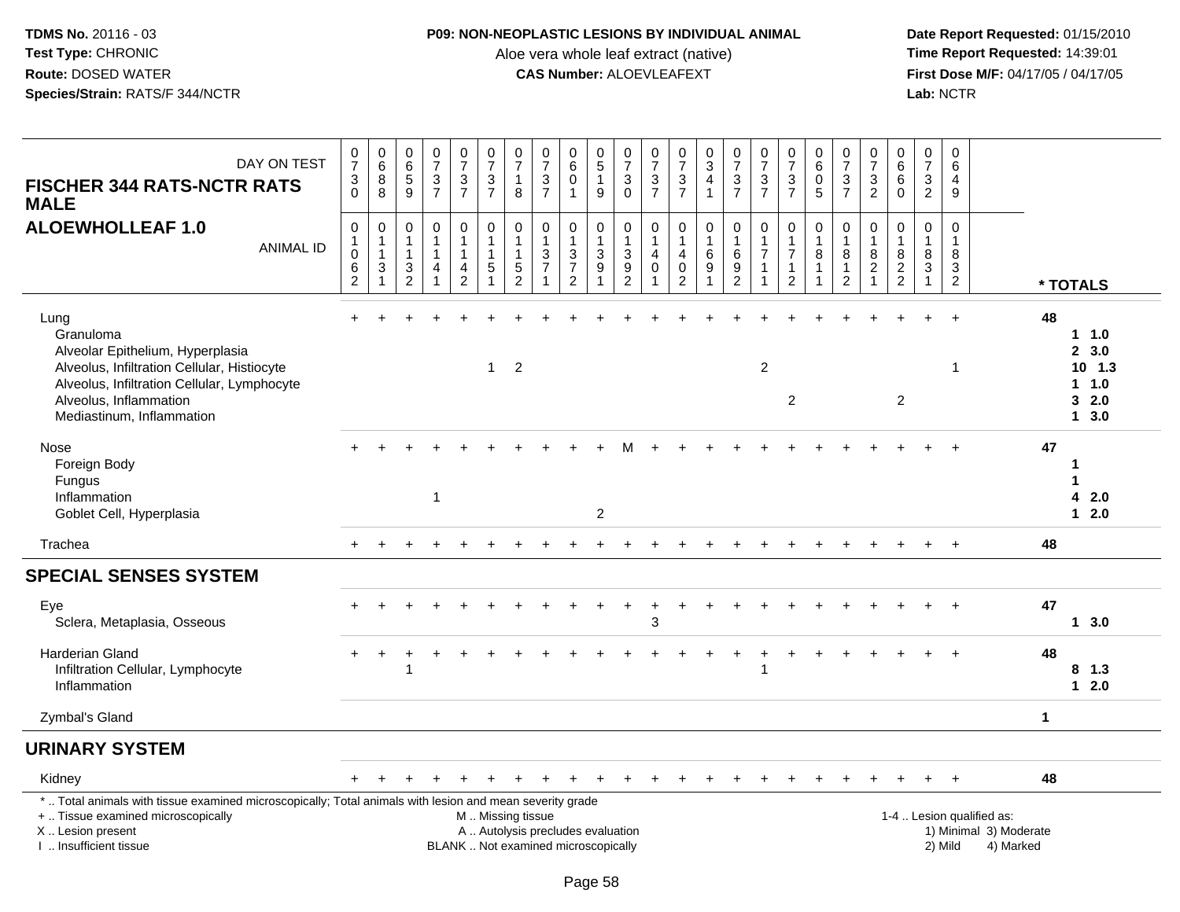**TDMS No.** 20116 - 03
**Test Type:** CHRONIC
**Route:** DOSED WATER
**Species/Strain:** RATS/F 344/NCTR

**P09: NON-NEOPLASTIC LESIONS BY INDIVIDUAL ANIMAL**
Aloe vera whole leaf extract (native)
**CAS Number:** ALOEVLEAFEXT

**Date Report Requested:** 01/15/2010
**Time Report Requested:** 14:39:01
**First Dose M/F:** 04/17/05 / 04/17/05
**Lab:** NCTR

## FISCHER 344 RATS-NCTR RATS MALE
## ALOEWHOLLEAF 1.0

| DAY ON TEST | 0730 | 0688 | 0659 | 0737 | 0737 | 0737 | 0718 | 0737 | 0601 | 0519 | 0730 | 0737 | 0737 | 0341 | 0737 | 0737 | 0737 | 0605 | 0737 | 0732 | 0660 | 0732 | 0649 | |
|---|---|---|---|---|---|---|---|---|---|---|---|---|---|---|---|---|---|---|---|---|---|---|---|---|
| **ANIMAL ID** | 01062 | 01131 | 01132 | 01141 | 01142 | 01151 | 01152 | 01371 | 01372 | 01391 | 01392 | 01401 | 01402 | 01691 | 01692 | 01711 | 01712 | 01811 | 01812 | 01821 | 01822 | 01831 | 01832 | *** TOTALS** |
| Lung | + | + | + | + | + | + | + | + | + | + | + | + | + | + | + | + | + | + | + | + | + | + | + | 48 |
| Granuloma | | | | | | | | | | | | | | | | | | | | | | | | 1 1.0 |
| Alveolar Epithelium, Hyperplasia | | | | | | | | | | | | | | | | | | | | | | | | 2 3.0 |
| Alveolus, Infiltration Cellular, Histiocyte | | | | | | 1 | 2 | | | | | | | | | 2 | | | | | | | 1 | 10 1.3 |
| Alveolus, Infiltration Cellular, Lymphocyte | | | | | | | | | | | | | | | | | | | | | | | | 1 1.0 |
| Alveolus, Inflammation | | | | | | | | | | | | | | | | | 2 | | | | 2 | | | 3 2.0 |
| Mediastinum, Inflammation | | | | | | | | | | | | | | | | | | | | | | | | 1 3.0 |
| Nose | + | + | + | + | + | + | + | + | + | + | M | + | + | + | + | + | + | + | + | + | + | + | + | 47 |
| Foreign Body | | | | | | | | | | | | | | | | | | | | | | | | 1 |
| Fungus | | | | | | | | | | | | | | | | | | | | | | | | 1 |
| Inflammation | | | | 1 | | | | | | | | | | | | | | | | | | | | 4 2.0 |
| Goblet Cell, Hyperplasia | | | | | | | | | | 2 | | | | | | | | | | | | | | 1 2.0 |
| Trachea | + | + | + | + | + | + | + | + | + | + | + | + | + | + | + | + | + | + | + | + | + | + | + | 48 |
| **SPECIAL SENSES SYSTEM** | | | | | | | | | | | | | | | | | | | | | | | | |
| Eye | + | + | + | + | + | + | + | + | + | + | + | + | + | + | + | + | + | + | + | + | + | + | + | 47 |
| Sclera, Metaplasia, Osseous | | | | | | | | | | | | 3 | | | | | | | | | | | | 1 3.0 |
| Harderian Gland | + | + | + | + | + | + | + | + | + | + | + | + | + | + | + | + | + | + | + | + | + | + | + | 48 |
| Infiltration Cellular, Lymphocyte | | | 1 | | | | | | | | | | | | | 1 | | | | | | | | 8 1.3 |
| Inflammation | | | | | | | | | | | | | | | | | | | | | | | | 1 2.0 |
| Zymbal's Gland | | | | | | | | | | | | | | | | | | | | | | | | 1 |
| **URINARY SYSTEM** | | | | | | | | | | | | | | | | | | | | | | | | |
| Kidney | + | + | + | + | + | + | + | + | + | + | + | + | + | + | + | + | + | + | + | + | + | + | + | 48 |

\* .. Total animals with tissue examined microscopically; Total animals with lesion and mean severity grade
+ .. Tissue examined microscopically
X .. Lesion present
I .. Insufficient tissue

M .. Missing tissue
A .. Autolysis precludes evaluation
BLANK .. Not examined microscopically

1-4 .. Lesion qualified as:
1) Minimal 3) Moderate
2) Mild 4) Marked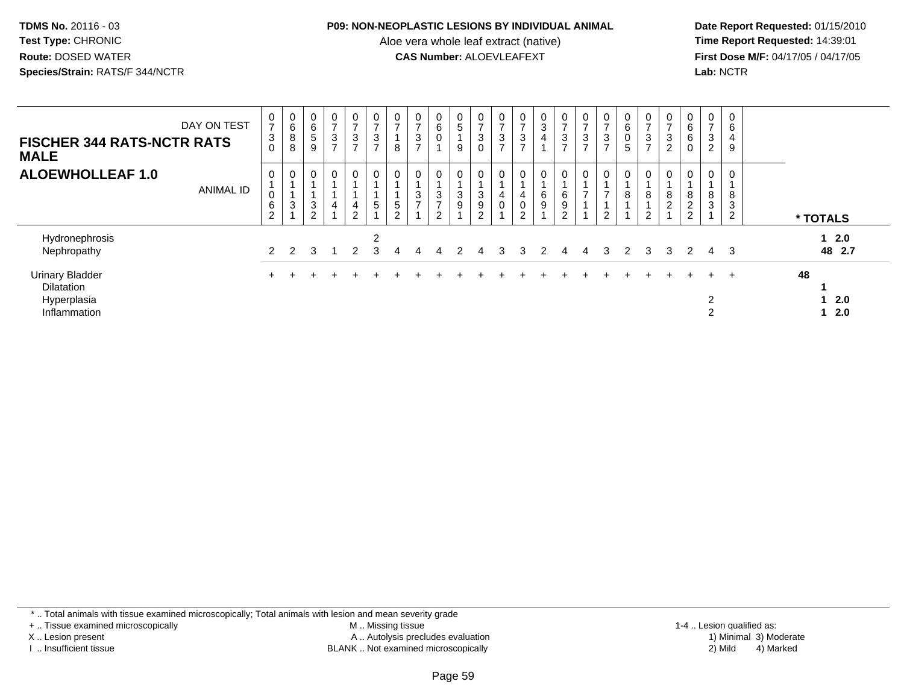**TDMS No.** 20116 - 03
**Test Type:** CHRONIC
**Route:** DOSED WATER
**Species/Strain:** RATS/F 344/NCTR

**P09: NON-NEOPLASTIC LESIONS BY INDIVIDUAL ANIMAL**
Aloe vera whole leaf extract (native)
**CAS Number:** ALOEVLEAFEXT

**Date Report Requested:** 01/15/2010
**Time Report Requested:** 14:39:01
**First Dose M/F:** 04/17/05 / 04/17/05
**Lab:** NCTR

## FISCHER 344 RATS-NCTR RATS MALE
## ALOEWHOLLEAF 1.0

| DAY ON TEST | 0730 | 0688 | 0659 | 0737 | 0737 | 0737 | 0718 | 0737 | 0601 | 0519 | 0730 | 0737 | 0737 | 0341 | 0737 | 0737 | 0737 | 0605 | 0737 | 0732 | 0660 | 0732 | 0649 | |
|---|---|---|---|---|---|---|---|---|---|---|---|---|---|---|---|---|---|---|---|---|---|---|---|---|
| **ANIMAL ID** | 01062 | 01131 | 01132 | 01141 | 01142 | 01151 | 01152 | 01371 | 01372 | 01391 | 01392 | 01401 | 01402 | 01691 | 01692 | 01711 | 01712 | 01811 | 01812 | 01821 | 01822 | 01831 | 01832 | *** TOTALS** |
| Hydronephrosis | | | | | | 2 | | | | | | | | | | | | | | | | | | **1 2.0** |
| Nephropathy | 2 | 2 | 3 | 1 | 2 | 3 | 4 | 4 | 4 | 2 | 4 | 3 | 3 | 2 | 4 | 4 | 3 | 2 | 3 | 3 | 2 | 4 | 3 | **48 2.7** |
| Urinary Bladder | + | + | + | + | + | + | + | + | + | + | + | + | + | + | + | + | + | + | + | + | + | + | + | **48** |
| Dilatation | | | | | | | | | | | | | | | | | | | | | | | | **1** |
| Hyperplasia | | | | | | | | | | | | | | | | | | | | | | 2 | | **1 2.0** |
| Inflammation | | | | | | | | | | | | | | | | | | | | | | 2 | | **1 2.0** |

\* .. Total animals with tissue examined microscopically; Total animals with lesion and mean severity grade
\+ .. Tissue examined microscopically
X .. Lesion present
I .. Insufficient tissue

M .. Missing tissue
A .. Autolysis precludes evaluation
BLANK .. Not examined microscopically

1-4 .. Lesion qualified as:
1) Minimal 3) Moderate
2) Mild 4) Marked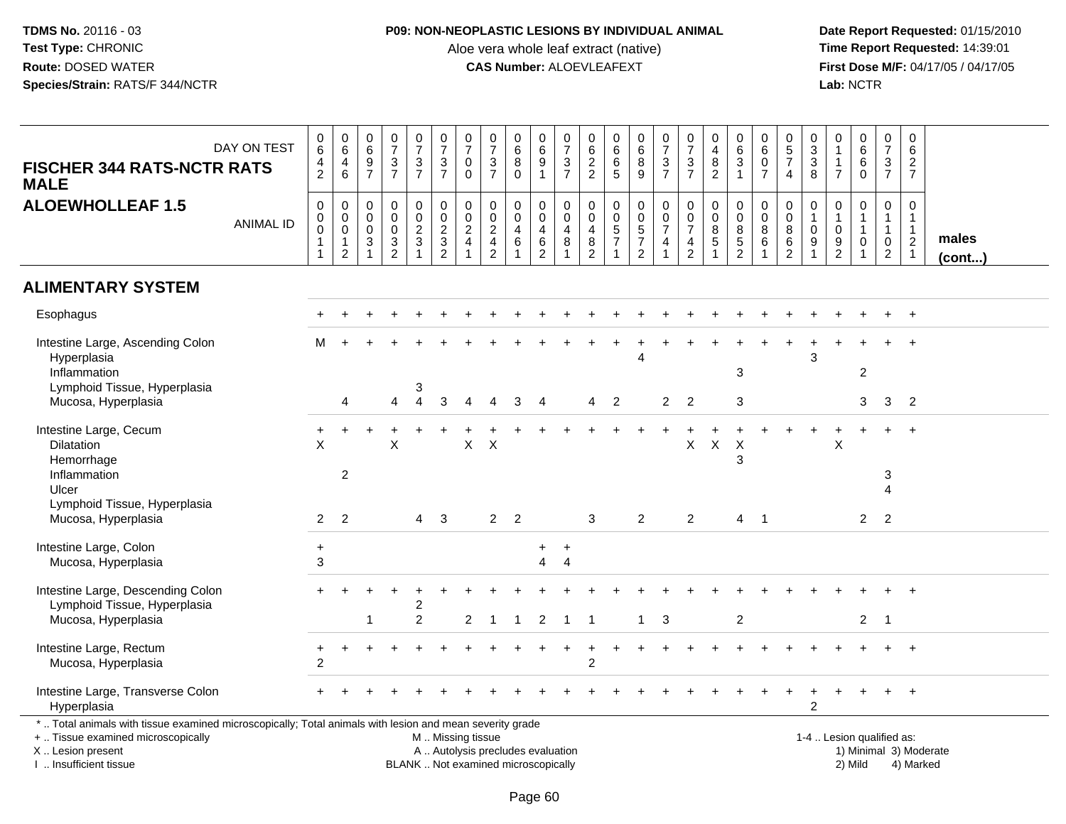**TDMS No.** 20116 - 03
**Test Type:** CHRONIC
**Route:** DOSED WATER
**Species/Strain:** RATS/F 344/NCTR

**P09: NON-NEOPLASTIC LESIONS BY INDIVIDUAL ANIMAL**
Aloe vera whole leaf extract (native)
**CAS Number:** ALOEVLEAFEXT

**Date Report Requested:** 01/15/2010
**Time Report Requested:** 14:39:01
**First Dose M/F:** 04/17/05 / 04/17/05
**Lab:** NCTR

## FISCHER 344 RATS-NCTR RATS MALE
## ALOEWHOLLEAF 1.5

| DAY ON TEST | 0642 | 0646 | 0697 | 0737 | 0737 | 0737 | 0700 | 0737 | 0680 | 0691 | 0737 | 0622 | 0665 | 0689 | 0737 | 0737 | 0482 | 0631 | 0607 | 0574 | 0338 | 0117 | 0660 | 0737 | 0627 | |
|---|---|---|---|---|---|---|---|---|---|---|---|---|---|---|---|---|---|---|---|---|---|---|---|---|---|---|
| **ANIMAL ID** | 00011 | 00012 | 00031 | 00032 | 00231 | 00232 | 00241 | 00242 | 00461 | 00462 | 00481 | 00482 | 00571 | 00572 | 00741 | 00742 | 00851 | 00852 | 00861 | 00862 | 01091 | 01092 | 01101 | 01102 | 01121 | **males (cont...)** |
| **ALIMENTARY SYSTEM** | | | | | | | | | | | | | | | | | | | | | | | | | | |
| Esophagus | + | + | + | + | + | + | + | + | + | + | + | + | + | + | + | + | + | + | + | + | + | + | + | + | + | |
| Intestine Large, Ascending Colon | M | + | + | + | + | + | + | + | + | + | + | + | + | + | + | + | + | + | + | + | + | + | + | + | + | |
| Hyperplasia | | | | | | | | | | | | | | 4 | | | | | | | 3 | | | | | |
| Inflammation | | | | | | | | | | | | | | | | | | 3 | | | | | 2 | | | |
| Lymphoid Tissue, Hyperplasia | | | | | 3 | | | | | | | | | | | | | | | | | | | | | |
| Mucosa, Hyperplasia | | 4 | | 4 | 4 | 3 | 4 | 4 | 3 | 4 | | 4 | 2 | | 2 | 2 | | 3 | | | | | 3 | 3 | 2 | |
| Intestine Large, Cecum | + | + | + | + | + | + | + | + | + | + | + | + | + | + | + | + | + | + | + | + | + | + | + | + | + | |
| Dilatation | X | | | X | | | X | X | | | | | | | | X | X | X | | | | X | | | | |
| Hemorrhage | | | | | | | | | | | | | | | | | | 3 | | | | | | | | |
| Inflammation | | 2 | | | | | | | | | | | | | | | | | | | | | | 3 | | |
| Ulcer | | | | | | | | | | | | | | | | | | | | | | | | 4 | | |
| Lymphoid Tissue, Hyperplasia | | | | | | | | | | | | | | | | | | | | | | | | | | |
| Mucosa, Hyperplasia | 2 | 2 | | | 4 | 3 | | 2 | 2 | | | 3 | | 2 | | 2 | | 4 | 1 | | | | 2 | 2 | | |
| Intestine Large, Colon | + | | | | | | | | | + | + | | | | | | | | | | | | | | | |
| Mucosa, Hyperplasia | 3 | | | | | | | | | 4 | 4 | | | | | | | | | | | | | | | |
| Intestine Large, Descending Colon | + | + | + | + | + | + | + | + | + | + | + | + | + | + | + | + | + | + | + | + | + | + | + | + | + | |
| Lymphoid Tissue, Hyperplasia | | | | | 2 | | | | | | | | | | | | | | | | | | | | | |
| Mucosa, Hyperplasia | | | 1 | | 2 | | 2 | 1 | 1 | 2 | 1 | 1 | | 1 | 3 | | | 2 | | | | | 2 | 1 | | |
| Intestine Large, Rectum | + | + | + | + | + | + | + | + | + | + | + | + | + | + | + | + | + | + | + | + | + | + | + | + | + | |
| Mucosa, Hyperplasia | 2 | | | | | | | | | | | 2 | | | | | | | | | | | | | | |
| Intestine Large, Transverse Colon | + | + | + | + | + | + | + | + | + | + | + | + | + | + | + | + | + | + | + | + | + | + | + | + | + | |
| Hyperplasia | | | | | | | | | | | | | | | | | | | | | 2 | | | | | |

\* .. Total animals with tissue examined microscopically; Total animals with lesion and mean severity grade
+ .. Tissue examined microscopically
X .. Lesion present
I .. Insufficient tissue

M .. Missing tissue
A .. Autolysis precludes evaluation
BLANK .. Not examined microscopically

1-4 .. Lesion qualified as:
1) Minimal 3) Moderate
2) Mild 4) Marked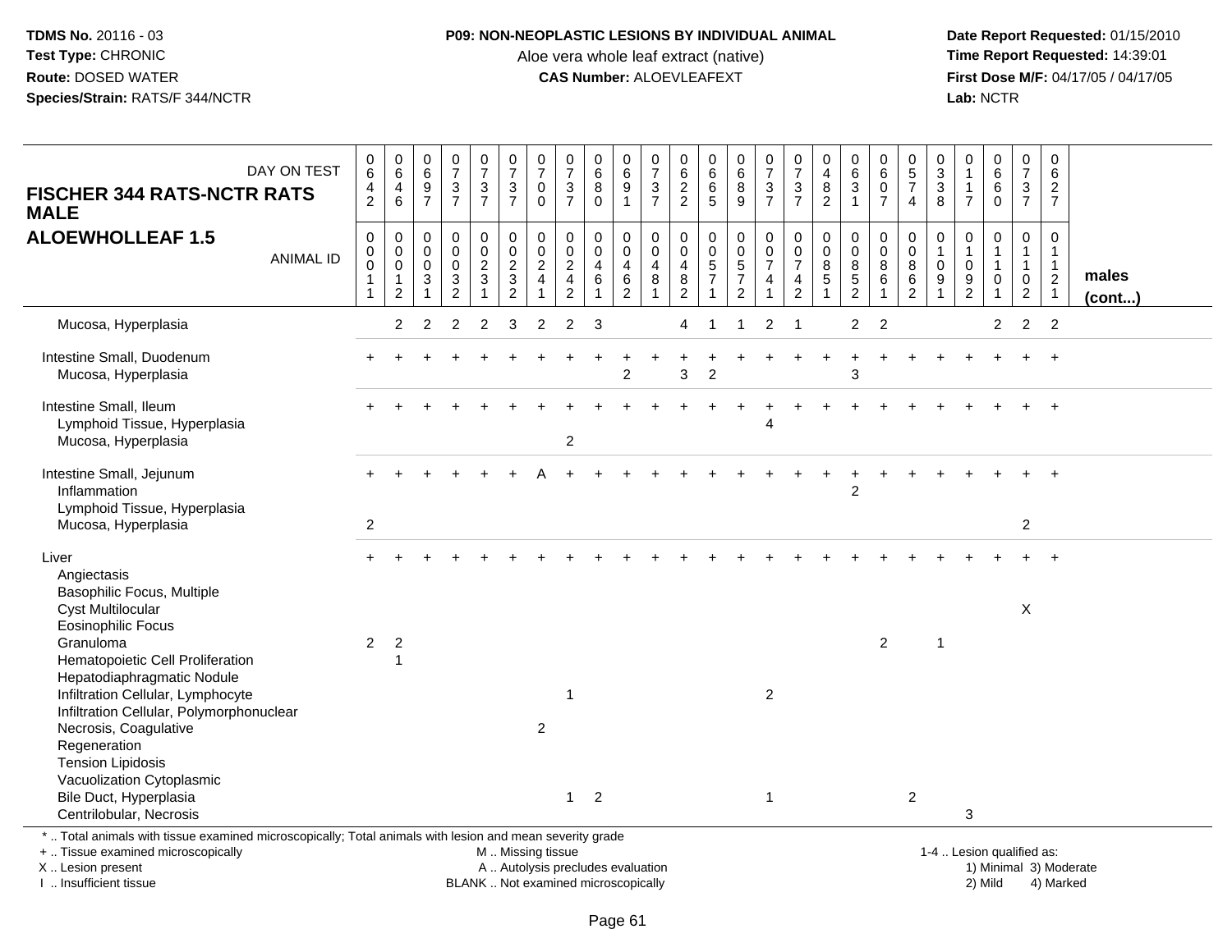**TDMS No.** 20116 - 03
**Test Type:** CHRONIC
**Route:** DOSED WATER
**Species/Strain:** RATS/F 344/NCTR

**P09: NON-NEOPLASTIC LESIONS BY INDIVIDUAL ANIMAL**
Aloe vera whole leaf extract (native)
**CAS Number:** ALOEVLEAFEXT

**Date Report Requested:** 01/15/2010
**Time Report Requested:** 14:39:01
**First Dose M/F:** 04/17/05 / 04/17/05
**Lab:** NCTR

## FISCHER 344 RATS-NCTR RATS MALE
## ALOEWHOLLEAF 1.5

| DAY ON TEST | 0642 | 0646 | 0697 | 0737 | 0737 | 0737 | 0700 | 0737 | 0680 | 0691 | 0737 | 0622 | 0665 | 0689 | 0737 | 0737 | 0482 | 0631 | 0607 | 0574 | 0338 | 0117 | 0660 | 0737 | 0627 | |
|---|---|---|---|---|---|---|---|---|---|---|---|---|---|---|---|---|---|---|---|---|---|---|---|---|---|---|
| **ANIMAL ID** | 00011 | 00012 | 00031 | 00032 | 00231 | 00232 | 00241 | 00242 | 00461 | 00462 | 00481 | 00482 | 00571 | 00572 | 00741 | 00742 | 00851 | 00852 | 00861 | 00862 | 01091 | 01092 | 01101 | 01102 | 01121 | **males (cont...)** |
| Mucosa, Hyperplasia | | 2 | 2 | 2 | 2 | 3 | 2 | 2 | 3 | | | 4 | 1 | 1 | 2 | 1 | | 2 | 2 | | | | 2 | 2 | 2 | |
| Intestine Small, Duodenum | + | + | + | + | + | + | + | + | + | + | + | + | + | + | + | + | + | + | + | + | + | + | + | + | + | |
| Mucosa, Hyperplasia | | | | | | | | | | 2 | | 3 | 2 | | | | | 3 | | | | | | | | |
| Intestine Small, Ileum | + | + | + | + | + | + | + | + | + | + | + | + | + | + | + | + | + | + | + | + | + | + | + | + | + | |
| Lymphoid Tissue, Hyperplasia | | | | | | | | | | | | | | | 4 | | | | | | | | | | | |
| Mucosa, Hyperplasia | | | | | | | | 2 | | | | | | | | | | | | | | | | | | |
| Intestine Small, Jejunum | + | + | + | + | + | + | A | + | + | + | + | + | + | + | + | + | + | + | + | + | + | + | + | + | + | |
| Inflammation | | | | | | | | | | | | | | | | | | 2 | | | | | | | | |
| Lymphoid Tissue, Hyperplasia | | | | | | | | | | | | | | | | | | | | | | | | | | |
| Mucosa, Hyperplasia | 2 | | | | | | | | | | | | | | | | | | | | | | | 2 | | |
| Liver | + | + | + | + | + | + | + | + | + | + | + | + | + | + | + | + | + | + | + | + | + | + | + | + | + | |
| Angiectasis | | | | | | | | | | | | | | | | | | | | | | | | | | |
| Basophilic Focus, Multiple | | | | | | | | | | | | | | | | | | | | | | | | | | |
| Cyst Multilocular | | | | | | | | | | | | | | | | | | | | | | | | X | | |
| Eosinophilic Focus | | | | | | | | | | | | | | | | | | | | | | | | | | |
| Granuloma | 2 | 2 | | | | | | | | | | | | | | | | | 2 | | 1 | | | | | |
| Hematopoietic Cell Proliferation | | 1 | | | | | | | | | | | | | | | | | | | | | | | | |
| Hepatodiaphragmatic Nodule | | | | | | | | | | | | | | | | | | | | | | | | | | |
| Infiltration Cellular, Lymphocyte | | | | | | | | 1 | | | | | | | 2 | | | | | | | | | | | |
| Infiltration Cellular, Polymorphonuclear | | | | | | | | | | | | | | | | | | | | | | | | | | |
| Necrosis, Coagulative | | | | | | | 2 | | | | | | | | | | | | | | | | | | | |
| Regeneration | | | | | | | | | | | | | | | | | | | | | | | | | | |
| Tension Lipidosis | | | | | | | | | | | | | | | | | | | | | | | | | | |
| Vacuolization Cytoplasmic | | | | | | | | | | | | | | | | | | | | | | | | | | |
| Bile Duct, Hyperplasia | | | | | | | | 1 | 2 | | | | | | 1 | | | | | 2 | | | | | | |
| Centrilobular, Necrosis | | | | | | | | | | | | | | | | | | | | | | 3 | | | | |

\* .. Total animals with tissue examined microscopically; Total animals with lesion and mean severity grade
+ .. Tissue examined microscopically
X .. Lesion present
I .. Insufficient tissue

M .. Missing tissue
A .. Autolysis precludes evaluation
BLANK .. Not examined microscopically

1-4 .. Lesion qualified as:
1) Minimal 3) Moderate
2) Mild 4) Marked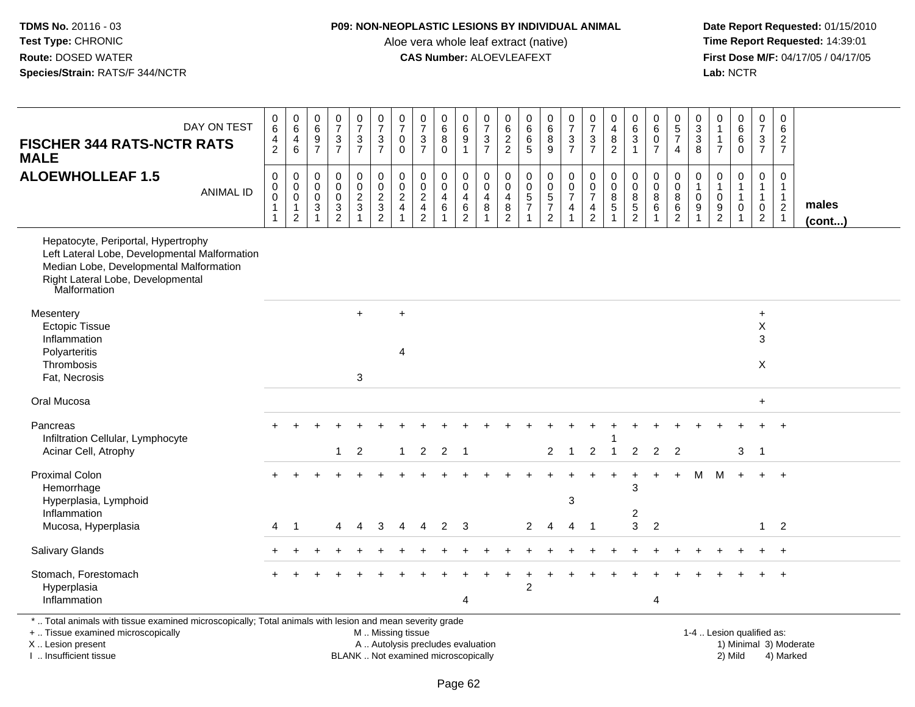**TDMS No.** 20116 - 03
**Test Type:** CHRONIC
**Route:** DOSED WATER
**Species/Strain:** RATS/F 344/NCTR

**P09: NON-NEOPLASTIC LESIONS BY INDIVIDUAL ANIMAL**
Aloe vera whole leaf extract (native)
**CAS Number:** ALOEVLEAFEXT

**Date Report Requested:** 01/15/2010
**Time Report Requested:** 14:39:01
**First Dose M/F:** 04/17/05 / 04/17/05
**Lab:** NCTR

**FISCHER 344 RATS-NCTR RATS MALE**
**ALOEWHOLLEAF 1.5**

| DAY ON TEST | 0642 | 0646 | 0697 | 0737 | 0737 | 0737 | 0700 | 0737 | 0680 | 0691 | 0737 | 0622 | 0665 | 0689 | 0737 | 0737 | 0482 | 0631 | 0607 | 0574 | 0338 | 0117 | 0660 | 0737 | 0627 | |
|---|---|---|---|---|---|---|---|---|---|---|---|---|---|---|---|---|---|---|---|---|---|---|---|---|---|---|
| **ANIMAL ID** | 00011 | 00012 | 00031 | 00032 | 00231 | 00232 | 00241 | 00242 | 00461 | 00462 | 00481 | 00482 | 00571 | 00572 | 00741 | 00742 | 00851 | 00852 | 00861 | 00862 | 01091 | 01092 | 01101 | 01102 | 01121 | **males (cont...)** |
| Hepatocyte, Periportal, Hypertrophy | | | | | | | | | | | | | | | | | | | | | | | | | | |
| Left Lateral Lobe, Developmental Malformation | | | | | | | | | | | | | | | | | | | | | | | | | | |
| Median Lobe, Developmental Malformation | | | | | | | | | | | | | | | | | | | | | | | | | | |
| Right Lateral Lobe, Developmental Malformation | | | | | | | | | | | | | | | | | | | | | | | | | | |
| Mesentery | | | | | + | | + | | | | | | | | | | | | | | | | | + | | |
| Ectopic Tissue | | | | | | | | | | | | | | | | | | | | | | | | X | | |
| Inflammation | | | | | | | | | | | | | | | | | | | | | | | | 3 | | |
| Polyarteritis | | | | | | | 4 | | | | | | | | | | | | | | | | | | | |
| Thrombosis | | | | | | | | | | | | | | | | | | | | | | | | X | | |
| Fat, Necrosis | | | | | 3 | | | | | | | | | | | | | | | | | | | | | |
| Oral Mucosa | | | | | | | | | | | | | | | | | | | | | | | | + | | |
| Pancreas | + | + | + | + | + | + | + | + | + | + | + | + | + | + | + | + | + | + | + | + | + | + | + | + | + | |
| Infiltration Cellular, Lymphocyte | | | | | | | | | | | | | | | | | 1 | | | | | | | | | |
| Acinar Cell, Atrophy | | | | 1 | 2 | | 1 | 2 | 2 | 1 | | | | 2 | 1 | 2 | 1 | 2 | 2 | 2 | | | 3 | 1 | | |
| Proximal Colon | + | + | + | + | + | + | + | + | + | + | + | + | + | + | + | + | + | + | + | + | M | M | + | + | + | |
| Hemorrhage | | | | | | | | | | | | | | | | | | 3 | | | | | | | | |
| Hyperplasia, Lymphoid | | | | | | | | | | | | | | | 3 | | | | | | | | | | | |
| Inflammation | | | | | | | | | | | | | | | | | | 2 | | | | | | | | |
| Mucosa, Hyperplasia | 4 | 1 | | 4 | 4 | 3 | 4 | 4 | 2 | 3 | | | 2 | 4 | 4 | 1 | | 3 | 2 | | | | | 1 | 2 | |
| Salivary Glands | + | + | + | + | + | + | + | + | + | + | + | + | + | + | + | + | + | + | + | + | + | + | + | + | + | |
| Stomach, Forestomach | + | + | + | + | + | + | + | + | + | + | + | + | + | + | + | + | + | + | + | + | + | + | + | + | + | |
| Hyperplasia | | | | | | | | | | | | | 2 | | | | | | | | | | | | | |
| Inflammation | | | | | | | | | | 4 | | | | | | | | | 4 | | | | | | | |

\* .. Total animals with tissue examined microscopically; Total animals with lesion and mean severity grade
+ .. Tissue examined microscopically
X .. Lesion present
I .. Insufficient tissue

M .. Missing tissue
A .. Autolysis precludes evaluation
BLANK .. Not examined microscopically

1-4 .. Lesion qualified as:
1) Minimal 3) Moderate
2) Mild 4) Marked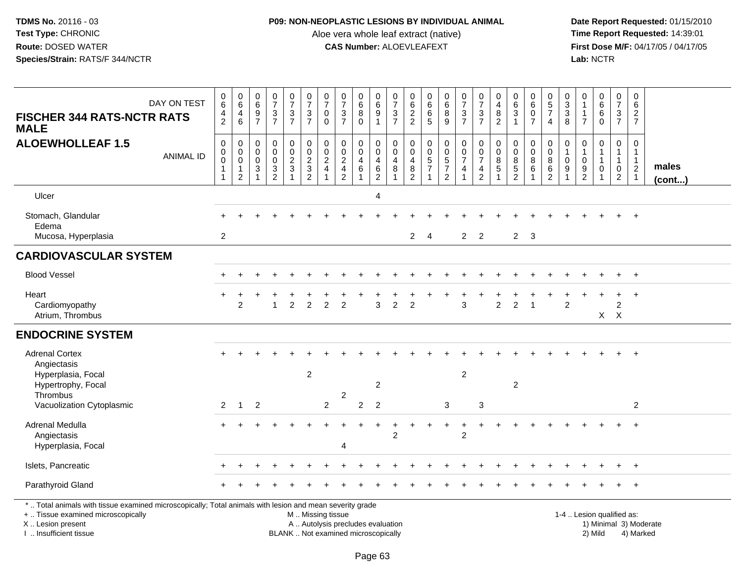**TDMS No.** 20116 - 03
**Test Type:** CHRONIC
**Route:** DOSED WATER
**Species/Strain:** RATS/F 344/NCTR

**P09: NON-NEOPLASTIC LESIONS BY INDIVIDUAL ANIMAL**
Aloe vera whole leaf extract (native)
**CAS Number:** ALOEVLEAFEXT

**Date Report Requested:** 01/15/2010
**Time Report Requested:** 14:39:01
**First Dose M/F:** 04/17/05 / 04/17/05
**Lab:** NCTR

## FISCHER 344 RATS-NCTR RATS MALE
## ALOEWHOLLEAF 1.5

| DAY ON TEST | 0642 | 0646 | 0697 | 0737 | 0737 | 0737 | 0700 | 0737 | 0680 | 0691 | 0737 | 0622 | 0665 | 0689 | 0737 | 0737 | 0482 | 0631 | 0607 | 0574 | 0338 | 0117 | 0660 | 0737 | 0627 | |
|---|---|---|---|---|---|---|---|---|---|---|---|---|---|---|---|---|---|---|---|---|---|---|---|---|---|---|
| ANIMAL ID | 00011 | 00012 | 00031 | 00032 | 00231 | 00232 | 00241 | 00242 | 00461 | 00462 | 00481 | 00482 | 00571 | 00572 | 00741 | 00742 | 00851 | 00852 | 00861 | 00862 | 01091 | 01092 | 01101 | 01102 | 01121 | males (cont...) |
| Ulcer | | | | | | | | | | 4 | | | | | | | | | | | | | | | | |
| Stomach, Glandular | + | + | + | + | + | + | + | + | + | + | + | + | + | + | + | + | + | + | + | + | + | + | + | + | + | |
| Edema | | | | | | | | | | | | | | | | | | | | | | | | | | |
| Mucosa, Hyperplasia | 2 | | | | | | | | | | | 2 | 4 | | 2 | 2 | | 2 | 3 | | | | | | | |
| **CARDIOVASCULAR SYSTEM** | | | | | | | | | | | | | | | | | | | | | | | | | | |
| Blood Vessel | + | + | + | + | + | + | + | + | + | + | + | + | + | + | + | + | + | + | + | + | + | + | + | + | + | |
| Heart | + | + | + | + | + | + | + | + | + | + | + | + | + | + | + | + | + | + | + | + | + | + | + | + | + | |
| Cardiomyopathy | | 2 | | 1 | 2 | 2 | 2 | 2 | | 3 | 2 | 2 | | | 3 | | 2 | 2 | 1 | | 2 | | | 2 | | |
| Atrium, Thrombus | | | | | | | | | | | | | | | | | | | | | | | X | X | | |
| **ENDOCRINE SYSTEM** | | | | | | | | | | | | | | | | | | | | | | | | | | |
| Adrenal Cortex | + | + | + | + | + | + | + | + | + | + | + | + | + | + | + | + | + | + | + | + | + | + | + | + | + | |
| Angiectasis | | | | | | | | | | | | | | | | | | | | | | | | | | |
| Hyperplasia, Focal | | | | | | 2 | | | | | | | | | 2 | | | | | | | | | | | |
| Hypertrophy, Focal | | | | | | | | | | 2 | | | | | | | | 2 | | | | | | | | |
| Thrombus | | | | | | | | 2 | | | | | | | | | | | | | | | | | | |
| Vacuolization Cytoplasmic | 2 | 1 | 2 | | | | 2 | | 2 | 2 | | | | 3 | | 3 | | | | | | | | | 2 | |
| Adrenal Medulla | + | + | + | + | + | + | + | + | + | + | + | + | + | + | + | + | + | + | + | + | + | + | + | + | + | |
| Angiectasis | | | | | | | | | | | 2 | | | | 2 | | | | | | | | | | | |
| Hyperplasia, Focal | | | | | | | | 4 | | | | | | | | | | | | | | | | | | |
| Islets, Pancreatic | + | + | + | + | + | + | + | + | + | + | + | + | + | + | + | + | + | + | + | + | + | + | + | + | + | |
| Parathyroid Gland | + | + | + | + | + | + | + | + | + | + | + | + | + | + | + | + | + | + | + | + | + | + | + | + | + | |

\* .. Total animals with tissue examined microscopically; Total animals with lesion and mean severity grade
+ .. Tissue examined microscopically
X .. Lesion present
I .. Insufficient tissue

M .. Missing tissue
A .. Autolysis precludes evaluation
BLANK .. Not examined microscopically

1-4 .. Lesion qualified as:
1) Minimal 3) Moderate
2) Mild 4) Marked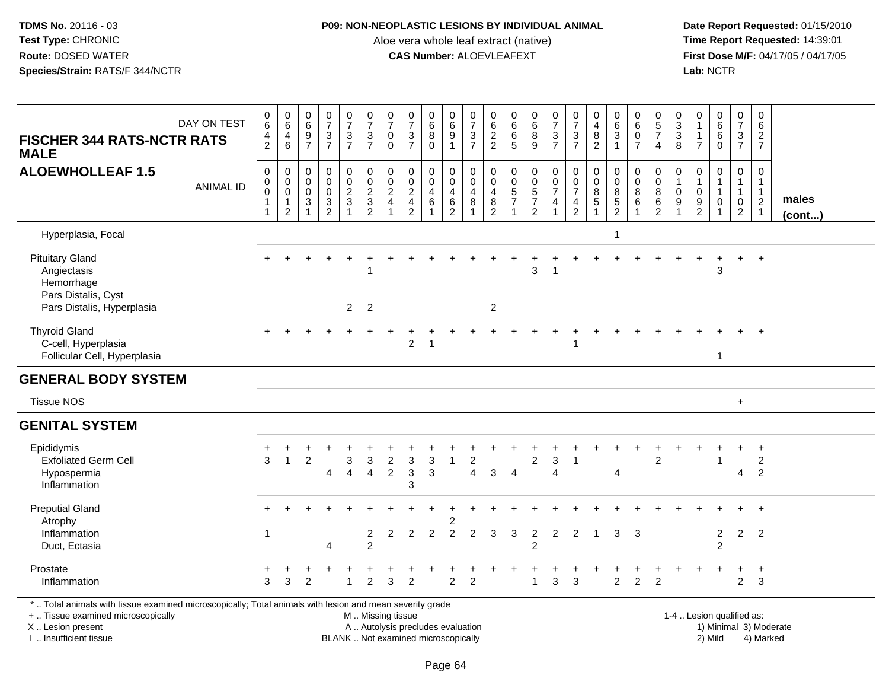TDMS No. 20116 - 03
Test Type: CHRONIC
Route: DOSED WATER
Species/Strain: RATS/F 344/NCTR

**P09: NON-NEOPLASTIC LESIONS BY INDIVIDUAL ANIMAL**
Aloe vera whole leaf extract (native)
**CAS Number:** ALOEVLEAFEXT

Date Report Requested: 01/15/2010
Time Report Requested: 14:39:01
First Dose M/F: 04/17/05 / 04/17/05
Lab: NCTR

## FISCHER 344 RATS-NCTR RATS MALE
## ALOEWHOLLEAF 1.5

| DAY ON TEST | 0642 | 0646 | 0697 | 0737 | 0737 | 0737 | 0700 | 0737 | 0680 | 0691 | 0737 | 0622 | 0665 | 0689 | 0737 | 0737 | 0482 | 0631 | 0607 | 0574 | 0338 | 0117 | 0660 | 0737 | 0627 | |
|---|---|---|---|---|---|---|---|---|---|---|---|---|---|---|---|---|---|---|---|---|---|---|---|---|---|---|
| **ANIMAL ID** | 00011 | 00012 | 00031 | 00032 | 00231 | 00232 | 00241 | 00242 | 00461 | 00462 | 00481 | 00482 | 00571 | 00572 | 00741 | 00742 | 00851 | 00852 | 00861 | 00862 | 01091 | 01092 | 01101 | 01102 | 01121 | **males (cont...)** |
| Hyperplasia, Focal | | | | | | | | | | | | | | | | | | 1 | | | | | | | | |
| Pituitary Gland | + | + | + | + | + | + | + | + | + | + | + | + | + | + | + | + | + | + | + | + | + | + | + | + | + | |
| Angiectasis | | | | | | 1 | | | | | | | | 3 | 1 | | | | | | | | 3 | | | |
| Hemorrhage | | | | | | | | | | | | | | | | | | | | | | | | | | |
| Pars Distalis, Cyst | | | | | | | | | | | | | | | | | | | | | | | | | | |
| Pars Distalis, Hyperplasia | | | | | 2 | 2 | | | | | | 2 | | | | | | | | | | | | | | |
| Thyroid Gland | + | + | + | + | + | + | + | + | + | + | + | + | + | + | + | + | + | + | + | + | + | + | + | + | + | |
| C-cell, Hyperplasia | | | | | | | | 2 | 1 | | | | | | | 1 | | | | | | | | | | |
| Follicular Cell, Hyperplasia | | | | | | | | | | | | | | | | | | | | | | | 1 | | | |
| **GENERAL BODY SYSTEM** | | | | | | | | | | | | | | | | | | | | | | | | | | |
| Tissue NOS | | | | | | | | | | | | | | | | | | | | | | | | + | | |
| **GENITAL SYSTEM** | | | | | | | | | | | | | | | | | | | | | | | | | | |
| Epididymis | + | + | + | + | + | + | + | + | + | + | + | + | + | + | + | + | + | + | + | + | + | + | + | + | + | |
| Exfoliated Germ Cell | 3 | 1 | 2 | | 3 | 3 | 2 | 3 | 3 | 1 | 2 | | | 2 | 3 | 1 | | | | 2 | | | 1 | | 2 | |
| Hypospermia | | | | 4 | 4 | 4 | 2 | 3 | 3 | | 4 | 3 | 4 | | 4 | | | 4 | | | | | | 4 | 2 | |
| Inflammation | | | | | | | | 3 | | | | | | | | | | | | | | | | | | |
| Preputial Gland | + | + | + | + | + | + | + | + | + | + | + | + | + | + | + | + | + | + | + | + | + | + | + | + | + | |
| Atrophy | | | | | | | | | | 2 | | | | | | | | | | | | | | | | |
| Inflammation | 1 | | | | | 2 | 2 | 2 | 2 | 2 | 2 | 3 | 3 | 2 | 2 | 2 | 1 | 3 | 3 | | | | 2 | 2 | 2 | |
| Duct, Ectasia | | | | 4 | | 2 | | | | | | | | 2 | | | | | | | | | 2 | | | |
| Prostate | + | + | + | + | + | + | + | + | + | + | + | + | + | + | + | + | + | + | + | + | + | + | + | + | + | |
| Inflammation | 3 | 3 | 2 | | 1 | 2 | 3 | 2 | | 2 | 2 | | | 1 | 3 | 3 | | 2 | 2 | 2 | | | | 2 | 3 | |

\* .. Total animals with tissue examined microscopically; Total animals with lesion and mean severity grade
+ .. Tissue examined microscopically
X .. Lesion present
I .. Insufficient tissue
M .. Missing tissue
A .. Autolysis precludes evaluation
BLANK .. Not examined microscopically
1-4 .. Lesion qualified as: 1) Minimal 2) Mild 3) Moderate 4) Marked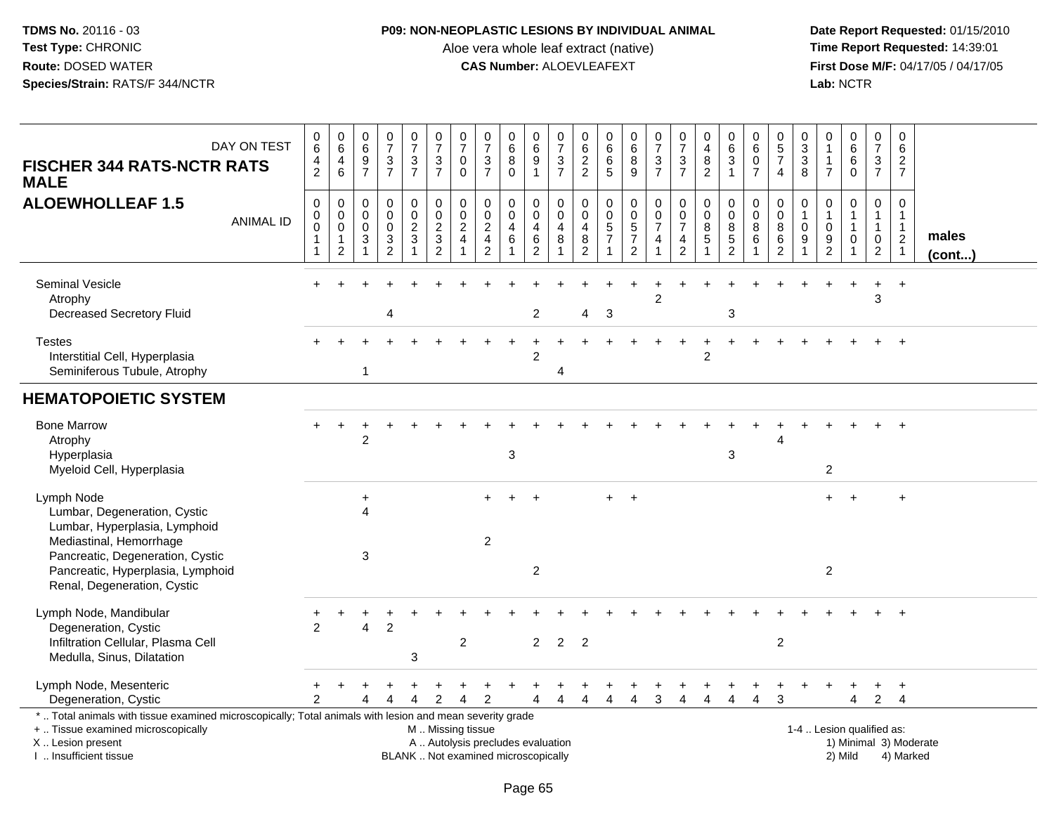**TDMS No.** 20116 - 03
**Test Type:** CHRONIC
**Route:** DOSED WATER
**Species/Strain:** RATS/F 344/NCTR

**P09: NON-NEOPLASTIC LESIONS BY INDIVIDUAL ANIMAL**
Aloe vera whole leaf extract (native)
**CAS Number:** ALOEVLEAFEXT

**Date Report Requested:** 01/15/2010
**Time Report Requested:** 14:39:01
**First Dose M/F:** 04/17/05 / 04/17/05
**Lab:** NCTR

## FISCHER 344 RATS-NCTR RATS MALE
## ALOEWHOLLEAF 1.5

| DAY ON TEST | 0642 | 0646 | 0697 | 0737 | 0737 | 0737 | 0700 | 0737 | 0680 | 0691 | 0737 | 0622 | 0665 | 0689 | 0737 | 0737 | 0482 | 0631 | 0607 | 0574 | 0338 | 0117 | 0660 | 0737 | 0627 | |
|---|---|---|---|---|---|---|---|---|---|---|---|---|---|---|---|---|---|---|---|---|---|---|---|---|---|---|
| **ANIMAL ID** | 00011 | 00012 | 00031 | 00032 | 00231 | 00232 | 00241 | 00242 | 00461 | 00462 | 00481 | 00482 | 00571 | 00572 | 00741 | 00742 | 00851 | 00852 | 00861 | 00862 | 01091 | 01092 | 01101 | 01102 | 01121 | **males (cont...)** |
| Seminal Vesicle | + | + | + | + | + | + | + | + | + | + | + | + | + | + | + | + | + | + | + | + | + | + | + | + | + | |
| Atrophy | | | | | | | | | | | | | | | 2 | | | | | | | | | 3 | | |
| Decreased Secretory Fluid | | | | 4 | | | | | | 2 | | 4 | 3 | | | | | 3 | | | | | | | | |
| Testes | + | + | + | + | + | + | + | + | + | + | + | + | + | + | + | + | + | + | + | + | + | + | + | + | + | |
| Interstitial Cell, Hyperplasia | | | | | | | | | | 2 | | | | | | | 2 | | | | | | | | | |
| Seminiferous Tubule, Atrophy | | | 1 | | | | | | | | 4 | | | | | | | | | | | | | | | |
| **HEMATOPOIETIC SYSTEM** | | | | | | | | | | | | | | | | | | | | | | | | | | |
| Bone Marrow | + | + | + | + | + | + | + | + | + | + | + | + | + | + | + | + | + | + | + | + | + | + | + | + | + | |
| Atrophy | | | 2 | | | | | | | | | | | | | | | | | 4 | | | | | | |
| Hyperplasia | | | | | | | | | 3 | | | | | | | | | 3 | | | | | | | | |
| Myeloid Cell, Hyperplasia | | | | | | | | | | | | | | | | | | | | | | 2 | | | | |
| Lymph Node | | | + | | | | | + | + | + | | | + | + | | | | | | | | + | + | | + | |
| Lumbar, Degeneration, Cystic | | | 4 | | | | | | | | | | | | | | | | | | | | | | | |
| Lumbar, Hyperplasia, Lymphoid | | | | | | | | | | | | | | | | | | | | | | | | | | |
| Mediastinal, Hemorrhage | | | | | | | | 2 | | | | | | | | | | | | | | | | | | |
| Pancreatic, Degeneration, Cystic | | | 3 | | | | | | | | | | | | | | | | | | | | | | | |
| Pancreatic, Hyperplasia, Lymphoid | | | | | | | | | | 2 | | | | | | | | | | | | 2 | | | | |
| Renal, Degeneration, Cystic | | | | | | | | | | | | | | | | | | | | | | | | | | |
| Lymph Node, Mandibular | + | + | + | + | + | + | + | + | + | + | + | + | + | + | + | + | + | + | + | + | + | + | + | + | + | |
| Degeneration, Cystic | 2 | | 4 | 2 | | | | | | | | | | | | | | | | | | | | | | |
| Infiltration Cellular, Plasma Cell | | | | | | | 2 | | | 2 | 2 | 2 | | | | | | | | 2 | | | | | | |
| Medulla, Sinus, Dilatation | | | | | 3 | | | | | | | | | | | | | | | | | | | | | |
| Lymph Node, Mesenteric | + | + | + | + | + | + | + | + | + | + | + | + | + | + | + | + | + | + | + | + | + | + | + | + | + | |
| Degeneration, Cystic | 2 | | 4 | 4 | 4 | 2 | 4 | 2 | | 4 | 4 | 4 | 4 | 4 | 3 | 4 | 4 | 4 | 4 | 3 | | | 4 | 2 | 4 | |

\* .. Total animals with tissue examined microscopically; Total animals with lesion and mean severity grade
\+ .. Tissue examined microscopically
X .. Lesion present
I .. Insufficient tissue

M .. Missing tissue
A .. Autolysis precludes evaluation
BLANK .. Not examined microscopically

1-4 .. Lesion qualified as:
1) Minimal 3) Moderate
2) Mild 4) Marked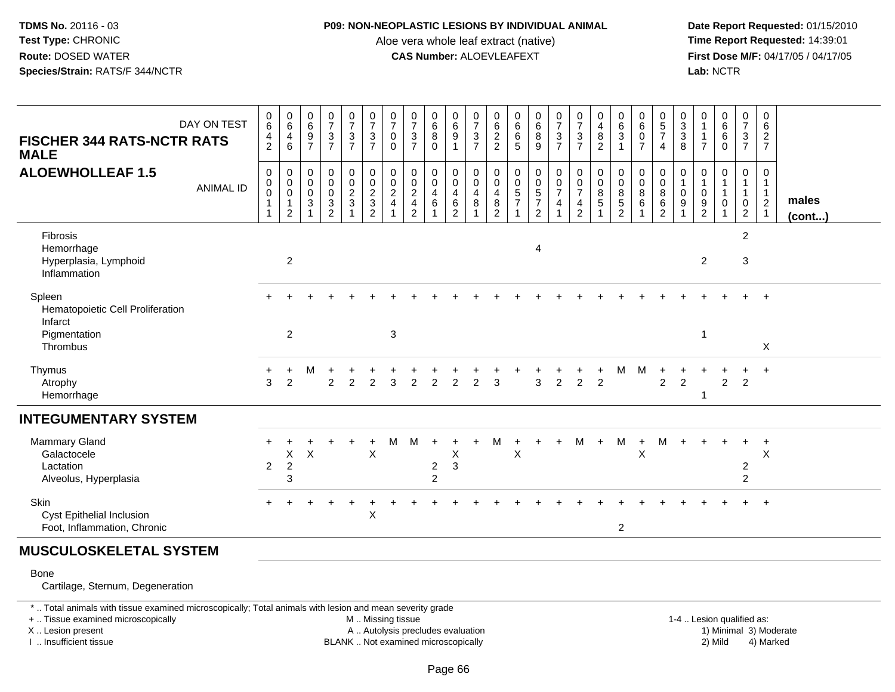TDMS No. 20116 - 03
Test Type: CHRONIC
Route: DOSED WATER
Species/Strain: RATS/F 344/NCTR

**P09: NON-NEOPLASTIC LESIONS BY INDIVIDUAL ANIMAL**
Aloe vera whole leaf extract (native)
**CAS Number:** ALOEVLEAFEXT

Date Report Requested: 01/15/2010
Time Report Requested: 14:39:01
First Dose M/F: 04/17/05 / 04/17/05
Lab: NCTR

| FISCHER 344 RATS-NCTR RATS MALE ALOEWHOLLEAF 1.5 — DAY ON TEST | 0642 | 0646 | 0697 | 0737 | 0737 | 0737 | 0700 | 0737 | 0680 | 0691 | 0737 | 0622 | 0665 | 0689 | 0737 | 0737 | 0482 | 0631 | 0607 | 0574 | 0338 | 0117 | 0660 | 0737 | 0627 | |
|---|---|---|---|---|---|---|---|---|---|---|---|---|---|---|---|---|---|---|---|---|---|---|---|---|---|---|
| ANIMAL ID | 0000111 | 0000112 | 0000311 | 0000332 | 0000231 | 0000232 | 0000241 | 0000242 | 0000461 | 0000462 | 0000481 | 0000482 | 0000571 | 0000572 | 0000741 | 0000742 | 0000851 | 0000852 | 0000861 | 0000862 | 0001091 | 0001092 | 0001101 | 0001102 | 0001121 | males (cont...) |
| Fibrosis | | | | | | | | | | | | | | | | | | | | | | | | 2 | | |
| Hemorrhage | | | | | | | | | | | | | | 4 | | | | | | | | | | | | |
| Hyperplasia, Lymphoid | | 2 | | | | | | | | | | | | | | | | | | | | 2 | | 3 | | |
| Inflammation | | | | | | | | | | | | | | | | | | | | | | | | | | |
| Spleen | + | + | + | + | + | + | + | + | + | + | + | + | + | + | + | + | + | + | + | + | + | + | + | + | + | |
| Hematopoietic Cell Proliferation | | | | | | | | | | | | | | | | | | | | | | | | | | |
| Infarct | | | | | | | | | | | | | | | | | | | | | | | | | | |
| Pigmentation | | 2 | | | | | 3 | | | | | | | | | | | | | | | 1 | | | | |
| Thrombus | | | | | | | | | | | | | | | | | | | | | | | | | X | |
| Thymus | + | + | M | + | + | + | + | + | + | + | + | + | + | + | + | + | + | M | M | + | + | + | + | + | + | |
| Atrophy | 3 | 2 | | 2 | 2 | 2 | 3 | 2 | 2 | 2 | 2 | 3 | | 3 | 2 | 2 | 2 | | | 2 | 2 | | 2 | 2 | | |
| Hemorrhage | | | | | | | | | | | | | | | | | | | | | | 1 | | | | |
| **INTEGUMENTARY SYSTEM** | | | | | | | | | | | | | | | | | | | | | | | | | | |
| Mammary Gland | + | + | + | + | + | + | M | M | + | + | + | M | + | + | + | M | + | M | + | M | + | + | + | + | + | |
| Galactocele | | X | X | | | X | | | | X | | | X | | | | | | X | | | | | | X | |
| Lactation | 2 | 2 | | | | | | | 2 | 3 | | | | | | | | | | | | | | 2 | | |
| Alveolus, Hyperplasia | | 3 | | | | | | | 2 | | | | | | | | | | | | | | | 2 | | |
| Skin | + | + | + | + | + | + | + | + | + | + | + | + | + | + | + | + | + | + | + | + | + | + | + | + | + | |
| Cyst Epithelial Inclusion | | | | | | X | | | | | | | | | | | | | | | | | | | | |
| Foot, Inflammation, Chronic | | | | | | | | | | | | | | | | | | 2 | | | | | | | | |
| **MUSCULOSKELETAL SYSTEM** | | | | | | | | | | | | | | | | | | | | | | | | | | |
| Bone | | | | | | | | | | | | | | | | | | | | | | | | | | |
| Cartilage, Sternum, Degeneration | | | | | | | | | | | | | | | | | | | | | | | | | | |

\* .. Total animals with tissue examined microscopically; Total animals with lesion and mean severity grade
+ .. Tissue examined microscopically
X .. Lesion present
I .. Insufficient tissue

M .. Missing tissue
A .. Autolysis precludes evaluation
BLANK .. Not examined microscopically

1-4 .. Lesion qualified as:
1) Minimal 3) Moderate
2) Mild 4) Marked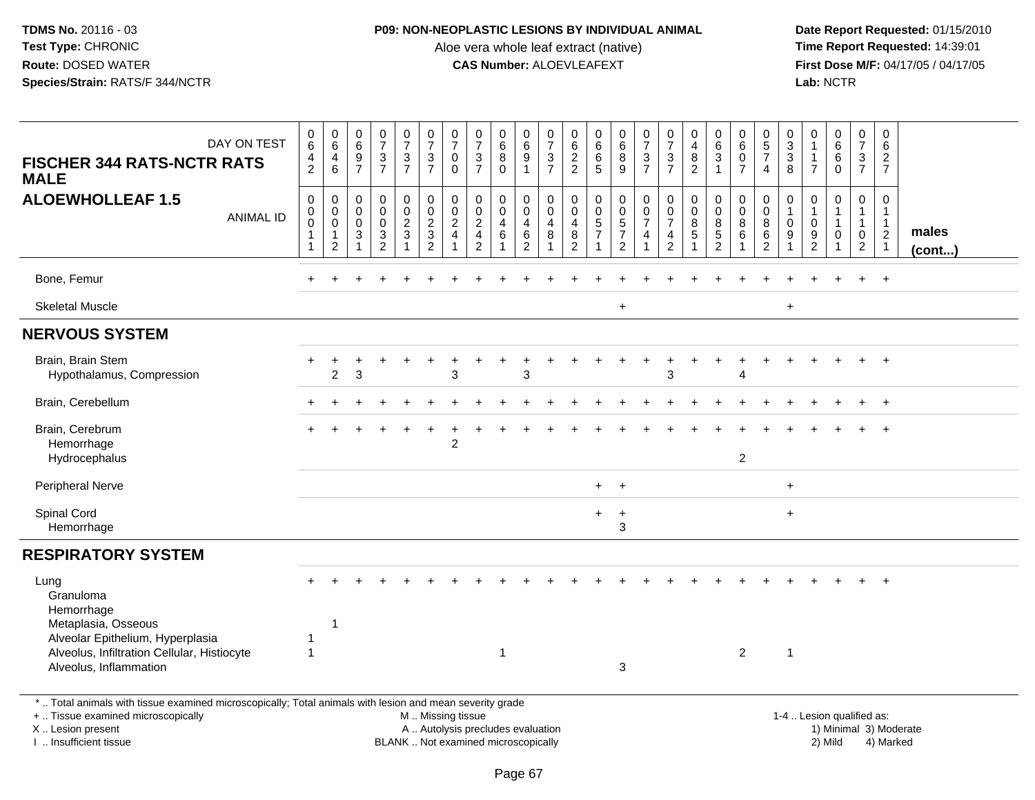**TDMS No.** 20116 - 03
**Test Type:** CHRONIC
**Route:** DOSED WATER
**Species/Strain:** RATS/F 344/NCTR

**P09: NON-NEOPLASTIC LESIONS BY INDIVIDUAL ANIMAL**
Aloe vera whole leaf extract (native)
**CAS Number:** ALOEVLEAFEXT

**Date Report Requested:** 01/15/2010
**Time Report Requested:** 14:39:01
**First Dose M/F:** 04/17/05 / 04/17/05
**Lab:** NCTR

## FISCHER 344 RATS-NCTR RATS MALE
## ALOEWHOLLEAF 1.5

| DAY ON TEST | 0642 | 0646 | 0697 | 0737 | 0737 | 0737 | 0700 | 0737 | 0680 | 0691 | 0737 | 0622 | 0665 | 0689 | 0737 | 0737 | 0482 | 0631 | 0607 | 0574 | 0338 | 0117 | 0660 | 0737 | 0627 | |
|---|---|---|---|---|---|---|---|---|---|---|---|---|---|---|---|---|---|---|---|---|---|---|---|---|---|---|
| **ANIMAL ID** | 0001 1 | 0001 2 | 0003 1 | 0003 2 | 0023 1 | 0023 2 | 0024 1 | 0024 2 | 0046 1 | 0046 2 | 0048 1 | 0048 2 | 0057 1 | 0057 2 | 0074 1 | 0074 2 | 0085 1 | 0085 2 | 0086 1 | 0086 2 | 0109 1 | 0109 2 | 0110 1 | 0110 2 | 0112 1 | **males (cont...)** |
| Bone, Femur | + | + | + | + | + | + | + | + | + | + | + | + | + | + | + | + | + | + | + | + | + | + | + | + | + | |
| Skeletal Muscle | | | | | | | | | | | | | | + | | | | | | | + | | | | | |
| **NERVOUS SYSTEM** | | | | | | | | | | | | | | | | | | | | | | | | | | |
| Brain, Brain Stem | + | + | + | + | + | + | + | + | + | + | + | + | + | + | + | + | + | + | + | + | + | + | + | + | + | |
| Hypothalamus, Compression | | 2 | 3 | | | | 3 | | | 3 | | | | | | 3 | | | 4 | | | | | | | |
| Brain, Cerebellum | + | + | + | + | + | + | + | + | + | + | + | + | + | + | + | + | + | + | + | + | + | + | + | + | + | |
| Brain, Cerebrum | + | + | + | + | + | + | + | + | + | + | + | + | + | + | + | + | + | + | + | + | + | + | + | + | + | |
| Hemorrhage | | | | | | | 2 | | | | | | | | | | | | | | | | | | | |
| Hydrocephalus | | | | | | | | | | | | | | | | | | | 2 | | | | | | | |
| Peripheral Nerve | | | | | | | | | | | | | + | + | | | | | | | + | | | | | |
| Spinal Cord | | | | | | | | | | | | | + | + | | | | | | | + | | | | | |
| Hemorrhage | | | | | | | | | | | | | | 3 | | | | | | | | | | | | |
| **RESPIRATORY SYSTEM** | | | | | | | | | | | | | | | | | | | | | | | | | | |
| Lung | + | + | + | + | + | + | + | + | + | + | + | + | + | + | + | + | + | + | + | + | + | + | + | + | + | |
| Granuloma | | | | | | | | | | | | | | | | | | | | | | | | | | |
| Hemorrhage | | | | | | | | | | | | | | | | | | | | | | | | | | |
| Metaplasia, Osseous | | 1 | | | | | | | | | | | | | | | | | | | | | | | | |
| Alveolar Epithelium, Hyperplasia | 1 | | | | | | | | | | | | | | | | | | | | | | | | | |
| Alveolus, Infiltration Cellular, Histiocyte | 1 | | | | | | | | 1 | | | | | | | | | | 2 | | 1 | | | | | |
| Alveolus, Inflammation | | | | | | | | | | | | | | 3 | | | | | | | | | | | | |

\* .. Total animals with tissue examined microscopically; Total animals with lesion and mean severity grade
\+ .. Tissue examined microscopically
X .. Lesion present
I .. Insufficient tissue

M .. Missing tissue
A .. Autolysis precludes evaluation
BLANK .. Not examined microscopically

1-4 .. Lesion qualified as:
1) Minimal 3) Moderate
2) Mild 4) Marked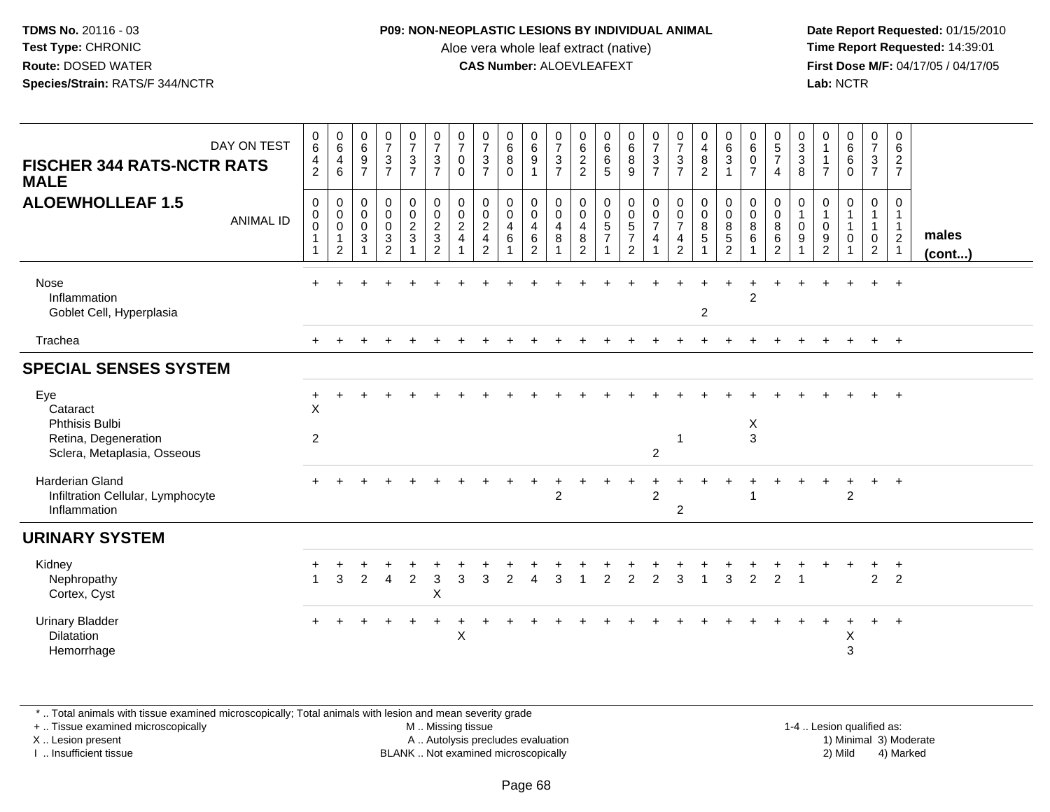**TDMS No.** 20116 - 03
**Test Type:** CHRONIC
**Route:** DOSED WATER
**Species/Strain:** RATS/F 344/NCTR

**P09: NON-NEOPLASTIC LESIONS BY INDIVIDUAL ANIMAL**
Aloe vera whole leaf extract (native)
**CAS Number:** ALOEVLEAFEXT

**Date Report Requested:** 01/15/2010
**Time Report Requested:** 14:39:01
**First Dose M/F:** 04/17/05 / 04/17/05
**Lab:** NCTR

## FISCHER 344 RATS-NCTR RATS MALE
## ALOEWHOLLEAF 1.5

| DAY ON TEST | 0642 | 0646 | 0697 | 0737 | 0737 | 0737 | 0700 | 0737 | 0680 | 0691 | 0737 | 0622 | 0665 | 0689 | 0737 | 0737 | 0482 | 0631 | 0607 | 0574 | 0338 | 0117 | 0660 | 0737 | 0627 | |
|---|---|---|---|---|---|---|---|---|---|---|---|---|---|---|---|---|---|---|---|---|---|---|---|---|---|---|
| **ANIMAL ID** | 00011 | 00012 | 00031 | 00032 | 00231 | 00232 | 00241 | 00242 | 00461 | 00462 | 00481 | 00482 | 00571 | 00572 | 00741 | 00742 | 00851 | 00852 | 00861 | 00862 | 01091 | 01092 | 01101 | 01102 | 01121 | **males (cont...)** |
| Nose | + | + | + | + | + | + | + | + | + | + | + | + | + | + | + | + | + | + | + | + | + | + | + | + | + | |
| Inflammation | | | | | | | | | | | | | | | | | | | 2 | | | | | | | |
| Goblet Cell, Hyperplasia | | | | | | | | | | | | | | | | | 2 | | | | | | | | | |
| Trachea | + | + | + | + | + | + | + | + | + | + | + | + | + | + | + | + | + | + | + | + | + | + | + | + | + | |
| **SPECIAL SENSES SYSTEM** | | | | | | | | | | | | | | | | | | | | | | | | | | |
| Eye | + | + | + | + | + | + | + | + | + | + | + | + | + | + | + | + | + | + | + | + | + | + | + | + | + | |
| Cataract | X | | | | | | | | | | | | | | | | | | | | | | | | | |
| Phthisis Bulbi | | | | | | | | | | | | | | | | | | | X | | | | | | | |
| Retina, Degeneration | 2 | | | | | | | | | | | | | | | 1 | | | 3 | | | | | | | |
| Sclera, Metaplasia, Osseous | | | | | | | | | | | | | | | 2 | | | | | | | | | | | |
| Harderian Gland | + | + | + | + | + | + | + | + | + | + | + | + | + | + | + | + | + | + | + | + | + | + | + | + | + | |
| Infiltration Cellular, Lymphocyte | | | | | | | | | | | 2 | | | | 2 | | | | 1 | | | | 2 | | | |
| Inflammation | | | | | | | | | | | | | | | | 2 | | | | | | | | | | |
| **URINARY SYSTEM** | | | | | | | | | | | | | | | | | | | | | | | | | | |
| Kidney | + | + | + | + | + | + | + | + | + | + | + | + | + | + | + | + | + | + | + | + | + | + | + | + | + | |
| Nephropathy | 1 | 3 | 2 | 4 | 2 | 3 | 3 | 3 | 2 | 4 | 3 | 1 | 2 | 2 | 2 | 3 | 1 | 3 | 2 | 2 | 1 | | | 2 | 2 | |
| Cortex, Cyst | | | | | | X | | | | | | | | | | | | | | | | | | | | |
| Urinary Bladder | + | + | + | + | + | + | + | + | + | + | + | + | + | + | + | + | + | + | + | + | + | + | + | + | + | |
| Dilatation | | | | | | | X | | | | | | | | | | | | | | | | X | | | |
| Hemorrhage | | | | | | | | | | | | | | | | | | | | | | | 3 | | | |

\* .. Total animals with tissue examined microscopically; Total animals with lesion and mean severity grade
\+ .. Tissue examined microscopically
X .. Lesion present
I .. Insufficient tissue

M .. Missing tissue
A .. Autolysis precludes evaluation
BLANK .. Not examined microscopically

1-4 .. Lesion qualified as:
1) Minimal 3) Moderate
2) Mild 4) Marked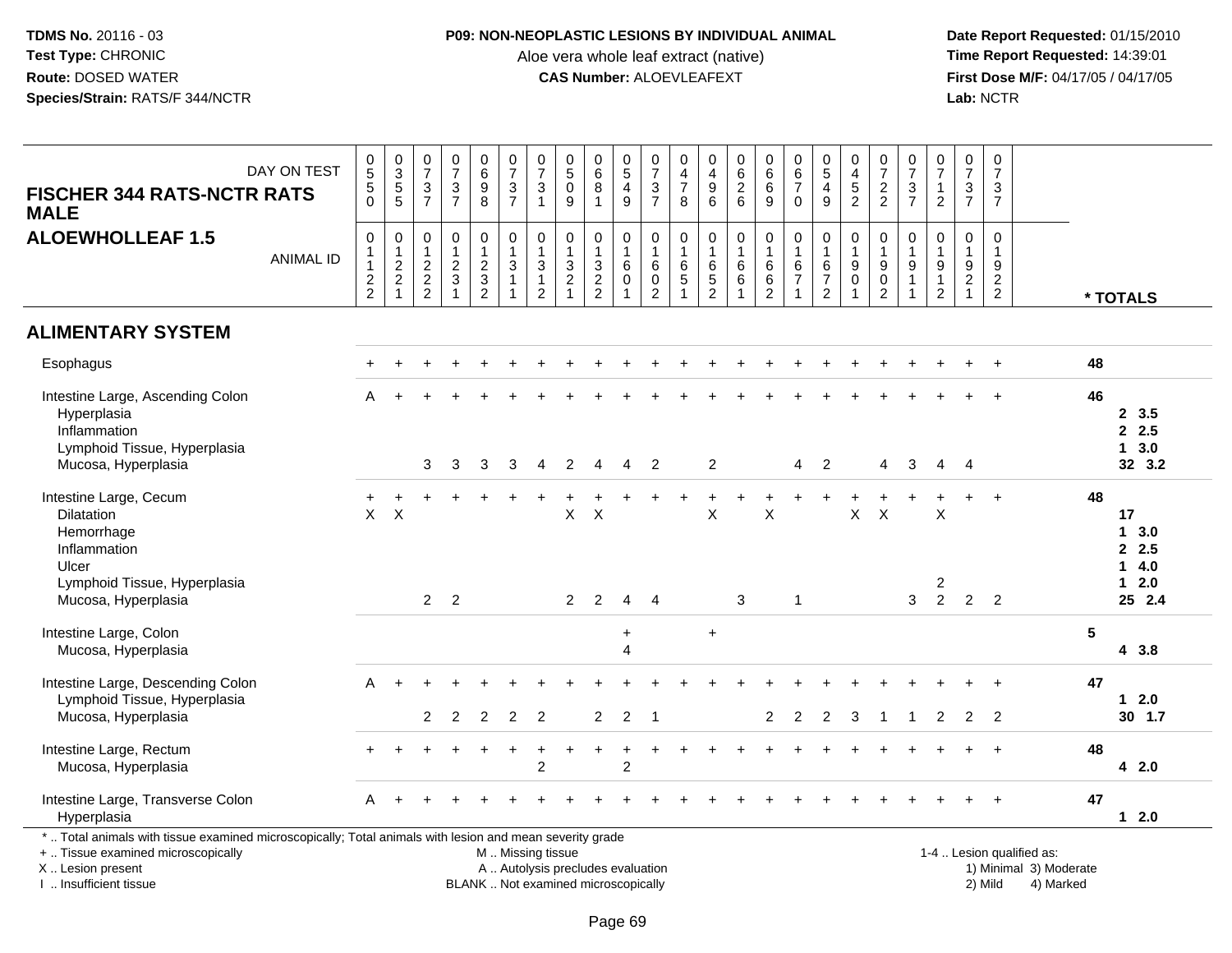**TDMS No.** 20116 - 03
**Test Type:** CHRONIC
**Route:** DOSED WATER
**Species/Strain:** RATS/F 344/NCTR

**P09: NON-NEOPLASTIC LESIONS BY INDIVIDUAL ANIMAL**
Aloe vera whole leaf extract (native)
**CAS Number:** ALOEVLEAFEXT

**Date Report Requested:** 01/15/2010
**Time Report Requested:** 14:39:01
**First Dose M/F:** 04/17/05 / 04/17/05
**Lab:** NCTR

## FISCHER 344 RATS-NCTR RATS MALE
## ALOEWHOLLEAF 1.5

| DAY ON TEST | 0550 | 0355 | 0737 | 0737 | 0698 | 0737 | 0731 | 0509 | 0681 | 0549 | 0737 | 0478 | 0496 | 0626 | 0669 | 0670 | 0549 | 0452 | 0722 | 0737 | 0712 | 0737 | 0737 | |
|---|---|---|---|---|---|---|---|---|---|---|---|---|---|---|---|---|---|---|---|---|---|---|---|---|
| **ANIMAL ID** | 01122 | 01221 | 01222 | 01231 | 01232 | 01311 | 01312 | 01321 | 01322 | 01601 | 01602 | 01651 | 01652 | 01661 | 01662 | 01671 | 01672 | 01901 | 01902 | 01911 | 01912 | 01921 | 01922 | *** TOTALS** |
| **ALIMENTARY SYSTEM** | | | | | | | | | | | | | | | | | | | | | | | | |
| Esophagus | + | + | + | + | + | + | + | + | + | + | + | + | + | + | + | + | + | + | + | + | + | + | + | 48 |
| Intestine Large, Ascending Colon | A | + | + | + | + | + | + | + | + | + | + | + | + | + | + | + | + | + | + | + | + | + | + | 46 |
| Hyperplasia | | | | | | | | | | | | | | | | | | | | | | | | 2 3.5 |
| Inflammation | | | | | | | | | | | | | | | | | | | | | | | | 2 2.5 |
| Lymphoid Tissue, Hyperplasia | | | | | | | | | | | | | | | | | | | | | | | | 1 3.0 |
| Mucosa, Hyperplasia | | | 3 | 3 | 3 | 3 | 4 | 2 | 4 | 4 | 2 | | 2 | | | 4 | 2 | | 4 | 3 | 4 | 4 | | 32 3.2 |
| Intestine Large, Cecum | + | + | + | + | + | + | + | + | + | + | + | + | + | + | + | + | + | + | + | + | + | + | + | 48 |
| Dilatation | X | X | | | | | | X | X | | | | X | | X | | | X | X | | X | | | 17 |
| Hemorrhage | | | | | | | | | | | | | | | | | | | | | | | | 1 3.0 |
| Inflammation | | | | | | | | | | | | | | | | | | | | | | | | 2 2.5 |
| Ulcer | | | | | | | | | | | | | | | | | | | | | | | | 1 4.0 |
| Lymphoid Tissue, Hyperplasia | | | | | | | | | | | | | | | | | | | | | 2 | | | 1 2.0 |
| Mucosa, Hyperplasia | | | 2 | 2 | | | | 2 | 2 | 4 | 4 | | | 3 | | 1 | | | | 3 | 2 | 2 | 2 | 25 2.4 |
| Intestine Large, Colon | | | | | | | | | | + | | | + | | | | | | | | | | | 5 |
| Mucosa, Hyperplasia | | | | | | | | | | 4 | | | | | | | | | | | | | | 4 3.8 |
| Intestine Large, Descending Colon | A | + | + | + | + | + | + | + | + | + | + | + | + | + | + | + | + | + | + | + | + | + | + | 47 |
| Lymphoid Tissue, Hyperplasia | | | | | | | | | | | | | | | | | | | | | | | | 1 2.0 |
| Mucosa, Hyperplasia | | | 2 | 2 | 2 | 2 | 2 | | 2 | 2 | 1 | | | | 2 | 2 | 2 | 3 | 1 | 1 | 2 | 2 | 2 | 30 1.7 |
| Intestine Large, Rectum | + | + | + | + | + | + | + | + | + | + | + | + | + | + | + | + | + | + | + | + | + | + | + | 48 |
| Mucosa, Hyperplasia | | | | | | | 2 | | | 2 | | | | | | | | | | | | | | 4 2.0 |
| Intestine Large, Transverse Colon | A | + | + | + | + | + | + | + | + | + | + | + | + | + | + | + | + | + | + | + | + | + | + | 47 |
| Hyperplasia | | | | | | | | | | | | | | | | | | | | | | | | 1 2.0 |

* .. Total animals with tissue examined microscopically; Total animals with lesion and mean severity grade
+ .. Tissue examined microscopically
X .. Lesion present
I .. Insufficient tissue

M .. Missing tissue
A .. Autolysis precludes evaluation
BLANK .. Not examined microscopically

1-4 .. Lesion qualified as:
1) Minimal 3) Moderate
2) Mild 4) Marked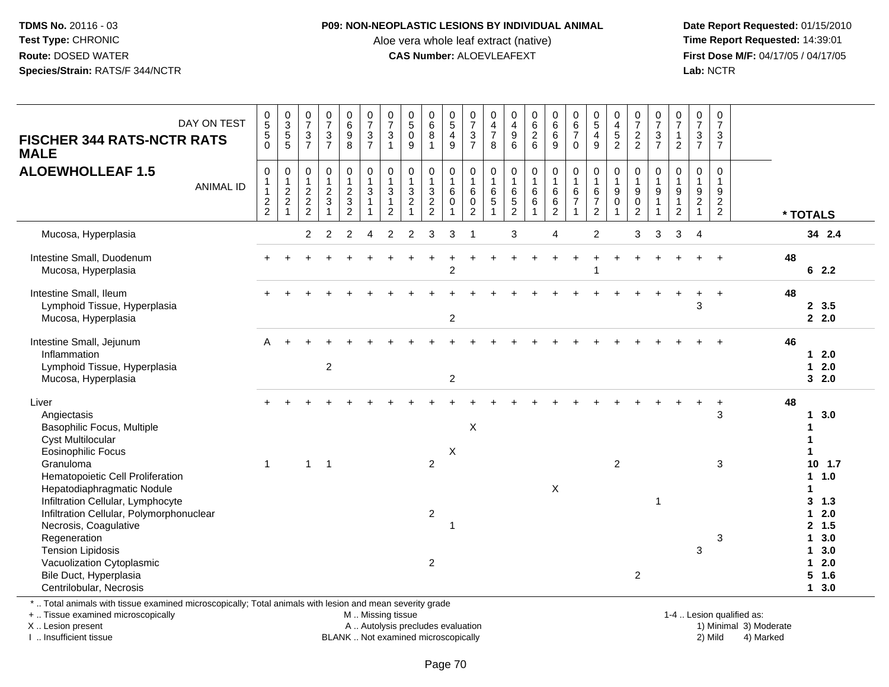**TDMS No.** 20116 - 03
**Test Type:** CHRONIC
**Route:** DOSED WATER
**Species/Strain:** RATS/F 344/NCTR

**P09: NON-NEOPLASTIC LESIONS BY INDIVIDUAL ANIMAL**
Aloe vera whole leaf extract (native)
**CAS Number:** ALOEVLEAFEXT

**Date Report Requested:** 01/15/2010
**Time Report Requested:** 14:39:01
**First Dose M/F:** 04/17/05 / 04/17/05
**Lab:** NCTR

## FISCHER 344 RATS-NCTR RATS MALE
## ALOEWHOLLEAF 1.5

| DAY ON TEST | 0550 | 0355 | 0737 | 0737 | 0698 | 0737 | 0731 | 0509 | 0681 | 0549 | 0737 | 0478 | 0496 | 0626 | 0669 | 0670 | 0549 | 0452 | 0722 | 0737 | 0712 | 0737 | 0737 | |
|---|---|---|---|---|---|---|---|---|---|---|---|---|---|---|---|---|---|---|---|---|---|---|---|---|
| **ANIMAL ID** | 01122 | 01221 | 01222 | 01231 | 01232 | 01311 | 01312 | 01321 | 01322 | 01601 | 01602 | 01651 | 01652 | 01661 | 01662 | 01671 | 01672 | 01901 | 01902 | 01911 | 01912 | 01921 | 01922 | *** TOTALS** |
| Mucosa, Hyperplasia | | | 2 | 2 | 2 | 4 | 2 | 2 | 3 | 3 | 1 | | 3 | | 4 | | 2 | | 3 | 3 | 3 | 4 | | **34 2.4** |
| Intestine Small, Duodenum | + | + | + | + | + | + | + | + | + | + | + | + | + | + | + | + | + | + | + | + | + | + | + | **48** |
| Mucosa, Hyperplasia | | | | | | | | | | 2 | | | | | | | 1 | | | | | | | **6 2.2** |
| Intestine Small, Ileum | + | + | + | + | + | + | + | + | + | + | + | + | + | + | + | + | + | + | + | + | + | + | + | **48** |
| Lymphoid Tissue, Hyperplasia | | | | | | | | | | | | | | | | | | | | | | 3 | | **2 3.5** |
| Mucosa, Hyperplasia | | | | | | | | | | 2 | | | | | | | | | | | | | | **2 2.0** |
| Intestine Small, Jejunum | A | + | + | + | + | + | + | + | + | + | + | + | + | + | + | + | + | + | + | + | + | + | + | **46** |
| Inflammation | | | | | | | | | | | | | | | | | | | | | | | | **1 2.0** |
| Lymphoid Tissue, Hyperplasia | | | | 2 | | | | | | | | | | | | | | | | | | | | **1 2.0** |
| Mucosa, Hyperplasia | | | | | | | | | | 2 | | | | | | | | | | | | | | **3 2.0** |
| Liver | + | + | + | + | + | + | + | + | + | + | + | + | + | + | + | + | + | + | + | + | + | + | + | **48** |
| Angiectasis | | | | | | | | | | | | | | | | | | | | | | | 3 | **1 3.0** |
| Basophilic Focus, Multiple | | | | | | | | | | | X | | | | | | | | | | | | | **1** |
| Cyst Multilocular | | | | | | | | | | | | | | | | | | | | | | | | **1** |
| Eosinophilic Focus | | | | | | | | | | X | | | | | | | | | | | | | | **1** |
| Granuloma | 1 | | 1 | 1 | | | | | 2 | | | | | | | | | 2 | | | | | 3 | **10 1.7** |
| Hematopoietic Cell Proliferation | | | | | | | | | | | | | | | | | | | | | | | | **1 1.0** |
| Hepatodiaphragmatic Nodule | | | | | | | | | | | | | | | X | | | | | | | | | **1** |
| Infiltration Cellular, Lymphocyte | | | | | | | | | | | | | | | | | | | | 1 | | | | **3 1.3** |
| Infiltration Cellular, Polymorphonuclear | | | | | | | | | 2 | | | | | | | | | | | | | | | **1 2.0** |
| Necrosis, Coagulative | | | | | | | | | | 1 | | | | | | | | | | | | | | **2 1.5** |
| Regeneration | | | | | | | | | | | | | | | | | | | | | | | 3 | **1 3.0** |
| Tension Lipidosis | | | | | | | | | | | | | | | | | | | | | | 3 | | **1 3.0** |
| Vacuolization Cytoplasmic | | | | | | | | | 2 | | | | | | | | | | | | | | | **1 2.0** |
| Bile Duct, Hyperplasia | | | | | | | | | | | | | | | | | | | 2 | | | | | **5 1.6** |
| Centrilobular, Necrosis | | | | | | | | | | | | | | | | | | | | | | | | **1 3.0** |

\* .. Total animals with tissue examined microscopically; Total animals with lesion and mean severity grade
+ .. Tissue examined microscopically
X .. Lesion present
I .. Insufficient tissue

M .. Missing tissue
A .. Autolysis precludes evaluation
BLANK .. Not examined microscopically

1-4 .. Lesion qualified as:
1) Minimal 3) Moderate
2) Mild 4) Marked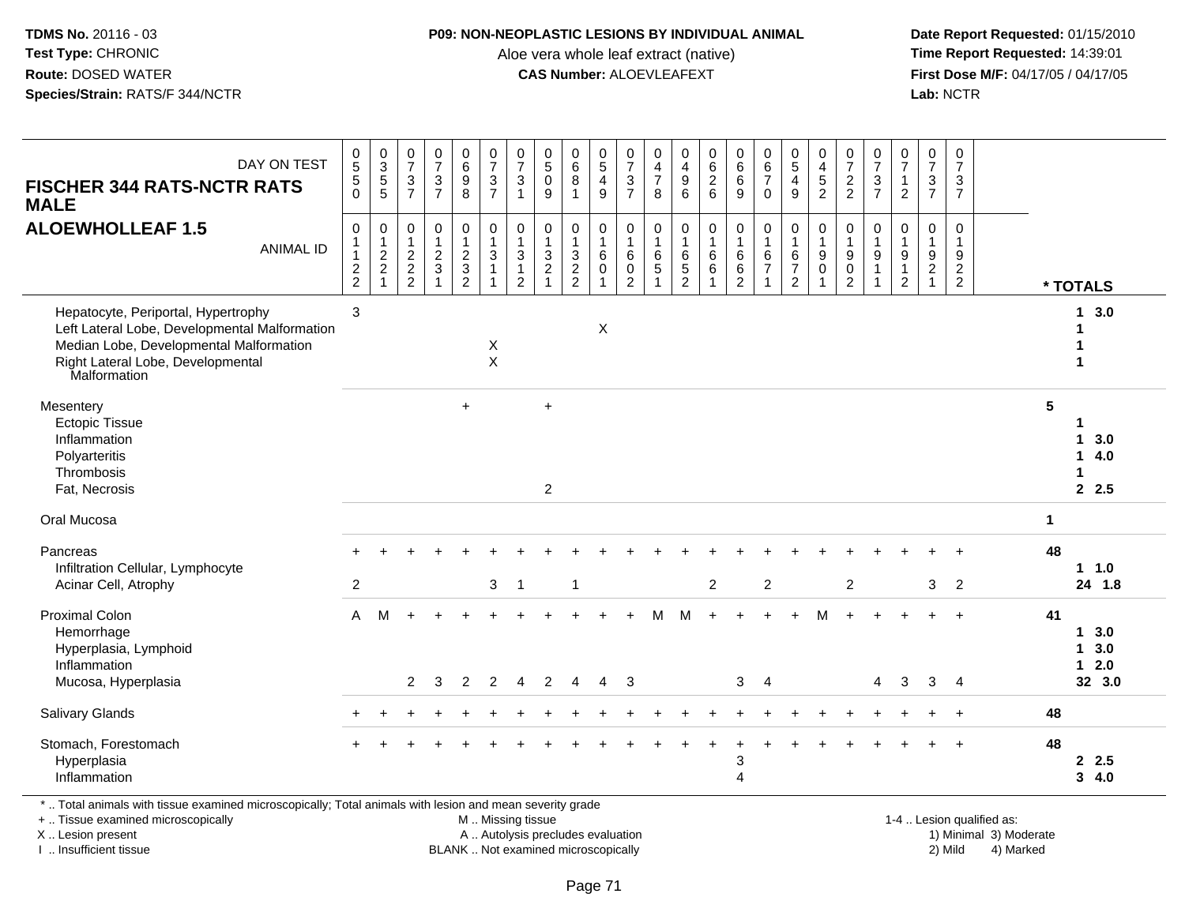**TDMS No.** 20116 - 03
**Test Type:** CHRONIC
**Route:** DOSED WATER
**Species/Strain:** RATS/F 344/NCTR

**P09: NON-NEOPLASTIC LESIONS BY INDIVIDUAL ANIMAL**
Aloe vera whole leaf extract (native)
**CAS Number:** ALOEVLEAFEXT

**Date Report Requested:** 01/15/2010
**Time Report Requested:** 14:39:01
**First Dose M/F:** 04/17/05 / 04/17/05
**Lab:** NCTR

## FISCHER 344 RATS-NCTR RATS MALE
## ALOEWHOLLEAF 1.5

| DAY ON TEST | 0550 | 0355 | 0737 | 0737 | 0698 | 0737 | 0731 | 0509 | 0681 | 0549 | 0737 | 0478 | 0496 | 0626 | 0669 | 0670 | 0549 | 0452 | 0722 | 0737 | 0712 | 0737 | 0737 | * TOTALS |
|---|---|---|---|---|---|---|---|---|---|---|---|---|---|---|---|---|---|---|---|---|---|---|---|---|
| ANIMAL ID | 01122 | 01221 | 01222 | 01231 | 01232 | 01311 | 01312 | 01321 | 01322 | 01601 | 01602 | 01651 | 01652 | 01661 | 01662 | 01671 | 01672 | 01901 | 01902 | 01911 | 01912 | 01921 | 01922 | |
| Hepatocyte, Periportal, Hypertrophy | 3 | | | | | | | | | | | | | | | | | | | | | | | 1 3.0 |
| Left Lateral Lobe, Developmental Malformation | | | | | | | | | | X | | | | | | | | | | | | | | 1 |
| Median Lobe, Developmental Malformation | | | | | | X | | | | | | | | | | | | | | | | | | 1 |
| Right Lateral Lobe, Developmental Malformation | | | | | | X | | | | | | | | | | | | | | | | | | 1 |
| Mesentery | | | | | + | | | + | | | | | | | | | | | | | | | | 5 |
| Ectopic Tissue | | | | | | | | | | | | | | | | | | | | | | | | 1 |
| Inflammation | | | | | | | | | | | | | | | | | | | | | | | | 1 3.0 |
| Polyarteritis | | | | | | | | | | | | | | | | | | | | | | | | 1 4.0 |
| Thrombosis | | | | | | | | | | | | | | | | | | | | | | | | 1 |
| Fat, Necrosis | | | | | | | | 2 | | | | | | | | | | | | | | | | 2 2.5 |
| Oral Mucosa | | | | | | | | | | | | | | | | | | | | | | | | 1 |
| Pancreas | + | + | + | + | + | + | + | + | + | + | + | + | + | + | + | + | + | + | + | + | + | + | + | 48 |
| Infiltration Cellular, Lymphocyte | | | | | | | | | | | | | | | | | | | | | | | | 1 1.0 |
| Acinar Cell, Atrophy | 2 | | | | | 3 | 1 | | 1 | | | | | 2 | | 2 | | | 2 | | | 3 | 2 | 24 1.8 |
| Proximal Colon | A | M | + | + | + | + | + | + | + | + | + | M | M | + | + | + | + | M | + | + | + | + | + | 41 |
| Hemorrhage | | | | | | | | | | | | | | | | | | | | | | | | 1 3.0 |
| Hyperplasia, Lymphoid | | | | | | | | | | | | | | | | | | | | | | | | 1 3.0 |
| Inflammation | | | | | | | | | | | | | | | | | | | | | | | | 1 2.0 |
| Mucosa, Hyperplasia | | | 2 | 3 | 2 | 2 | 4 | 2 | 4 | 4 | 3 | | | | 3 | 4 | | | | 4 | 3 | 3 | 4 | 32 3.0 |
| Salivary Glands | + | + | + | + | + | + | + | + | + | + | + | + | + | + | + | + | + | + | + | + | + | + | + | 48 |
| Stomach, Forestomach | + | + | + | + | + | + | + | + | + | + | + | + | + | + | + | + | + | + | + | + | + | + | + | 48 |
| Hyperplasia | | | | | | | | | | | | | | | 3 | | | | | | | | | 2 2.5 |
| Inflammation | | | | | | | | | | | | | | | 4 | | | | | | | | | 3 4.0 |

\* .. Total animals with tissue examined microscopically; Total animals with lesion and mean severity grade
+ .. Tissue examined microscopically
X .. Lesion present
I .. Insufficient tissue
M .. Missing tissue
A .. Autolysis precludes evaluation
BLANK .. Not examined microscopically
1-4 .. Lesion qualified as: 1) Minimal 2) Mild 3) Moderate 4) Marked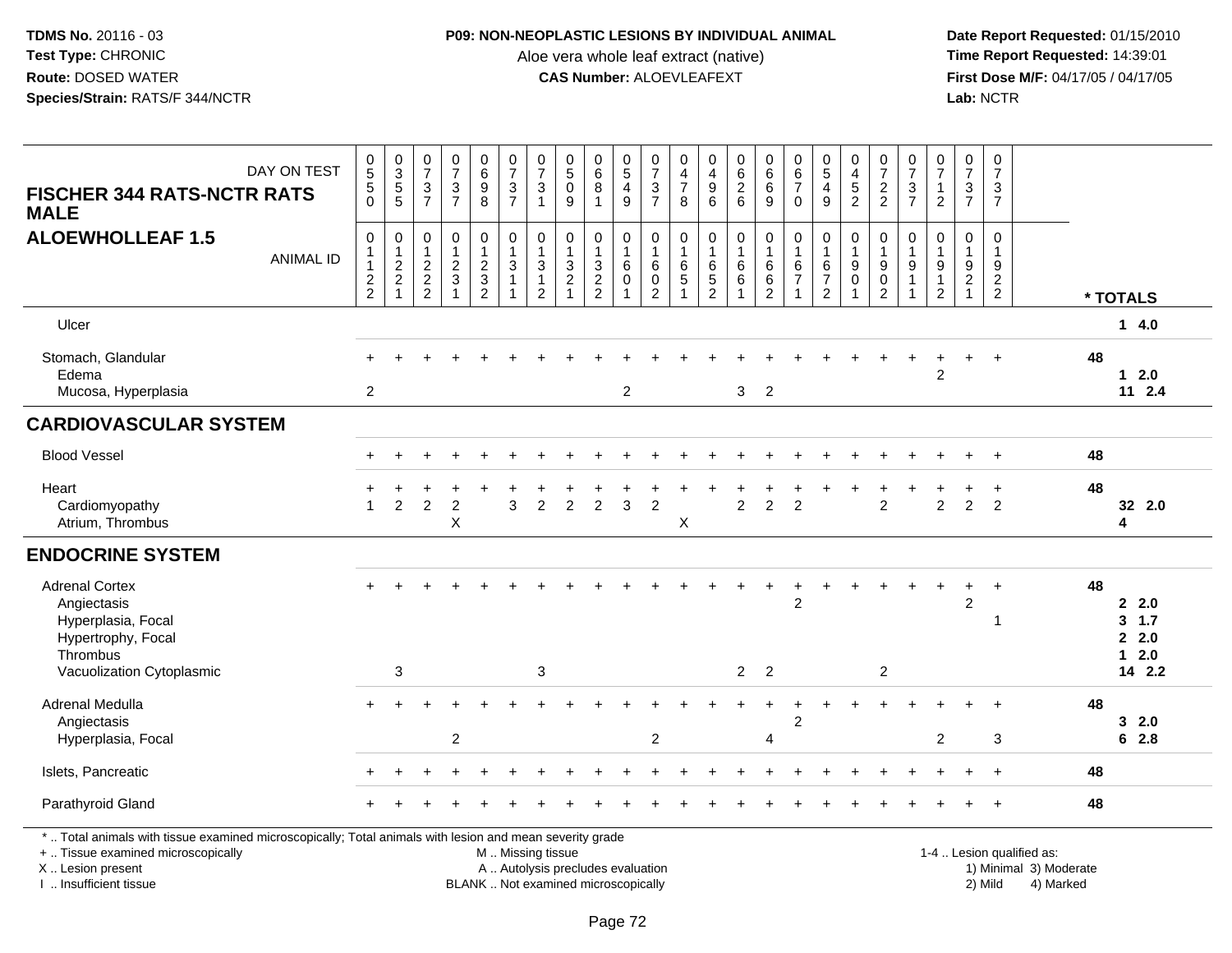**TDMS No.** 20116 - 03
**Test Type:** CHRONIC
**Route:** DOSED WATER
**Species/Strain:** RATS/F 344/NCTR

**P09: NON-NEOPLASTIC LESIONS BY INDIVIDUAL ANIMAL**
Aloe vera whole leaf extract (native)
**CAS Number:** ALOEVLEAFEXT

**Date Report Requested:** 01/15/2010
**Time Report Requested:** 14:39:01
**First Dose M/F:** 04/17/05 / 04/17/05
**Lab:** NCTR

## FISCHER 344 RATS-NCTR RATS MALE
## ALOEWHOLLEAF 1.5

| DAY ON TEST | 0550 | 0355 | 0737 | 0737 | 0698 | 0737 | 0731 | 0509 | 0681 | 0549 | 0737 | 0478 | 0496 | 0626 | 0669 | 0670 | 0549 | 0452 | 0722 | 0737 | 0712 | 0737 | 0737 | |
|---|---|---|---|---|---|---|---|---|---|---|---|---|---|---|---|---|---|---|---|---|---|---|---|---|
| **ANIMAL ID** | 01122 | 01221 | 01222 | 01231 | 01232 | 01311 | 01312 | 01321 | 01322 | 01601 | 01602 | 01651 | 01652 | 01661 | 01662 | 01671 | 01672 | 01901 | 01902 | 01911 | 01912 | 01921 | 01922 | * TOTALS |
| Ulcer | | | | | | | | | | | | | | | | | | | | | | | | 1 4.0 |
| Stomach, Glandular | + | + | + | + | + | + | + | + | + | + | + | + | + | + | + | + | + | + | + | + | + | + | + | 48 |
| Edema | | | | | | | | | | | | | | | | | | | | | 2 | | | 1 2.0 |
| Mucosa, Hyperplasia | 2 | | | | | | | | | 2 | | | | 3 | 2 | | | | | | | | | 11 2.4 |
| **CARDIOVASCULAR SYSTEM** | | | | | | | | | | | | | | | | | | | | | | | | |
| Blood Vessel | + | + | + | + | + | + | + | + | + | + | + | + | + | + | + | + | + | + | + | + | + | + | + | 48 |
| Heart | + | + | + | + | + | + | + | + | + | + | + | + | + | + | + | + | + | + | + | + | + | + | + | 48 |
| Cardiomyopathy | 1 | 2 | 2 | 2 | | 3 | 2 | 2 | 2 | 3 | 2 | | | 2 | 2 | 2 | | | 2 | | 2 | 2 | 2 | 32 2.0 |
| Atrium, Thrombus | | | | X | | | | | | | | X | | | | | | | | | | | | 4 |
| **ENDOCRINE SYSTEM** | | | | | | | | | | | | | | | | | | | | | | | | |
| Adrenal Cortex | + | + | + | + | + | + | + | + | + | + | + | + | + | + | + | + | + | + | + | + | + | + | + | 48 |
| Angiectasis | | | | | | | | | | | | | | | | 2 | | | | | | 2 | | 2 2.0 |
| Hyperplasia, Focal | | | | | | | | | | | | | | | | | | | | | | | 1 | 3 1.7 |
| Hypertrophy, Focal | | | | | | | | | | | | | | | | | | | | | | | | 2 2.0 |
| Thrombus | | | | | | | | | | | | | | | | | | | | | | | | 1 2.0 |
| Vacuolization Cytoplasmic | | 3 | | | | | 3 | | | | | | | 2 | 2 | | | | 2 | | | | | 14 2.2 |
| Adrenal Medulla | + | + | + | + | + | + | + | + | + | + | + | + | + | + | + | + | + | + | + | + | + | + | + | 48 |
| Angiectasis | | | | | | | | | | | | | | | | 2 | | | | | | | | 3 2.0 |
| Hyperplasia, Focal | | | | 2 | | | | | | | 2 | | | | 4 | | | | | | 2 | | 3 | 6 2.8 |
| Islets, Pancreatic | + | + | + | + | + | + | + | + | + | + | + | + | + | + | + | + | + | + | + | + | + | + | + | 48 |
| Parathyroid Gland | + | + | + | + | + | + | + | + | + | + | + | + | + | + | + | + | + | + | + | + | + | + | + | 48 |

* .. Total animals with tissue examined microscopically; Total animals with lesion and mean severity grade
+ .. Tissue examined microscopically
X .. Lesion present
I .. Insufficient tissue

M .. Missing tissue
A .. Autolysis precludes evaluation
BLANK .. Not examined microscopically

1-4 .. Lesion qualified as:
1) Minimal 3) Moderate
2) Mild 4) Marked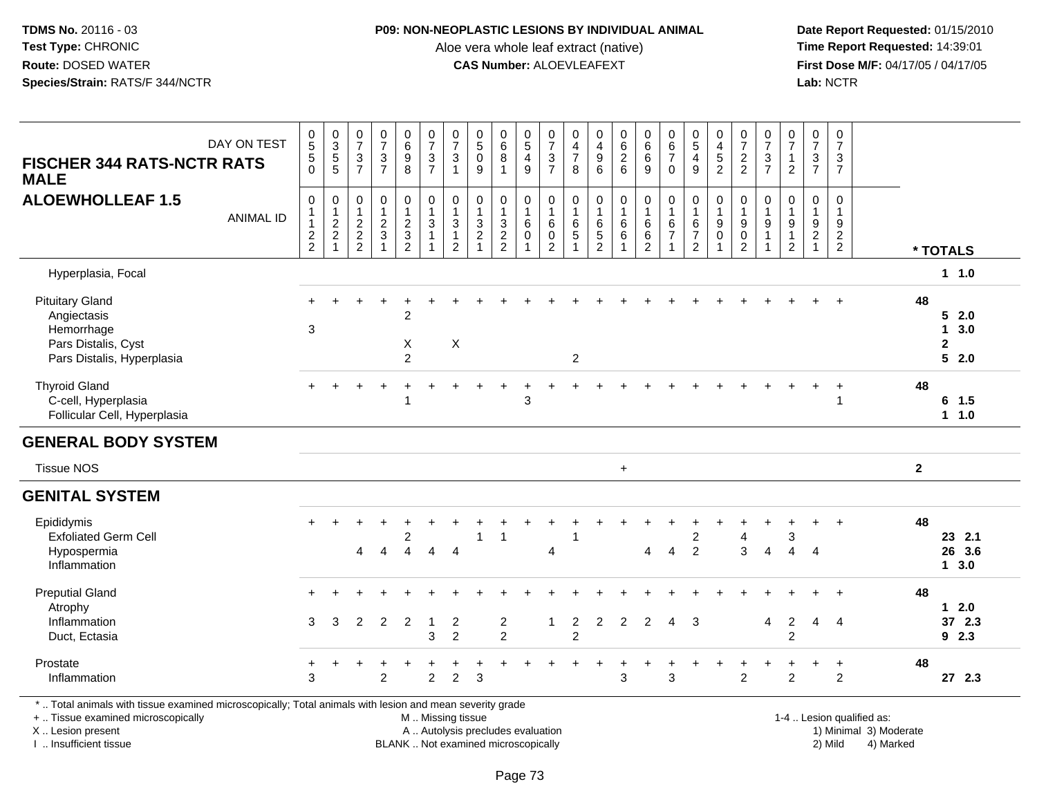**TDMS No.** 20116 - 03
**Test Type:** CHRONIC
**Route:** DOSED WATER
**Species/Strain:** RATS/F 344/NCTR

**P09: NON-NEOPLASTIC LESIONS BY INDIVIDUAL ANIMAL**
Aloe vera whole leaf extract (native)
**CAS Number:** ALOEVLEAFEXT

**Date Report Requested:** 01/15/2010
**Time Report Requested:** 14:39:01
**First Dose M/F:** 04/17/05 / 04/17/05
**Lab:** NCTR

**FISCHER 344 RATS-NCTR RATS MALE**
**ALOEWHOLLEAF 1.5**

| DAY ON TEST | 0550 | 0355 | 0737 | 0737 | 0698 | 0737 | 0731 | 0509 | 0681 | 0549 | 0737 | 0478 | 0496 | 0626 | 0669 | 0670 | 0549 | 0452 | 0722 | 0737 | 0712 | 0737 | 0737 | |
|---|---|---|---|---|---|---|---|---|---|---|---|---|---|---|---|---|---|---|---|---|---|---|---|---|
| ANIMAL ID | 01122 | 01221 | 01222 | 01231 | 01232 | 01311 | 01312 | 01321 | 01322 | 01601 | 01602 | 01651 | 01652 | 01661 | 01662 | 01671 | 01672 | 01901 | 01902 | 01911 | 01912 | 01921 | 01922 | * TOTALS |
| Hyperplasia, Focal | | | | | | | | | | | | | | | | | | | | | | | | 1 1.0 |
| Pituitary Gland | + | + | + | + | + | + | + | + | + | + | + | + | + | + | + | + | + | + | + | + | + | + | + | 48 |
| Angiectasis | | | | | 2 | | | | | | | | | | | | | | | | | | | 5 2.0 |
| Hemorrhage | 3 | | | | | | | | | | | | | | | | | | | | | | | 1 3.0 |
| Pars Distalis, Cyst | | | | | X | | X | | | | | | | | | | | | | | | | | 2 |
| Pars Distalis, Hyperplasia | | | | | 2 | | | | | | | 2 | | | | | | | | | | | | 5 2.0 |
| Thyroid Gland | + | + | + | + | + | + | + | + | + | + | + | + | + | + | + | + | + | + | + | + | + | + | + | 48 |
| C-cell, Hyperplasia | | | | | 1 | | | | | 3 | | | | | | | | | | | | | 1 | 6 1.5 |
| Follicular Cell, Hyperplasia | | | | | | | | | | | | | | | | | | | | | | | | 1 1.0 |
| **GENERAL BODY SYSTEM** | | | | | | | | | | | | | | | | | | | | | | | | |
| Tissue NOS | | | | | | | | | | | | | | + | | | | | | | | | | 2 |
| **GENITAL SYSTEM** | | | | | | | | | | | | | | | | | | | | | | | | |
| Epididymis | + | + | + | + | + | + | + | + | + | + | + | + | + | + | + | + | + | + | + | + | + | + | + | 48 |
| Exfoliated Germ Cell | | | | | 2 | | | 1 | 1 | | | 1 | | | | | 2 | | 4 | | 3 | | | 23 2.1 |
| Hypospermia | | | 4 | 4 | 4 | 4 | 4 | | | | 4 | | | | 4 | 4 | 2 | | 3 | 4 | 4 | 4 | | 26 3.6 |
| Inflammation | | | | | | | | | | | | | | | | | | | | | | | | 1 3.0 |
| Preputial Gland | + | + | + | + | + | + | + | + | + | + | + | + | + | + | + | + | + | + | + | + | + | + | + | 48 |
| Atrophy | | | | | | | | | | | | | | | | | | | | | | | | 1 2.0 |
| Inflammation | 3 | 3 | 2 | 2 | 2 | 1 | 2 | | 2 | | 1 | 2 | 2 | 2 | 2 | 4 | 3 | | | 4 | 2 | 4 | 4 | 37 2.3 |
| Duct, Ectasia | | | | | | 3 | 2 | | 2 | | | 2 | | | | | | | | | 2 | | | 9 2.3 |
| Prostate | + | + | + | + | + | + | + | + | + | + | + | + | + | + | + | + | + | + | + | + | + | + | + | 48 |
| Inflammation | 3 | | | 2 | | 2 | 2 | 3 | | | | | | 3 | | 3 | | | 2 | | 2 | | 2 | 27 2.3 |

\* .. Total animals with tissue examined microscopically; Total animals with lesion and mean severity grade
+ .. Tissue examined microscopically
X .. Lesion present
I .. Insufficient tissue

M .. Missing tissue
A .. Autolysis precludes evaluation
BLANK .. Not examined microscopically

1-4 .. Lesion qualified as:
1) Minimal 3) Moderate
2) Mild 4) Marked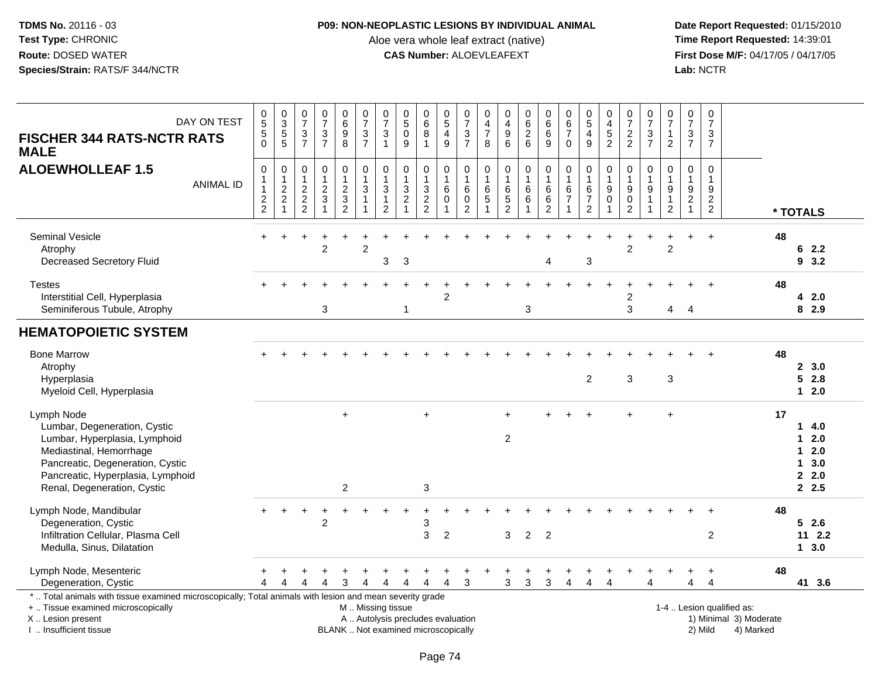**TDMS No.** 20116 - 03
**Test Type:** CHRONIC
**Route:** DOSED WATER
**Species/Strain:** RATS/F 344/NCTR

**P09: NON-NEOPLASTIC LESIONS BY INDIVIDUAL ANIMAL**
Aloe vera whole leaf extract (native)
**CAS Number:** ALOEVLEAFEXT

**Date Report Requested:** 01/15/2010
**Time Report Requested:** 14:39:01
**First Dose M/F:** 04/17/05 / 04/17/05
**Lab:** NCTR

## FISCHER 344 RATS-NCTR RATS MALE
## ALOEWHOLLEAF 1.5

| DAY ON TEST | 0550 | 0355 | 0737 | 0737 | 0698 | 0737 | 0731 | 0509 | 0681 | 0549 | 0737 | 0478 | 0496 | 0626 | 0669 | 0670 | 0549 | 0452 | 0722 | 0737 | 0712 | 0737 | 0737 | |
|---|---|---|---|---|---|---|---|---|---|---|---|---|---|---|---|---|---|---|---|---|---|---|---|---|
| **ANIMAL ID** | 01122 | 01221 | 01222 | 01231 | 01232 | 01311 | 01312 | 01321 | 01322 | 01601 | 01602 | 01651 | 01652 | 01661 | 01662 | 01671 | 01672 | 01901 | 01902 | 01911 | 01912 | 01921 | 01922 | **\* TOTALS** |
| Seminal Vesicle | + | + | + | + | + | + | + | + | + | + | + | + | + | + | + | + | + | + | + | + | + | + | + | 48 |
| Atrophy | | | | 2 | | 2 | | | | | | | | | | | | | 2 | | 2 | | | 6 2.2 |
| Decreased Secretory Fluid | | | | | | | 3 | 3 | | | | | | | 4 | | 3 | | | | | | | 9 3.2 |
| Testes | + | + | + | + | + | + | + | + | + | + | + | + | + | + | + | + | + | + | + | + | + | + | + | 48 |
| Interstitial Cell, Hyperplasia | | | | | | | | | | 2 | | | | | | | | | 2 | | | | | 4 2.0 |
| Seminiferous Tubule, Atrophy | | | | 3 | | | | 1 | | | | | | 3 | | | | | 3 | | 4 | 4 | | 8 2.9 |
| **HEMATOPOIETIC SYSTEM** | | | | | | | | | | | | | | | | | | | | | | | | |
| Bone Marrow | + | + | + | + | + | + | + | + | + | + | + | + | + | + | + | + | + | + | + | + | + | + | + | 48 |
| Atrophy | | | | | | | | | | | | | | | | | | | | | | | | 2 3.0 |
| Hyperplasia | | | | | | | | | | | | | | | | | 2 | | 3 | | 3 | | | 5 2.8 |
| Myeloid Cell, Hyperplasia | | | | | | | | | | | | | | | | | | | | | | | | 1 2.0 |
| Lymph Node | | | | | + | | | | + | | | | + | | + | + | + | | + | | + | | | 17 |
| Lumbar, Degeneration, Cystic | | | | | | | | | | | | | | | | | | | | | | | | 1 4.0 |
| Lumbar, Hyperplasia, Lymphoid | | | | | | | | | | | | | 2 | | | | | | | | | | | 1 2.0 |
| Mediastinal, Hemorrhage | | | | | | | | | | | | | | | | | | | | | | | | 1 2.0 |
| Pancreatic, Degeneration, Cystic | | | | | | | | | | | | | | | | | | | | | | | | 1 3.0 |
| Pancreatic, Hyperplasia, Lymphoid | | | | | | | | | | | | | | | | | | | | | | | | 2 2.0 |
| Renal, Degeneration, Cystic | | | | | 2 | | | | 3 | | | | | | | | | | | | | | | 2 2.5 |
| Lymph Node, Mandibular | + | + | + | + | + | + | + | + | + | + | + | + | + | + | + | + | + | + | + | + | + | + | + | 48 |
| Degeneration, Cystic | | | | 2 | | | | | 3 | | | | | | | | | | | | | | | 5 2.6 |
| Infiltration Cellular, Plasma Cell | | | | | | | | | 3 | 2 | | | 3 | 2 | 2 | | | | | | | | 2 | 11 2.2 |
| Medulla, Sinus, Dilatation | | | | | | | | | | | | | | | | | | | | | | | | 1 3.0 |
| Lymph Node, Mesenteric | + | + | + | + | + | + | + | + | + | + | + | + | + | + | + | + | + | + | + | + | + | + | + | 48 |
| Degeneration, Cystic | 4 | 4 | 4 | 4 | 3 | 4 | 4 | 4 | 4 | 4 | 3 | | 3 | 3 | 3 | 4 | 4 | 4 | | 4 | | 4 | 4 | 41 3.6 |

\* .. Total animals with tissue examined microscopically; Total animals with lesion and mean severity grade
\+ .. Tissue examined microscopically
X .. Lesion present
I .. Insufficient tissue

M .. Missing tissue
A .. Autolysis precludes evaluation
BLANK .. Not examined microscopically

1-4 .. Lesion qualified as:
1) Minimal 2) Mild 3) Moderate 4) Marked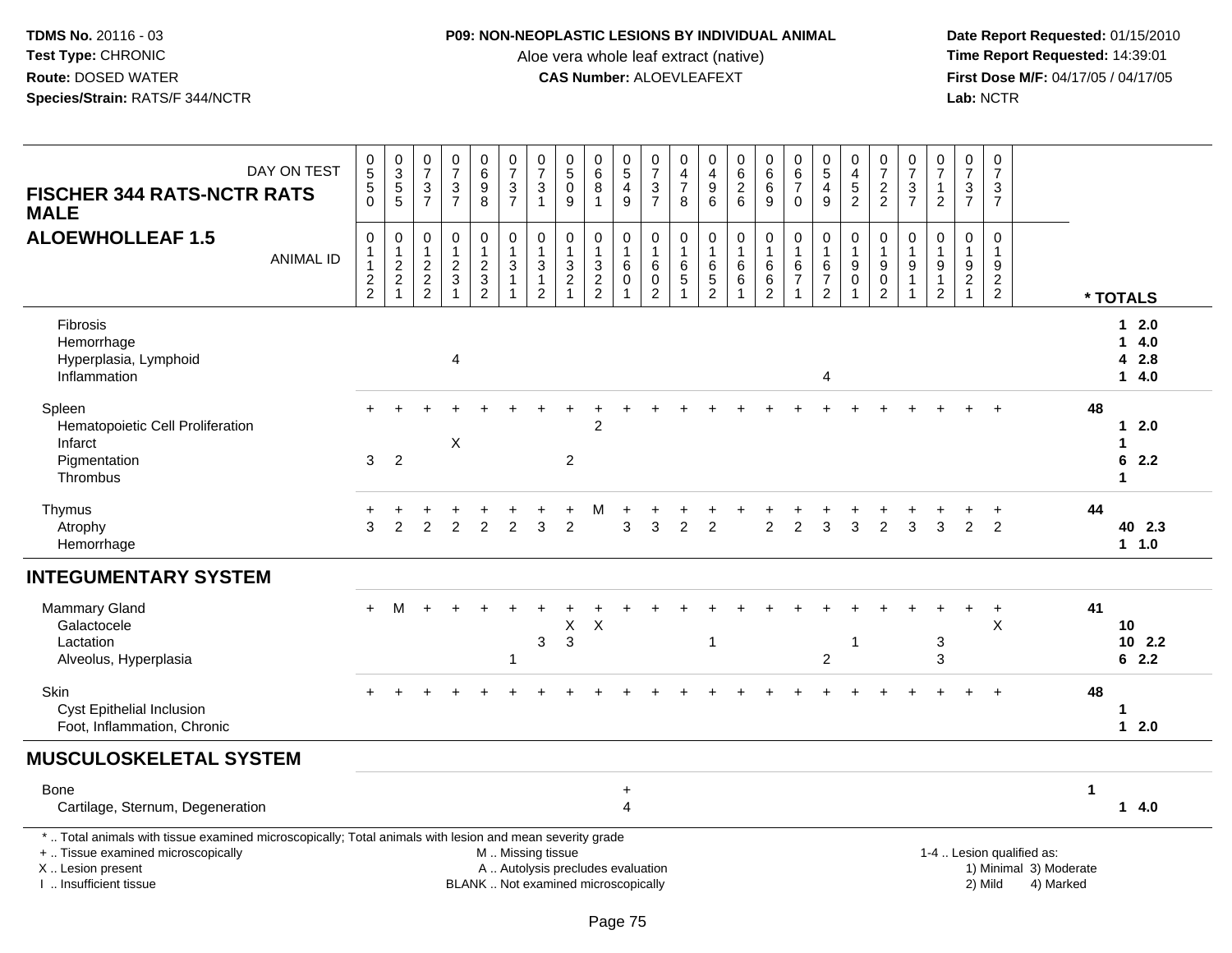**TDMS No.** 20116 - 03
**Test Type:** CHRONIC
**Route:** DOSED WATER
**Species/Strain:** RATS/F 344/NCTR

**P09: NON-NEOPLASTIC LESIONS BY INDIVIDUAL ANIMAL**
Aloe vera whole leaf extract (native)
**CAS Number:** ALOEVLEAFEXT

**Date Report Requested:** 01/15/2010
**Time Report Requested:** 14:39:01
**First Dose M/F:** 04/17/05 / 04/17/05
**Lab:** NCTR

| FISCHER 344 RATS-NCTR RATS MALE — DAY ON TEST | 0550 | 0355 | 0737 | 0737 | 0698 | 0737 | 0731 | 0509 | 0681 | 0549 | 0737 | 0478 | 0496 | 0626 | 0669 | 0670 | 0549 | 0452 | 0722 | 0737 | 0712 | 0737 | 0737 | |
|---|---|---|---|---|---|---|---|---|---|---|---|---|---|---|---|---|---|---|---|---|---|---|---|---|
| **ALOEWHOLLEAF 1.5** — ANIMAL ID | 01122 | 01221 | 01222 | 01231 | 01232 | 01311 | 01312 | 01321 | 01322 | 01601 | 01602 | 01651 | 01652 | 01661 | 01662 | 01671 | 01672 | 01901 | 01902 | 01911 | 01912 | 01921 | 01922 | * TOTALS |
| Fibrosis | | | | | | | | | | | | | | | | | | | | | | | | 1 2.0 |
| Hemorrhage | | | | | | | | | | | | | | | | | | | | | | | | 1 4.0 |
| Hyperplasia, Lymphoid | | | | 4 | | | | | | | | | | | | | | | | | | | | 4 2.8 |
| Inflammation | | | | | | | | | | | | | | | | | 4 | | | | | | | 1 4.0 |
| Spleen | + | + | + | + | + | + | + | + | + | + | + | + | + | + | + | + | + | + | + | + | + | + | + | 48 |
| Hematopoietic Cell Proliferation | | | | | | | | | 2 | | | | | | | | | | | | | | | 1 2.0 |
| Infarct | | | | X | | | | | | | | | | | | | | | | | | | | 1 |
| Pigmentation | 3 | 2 | | | | | | 2 | | | | | | | | | | | | | | | | 6 2.2 |
| Thrombus | | | | | | | | | | | | | | | | | | | | | | | | 1 |
| Thymus | + | + | + | + | + | + | + | + | M | + | + | + | + | + | + | + | + | + | + | + | + | + | + | 44 |
| Atrophy | 3 | 2 | 2 | 2 | 2 | 2 | 3 | 2 | | 3 | 3 | 2 | 2 | | 2 | 2 | 3 | 3 | 2 | 3 | 3 | 2 | 2 | 40 2.3 |
| Hemorrhage | | | | | | | | | | | | | | | | | | | | | | | | 1 1.0 |
| **INTEGUMENTARY SYSTEM** | | | | | | | | | | | | | | | | | | | | | | | | |
| Mammary Gland | + | M | + | + | + | + | + | + | + | + | + | + | + | + | + | + | + | + | + | + | + | + | + | 41 |
| Galactocele | | | | | | | | X | X | | | | | | | | | | | | | | X | 10 |
| Lactation | | | | | | | 3 | 3 | | | | | 1 | | | | | 1 | | | 3 | | | 10 2.2 |
| Alveolus, Hyperplasia | | | | | | 1 | | | | | | | | | | | 2 | | | | 3 | | | 6 2.2 |
| Skin | + | + | + | + | + | + | + | + | + | + | + | + | + | + | + | + | + | + | + | + | + | + | + | 48 |
| Cyst Epithelial Inclusion | | | | | | | | | | | | | | | | | | | | | | | | 1 |
| Foot, Inflammation, Chronic | | | | | | | | | | | | | | | | | | | | | | | | 1 2.0 |
| **MUSCULOSKELETAL SYSTEM** | | | | | | | | | | | | | | | | | | | | | | | | |
| Bone | | | | | | | | | | + | | | | | | | | | | | | | | 1 |
| Cartilage, Sternum, Degeneration | | | | | | | | | | 4 | | | | | | | | | | | | | | 1 4.0 |

\* .. Total animals with tissue examined microscopically; Total animals with lesion and mean severity grade
\+ .. Tissue examined microscopically
X .. Lesion present
I .. Insufficient tissue

M .. Missing tissue
A .. Autolysis precludes evaluation
BLANK .. Not examined microscopically

1-4 .. Lesion qualified as:
1) Minimal 3) Moderate
2) Mild 4) Marked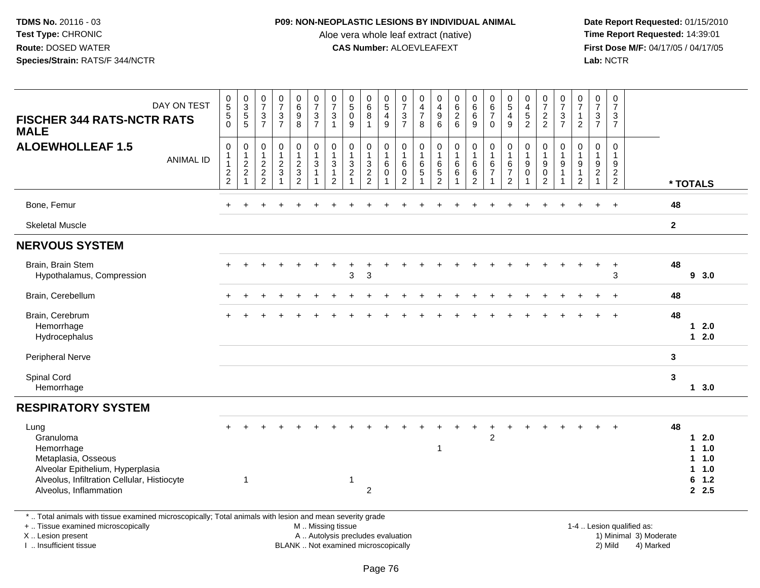**TDMS No.** 20116 - 03
**Test Type:** CHRONIC
**Route:** DOSED WATER
**Species/Strain:** RATS/F 344/NCTR

**P09: NON-NEOPLASTIC LESIONS BY INDIVIDUAL ANIMAL**
Aloe vera whole leaf extract (native)
**CAS Number:** ALOEVLEAFEXT

**Date Report Requested:** 01/15/2010
**Time Report Requested:** 14:39:01
**First Dose M/F:** 04/17/05 / 04/17/05
**Lab:** NCTR

## FISCHER 344 RATS-NCTR RATS MALE
## ALOEWHOLLEAF 1.5

| DAY ON TEST | 0550 | 0355 | 0737 | 0737 | 0698 | 0737 | 0731 | 0509 | 0681 | 0549 | 0737 | 0478 | 0496 | 0626 | 0669 | 0670 | 0549 | 0452 | 0722 | 0737 | 0712 | 0737 | 0737 | |
|---|---|---|---|---|---|---|---|---|---|---|---|---|---|---|---|---|---|---|---|---|---|---|---|---|
| ANIMAL ID | 01122 | 01221 | 01222 | 01231 | 01232 | 01311 | 01312 | 01321 | 01322 | 01601 | 01602 | 01651 | 01652 | 01661 | 01662 | 01671 | 01672 | 01901 | 01902 | 01911 | 01912 | 01921 | 01922 | * TOTALS |
| Bone, Femur | + | + | + | + | + | + | + | + | + | + | + | + | + | + | + | + | + | + | + | + | + | + | + | 48 |
| Skeletal Muscle | | | | | | | | | | | | | | | | | | | | | | | | 2 |
| **NERVOUS SYSTEM** | | | | | | | | | | | | | | | | | | | | | | | | |
| Brain, Brain Stem | + | + | + | + | + | + | + | + | + | + | + | + | + | + | + | + | + | + | + | + | + | + | + | 48 |
| Hypothalamus, Compression | | | | | | | | 3 | 3 | | | | | | | | | | | | | | 3 | 9 3.0 |
| Brain, Cerebellum | + | + | + | + | + | + | + | + | + | + | + | + | + | + | + | + | + | + | + | + | + | + | + | 48 |
| Brain, Cerebrum | + | + | + | + | + | + | + | + | + | + | + | + | + | + | + | + | + | + | + | + | + | + | + | 48 |
| Hemorrhage | | | | | | | | | | | | | | | | | | | | | | | | 1 2.0 |
| Hydrocephalus | | | | | | | | | | | | | | | | | | | | | | | | 1 2.0 |
| Peripheral Nerve | | | | | | | | | | | | | | | | | | | | | | | | 3 |
| Spinal Cord | | | | | | | | | | | | | | | | | | | | | | | | 3 |
| Hemorrhage | | | | | | | | | | | | | | | | | | | | | | | | 1 3.0 |
| **RESPIRATORY SYSTEM** | | | | | | | | | | | | | | | | | | | | | | | | |
| Lung | + | + | + | + | + | + | + | + | + | + | + | + | + | + | + | + | + | + | + | + | + | + | + | 48 |
| Granuloma | | | | | | | | | | | | | | | | 2 | | | | | | | | 1 2.0 |
| Hemorrhage | | | | | | | | | | | | | 1 | | | | | | | | | | | 1 1.0 |
| Metaplasia, Osseous | | | | | | | | | | | | | | | | | | | | | | | | 1 1.0 |
| Alveolar Epithelium, Hyperplasia | | | | | | | | | | | | | | | | | | | | | | | | 1 1.0 |
| Alveolus, Infiltration Cellular, Histiocyte | | 1 | | | | | | 1 | | | | | | | | | | | | | | | | 6 1.2 |
| Alveolus, Inflammation | | | | | | | | | 2 | | | | | | | | | | | | | | | 2 2.5 |

\* .. Total animals with tissue examined microscopically; Total animals with lesion and mean severity grade
\+ .. Tissue examined microscopically
X .. Lesion present
I .. Insufficient tissue
M .. Missing tissue
A .. Autolysis precludes evaluation
BLANK .. Not examined microscopically
1-4 .. Lesion qualified as: 1) Minimal 2) Mild 3) Moderate 4) Marked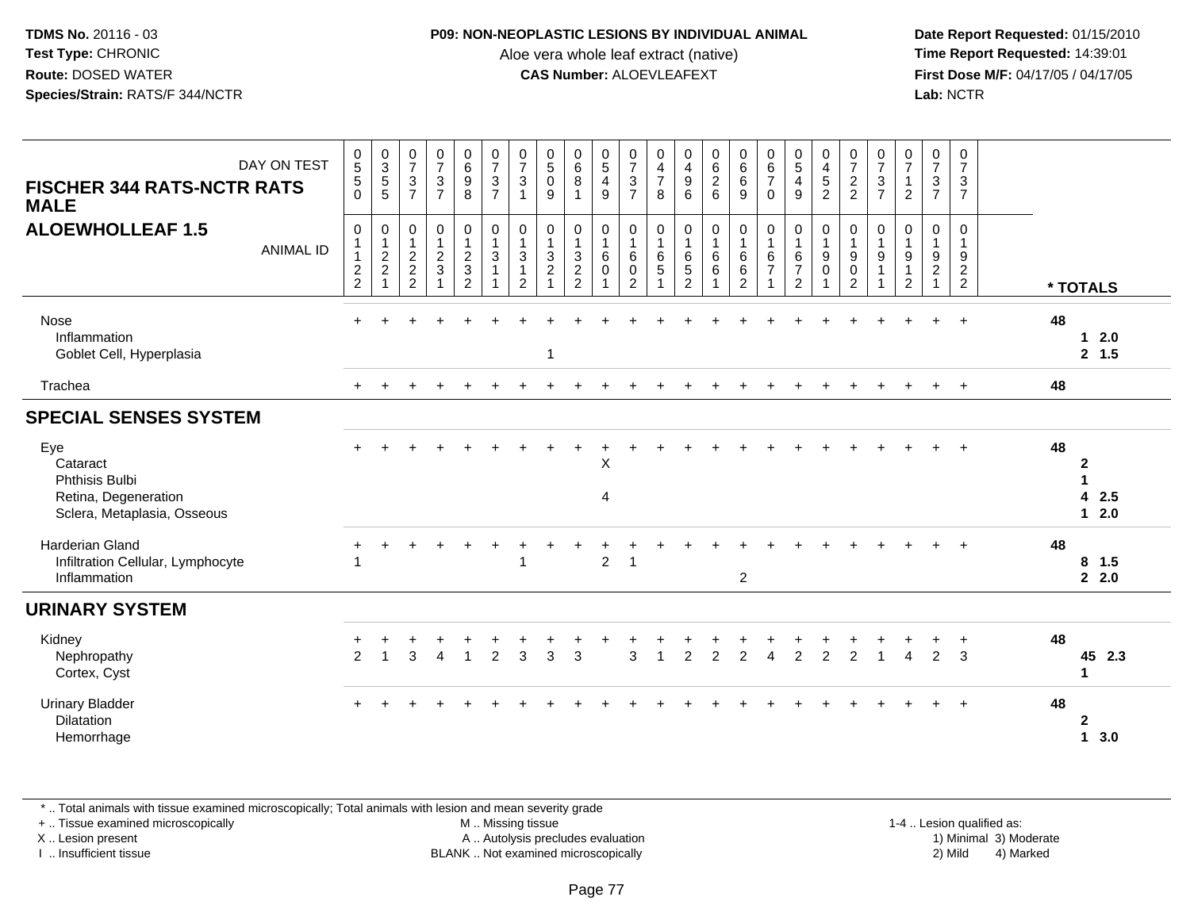**TDMS No.** 20116 - 03
**Test Type:** CHRONIC
**Route:** DOSED WATER
**Species/Strain:** RATS/F 344/NCTR

**P09: NON-NEOPLASTIC LESIONS BY INDIVIDUAL ANIMAL**
Aloe vera whole leaf extract (native)
**CAS Number:** ALOEVLEAFEXT

**Date Report Requested:** 01/15/2010
**Time Report Requested:** 14:39:01
**First Dose M/F:** 04/17/05 / 04/17/05
**Lab:** NCTR

## FISCHER 344 RATS-NCTR RATS MALE
## ALOEWHOLLEAF 1.5

| DAY ON TEST | 0550 | 0355 | 0737 | 0737 | 0698 | 0737 | 0731 | 0509 | 0681 | 0549 | 0737 | 0478 | 0496 | 0626 | 0669 | 0670 | 0549 | 0452 | 0722 | 0737 | 0712 | 0737 | 0737 | |
|---|---|---|---|---|---|---|---|---|---|---|---|---|---|---|---|---|---|---|---|---|---|---|---|---|
| **ANIMAL ID** | 01122 | 01221 | 01222 | 01231 | 01232 | 01311 | 01312 | 01321 | 01322 | 01601 | 01602 | 01651 | 01652 | 01661 | 01662 | 01671 | 01672 | 01901 | 01902 | 01911 | 01912 | 01921 | 01922 | *** TOTALS** |
| Nose | + | + | + | + | + | + | + | + | + | + | + | + | + | + | + | + | + | + | + | + | + | + | + | **48** |
| Inflammation | | | | | | | | | | | | | | | | | | | | | | | | **1 2.0** |
| Goblet Cell, Hyperplasia | | | | | | | | 1 | | | | | | | | | | | | | | | | **2 1.5** |
| Trachea | + | + | + | + | + | + | + | + | + | + | + | + | + | + | + | + | + | + | + | + | + | + | + | **48** |
| **SPECIAL SENSES SYSTEM** | | | | | | | | | | | | | | | | | | | | | | | | |
| Eye | + | + | + | + | + | + | + | + | + | + | + | + | + | + | + | + | + | + | + | + | + | + | + | **48** |
| Cataract | | | | | | | | | | X | | | | | | | | | | | | | | **2** |
| Phthisis Bulbi | | | | | | | | | | | | | | | | | | | | | | | | **1** |
| Retina, Degeneration | | | | | | | | | | 4 | | | | | | | | | | | | | | **4 2.5** |
| Sclera, Metaplasia, Osseous | | | | | | | | | | | | | | | | | | | | | | | | **1 2.0** |
| Harderian Gland | + | + | + | + | + | + | + | + | + | + | + | + | + | + | + | + | + | + | + | + | + | + | + | **48** |
| Infiltration Cellular, Lymphocyte | 1 | | | | | | 1 | | | 2 | 1 | | | | | | | | | | | | | **8 1.5** |
| Inflammation | | | | | | | | | | | | | | | 2 | | | | | | | | | **2 2.0** |
| **URINARY SYSTEM** | | | | | | | | | | | | | | | | | | | | | | | | |
| Kidney | + | + | + | + | + | + | + | + | + | + | + | + | + | + | + | + | + | + | + | + | + | + | + | **48** |
| Nephropathy | 2 | 1 | 3 | 4 | 1 | 2 | 3 | 3 | 3 | | 3 | 1 | 2 | 2 | 2 | 4 | 2 | 2 | 2 | 1 | 4 | 2 | 3 | **45 2.3** |
| Cortex, Cyst | | | | | | | | | | | | | | | | | | | | | | | | **1** |
| Urinary Bladder | + | + | + | + | + | + | + | + | + | + | + | + | + | + | + | + | + | + | + | + | + | + | + | **48** |
| Dilatation | | | | | | | | | | | | | | | | | | | | | | | | **2** |
| Hemorrhage | | | | | | | | | | | | | | | | | | | | | | | | **1 3.0** |

* .. Total animals with tissue examined microscopically; Total animals with lesion and mean severity grade
+ .. Tissue examined microscopically
X .. Lesion present
I .. Insufficient tissue
M .. Missing tissue
A .. Autolysis precludes evaluation
BLANK .. Not examined microscopically
1-4 .. Lesion qualified as: 1) Minimal 2) Mild 3) Moderate 4) Marked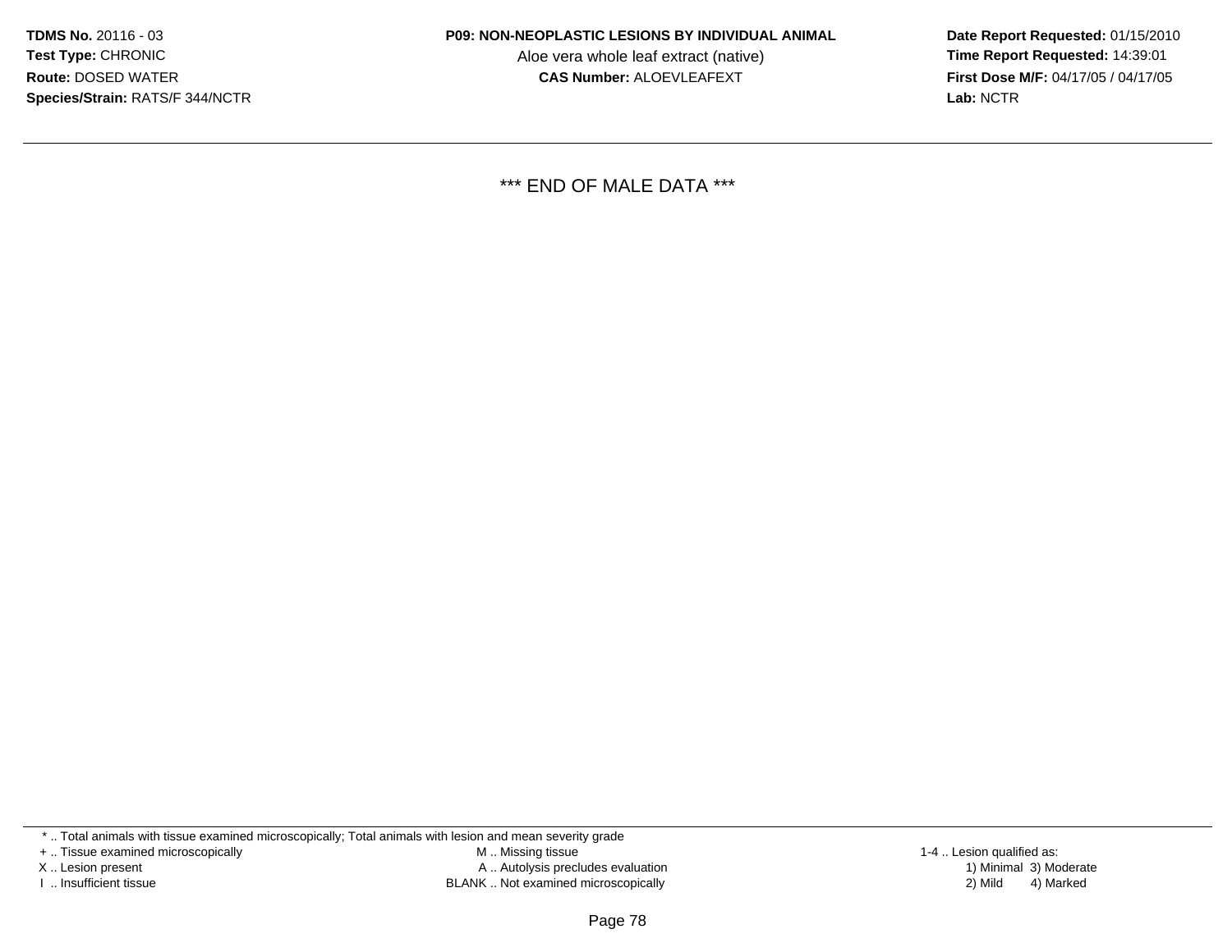*** END OF MALE DATA ***

* .. Total animals with tissue examined microscopically; Total animals with lesion and mean severity grade
+ .. Tissue examined microscopically
X .. Lesion present
I .. Insufficient tissue

M .. Missing tissue
A .. Autolysis precludes evaluation
BLANK .. Not examined microscopically

1-4 .. Lesion qualified as:
1) Minimal 3) Moderate
2) Mild 4) Marked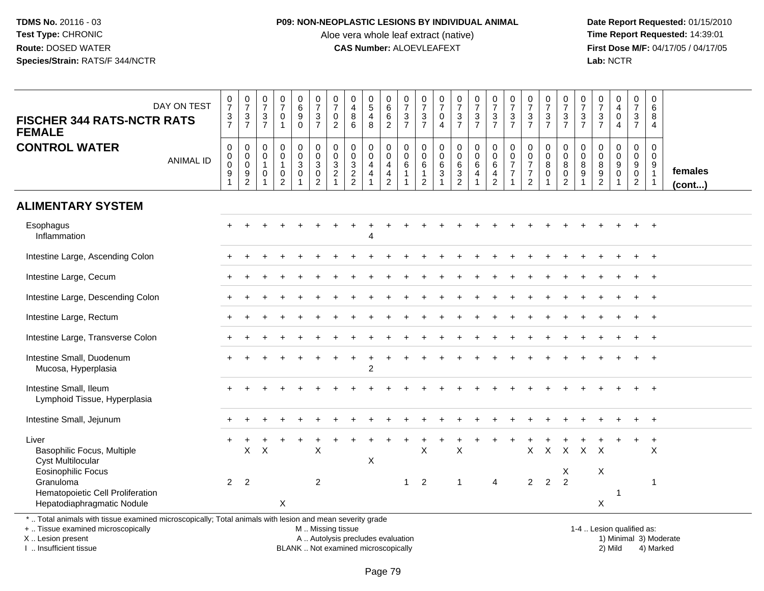**TDMS No.** 20116 - 03
**Test Type:** CHRONIC
**Route:** DOSED WATER
**Species/Strain:** RATS/F 344/NCTR

**P09: NON-NEOPLASTIC LESIONS BY INDIVIDUAL ANIMAL**
Aloe vera whole leaf extract (native)
**CAS Number:** ALOEVLEAFEXT

**Date Report Requested:** 01/15/2010
**Time Report Requested:** 14:39:01
**First Dose M/F:** 04/17/05 / 04/17/05
**Lab:** NCTR

| FISCHER 344 RATS-NCTR RATS FEMALE — CONTROL WATER | | | | | | | | | | | | | | | | | | | | | | | | | | |
|---|---|---|---|---|---|---|---|---|---|---|---|---|---|---|---|---|---|---|---|---|---|---|---|---|---|---|
| DAY ON TEST | 0737 | 0737 | 0737 | 0701 | 0690 | 0737 | 0702 | 0486 | 0548 | 0662 | 0737 | 0737 | 0704 | 0737 | 0737 | 0737 | 0737 | 0737 | 0737 | 0737 | 0737 | 0737 | 0404 | 0737 | 0684 | |
| ANIMAL ID | 00091 | 00092 | 00101 | 00102 | 00301 | 00302 | 00321 | 00322 | 00441 | 00442 | 00611 | 00612 | 00631 | 00632 | 00641 | 00642 | 00771 | 00772 | 00801 | 00802 | 00891 | 00892 | 00901 | 00902 | 00911 | females (cont...) |
| **ALIMENTARY SYSTEM** | | | | | | | | | | | | | | | | | | | | | | | | | | |
| Esophagus | + | + | + | + | + | + | + | + | + | + | + | + | + | + | + | + | + | + | + | + | + | + | + | + | + | |
| Inflammation | | | | | | | | | 4 | | | | | | | | | | | | | | | | | |
| Intestine Large, Ascending Colon | + | + | + | + | + | + | + | + | + | + | + | + | + | + | + | + | + | + | + | + | + | + | + | + | + | |
| Intestine Large, Cecum | + | + | + | + | + | + | + | + | + | + | + | + | + | + | + | + | + | + | + | + | + | + | + | + | + | |
| Intestine Large, Descending Colon | + | + | + | + | + | + | + | + | + | + | + | + | + | + | + | + | + | + | + | + | + | + | + | + | + | |
| Intestine Large, Rectum | + | + | + | + | + | + | + | + | + | + | + | + | + | + | + | + | + | + | + | + | + | + | + | + | + | |
| Intestine Large, Transverse Colon | + | + | + | + | + | + | + | + | + | + | + | + | + | + | + | + | + | + | + | + | + | + | + | + | + | |
| Intestine Small, Duodenum | + | + | + | + | + | + | + | + | + | + | + | + | + | + | + | + | + | + | + | + | + | + | + | + | + | |
| Mucosa, Hyperplasia | | | | | | | | | 2 | | | | | | | | | | | | | | | | | |
| Intestine Small, Ileum | + | + | + | + | + | + | + | + | + | + | + | + | + | + | + | + | + | + | + | + | + | + | + | + | + | |
| Lymphoid Tissue, Hyperplasia | | | | | | | | | | | | | | | | | | | | | | | | | | |
| Intestine Small, Jejunum | + | + | + | + | + | + | + | + | + | + | + | + | + | + | + | + | + | + | + | + | + | + | + | + | + | |
| Liver | + | + | + | + | + | + | + | + | + | + | + | + | + | + | + | + | + | + | + | + | + | + | + | + | + | |
| Basophilic Focus, Multiple | | X | X | | | X | | | | | | X | | X | | | | X | X | X | X | X | | | X | |
| Cyst Multilocular | | | | | | | | | X | | | | | | | | | | | | | | | | | |
| Eosinophilic Focus | | | | | | | | | | | | | | | | | | | | X | | X | | | | |
| Granuloma | 2 | 2 | | | | 2 | | | | | 1 | 2 | | 1 | | 4 | | 2 | 2 | 2 | | | | | 1 | |
| Hematopoietic Cell Proliferation | | | | | | | | | | | | | | | | | | | | | | | 1 | | | |
| Hepatodiaphragmatic Nodule | | | | X | | | | | | | | | | | | | | | | | | X | | | | |

\* .. Total animals with tissue examined microscopically; Total animals with lesion and mean severity grade
+ .. Tissue examined microscopically
X .. Lesion present
I .. Insufficient tissue

M .. Missing tissue
A .. Autolysis precludes evaluation
BLANK .. Not examined microscopically

1-4 .. Lesion qualified as:
1) Minimal 3) Moderate
2) Mild 4) Marked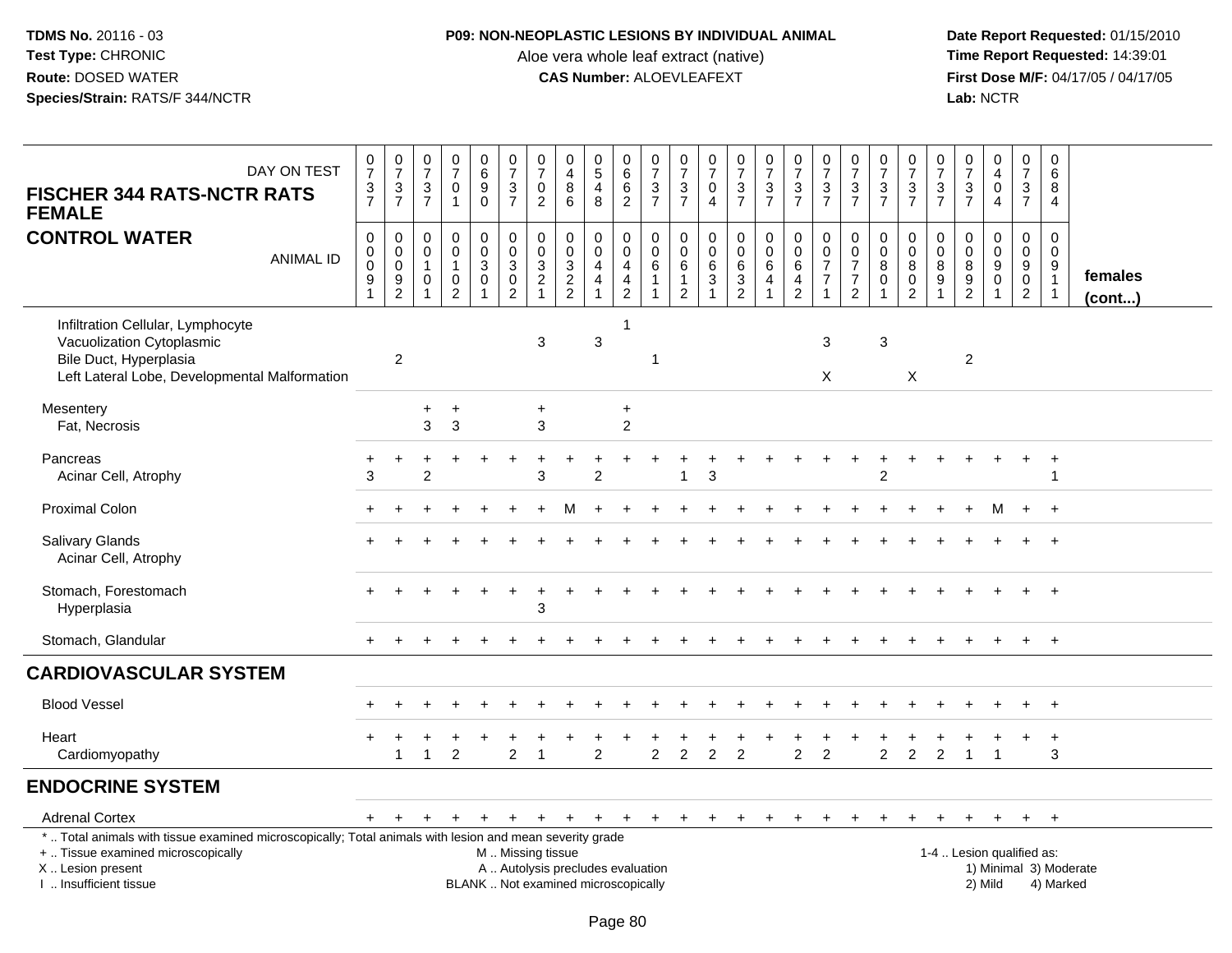**TDMS No.** 20116 - 03
**Test Type:** CHRONIC
**Route:** DOSED WATER
**Species/Strain:** RATS/F 344/NCTR

**P09: NON-NEOPLASTIC LESIONS BY INDIVIDUAL ANIMAL**
Aloe vera whole leaf extract (native)
**CAS Number:** ALOEVLEAFEXT

**Date Report Requested:** 01/15/2010
**Time Report Requested:** 14:39:01
**First Dose M/F:** 04/17/05 / 04/17/05
**Lab:** NCTR

| FISCHER 344 RATS-NCTR RATS FEMALE — CONTROL WATER | | | | | | | | | | | | | | | | | | | | | | | | | | |
|---|---|---|---|---|---|---|---|---|---|---|---|---|---|---|---|---|---|---|---|---|---|---|---|---|---|---|
| DAY ON TEST | 0737 | 0737 | 0737 | 0701 | 0690 | 0737 | 0702 | 0486 | 0548 | 0662 | 0737 | 0737 | 0704 | 0737 | 0737 | 0737 | 0737 | 0737 | 0737 | 0737 | 0737 | 0737 | 0404 | 0737 | 0684 | |
| ANIMAL ID | 0009 1 | 0009 2 | 0010 1 | 0010 2 | 0030 1 | 0030 2 | 0032 1 | 0032 2 | 0044 1 | 0044 2 | 0061 1 | 0061 2 | 0063 1 | 0063 2 | 0064 1 | 0064 2 | 0077 1 | 0077 2 | 0080 1 | 0080 2 | 0089 1 | 0089 2 | 0090 1 | 0090 2 | 0091 1 | females (cont...) |
| Infiltration Cellular, Lymphocyte | | | | | | | | | | 1 | | | | | | | | | | | | | | | | |
| Vacuolization Cytoplasmic | | | | | | | 3 | | 3 | | | | | | | | 3 | | 3 | | | | | | | |
| Bile Duct, Hyperplasia | | 2 | | | | | | | | | 1 | | | | | | | | | | | 2 | | | | |
| Left Lateral Lobe, Developmental Malformation | | | | | | | | | | | | | | | | | X | | | X | | | | | | |
| Mesentery | | | + | + | | | + | | | + | | | | | | | | | | | | | | | | |
| Fat, Necrosis | | | 3 | 3 | | | 3 | | | 2 | | | | | | | | | | | | | | | | |
| Pancreas | + | + | + | + | + | + | + | + | + | + | + | + | + | + | + | + | + | + | + | + | + | + | + | + | + | |
| Acinar Cell, Atrophy | 3 | | 2 | | | | 3 | | 2 | | | 1 | 3 | | | | | | 2 | | | | | | 1 | |
| Proximal Colon | + | + | + | + | + | + | + | M | + | + | + | + | + | + | + | + | + | + | + | + | + | + | M | + | + | |
| Salivary Glands | + | + | + | + | + | + | + | + | + | + | + | + | + | + | + | + | + | + | + | + | + | + | + | + | + | |
| Acinar Cell, Atrophy | | | | | | | | | | | | | | | | | | | | | | | | | | |
| Stomach, Forestomach | + | + | + | + | + | + | + | + | + | + | + | + | + | + | + | + | + | + | + | + | + | + | + | + | + | |
| Hyperplasia | | | | | | | 3 | | | | | | | | | | | | | | | | | | | |
| Stomach, Glandular | + | + | + | + | + | + | + | + | + | + | + | + | + | + | + | + | + | + | + | + | + | + | + | + | + | |
| **CARDIOVASCULAR SYSTEM** | | | | | | | | | | | | | | | | | | | | | | | | | | |
| Blood Vessel | + | + | + | + | + | + | + | + | + | + | + | + | + | + | + | + | + | + | + | + | + | + | + | + | + | |
| Heart | + | + | + | + | + | + | + | + | + | + | + | + | + | + | + | + | + | + | + | + | + | + | + | + | + | |
| Cardiomyopathy | | 1 | 1 | 2 | | 2 | 1 | | 2 | | 2 | 2 | 2 | 2 | | 2 | 2 | | 2 | 2 | 2 | 1 | 1 | | 3 | |
| **ENDOCRINE SYSTEM** | | | | | | | | | | | | | | | | | | | | | | | | | | |
| Adrenal Cortex | + | + | + | + | + | + | + | + | + | + | + | + | + | + | + | + | + | + | + | + | + | + | + | + | + | |

\* .. Total animals with tissue examined microscopically; Total animals with lesion and mean severity grade
+ .. Tissue examined microscopically
X .. Lesion present
I .. Insufficient tissue

M .. Missing tissue
A .. Autolysis precludes evaluation
BLANK .. Not examined microscopically

1-4 .. Lesion qualified as:
1) Minimal 3) Moderate
2) Mild 4) Marked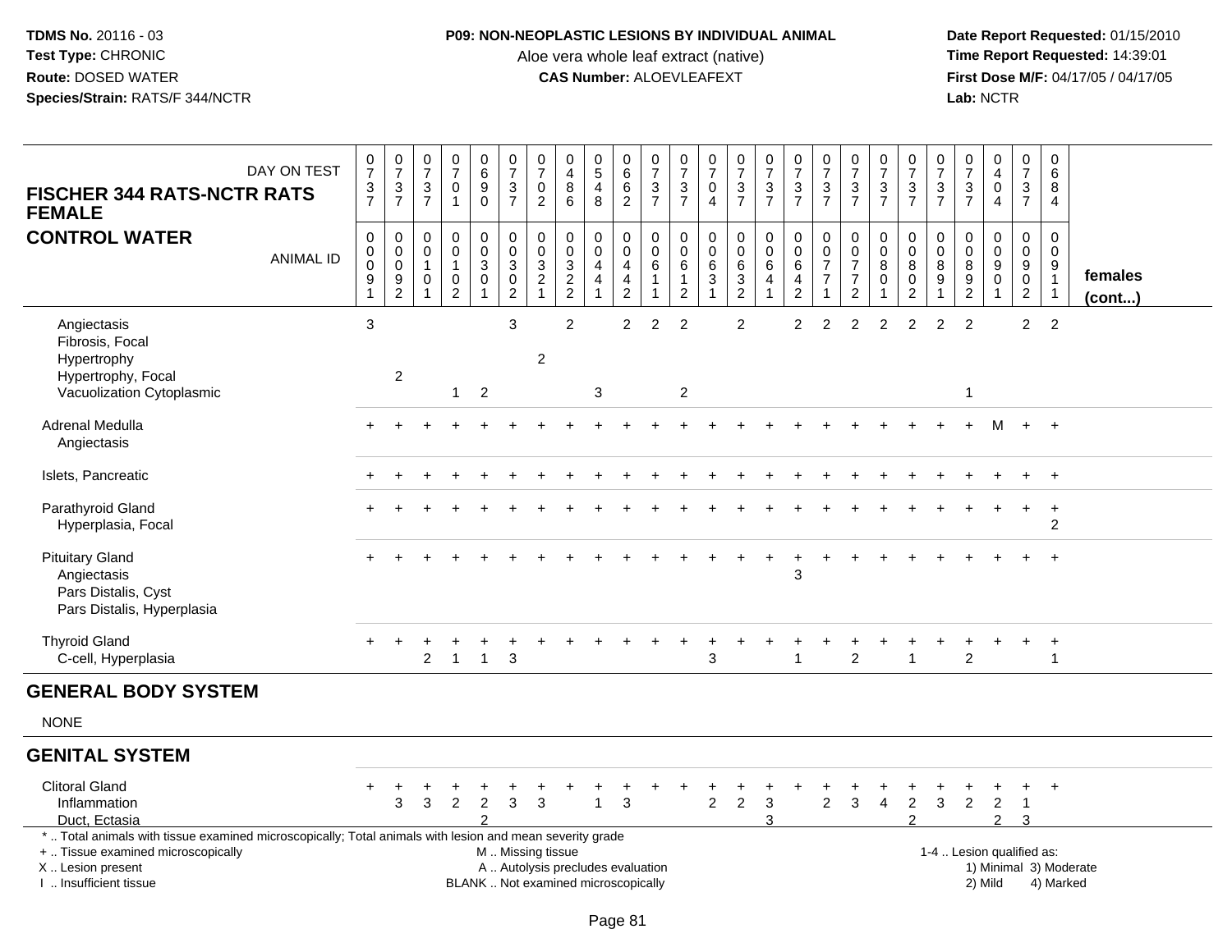**TDMS No.** 20116 - 03
**Test Type:** CHRONIC
**Route:** DOSED WATER
**Species/Strain:** RATS/F 344/NCTR

**P09: NON-NEOPLASTIC LESIONS BY INDIVIDUAL ANIMAL**
Aloe vera whole leaf extract (native)
**CAS Number:** ALOEVLEAFEXT

**Date Report Requested:** 01/15/2010
**Time Report Requested:** 14:39:01
**First Dose M/F:** 04/17/05 / 04/17/05
**Lab:** NCTR

| FISCHER 344 RATS-NCTR RATS FEMALE — CONTROL WATER | | | | | | | | | | | | | | | | | | | | | | | | | | |
|---|---|---|---|---|---|---|---|---|---|---|---|---|---|---|---|---|---|---|---|---|---|---|---|---|---|---|
| DAY ON TEST | 0737 | 0737 | 0737 | 0701 | 0690 | 0737 | 0702 | 0486 | 0548 | 0662 | 0737 | 0737 | 0704 | 0737 | 0737 | 0737 | 0737 | 0737 | 0737 | 0737 | 0737 | 0737 | 0404 | 0737 | 0684 | |
| ANIMAL ID | 00091 | 00092 | 00101 | 00102 | 00301 | 00302 | 00321 | 00322 | 00441 | 00442 | 00611 | 00612 | 00631 | 00632 | 00641 | 00642 | 00771 | 00772 | 00801 | 00802 | 00891 | 00892 | 00901 | 00902 | 00911 | **females (cont...)** |
| Angiectasis | 3 | | | | | 3 | | 2 | | 2 | 2 | 2 | | 2 | | 2 | 2 | 2 | 2 | 2 | 2 | 2 | | 2 | 2 | |
| Fibrosis, Focal | | | | | | | | | | | | | | | | | | | | | | | | | | |
| Hypertrophy | | | | | | | 2 | | | | | | | | | | | | | | | | | | | |
| Hypertrophy, Focal | | 2 | | | | | | | | | | | | | | | | | | | | | | | | |
| Vacuolization Cytoplasmic | | | | 1 | 2 | | | | 3 | | | 2 | | | | | | | | | | 1 | | | | |
| Adrenal Medulla | + | + | + | + | + | + | + | + | + | + | + | + | + | + | + | + | + | + | + | + | + | + | M | + | + | |
| Angiectasis | | | | | | | | | | | | | | | | | | | | | | | | | | |
| Islets, Pancreatic | + | + | + | + | + | + | + | + | + | + | + | + | + | + | + | + | + | + | + | + | + | + | + | + | + | |
| Parathyroid Gland | + | + | + | + | + | + | + | + | + | + | + | + | + | + | + | + | + | + | + | + | + | + | + | + | + | |
| Hyperplasia, Focal | | | | | | | | | | | | | | | | | | | | | | | | | 2 | |
| Pituitary Gland | + | + | + | + | + | + | + | + | + | + | + | + | + | + | + | + | + | + | + | + | + | + | + | + | + | |
| Angiectasis | | | | | | | | | | | | | | | | 3 | | | | | | | | | | |
| Pars Distalis, Cyst | | | | | | | | | | | | | | | | | | | | | | | | | | |
| Pars Distalis, Hyperplasia | | | | | | | | | | | | | | | | | | | | | | | | | | |
| Thyroid Gland | + | + | + | + | + | + | + | + | + | + | + | + | + | + | + | + | + | + | + | + | + | + | + | + | + | |
| C-cell, Hyperplasia | | | 2 | 1 | 1 | 3 | | | | | | | 3 | | | 1 | | 2 | | 1 | | 2 | | | 1 | |

## GENERAL BODY SYSTEM

NONE

## GENITAL SYSTEM

| | | | | | | | | | | | | | | | | | | | | | | | | | | |
|---|---|---|---|---|---|---|---|---|---|---|---|---|---|---|---|---|---|---|---|---|---|---|---|---|---|---|
| Clitoral Gland | + | + | + | + | + | + | + | + | + | + | + | + | + | + | + | + | + | + | + | + | + | + | + | + | + | |
| Inflammation | | 3 | 3 | 2 | 2 | 3 | 3 | | 1 | 3 | | | 2 | 2 | 3 | | 2 | 3 | 4 | 2 | 3 | 2 | 2 | 1 | | |
| Duct, Ectasia | | | | | 2 | | | | | | | | | | 3 | | | | | 2 | | | 2 | 3 | | |

\* .. Total animals with tissue examined microscopically; Total animals with lesion and mean severity grade
\+ .. Tissue examined microscopically
X .. Lesion present
I .. Insufficient tissue

M .. Missing tissue
A .. Autolysis precludes evaluation
BLANK .. Not examined microscopically

1-4 .. Lesion qualified as:
1) Minimal 3) Moderate
2) Mild 4) Marked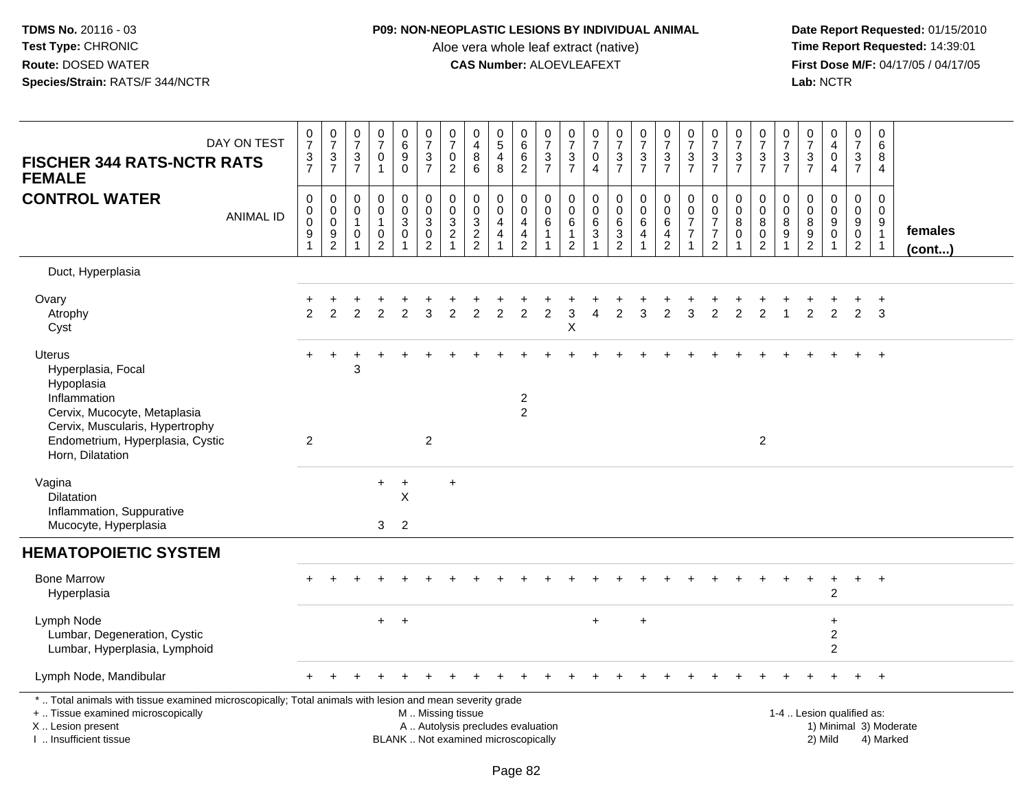**P09: NON-NEOPLASTIC LESIONS BY INDIVIDUAL ANIMAL**

Aloe vera whole leaf extract (native)

**CAS Number:** ALOEVLEAFEXT

**TDMS No.** 20116 - 03
**Test Type:** CHRONIC
**Route:** DOSED WATER
**Species/Strain:** RATS/F 344/NCTR

**Date Report Requested:** 01/15/2010
**Time Report Requested:** 14:39:01
**First Dose M/F:** 04/17/05 / 04/17/05
**Lab:** NCTR

| FISCHER 344 RATS-NCTR RATS FEMALE — CONTROL WATER | | | | | | | | | | | | | | | | | | | | | | | | | | |
|---|---|---|---|---|---|---|---|---|---|---|---|---|---|---|---|---|---|---|---|---|---|---|---|---|---|---|
| DAY ON TEST | 0737 | 0737 | 0737 | 0701 | 0690 | 0737 | 0702 | 0486 | 0548 | 0662 | 0737 | 0737 | 0704 | 0737 | 0737 | 0737 | 0737 | 0737 | 0737 | 0737 | 0737 | 0737 | 0404 | 0737 | 0684 | |
| ANIMAL ID | 0009 1 | 0009 2 | 0010 1 | 0010 2 | 0030 1 | 0030 2 | 0032 1 | 0032 2 | 0044 1 | 0044 2 | 0061 1 | 0061 2 | 0063 1 | 0063 2 | 0064 1 | 0064 2 | 0077 1 | 0077 2 | 0080 1 | 0080 2 | 0089 1 | 0089 2 | 0090 1 | 0090 2 | 0091 1 | females (cont...) |
| Duct, Hyperplasia | | | | | | | | | | | | | | | | | | | | | | | | | | |
| Ovary | + | + | + | + | + | + | + | + | + | + | + | + | + | + | + | + | + | + | + | + | + | + | + | + | + | |
| Atrophy | 2 | 2 | 2 | 2 | 2 | 3 | 2 | 2 | 2 | 2 | 2 | 3 | 4 | 2 | 3 | 2 | 3 | 2 | 2 | 2 | 1 | 2 | 2 | 2 | 3 | |
| Cyst | | | | | | | | | | | | X | | | | | | | | | | | | | | |
| Uterus | + | + | + | + | + | + | + | + | + | + | + | + | + | + | + | + | + | + | + | + | + | + | + | + | + | |
| Hyperplasia, Focal | | | 3 | | | | | | | | | | | | | | | | | | | | | | | |
| Hypoplasia | | | | | | | | | | | | | | | | | | | | | | | | | | |
| Inflammation | | | | | | | | | | 2 | | | | | | | | | | | | | | | | |
| Cervix, Mucocyte, Metaplasia | | | | | | | | | | 2 | | | | | | | | | | | | | | | | |
| Cervix, Muscularis, Hypertrophy | | | | | | | | | | | | | | | | | | | | | | | | | | |
| Endometrium, Hyperplasia, Cystic | 2 | | | | | 2 | | | | | | | | | | | | | | 2 | | | | | | |
| Horn, Dilatation | | | | | | | | | | | | | | | | | | | | | | | | | | |
| Vagina | | | | + | + | | + | | | | | | | | | | | | | | | | | | | |
| Dilatation | | | | | X | | | | | | | | | | | | | | | | | | | | | |
| Inflammation, Suppurative | | | | | | | | | | | | | | | | | | | | | | | | | | |
| Mucocyte, Hyperplasia | | | | 3 | 2 | | | | | | | | | | | | | | | | | | | | | |
| **HEMATOPOIETIC SYSTEM** | | | | | | | | | | | | | | | | | | | | | | | | | | |
| Bone Marrow | + | + | + | + | + | + | + | + | + | + | + | + | + | + | + | + | + | + | + | + | + | + | + | + | + | |
| Hyperplasia | | | | | | | | | | | | | | | | | | | | | | | 2 | | | |
| Lymph Node | | | | + | + | | | | | | | | + | | + | | | | | | | | + | | | |
| Lumbar, Degeneration, Cystic | | | | | | | | | | | | | | | | | | | | | | | 2 | | | |
| Lumbar, Hyperplasia, Lymphoid | | | | | | | | | | | | | | | | | | | | | | | 2 | | | |
| Lymph Node, Mandibular | + | + | + | + | + | + | + | + | + | + | + | + | + | + | + | + | + | + | + | + | + | + | + | + | + | |

\* .. Total animals with tissue examined microscopically; Total animals with lesion and mean severity grade
+ .. Tissue examined microscopically
X .. Lesion present
I .. Insufficient tissue

M .. Missing tissue
A .. Autolysis precludes evaluation
BLANK .. Not examined microscopically

1-4 .. Lesion qualified as:
1) Minimal 3) Moderate
2) Mild 4) Marked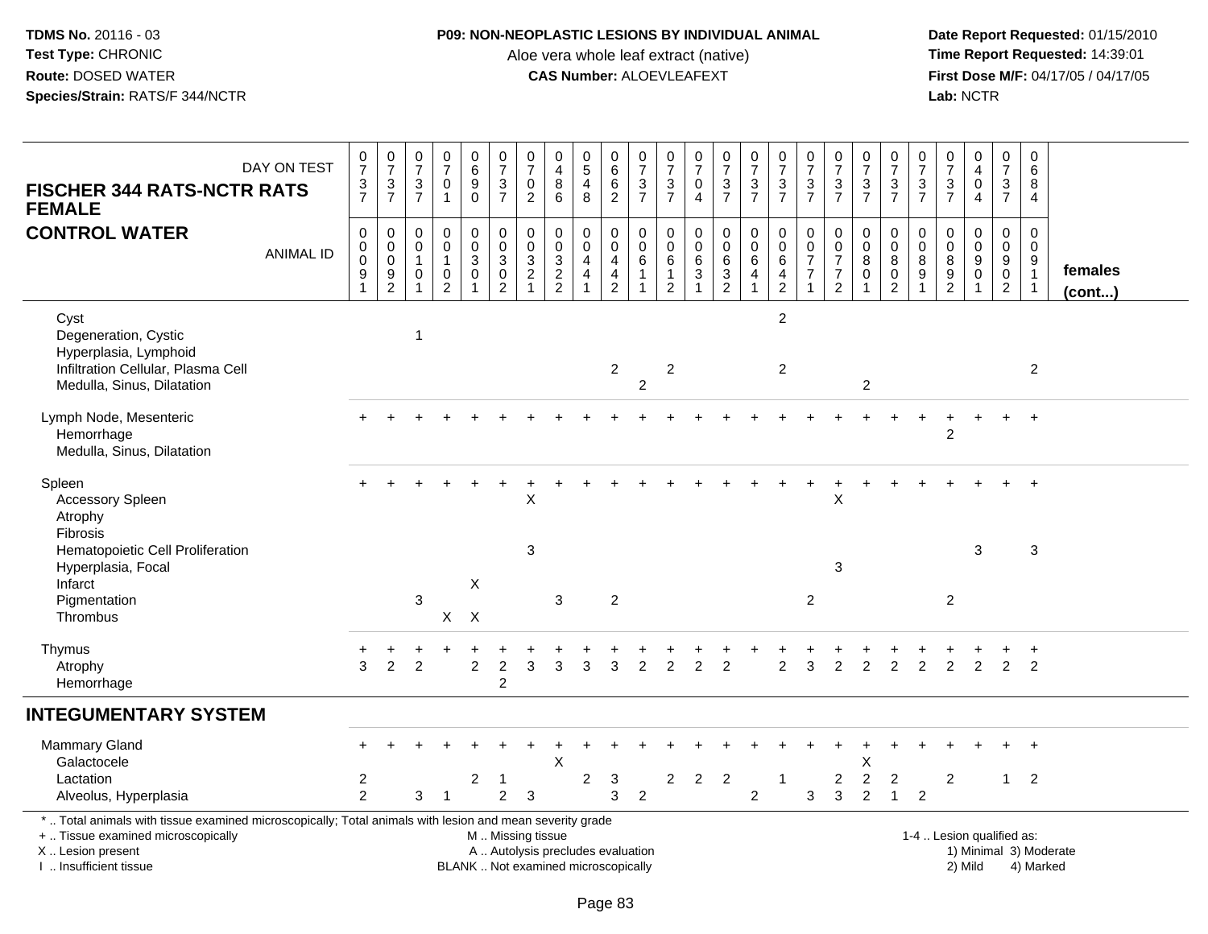**TDMS No.** 20116 - 03
**Test Type:** CHRONIC
**Route:** DOSED WATER
**Species/Strain:** RATS/F 344/NCTR

**P09: NON-NEOPLASTIC LESIONS BY INDIVIDUAL ANIMAL**
Aloe vera whole leaf extract (native)
**CAS Number:** ALOEVLEAFEXT

**Date Report Requested:** 01/15/2010
**Time Report Requested:** 14:39:01
**First Dose M/F:** 04/17/05 / 04/17/05
**Lab:** NCTR

## FISCHER 344 RATS-NCTR RATS FEMALE
## CONTROL WATER

| DAY ON TEST | 0737 | 0737 | 0737 | 0701 | 0690 | 0737 | 0702 | 0486 | 0548 | 0662 | 0737 | 0737 | 0704 | 0737 | 0737 | 0737 | 0737 | 0737 | 0737 | 0737 | 0737 | 0737 | 0404 | 0737 | 0684 | |
|---|---|---|---|---|---|---|---|---|---|---|---|---|---|---|---|---|---|---|---|---|---|---|---|---|---|---|
| **ANIMAL ID** | 00091 | 00092 | 00101 | 00102 | 00301 | 00302 | 00321 | 00322 | 00441 | 00442 | 00611 | 00612 | 00631 | 00632 | 00641 | 00642 | 00771 | 00772 | 00801 | 00802 | 00891 | 00892 | 00901 | 00902 | 00911 | **females (cont...)** |
| Cyst | | | | | | | | | | | | | | | | 2 | | | | | | | | | | |
| Degeneration, Cystic | | | 1 | | | | | | | | | | | | | | | | | | | | | | | |
| Hyperplasia, Lymphoid | | | | | | | | | | | | | | | | | | | | | | | | | | |
| Infiltration Cellular, Plasma Cell | | | | | | | | | | 2 | | 2 | | | | 2 | | | | | | | | | 2 | |
| Medulla, Sinus, Dilatation | | | | | | | | | | | 2 | | | | | | | | 2 | | | | | | | |
| Lymph Node, Mesenteric | + | + | + | + | + | + | + | + | + | + | + | + | + | + | + | + | + | + | + | + | + | + | + | + | + | |
| Hemorrhage | | | | | | | | | | | | | | | | | | | | | | 2 | | | | |
| Medulla, Sinus, Dilatation | | | | | | | | | | | | | | | | | | | | | | | | | | |
| Spleen | + | + | + | + | + | + | + | + | + | + | + | + | + | + | + | + | + | + | + | + | + | + | + | + | + | |
| Accessory Spleen | | | | | | | X | | | | | | | | | | | X | | | | | | | | |
| Atrophy | | | | | | | | | | | | | | | | | | | | | | | | | | |
| Fibrosis | | | | | | | | | | | | | | | | | | | | | | | | | | |
| Hematopoietic Cell Proliferation | | | | | | | 3 | | | | | | | | | | | | | | | | 3 | | 3 | |
| Hyperplasia, Focal | | | | | | | | | | | | | | | | | | 3 | | | | | | | | |
| Infarct | | | | | X | | | | | | | | | | | | | | | | | | | | | |
| Pigmentation | | | 3 | | | | | 3 | | 2 | | | | | | | 2 | | | | | 2 | | | | |
| Thrombus | | | | X | X | | | | | | | | | | | | | | | | | | | | | |
| Thymus | + | + | + | + | + | + | + | + | + | + | + | + | + | + | + | + | + | + | + | + | + | + | + | + | + | |
| Atrophy | 3 | 2 | 2 | | 2 | 2 | 3 | 3 | 3 | 3 | 2 | 2 | 2 | 2 | | 2 | 3 | 2 | 2 | 2 | 2 | 2 | 2 | 2 | 2 | |
| Hemorrhage | | | | | | 2 | | | | | | | | | | | | | | | | | | | | |
| **INTEGUMENTARY SYSTEM** | | | | | | | | | | | | | | | | | | | | | | | | | | |
| Mammary Gland | + | + | + | + | + | + | + | + | + | + | + | + | + | + | + | + | + | + | + | + | + | + | + | + | + | |
| Galactocele | | | | | | | | X | | | | | | | | | | | X | | | | | | | |
| Lactation | 2 | | | | 2 | 1 | | | 2 | 3 | | 2 | 2 | 2 | | 1 | | 2 | 2 | 2 | | 2 | | 1 | 2 | |
| Alveolus, Hyperplasia | 2 | | 3 | 1 | | 2 | 3 | | | 3 | 2 | | | | 2 | | 3 | 3 | 2 | 1 | 2 | | | | | |

\* .. Total animals with tissue examined microscopically; Total animals with lesion and mean severity grade
\+ .. Tissue examined microscopically
X .. Lesion present
I .. Insufficient tissue

M .. Missing tissue
A .. Autolysis precludes evaluation
BLANK .. Not examined microscopically

1-4 .. Lesion qualified as:
1) Minimal 3) Moderate
2) Mild 4) Marked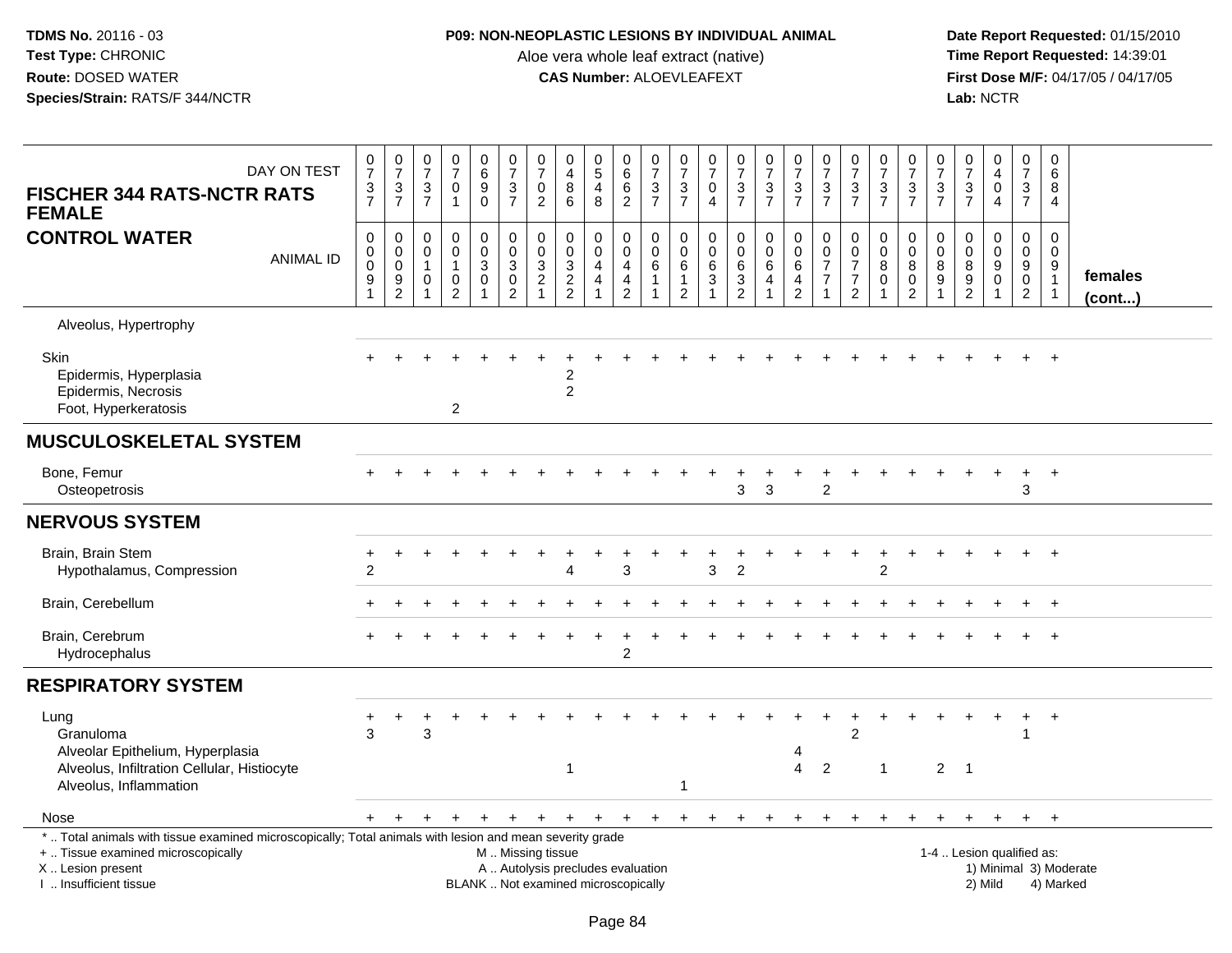**P09: NON-NEOPLASTIC LESIONS BY INDIVIDUAL ANIMAL**
Aloe vera whole leaf extract (native)
**CAS Number:** ALOEVLEAFEXT

**TDMS No.** 20116 - 03
**Test Type:** CHRONIC
**Route:** DOSED WATER
**Species/Strain:** RATS/F 344/NCTR

**Date Report Requested:** 01/15/2010
**Time Report Requested:** 14:39:01
**First Dose M/F:** 04/17/05 / 04/17/05
**Lab:** NCTR

| DAY ON TEST | 0737 | 0737 | 0737 | 0701 | 0690 | 0737 | 0702 | 0486 | 0548 | 0662 | 0737 | 0737 | 0704 | 0737 | 0737 | 0737 | 0737 | 0737 | 0737 | 0737 | 0737 | 0737 | 0404 | 0737 | 0684 | |
|---|---|---|---|---|---|---|---|---|---|---|---|---|---|---|---|---|---|---|---|---|---|---|---|---|---|---|
| **FISCHER 344 RATS-NCTR RATS FEMALE** | | | | | | | | | | | | | | | | | | | | | | | | | | |
| **CONTROL WATER** ANIMAL ID | 00091 | 00092 | 00101 | 00102 | 00301 | 00302 | 00321 | 00322 | 00441 | 00442 | 00611 | 00612 | 00631 | 00632 | 00641 | 00642 | 00771 | 00772 | 00801 | 00802 | 00891 | 00892 | 00901 | 00902 | 00911 | **females (cont...)** |
| Alveolus, Hypertrophy | | | | | | | | | | | | | | | | | | | | | | | | | | |
| Skin | + | + | + | + | + | + | + | + | + | + | + | + | + | + | + | + | + | + | + | + | + | + | + | + | + | |
| Epidermis, Hyperplasia | | | | | | | | 2 | | | | | | | | | | | | | | | | | | |
| Epidermis, Necrosis | | | | | | | | 2 | | | | | | | | | | | | | | | | | | |
| Foot, Hyperkeratosis | | | | 2 | | | | | | | | | | | | | | | | | | | | | | |
| **MUSCULOSKELETAL SYSTEM** | | | | | | | | | | | | | | | | | | | | | | | | | | |
| Bone, Femur | + | + | + | + | + | + | + | + | + | + | + | + | + | + | + | + | + | + | + | + | + | + | + | + | + | |
| Osteopetrosis | | | | | | | | | | | | | | 3 | 3 | | 2 | | | | | | | 3 | | |
| **NERVOUS SYSTEM** | | | | | | | | | | | | | | | | | | | | | | | | | | |
| Brain, Brain Stem | + | + | + | + | + | + | + | + | + | + | + | + | + | + | + | + | + | + | + | + | + | + | + | + | + | |
| Hypothalamus, Compression | 2 | | | | | | | 4 | | 3 | | | 3 | 2 | | | | | 2 | | | | | | | |
| Brain, Cerebellum | + | + | + | + | + | + | + | + | + | + | + | + | + | + | + | + | + | + | + | + | + | + | + | + | + | |
| Brain, Cerebrum | + | + | + | + | + | + | + | + | + | + | + | + | + | + | + | + | + | + | + | + | + | + | + | + | + | |
| Hydrocephalus | | | | | | | | | | 2 | | | | | | | | | | | | | | | | |
| **RESPIRATORY SYSTEM** | | | | | | | | | | | | | | | | | | | | | | | | | | |
| Lung | + | + | + | + | + | + | + | + | + | + | + | + | + | + | + | + | + | + | + | + | + | + | + | + | + | |
| Granuloma | 3 | | 3 | | | | | | | | | | | | | | | 2 | | | | | | 1 | | |
| Alveolar Epithelium, Hyperplasia | | | | | | | | | | | | | | | | 4 | | | | | | | | | | |
| Alveolus, Infiltration Cellular, Histiocyte | | | | | | | | 1 | | | | | | | | 4 | 2 | | 1 | | 2 | 1 | | | | |
| Alveolus, Inflammation | | | | | | | | | | | | 1 | | | | | | | | | | | | | | |
| Nose | + | + | + | + | + | + | + | + | + | + | + | + | + | + | + | + | + | + | + | + | + | + | + | + | + | |

\* .. Total animals with tissue examined microscopically; Total animals with lesion and mean severity grade
\+ .. Tissue examined microscopically
X .. Lesion present
I .. Insufficient tissue

M .. Missing tissue
A .. Autolysis precludes evaluation
BLANK .. Not examined microscopically

1-4 .. Lesion qualified as:
1) Minimal 3) Moderate
2) Mild 4) Marked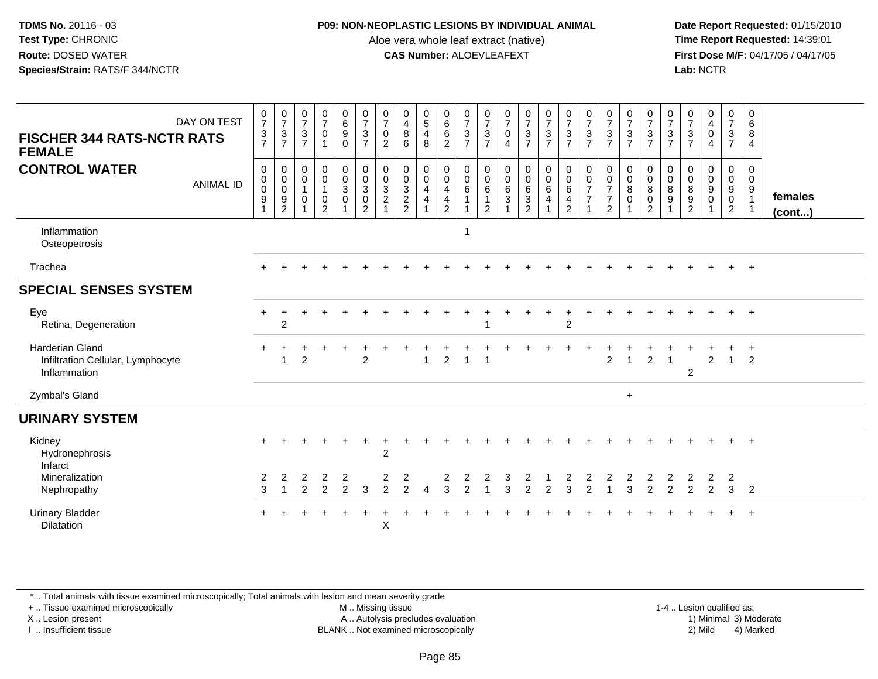**TDMS No.** 20116 - 03
**Test Type:** CHRONIC
**Route:** DOSED WATER
**Species/Strain:** RATS/F 344/NCTR

**P09: NON-NEOPLASTIC LESIONS BY INDIVIDUAL ANIMAL**
Aloe vera whole leaf extract (native)
**CAS Number:** ALOEVLEAFEXT

**Date Report Requested:** 01/15/2010
**Time Report Requested:** 14:39:01
**First Dose M/F:** 04/17/05 / 04/17/05
**Lab:** NCTR

| FISCHER 344 RATS-NCTR RATS FEMALE<br>CONTROL WATER | DAY ON TEST | 0737 | 0737 | 0737 | 0701 | 0690 | 0737 | 0702 | 0486 | 0548 | 0662 | 0737 | 0737 | 0704 | 0737 | 0737 | 0737 | 0737 | 0737 | 0737 | 0737 | 0737 | 0737 | 0404 | 0737 | 0684 | |
|---|---|---|---|---|---|---|---|---|---|---|---|---|---|---|---|---|---|---|---|---|---|---|---|---|---|---|---|
| | ANIMAL ID | 00091 | 00092 | 00101 | 00102 | 00301 | 00302 | 00321 | 00322 | 00441 | 00442 | 00611 | 00612 | 00631 | 00632 | 00641 | 00642 | 00771 | 00772 | 00801 | 00802 | 00891 | 00892 | 00901 | 00902 | 00911 | **females (cont...)** |
| Inflammation | | | | | | | | | | | | 1 | | | | | | | | | | | | | | | |
| Osteopetrosis | | | | | | | | | | | | | | | | | | | | | | | | | | | |
| Trachea | | + | + | + | + | + | + | + | + | + | + | + | + | + | + | + | + | + | + | + | + | + | + | + | + | + | |
| **SPECIAL SENSES SYSTEM** | | | | | | | | | | | | | | | | | | | | | | | | | | | |
| Eye | | + | + | + | + | + | + | + | + | + | + | + | + | + | + | + | + | + | + | + | + | + | + | + | + | + | |
| Retina, Degeneration | | | 2 | | | | | | | | | | 1 | | | | 2 | | | | | | | | | | |
| Harderian Gland | | + | + | + | + | + | + | + | + | + | + | + | + | + | + | + | + | + | + | + | + | + | + | + | + | + | |
| Infiltration Cellular, Lymphocyte | | | 1 | 2 | | | 2 | | | 1 | 2 | 1 | 1 | | | | | | 2 | 1 | 2 | 1 | | 2 | 1 | 2 | |
| Inflammation | | | | | | | | | | | | | | | | | | | | | | | 2 | | | | |
| Zymbal's Gland | | | | | | | | | | | | | | | | | | | | + | | | | | | | |
| **URINARY SYSTEM** | | | | | | | | | | | | | | | | | | | | | | | | | | | |
| Kidney | | + | + | + | + | + | + | + | + | + | + | + | + | + | + | + | + | + | + | + | + | + | + | + | + | + | |
| Hydronephrosis | | | | | | | | 2 | | | | | | | | | | | | | | | | | | | |
| Infarct | | | | | | | | | | | | | | | | | | | | | | | | | | | |
| Mineralization | | 2 | 2 | 2 | 2 | 2 | | 2 | 2 | | 2 | 2 | 2 | 3 | 2 | 1 | 2 | 2 | 2 | 2 | 2 | 2 | 2 | 2 | 2 | | |
| Nephropathy | | 3 | 1 | 2 | 2 | 2 | 3 | 2 | 2 | 4 | 3 | 2 | 1 | 3 | 2 | 2 | 3 | 2 | 1 | 3 | 2 | 2 | 2 | 2 | 3 | 2 | |
| Urinary Bladder | | + | + | + | + | + | + | + | + | + | + | + | + | + | + | + | + | + | + | + | + | + | + | + | + | + | |
| Dilatation | | | | | | | | X | | | | | | | | | | | | | | | | | | | |

\* .. Total animals with tissue examined microscopically; Total animals with lesion and mean severity grade
+ .. Tissue examined microscopically
X .. Lesion present
I .. Insufficient tissue

M .. Missing tissue
A .. Autolysis precludes evaluation
BLANK .. Not examined microscopically

1-4 .. Lesion qualified as:
1) Minimal 3) Moderate
2) Mild 4) Marked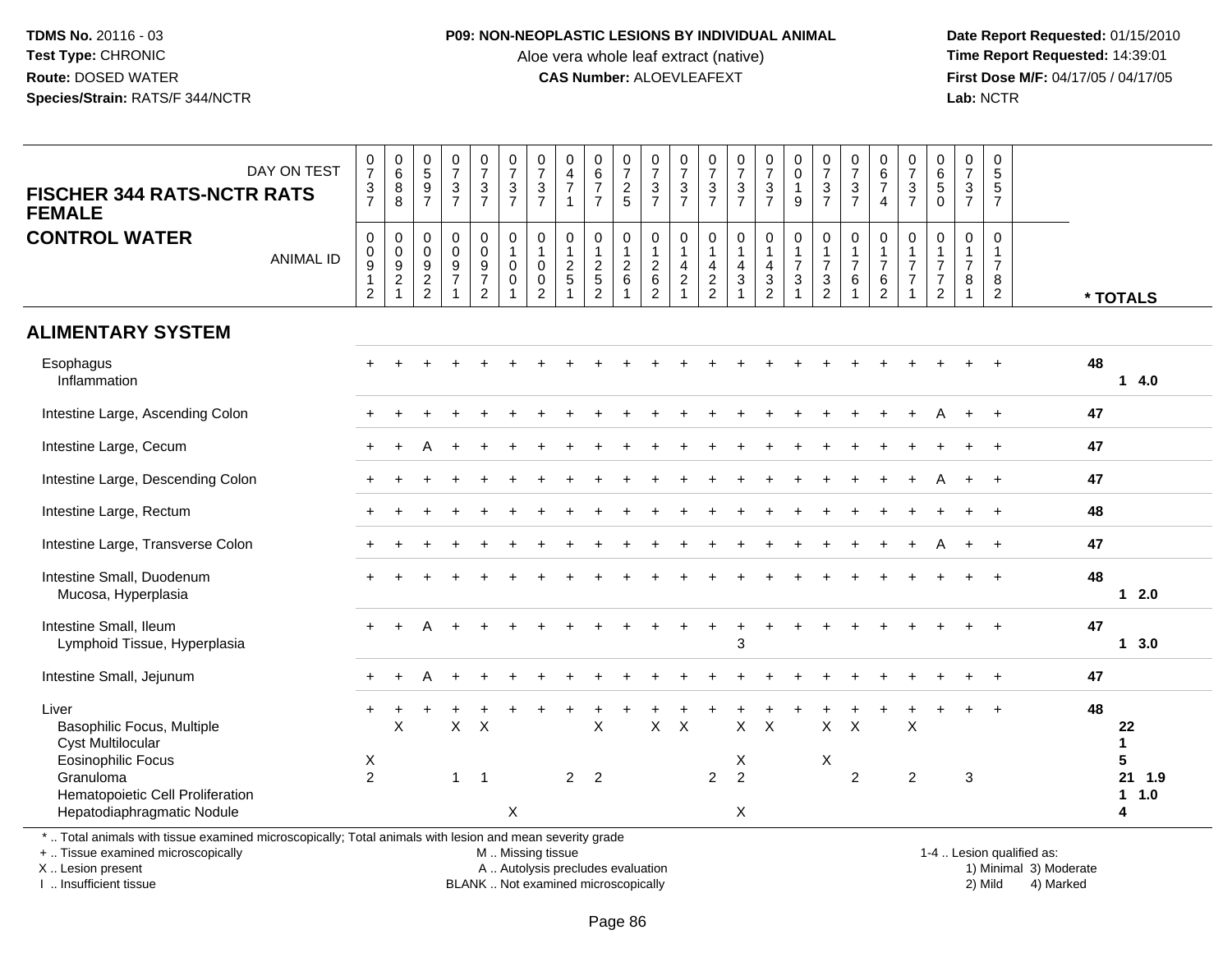**TDMS No.** 20116 - 03
**Test Type:** CHRONIC
**Route:** DOSED WATER
**Species/Strain:** RATS/F 344/NCTR

**P09: NON-NEOPLASTIC LESIONS BY INDIVIDUAL ANIMAL**
Aloe vera whole leaf extract (native)
**CAS Number:** ALOEVLEAFEXT

**Date Report Requested:** 01/15/2010
**Time Report Requested:** 14:39:01
**First Dose M/F:** 04/17/05 / 04/17/05
**Lab:** NCTR

## FISCHER 344 RATS-NCTR RATS FEMALE
## CONTROL WATER

| DAY ON TEST | 0737 | 0688 | 0597 | 0737 | 0737 | 0737 | 0737 | 0471 | 0677 | 0725 | 0737 | 0737 | 0737 | 0737 | 0737 | 0019 | 0737 | 0737 | 0674 | 0737 | 0650 | 0737 | 0557 | |
|---|---|---|---|---|---|---|---|---|---|---|---|---|---|---|---|---|---|---|---|---|---|---|---|---|
| **ANIMAL ID** | 00912 | 00921 | 00922 | 00971 | 00972 | 01001 | 01002 | 01251 | 01252 | 01261 | 01262 | 01421 | 01422 | 01431 | 01432 | 01731 | 01732 | 01761 | 01762 | 01771 | 01772 | 01781 | 01782 | **\* TOTALS** |
| **ALIMENTARY SYSTEM** | | | | | | | | | | | | | | | | | | | | | | | | |
| Esophagus | + | + | + | + | + | + | + | + | + | + | + | + | + | + | + | + | + | + | + | + | + | + | + | 48 |
| Inflammation | | | | | | | | | | | | | | | | | | | | | | | | 1 4.0 |
| Intestine Large, Ascending Colon | + | + | + | + | + | + | + | + | + | + | + | + | + | + | + | + | + | + | + | + | A | + | + | 47 |
| Intestine Large, Cecum | + | + | A | + | + | + | + | + | + | + | + | + | + | + | + | + | + | + | + | + | + | + | + | 47 |
| Intestine Large, Descending Colon | + | + | + | + | + | + | + | + | + | + | + | + | + | + | + | + | + | + | + | + | A | + | + | 47 |
| Intestine Large, Rectum | + | + | + | + | + | + | + | + | + | + | + | + | + | + | + | + | + | + | + | + | + | + | + | 48 |
| Intestine Large, Transverse Colon | + | + | + | + | + | + | + | + | + | + | + | + | + | + | + | + | + | + | + | + | A | + | + | 47 |
| Intestine Small, Duodenum | + | + | + | + | + | + | + | + | + | + | + | + | + | + | + | + | + | + | + | + | + | + | + | 48 |
| Mucosa, Hyperplasia | | | | | | | | | | | | | | | | | | | | | | | | 1 2.0 |
| Intestine Small, Ileum | + | + | A | + | + | + | + | + | + | + | + | + | + | + | + | + | + | + | + | + | + | + | + | 47 |
| Lymphoid Tissue, Hyperplasia | | | | | | | | | | | | | | 3 | | | | | | | | | | 1 3.0 |
| Intestine Small, Jejunum | + | + | A | + | + | + | + | + | + | + | + | + | + | + | + | + | + | + | + | + | + | + | + | 47 |
| Liver | + | + | + | + | + | + | + | + | + | + | + | + | + | + | + | + | + | + | + | + | + | + | + | 48 |
| Basophilic Focus, Multiple | | X | | X | X | | | | X | | X | X | | X | X | | X | X | | X | | | | 22 |
| Cyst Multilocular | | | | | | | | | | | | | | | | | | | | | | | | 1 |
| Eosinophilic Focus | X | | | | | | | | | | | | | X | | | X | | | | | | | 5 |
| Granuloma | 2 | | | 1 | 1 | | | 2 | 2 | | | | 2 | 2 | | | | 2 | | 2 | | 3 | | 21 1.9 |
| Hematopoietic Cell Proliferation | | | | | | | | | | | | | | | | | | | | | | | | 1 1.0 |
| Hepatodiaphragmatic Nodule | | | | | | X | | | | | | | | X | | | | | | | | | | 4 |

\* .. Total animals with tissue examined microscopically; Total animals with lesion and mean severity grade
+ .. Tissue examined microscopically
X .. Lesion present
I .. Insufficient tissue

M .. Missing tissue
A .. Autolysis precludes evaluation
BLANK .. Not examined microscopically

1-4 .. Lesion qualified as:
1) Minimal 3) Moderate
2) Mild 4) Marked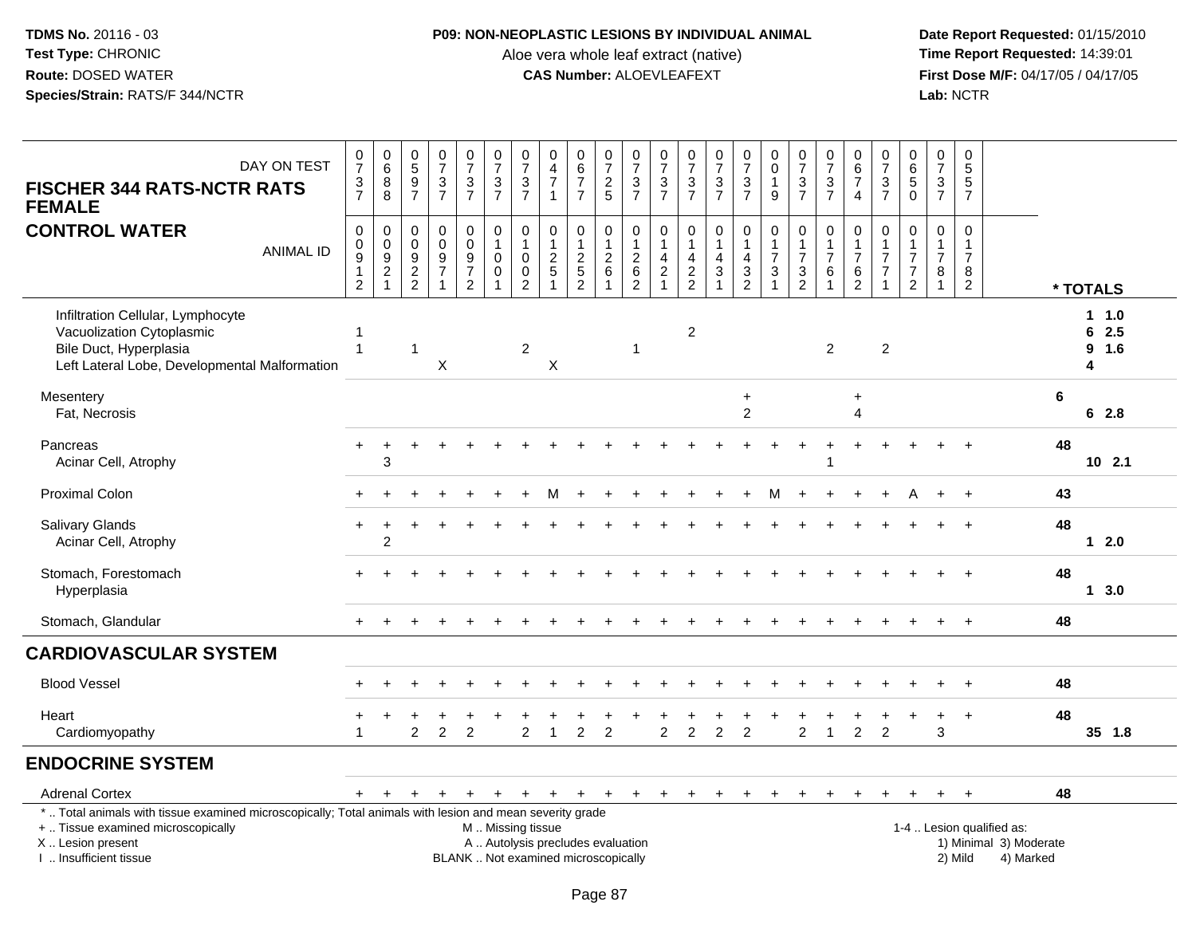TDMS No. 20116 - 03
Test Type: CHRONIC
Route: DOSED WATER
Species/Strain: RATS/F 344/NCTR

**P09: NON-NEOPLASTIC LESIONS BY INDIVIDUAL ANIMAL**
Aloe vera whole leaf extract (native)
**CAS Number:** ALOEVLEAFEXT

Date Report Requested: 01/15/2010
Time Report Requested: 14:39:01
First Dose M/F: 04/17/05 / 04/17/05
Lab: NCTR

## FISCHER 344 RATS-NCTR RATS FEMALE
## CONTROL WATER

| DAY ON TEST | 0737 | 0688 | 0597 | 0737 | 0737 | 0737 | 0737 | 0471 | 0677 | 0725 | 0737 | 0737 | 0737 | 0737 | 0737 | 0019 | 0737 | 0737 | 0674 | 0737 | 0650 | 0737 | 0557 | |
|---|---|---|---|---|---|---|---|---|---|---|---|---|---|---|---|---|---|---|---|---|---|---|---|---|
| ANIMAL ID | 00912 | 00921 | 00922 | 00971 | 00972 | 01001 | 01002 | 01251 | 01252 | 01261 | 01262 | 01421 | 01422 | 01431 | 01432 | 01731 | 01732 | 01761 | 01762 | 01771 | 01772 | 01781 | 01782 | * TOTALS |
| Infiltration Cellular, Lymphocyte | | | | | | | | | | | | | | | | | | | | | | | | 1 1.0 |
| Vacuolization Cytoplasmic | 1 | | | | | | | | | | | | 2 | | | | | | | | | | | 6 2.5 |
| Bile Duct, Hyperplasia | 1 | | 1 | | | | 2 | | | | 1 | | | | | | | 2 | | 2 | | | | 9 1.6 |
| Left Lateral Lobe, Developmental Malformation | | | | X | | | | X | | | | | | | | | | | | | | | | 4 |
| Mesentery | | | | | | | | | | | | | | | + | | | | + | | | | | 6 |
| Fat, Necrosis | | | | | | | | | | | | | | | 2 | | | | 4 | | | | | 6 2.8 |
| Pancreas | + | + | + | + | + | + | + | + | + | + | + | + | + | + | + | + | + | + | + | + | + | + | + | 48 |
| Acinar Cell, Atrophy | | 3 | | | | | | | | | | | | | | | | 1 | | | | | | 10 2.1 |
| Proximal Colon | + | + | + | + | + | + | + | M | + | + | + | + | + | + | + | M | + | + | + | + | A | + | + | 43 |
| Salivary Glands | + | + | + | + | + | + | + | + | + | + | + | + | + | + | + | + | + | + | + | + | + | + | + | 48 |
| Acinar Cell, Atrophy | | 2 | | | | | | | | | | | | | | | | | | | | | | 1 2.0 |
| Stomach, Forestomach | + | + | + | + | + | + | + | + | + | + | + | + | + | + | + | + | + | + | + | + | + | + | + | 48 |
| Hyperplasia | | | | | | | | | | | | | | | | | | | | | | | | 1 3.0 |
| Stomach, Glandular | + | + | + | + | + | + | + | + | + | + | + | + | + | + | + | + | + | + | + | + | + | + | + | 48 |
| **CARDIOVASCULAR SYSTEM** | | | | | | | | | | | | | | | | | | | | | | | | |
| Blood Vessel | + | + | + | + | + | + | + | + | + | + | + | + | + | + | + | + | + | + | + | + | + | + | + | 48 |
| Heart | + | + | + | + | + | + | + | + | + | + | + | + | + | + | + | + | + | + | + | + | + | + | + | 48 |
| Cardiomyopathy | 1 | | 2 | 2 | 2 | | 2 | 1 | 2 | 2 | | 2 | 2 | 2 | 2 | | 2 | 1 | 2 | 2 | | 3 | | 35 1.8 |
| **ENDOCRINE SYSTEM** | | | | | | | | | | | | | | | | | | | | | | | | |
| Adrenal Cortex | + | + | + | + | + | + | + | + | + | + | + | + | + | + | + | + | + | + | + | + | + | + | + | 48 |

\* .. Total animals with tissue examined microscopically; Total animals with lesion and mean severity grade
\+ .. Tissue examined microscopically
X .. Lesion present
I .. Insufficient tissue

M .. Missing tissue
A .. Autolysis precludes evaluation
BLANK .. Not examined microscopically

1-4 .. Lesion qualified as:
1) Minimal 3) Moderate
2) Mild 4) Marked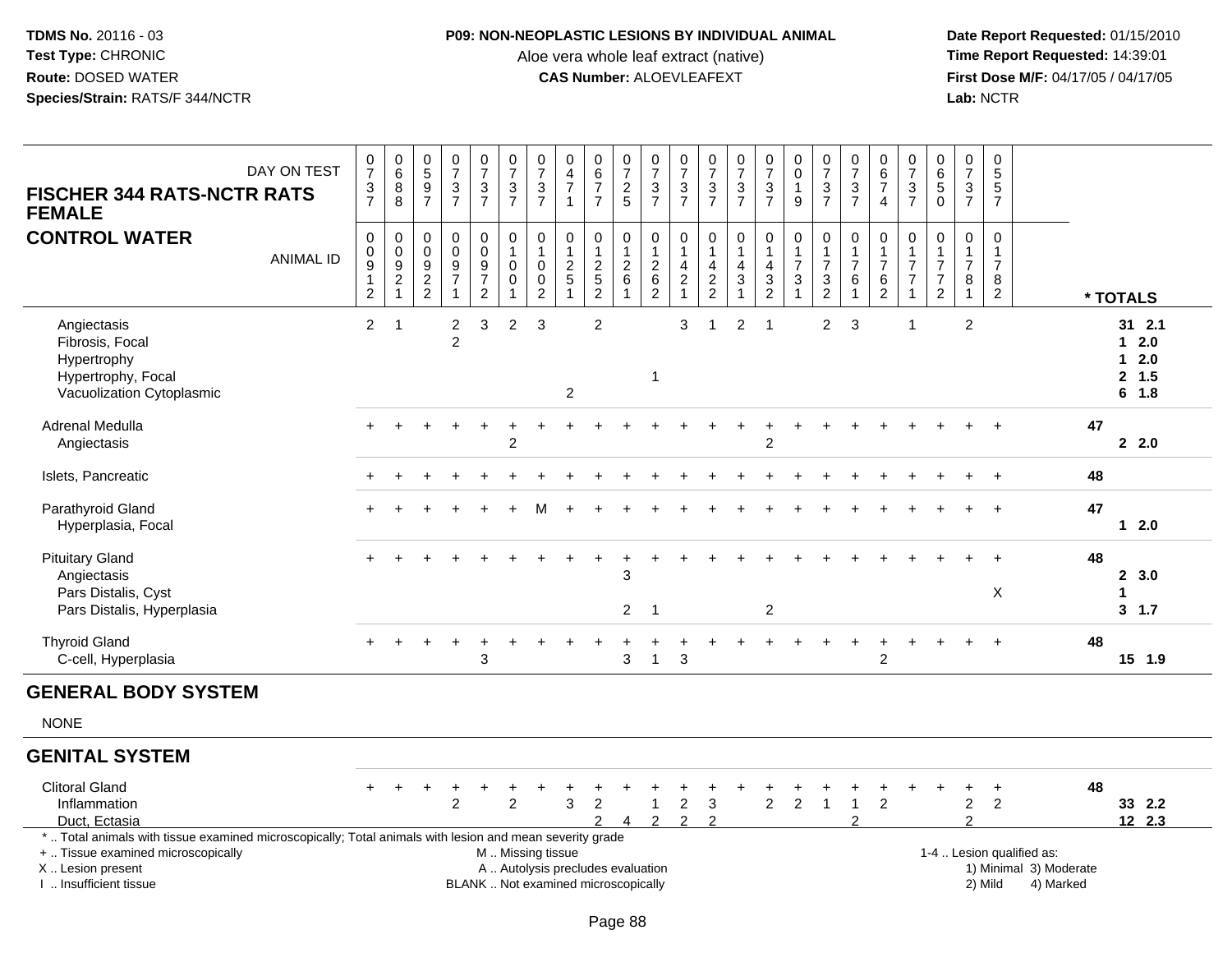**TDMS No.** 20116 - 03
**Test Type:** CHRONIC
**Route:** DOSED WATER
**Species/Strain:** RATS/F 344/NCTR

**P09: NON-NEOPLASTIC LESIONS BY INDIVIDUAL ANIMAL**
Aloe vera whole leaf extract (native)
**CAS Number:** ALOEVLEAFEXT

**Date Report Requested:** 01/15/2010
**Time Report Requested:** 14:39:01
**First Dose M/F:** 04/17/05 / 04/17/05
**Lab:** NCTR

## FISCHER 344 RATS-NCTR RATS FEMALE — CONTROL WATER

| DAY ON TEST | 0737 | 0688 | 0597 | 0737 | 0737 | 0737 | 0737 | 0471 | 0677 | 0725 | 0737 | 0737 | 0737 | 0737 | 0737 | 0019 | 0737 | 0737 | 0674 | 0737 | 0650 | 0737 | 0557 | * TOTALS |
|---|---|---|---|---|---|---|---|---|---|---|---|---|---|---|---|---|---|---|---|---|---|---|---|---|
| **ANIMAL ID** | 00912 | 00921 | 00922 | 00971 | 00972 | 01001 | 01002 | 01251 | 01252 | 01261 | 01262 | 01421 | 01422 | 01431 | 01432 | 01731 | 01732 | 01761 | 01762 | 01771 | 01772 | 01781 | 01782 | |
| Angiectasis | 2 | 1 | | 2 | 3 | 2 | 3 | | 2 | | | 3 | 1 | 2 | 1 | | 2 | 3 | | 1 | | 2 | | 31 2.1 |
| Fibrosis, Focal | | | | 2 | | | | | | | | | | | | | | | | | | | | 1 2.0 |
| Hypertrophy | | | | | | | | | | | | | | | | | | | | | | | | 1 2.0 |
| Hypertrophy, Focal | | | | | | | | | | | 1 | | | | | | | | | | | | | 2 1.5 |
| Vacuolization Cytoplasmic | | | | | | | | 2 | | | | | | | | | | | | | | | | 6 1.8 |
| Adrenal Medulla | + | + | + | + | + | + | + | + | + | + | + | + | + | + | + | + | + | + | + | + | + | + | + | 47 |
| Angiectasis | | | | | | 2 | | | | | | | | | 2 | | | | | | | | | 2 2.0 |
| Islets, Pancreatic | + | + | + | + | + | + | + | + | + | + | + | + | + | + | + | + | + | + | + | + | + | + | + | 48 |
| Parathyroid Gland | + | + | + | + | + | + | M | + | + | + | + | + | + | + | + | + | + | + | + | + | + | + | + | 47 |
| Hyperplasia, Focal | | | | | | | | | | | | | | | | | | | | | | | | 1 2.0 |
| Pituitary Gland | + | + | + | + | + | + | + | + | + | + | + | + | + | + | + | + | + | + | + | + | + | + | + | 48 |
| Angiectasis | | | | | | | | | | 3 | | | | | | | | | | | | | | 2 3.0 |
| Pars Distalis, Cyst | | | | | | | | | | | | | | | | | | | | | | | X | 1 |
| Pars Distalis, Hyperplasia | | | | | | | | | | 2 | 1 | | | | 2 | | | | | | | | | 3 1.7 |
| Thyroid Gland | + | + | + | + | + | + | + | + | + | + | + | + | + | + | + | + | + | + | + | + | + | + | + | 48 |
| C-cell, Hyperplasia | | | | | 3 | | | | | 3 | 1 | 3 | | | | | | | 2 | | | | | 15 1.9 |

## GENERAL BODY SYSTEM

NONE

## GENITAL SYSTEM

| | 00912 | 00921 | 00922 | 00971 | 00972 | 01001 | 01002 | 01251 | 01252 | 01261 | 01262 | 01421 | 01422 | 01431 | 01432 | 01731 | 01732 | 01761 | 01762 | 01771 | 01772 | 01781 | 01782 | * TOTALS |
|---|---|---|---|---|---|---|---|---|---|---|---|---|---|---|---|---|---|---|---|---|---|---|---|---|
| Clitoral Gland | + | + | + | + | + | + | + | + | + | + | + | + | + | + | + | + | + | + | + | + | + | + | + | 48 |
| Inflammation | | | | 2 | | 2 | | 3 | 2 | | 1 | 2 | 3 | | 2 | 2 | 1 | 1 | 2 | | | 2 | 2 | 33 2.2 |
| Duct, Ectasia | | | | | | | | | 2 | 4 | 2 | 2 | 2 | | | | | 2 | | | | 2 | | 12 2.3 |

\* .. Total animals with tissue examined microscopically; Total animals with lesion and mean severity grade
\+ .. Tissue examined microscopically
X .. Lesion present
I .. Insufficient tissue

M .. Missing tissue
A .. Autolysis precludes evaluation
BLANK .. Not examined microscopically

1-4 .. Lesion qualified as:
1) Minimal 2) Mild 3) Moderate 4) Marked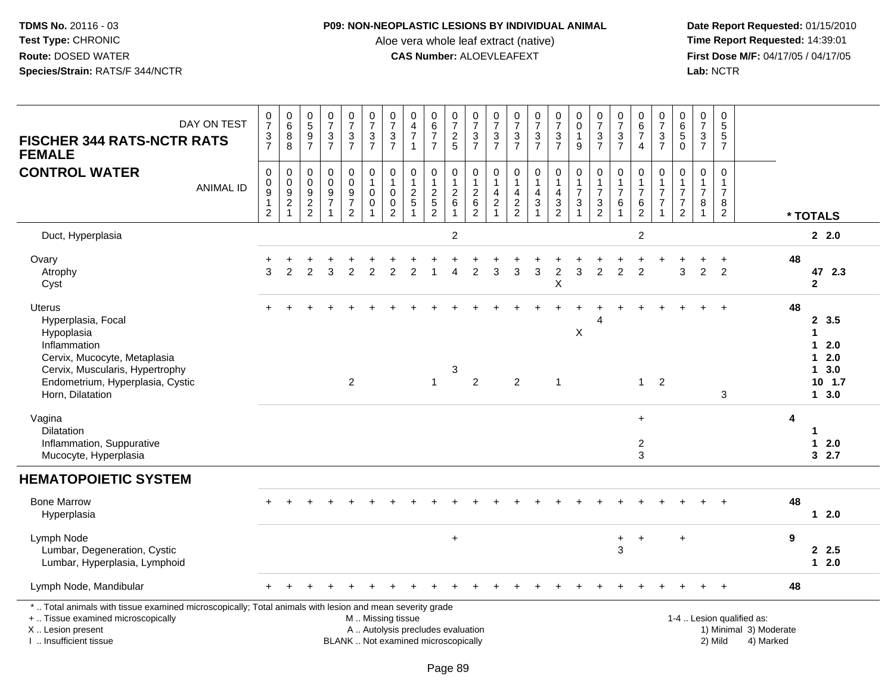**TDMS No.** 20116 - 03
**Test Type:** CHRONIC
**Route:** DOSED WATER
**Species/Strain:** RATS/F 344/NCTR

**P09: NON-NEOPLASTIC LESIONS BY INDIVIDUAL ANIMAL**
Aloe vera whole leaf extract (native)
**CAS Number:** ALOEVLEAFEXT

**Date Report Requested:** 01/15/2010
**Time Report Requested:** 14:39:01
**First Dose M/F:** 04/17/05 / 04/17/05
**Lab:** NCTR

| FISCHER 344 RATS-NCTR RATS FEMALE — DAY ON TEST | 0737 | 0688 | 0597 | 0737 | 0737 | 0737 | 0737 | 0471 | 0677 | 0725 | 0737 | 0737 | 0737 | 0737 | 0737 | 0019 | 0737 | 0737 | 0674 | 0737 | 0650 | 0737 | 0557 | * TOTALS |
|---|---|---|---|---|---|---|---|---|---|---|---|---|---|---|---|---|---|---|---|---|---|---|---|---|
| **CONTROL WATER** — ANIMAL ID | 00912 | 00921 | 00922 | 00971 | 00972 | 01001 | 01002 | 01251 | 01252 | 01261 | 01262 | 01421 | 01422 | 01431 | 01432 | 01731 | 01732 | 01761 | 01762 | 01771 | 01772 | 01781 | 01782 | |
| Duct, Hyperplasia | | | | | | | | | | 2 | | | | | | | | | 2 | | | | | 2 2.0 |
| Ovary | + | + | + | + | + | + | + | + | + | + | + | + | + | + | + | + | + | + | + | + | + | + | + | 48 |
| Atrophy | 3 | 2 | 2 | 3 | 2 | 2 | 2 | 2 | 1 | 4 | 2 | 3 | 3 | 3 | 2 | 3 | 2 | 2 | 2 | | 3 | 2 | 2 | 47 2.3 |
| Cyst | | | | | | | | | | | | | | | X | | | | | | | | | 2 |
| Uterus | + | + | + | + | + | + | + | + | + | + | + | + | + | + | + | + | + | + | + | + | + | + | + | 48 |
| Hyperplasia, Focal | | | | | | | | | | | | | | | | | 4 | | | | | | | 2 3.5 |
| Hypoplasia | | | | | | | | | | | | | | | | X | | | | | | | | 1 |
| Inflammation | | | | | | | | | | | | | | | | | | | | | | | | 1 2.0 |
| Cervix, Mucocyte, Metaplasia | | | | | | | | | | | | | | | | | | | | | | | | 1 2.0 |
| Cervix, Muscularis, Hypertrophy | | | | | | | | | | 3 | | | | | | | | | | | | | | 1 3.0 |
| Endometrium, Hyperplasia, Cystic | | | | | 2 | | | | 1 | | 2 | | 2 | | 1 | | | | 1 | 2 | | | | 10 1.7 |
| Horn, Dilatation | | | | | | | | | | | | | | | | | | | | | | | 3 | 1 3.0 |
| Vagina | | | | | | | | | | | | | | | | | | | + | | | | | 4 |
| Dilatation | | | | | | | | | | | | | | | | | | | | | | | | 1 |
| Inflammation, Suppurative | | | | | | | | | | | | | | | | | | | 2 | | | | | 1 2.0 |
| Mucocyte, Hyperplasia | | | | | | | | | | | | | | | | | | | 3 | | | | | 3 2.7 |
| **HEMATOPOIETIC SYSTEM** | | | | | | | | | | | | | | | | | | | | | | | | |
| Bone Marrow | + | + | + | + | + | + | + | + | + | + | + | + | + | + | + | + | + | + | + | + | + | + | + | 48 |
| Hyperplasia | | | | | | | | | | | | | | | | | | | | | | | | 1 2.0 |
| Lymph Node | | | | | | | | | | + | | | | | | | | + | + | | + | | | 9 |
| Lumbar, Degeneration, Cystic | | | | | | | | | | | | | | | | | | 3 | | | | | | 2 2.5 |
| Lumbar, Hyperplasia, Lymphoid | | | | | | | | | | | | | | | | | | | | | | | | 1 2.0 |
| Lymph Node, Mandibular | + | + | + | + | + | + | + | + | + | + | + | + | + | + | + | + | + | + | + | + | + | + | + | 48 |

* .. Total animals with tissue examined microscopically; Total animals with lesion and mean severity grade
+ .. Tissue examined microscopically
X .. Lesion present
I .. Insufficient tissue

M .. Missing tissue
A .. Autolysis precludes evaluation
BLANK .. Not examined microscopically

1-4 .. Lesion qualified as:
1) Minimal 3) Moderate
2) Mild 4) Marked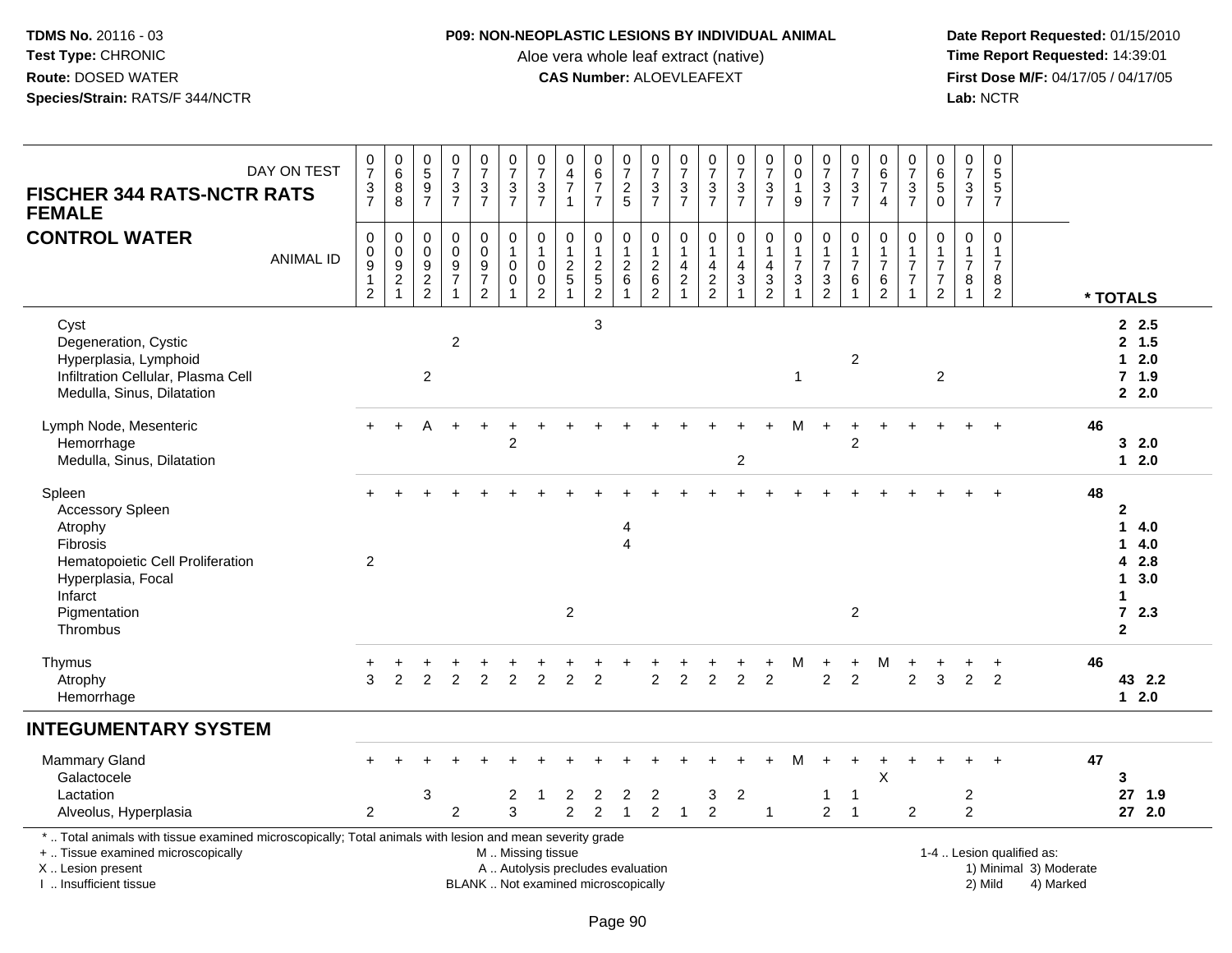**TDMS No.** 20116 - 03
**Test Type:** CHRONIC
**Route:** DOSED WATER
**Species/Strain:** RATS/F 344/NCTR

**P09: NON-NEOPLASTIC LESIONS BY INDIVIDUAL ANIMAL**
Aloe vera whole leaf extract (native)
**CAS Number:** ALOEVLEAFEXT

**Date Report Requested:** 01/15/2010
**Time Report Requested:** 14:39:01
**First Dose M/F:** 04/17/05 / 04/17/05
**Lab:** NCTR

**FISCHER 344 RATS-NCTR RATS FEMALE**
**CONTROL WATER**

| DAY ON TEST | 0737 | 0688 | 0597 | 0737 | 0737 | 0737 | 0737 | 0471 | 0677 | 0725 | 0737 | 0737 | 0737 | 0737 | 0737 | 0019 | 0737 | 0737 | 0674 | 0737 | 0650 | 0737 | 0557 | |
|---|---|---|---|---|---|---|---|---|---|---|---|---|---|---|---|---|---|---|---|---|---|---|---|---|
| **ANIMAL ID** | 00912 | 00921 | 00922 | 00971 | 00972 | 01001 | 01002 | 01251 | 01252 | 01261 | 01262 | 01421 | 01422 | 01431 | 01432 | 01731 | 01732 | 01761 | 01762 | 01771 | 01772 | 01781 | 01782 | **\* TOTALS** |
| Cyst | | | | | | | | | 3 | | | | | | | | | | | | | | | 2 2.5 |
| Degeneration, Cystic | | | | 2 | | | | | | | | | | | | | | | | | | | | 2 1.5 |
| Hyperplasia, Lymphoid | | | | | | | | | | | | | | | | | | 2 | | | | | | 1 2.0 |
| Infiltration Cellular, Plasma Cell | | | 2 | | | | | | | | | | | | | 1 | | | | | 2 | | | 7 1.9 |
| Medulla, Sinus, Dilatation | | | | | | | | | | | | | | | | | | | | | | | | 2 2.0 |
| Lymph Node, Mesenteric | + | + | A | + | + | + | + | + | + | + | + | + | + | + | + | M | + | + | + | + | + | + | + | 46 |
| Hemorrhage | | | | | | 2 | | | | | | | | | | | | 2 | | | | | | 3 2.0 |
| Medulla, Sinus, Dilatation | | | | | | | | | | | | | | 2 | | | | | | | | | | 1 2.0 |
| Spleen | + | + | + | + | + | + | + | + | + | + | + | + | + | + | + | + | + | + | + | + | + | + | + | 48 |
| Accessory Spleen | | | | | | | | | | | | | | | | | | | | | | | | 2 |
| Atrophy | | | | | | | | | | 4 | | | | | | | | | | | | | | 1 4.0 |
| Fibrosis | | | | | | | | | | 4 | | | | | | | | | | | | | | 1 4.0 |
| Hematopoietic Cell Proliferation | 2 | | | | | | | | | | | | | | | | | | | | | | | 4 2.8 |
| Hyperplasia, Focal | | | | | | | | | | | | | | | | | | | | | | | | 1 3.0 |
| Infarct | | | | | | | | | | | | | | | | | | | | | | | | 1 |
| Pigmentation | | | | | | | | 2 | | | | | | | | | | 2 | | | | | | 7 2.3 |
| Thrombus | | | | | | | | | | | | | | | | | | | | | | | | 2 |
| Thymus | + | + | + | + | + | + | + | + | + | + | + | + | + | + | + | M | + | + | M | + | + | + | + | 46 |
| Atrophy | 3 | 2 | 2 | 2 | 2 | 2 | 2 | 2 | 2 | | 2 | 2 | 2 | 2 | 2 | | 2 | 2 | | 2 | 3 | 2 | 2 | 43 2.2 |
| Hemorrhage | | | | | | | | | | | | | | | | | | | | | | | | 1 2.0 |
| **INTEGUMENTARY SYSTEM** | | | | | | | | | | | | | | | | | | | | | | | | |
| Mammary Gland | + | + | + | + | + | + | + | + | + | + | + | + | + | + | + | M | + | + | + | + | + | + | + | 47 |
| Galactocele | | | | | | | | | | | | | | | | | | | X | | | | | 3 |
| Lactation | | | 3 | | | 2 | 1 | 2 | 2 | 2 | 2 | | 3 | 2 | | | 1 | 1 | | | | 2 | | 27 1.9 |
| Alveolus, Hyperplasia | 2 | | | 2 | | 3 | | 2 | 2 | 1 | 2 | 1 | 2 | | 1 | | 2 | 1 | | 2 | | 2 | | 27 2.0 |

\* .. Total animals with tissue examined microscopically; Total animals with lesion and mean severity grade
\+ .. Tissue examined microscopically
X .. Lesion present
I .. Insufficient tissue

M .. Missing tissue
A .. Autolysis precludes evaluation
BLANK .. Not examined microscopically

1-4 .. Lesion qualified as:
1) Minimal 3) Moderate
2) Mild 4) Marked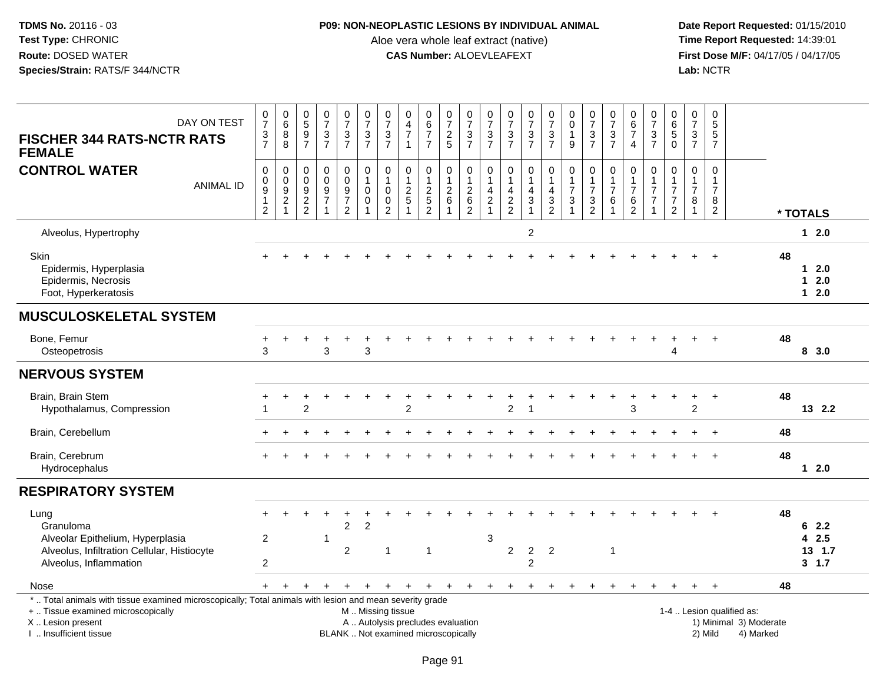**TDMS No.** 20116 - 03
**Test Type:** CHRONIC
**Route:** DOSED WATER
**Species/Strain:** RATS/F 344/NCTR

**P09: NON-NEOPLASTIC LESIONS BY INDIVIDUAL ANIMAL**
Aloe vera whole leaf extract (native)
**CAS Number:** ALOEVLEAFEXT

**Date Report Requested:** 01/15/2010
**Time Report Requested:** 14:39:01
**First Dose M/F:** 04/17/05 / 04/17/05
**Lab:** NCTR

| FISCHER 344 RATS-NCTR RATS FEMALE — CONTROL WATER | | | | | | | | | | | | | | | | | | | | | | | | |
|---|---|---|---|---|---|---|---|---|---|---|---|---|---|---|---|---|---|---|---|---|---|---|---|---|
| DAY ON TEST | 0737 | 0688 | 0597 | 0737 | 0737 | 0737 | 0737 | 0471 | 0677 | 0725 | 0737 | 0737 | 0737 | 0737 | 0737 | 0019 | 0737 | 0737 | 0674 | 0737 | 0650 | 0737 | 0557 | |
| ANIMAL ID | 00912 | 00921 | 00922 | 00971 | 00972 | 01001 | 01002 | 01251 | 01252 | 01261 | 01262 | 01421 | 01422 | 01431 | 01432 | 01731 | 01732 | 01761 | 01762 | 01771 | 01772 | 01781 | 01782 | * TOTALS |
| Alveolus, Hypertrophy | | | | | | | | | | | | | | 2 | | | | | | | | | | 1 2.0 |
| Skin | + | + | + | + | + | + | + | + | + | + | + | + | + | + | + | + | + | + | + | + | + | + | + | 48 |
| Epidermis, Hyperplasia | | | | | | | | | | | | | | | | | | | | | | | | 1 2.0 |
| Epidermis, Necrosis | | | | | | | | | | | | | | | | | | | | | | | | 1 2.0 |
| Foot, Hyperkeratosis | | | | | | | | | | | | | | | | | | | | | | | | 1 2.0 |
| **MUSCULOSKELETAL SYSTEM** | | | | | | | | | | | | | | | | | | | | | | | | |
| Bone, Femur | + | + | + | + | + | + | + | + | + | + | + | + | + | + | + | + | + | + | + | + | + | + | + | 48 |
| Osteopetrosis | 3 | | | 3 | | 3 | | | | | | | | | | | | | | | 4 | | | 8 3.0 |
| **NERVOUS SYSTEM** | | | | | | | | | | | | | | | | | | | | | | | | |
| Brain, Brain Stem | + | + | + | + | + | + | + | + | + | + | + | + | + | + | + | + | + | + | + | + | + | + | + | 48 |
| Hypothalamus, Compression | 1 | | 2 | | | | | 2 | | | | | 2 | 1 | | | | | 3 | | | 2 | | 13 2.2 |
| Brain, Cerebellum | + | + | + | + | + | + | + | + | + | + | + | + | + | + | + | + | + | + | + | + | + | + | + | 48 |
| Brain, Cerebrum | + | + | + | + | + | + | + | + | + | + | + | + | + | + | + | + | + | + | + | + | + | + | + | 48 |
| Hydrocephalus | | | | | | | | | | | | | | | | | | | | | | | | 1 2.0 |
| **RESPIRATORY SYSTEM** | | | | | | | | | | | | | | | | | | | | | | | | |
| Lung | + | + | + | + | + | + | + | + | + | + | + | + | + | + | + | + | + | + | + | + | + | + | + | 48 |
| Granuloma | | | | | 2 | 2 | | | | | | | | | | | | | | | | | | 6 2.2 |
| Alveolar Epithelium, Hyperplasia | 2 | | | 1 | | | | | | | | 3 | | | | | | | | | | | | 4 2.5 |
| Alveolus, Infiltration Cellular, Histiocyte | | | | | 2 | | 1 | | 1 | | | | 2 | 2 | 2 | | | 1 | | | | | | 13 1.7 |
| Alveolus, Inflammation | 2 | | | | | | | | | | | | | 2 | | | | | | | | | | 3 1.7 |
| Nose | + | + | + | + | + | + | + | + | + | + | + | + | + | + | + | + | + | + | + | + | + | + | + | 48 |

\* .. Total animals with tissue examined microscopically; Total animals with lesion and mean severity grade
\+ .. Tissue examined microscopically
X .. Lesion present
I .. Insufficient tissue

M .. Missing tissue
A .. Autolysis precludes evaluation
BLANK .. Not examined microscopically

1-4 .. Lesion qualified as:
1) Minimal 3) Moderate
2) Mild 4) Marked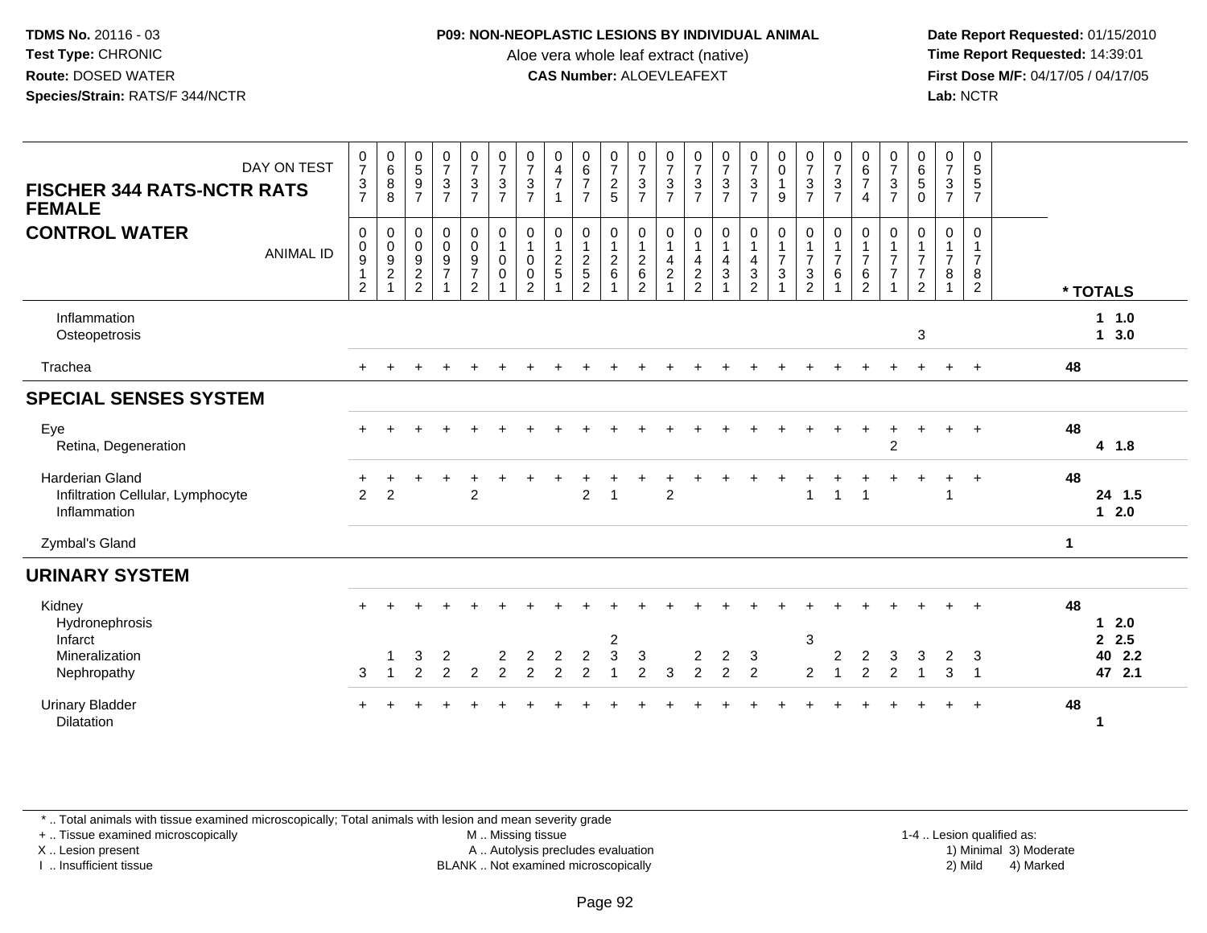# FISCHER 344 RATS-NCTR RATS FEMALE

## CONTROL WATER

| DAY ON TEST | 0737 | 0688 | 0597 | 0737 | 0737 | 0737 | 0737 | 0471 | 0677 | 0725 | 0737 | 0737 | 0737 | 0737 | 0737 | 0019 | 0737 | 0737 | 0674 | 0737 | 0650 | 0737 | 0557 | |
|---|---|---|---|---|---|---|---|---|---|---|---|---|---|---|---|---|---|---|---|---|---|---|---|---|
| **ANIMAL ID** | 00912 | 00921 | 00922 | 00971 | 00972 | 01001 | 01002 | 01251 | 01252 | 01261 | 01262 | 01421 | 01422 | 01431 | 01432 | 01731 | 01732 | 01761 | 01762 | 01771 | 01772 | 01781 | 01782 | *** TOTALS** |
| Inflammation | | | | | | | | | | | | | | | | | | | | | | | | **1 1.0** |
| Osteopetrosis | | | | | | | | | | | | | | | | | | | | | 3 | | | **1 3.0** |
| Trachea | + | + | + | + | + | + | + | + | + | + | + | + | + | + | + | + | + | + | + | + | + | + | + | **48** |
| **SPECIAL SENSES SYSTEM** | | | | | | | | | | | | | | | | | | | | | | | | |
| Eye | + | + | + | + | + | + | + | + | + | + | + | + | + | + | + | + | + | + | + | + | + | + | + | **48** |
| Retina, Degeneration | | | | | | | | | | | | | | | | | | | | 2 | | | | **4 1.8** |
| Harderian Gland | + | + | + | + | + | + | + | + | + | + | + | + | + | + | + | + | + | + | + | + | + | + | + | **48** |
| Infiltration Cellular, Lymphocyte | 2 | 2 | | | 2 | | | | 2 | 1 | | 2 | | | | | 1 | 1 | 1 | | | 1 | | **24 1.5** |
| Inflammation | | | | | | | | | | | | | | | | | | | | | | | | **1 2.0** |
| Zymbal's Gland | | | | | | | | | | | | | | | | | | | | | | | | **1** |
| **URINARY SYSTEM** | | | | | | | | | | | | | | | | | | | | | | | | |
| Kidney | + | + | + | + | + | + | + | + | + | + | + | + | + | + | + | + | + | + | + | + | + | + | + | **48** |
| Hydronephrosis | | | | | | | | | | | | | | | | | | | | | | | | **1 2.0** |
| Infarct | | | | | | | | | | 2 | | | | | | | 3 | | | | | | | **2 2.5** |
| Mineralization | | 1 | 3 | 2 | | 2 | 2 | 2 | 2 | 3 | 3 | | 2 | 2 | 3 | | | 2 | 2 | 3 | 3 | 2 | 3 | **40 2.2** |
| Nephropathy | 3 | 1 | 2 | 2 | 2 | 2 | 2 | 2 | 2 | 1 | 2 | 3 | 2 | 2 | 2 | | 2 | 1 | 2 | 2 | 1 | 3 | 1 | **47 2.1** |
| Urinary Bladder | + | + | + | + | + | + | + | + | + | + | + | + | + | + | + | + | + | + | + | + | + | + | + | **48** |
| Dilatation | | | | | | | | | | | | | | | | | | | | | | | | **1** |

\* .. Total animals with tissue examined microscopically; Total animals with lesion and mean severity grade
\+ .. Tissue examined microscopically
X .. Lesion present
I .. Insufficient tissue
M .. Missing tissue
A .. Autolysis precludes evaluation
BLANK .. Not examined microscopically
1-4 .. Lesion qualified as: 1) Minimal 2) Mild 3) Moderate 4) Marked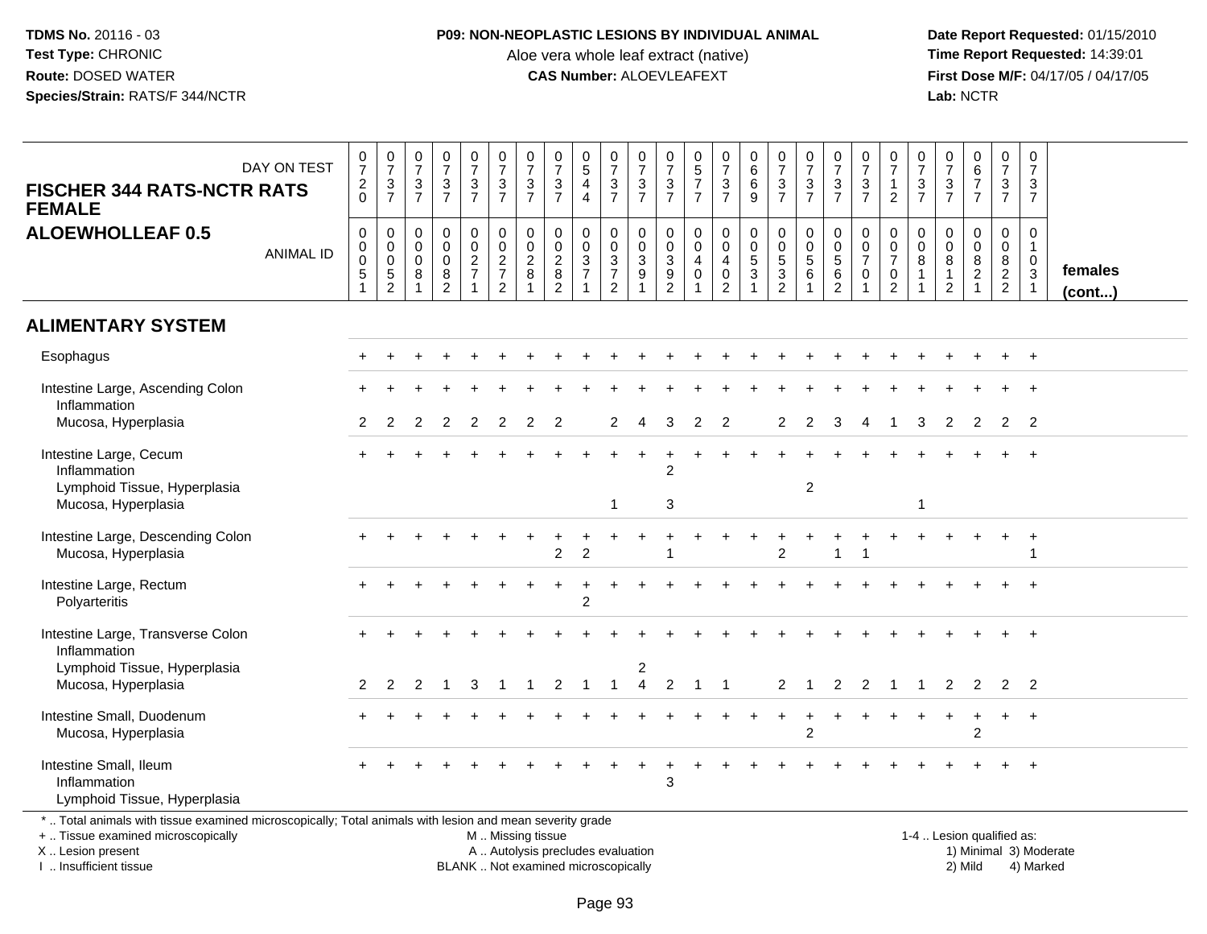TDMS No. 20116 - 03
Test Type: CHRONIC
Route: DOSED WATER
Species/Strain: RATS/F 344/NCTR

**P09: NON-NEOPLASTIC LESIONS BY INDIVIDUAL ANIMAL**
Aloe vera whole leaf extract (native)
**CAS Number:** ALOEVLEAFEXT

Date Report Requested: 01/15/2010
Time Report Requested: 14:39:01
First Dose M/F: 04/17/05 / 04/17/05
Lab: NCTR

**FISCHER 344 RATS-NCTR RATS FEMALE**
**ALOEWHOLLEAF 0.5**

| DAY ON TEST | 0720 | 0737 | 0737 | 0737 | 0737 | 0737 | 0737 | 0737 | 0544 | 0737 | 0737 | 0737 | 0577 | 0737 | 0669 | 0737 | 0737 | 0737 | 0737 | 0712 | 0737 | 0737 | 0677 | 0737 | 0737 | |
|---|---|---|---|---|---|---|---|---|---|---|---|---|---|---|---|---|---|---|---|---|---|---|---|---|---|---|
| **ANIMAL ID** | 00051 | 00052 | 00081 | 00082 | 00271 | 00272 | 00281 | 00282 | 00371 | 00372 | 00391 | 00392 | 00401 | 00402 | 00531 | 00532 | 00561 | 00562 | 00701 | 00702 | 00811 | 00812 | 00821 | 00822 | 01031 | **females (cont...)** |
| **ALIMENTARY SYSTEM** | | | | | | | | | | | | | | | | | | | | | | | | | | |
| Esophagus | + | + | + | + | + | + | + | + | + | + | + | + | + | + | + | + | + | + | + | + | + | + | + | + | + | |
| Intestine Large, Ascending Colon | + | + | + | + | + | + | + | + | + | + | + | + | + | + | + | + | + | + | + | + | + | + | + | + | + | |
| Inflammation | | | | | | | | | | | | | | | | | | | | | | | | | | |
| Mucosa, Hyperplasia | 2 | 2 | 2 | 2 | 2 | 2 | 2 | 2 | | 2 | 4 | 3 | 2 | 2 | | 2 | 2 | 3 | 4 | 1 | 3 | 2 | 2 | 2 | 2 | |
| Intestine Large, Cecum | + | + | + | + | + | + | + | + | + | + | + | + | + | + | + | + | + | + | + | + | + | + | + | + | + | |
| Inflammation | | | | | | | | | | | | 2 | | | | | | | | | | | | | | |
| Lymphoid Tissue, Hyperplasia | | | | | | | | | | | | | | | | | 2 | | | | | | | | | |
| Mucosa, Hyperplasia | | | | | | | | | | 1 | | 3 | | | | | | | | | 1 | | | | | |
| Intestine Large, Descending Colon | + | + | + | + | + | + | + | + | + | + | + | + | + | + | + | + | + | + | + | + | + | + | + | + | + | |
| Mucosa, Hyperplasia | | | | | | | | 2 | 2 | | | 1 | | | | 2 | | 1 | 1 | | | | | | 1 | |
| Intestine Large, Rectum | + | + | + | + | + | + | + | + | + | + | + | + | + | + | + | + | + | + | + | + | + | + | + | + | + | |
| Polyarteritis | | | | | | | | | 2 | | | | | | | | | | | | | | | | | |
| Intestine Large, Transverse Colon | + | + | + | + | + | + | + | + | + | + | + | + | + | + | + | + | + | + | + | + | + | + | + | + | + | |
| Inflammation | | | | | | | | | | | | | | | | | | | | | | | | | | |
| Lymphoid Tissue, Hyperplasia | | | | | | | | | | | 2 | | | | | | | | | | | | | | | |
| Mucosa, Hyperplasia | 2 | 2 | 2 | 1 | 3 | 1 | 1 | 2 | 1 | 1 | 4 | 2 | 1 | 1 | | 2 | 1 | 2 | 2 | 1 | 1 | 2 | 2 | 2 | 2 | |
| Intestine Small, Duodenum | + | + | + | + | + | + | + | + | + | + | + | + | + | + | + | + | + | + | + | + | + | + | + | + | + | |
| Mucosa, Hyperplasia | | | | | | | | | | | | | | | | | 2 | | | | | | 2 | | | |
| Intestine Small, Ileum | + | + | + | + | + | + | + | + | + | + | + | + | + | + | + | + | + | + | + | + | + | + | + | + | + | |
| Inflammation | | | | | | | | | | | | 3 | | | | | | | | | | | | | | |
| Lymphoid Tissue, Hyperplasia | | | | | | | | | | | | | | | | | | | | | | | | | | |

\* .. Total animals with tissue examined microscopically; Total animals with lesion and mean severity grade
\+ .. Tissue examined microscopically
X .. Lesion present
I .. Insufficient tissue

M .. Missing tissue
A .. Autolysis precludes evaluation
BLANK .. Not examined microscopically

1-4 .. Lesion qualified as:
1) Minimal 3) Moderate
2) Mild 4) Marked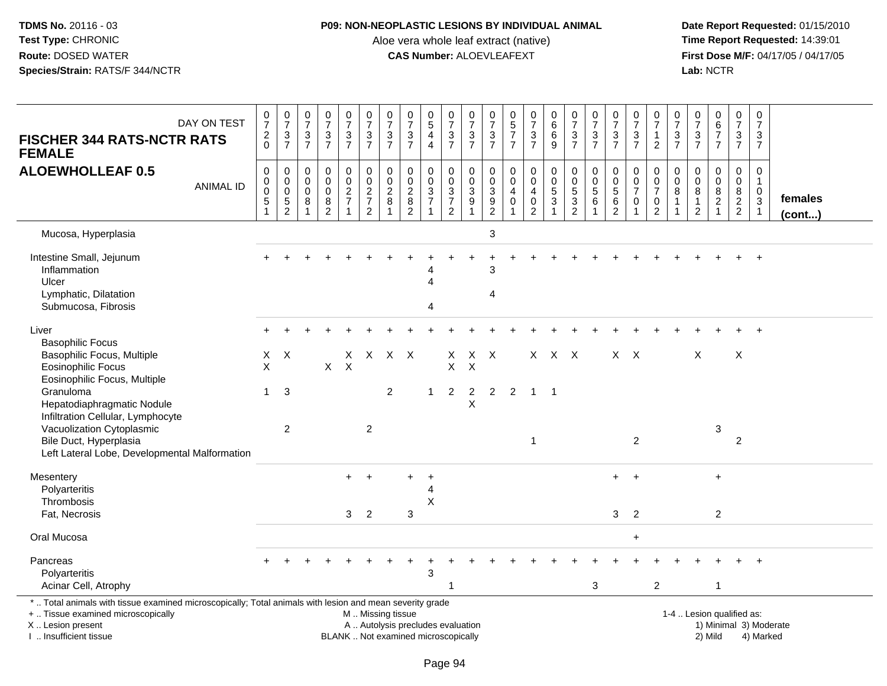**TDMS No.** 20116 - 03
**Test Type:** CHRONIC
**Route:** DOSED WATER
**Species/Strain:** RATS/F 344/NCTR

**P09: NON-NEOPLASTIC LESIONS BY INDIVIDUAL ANIMAL**
Aloe vera whole leaf extract (native)
**CAS Number:** ALOEVLEAFEXT

**Date Report Requested:** 01/15/2010
**Time Report Requested:** 14:39:01
**First Dose M/F:** 04/17/05 / 04/17/05
**Lab:** NCTR

## FISCHER 344 RATS-NCTR RATS FEMALE
## ALOEWHOLLEAF 0.5

| DAY ON TEST | 0720 | 0737 | 0737 | 0737 | 0737 | 0737 | 0737 | 0737 | 0544 | 0737 | 0737 | 0737 | 0577 | 0737 | 0669 | 0737 | 0737 | 0737 | 0737 | 0712 | 0737 | 0737 | 0677 | 0737 | 0737 | |
|---|---|---|---|---|---|---|---|---|---|---|---|---|---|---|---|---|---|---|---|---|---|---|---|---|---|---|
| **ANIMAL ID** | 00051 | 00052 | 00081 | 00082 | 00271 | 00272 | 00281 | 00282 | 00371 | 00372 | 00391 | 00392 | 00401 | 00402 | 00531 | 00532 | 00561 | 00562 | 00701 | 00702 | 00811 | 00812 | 00821 | 00822 | 01031 | **females (cont...)** |
| Mucosa, Hyperplasia | | | | | | | | | | | | 3 | | | | | | | | | | | | | | |
| Intestine Small, Jejunum | + | + | + | + | + | + | + | + | + | + | + | + | + | + | + | + | + | + | + | + | + | + | + | + | + | |
| Inflammation | | | | | | | | | 4 | | | 3 | | | | | | | | | | | | | | |
| Ulcer | | | | | | | | | 4 | | | | | | | | | | | | | | | | | |
| Lymphatic, Dilatation | | | | | | | | | | | | 4 | | | | | | | | | | | | | | |
| Submucosa, Fibrosis | | | | | | | | | 4 | | | | | | | | | | | | | | | | | |
| Liver | + | + | + | + | + | + | + | + | + | + | + | + | + | + | + | + | + | + | + | + | + | + | + | + | + | |
| Basophilic Focus | | | | | | | | | | | | | | | | | | | | | | | | | | |
| Basophilic Focus, Multiple | X | X | | | X | X | X | X | | X | X | X | | X | X | X | | X | X | | | X | | X | | |
| Eosinophilic Focus | X | | | X | X | | | | | X | X | | | | | | | | | | | | | | | |
| Eosinophilic Focus, Multiple | | | | | | | | | | | | | | | | | | | | | | | | | | |
| Granuloma | 1 | 3 | | | | | 2 | | 1 | 2 | 2 | 2 | 2 | 1 | 1 | | | | | | | | | | | |
| Hepatodiaphragmatic Nodule | | | | | | | | | | | X | | | | | | | | | | | | | | | |
| Infiltration Cellular, Lymphocyte | | | | | | | | | | | | | | | | | | | | | | | | | | |
| Vacuolization Cytoplasmic | | 2 | | | | 2 | | | | | | | | | | | | | | | | | 3 | | | |
| Bile Duct, Hyperplasia | | | | | | | | | | | | | | 1 | | | | | 2 | | | | | 2 | | |
| Left Lateral Lobe, Developmental Malformation | | | | | | | | | | | | | | | | | | | | | | | | | | |
| Mesentery | | | | | + | + | | + | + | | | | | | | | | + | + | | | | + | | | |
| Polyarteritis | | | | | | | | | 4 | | | | | | | | | | | | | | | | | |
| Thrombosis | | | | | | | | | X | | | | | | | | | | | | | | | | | |
| Fat, Necrosis | | | | | 3 | 2 | | 3 | | | | | | | | | | 3 | 2 | | | | 2 | | | |
| Oral Mucosa | | | | | | | | | | | | | | | | | | | + | | | | | | | |
| Pancreas | + | + | + | + | + | + | + | + | + | + | + | + | + | + | + | + | + | + | + | + | + | + | + | + | + | |
| Polyarteritis | | | | | | | | | 3 | | | | | | | | | | | | | | | | | |
| Acinar Cell, Atrophy | | | | | | | | | | 1 | | | | | | | 3 | | | 2 | | | 1 | | | |

\* .. Total animals with tissue examined microscopically; Total animals with lesion and mean severity grade
\+ .. Tissue examined microscopically
X .. Lesion present
I .. Insufficient tissue

M .. Missing tissue
A .. Autolysis precludes evaluation
BLANK .. Not examined microscopically

1-4 .. Lesion qualified as:
1) Minimal 3) Moderate
2) Mild 4) Marked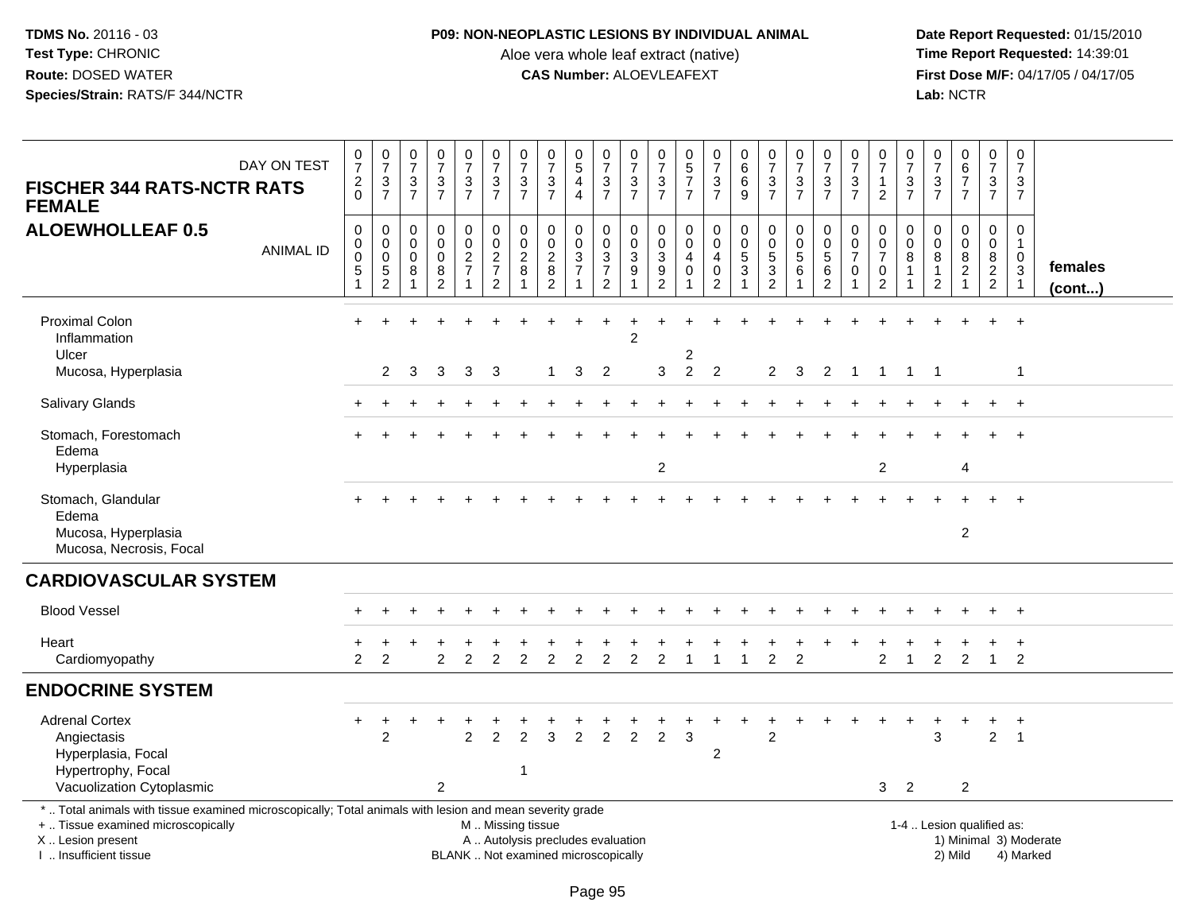**TDMS No.** 20116 - 03
**Test Type:** CHRONIC
**Route:** DOSED WATER
**Species/Strain:** RATS/F 344/NCTR

**P09: NON-NEOPLASTIC LESIONS BY INDIVIDUAL ANIMAL**
Aloe vera whole leaf extract (native)
**CAS Number:** ALOEVLEAFEXT

**Date Report Requested:** 01/15/2010
**Time Report Requested:** 14:39:01
**First Dose M/F:** 04/17/05 / 04/17/05
**Lab:** NCTR

## FISCHER 344 RATS-NCTR RATS FEMALE
## ALOEWHOLLEAF 0.5

| DAY ON TEST | 0720 | 0737 | 0737 | 0737 | 0737 | 0737 | 0737 | 0737 | 0544 | 0737 | 0737 | 0737 | 0577 | 0737 | 0669 | 0737 | 0737 | 0737 | 0737 | 0712 | 0737 | 0737 | 0677 | 0737 | 0737 | |
|---|---|---|---|---|---|---|---|---|---|---|---|---|---|---|---|---|---|---|---|---|---|---|---|---|---|---|
| **ANIMAL ID** | 00051 | 00052 | 00081 | 00082 | 00271 | 00272 | 00281 | 00282 | 00371 | 00372 | 00391 | 00392 | 00401 | 00402 | 00531 | 00532 | 00561 | 00562 | 00701 | 00702 | 00811 | 00812 | 00821 | 00822 | 01031 | **females (cont...)** |
| Proximal Colon | + | + | + | + | + | + | + | + | + | + | + | + | + | + | + | + | + | + | + | + | + | + | + | + | + | |
| Inflammation | | | | | | | | | | | 2 | | | | | | | | | | | | | | | |
| Ulcer | | | | | | | | | | | | | 2 | | | | | | | | | | | | | |
| Mucosa, Hyperplasia | | 2 | 3 | 3 | 3 | 3 | | 1 | 3 | 2 | | 3 | 2 | 2 | | 2 | 3 | 2 | 1 | 1 | 1 | 1 | | | 1 | |
| Salivary Glands | + | + | + | + | + | + | + | + | + | + | + | + | + | + | + | + | + | + | + | + | + | + | + | + | + | |
| Stomach, Forestomach | + | + | + | + | + | + | + | + | + | + | + | + | + | + | + | + | + | + | + | + | + | + | + | + | + | |
| Edema | | | | | | | | | | | | | | | | | | | | | | | | | | |
| Hyperplasia | | | | | | | | | | | | 2 | | | | | | | | 2 | | | 4 | | | |
| Stomach, Glandular | + | + | + | + | + | + | + | + | + | + | + | + | + | + | + | + | + | + | + | + | + | + | + | + | + | |
| Edema | | | | | | | | | | | | | | | | | | | | | | | | | | |
| Mucosa, Hyperplasia | | | | | | | | | | | | | | | | | | | | | | | 2 | | | |
| Mucosa, Necrosis, Focal | | | | | | | | | | | | | | | | | | | | | | | | | | |
| **CARDIOVASCULAR SYSTEM** | | | | | | | | | | | | | | | | | | | | | | | | | | |
| Blood Vessel | + | + | + | + | + | + | + | + | + | + | + | + | + | + | + | + | + | + | + | + | + | + | + | + | + | |
| Heart | + | + | + | + | + | + | + | + | + | + | + | + | + | + | + | + | + | + | + | + | + | + | + | + | + | |
| Cardiomyopathy | 2 | 2 | | 2 | 2 | 2 | 2 | 2 | 2 | 2 | 2 | 2 | 1 | 1 | 1 | 2 | 2 | | | 2 | 1 | 2 | 2 | 1 | 2 | |
| **ENDOCRINE SYSTEM** | | | | | | | | | | | | | | | | | | | | | | | | | | |
| Adrenal Cortex | + | + | + | + | + | + | + | + | + | + | + | + | + | + | + | + | + | + | + | + | + | + | + | + | + | |
| Angiectasis | | 2 | | | 2 | 2 | 2 | 3 | 2 | 2 | 2 | 2 | 3 | | | 2 | | | | | | 3 | | 2 | 1 | |
| Hyperplasia, Focal | | | | | | | | | | | | | | 2 | | | | | | | | | | | | |
| Hypertrophy, Focal | | | | | | | 1 | | | | | | | | | | | | | | | | | | | |
| Vacuolization Cytoplasmic | | | | 2 | | | | | | | | | | | | | | | | 3 | 2 | | 2 | | | |

\* .. Total animals with tissue examined microscopically; Total animals with lesion and mean severity grade
+ .. Tissue examined microscopically
X .. Lesion present
I .. Insufficient tissue

M .. Missing tissue
A .. Autolysis precludes evaluation
BLANK .. Not examined microscopically

1-4 .. Lesion qualified as:
1) Minimal 3) Moderate
2) Mild 4) Marked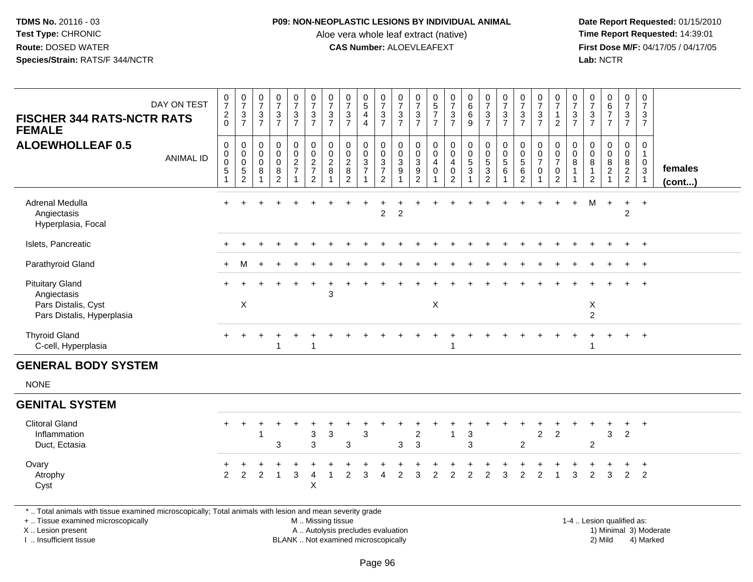**TDMS No.** 20116 - 03
**Test Type:** CHRONIC
**Route:** DOSED WATER
**Species/Strain:** RATS/F 344/NCTR

**P09: NON-NEOPLASTIC LESIONS BY INDIVIDUAL ANIMAL**
Aloe vera whole leaf extract (native)
**CAS Number:** ALOEVLEAFEXT

**Date Report Requested:** 01/15/2010
**Time Report Requested:** 14:39:01
**First Dose M/F:** 04/17/05 / 04/17/05
**Lab:** NCTR

## FISCHER 344 RATS-NCTR RATS FEMALE
## ALOEWHOLLEAF 0.5

| DAY ON TEST | 0720 | 0737 | 0737 | 0737 | 0737 | 0737 | 0737 | 0737 | 0544 | 0737 | 0737 | 0737 | 0577 | 0737 | 0669 | 0737 | 0737 | 0737 | 0737 | 0712 | 0737 | 0737 | 0677 | 0737 | 0737 | |
|---|---|---|---|---|---|---|---|---|---|---|---|---|---|---|---|---|---|---|---|---|---|---|---|---|---|---|
| ANIMAL ID | 00051 | 00052 | 00081 | 00082 | 00271 | 00272 | 00281 | 00282 | 00371 | 00372 | 00391 | 00392 | 00401 | 00402 | 00531 | 00532 | 00561 | 00562 | 00701 | 00702 | 00811 | 00812 | 00821 | 00822 | 01031 | **females (cont...)** |
| Adrenal Medulla | + | + | + | + | + | + | + | + | + | + | + | + | + | + | + | + | + | + | + | + | + | M | + | + | + | |
| Angiectasis | | | | | | | | | | 2 | 2 | | | | | | | | | | | | | 2 | | |
| Hyperplasia, Focal | | | | | | | | | | | | | | | | | | | | | | | | | | |
| Islets, Pancreatic | + | + | + | + | + | + | + | + | + | + | + | + | + | + | + | + | + | + | + | + | + | + | + | + | + | |
| Parathyroid Gland | + | M | + | + | + | + | + | + | + | + | + | + | + | + | + | + | + | + | + | + | + | + | + | + | + | |
| Pituitary Gland | + | + | + | + | + | + | + | + | + | + | + | + | + | + | + | + | + | + | + | + | + | + | + | + | + | |
| Angiectasis | | | | | | | 3 | | | | | | | | | | | | | | | | | | | |
| Pars Distalis, Cyst | | X | | | | | | | | | | | X | | | | | | | | | X | | | | |
| Pars Distalis, Hyperplasia | | | | | | | | | | | | | | | | | | | | | | 2 | | | | |
| Thyroid Gland | + | + | + | + | + | + | + | + | + | + | + | + | + | + | + | + | + | + | + | + | + | + | + | + | + | |
| C-cell, Hyperplasia | | | | 1 | | 1 | | | | | | | | 1 | | | | | | | | 1 | | | | |

## GENERAL BODY SYSTEM

NONE

## GENITAL SYSTEM

| | | | | | | | | | | | | | | | | | | | | | | | | | | |
|---|---|---|---|---|---|---|---|---|---|---|---|---|---|---|---|---|---|---|---|---|---|---|---|---|---|---|
| Clitoral Gland | + | + | + | + | + | + | + | + | + | + | + | + | + | + | + | + | + | + | + | + | + | + | + | + | + | |
| Inflammation | | | 1 | | | 3 | 3 | | 3 | | | 2 | | 1 | 3 | | | | 2 | 2 | | | 3 | 2 | | |
| Duct, Ectasia | | | | 3 | | 3 | | 3 | | | 3 | 3 | | | 3 | | | 2 | | | | 2 | | | | |
| Ovary | + | + | + | + | + | + | + | + | + | + | + | + | + | + | + | + | + | + | + | + | + | + | + | + | + | |
| Atrophy | 2 | 2 | 2 | 1 | 3 | 4 | 1 | 2 | 3 | 4 | 2 | 3 | 2 | 2 | 2 | 2 | 3 | 2 | 2 | 1 | 3 | 2 | 3 | 2 | 2 | |
| Cyst | | | | | | X | | | | | | | | | | | | | | | | | | | | |

\* .. Total animals with tissue examined microscopically; Total animals with lesion and mean severity grade
\+ .. Tissue examined microscopically
X .. Lesion present
I .. Insufficient tissue

M .. Missing tissue
A .. Autolysis precludes evaluation
BLANK .. Not examined microscopically

1-4 .. Lesion qualified as:
1) Minimal 3) Moderate
2) Mild 4) Marked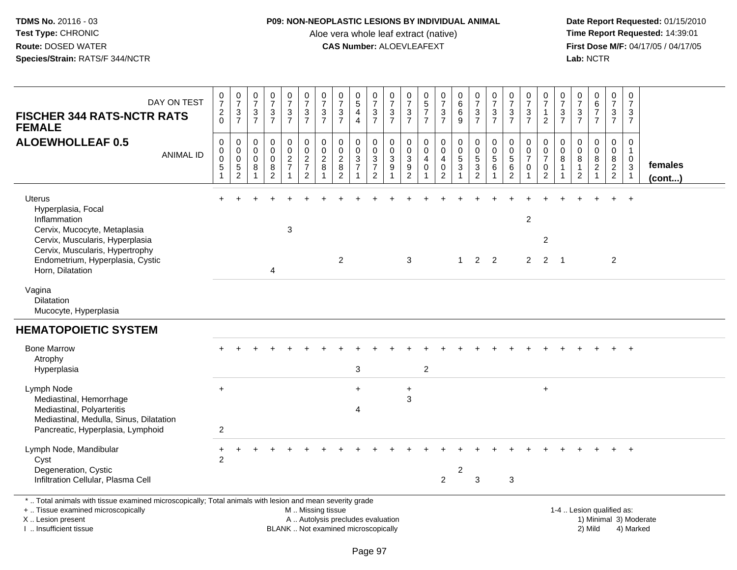**TDMS No.** 20116 - 03
**Test Type:** CHRONIC
**Route:** DOSED WATER
**Species/Strain:** RATS/F 344/NCTR

**P09: NON-NEOPLASTIC LESIONS BY INDIVIDUAL ANIMAL**
Aloe vera whole leaf extract (native)
**CAS Number:** ALOEVLEAFEXT

**Date Report Requested:** 01/15/2010
**Time Report Requested:** 14:39:01
**First Dose M/F:** 04/17/05 / 04/17/05
**Lab:** NCTR

| FISCHER 344 RATS-NCTR RATS FEMALE ALOEWHOLLEAF 0.5 — DAY ON TEST | 0720 | 0737 | 0737 | 0737 | 0737 | 0737 | 0737 | 0737 | 0544 | 0737 | 0737 | 0737 | 0577 | 0737 | 0669 | 0737 | 0737 | 0737 | 0737 | 0712 | 0737 | 0737 | 0677 | 0737 | 0737 | |
|---|---|---|---|---|---|---|---|---|---|---|---|---|---|---|---|---|---|---|---|---|---|---|---|---|---|---|
| **ANIMAL ID** | 00051 | 00052 | 00081 | 00082 | 00271 | 00272 | 00281 | 00282 | 00371 | 00372 | 00391 | 00392 | 00401 | 00402 | 00531 | 00532 | 00561 | 00562 | 00701 | 00702 | 00811 | 00812 | 00821 | 00822 | 01031 | **females (cont...)** |
| Uterus | + | + | + | + | + | + | + | + | + | + | + | + | + | + | + | + | + | + | + | + | + | + | + | + | + | |
| Hyperplasia, Focal | | | | | | | | | | | | | | | | | | | | | | | | | | |
| Inflammation | | | | | | | | | | | | | | | | | | | 2 | | | | | | | |
| Cervix, Mucocyte, Metaplasia | | | | | 3 | | | | | | | | | | | | | | | | | | | | | |
| Cervix, Muscularis, Hyperplasia | | | | | | | | | | | | | | | | | | | | 2 | | | | | | |
| Cervix, Muscularis, Hypertrophy | | | | | | | | | | | | | | | | | | | | | | | | | | |
| Endometrium, Hyperplasia, Cystic | | | | | | | | 2 | | | | 3 | | | 1 | 2 | 2 | | 2 | 2 | 1 | | | 2 | | |
| Horn, Dilatation | | | | 4 | | | | | | | | | | | | | | | | | | | | | | |
| Vagina | | | | | | | | | | | | | | | | | | | | | | | | | | |
| Dilatation | | | | | | | | | | | | | | | | | | | | | | | | | | |
| Mucocyte, Hyperplasia | | | | | | | | | | | | | | | | | | | | | | | | | | |
| **HEMATOPOIETIC SYSTEM** | | | | | | | | | | | | | | | | | | | | | | | | | | |
| Bone Marrow | + | + | + | + | + | + | + | + | + | + | + | + | + | + | + | + | + | + | + | + | + | + | + | + | + | |
| Atrophy | | | | | | | | | | | | | | | | | | | | | | | | | | |
| Hyperplasia | | | | | | | | | 3 | | | | 2 | | | | | | | | | | | | | |
| Lymph Node | + | | | | | | | | + | | | + | | | | | | | | + | | | | | | |
| Mediastinal, Hemorrhage | | | | | | | | | | | | 3 | | | | | | | | | | | | | | |
| Mediastinal, Polyarteritis | | | | | | | | | 4 | | | | | | | | | | | | | | | | | |
| Mediastinal, Medulla, Sinus, Dilatation | | | | | | | | | | | | | | | | | | | | | | | | | | |
| Pancreatic, Hyperplasia, Lymphoid | 2 | | | | | | | | | | | | | | | | | | | | | | | | | |
| Lymph Node, Mandibular | + | + | + | + | + | + | + | + | + | + | + | + | + | + | + | + | + | + | + | + | + | + | + | + | + | |
| Cyst | 2 | | | | | | | | | | | | | | | | | | | | | | | | | |
| Degeneration, Cystic | | | | | | | | | | | | | | | 2 | | | | | | | | | | | |
| Infiltration Cellular, Plasma Cell | | | | | | | | | | | | | | 2 | | 3 | | 3 | | | | | | | | |

\* .. Total animals with tissue examined microscopically; Total animals with lesion and mean severity grade
+ .. Tissue examined microscopically
X .. Lesion present
I .. Insufficient tissue

M .. Missing tissue
A .. Autolysis precludes evaluation
BLANK .. Not examined microscopically

1-4 .. Lesion qualified as:
1) Minimal 3) Moderate
2) Mild 4) Marked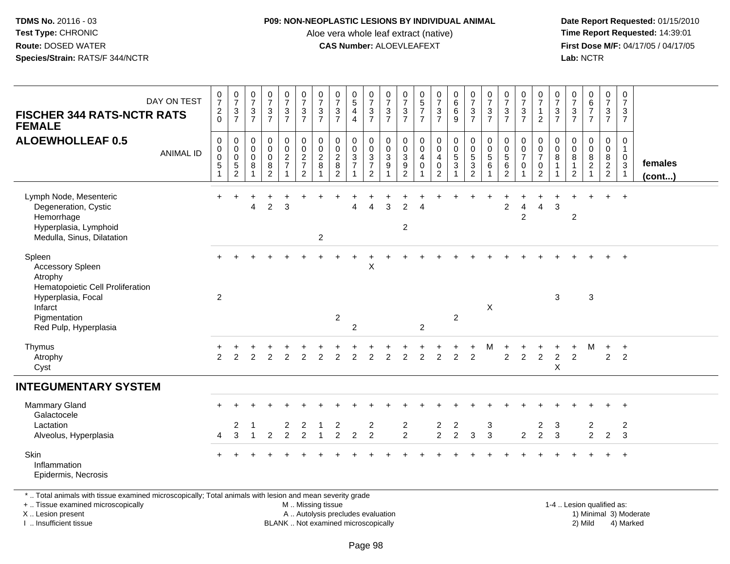**TDMS No.** 20116 - 03
**Test Type:** CHRONIC
**Route:** DOSED WATER
**Species/Strain:** RATS/F 344/NCTR

**P09: NON-NEOPLASTIC LESIONS BY INDIVIDUAL ANIMAL**
Aloe vera whole leaf extract (native)
**CAS Number:** ALOEVLEAFEXT

**Date Report Requested:** 01/15/2010
**Time Report Requested:** 14:39:01
**First Dose M/F:** 04/17/05 / 04/17/05
**Lab:** NCTR

**FISCHER 344 RATS-NCTR RATS FEMALE**
**ALOEWHOLLEAF 0.5**

| DAY ON TEST | 0720 | 0737 | 0737 | 0737 | 0737 | 0737 | 0737 | 0737 | 0544 | 0737 | 0737 | 0737 | 0577 | 0737 | 0669 | 0737 | 0737 | 0737 | 0737 | 0712 | 0737 | 0737 | 0677 | 0737 | 0737 | |
|---|---|---|---|---|---|---|---|---|---|---|---|---|---|---|---|---|---|---|---|---|---|---|---|---|---|---|
| **ANIMAL ID** | 00051 | 00052 | 00081 | 00082 | 00271 | 00272 | 00281 | 00282 | 00371 | 00372 | 00391 | 00392 | 00401 | 00402 | 00531 | 00532 | 00561 | 00562 | 00701 | 00702 | 00811 | 00812 | 00821 | 00822 | 01031 | **females (cont...)** |
| Lymph Node, Mesenteric | + | + | + | + | + | + | + | + | + | + | + | + | + | + | + | + | + | + | + | + | + | + | + | + | + | |
| Degeneration, Cystic | | | 4 | 2 | 3 | | | | 4 | 4 | 3 | 2 | 4 | | | | | 2 | 4 | 4 | 3 | | | | | |
| Hemorrhage | | | | | | | | | | | | | | | | | | | 2 | | | 2 | | | | |
| Hyperplasia, Lymphoid | | | | | | | | | | | | 2 | | | | | | | | | | | | | | |
| Medulla, Sinus, Dilatation | | | | | | | 2 | | | | | | | | | | | | | | | | | | | |
| Spleen | + | + | + | + | + | + | + | + | + | + | + | + | + | + | + | + | + | + | + | + | + | + | + | + | + | |
| Accessory Spleen | | | | | | | | | | X | | | | | | | | | | | | | | | | |
| Atrophy | | | | | | | | | | | | | | | | | | | | | | | | | | |
| Hematopoietic Cell Proliferation | | | | | | | | | | | | | | | | | | | | | | | | | | |
| Hyperplasia, Focal | 2 | | | | | | | | | | | | | | | | | | | | 3 | | 3 | | | |
| Infarct | | | | | | | | | | | | | | | | | X | | | | | | | | | |
| Pigmentation | | | | | | | | 2 | | | | | | | 2 | | | | | | | | | | | |
| Red Pulp, Hyperplasia | | | | | | | | | 2 | | | | 2 | | | | | | | | | | | | | |
| Thymus | + | + | + | + | + | + | + | + | + | + | + | + | + | + | + | + | M | + | + | + | + | + | M | + | + | |
| Atrophy | 2 | 2 | 2 | 2 | 2 | 2 | 2 | 2 | 2 | 2 | 2 | 2 | 2 | 2 | 2 | 2 | | 2 | 2 | 2 | 2 | 2 | | 2 | 2 | |
| Cyst | | | | | | | | | | | | | | | | | | | | | X | | | | | |
| **INTEGUMENTARY SYSTEM** | | | | | | | | | | | | | | | | | | | | | | | | | | |
| Mammary Gland | + | + | + | + | + | + | + | + | + | + | + | + | + | + | + | + | + | + | + | + | + | + | + | + | + | |
| Galactocele | | | | | | | | | | | | | | | | | | | | | | | | | | |
| Lactation | | 2 | 1 | | 2 | 2 | 1 | 2 | | 2 | | 2 | | 2 | 2 | | 3 | | | 2 | 3 | | 2 | | 2 | |
| Alveolus, Hyperplasia | 4 | 3 | 1 | 2 | 2 | 2 | 1 | 2 | 2 | 2 | | 2 | | 2 | 2 | 3 | 3 | | 2 | 2 | 3 | | 2 | 2 | 3 | |
| Skin | + | + | + | + | + | + | + | + | + | + | + | + | + | + | + | + | + | + | + | + | + | + | + | + | + | |
| Inflammation | | | | | | | | | | | | | | | | | | | | | | | | | | |
| Epidermis, Necrosis | | | | | | | | | | | | | | | | | | | | | | | | | | |

\* .. Total animals with tissue examined microscopically; Total animals with lesion and mean severity grade
+ .. Tissue examined microscopically
X .. Lesion present
I .. Insufficient tissue

M .. Missing tissue
A .. Autolysis precludes evaluation
BLANK .. Not examined microscopically

1-4 .. Lesion qualified as:
1) Minimal 3) Moderate
2) Mild 4) Marked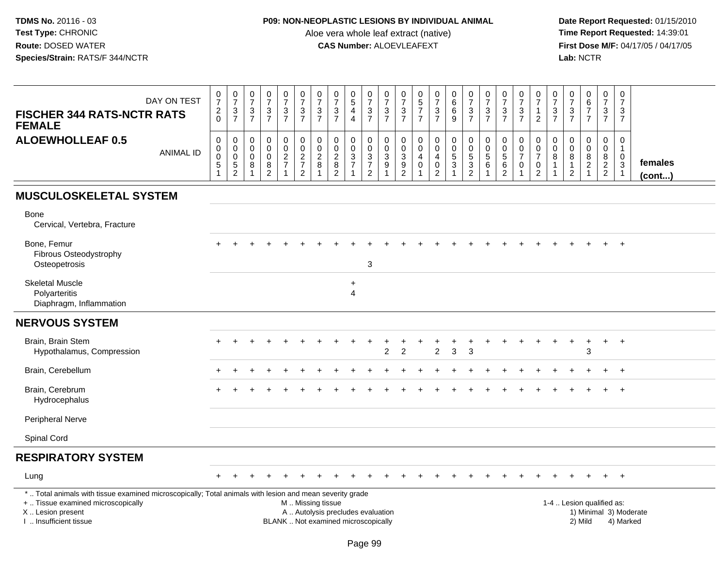TDMS No. 20116 - 03
Test Type: CHRONIC
Route: DOSED WATER
Species/Strain: RATS/F 344/NCTR

**P09: NON-NEOPLASTIC LESIONS BY INDIVIDUAL ANIMAL**
Aloe vera whole leaf extract (native)
**CAS Number:** ALOEVLEAFEXT

Date Report Requested: 01/15/2010
Time Report Requested: 14:39:01
First Dose M/F: 04/17/05 / 04/17/05
Lab: NCTR

| FISCHER 344 RATS-NCTR RATS FEMALE — ALOEWHOLLEAF 0.5 | | | | | | | | | | | | | | | | | | | | | | | | | | |
|---|---|---|---|---|---|---|---|---|---|---|---|---|---|---|---|---|---|---|---|---|---|---|---|---|---|---|
| DAY ON TEST | 0720 | 0737 | 0737 | 0737 | 0737 | 0737 | 0737 | 0737 | 0544 | 0737 | 0737 | 0737 | 0577 | 0737 | 0669 | 0737 | 0737 | 0737 | 0737 | 0712 | 0737 | 0737 | 0677 | 0737 | 0737 | |
| ANIMAL ID | 00051 | 00052 | 00081 | 00082 | 00271 | 00272 | 00281 | 00282 | 00371 | 00372 | 00391 | 00392 | 00401 | 00402 | 00531 | 00532 | 00561 | 00562 | 00701 | 00702 | 00811 | 00812 | 00821 | 00822 | 01031 | females (cont...) |
| **MUSCULOSKELETAL SYSTEM** | | | | | | | | | | | | | | | | | | | | | | | | | | |
| Bone | | | | | | | | | | | | | | | | | | | | | | | | | | |
| Cervical, Vertebra, Fracture | | | | | | | | | | | | | | | | | | | | | | | | | | |
| Bone, Femur | + | + | + | + | + | + | + | + | + | + | + | + | + | + | + | + | + | + | + | + | + | + | + | + | + | |
| Fibrous Osteodystrophy | | | | | | | | | | | | | | | | | | | | | | | | | | |
| Osteopetrosis | | | | | | | | | | 3 | | | | | | | | | | | | | | | | |
| Skeletal Muscle | | | | | | | | | + | | | | | | | | | | | | | | | | | |
| Polyarteritis | | | | | | | | | 4 | | | | | | | | | | | | | | | | | |
| Diaphragm, Inflammation | | | | | | | | | | | | | | | | | | | | | | | | | | |
| **NERVOUS SYSTEM** | | | | | | | | | | | | | | | | | | | | | | | | | | |
| Brain, Brain Stem | + | + | + | + | + | + | + | + | + | + | + | + | + | + | + | + | + | + | + | + | + | + | + | + | + | |
| Hypothalamus, Compression | | | | | | | | | | | 2 | 2 | | 2 | 3 | 3 | | | | | | | 3 | | | |
| Brain, Cerebellum | + | + | + | + | + | + | + | + | + | + | + | + | + | + | + | + | + | + | + | + | + | + | + | + | + | |
| Brain, Cerebrum | + | + | + | + | + | + | + | + | + | + | + | + | + | + | + | + | + | + | + | + | + | + | + | + | + | |
| Hydrocephalus | | | | | | | | | | | | | | | | | | | | | | | | | | |
| Peripheral Nerve | | | | | | | | | | | | | | | | | | | | | | | | | | |
| Spinal Cord | | | | | | | | | | | | | | | | | | | | | | | | | | |
| **RESPIRATORY SYSTEM** | | | | | | | | | | | | | | | | | | | | | | | | | | |
| Lung | + | + | + | + | + | + | + | + | + | + | + | + | + | + | + | + | + | + | + | + | + | + | + | + | + | |

* .. Total animals with tissue examined microscopically; Total animals with lesion and mean severity grade
+ .. Tissue examined microscopically
X .. Lesion present
I .. Insufficient tissue

M .. Missing tissue
A .. Autolysis precludes evaluation
BLANK .. Not examined microscopically

1-4 .. Lesion qualified as:
1) Minimal 3) Moderate
2) Mild 4) Marked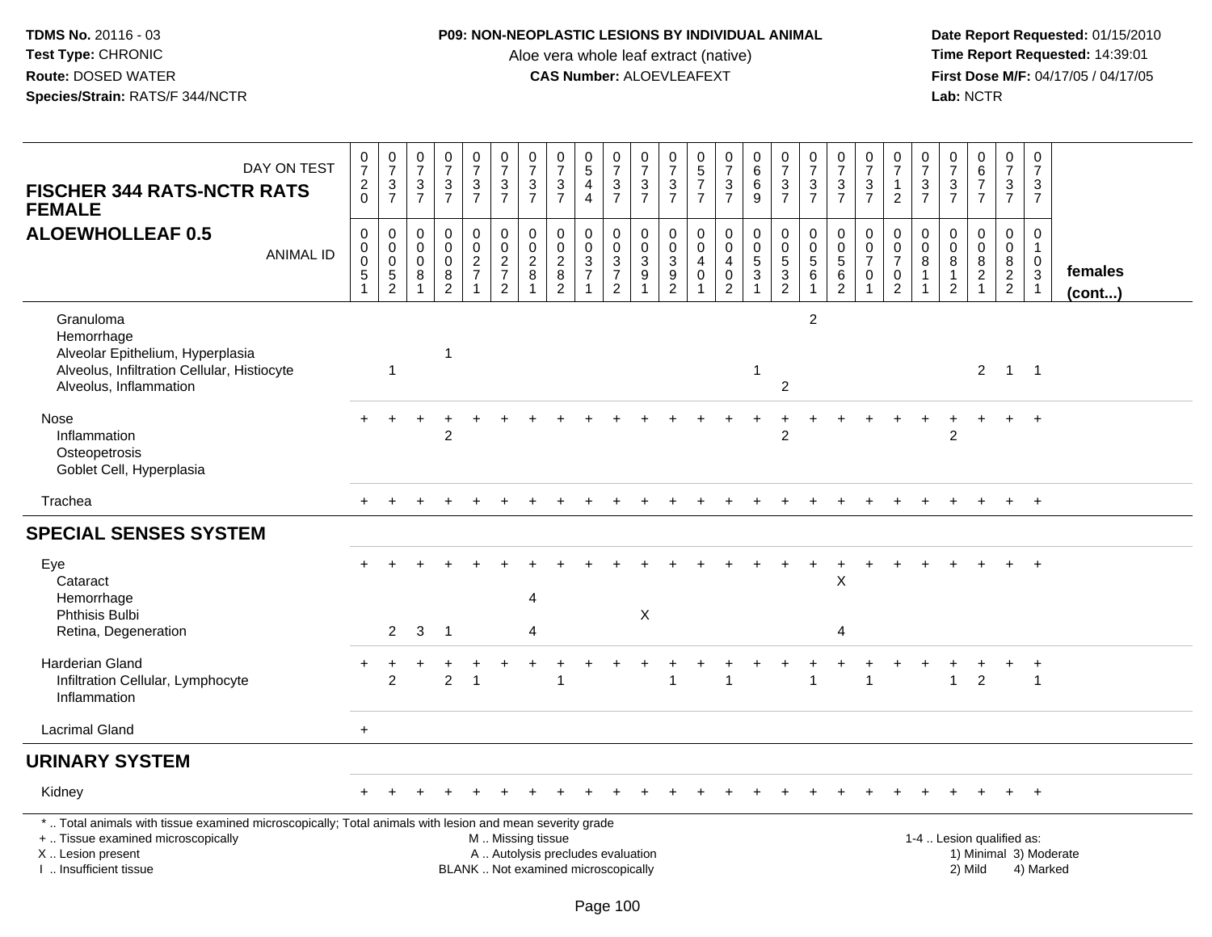**TDMS No.** 20116 - 03
**Test Type:** CHRONIC
**Route:** DOSED WATER
**Species/Strain:** RATS/F 344/NCTR

**P09: NON-NEOPLASTIC LESIONS BY INDIVIDUAL ANIMAL**
Aloe vera whole leaf extract (native)
**CAS Number:** ALOEVLEAFEXT

**Date Report Requested:** 01/15/2010
**Time Report Requested:** 14:39:01
**First Dose M/F:** 04/17/05 / 04/17/05
**Lab:** NCTR

| FISCHER 344 RATS-NCTR RATS FEMALE ALOEWHOLLEAF 0.5 — DAY ON TEST | 0720 | 0737 | 0737 | 0737 | 0737 | 0737 | 0737 | 0737 | 0544 | 0737 | 0737 | 0737 | 0577 | 0737 | 0669 | 0737 | 0737 | 0737 | 0737 | 0712 | 0737 | 0737 | 0677 | 0737 | 0737 | |
|---|---|---|---|---|---|---|---|---|---|---|---|---|---|---|---|---|---|---|---|---|---|---|---|---|---|---|
| ANIMAL ID | 0051 | 0052 | 0081 | 0082 | 0271 | 0272 | 0281 | 0282 | 0371 | 0372 | 0391 | 0392 | 0401 | 0402 | 0531 | 0532 | 0561 | 0562 | 0701 | 0702 | 0811 | 0812 | 0821 | 0822 | 1031 | females (cont...) |
| Granuloma | | | | | | | | | | | | | | | | | 2 | | | | | | | | | |
| Hemorrhage | | | | | | | | | | | | | | | | | | | | | | | | | | |
| Alveolar Epithelium, Hyperplasia | | | | 1 | | | | | | | | | | | | | | | | | | | | | | |
| Alveolus, Infiltration Cellular, Histiocyte | | 1 | | | | | | | | | | | | | 1 | | | | | | | | 2 | 1 | 1 | |
| Alveolus, Inflammation | | | | | | | | | | | | | | | | 2 | | | | | | | | | | |
| Nose | + | + | + | + | + | + | + | + | + | + | + | + | + | + | + | + | + | + | + | + | + | + | + | + | + | |
| Inflammation | | | | 2 | | | | | | | | | | | | 2 | | | | | | 2 | | | | |
| Osteopetrosis | | | | | | | | | | | | | | | | | | | | | | | | | | |
| Goblet Cell, Hyperplasia | | | | | | | | | | | | | | | | | | | | | | | | | | |
| Trachea | + | + | + | + | + | + | + | + | + | + | + | + | + | + | + | + | + | + | + | + | + | + | + | + | + | |
| **SPECIAL SENSES SYSTEM** | | | | | | | | | | | | | | | | | | | | | | | | | | |
| Eye | + | + | + | + | + | + | + | + | + | + | + | + | + | + | + | + | + | + | + | + | + | + | + | + | + | |
| Cataract | | | | | | | | | | | | | | | | | | X | | | | | | | | |
| Hemorrhage | | | | | | | 4 | | | | | | | | | | | | | | | | | | | |
| Phthisis Bulbi | | | | | | | | | | | X | | | | | | | | | | | | | | | |
| Retina, Degeneration | | 2 | 3 | 1 | | | 4 | | | | | | | | | | | 4 | | | | | | | | |
| Harderian Gland | + | + | + | + | + | + | + | + | + | + | + | + | + | + | + | + | + | + | + | + | + | + | + | + | + | |
| Infiltration Cellular, Lymphocyte | | 2 | | 2 | 1 | | | 1 | | | | 1 | | 1 | | | 1 | | 1 | | | 1 | 2 | | 1 | |
| Inflammation | | | | | | | | | | | | | | | | | | | | | | | | | | |
| Lacrimal Gland | + | | | | | | | | | | | | | | | | | | | | | | | | | |
| **URINARY SYSTEM** | | | | | | | | | | | | | | | | | | | | | | | | | | |
| Kidney | + | + | + | + | + | + | + | + | + | + | + | + | + | + | + | + | + | + | + | + | + | + | + | + | + | |

\* .. Total animals with tissue examined microscopically; Total animals with lesion and mean severity grade
+ .. Tissue examined microscopically
X .. Lesion present
I .. Insufficient tissue

M .. Missing tissue
A .. Autolysis precludes evaluation
BLANK .. Not examined microscopically

1-4 .. Lesion qualified as:
1) Minimal 3) Moderate
2) Mild 4) Marked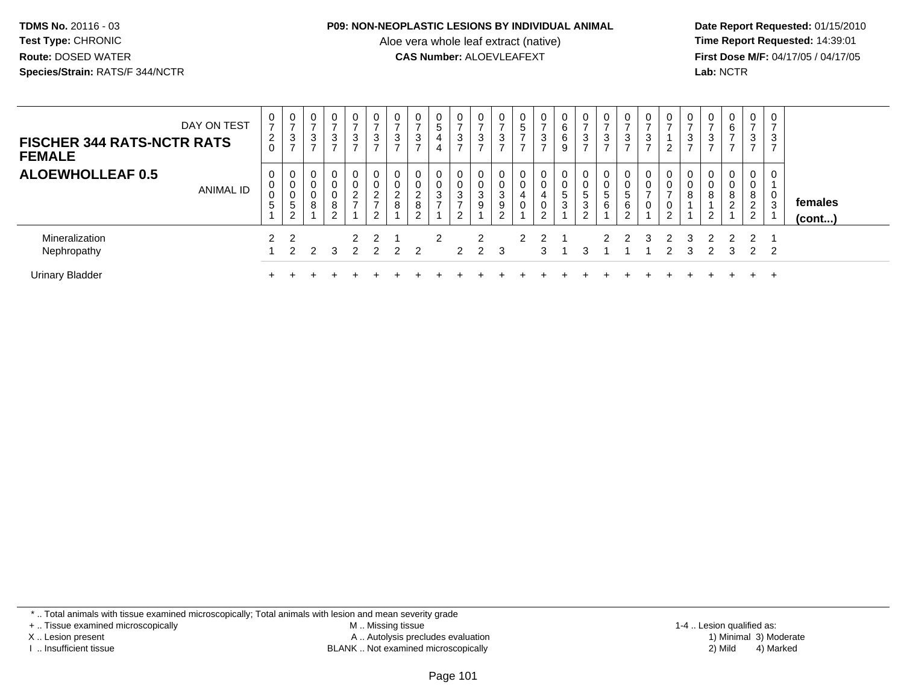**TDMS No.** 20116 - 03
**Test Type:** CHRONIC
**Route:** DOSED WATER
**Species/Strain:** RATS/F 344/NCTR

**P09: NON-NEOPLASTIC LESIONS BY INDIVIDUAL ANIMAL**
Aloe vera whole leaf extract (native)
**CAS Number:** ALOEVLEAFEXT

**Date Report Requested:** 01/15/2010
**Time Report Requested:** 14:39:01
**First Dose M/F:** 04/17/05 / 04/17/05
**Lab:** NCTR

## FISCHER 344 RATS-NCTR RATS FEMALE
## ALOEWHOLLEAF 0.5

| DAY ON TEST | 0720 | 0737 | 0737 | 0737 | 0737 | 0737 | 0737 | 0737 | 0544 | 0737 | 0737 | 0737 | 0577 | 0737 | 0669 | 0737 | 0737 | 0737 | 0737 | 0712 | 0737 | 0737 | 0677 | 0737 | 0737 | |
|---|---|---|---|---|---|---|---|---|---|---|---|---|---|---|---|---|---|---|---|---|---|---|---|---|---|---|
| **ANIMAL ID** | 00051 | 00052 | 00081 | 00082 | 00271 | 00272 | 00281 | 00282 | 00371 | 00372 | 00391 | 00392 | 00401 | 00402 | 00531 | 00532 | 00561 | 00562 | 00701 | 00702 | 00811 | 00812 | 00821 | 00822 | 01031 | **females (cont...)** |
| Mineralization | 2 | 2 | | | 2 | 2 | 1 | | 2 | | 2 | | 2 | 2 | 1 | | 2 | 2 | 3 | 2 | 3 | 2 | 2 | 2 | 1 | |
| Nephropathy | 1 | 2 | 2 | 3 | 2 | 2 | 2 | 2 | | 2 | 2 | 3 | | 3 | 1 | 3 | 1 | 1 | 1 | 2 | 3 | 2 | 3 | 2 | 2 | |
| Urinary Bladder | + | + | + | + | + | + | + | + | + | + | + | + | + | + | + | + | + | + | + | + | + | + | + | + | + | |

* .. Total animals with tissue examined microscopically; Total animals with lesion and mean severity grade
+ .. Tissue examined microscopically
X .. Lesion present
I .. Insufficient tissue
M .. Missing tissue
A .. Autolysis precludes evaluation
BLANK .. Not examined microscopically
1-4 .. Lesion qualified as:
1) Minimal 3) Moderate
2) Mild 4) Marked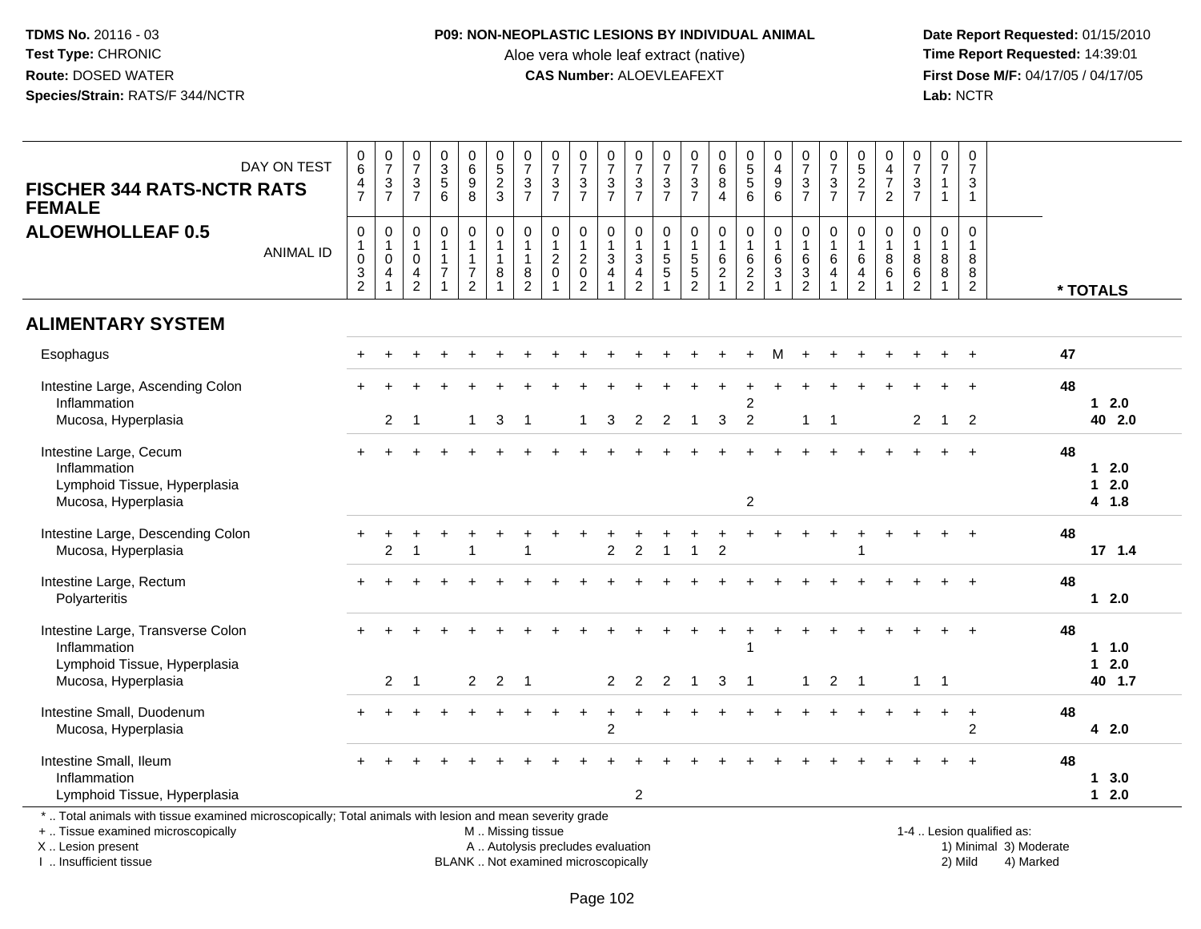**TDMS No.** 20116 - 03
**Test Type:** CHRONIC
**Route:** DOSED WATER
**Species/Strain:** RATS/F 344/NCTR

**P09: NON-NEOPLASTIC LESIONS BY INDIVIDUAL ANIMAL**
Aloe vera whole leaf extract (native)
**CAS Number:** ALOEVLEAFEXT

**Date Report Requested:** 01/15/2010
**Time Report Requested:** 14:39:01
**First Dose M/F:** 04/17/05 / 04/17/05
**Lab:** NCTR

## FISCHER 344 RATS-NCTR RATS FEMALE
## ALOEWHOLLEAF 0.5

| DAY ON TEST | 0647 | 0737 | 0737 | 0356 | 0698 | 0523 | 0737 | 0737 | 0737 | 0737 | 0737 | 0737 | 0737 | 0684 | 0556 | 0496 | 0737 | 0737 | 0527 | 0472 | 0737 | 0711 | 0731 | |
|---|---|---|---|---|---|---|---|---|---|---|---|---|---|---|---|---|---|---|---|---|---|---|---|---|
| **ANIMAL ID** | 01032 | 01041 | 01042 | 01171 | 01172 | 01181 | 01182 | 01201 | 01202 | 01341 | 01342 | 01551 | 01552 | 01621 | 01622 | 01631 | 01632 | 01641 | 01642 | 01861 | 01862 | 01881 | 01882 | *** TOTALS** |
| **ALIMENTARY SYSTEM** | | | | | | | | | | | | | | | | | | | | | | | | |
| Esophagus | + | + | + | + | + | + | + | + | + | + | + | + | + | + | + | M | + | + | + | + | + | + | + | 47 |
| Intestine Large, Ascending Colon | + | + | + | + | + | + | + | + | + | + | + | + | + | + | + | + | + | + | + | + | + | + | + | 48 |
| Inflammation | | | | | | | | | | | | | | | 2 | | | | | | | | | 1 2.0 |
| Mucosa, Hyperplasia | | 2 | 1 | | 1 | 3 | 1 | | 1 | 3 | 2 | 2 | 1 | 3 | 2 | | 1 | 1 | | | 2 | 1 | 2 | 40 2.0 |
| Intestine Large, Cecum | + | + | + | + | + | + | + | + | + | + | + | + | + | + | + | + | + | + | + | + | + | + | + | 48 |
| Inflammation | | | | | | | | | | | | | | | | | | | | | | | | 1 2.0 |
| Lymphoid Tissue, Hyperplasia | | | | | | | | | | | | | | | | | | | | | | | | 1 2.0 |
| Mucosa, Hyperplasia | | | | | | | | | | | | | | | 2 | | | | | | | | | 4 1.8 |
| Intestine Large, Descending Colon | + | + | + | + | + | + | + | + | + | + | + | + | + | + | + | + | + | + | + | + | + | + | + | 48 |
| Mucosa, Hyperplasia | | 2 | 1 | | 1 | | 1 | | | 2 | 2 | 1 | 1 | 2 | | | | | 1 | | | | | 17 1.4 |
| Intestine Large, Rectum | + | + | + | + | + | + | + | + | + | + | + | + | + | + | + | + | + | + | + | + | + | + | + | 48 |
| Polyarteritis | | | | | | | | | | | | | | | | | | | | | | | | 1 2.0 |
| Intestine Large, Transverse Colon | + | + | + | + | + | + | + | + | + | + | + | + | + | + | + | + | + | + | + | + | + | + | + | 48 |
| Inflammation | | | | | | | | | | | | | | | 1 | | | | | | | | | 1 1.0 |
| Lymphoid Tissue, Hyperplasia | | | | | | | | | | | | | | | | | | | | | | | | 1 2.0 |
| Mucosa, Hyperplasia | | 2 | 1 | | 2 | 2 | 1 | | | 2 | 2 | 2 | 1 | 3 | 1 | | 1 | 2 | 1 | | 1 | 1 | | 40 1.7 |
| Intestine Small, Duodenum | + | + | + | + | + | + | + | + | + | + | + | + | + | + | + | + | + | + | + | + | + | + | + | 48 |
| Mucosa, Hyperplasia | | | | | | | | | | 2 | | | | | | | | | | | | | 2 | 4 2.0 |
| Intestine Small, Ileum | + | + | + | + | + | + | + | + | + | + | + | + | + | + | + | + | + | + | + | + | + | + | + | 48 |
| Inflammation | | | | | | | | | | | | | | | | | | | | | | | | 1 3.0 |
| Lymphoid Tissue, Hyperplasia | | | | | | | | | | | 2 | | | | | | | | | | | | | 1 2.0 |

* .. Total animals with tissue examined microscopically; Total animals with lesion and mean severity grade
+ .. Tissue examined microscopically
X .. Lesion present
I .. Insufficient tissue

M .. Missing tissue
A .. Autolysis precludes evaluation
BLANK .. Not examined microscopically

1-4 .. Lesion qualified as:
1) Minimal 3) Moderate
2) Mild 4) Marked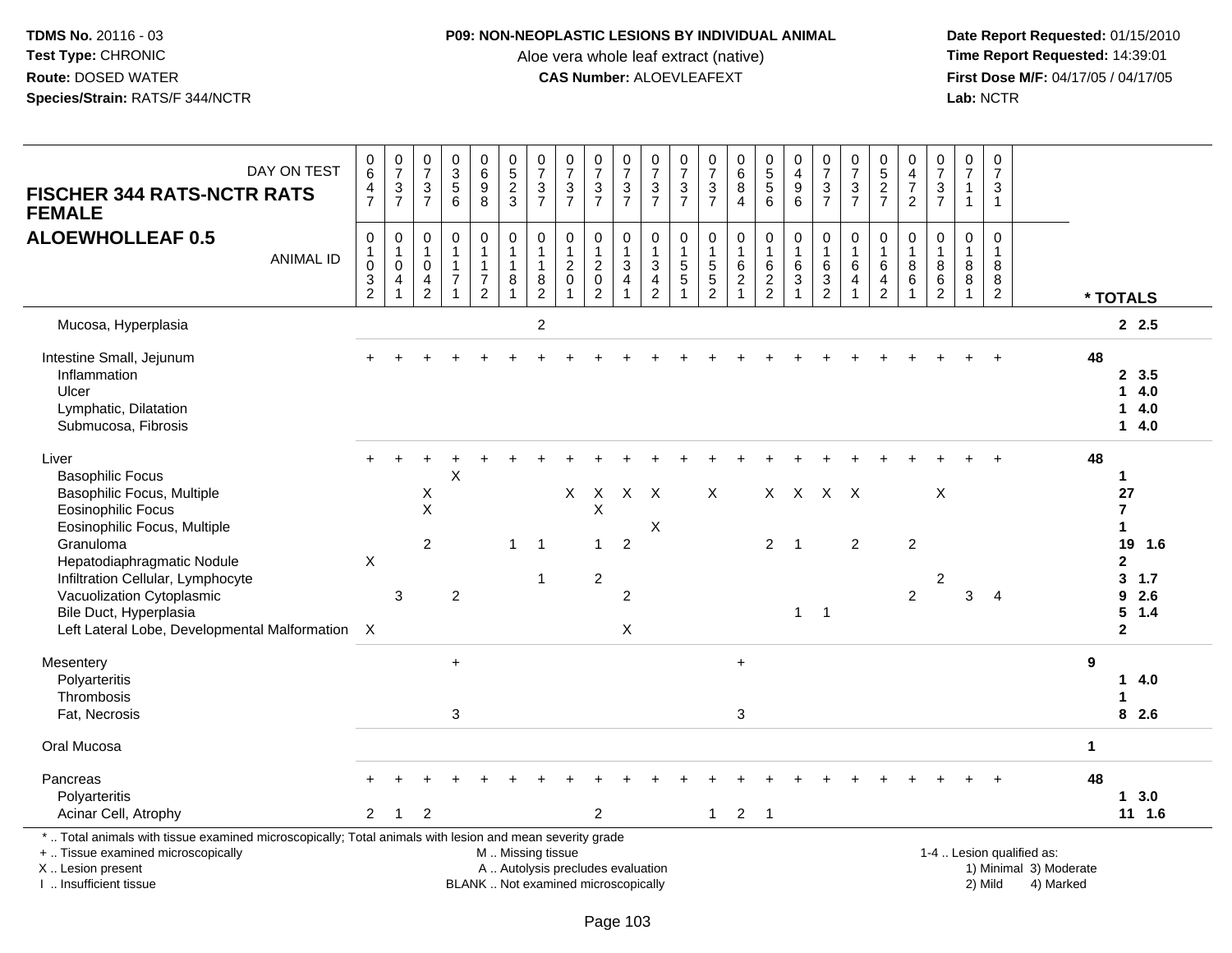**TDMS No.** 20116 - 03
**Test Type:** CHRONIC
**Route:** DOSED WATER
**Species/Strain:** RATS/F 344/NCTR

**P09: NON-NEOPLASTIC LESIONS BY INDIVIDUAL ANIMAL**
Aloe vera whole leaf extract (native)
**CAS Number:** ALOEVLEAFEXT

**Date Report Requested:** 01/15/2010
**Time Report Requested:** 14:39:01
**First Dose M/F:** 04/17/05 / 04/17/05
**Lab:** NCTR

**FISCHER 344 RATS-NCTR RATS FEMALE**
**ALOEWHOLLEAF 0.5**

| DAY ON TEST | 0647 | 0737 | 0737 | 0356 | 0698 | 0523 | 0737 | 0737 | 0737 | 0737 | 0737 | 0737 | 0737 | 0684 | 0556 | 0496 | 0737 | 0737 | 0527 | 0472 | 0737 | 0711 | 0731 | |
|---|---|---|---|---|---|---|---|---|---|---|---|---|---|---|---|---|---|---|---|---|---|---|---|---|
| **ANIMAL ID** | 01032 | 01041 | 01042 | 01171 | 01172 | 01181 | 01182 | 01201 | 01202 | 01341 | 01342 | 01551 | 01552 | 01621 | 01622 | 01631 | 01632 | 01641 | 01642 | 01861 | 01862 | 01881 | 01882 | *** TOTALS** |
| Mucosa, Hyperplasia | | | | | | | 2 | | | | | | | | | | | | | | | | | 2 2.5 |
| Intestine Small, Jejunum | + | + | + | + | + | + | + | + | + | + | + | + | + | + | + | + | + | + | + | + | + | + | + | 48 |
| Inflammation | | | | | | | | | | | | | | | | | | | | | | | | 2 3.5 |
| Ulcer | | | | | | | | | | | | | | | | | | | | | | | | 1 4.0 |
| Lymphatic, Dilatation | | | | | | | | | | | | | | | | | | | | | | | | 1 4.0 |
| Submucosa, Fibrosis | | | | | | | | | | | | | | | | | | | | | | | | 1 4.0 |
| Liver | + | + | + | + | + | + | + | + | + | + | + | + | + | + | + | + | + | + | + | + | + | + | + | 48 |
| Basophilic Focus | | | | X | | | | | | | | | | | | | | | | | | | | 1 |
| Basophilic Focus, Multiple | | | X | | | | | X | X | X | X | | X | | X | X | X | X | | | X | | | 27 |
| Eosinophilic Focus | | | X | | | | | | X | | | | | | | | | | | | | | | 7 |
| Eosinophilic Focus, Multiple | | | | | | | | | | | X | | | | | | | | | | | | | 1 |
| Granuloma | | | 2 | | | 1 | 1 | | 1 | 2 | | | | | 2 | 1 | | 2 | | 2 | | | | 19 1.6 |
| Hepatodiaphragmatic Nodule | X | | | | | | | | | | | | | | | | | | | | | | | 2 |
| Infiltration Cellular, Lymphocyte | | | | | | | 1 | | 2 | | | | | | | | | | | | 2 | | | 3 1.7 |
| Vacuolization Cytoplasmic | | 3 | | 2 | | | | | | | 2 | | | | | | | | | 2 | | 3 | 4 | 9 2.6 |
| Bile Duct, Hyperplasia | | | | | | | | | | | | | | | | 1 | 1 | | | | | | | 5 1.4 |
| Left Lateral Lobe, Developmental Malformation | X | | | | | | | | | X | | | | | | | | | | | | | | 2 |
| Mesentery | | | | + | | | | | | | | | | + | | | | | | | | | | 9 |
| Polyarteritis | | | | | | | | | | | | | | | | | | | | | | | | 1 4.0 |
| Thrombosis | | | | | | | | | | | | | | | | | | | | | | | | 1 |
| Fat, Necrosis | | | | 3 | | | | | | | | | | 3 | | | | | | | | | | 8 2.6 |
| Oral Mucosa | | | | | | | | | | | | | | | | | | | | | | | | 1 |
| Pancreas | + | + | + | + | + | + | + | + | + | + | + | + | + | + | + | + | + | + | + | + | + | + | + | 48 |
| Polyarteritis | | | | | | | | | | | | | | | | | | | | | | | | 1 3.0 |
| Acinar Cell, Atrophy | 2 | 1 | 2 | | | | | | 2 | | | | 1 | 2 | 1 | | | | | | | | | 11 1.6 |

\* .. Total animals with tissue examined microscopically; Total animals with lesion and mean severity grade
\+ .. Tissue examined microscopically
X .. Lesion present
I .. Insufficient tissue

M .. Missing tissue
A .. Autolysis precludes evaluation
BLANK .. Not examined microscopically

1-4 .. Lesion qualified as:
1) Minimal 3) Moderate
2) Mild 4) Marked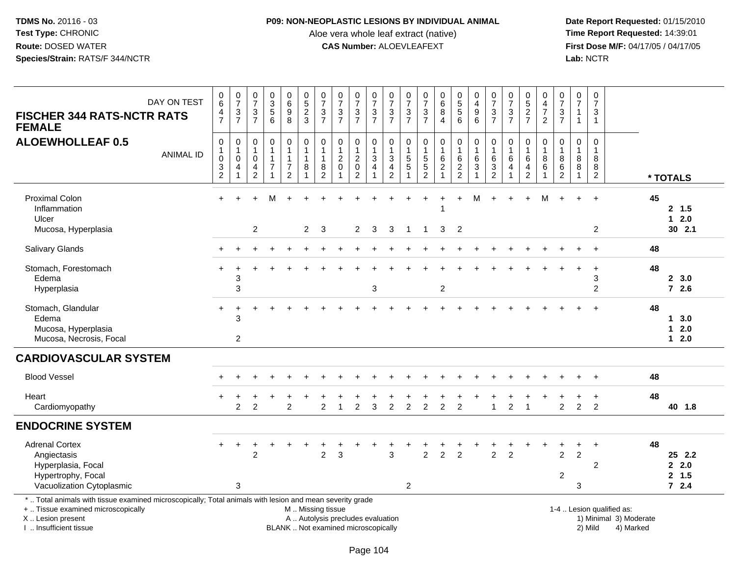**TDMS No.** 20116 - 03
**Test Type:** CHRONIC
**Route:** DOSED WATER
**Species/Strain:** RATS/F 344/NCTR

**P09: NON-NEOPLASTIC LESIONS BY INDIVIDUAL ANIMAL**
Aloe vera whole leaf extract (native)
**CAS Number:** ALOEVLEAFEXT

**Date Report Requested:** 01/15/2010
**Time Report Requested:** 14:39:01
**First Dose M/F:** 04/17/05 / 04/17/05
**Lab:** NCTR

## FISCHER 344 RATS-NCTR RATS FEMALE
## ALOEWHOLLEAF 0.5

| DAY ON TEST | 0647 | 0737 | 0737 | 0356 | 0698 | 0523 | 0737 | 0737 | 0737 | 0737 | 0737 | 0737 | 0737 | 0684 | 0556 | 0496 | 0737 | 0737 | 0527 | 0472 | 0737 | 0711 | 0731 | |
|---|---|---|---|---|---|---|---|---|---|---|---|---|---|---|---|---|---|---|---|---|---|---|---|---|
| **ANIMAL ID** | 01032 | 01041 | 01042 | 01171 | 01172 | 01181 | 01182 | 01201 | 01202 | 01341 | 01342 | 01551 | 01552 | 01621 | 01622 | 01631 | 01632 | 01641 | 01642 | 01861 | 01862 | 01881 | 01882 | *** TOTALS** |
| Proximal Colon | + | + | + | M | + | + | + | + | + | + | + | + | + | + | + | M | + | + | + | M | + | + | + | 45 |
| Inflammation | | | | | | | | | | | | | | 1 | | | | | | | | | | 2 1.5 |
| Ulcer | | | | | | | | | | | | | | | | | | | | | | | | 1 2.0 |
| Mucosa, Hyperplasia | | | 2 | | | 2 | 3 | | 2 | 3 | 3 | 1 | 1 | 3 | 2 | | | | | | | | 2 | 30 2.1 |
| Salivary Glands | + | + | + | + | + | + | + | + | + | + | + | + | + | + | + | + | + | + | + | + | + | + | + | 48 |
| Stomach, Forestomach | + | + | + | + | + | + | + | + | + | + | + | + | + | + | + | + | + | + | + | + | + | + | + | 48 |
| Edema | | 3 | | | | | | | | | | | | | | | | | | | | | 3 | 2 3.0 |
| Hyperplasia | | 3 | | | | | | | | 3 | | | | 2 | | | | | | | | | 2 | 7 2.6 |
| Stomach, Glandular | + | + | + | + | + | + | + | + | + | + | + | + | + | + | + | + | + | + | + | + | + | + | + | 48 |
| Edema | | 3 | | | | | | | | | | | | | | | | | | | | | | 1 3.0 |
| Mucosa, Hyperplasia | | | | | | | | | | | | | | | | | | | | | | | | 1 2.0 |
| Mucosa, Necrosis, Focal | | 2 | | | | | | | | | | | | | | | | | | | | | | 1 2.0 |
| **CARDIOVASCULAR SYSTEM** | | | | | | | | | | | | | | | | | | | | | | | | |
| Blood Vessel | + | + | + | + | + | + | + | + | + | + | + | + | + | + | + | + | + | + | + | + | + | + | + | 48 |
| Heart | + | + | + | + | + | + | + | + | + | + | + | + | + | + | + | + | + | + | + | + | + | + | + | 48 |
| Cardiomyopathy | | 2 | 2 | | 2 | | 2 | 1 | 2 | 3 | 2 | 2 | 2 | 2 | 2 | | 1 | 2 | 1 | | 2 | 2 | 2 | 40 1.8 |
| **ENDOCRINE SYSTEM** | | | | | | | | | | | | | | | | | | | | | | | | |
| Adrenal Cortex | + | + | + | + | + | + | + | + | + | + | + | + | + | + | + | + | + | + | + | + | + | + | + | 48 |
| Angiectasis | | | 2 | | | | 2 | 3 | | | 3 | | 2 | 2 | 2 | | 2 | 2 | | | 2 | 2 | | 25 2.2 |
| Hyperplasia, Focal | | | | | | | | | | | | | | | | | | | | | | | 2 | 2 2.0 |
| Hypertrophy, Focal | | | | | | | | | | | | | | | | | | | | | 2 | | | 2 1.5 |
| Vacuolization Cytoplasmic | | 3 | | | | | | | | | | 2 | | | | | | | | | | 3 | | 7 2.4 |

\* .. Total animals with tissue examined microscopically; Total animals with lesion and mean severity grade
\+ .. Tissue examined microscopically
X .. Lesion present
I .. Insufficient tissue

M .. Missing tissue
A .. Autolysis precludes evaluation
BLANK .. Not examined microscopically

1-4 .. Lesion qualified as:
1) Minimal 3) Moderate
2) Mild 4) Marked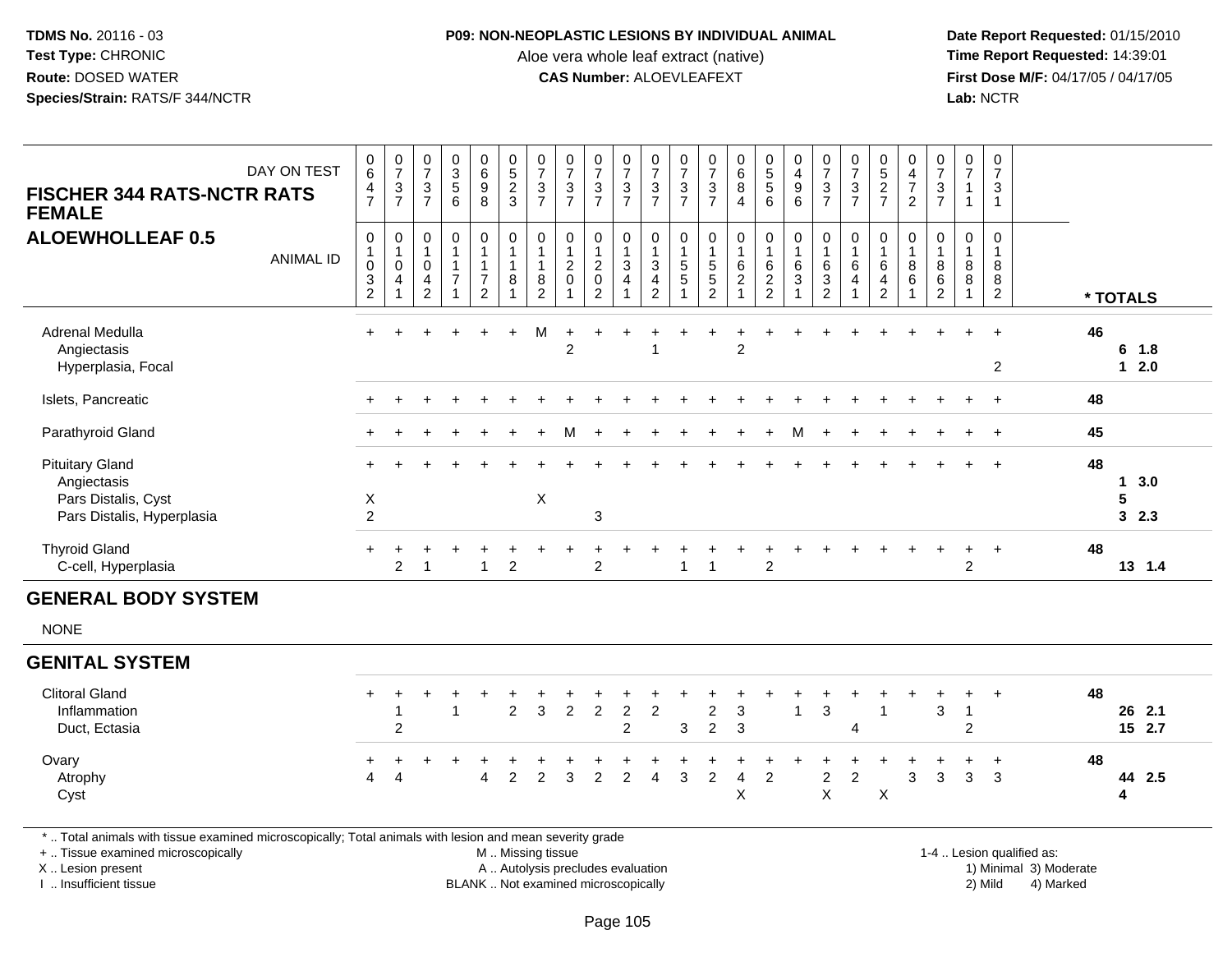**TDMS No.** 20116 - 03
**Test Type:** CHRONIC
**Route:** DOSED WATER
**Species/Strain:** RATS/F 344/NCTR

**P09: NON-NEOPLASTIC LESIONS BY INDIVIDUAL ANIMAL**
Aloe vera whole leaf extract (native)
**CAS Number:** ALOEVLEAFEXT

**Date Report Requested:** 01/15/2010
**Time Report Requested:** 14:39:01
**First Dose M/F:** 04/17/05 / 04/17/05
**Lab:** NCTR

## FISCHER 344 RATS-NCTR RATS FEMALE
## ALOEWHOLLEAF 0.5

| DAY ON TEST | 0647 | 0737 | 0737 | 0356 | 0698 | 0523 | 0737 | 0737 | 0737 | 0737 | 0737 | 0737 | 0737 | 0684 | 0556 | 0496 | 0737 | 0737 | 0527 | 0472 | 0737 | 0711 | 0731 | |
|---|---|---|---|---|---|---|---|---|---|---|---|---|---|---|---|---|---|---|---|---|---|---|---|---|
| **ANIMAL ID** | 01032 | 01041 | 01042 | 01171 | 01172 | 01181 | 01182 | 01201 | 01202 | 01341 | 01342 | 01551 | 01552 | 01621 | 01622 | 01631 | 01632 | 01641 | 01642 | 01861 | 01862 | 01881 | 01882 | *** TOTALS** |
| Adrenal Medulla | + | + | + | + | + | + | M | + | + | + | + | + | + | + | + | + | + | + | + | + | + | + | + | **46** |
| Angiectasis | | | | | | | | 2 | | | 1 | | | 2 | | | | | | | | | | **6 1.8** |
| Hyperplasia, Focal | | | | | | | | | | | | | | | | | | | | | | | 2 | **1 2.0** |
| Islets, Pancreatic | + | + | + | + | + | + | + | + | + | + | + | + | + | + | + | + | + | + | + | + | + | + | + | **48** |
| Parathyroid Gland | + | + | + | + | + | + | + | M | + | + | + | + | + | + | + | M | + | + | + | + | + | + | + | **45** |
| Pituitary Gland | + | + | + | + | + | + | + | + | + | + | + | + | + | + | + | + | + | + | + | + | + | + | + | **48** |
| Angiectasis | | | | | | | | | | | | | | | | | | | | | | | | **1 3.0** |
| Pars Distalis, Cyst | X | | | | | | X | | | | | | | | | | | | | | | | | **5** |
| Pars Distalis, Hyperplasia | 2 | | | | | | | | 3 | | | | | | | | | | | | | | | **3 2.3** |
| Thyroid Gland | + | + | + | + | + | + | + | + | + | + | + | + | + | + | + | + | + | + | + | + | + | + | + | **48** |
| C-cell, Hyperplasia | | 2 | 1 | | 1 | 2 | | | 2 | | | 1 | 1 | | 2 | | | | | | | 2 | | **13 1.4** |

## GENERAL BODY SYSTEM

NONE

## GENITAL SYSTEM

| | 01032 | 01041 | 01042 | 01171 | 01172 | 01181 | 01182 | 01201 | 01202 | 01341 | 01342 | 01551 | 01552 | 01621 | 01622 | 01631 | 01632 | 01641 | 01642 | 01861 | 01862 | 01881 | 01882 | *** TOTALS** |
|---|---|---|---|---|---|---|---|---|---|---|---|---|---|---|---|---|---|---|---|---|---|---|---|---|
| Clitoral Gland | + | + | + | + | + | + | + | + | + | + | + | + | + | + | + | + | + | + | + | + | + | + | + | **48** |
| Inflammation | | 1 | | 1 | | 2 | 3 | 2 | 2 | 2 | 2 | | 2 | 3 | | 1 | 3 | | 1 | | 3 | 1 | | **26 2.1** |
| Duct, Ectasia | | 2 | | | | | | | | 2 | | 3 | 2 | 3 | | | | 4 | | | | 2 | | **15 2.7** |
| Ovary | + | + | + | + | + | + | + | + | + | + | + | + | + | + | + | + | + | + | + | + | + | + | + | **48** |
| Atrophy | 4 | 4 | | | 4 | 2 | 2 | 3 | 2 | 2 | 4 | 3 | 2 | 4 | 2 | | 2 | 2 | | 3 | 3 | 3 | 3 | **44 2.5** |
| Cyst | | | | | | | | | | | | | | X | | | X | | X | | | | | **4** |

* .. Total animals with tissue examined microscopically; Total animals with lesion and mean severity grade
+ .. Tissue examined microscopically
X .. Lesion present
I .. Insufficient tissue

M .. Missing tissue
A .. Autolysis precludes evaluation
BLANK .. Not examined microscopically

1-4 .. Lesion qualified as:
1) Minimal 3) Moderate
2) Mild 4) Marked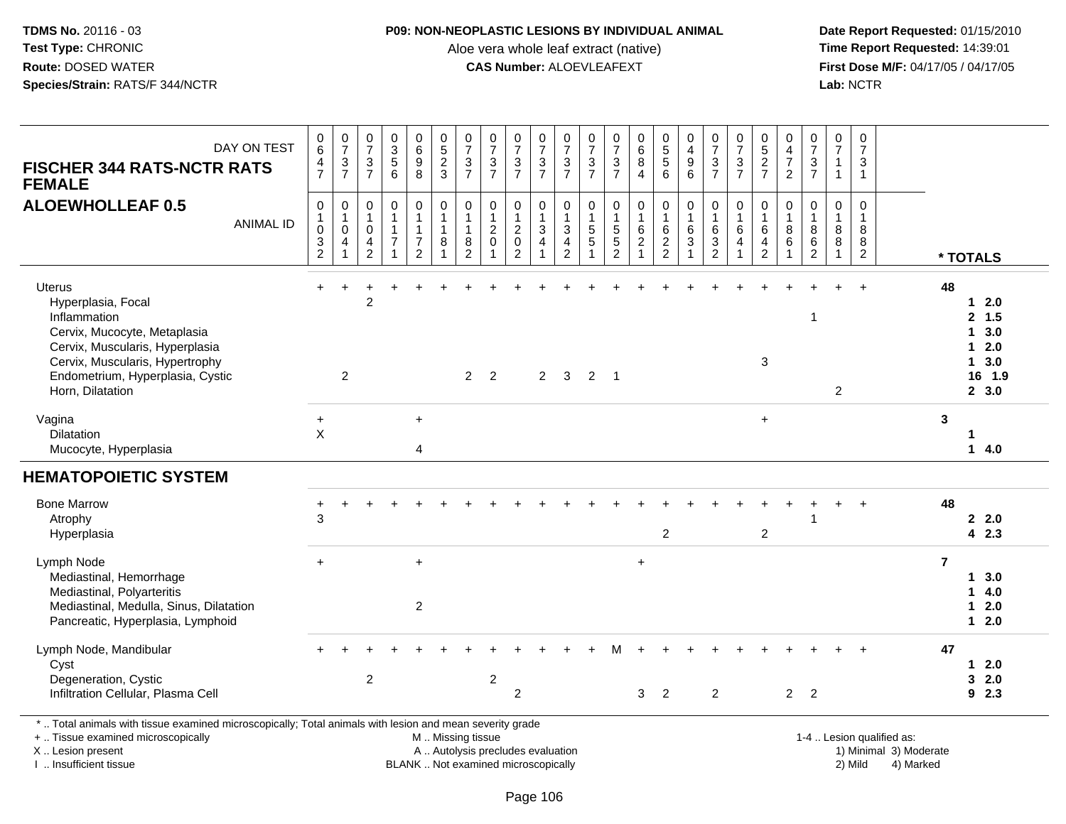**TDMS No.** 20116 - 03
**Test Type:** CHRONIC
**Route:** DOSED WATER
**Species/Strain:** RATS/F 344/NCTR

**P09: NON-NEOPLASTIC LESIONS BY INDIVIDUAL ANIMAL**
Aloe vera whole leaf extract (native)
**CAS Number:** ALOEVLEAFEXT

**Date Report Requested:** 01/15/2010
**Time Report Requested:** 14:39:01
**First Dose M/F:** 04/17/05 / 04/17/05
**Lab:** NCTR

## FISCHER 344 RATS-NCTR RATS FEMALE
## ALOEWHOLLEAF 0.5

| DAY ON TEST | 0647 | 0737 | 0737 | 0356 | 0698 | 0523 | 0737 | 0737 | 0737 | 0737 | 0737 | 0737 | 0737 | 0684 | 0556 | 0496 | 0737 | 0737 | 0527 | 0472 | 0737 | 0711 | 0731 | |
|---|---|---|---|---|---|---|---|---|---|---|---|---|---|---|---|---|---|---|---|---|---|---|---|---|
| **ANIMAL ID** | 01032 | 01041 | 01042 | 01171 | 01172 | 01181 | 01182 | 01201 | 01202 | 01341 | 01342 | 01551 | 01552 | 01621 | 01622 | 01631 | 01632 | 01641 | 01642 | 01861 | 01862 | 01881 | 01882 | *** TOTALS** |
| Uterus | + | + | + | + | + | + | + | + | + | + | + | + | + | + | + | + | + | + | + | + | + | + | + | 48 |
| Hyperplasia, Focal | | | 2 | | | | | | | | | | | | | | | | | | | | | 1 2.0 |
| Inflammation | | | | | | | | | | | | | | | | | | | | | 1 | | | 2 1.5 |
| Cervix, Mucocyte, Metaplasia | | | | | | | | | | | | | | | | | | | | | | | | 1 3.0 |
| Cervix, Muscularis, Hyperplasia | | | | | | | | | | | | | | | | | | | | | | | | 1 2.0 |
| Cervix, Muscularis, Hypertrophy | | | | | | | | | | | | | | | | | | | 3 | | | | | 1 3.0 |
| Endometrium, Hyperplasia, Cystic | | 2 | | | | | 2 | 2 | | 2 | 3 | 2 | 1 | | | | | | | | | | | 16 1.9 |
| Horn, Dilatation | | | | | | | | | | | | | | | | | | | | | | 2 | | 2 3.0 |
| Vagina | + | | | | + | | | | | | | | | | | | | | + | | | | | 3 |
| Dilatation | X | | | | | | | | | | | | | | | | | | | | | | | 1 |
| Mucocyte, Hyperplasia | | | | | 4 | | | | | | | | | | | | | | | | | | | 1 4.0 |
| **HEMATOPOIETIC SYSTEM** | | | | | | | | | | | | | | | | | | | | | | | | |
| Bone Marrow | + | + | + | + | + | + | + | + | + | + | + | + | + | + | + | + | + | + | + | + | + | + | + | 48 |
| Atrophy | 3 | | | | | | | | | | | | | | | | | | | | 1 | | | 2 2.0 |
| Hyperplasia | | | | | | | | | | | | | | | 2 | | | | 2 | | | | | 4 2.3 |
| Lymph Node | + | | | | + | | | | | | | | | + | | | | | | | | | | 7 |
| Mediastinal, Hemorrhage | | | | | | | | | | | | | | | | | | | | | | | | 1 3.0 |
| Mediastinal, Polyarteritis | | | | | | | | | | | | | | | | | | | | | | | | 1 4.0 |
| Mediastinal, Medulla, Sinus, Dilatation | | | | | 2 | | | | | | | | | | | | | | | | | | | 1 2.0 |
| Pancreatic, Hyperplasia, Lymphoid | | | | | | | | | | | | | | | | | | | | | | | | 1 2.0 |
| Lymph Node, Mandibular | + | + | + | + | + | + | + | + | + | + | + | + | M | + | + | + | + | + | + | + | + | + | + | 47 |
| Cyst | | | | | | | | | | | | | | | | | | | | | | | | 1 2.0 |
| Degeneration, Cystic | | | 2 | | | | | 2 | | | | | | | | | | | | | | | | 3 2.0 |
| Infiltration Cellular, Plasma Cell | | | | | | | | | 2 | | | | | 3 | 2 | | 2 | | | 2 | 2 | | | 9 2.3 |

\* .. Total animals with tissue examined microscopically; Total animals with lesion and mean severity grade
+ .. Tissue examined microscopically
X .. Lesion present
I .. Insufficient tissue
M .. Missing tissue
A .. Autolysis precludes evaluation
BLANK .. Not examined microscopically
1-4 .. Lesion qualified as: 1) Minimal 2) Mild 3) Moderate 4) Marked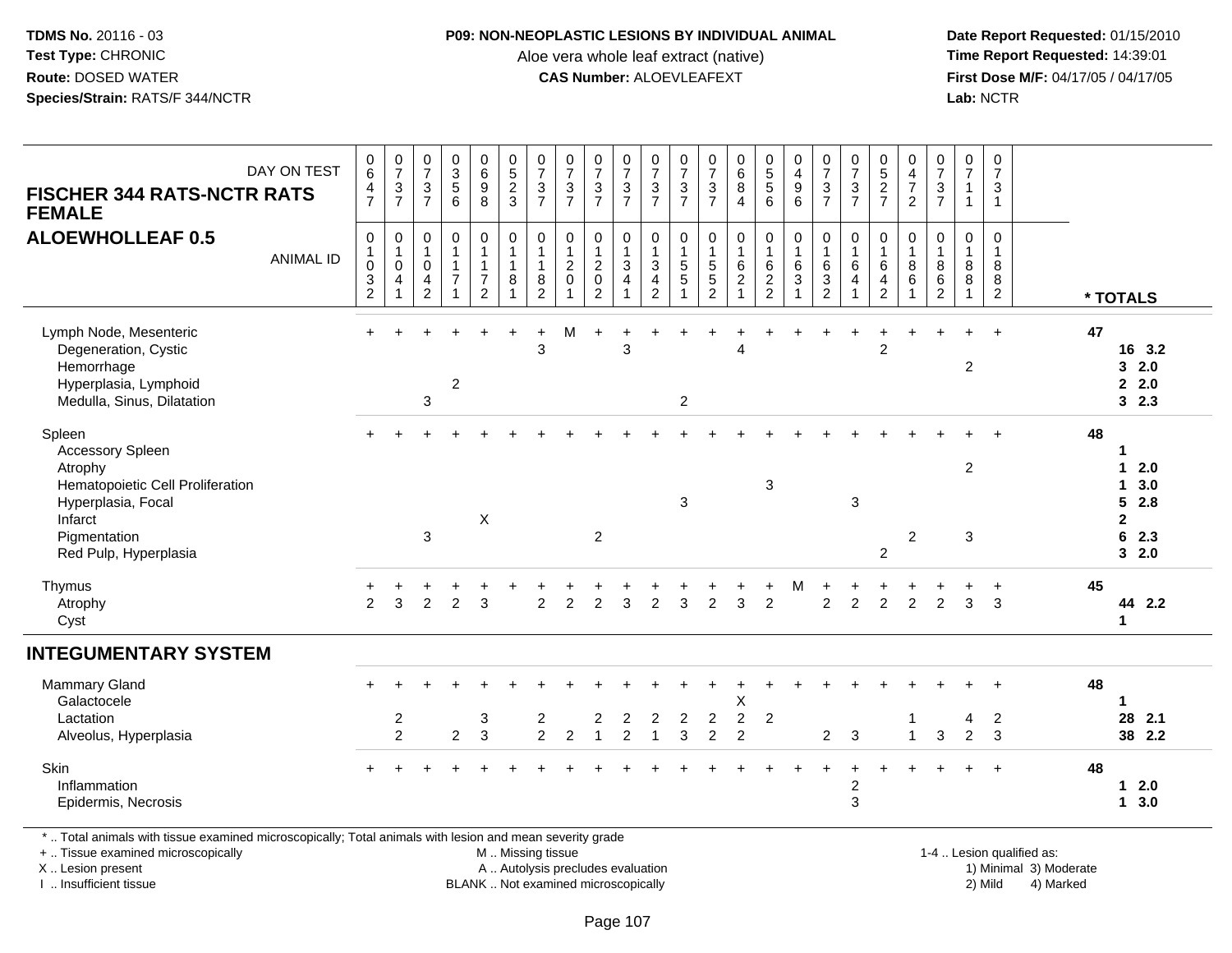**TDMS No.** 20116 - 03
**Test Type:** CHRONIC
**Route:** DOSED WATER
**Species/Strain:** RATS/F 344/NCTR

**P09: NON-NEOPLASTIC LESIONS BY INDIVIDUAL ANIMAL**
Aloe vera whole leaf extract (native)
**CAS Number:** ALOEVLEAFEXT

**Date Report Requested:** 01/15/2010
**Time Report Requested:** 14:39:01
**First Dose M/F:** 04/17/05 / 04/17/05
**Lab:** NCTR

**FISCHER 344 RATS-NCTR RATS FEMALE**
**ALOEWHOLLEAF 0.5**

| DAY ON TEST | 0647 | 0737 | 0737 | 0356 | 0698 | 0523 | 0737 | 0737 | 0737 | 0737 | 0737 | 0737 | 0737 | 0684 | 0556 | 0496 | 0737 | 0737 | 0527 | 0472 | 0737 | 0711 | 0731 | |
|---|---|---|---|---|---|---|---|---|---|---|---|---|---|---|---|---|---|---|---|---|---|---|---|---|
| **ANIMAL ID** | 01032 | 01041 | 01042 | 01171 | 01172 | 01181 | 01182 | 01201 | 01202 | 01341 | 01342 | 01551 | 01552 | 01621 | 01622 | 01631 | 01632 | 01641 | 01642 | 01861 | 01862 | 01881 | 01882 | *** TOTALS** |
| Lymph Node, Mesenteric | + | + | + | + | + | + | + | M | + | + | + | + | + | + | + | + | + | + | + | + | + | + | + | **47** |
| Degeneration, Cystic | | | | | | | 3 | | | 3 | | | | 4 | | | | | 2 | | | | | **16 3.2** |
| Hemorrhage | | | | | | | | | | | | | | | | | | | | | | 2 | | **3 2.0** |
| Hyperplasia, Lymphoid | | | | 2 | | | | | | | | | | | | | | | | | | | | **2 2.0** |
| Medulla, Sinus, Dilatation | | | 3 | | | | | | | | | 2 | | | | | | | | | | | | **3 2.3** |
| Spleen | + | + | + | + | + | + | + | + | + | + | + | + | + | + | + | + | + | + | + | + | + | + | + | **48** |
| Accessory Spleen | | | | | | | | | | | | | | | | | | | | | | | | **1** |
| Atrophy | | | | | | | | | | | | | | | | | | | | | | 2 | | **1 2.0** |
| Hematopoietic Cell Proliferation | | | | | | | | | | | | | | | 3 | | | | | | | | | **1 3.0** |
| Hyperplasia, Focal | | | | | | | | | | | | 3 | | | | | | 3 | | | | | | **5 2.8** |
| Infarct | | | | | X | | | | | | | | | | | | | | | | | | | **2** |
| Pigmentation | | | 3 | | | | | | 2 | | | | | | | | | | | 2 | | 3 | | **6 2.3** |
| Red Pulp, Hyperplasia | | | | | | | | | | | | | | | | | | | 2 | | | | | **3 2.0** |
| Thymus | + | + | + | + | + | + | + | + | + | + | + | + | + | + | + | M | + | + | + | + | + | + | + | **45** |
| Atrophy | 2 | 3 | 2 | 2 | 3 | | 2 | 2 | 2 | 3 | 2 | 3 | 2 | 3 | 2 | | 2 | 2 | 2 | 2 | 2 | 3 | 3 | **44 2.2** |
| Cyst | | | | | | | | | | | | | | | | | | | | | | | | **1** |
| **INTEGUMENTARY SYSTEM** | | | | | | | | | | | | | | | | | | | | | | | | |
| Mammary Gland | + | + | + | + | + | + | + | + | + | + | + | + | + | + | + | + | + | + | + | + | + | + | + | **48** |
| Galactocele | | | | | | | | | | | | | | X | | | | | | | | | | **1** |
| Lactation | | 2 | | | 3 | | 2 | | 2 | 2 | 2 | 2 | 2 | 2 | 2 | | | | | 1 | | 4 | 2 | **28 2.1** |
| Alveolus, Hyperplasia | | 2 | | 2 | 3 | | 2 | 2 | 1 | 2 | 1 | 3 | 2 | 2 | | | 2 | 3 | | 1 | 3 | 2 | 3 | **38 2.2** |
| Skin | + | + | + | + | + | + | + | + | + | + | + | + | + | + | + | + | + | + | + | + | + | + | + | **48** |
| Inflammation | | | | | | | | | | | | | | | | | | 2 | | | | | | **1 2.0** |
| Epidermis, Necrosis | | | | | | | | | | | | | | | | | | 3 | | | | | | **1 3.0** |

\* .. Total animals with tissue examined microscopically; Total animals with lesion and mean severity grade
\+ .. Tissue examined microscopically
X .. Lesion present
I .. Insufficient tissue

M .. Missing tissue
A .. Autolysis precludes evaluation
BLANK .. Not examined microscopically

1-4 .. Lesion qualified as:
1) Minimal 3) Moderate
2) Mild 4) Marked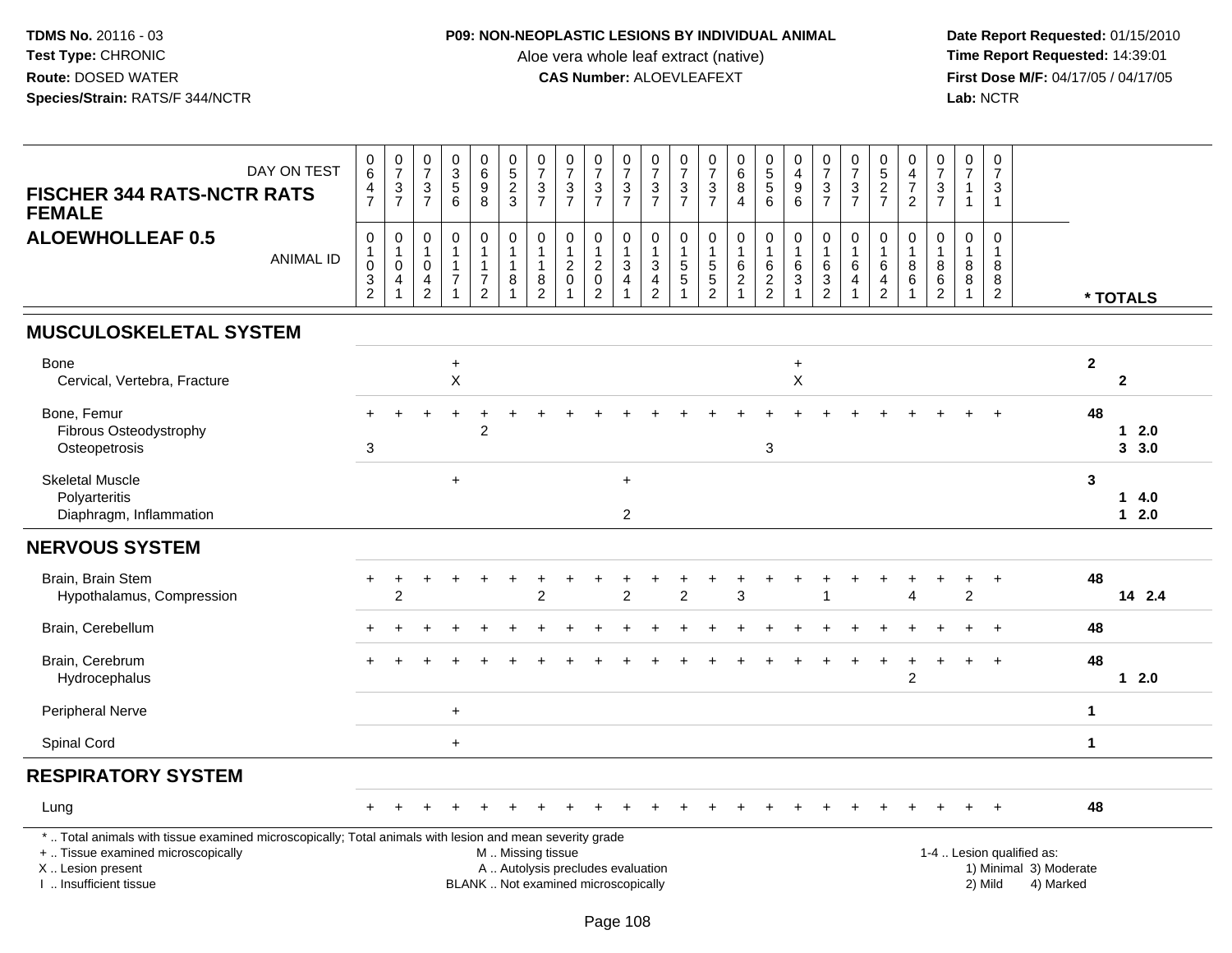**TDMS No.** 20116 - 03
**Test Type:** CHRONIC
**Route:** DOSED WATER
**Species/Strain:** RATS/F 344/NCTR

**P09: NON-NEOPLASTIC LESIONS BY INDIVIDUAL ANIMAL**
Aloe vera whole leaf extract (native)
**CAS Number:** ALOEVLEAFEXT

**Date Report Requested:** 01/15/2010
**Time Report Requested:** 14:39:01
**First Dose M/F:** 04/17/05 / 04/17/05
**Lab:** NCTR

**FISCHER 344 RATS-NCTR RATS FEMALE**
**ALOEWHOLLEAF 0.5**

| DAY ON TEST | 0647 | 0737 | 0737 | 0356 | 0698 | 0523 | 0737 | 0737 | 0737 | 0737 | 0737 | 0737 | 0737 | 0684 | 0556 | 0496 | 0737 | 0737 | 0527 | 0472 | 0737 | 0711 | 0731 | |
|---|---|---|---|---|---|---|---|---|---|---|---|---|---|---|---|---|---|---|---|---|---|---|---|---|
| **ANIMAL ID** | 01032 | 01041 | 01042 | 01171 | 01172 | 01181 | 01182 | 01201 | 01202 | 01341 | 01342 | 01551 | 01552 | 01621 | 01622 | 01631 | 01632 | 01641 | 01642 | 01861 | 01862 | 01881 | 01882 | *** TOTALS** |
| **MUSCULOSKELETAL SYSTEM** | | | | | | | | | | | | | | | | | | | | | | | | |
| Bone | | | | + | | | | | | | | | | | | + | | | | | | | | 2 |
| Cervical, Vertebra, Fracture | | | | X | | | | | | | | | | | | X | | | | | | | | 2 |
| Bone, Femur | + | + | + | + | + | + | + | + | + | + | + | + | + | + | + | + | + | + | + | + | + | + | + | 48 |
| Fibrous Osteodystrophy | | | | | 2 | | | | | | | | | | | | | | | | | | | 1 2.0 |
| Osteopetrosis | 3 | | | | | | | | | | | | | | 3 | | | | | | | | | 3 3.0 |
| Skeletal Muscle | | | | + | | | | | | + | | | | | | | | | | | | | | 3 |
| Polyarteritis | | | | | | | | | | | | | | | | | | | | | | | | 1 4.0 |
| Diaphragm, Inflammation | | | | | | | | | | 2 | | | | | | | | | | | | | | 1 2.0 |
| **NERVOUS SYSTEM** | | | | | | | | | | | | | | | | | | | | | | | | |
| Brain, Brain Stem | + | + | + | + | + | + | + | + | + | + | + | + | + | + | + | + | + | + | + | + | + | + | + | 48 |
| Hypothalamus, Compression | | 2 | | | | | 2 | | | 2 | | 2 | | 3 | | | 1 | | | 4 | | 2 | | 14 2.4 |
| Brain, Cerebellum | + | + | + | + | + | + | + | + | + | + | + | + | + | + | + | + | + | + | + | + | + | + | + | 48 |
| Brain, Cerebrum | + | + | + | + | + | + | + | + | + | + | + | + | + | + | + | + | + | + | + | + | + | + | + | 48 |
| Hydrocephalus | | | | | | | | | | | | | | | | | | | | 2 | | | | 1 2.0 |
| Peripheral Nerve | | | | + | | | | | | | | | | | | | | | | | | | | 1 |
| Spinal Cord | | | | + | | | | | | | | | | | | | | | | | | | | 1 |
| **RESPIRATORY SYSTEM** | | | | | | | | | | | | | | | | | | | | | | | | |
| Lung | + | + | + | + | + | + | + | + | + | + | + | + | + | + | + | + | + | + | + | + | + | + | + | 48 |

\* .. Total animals with tissue examined microscopically; Total animals with lesion and mean severity grade
\+ .. Tissue examined microscopically
X .. Lesion present
I .. Insufficient tissue
M .. Missing tissue
A .. Autolysis precludes evaluation
BLANK .. Not examined microscopically
1-4 .. Lesion qualified as: 1) Minimal 2) Mild 3) Moderate 4) Marked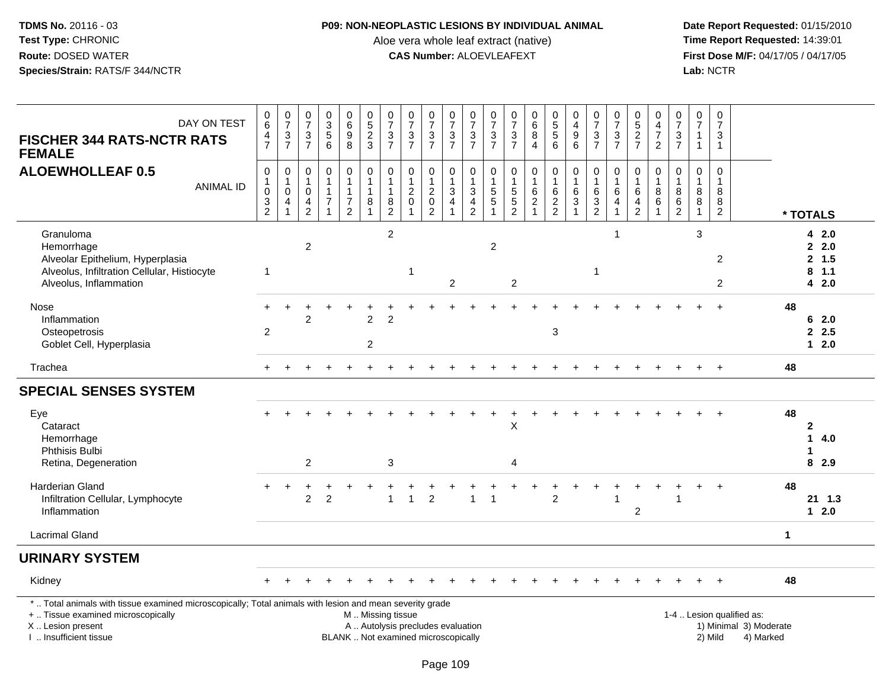**TDMS No.** 20116 - 03
**Test Type:** CHRONIC
**Route:** DOSED WATER
**Species/Strain:** RATS/F 344/NCTR

**P09: NON-NEOPLASTIC LESIONS BY INDIVIDUAL ANIMAL**
Aloe vera whole leaf extract (native)
**CAS Number:** ALOEVLEAFEXT

**Date Report Requested:** 01/15/2010
**Time Report Requested:** 14:39:01
**First Dose M/F:** 04/17/05 / 04/17/05
**Lab:** NCTR

## FISCHER 344 RATS-NCTR RATS FEMALE
## ALOEWHOLLEAF 0.5

| DAY ON TEST | 0647 | 0737 | 0737 | 0356 | 0698 | 0523 | 0737 | 0737 | 0737 | 0737 | 0737 | 0737 | 0737 | 0684 | 0556 | 0496 | 0737 | 0737 | 0527 | 0472 | 0737 | 0711 | 0731 | |
|---|---|---|---|---|---|---|---|---|---|---|---|---|---|---|---|---|---|---|---|---|---|---|---|---|
| **ANIMAL ID** | 01032 | 01041 | 01042 | 01171 | 01172 | 01181 | 01182 | 01201 | 01202 | 01341 | 01342 | 01551 | 01552 | 01621 | 01622 | 01631 | 01632 | 01641 | 01642 | 01861 | 01862 | 01881 | 01882 | *** TOTALS** |
| Granuloma | | | | | | | 2 | | | | | | | | | | | 1 | | | | 3 | | 4 2.0 |
| Hemorrhage | | | 2 | | | | | | | | | 2 | | | | | | | | | | | | 2 2.0 |
| Alveolar Epithelium, Hyperplasia | | | | | | | | | | | | | | | | | | | | | | | 2 | 2 1.5 |
| Alveolus, Infiltration Cellular, Histiocyte | 1 | | | | | | | 1 | | | | | | | | | 1 | | | | | | | 8 1.1 |
| Alveolus, Inflammation | | | | | | | | | | 2 | | | 2 | | | | | | | | | | 2 | 4 2.0 |
| Nose | + | + | + | + | + | + | + | + | + | + | + | + | + | + | + | + | + | + | + | + | + | + | + | 48 |
| Inflammation | | | 2 | | | 2 | 2 | | | | | | | | | | | | | | | | | 6 2.0 |
| Osteopetrosis | 2 | | | | | | | | | | | | | | 3 | | | | | | | | | 2 2.5 |
| Goblet Cell, Hyperplasia | | | | | | 2 | | | | | | | | | | | | | | | | | | 1 2.0 |
| Trachea | + | + | + | + | + | + | + | + | + | + | + | + | + | + | + | + | + | + | + | + | + | + | + | 48 |
| **SPECIAL SENSES SYSTEM** | | | | | | | | | | | | | | | | | | | | | | | | |
| Eye | + | + | + | + | + | + | + | + | + | + | + | + | + | + | + | + | + | + | + | + | + | + | + | 48 |
| Cataract | | | | | | | | | | | | | X | | | | | | | | | | | 2 |
| Hemorrhage | | | | | | | | | | | | | | | | | | | | | | | | 1 4.0 |
| Phthisis Bulbi | | | | | | | | | | | | | | | | | | | | | | | | 1 |
| Retina, Degeneration | | | 2 | | | | 3 | | | | | | 4 | | | | | | | | | | | 8 2.9 |
| Harderian Gland | + | + | + | + | + | + | + | + | + | + | + | + | + | + | + | + | + | + | + | + | + | + | + | 48 |
| Infiltration Cellular, Lymphocyte | | | 2 | 2 | | | 1 | 1 | 2 | | 1 | 1 | | | 2 | | | 1 | | | 1 | | | 21 1.3 |
| Inflammation | | | | | | | | | | | | | | | | | | | 2 | | | | | 1 2.0 |
| Lacrimal Gland | | | | | | | | | | | | | | | | | | | | | | | | 1 |
| **URINARY SYSTEM** | | | | | | | | | | | | | | | | | | | | | | | | |
| Kidney | + | + | + | + | + | + | + | + | + | + | + | + | + | + | + | + | + | + | + | + | + | + | + | 48 |

\* .. Total animals with tissue examined microscopically; Total animals with lesion and mean severity grade
\+ .. Tissue examined microscopically
X .. Lesion present
I .. Insufficient tissue

M .. Missing tissue
A .. Autolysis precludes evaluation
BLANK .. Not examined microscopically

1-4 .. Lesion qualified as:
1) Minimal 3) Moderate
2) Mild 4) Marked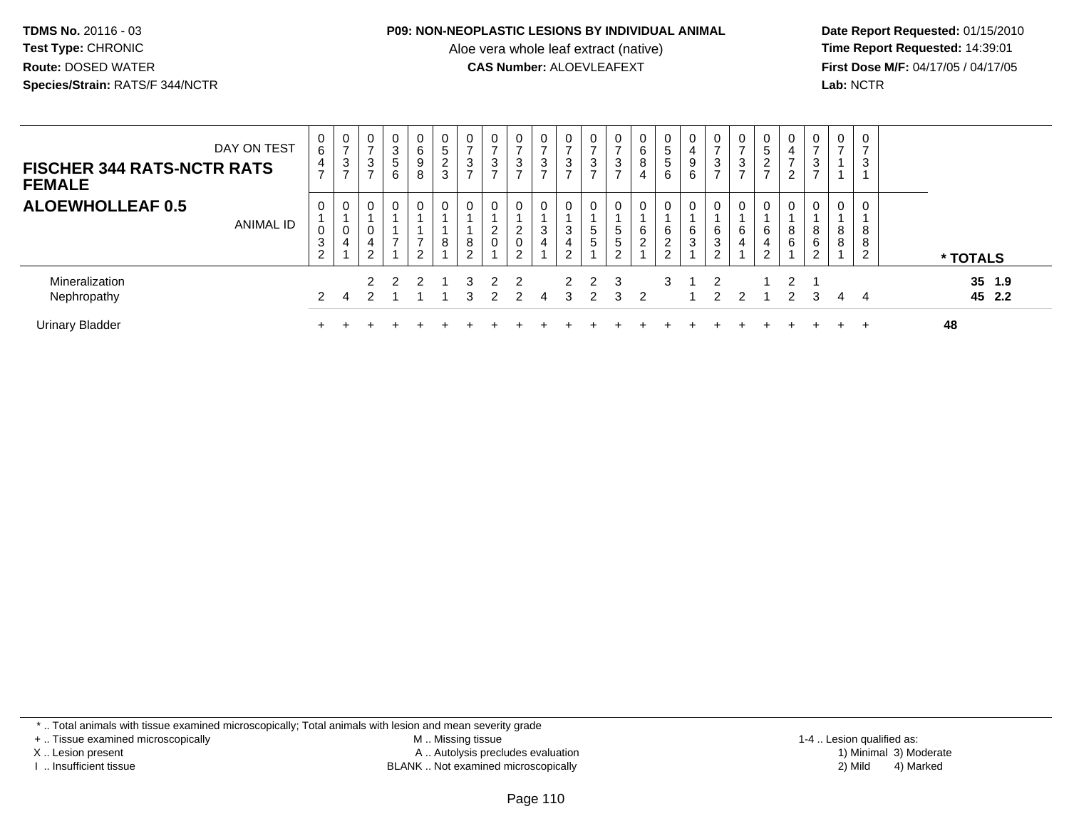**TDMS No.** 20116 - 03
**Test Type:** CHRONIC
**Route:** DOSED WATER
**Species/Strain:** RATS/F 344/NCTR

**P09: NON-NEOPLASTIC LESIONS BY INDIVIDUAL ANIMAL**
Aloe vera whole leaf extract (native)
**CAS Number:** ALOEVLEAFEXT

**Date Report Requested:** 01/15/2010
**Time Report Requested:** 14:39:01
**First Dose M/F:** 04/17/05 / 04/17/05
**Lab:** NCTR

| FISCHER 344 RATS-NCTR RATS FEMALE — DAY ON TEST | 0647 | 0737 | 0737 | 0356 | 0698 | 0523 | 0737 | 0737 | 0737 | 0737 | 0737 | 0737 | 0737 | 0684 | 0556 | 0496 | 0737 | 0737 | 0527 | 0472 | 0737 | 0711 | 0731 | |
|---|---|---|---|---|---|---|---|---|---|---|---|---|---|---|---|---|---|---|---|---|---|---|---|---|
| **ALOEWHOLLEAF 0.5** — ANIMAL ID | 01032 | 01041 | 01042 | 01171 | 01172 | 01181 | 01182 | 01201 | 01202 | 01341 | 01342 | 01551 | 01552 | 01621 | 01622 | 01631 | 01632 | 01641 | 01642 | 01861 | 01862 | 01881 | 01882 | **\* TOTALS** |
| Mineralization | | | 2 | 2 | 2 | 1 | 3 | 2 | 2 | | 2 | 2 | 3 | | 3 | 1 | 2 | | 1 | 2 | 1 | | | **35 1.9** |
| Nephropathy | 2 | 4 | 2 | 1 | 1 | 1 | 3 | 2 | 2 | 4 | 3 | 2 | 3 | 2 | | 1 | 2 | 2 | 1 | 2 | 3 | 4 | 4 | **45 2.2** |
| Urinary Bladder | + | + | + | + | + | + | + | + | + | + | + | + | + | + | + | + | + | + | + | + | + | + | + | **48** |

\* .. Total animals with tissue examined microscopically; Total animals with lesion and mean severity grade
+ .. Tissue examined microscopically
X .. Lesion present
I .. Insufficient tissue
M .. Missing tissue
A .. Autolysis precludes evaluation
BLANK .. Not examined microscopically
1-4 .. Lesion qualified as:
1) Minimal 3) Moderate
2) Mild 4) Marked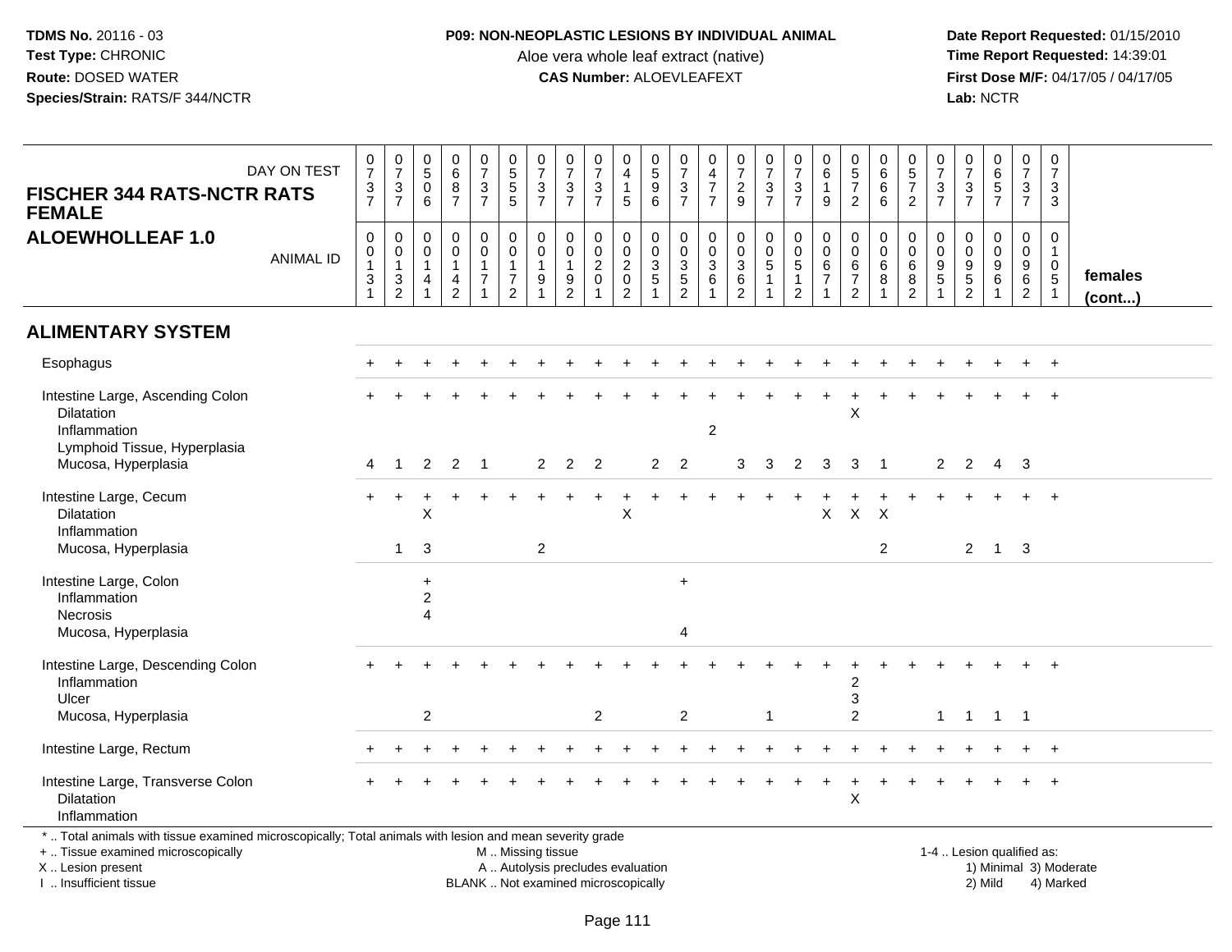**TDMS No.** 20116 - 03
**Test Type:** CHRONIC
**Route:** DOSED WATER
**Species/Strain:** RATS/F 344/NCTR

**P09: NON-NEOPLASTIC LESIONS BY INDIVIDUAL ANIMAL**
Aloe vera whole leaf extract (native)
**CAS Number:** ALOEVLEAFEXT

**Date Report Requested:** 01/15/2010
**Time Report Requested:** 14:39:01
**First Dose M/F:** 04/17/05 / 04/17/05
**Lab:** NCTR

## FISCHER 344 RATS-NCTR RATS FEMALE
## ALOEWHOLLEAF 1.0

| DAY ON TEST | 0737 | 0737 | 0506 | 0687 | 0737 | 0555 | 0737 | 0737 | 0737 | 0415 | 0596 | 0737 | 0477 | 0729 | 0737 | 0737 | 0619 | 0572 | 0666 | 0572 | 0737 | 0737 | 0657 | 0737 | 0733 | |
|---|---|---|---|---|---|---|---|---|---|---|---|---|---|---|---|---|---|---|---|---|---|---|---|---|---|---|
| **ANIMAL ID** | 00131 | 00132 | 00141 | 00142 | 00171 | 00172 | 00191 | 00192 | 00201 | 00202 | 00351 | 00352 | 00361 | 00362 | 00511 | 00512 | 00671 | 00672 | 00681 | 00682 | 00951 | 00952 | 00961 | 00962 | 01051 | **females (cont...)** |
| **ALIMENTARY SYSTEM** | | | | | | | | | | | | | | | | | | | | | | | | | | |
| Esophagus | + | + | + | + | + | + | + | + | + | + | + | + | + | + | + | + | + | + | + | + | + | + | + | + | + | |
| Intestine Large, Ascending Colon | + | + | + | + | + | + | + | + | + | + | + | + | + | + | + | + | + | + | + | + | + | + | + | + | + | |
| Dilatation | | | | | | | | | | | | | | | | | | X | | | | | | | | |
| Inflammation | | | | | | | | | | | | | 2 | | | | | | | | | | | | | |
| Lymphoid Tissue, Hyperplasia | | | | | | | | | | | | | | | | | | | | | | | | | | |
| Mucosa, Hyperplasia | 4 | 1 | 2 | 2 | 1 | | 2 | 2 | 2 | | 2 | 2 | | 3 | 3 | 2 | 3 | 3 | 1 | | 2 | 2 | 4 | 3 | | |
| Intestine Large, Cecum | + | + | + | + | + | + | + | + | + | + | + | + | + | + | + | + | + | + | + | + | + | + | + | + | + | |
| Dilatation | | | X | | | | | | | X | | | | | | | X | X | X | | | | | | | |
| Inflammation | | | | | | | | | | | | | | | | | | | | | | | | | | |
| Mucosa, Hyperplasia | | 1 | 3 | | | | 2 | | | | | | | | | | | | 2 | | | 2 | 1 | 3 | | |
| Intestine Large, Colon | | | + | | | | | | | | | + | | | | | | | | | | | | | | |
| Inflammation | | | 2 | | | | | | | | | | | | | | | | | | | | | | | |
| Necrosis | | | 4 | | | | | | | | | | | | | | | | | | | | | | | |
| Mucosa, Hyperplasia | | | | | | | | | | | | 4 | | | | | | | | | | | | | | |
| Intestine Large, Descending Colon | + | + | + | + | + | + | + | + | + | + | + | + | + | + | + | + | + | + | + | + | + | + | + | + | + | |
| Inflammation | | | | | | | | | | | | | | | | | | 2 | | | | | | | | |
| Ulcer | | | | | | | | | | | | | | | | | | 3 | | | | | | | | |
| Mucosa, Hyperplasia | | | 2 | | | | | | 2 | | | 2 | | | 1 | | | 2 | | | 1 | 1 | 1 | 1 | | |
| Intestine Large, Rectum | + | + | + | + | + | + | + | + | + | + | + | + | + | + | + | + | + | + | + | + | + | + | + | + | + | |
| Intestine Large, Transverse Colon | + | + | + | + | + | + | + | + | + | + | + | + | + | + | + | + | + | + | + | + | + | + | + | + | + | |
| Dilatation | | | | | | | | | | | | | | | | | | X | | | | | | | | |
| Inflammation | | | | | | | | | | | | | | | | | | | | | | | | | | |

* .. Total animals with tissue examined microscopically; Total animals with lesion and mean severity grade
+ .. Tissue examined microscopically
X .. Lesion present
I .. Insufficient tissue

M .. Missing tissue
A .. Autolysis precludes evaluation
BLANK .. Not examined microscopically

1-4 .. Lesion qualified as:
1) Minimal 3) Moderate
2) Mild 4) Marked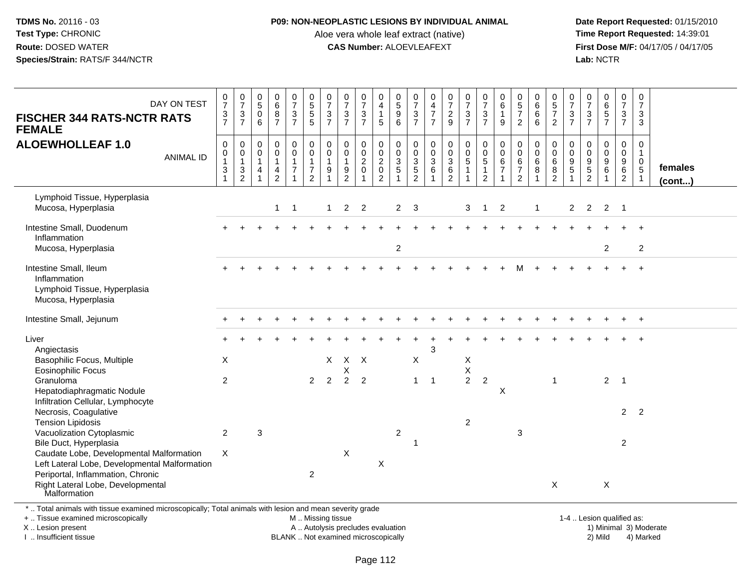**TDMS No.** 20116 - 03
**Test Type:** CHRONIC
**Route:** DOSED WATER
**Species/Strain:** RATS/F 344/NCTR

**P09: NON-NEOPLASTIC LESIONS BY INDIVIDUAL ANIMAL**
Aloe vera whole leaf extract (native)
**CAS Number:** ALOEVLEAFEXT

**Date Report Requested:** 01/15/2010
**Time Report Requested:** 14:39:01
**First Dose M/F:** 04/17/05 / 04/17/05
**Lab:** NCTR

**FISCHER 344 RATS-NCTR RATS FEMALE**
**ALOEWHOLLEAF 1.0**

| DAY ON TEST | 0737 | 0737 | 0506 | 0687 | 0737 | 0555 | 0737 | 0737 | 0737 | 0415 | 0596 | 0737 | 0477 | 0729 | 0737 | 0737 | 0619 | 0572 | 0666 | 0572 | 0737 | 0737 | 0657 | 0737 | 0733 | |
|---|---|---|---|---|---|---|---|---|---|---|---|---|---|---|---|---|---|---|---|---|---|---|---|---|---|---|
| ANIMAL ID | 00131 | 00132 | 00141 | 00142 | 00171 | 00172 | 00191 | 00192 | 00201 | 00202 | 00351 | 00352 | 00361 | 00362 | 00511 | 00512 | 00671 | 00672 | 00681 | 00682 | 00951 | 00952 | 00961 | 00962 | 01051 | **females (cont...)** |
| Lymphoid Tissue, Hyperplasia | | | | | | | | | | | | | | | | | | | | | | | | | | |
| Mucosa, Hyperplasia | | | | 1 | 1 | | 1 | 2 | 2 | | 2 | 3 | | | 3 | 1 | 2 | | 1 | | 2 | 2 | 2 | 1 | | |
| Intestine Small, Duodenum | + | + | + | + | + | + | + | + | + | + | + | + | + | + | + | + | + | + | + | + | + | + | + | + | + | |
| Inflammation | | | | | | | | | | | | | | | | | | | | | | | | | | |
| Mucosa, Hyperplasia | | | | | | | | | | | 2 | | | | | | | | | | | | 2 | | 2 | |
| Intestine Small, Ileum | + | + | + | + | + | + | + | + | + | + | + | + | + | + | + | + | + | M | + | + | + | + | + | + | + | |
| Inflammation | | | | | | | | | | | | | | | | | | | | | | | | | | |
| Lymphoid Tissue, Hyperplasia | | | | | | | | | | | | | | | | | | | | | | | | | | |
| Mucosa, Hyperplasia | | | | | | | | | | | | | | | | | | | | | | | | | | |
| Intestine Small, Jejunum | + | + | + | + | + | + | + | + | + | + | + | + | + | + | + | + | + | + | + | + | + | + | + | + | + | |
| Liver | + | + | + | + | + | + | + | + | + | + | + | + | + | + | + | + | + | + | + | + | + | + | + | + | + | |
| Angiectasis | | | | | | | | | | | | | 3 | | | | | | | | | | | | | |
| Basophilic Focus, Multiple | X | | | | | | X | X | X | | | X | | | X | | | | | | | | | | | |
| Eosinophilic Focus | | | | | | | | X | | | | | | | X | | | | | | | | | | | |
| Granuloma | 2 | | | | | 2 | 2 | 2 | 2 | | | 1 | 1 | | 2 | 2 | | | | 1 | | | 2 | 1 | | |
| Hepatodiaphragmatic Nodule | | | | | | | | | | | | | | | | | X | | | | | | | | | |
| Infiltration Cellular, Lymphocyte | | | | | | | | | | | | | | | | | | | | | | | | | | |
| Necrosis, Coagulative | | | | | | | | | | | | | | | | | | | | | | | | 2 | 2 | |
| Tension Lipidosis | | | | | | | | | | | | | | | 2 | | | | | | | | | | | |
| Vacuolization Cytoplasmic | 2 | | 3 | | | | | | | | 2 | | | | | | | 3 | | | | | | | | |
| Bile Duct, Hyperplasia | | | | | | | | | | | | 1 | | | | | | | | | | | | 2 | | |
| Caudate Lobe, Developmental Malformation | X | | | | | | | X | | | | | | | | | | | | | | | | | | |
| Left Lateral Lobe, Developmental Malformation | | | | | | | | | | X | | | | | | | | | | | | | | | | |
| Periportal, Inflammation, Chronic | | | | | | 2 | | | | | | | | | | | | | | | | | | | | |
| Right Lateral Lobe, Developmental Malformation | | | | | | | | | | | | | | | | | | | | X | | | X | | | |

\* .. Total animals with tissue examined microscopically; Total animals with lesion and mean severity grade
\+ .. Tissue examined microscopically
X .. Lesion present
I .. Insufficient tissue

M .. Missing tissue
A .. Autolysis precludes evaluation
BLANK .. Not examined microscopically

1-4 .. Lesion qualified as:
1) Minimal 3) Moderate
2) Mild 4) Marked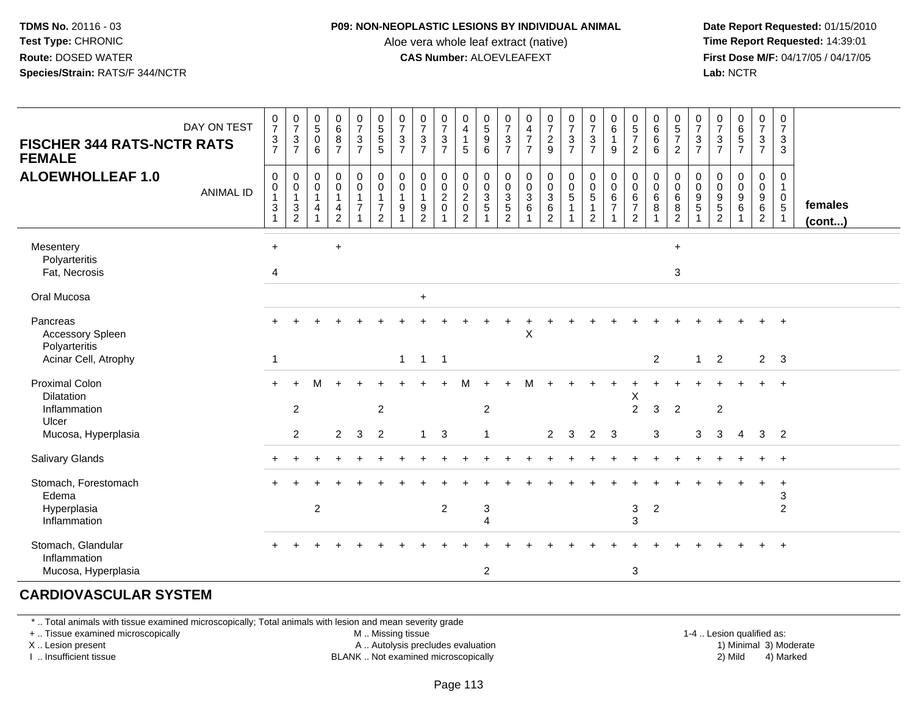**TDMS No.** 20116 - 03
**Test Type:** CHRONIC
**Route:** DOSED WATER
**Species/Strain:** RATS/F 344/NCTR

**P09: NON-NEOPLASTIC LESIONS BY INDIVIDUAL ANIMAL**
Aloe vera whole leaf extract (native)
**CAS Number:** ALOEVLEAFEXT

**Date Report Requested:** 01/15/2010
**Time Report Requested:** 14:39:01
**First Dose M/F:** 04/17/05 / 04/17/05
**Lab:** NCTR

## FISCHER 344 RATS-NCTR RATS FEMALE
## ALOEWHOLLEAF 1.0

| DAY ON TEST | 0737 | 0737 | 0506 | 0687 | 0737 | 0555 | 0737 | 0737 | 0737 | 0415 | 0596 | 0737 | 0477 | 0729 | 0737 | 0737 | 0619 | 0572 | 0666 | 0572 | 0737 | 0737 | 0657 | 0737 | 0733 | |
|---|---|---|---|---|---|---|---|---|---|---|---|---|---|---|---|---|---|---|---|---|---|---|---|---|---|---|
| **ANIMAL ID** | 00131 | 00132 | 00141 | 00142 | 00171 | 00172 | 00191 | 00192 | 00201 | 00202 | 00351 | 00352 | 00361 | 00362 | 00511 | 00512 | 00671 | 00672 | 00681 | 00682 | 00951 | 00952 | 00961 | 00962 | 01051 | **females (cont...)** |
| Mesentery | + | | | + | | | | | | | | | | | | | | | | + | | | | | | |
| Polyarteritis | | | | | | | | | | | | | | | | | | | | | | | | | | |
| Fat, Necrosis | 4 | | | | | | | | | | | | | | | | | | | 3 | | | | | | |
| Oral Mucosa | | | | | | | | + | | | | | | | | | | | | | | | | | | |
| Pancreas | + | + | + | + | + | + | + | + | + | + | + | + | + | + | + | + | + | + | + | + | + | + | + | + | + | |
| Accessory Spleen | | | | | | | | | | | | | X | | | | | | | | | | | | | |
| Polyarteritis | | | | | | | | | | | | | | | | | | | | | | | | | | |
| Acinar Cell, Atrophy | 1 | | | | | | 1 | 1 | 1 | | | | | | | | | | 2 | | 1 | 2 | | 2 | 3 | |
| Proximal Colon | + | + | M | + | + | + | + | + | + | M | + | + | M | + | + | + | + | + | + | + | + | + | + | + | + | |
| Dilatation | | | | | | | | | | | | | | | | | | X | | | | | | | | |
| Inflammation | | 2 | | | | 2 | | | | | 2 | | | | | | | 2 | 3 | 2 | | 2 | | | | |
| Ulcer | | | | | | | | | | | | | | | | | | | | | | | | | | |
| Mucosa, Hyperplasia | | 2 | | 2 | 3 | 2 | | 1 | 3 | | 1 | | | 2 | 3 | 2 | 3 | | 3 | | 3 | 3 | 4 | 3 | 2 | |
| Salivary Glands | + | + | + | + | + | + | + | + | + | + | + | + | + | + | + | + | + | + | + | + | + | + | + | + | + | |
| Stomach, Forestomach | + | + | + | + | + | + | + | + | + | + | + | + | + | + | + | + | + | + | + | + | + | + | + | + | + | |
| Edema | | | | | | | | | | | | | | | | | | | | | | | | | 3 | |
| Hyperplasia | | | 2 | | | | | | 2 | | 3 | | | | | | | 3 | 2 | | | | | | 2 | |
| Inflammation | | | | | | | | | | | 4 | | | | | | | 3 | | | | | | | | |
| Stomach, Glandular | + | + | + | + | + | + | + | + | + | + | + | + | + | + | + | + | + | + | + | + | + | + | + | + | + | |
| Inflammation | | | | | | | | | | | | | | | | | | | | | | | | | | |
| Mucosa, Hyperplasia | | | | | | | | | | | 2 | | | | | | | 3 | | | | | | | | |

## CARDIOVASCULAR SYSTEM

\* .. Total animals with tissue examined microscopically; Total animals with lesion and mean severity grade
+ .. Tissue examined microscopically
X .. Lesion present
I .. Insufficient tissue

M .. Missing tissue
A .. Autolysis precludes evaluation
BLANK .. Not examined microscopically

1-4 .. Lesion qualified as:
1) Minimal 3) Moderate
2) Mild 4) Marked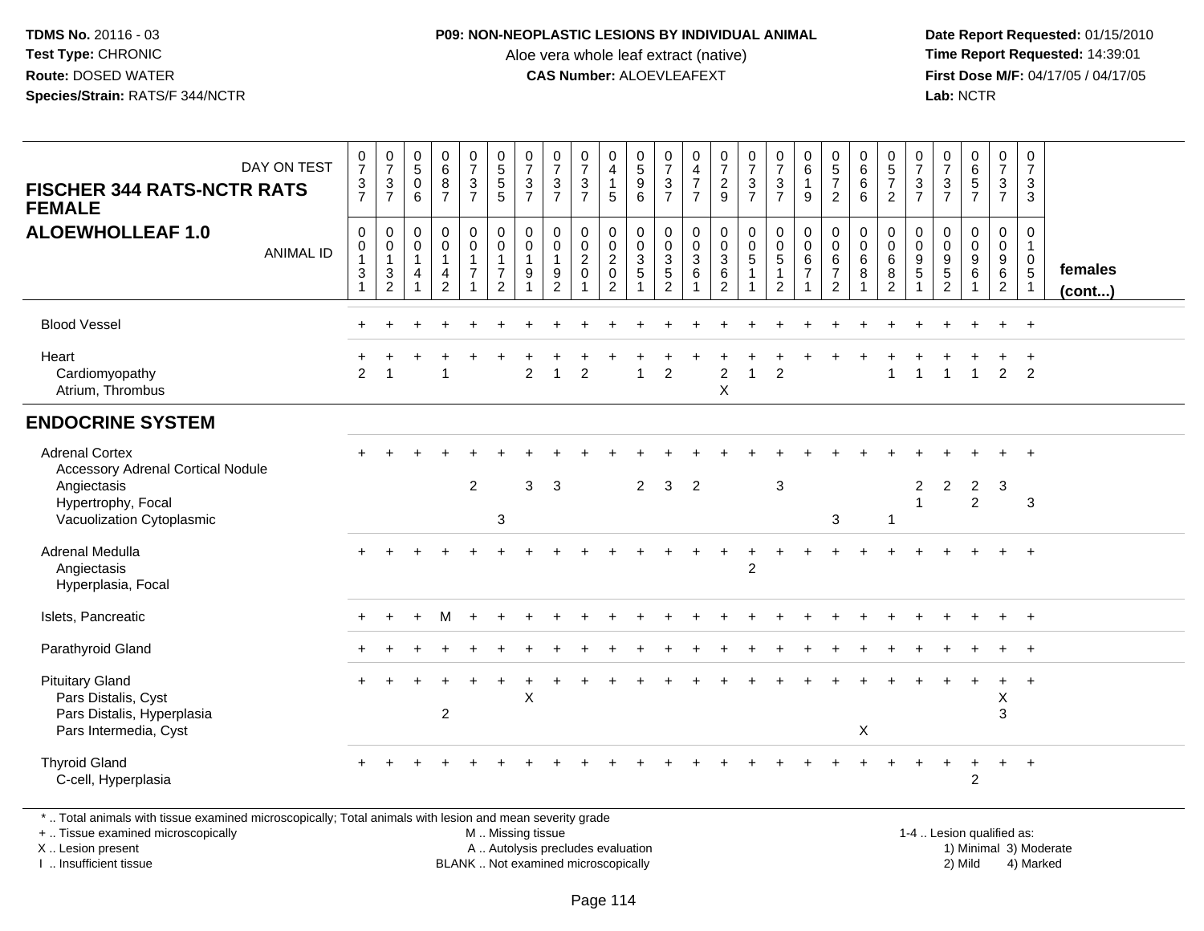**TDMS No.** 20116 - 03
**Test Type:** CHRONIC
**Route:** DOSED WATER
**Species/Strain:** RATS/F 344/NCTR

**P09: NON-NEOPLASTIC LESIONS BY INDIVIDUAL ANIMAL**
Aloe vera whole leaf extract (native)
**CAS Number:** ALOEVLEAFEXT

**Date Report Requested:** 01/15/2010
**Time Report Requested:** 14:39:01
**First Dose M/F:** 04/17/05 / 04/17/05
**Lab:** NCTR

| DAY ON TEST | 0737 | 0737 | 0506 | 0687 | 0737 | 0555 | 0737 | 0737 | 0737 | 0415 | 0596 | 0737 | 0477 | 0729 | 0737 | 0737 | 0619 | 0572 | 0666 | 0572 | 0737 | 0737 | 0657 | 0737 | 0733 | |
|---|---|---|---|---|---|---|---|---|---|---|---|---|---|---|---|---|---|---|---|---|---|---|---|---|---|---|
| **FISCHER 344 RATS-NCTR RATS FEMALE** **ALOEWHOLLEAF 1.0** ANIMAL ID | 00131 | 00132 | 00141 | 00142 | 00171 | 00172 | 00191 | 00192 | 00201 | 00202 | 00351 | 00352 | 00361 | 00362 | 00511 | 00512 | 00671 | 00672 | 00681 | 00682 | 00951 | 00952 | 00961 | 00962 | 01051 | **females (cont...)** |
| Blood Vessel | + | + | + | + | + | + | + | + | + | + | + | + | + | + | + | + | + | + | + | + | + | + | + | + | + | |
| Heart | + | + | + | + | + | + | + | + | + | + | + | + | + | + | + | + | + | + | + | + | + | + | + | + | + | |
| Cardiomyopathy | 2 | 1 | | 1 | | | 2 | 1 | 2 | | 1 | 2 | | 2 | 1 | 2 | | | | 1 | 1 | 1 | 1 | 2 | 2 | |
| Atrium, Thrombus | | | | | | | | | | | | | | X | | | | | | | | | | | | |
| **ENDOCRINE SYSTEM** | | | | | | | | | | | | | | | | | | | | | | | | | | |
| Adrenal Cortex | + | + | + | + | + | + | + | + | + | + | + | + | + | + | + | + | + | + | + | + | + | + | + | + | + | |
| Accessory Adrenal Cortical Nodule | | | | | | | | | | | | | | | | | | | | | | | | | | |
| Angiectasis | | | | | 2 | | 3 | 3 | | | 2 | 3 | 2 | | | 3 | | | | | 2 | 2 | 2 | 3 | | |
| Hypertrophy, Focal | | | | | | | | | | | | | | | | | | | | | 1 | | 2 | | 3 | |
| Vacuolization Cytoplasmic | | | | | | 3 | | | | | | | | | | | | 3 | | 1 | | | | | | |
| Adrenal Medulla | + | + | + | + | + | + | + | + | + | + | + | + | + | + | + | + | + | + | + | + | + | + | + | + | + | |
| Angiectasis | | | | | | | | | | | | | | | 2 | | | | | | | | | | | |
| Hyperplasia, Focal | | | | | | | | | | | | | | | | | | | | | | | | | | |
| Islets, Pancreatic | + | + | + | M | + | + | + | + | + | + | + | + | + | + | + | + | + | + | + | + | + | + | + | + | + | |
| Parathyroid Gland | + | + | + | + | + | + | + | + | + | + | + | + | + | + | + | + | + | + | + | + | + | + | + | + | + | |
| Pituitary Gland | + | + | + | + | + | + | + | + | + | + | + | + | + | + | + | + | + | + | + | + | + | + | + | + | + | |
| Pars Distalis, Cyst | | | | | | | X | | | | | | | | | | | | | | | | | X | | |
| Pars Distalis, Hyperplasia | | | | 2 | | | | | | | | | | | | | | | | | | | | 3 | | |
| Pars Intermedia, Cyst | | | | | | | | | | | | | | | | | | | X | | | | | | | |
| Thyroid Gland | + | + | + | + | + | + | + | + | + | + | + | + | + | + | + | + | + | + | + | + | + | + | + | + | + | |
| C-cell, Hyperplasia | | | | | | | | | | | | | | | | | | | | | | | 2 | | | |

* .. Total animals with tissue examined microscopically; Total animals with lesion and mean severity grade
+ .. Tissue examined microscopically
X .. Lesion present
I .. Insufficient tissue

M .. Missing tissue
A .. Autolysis precludes evaluation
BLANK .. Not examined microscopically

1-4 .. Lesion qualified as:
1) Minimal 3) Moderate
2) Mild 4) Marked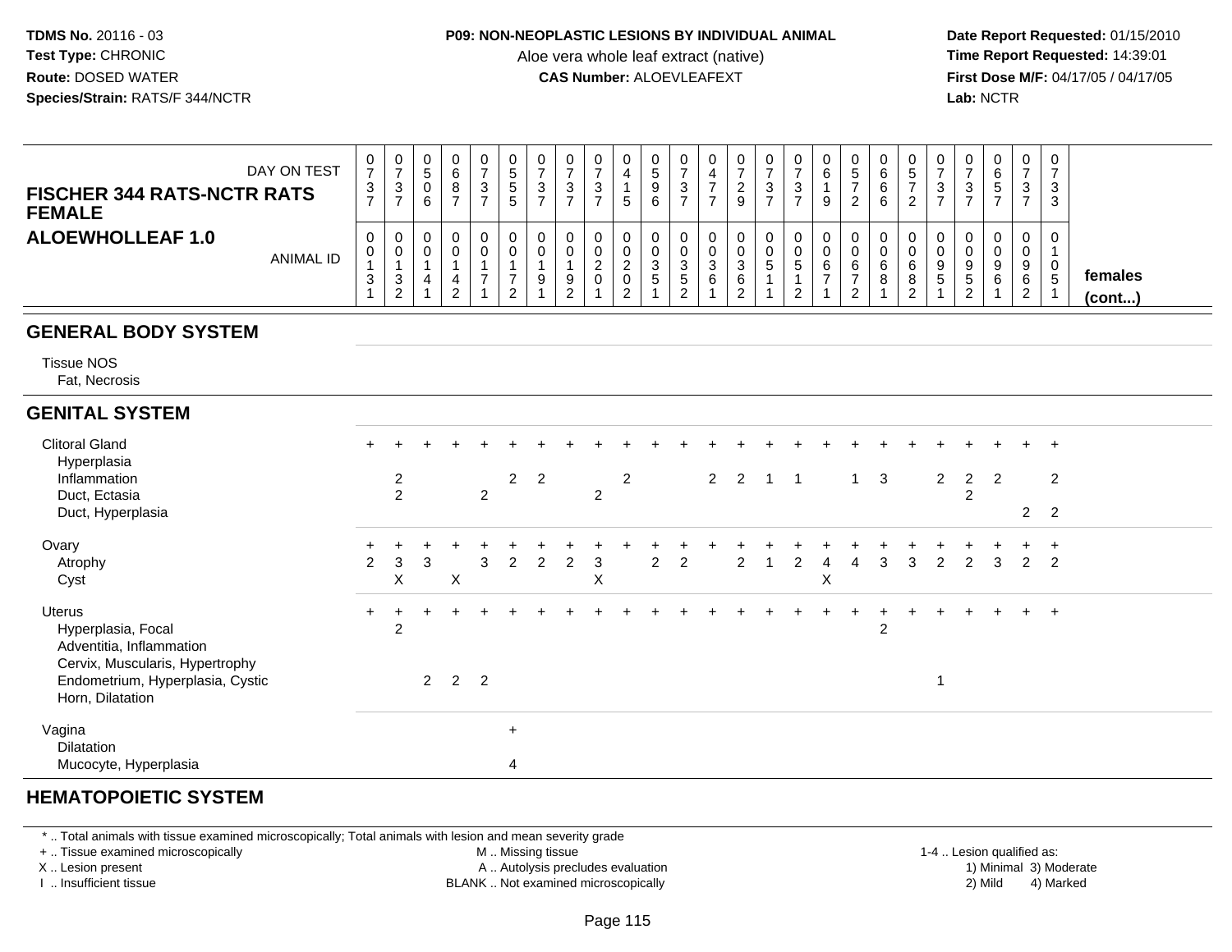**TDMS No.** 20116 - 03
**Test Type:** CHRONIC
**Route:** DOSED WATER
**Species/Strain:** RATS/F 344/NCTR

**P09: NON-NEOPLASTIC LESIONS BY INDIVIDUAL ANIMAL**
Aloe vera whole leaf extract (native)
**CAS Number:** ALOEVLEAFEXT

**Date Report Requested:** 01/15/2010
**Time Report Requested:** 14:39:01
**First Dose M/F:** 04/17/05 / 04/17/05
**Lab:** NCTR

## FISCHER 344 RATS-NCTR RATS FEMALE
## ALOEWHOLLEAF 1.0

| DAY ON TEST | 0737 | 0737 | 0506 | 0687 | 0737 | 0555 | 0737 | 0737 | 0737 | 0415 | 0596 | 0737 | 0477 | 0729 | 0737 | 0737 | 0619 | 0572 | 0666 | 0572 | 0737 | 0737 | 0657 | 0737 | 0733 | |
|---|---|---|---|---|---|---|---|---|---|---|---|---|---|---|---|---|---|---|---|---|---|---|---|---|---|---|
| **ANIMAL ID** | 00131 | 00132 | 00141 | 00142 | 00171 | 00172 | 00191 | 00192 | 00201 | 00202 | 00351 | 00352 | 00361 | 00362 | 00511 | 00512 | 00671 | 00672 | 00681 | 00682 | 00951 | 00952 | 00961 | 00962 | 01051 | **females (cont...)** |
| **GENERAL BODY SYSTEM** | | | | | | | | | | | | | | | | | | | | | | | | | | |
| Tissue NOS | | | | | | | | | | | | | | | | | | | | | | | | | | |
| Fat, Necrosis | | | | | | | | | | | | | | | | | | | | | | | | | | |
| **GENITAL SYSTEM** | | | | | | | | | | | | | | | | | | | | | | | | | | |
| Clitoral Gland | + | + | + | + | + | + | + | + | + | + | + | + | + | + | + | + | + | + | + | + | + | + | + | + | + | |
| Hyperplasia | | | | | | | | | | | | | | | | | | | | | | | | | | |
| Inflammation | | 2 | | | | 2 | 2 | | | 2 | | | 2 | 2 | 1 | 1 | | 1 | 3 | | 2 | 2 | 2 | | 2 | |
| Duct, Ectasia | | 2 | | | 2 | | | | 2 | | | | | | | | | | | | | 2 | | | | |
| Duct, Hyperplasia | | | | | | | | | | | | | | | | | | | | | | | | 2 | 2 | |
| Ovary | + | + | + | + | + | + | + | + | + | + | + | + | + | + | + | + | + | + | + | + | + | + | + | + | + | |
| Atrophy | 2 | 3 | 3 | | 3 | 2 | 2 | 2 | 3 | | 2 | 2 | | 2 | 1 | 2 | 4 | 4 | 3 | 3 | 2 | 2 | 3 | 2 | 2 | |
| Cyst | | X | | X | | | | | X | | | | | | | | X | | | | | | | | | |
| Uterus | + | + | + | + | + | + | + | + | + | + | + | + | + | + | + | + | + | + | + | + | + | + | + | + | + | |
| Hyperplasia, Focal | | 2 | | | | | | | | | | | | | | | | | 2 | | | | | | | |
| Adventitia, Inflammation | | | | | | | | | | | | | | | | | | | | | | | | | | |
| Cervix, Muscularis, Hypertrophy | | | | | | | | | | | | | | | | | | | | | | | | | | |
| Endometrium, Hyperplasia, Cystic | | | 2 | 2 | 2 | | | | | | | | | | | | | | | | 1 | | | | | |
| Horn, Dilatation | | | | | | | | | | | | | | | | | | | | | | | | | | |
| Vagina | | | | | | + | | | | | | | | | | | | | | | | | | | | |
| Dilatation | | | | | | | | | | | | | | | | | | | | | | | | | | |
| Mucocyte, Hyperplasia | | | | | | 4 | | | | | | | | | | | | | | | | | | | | |
| **HEMATOPOIETIC SYSTEM** | | | | | | | | | | | | | | | | | | | | | | | | | | |

\* .. Total animals with tissue examined microscopically; Total animals with lesion and mean severity grade
+ .. Tissue examined microscopically
X .. Lesion present
I .. Insufficient tissue
M .. Missing tissue
A .. Autolysis precludes evaluation
BLANK .. Not examined microscopically
1-4 .. Lesion qualified as: 1) Minimal 2) Mild 3) Moderate 4) Marked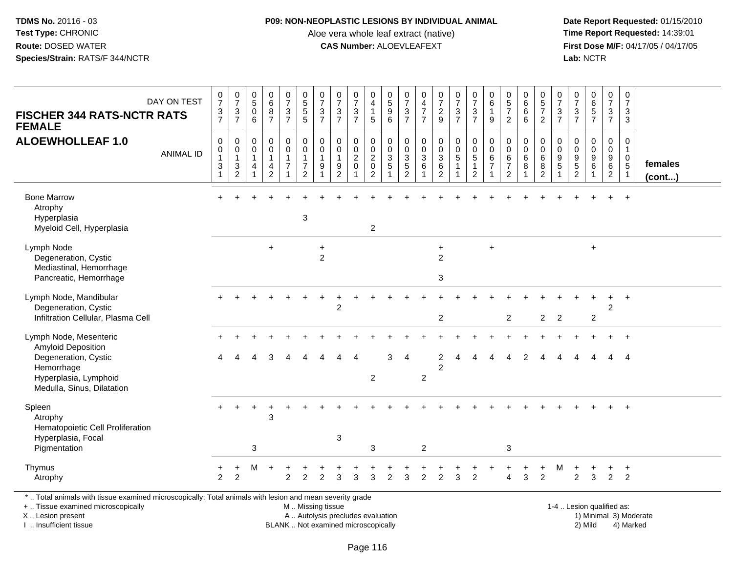**TDMS No.** 20116 - 03
**Test Type:** CHRONIC
**Route:** DOSED WATER
**Species/Strain:** RATS/F 344/NCTR

**P09: NON-NEOPLASTIC LESIONS BY INDIVIDUAL ANIMAL**
Aloe vera whole leaf extract (native)
**CAS Number:** ALOEVLEAFEXT

**Date Report Requested:** 01/15/2010
**Time Report Requested:** 14:39:01
**First Dose M/F:** 04/17/05 / 04/17/05
**Lab:** NCTR

## FISCHER 344 RATS-NCTR RATS FEMALE
## ALOEWHOLLEAF 1.0

| DAY ON TEST | 0737 | 0737 | 0506 | 0687 | 0737 | 0555 | 0737 | 0737 | 0737 | 0415 | 0596 | 0737 | 0477 | 0729 | 0737 | 0737 | 0619 | 0572 | 0666 | 0572 | 0737 | 0737 | 0657 | 0737 | 0733 | |
|---|---|---|---|---|---|---|---|---|---|---|---|---|---|---|---|---|---|---|---|---|---|---|---|---|---|---|
| **ANIMAL ID** | 00131 | 00132 | 00141 | 00142 | 00171 | 00172 | 00191 | 00192 | 00201 | 00202 | 00351 | 00352 | 00361 | 00362 | 00511 | 00512 | 00671 | 00672 | 00681 | 00682 | 00951 | 00952 | 00961 | 00962 | 01051 | **females (cont...)** |
| Bone Marrow | + | + | + | + | + | + | + | + | + | + | + | + | + | + | + | + | + | + | + | + | + | + | + | + | + | |
| Atrophy | | | | | | | | | | | | | | | | | | | | | | | | | | |
| Hyperplasia | | | | | | 3 | | | | | | | | | | | | | | | | | | | | |
| Myeloid Cell, Hyperplasia | | | | | | | | | | 2 | | | | | | | | | | | | | | | | |
| Lymph Node | | | | + | | | + | | | | | | | + | | | + | | | | | | + | | | |
| Degeneration, Cystic | | | | | | | 2 | | | | | | | 2 | | | | | | | | | | | | |
| Mediastinal, Hemorrhage | | | | | | | | | | | | | | | | | | | | | | | | | | |
| Pancreatic, Hemorrhage | | | | | | | | | | | | | | 3 | | | | | | | | | | | | |
| Lymph Node, Mandibular | + | + | + | + | + | + | + | + | + | + | + | + | + | + | + | + | + | + | + | + | + | + | + | + | + | |
| Degeneration, Cystic | | | | | | | | 2 | | | | | | | | | | | | | | | | 2 | | |
| Infiltration Cellular, Plasma Cell | | | | | | | | | | | | | | 2 | | | | 2 | | 2 | 2 | | 2 | | | |
| Lymph Node, Mesenteric | + | + | + | + | + | + | + | + | + | + | + | + | + | + | + | + | + | + | + | + | + | + | + | + | + | |
| Amyloid Deposition | | | | | | | | | | | | | | | | | | | | | | | | | | |
| Degeneration, Cystic | 4 | 4 | 4 | 3 | 4 | 4 | 4 | 4 | 4 | | 3 | 4 | | 2 | 4 | 4 | 4 | 4 | 2 | 4 | 4 | 4 | 4 | 4 | 4 | |
| Hemorrhage | | | | | | | | | | | | | | 2 | | | | | | | | | | | | |
| Hyperplasia, Lymphoid | | | | | | | | | | 2 | | | 2 | | | | | | | | | | | | | |
| Medulla, Sinus, Dilatation | | | | | | | | | | | | | | | | | | | | | | | | | | |
| Spleen | + | + | + | + | + | + | + | + | + | + | + | + | + | + | + | + | + | + | + | + | + | + | + | + | + | |
| Atrophy | | | | 3 | | | | | | | | | | | | | | | | | | | | | | |
| Hematopoietic Cell Proliferation | | | | | | | | | | | | | | | | | | | | | | | | | | |
| Hyperplasia, Focal | | | | | | | | 3 | | | | | | | | | | | | | | | | | | |
| Pigmentation | | | 3 | | | | | | | 3 | | | 2 | | | | | 3 | | | | | | | | |
| Thymus | + | + | M | + | + | + | + | + | + | + | + | + | + | + | + | + | + | + | + | + | M | + | + | + | + | |
| Atrophy | 2 | 2 | | | 2 | 2 | 2 | 3 | 3 | 3 | 2 | 3 | 2 | 2 | 3 | 2 | | 4 | 3 | 2 | | 2 | 3 | 2 | 2 | |

\* .. Total animals with tissue examined microscopically; Total animals with lesion and mean severity grade
+ .. Tissue examined microscopically
X .. Lesion present
I .. Insufficient tissue

M .. Missing tissue
A .. Autolysis precludes evaluation
BLANK .. Not examined microscopically

1-4 .. Lesion qualified as:
1) Minimal 3) Moderate
2) Mild 4) Marked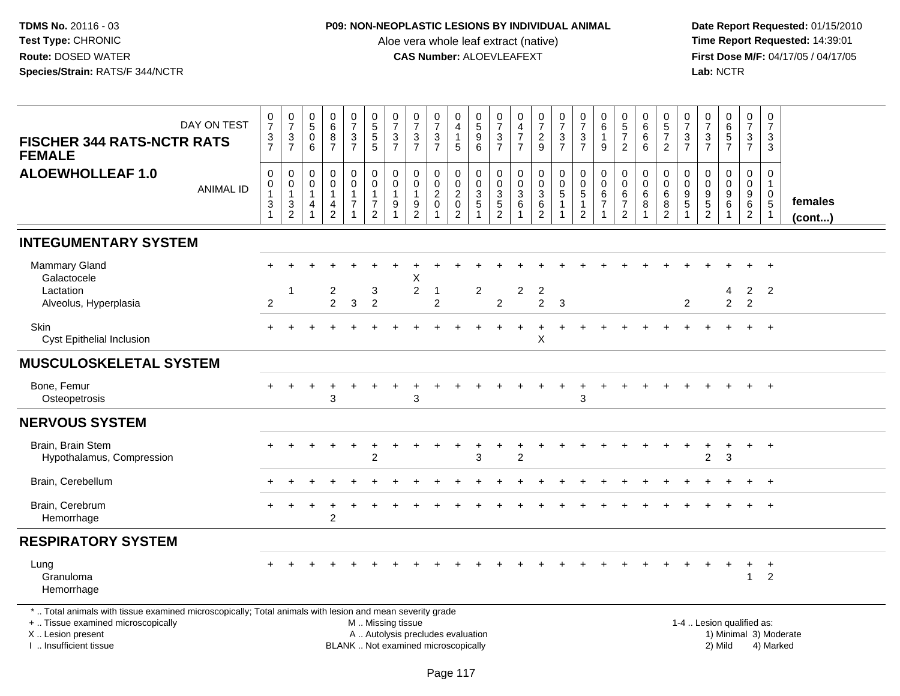**TDMS No.** 20116 - 03
**Test Type:** CHRONIC
**Route:** DOSED WATER
**Species/Strain:** RATS/F 344/NCTR

**P09: NON-NEOPLASTIC LESIONS BY INDIVIDUAL ANIMAL**
Aloe vera whole leaf extract (native)
**CAS Number:** ALOEVLEAFEXT

**Date Report Requested:** 01/15/2010
**Time Report Requested:** 14:39:01
**First Dose M/F:** 04/17/05 / 04/17/05
**Lab:** NCTR

## FISCHER 344 RATS-NCTR RATS FEMALE
## ALOEWHOLLEAF 1.0

| DAY ON TEST | 0737 | 0737 | 0506 | 0687 | 0737 | 0555 | 0737 | 0737 | 0737 | 0415 | 0596 | 0737 | 0477 | 0729 | 0737 | 0737 | 0619 | 0572 | 0666 | 0572 | 0737 | 0737 | 0657 | 0737 | 0733 | |
|---|---|---|---|---|---|---|---|---|---|---|---|---|---|---|---|---|---|---|---|---|---|---|---|---|---|---|
| **ANIMAL ID** | 00131 | 00132 | 00141 | 00142 | 00171 | 00172 | 00191 | 00192 | 00201 | 00202 | 00351 | 00352 | 00361 | 00362 | 00511 | 00512 | 00671 | 00672 | 00681 | 00682 | 00951 | 00952 | 00961 | 00962 | 01051 | **females (cont...)** |
| **INTEGUMENTARY SYSTEM** | | | | | | | | | | | | | | | | | | | | | | | | | | |
| Mammary Gland | + | + | + | + | + | + | + | + | + | + | + | + | + | + | + | + | + | + | + | + | + | + | + | + | + | |
| Galactocele | | | | | | | | X | | | | | | | | | | | | | | | | | | |
| Lactation | | 1 | | 2 | | 3 | | 2 | 1 | | 2 | | 2 | 2 | | | | | | | | | 4 | 2 | 2 | |
| Alveolus, Hyperplasia | 2 | | | 2 | 3 | 2 | | | 2 | | | 2 | | 2 | 3 | | | | | | 2 | | 2 | 2 | | |
| Skin | + | + | + | + | + | + | + | + | + | + | + | + | + | + | + | + | + | + | + | + | + | + | + | + | + | |
| Cyst Epithelial Inclusion | | | | | | | | | | | | | | X | | | | | | | | | | | | |
| **MUSCULOSKELETAL SYSTEM** | | | | | | | | | | | | | | | | | | | | | | | | | | |
| Bone, Femur | + | + | + | + | + | + | + | + | + | + | + | + | + | + | + | + | + | + | + | + | + | + | + | + | + | |
| Osteopetrosis | | | | 3 | | | | 3 | | | | | | | | 3 | | | | | | | | | | |
| **NERVOUS SYSTEM** | | | | | | | | | | | | | | | | | | | | | | | | | | |
| Brain, Brain Stem | + | + | + | + | + | + | + | + | + | + | + | + | + | + | + | + | + | + | + | + | + | + | + | + | + | |
| Hypothalamus, Compression | | | | | | 2 | | | | | 3 | | 2 | | | | | | | | | 2 | 3 | | | |
| Brain, Cerebellum | + | + | + | + | + | + | + | + | + | + | + | + | + | + | + | + | + | + | + | + | + | + | + | + | + | |
| Brain, Cerebrum | + | + | + | + | + | + | + | + | + | + | + | + | + | + | + | + | + | + | + | + | + | + | + | + | + | |
| Hemorrhage | | | | 2 | | | | | | | | | | | | | | | | | | | | | | |
| **RESPIRATORY SYSTEM** | | | | | | | | | | | | | | | | | | | | | | | | | | |
| Lung | + | + | + | + | + | + | + | + | + | + | + | + | + | + | + | + | + | + | + | + | + | + | + | + | + | |
| Granuloma | | | | | | | | | | | | | | | | | | | | | | | | 1 | 2 | |
| Hemorrhage | | | | | | | | | | | | | | | | | | | | | | | | | | |

\* .. Total animals with tissue examined microscopically; Total animals with lesion and mean severity grade
+ .. Tissue examined microscopically
X .. Lesion present
I .. Insufficient tissue

M .. Missing tissue
A .. Autolysis precludes evaluation
BLANK .. Not examined microscopically

1-4 .. Lesion qualified as:
1) Minimal 3) Moderate
2) Mild 4) Marked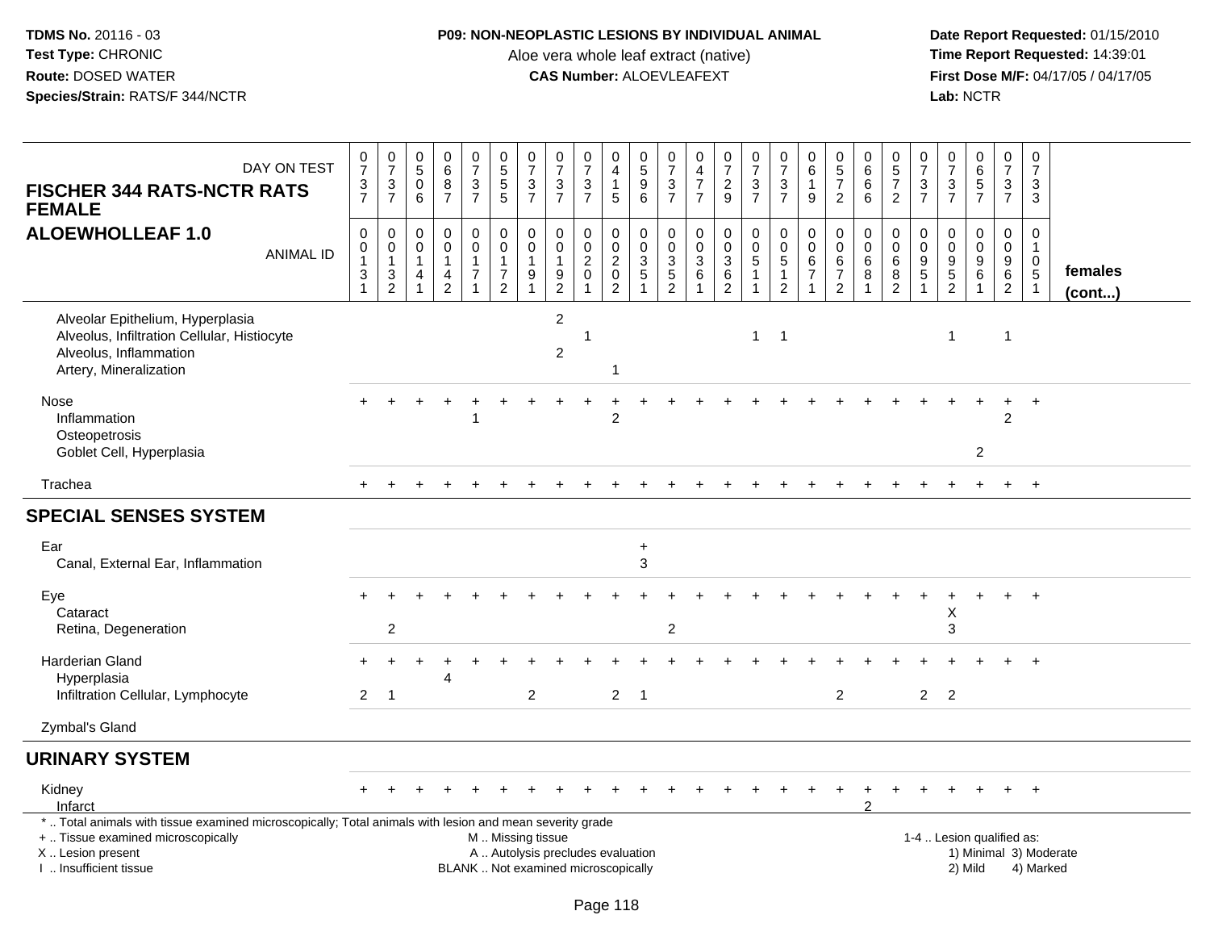**TDMS No.** 20116 - 03
**Test Type:** CHRONIC
**Route:** DOSED WATER
**Species/Strain:** RATS/F 344/NCTR

**P09: NON-NEOPLASTIC LESIONS BY INDIVIDUAL ANIMAL**
Aloe vera whole leaf extract (native)
**CAS Number:** ALOEVLEAFEXT

**Date Report Requested:** 01/15/2010
**Time Report Requested:** 14:39:01
**First Dose M/F:** 04/17/05 / 04/17/05
**Lab:** NCTR

## FISCHER 344 RATS-NCTR RATS FEMALE
## ALOEWHOLLEAF 1.0

| DAY ON TEST | 0737 | 0737 | 0506 | 0687 | 0737 | 0555 | 0737 | 0737 | 0737 | 0415 | 0596 | 0737 | 0477 | 0729 | 0737 | 0737 | 0619 | 0572 | 0666 | 0572 | 0737 | 0737 | 0657 | 0737 | 0733 | |
|---|---|---|---|---|---|---|---|---|---|---|---|---|---|---|---|---|---|---|---|---|---|---|---|---|---|---|
| **ANIMAL ID** | 00131 | 00132 | 00141 | 00142 | 00171 | 00172 | 00191 | 00192 | 00201 | 00202 | 00351 | 00352 | 00361 | 00362 | 00511 | 00512 | 00671 | 00672 | 00681 | 00682 | 00951 | 00952 | 00961 | 00962 | 01051 | **females (cont...)** |
| Alveolar Epithelium, Hyperplasia | | | | | | | | 2 | | | | | | | | | | | | | | | | | | |
| Alveolus, Infiltration Cellular, Histiocyte | | | | | | | | | 1 | | | | | | 1 | 1 | | | | | | 1 | | 1 | | |
| Alveolus, Inflammation | | | | | | | | 2 | | | | | | | | | | | | | | | | | | |
| Artery, Mineralization | | | | | | | | | | 1 | | | | | | | | | | | | | | | | |
| Nose | + | + | + | + | + | + | + | + | + | + | + | + | + | + | + | + | + | + | + | + | + | + | + | + | + | |
| Inflammation | | | | | 1 | | | | | 2 | | | | | | | | | | | | | | 2 | | |
| Osteopetrosis | | | | | | | | | | | | | | | | | | | | | | | | | | |
| Goblet Cell, Hyperplasia | | | | | | | | | | | | | | | | | | | | | | | 2 | | | |
| Trachea | + | + | + | + | + | + | + | + | + | + | + | + | + | + | + | + | + | + | + | + | + | + | + | + | + | |
| **SPECIAL SENSES SYSTEM** | | | | | | | | | | | | | | | | | | | | | | | | | | |
| Ear | | | | | | | | | | | + | | | | | | | | | | | | | | | |
| Canal, External Ear, Inflammation | | | | | | | | | | | 3 | | | | | | | | | | | | | | | |
| Eye | + | + | + | + | + | + | + | + | + | + | + | + | + | + | + | + | + | + | + | + | + | + | + | + | + | |
| Cataract | | | | | | | | | | | | | | | | | | | | | | X | | | | |
| Retina, Degeneration | | 2 | | | | | | | | | | 2 | | | | | | | | | | 3 | | | | |
| Harderian Gland | + | + | + | + | + | + | + | + | + | + | + | + | + | + | + | + | + | + | + | + | + | + | + | + | + | |
| Hyperplasia | | | | 4 | | | | | | | | | | | | | | | | | | | | | | |
| Infiltration Cellular, Lymphocyte | 2 | 1 | | | | | 2 | | | 2 | 1 | | | | | | | 2 | | | 2 | 2 | | | | |
| Zymbal's Gland | | | | | | | | | | | | | | | | | | | | | | | | | | |
| **URINARY SYSTEM** | | | | | | | | | | | | | | | | | | | | | | | | | | |
| Kidney | + | + | + | + | + | + | + | + | + | + | + | + | + | + | + | + | + | + | + | + | + | + | + | + | + | |
| Infarct | | | | | | | | | | | | | | | | | | | 2 | | | | | | | |

\* .. Total animals with tissue examined microscopically; Total animals with lesion and mean severity grade
+ .. Tissue examined microscopically
X .. Lesion present
I .. Insufficient tissue

M .. Missing tissue
A .. Autolysis precludes evaluation
BLANK .. Not examined microscopically

1-4 .. Lesion qualified as:
1) Minimal 3) Moderate
2) Mild 4) Marked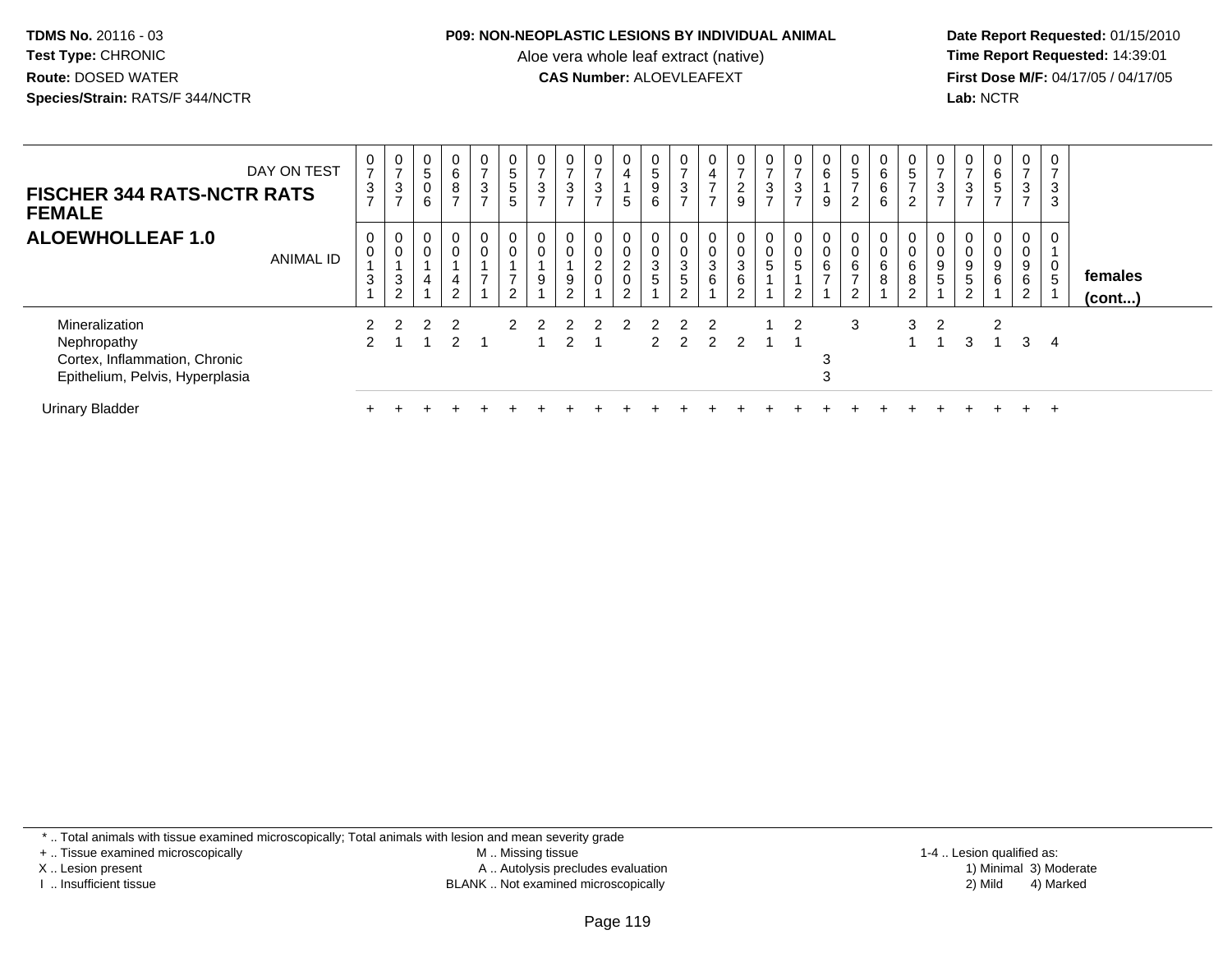**TDMS No.** 20116 - 03
**Test Type:** CHRONIC
**Route:** DOSED WATER
**Species/Strain:** RATS/F 344/NCTR

**P09: NON-NEOPLASTIC LESIONS BY INDIVIDUAL ANIMAL**
Aloe vera whole leaf extract (native)
**CAS Number:** ALOEVLEAFEXT

**Date Report Requested:** 01/15/2010
**Time Report Requested:** 14:39:01
**First Dose M/F:** 04/17/05 / 04/17/05
**Lab:** NCTR

## FISCHER 344 RATS-NCTR RATS FEMALE
## ALOEWHOLLEAF 1.0

| DAY ON TEST | 737 | 737 | 506 | 687 | 737 | 555 | 737 | 737 | 737 | 415 | 596 | 737 | 477 | 729 | 737 | 737 | 619 | 572 | 666 | 572 | 737 | 737 | 657 | 737 | 733 | |
|---|---|---|---|---|---|---|---|---|---|---|---|---|---|---|---|---|---|---|---|---|---|---|---|---|---|---|
| **ANIMAL ID** | 0131 | 0132 | 0141 | 0142 | 0171 | 0172 | 0191 | 0192 | 0201 | 0202 | 0351 | 0352 | 0361 | 0362 | 0511 | 0512 | 0671 | 0672 | 0681 | 0682 | 0951 | 0952 | 0961 | 0962 | 1051 | **females (cont...)** |
| Mineralization | 2 | 2 | 2 | 2 | | 2 | 2 | 2 | 2 | 2 | 2 | 2 | 2 | | 1 | 2 | | 3 | | 3 | 2 | | 2 | | | |
| Nephropathy | 2 | 1 | 1 | 2 | 1 | | 1 | 2 | 1 | | 2 | 2 | 2 | 2 | 1 | 1 | | | | 1 | 1 | 3 | 1 | 3 | 4 | |
| Cortex, Inflammation, Chronic | | | | | | | | | | | | | | | | | 3 | | | | | | | | | |
| Epithelium, Pelvis, Hyperplasia | | | | | | | | | | | | | | | | | 3 | | | | | | | | | |
| Urinary Bladder | + | + | + | + | + | + | + | + | + | + | + | + | + | + | + | + | + | + | + | + | + | + | + | + | + | |

* .. Total animals with tissue examined microscopically; Total animals with lesion and mean severity grade
+ .. Tissue examined microscopically
X .. Lesion present
I .. Insufficient tissue
M .. Missing tissue
A .. Autolysis precludes evaluation
BLANK .. Not examined microscopically
1-4 .. Lesion qualified as:
1) Minimal 2) Mild 3) Moderate 4) Marked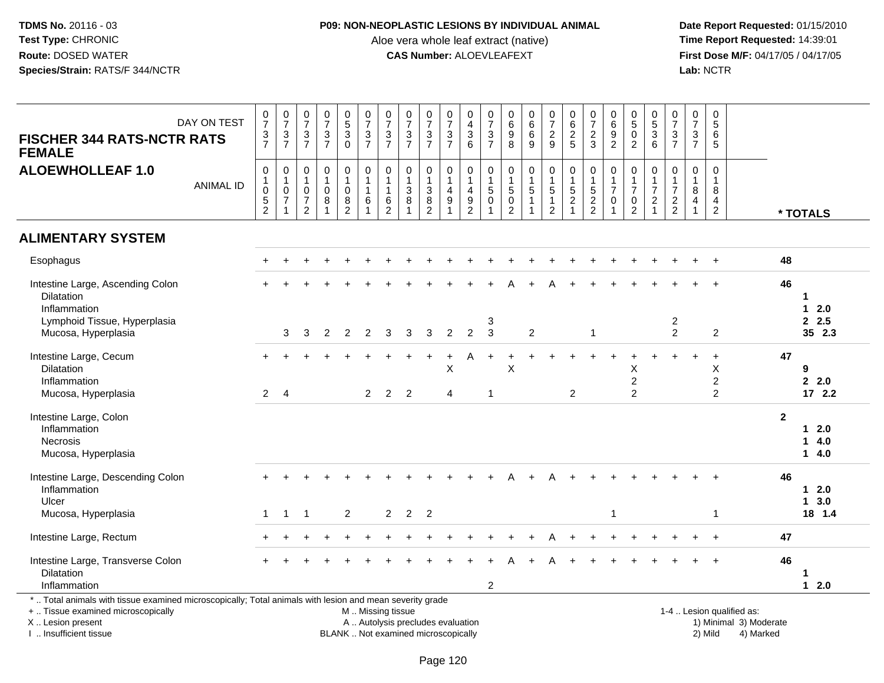TDMS No. 20116 - 03
Test Type: CHRONIC
Route: DOSED WATER
Species/Strain: RATS/F 344/NCTR

**P09: NON-NEOPLASTIC LESIONS BY INDIVIDUAL ANIMAL**
Aloe vera whole leaf extract (native)
**CAS Number:** ALOEVLEAFEXT

Date Report Requested: 01/15/2010
Time Report Requested: 14:39:01
First Dose M/F: 04/17/05 / 04/17/05
Lab: NCTR

## FISCHER 344 RATS-NCTR RATS FEMALE
## ALOEWHOLLEAF 1.0

| DAY ON TEST | 0737 | 0737 | 0737 | 0737 | 0530 | 0737 | 0737 | 0737 | 0737 | 0737 | 0436 | 0737 | 0698 | 0669 | 0729 | 0625 | 0723 | 0692 | 0502 | 0536 | 0737 | 0737 | 0565 | |
|---|---|---|---|---|---|---|---|---|---|---|---|---|---|---|---|---|---|---|---|---|---|---|---|---|
| **ANIMAL ID** | 01052 | 01071 | 01072 | 01081 | 01082 | 01161 | 01162 | 01381 | 01382 | 01491 | 01492 | 01501 | 01502 | 01511 | 01512 | 01521 | 01522 | 01701 | 01702 | 01721 | 01722 | 01841 | 01842 | *** TOTALS** |
| **ALIMENTARY SYSTEM** | | | | | | | | | | | | | | | | | | | | | | | | |
| Esophagus | + | + | + | + | + | + | + | + | + | + | + | + | + | + | + | + | + | + | + | + | + | + | + | 48 |
| Intestine Large, Ascending Colon | + | + | + | + | + | + | + | + | + | + | + | + | A | + | A | + | + | + | + | + | + | + | + | 46 |
| Dilatation | | | | | | | | | | | | | | | | | | | | | | | | 1 |
| Inflammation | | | | | | | | | | | | | | | | | | | | | | | | 1 2.0 |
| Lymphoid Tissue, Hyperplasia | | | | | | | | | | | | 3 | | | | | | | | | 2 | | | 2 2.5 |
| Mucosa, Hyperplasia | | 3 | 3 | 2 | 2 | 2 | 3 | 3 | 3 | 2 | 2 | 3 | | 2 | | | 1 | | | | 2 | | 2 | 35 2.3 |
| Intestine Large, Cecum | + | + | + | + | + | + | + | + | + | + | A | + | + | + | + | + | + | + | + | + | + | + | + | 47 |
| Dilatation | | | | | | | | | | X | | | X | | | | | | X | | | | X | 9 |
| Inflammation | | | | | | | | | | | | | | | | | | | 2 | | | | 2 | 2 2.0 |
| Mucosa, Hyperplasia | 2 | 4 | | | | 2 | 2 | 2 | | 4 | | 1 | | | | 2 | | | 2 | | | | 2 | 17 2.2 |
| Intestine Large, Colon | | | | | | | | | | | | | | | | | | | | | | | | 2 |
| Inflammation | | | | | | | | | | | | | | | | | | | | | | | | 1 2.0 |
| Necrosis | | | | | | | | | | | | | | | | | | | | | | | | 1 4.0 |
| Mucosa, Hyperplasia | | | | | | | | | | | | | | | | | | | | | | | | 1 4.0 |
| Intestine Large, Descending Colon | + | + | + | + | + | + | + | + | + | + | + | + | A | + | A | + | + | + | + | + | + | + | + | 46 |
| Inflammation | | | | | | | | | | | | | | | | | | | | | | | | 1 2.0 |
| Ulcer | | | | | | | | | | | | | | | | | | | | | | | | 1 3.0 |
| Mucosa, Hyperplasia | 1 | 1 | 1 | | 2 | | 2 | 2 | 2 | | | | | | | | | 1 | | | | | 1 | 18 1.4 |
| Intestine Large, Rectum | + | + | + | + | + | + | + | + | + | + | + | + | + | + | A | + | + | + | + | + | + | + | + | 47 |
| Intestine Large, Transverse Colon | + | + | + | + | + | + | + | + | + | + | + | + | A | + | A | + | + | + | + | + | + | + | + | 46 |
| Dilatation | | | | | | | | | | | | | | | | | | | | | | | | 1 |
| Inflammation | | | | | | | | | | | | 2 | | | | | | | | | | | | 1 2.0 |

\* .. Total animals with tissue examined microscopically; Total animals with lesion and mean severity grade
\+ .. Tissue examined microscopically
X .. Lesion present
I .. Insufficient tissue

M .. Missing tissue
A .. Autolysis precludes evaluation
BLANK .. Not examined microscopically

1-4 .. Lesion qualified as:
1) Minimal 3) Moderate
2) Mild 4) Marked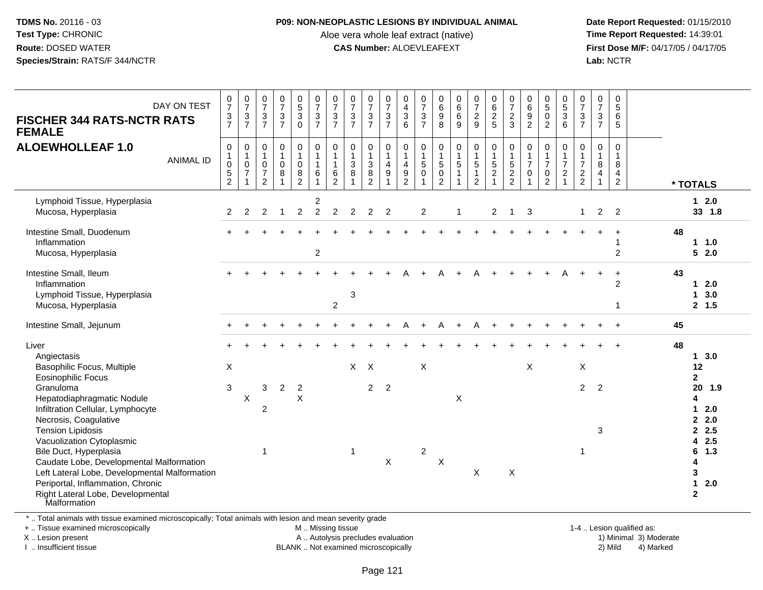**P09: NON-NEOPLASTIC LESIONS BY INDIVIDUAL ANIMAL**

Aloe vera whole leaf extract (native)

**CAS Number:** ALOEVLEAFEXT

| FISCHER 344 RATS-NCTR RATS FEMALE ALOEWHOLLEAF 1.0 | | | | | | | | | | | | | | | | | | | | | | | | |
|---|---|---|---|---|---|---|---|---|---|---|---|---|---|---|---|---|---|---|---|---|---|---|---|---|
| DAY ON TEST | 0737 | 0737 | 0737 | 0737 | 0530 | 0737 | 0737 | 0737 | 0737 | 0737 | 0436 | 0737 | 0698 | 0669 | 0729 | 0625 | 0723 | 0692 | 0502 | 0536 | 0737 | 0737 | 0565 | |
| ANIMAL ID | 01052 | 01071 | 01072 | 01081 | 01082 | 01161 | 01162 | 01381 | 01382 | 01491 | 01492 | 01501 | 01502 | 01511 | 01512 | 01521 | 01522 | 01701 | 01702 | 01721 | 01722 | 01841 | 01842 | * TOTALS |
| Lymphoid Tissue, Hyperplasia | | | | | | 2 | | | | | | | | | | | | | | | | | | 1 2.0 |
| Mucosa, Hyperplasia | 2 | 2 | 2 | 1 | 2 | 2 | 2 | 2 | 2 | 2 | | 2 | | 1 | | 2 | 1 | 3 | | | 1 | 2 | 2 | 33 1.8 |
| Intestine Small, Duodenum | + | + | + | + | + | + | + | + | + | + | + | + | + | + | + | + | + | + | + | + | + | + | + | 48 |
| Inflammation | | | | | | | | | | | | | | | | | | | | | | | 1 | 1 1.0 |
| Mucosa, Hyperplasia | | | | | | 2 | | | | | | | | | | | | | | | | | 2 | 5 2.0 |
| Intestine Small, Ileum | + | + | + | + | + | + | + | + | + | + | A | + | A | + | A | + | + | + | + | A | + | + | + | 43 |
| Inflammation | | | | | | | | | | | | | | | | | | | | | | | 2 | 1 2.0 |
| Lymphoid Tissue, Hyperplasia | | | | | | | | 3 | | | | | | | | | | | | | | | | 1 3.0 |
| Mucosa, Hyperplasia | | | | | | | 2 | | | | | | | | | | | | | | | | 1 | 2 1.5 |
| Intestine Small, Jejunum | + | + | + | + | + | + | + | + | + | + | A | + | A | + | A | + | + | + | + | + | + | + | + | 45 |
| Liver | + | + | + | + | + | + | + | + | + | + | + | + | + | + | + | + | + | + | + | + | + | + | + | 48 |
| Angiectasis | | | | | | | | | | | | | | | | | | | | | | | | 1 3.0 |
| Basophilic Focus, Multiple | X | | | | | | | X | X | | | X | | | | | | X | | | X | | | 12 |
| Eosinophilic Focus | | | | | | | | | | | | | | | | | | | | | | | | 2 |
| Granuloma | 3 | | 3 | 2 | 2 | | | | 2 | 2 | | | | | | | | | | | 2 | 2 | | 20 1.9 |
| Hepatodiaphragmatic Nodule | | X | | | X | | | | | | | | | X | | | | | | | | | | 4 |
| Infiltration Cellular, Lymphocyte | | | 2 | | | | | | | | | | | | | | | | | | | | | 1 2.0 |
| Necrosis, Coagulative | | | | | | | | | | | | | | | | | | | | | | | | 2 2.0 |
| Tension Lipidosis | | | | | | | | | | | | | | | | | | | | | | 3 | | 2 2.5 |
| Vacuolization Cytoplasmic | | | | | | | | | | | | | | | | | | | | | | | | 4 2.5 |
| Bile Duct, Hyperplasia | | | 1 | | | | | 1 | | | | 2 | | | | | | | | | 1 | | | 6 1.3 |
| Caudate Lobe, Developmental Malformation | | | | | | | | | | X | | | X | | | | | | | | | | | 4 |
| Left Lateral Lobe, Developmental Malformation | | | | | | | | | | | | | | | X | | X | | | | | | | 3 |
| Periportal, Inflammation, Chronic | | | | | | | | | | | | | | | | | | | | | | | | 1 2.0 |
| Right Lateral Lobe, Developmental Malformation | | | | | | | | | | | | | | | | | | | | | | | | 2 |

\* .. Total animals with tissue examined microscopically; Total animals with lesion and mean severity grade

+ .. Tissue examined microscopically
X .. Lesion present
I .. Insufficient tissue

M .. Missing tissue
A .. Autolysis precludes evaluation
BLANK .. Not examined microscopically

1-4 .. Lesion qualified as:
1) Minimal 2) Mild 3) Moderate 4) Marked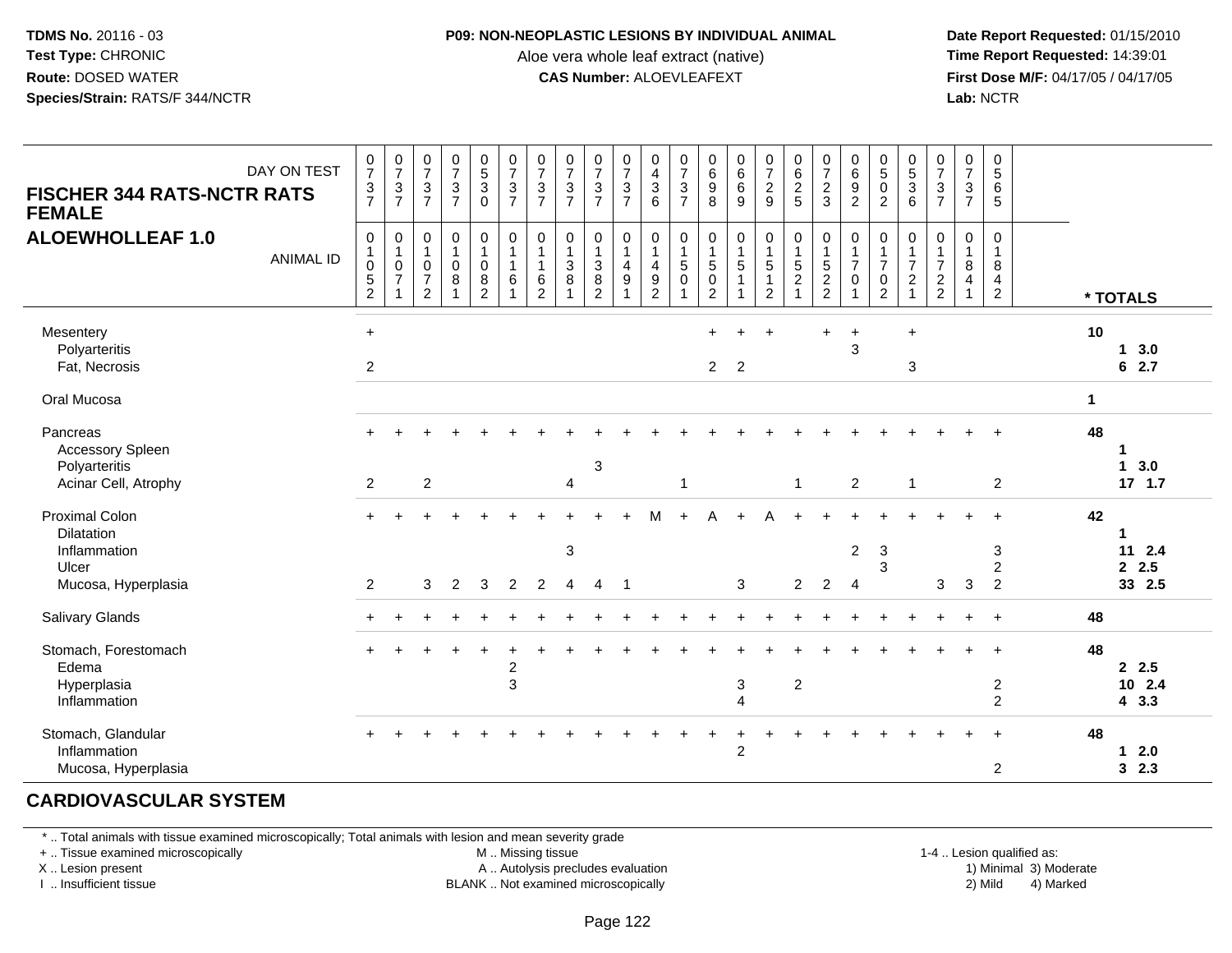**TDMS No.** 20116 - 03
**Test Type:** CHRONIC
**Route:** DOSED WATER
**Species/Strain:** RATS/F 344/NCTR

**P09: NON-NEOPLASTIC LESIONS BY INDIVIDUAL ANIMAL**
Aloe vera whole leaf extract (native)
**CAS Number:** ALOEVLEAFEXT

**Date Report Requested:** 01/15/2010
**Time Report Requested:** 14:39:01
**First Dose M/F:** 04/17/05 / 04/17/05
**Lab:** NCTR

## FISCHER 344 RATS-NCTR RATS FEMALE
## ALOEWHOLLEAF 1.0

| DAY ON TEST | 0737 | 0737 | 0737 | 0737 | 0530 | 0737 | 0737 | 0737 | 0737 | 0737 | 0436 | 0737 | 0698 | 0669 | 0729 | 0625 | 0723 | 0692 | 0502 | 0536 | 0737 | 0737 | 0565 | * TOTALS |
|---|---|---|---|---|---|---|---|---|---|---|---|---|---|---|---|---|---|---|---|---|---|---|---|---|
| **ANIMAL ID** | 01052 | 01071 | 01072 | 01081 | 01082 | 01161 | 01162 | 01381 | 01382 | 01491 | 01492 | 01501 | 01502 | 01511 | 01512 | 01521 | 01522 | 01701 | 01702 | 01721 | 01722 | 01841 | 01842 | |
| Mesentery | + | | | | | | | | | | | | + | + | + | | + | + | | + | | | | 10 |
| Polyarteritis | | | | | | | | | | | | | | | | | | 3 | | | | | | 1 3.0 |
| Fat, Necrosis | 2 | | | | | | | | | | | | 2 | 2 | | | | | | 3 | | | | 6 2.7 |
| Oral Mucosa | | | | | | | | | | | | | | | | | | | | | | | | 1 |
| Pancreas | + | + | + | + | + | + | + | + | + | + | + | + | + | + | + | + | + | + | + | + | + | + | + | 48 |
| Accessory Spleen | | | | | | | | | | | | | | | | | | | | | | | | 1 |
| Polyarteritis | | | | | | | | | 3 | | | | | | | | | | | | | | | 1 3.0 |
| Acinar Cell, Atrophy | 2 | | 2 | | | | | 4 | | | | 1 | | | | 1 | | 2 | | 1 | | | 2 | 17 1.7 |
| Proximal Colon | + | + | + | + | + | + | + | + | + | + | M | + | A | + | A | + | + | + | + | + | + | + | + | 42 |
| Dilatation | | | | | | | | | | | | | | | | | | | | | | | | 1 |
| Inflammation | | | | | | | | 3 | | | | | | | | | | 2 | 3 | | | | 3 | 11 2.4 |
| Ulcer | | | | | | | | | | | | | | | | | | | 3 | | | | 2 | 2 2.5 |
| Mucosa, Hyperplasia | 2 | | 3 | 2 | 3 | 2 | 2 | 4 | 4 | 1 | | | | 3 | | 2 | 2 | 4 | | | 3 | 3 | 2 | 33 2.5 |
| Salivary Glands | + | + | + | + | + | + | + | + | + | + | + | + | + | + | + | + | + | + | + | + | + | + | + | 48 |
| Stomach, Forestomach | + | + | + | + | + | + | + | + | + | + | + | + | + | + | + | + | + | + | + | + | + | + | + | 48 |
| Edema | | | | | | 2 | | | | | | | | | | | | | | | | | | 2 2.5 |
| Hyperplasia | | | | | | 3 | | | | | | | | 3 | | 2 | | | | | | | 2 | 10 2.4 |
| Inflammation | | | | | | | | | | | | | | 4 | | | | | | | | | 2 | 4 3.3 |
| Stomach, Glandular | + | + | + | + | + | + | + | + | + | + | + | + | + | + | + | + | + | + | + | + | + | + | + | 48 |
| Inflammation | | | | | | | | | | | | | | 2 | | | | | | | | | | 1 2.0 |
| Mucosa, Hyperplasia | | | | | | | | | | | | | | | | | | | | | | | 2 | 3 2.3 |

## CARDIOVASCULAR SYSTEM

\* .. Total animals with tissue examined microscopically; Total animals with lesion and mean severity grade
\+ .. Tissue examined microscopically
X .. Lesion present
I .. Insufficient tissue
M .. Missing tissue
A .. Autolysis precludes evaluation
BLANK .. Not examined microscopically
1-4 .. Lesion qualified as: 1) Minimal 2) Mild 3) Moderate 4) Marked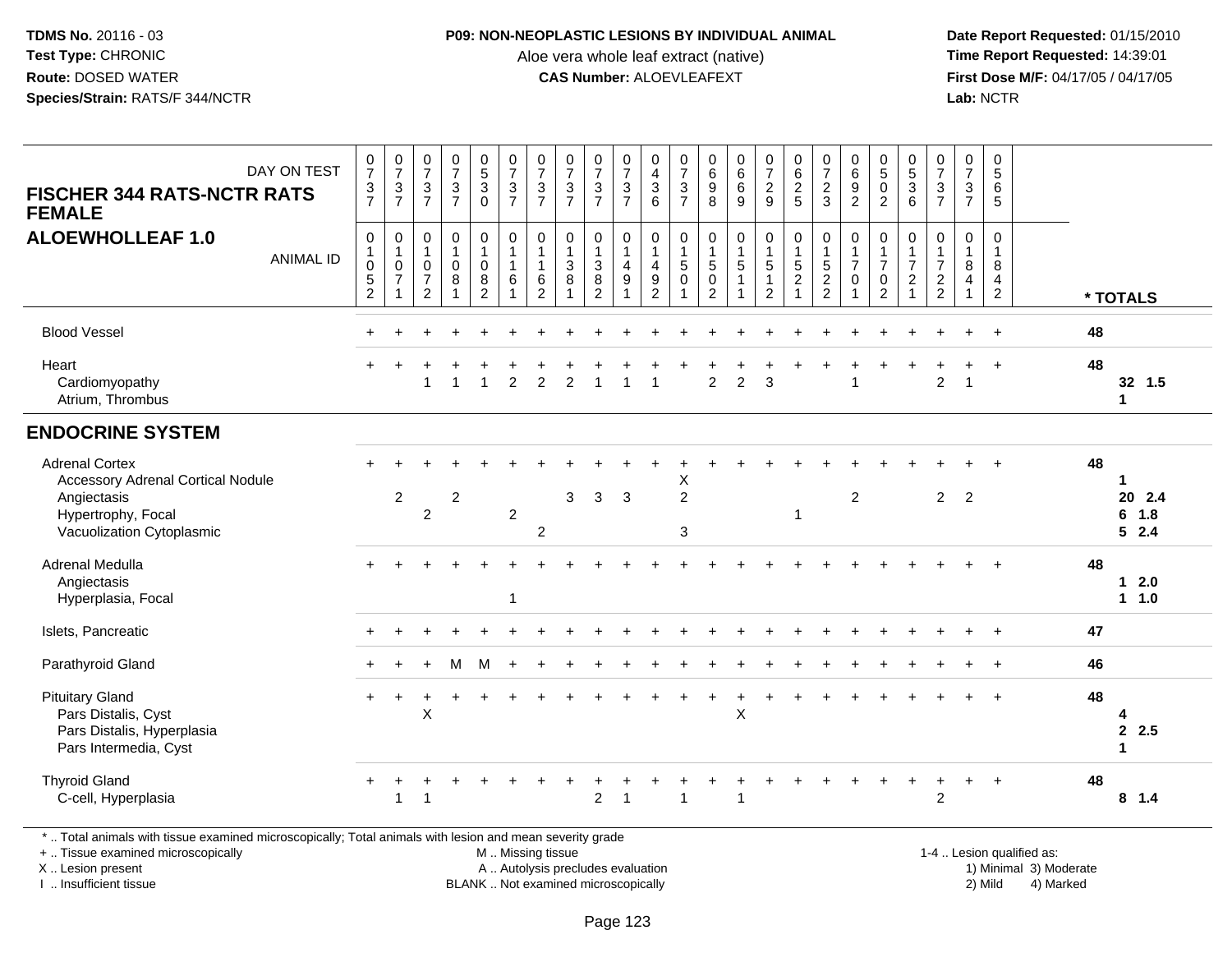**TDMS No.** 20116 - 03
**Test Type:** CHRONIC
**Route:** DOSED WATER
**Species/Strain:** RATS/F 344/NCTR

**P09: NON-NEOPLASTIC LESIONS BY INDIVIDUAL ANIMAL**
Aloe vera whole leaf extract (native)
**CAS Number:** ALOEVLEAFEXT

**Date Report Requested:** 01/15/2010
**Time Report Requested:** 14:39:01
**First Dose M/F:** 04/17/05 / 04/17/05
**Lab:** NCTR

**FISCHER 344 RATS-NCTR RATS FEMALE**
**ALOEWHOLLEAF 1.0**

| DAY ON TEST | 0737 | 0737 | 0737 | 0737 | 0530 | 0737 | 0737 | 0737 | 0737 | 0737 | 0436 | 0737 | 0698 | 0669 | 0729 | 0625 | 0723 | 0692 | 0502 | 0536 | 0737 | 0737 | 0565 | |
|---|---|---|---|---|---|---|---|---|---|---|---|---|---|---|---|---|---|---|---|---|---|---|---|---|
| **ANIMAL ID** | 01052 | 01071 | 01072 | 01081 | 01082 | 01161 | 01162 | 01381 | 01382 | 01491 | 01492 | 01501 | 01502 | 01511 | 01512 | 01521 | 01522 | 01701 | 01702 | 01721 | 01722 | 01841 | 01842 | *** TOTALS** |
| Blood Vessel | + | + | + | + | + | + | + | + | + | + | + | + | + | + | + | + | + | + | + | + | + | + | + | 48 |
| Heart | + | + | + | + | + | + | + | + | + | + | + | + | + | + | + | + | + | + | + | + | + | + | + | 48 |
| Cardiomyopathy | | | 1 | 1 | 1 | 2 | 2 | 2 | 1 | 1 | 1 | | 2 | 2 | 3 | | | 1 | | | 2 | 1 | | 32 1.5 |
| Atrium, Thrombus | | | | | | | | | | | | | | | | | | | | | | | | 1 |
| **ENDOCRINE SYSTEM** | | | | | | | | | | | | | | | | | | | | | | | | |
| Adrenal Cortex | + | + | + | + | + | + | + | + | + | + | + | + | + | + | + | + | + | + | + | + | + | + | + | 48 |
| Accessory Adrenal Cortical Nodule | | | | | | | | | | | | X | | | | | | | | | | | | 1 |
| Angiectasis | | 2 | | 2 | | | | 3 | 3 | 3 | | 2 | | | | | | 2 | | | 2 | 2 | | 20 2.4 |
| Hypertrophy, Focal | | | 2 | | | 2 | | | | | | | | | | 1 | | | | | | | | 6 1.8 |
| Vacuolization Cytoplasmic | | | | | | | 2 | | | | | 3 | | | | | | | | | | | | 5 2.4 |
| Adrenal Medulla | + | + | + | + | + | + | + | + | + | + | + | + | + | + | + | + | + | + | + | + | + | + | + | 48 |
| Angiectasis | | | | | | | | | | | | | | | | | | | | | | | | 1 2.0 |
| Hyperplasia, Focal | | | | | | 1 | | | | | | | | | | | | | | | | | | 1 1.0 |
| Islets, Pancreatic | + | + | + | + | + | + | + | + | + | + | + | + | + | + | + | + | + | + | + | + | + | + | + | 47 |
| Parathyroid Gland | + | + | + | M | M | + | + | + | + | + | + | + | + | + | + | + | + | + | + | + | + | + | + | 46 |
| Pituitary Gland | + | + | + | + | + | + | + | + | + | + | + | + | + | + | + | + | + | + | + | + | + | + | + | 48 |
| Pars Distalis, Cyst | | | X | | | | | | | | | | | X | | | | | | | | | | 4 |
| Pars Distalis, Hyperplasia | | | | | | | | | | | | | | | | | | | | | | | | 2 2.5 |
| Pars Intermedia, Cyst | | | | | | | | | | | | | | | | | | | | | | | | 1 |
| Thyroid Gland | + | + | + | + | + | + | + | + | + | + | + | + | + | + | + | + | + | + | + | + | + | + | + | 48 |
| C-cell, Hyperplasia | | 1 | 1 | | | | | | 2 | 1 | | 1 | | 1 | | | | | | | 2 | | | 8 1.4 |

\* .. Total animals with tissue examined microscopically; Total animals with lesion and mean severity grade
\+ .. Tissue examined microscopically
X .. Lesion present
I .. Insufficient tissue

M .. Missing tissue
A .. Autolysis precludes evaluation
BLANK .. Not examined microscopically

1-4 .. Lesion qualified as:
1) Minimal 3) Moderate
2) Mild 4) Marked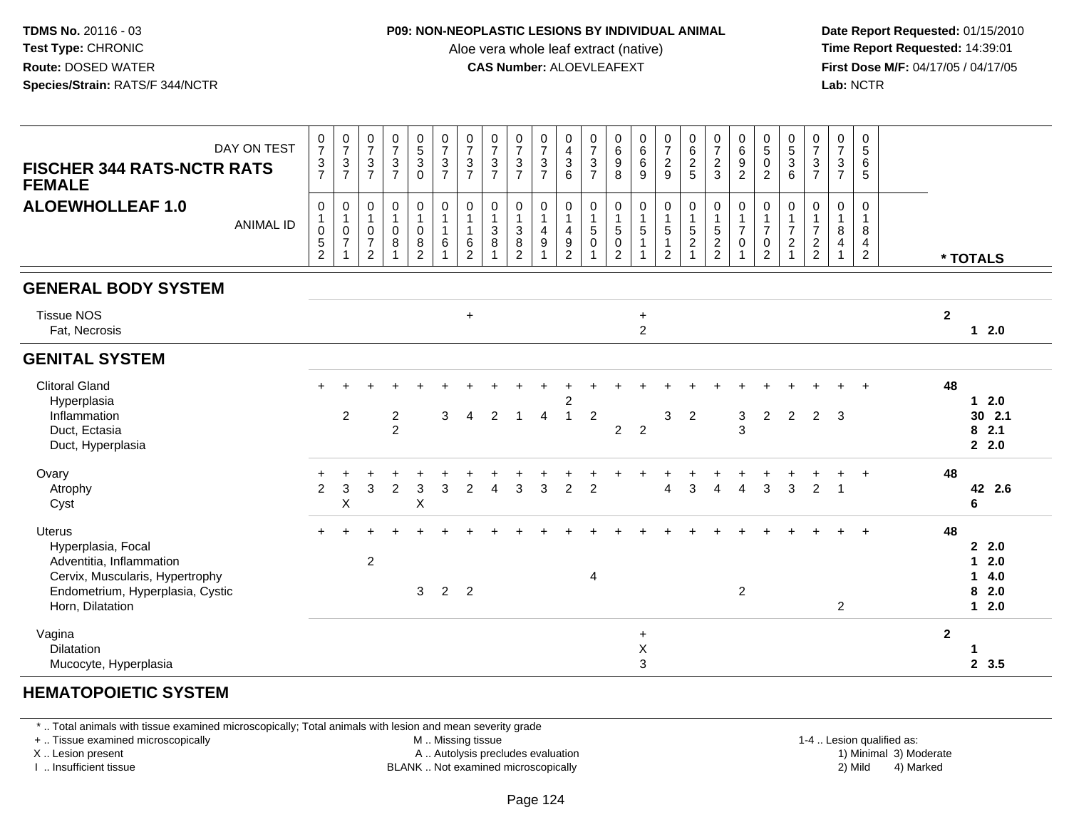**TDMS No.** 20116 - 03
**Test Type:** CHRONIC
**Route:** DOSED WATER
**Species/Strain:** RATS/F 344/NCTR

**P09: NON-NEOPLASTIC LESIONS BY INDIVIDUAL ANIMAL**
Aloe vera whole leaf extract (native)
**CAS Number:** ALOEVLEAFEXT

**Date Report Requested:** 01/15/2010
**Time Report Requested:** 14:39:01
**First Dose M/F:** 04/17/05 / 04/17/05
**Lab:** NCTR

**FISCHER 344 RATS-NCTR RATS FEMALE**
**ALOEWHOLLEAF 1.0**

| DAY ON TEST | 0737 | 0737 | 0737 | 0737 | 0530 | 0737 | 0737 | 0737 | 0737 | 0737 | 0436 | 0737 | 0698 | 0669 | 0729 | 0625 | 0723 | 0692 | 0502 | 0536 | 0737 | 0737 | 0565 | |
|---|---|---|---|---|---|---|---|---|---|---|---|---|---|---|---|---|---|---|---|---|---|---|---|---|
| **ANIMAL ID** | 01052 | 01071 | 01072 | 01081 | 01082 | 01161 | 01162 | 01381 | 01382 | 01491 | 01492 | 01501 | 01502 | 01511 | 01512 | 01521 | 01522 | 01701 | 01702 | 01721 | 01722 | 01841 | 01842 | *** TOTALS** |
| **GENERAL BODY SYSTEM** | | | | | | | | | | | | | | | | | | | | | | | | |
| Tissue NOS | | | | | | | + | | | | | | | + | | | | | | | | | | **2** |
| Fat, Necrosis | | | | | | | | | | | | | | 2 | | | | | | | | | | **1 2.0** |
| **GENITAL SYSTEM** | | | | | | | | | | | | | | | | | | | | | | | | |
| Clitoral Gland | + | + | + | + | + | + | + | + | + | + | + | + | + | + | + | + | + | + | + | + | + | + | + | **48** |
| Hyperplasia | | | | | | | | | | | 2 | | | | | | | | | | | | | **1 2.0** |
| Inflammation | | 2 | | 2 | | 3 | 4 | 2 | 1 | 4 | 1 | 2 | | | 3 | 2 | | 3 | 2 | 2 | 2 | 3 | | **30 2.1** |
| Duct, Ectasia | | | | 2 | | | | | | | | | 2 | 2 | | | | 3 | | | | | | **8 2.1** |
| Duct, Hyperplasia | | | | | | | | | | | | | | | | | | | | | | | | **2 2.0** |
| Ovary | + | + | + | + | + | + | + | + | + | + | + | + | + | + | + | + | + | + | + | + | + | + | + | **48** |
| Atrophy | 2 | 3 | 3 | 2 | 3 | 3 | 2 | 4 | 3 | 3 | 2 | 2 | | | 4 | 3 | 4 | 4 | 3 | 3 | 2 | 1 | | **42 2.6** |
| Cyst | | X | | | X | | | | | | | | | | | | | | | | | | | **6** |
| Uterus | + | + | + | + | + | + | + | + | + | + | + | + | + | + | + | + | + | + | + | + | + | + | + | **48** |
| Hyperplasia, Focal | | | | | | | | | | | | | | | | | | | | | | | | **2 2.0** |
| Adventitia, Inflammation | | | 2 | | | | | | | | | | | | | | | | | | | | | **1 2.0** |
| Cervix, Muscularis, Hypertrophy | | | | | | | | | | | | 4 | | | | | | | | | | | | **1 4.0** |
| Endometrium, Hyperplasia, Cystic | | | | | 3 | 2 | 2 | | | | | | | | | | | 2 | | | | | | **8 2.0** |
| Horn, Dilatation | | | | | | | | | | | | | | | | | | | | | | 2 | | **1 2.0** |
| Vagina | | | | | | | | | | | | | | + | | | | | | | | | | **2** |
| Dilatation | | | | | | | | | | | | | | X | | | | | | | | | | **1** |
| Mucocyte, Hyperplasia | | | | | | | | | | | | | | 3 | | | | | | | | | | **2 3.5** |
| **HEMATOPOIETIC SYSTEM** | | | | | | | | | | | | | | | | | | | | | | | | |

\* .. Total animals with tissue examined microscopically; Total animals with lesion and mean severity grade
\+ .. Tissue examined microscopically
X .. Lesion present
I .. Insufficient tissue

M .. Missing tissue
A .. Autolysis precludes evaluation
BLANK .. Not examined microscopically

1-4 .. Lesion qualified as:
1) Minimal 3) Moderate
2) Mild 4) Marked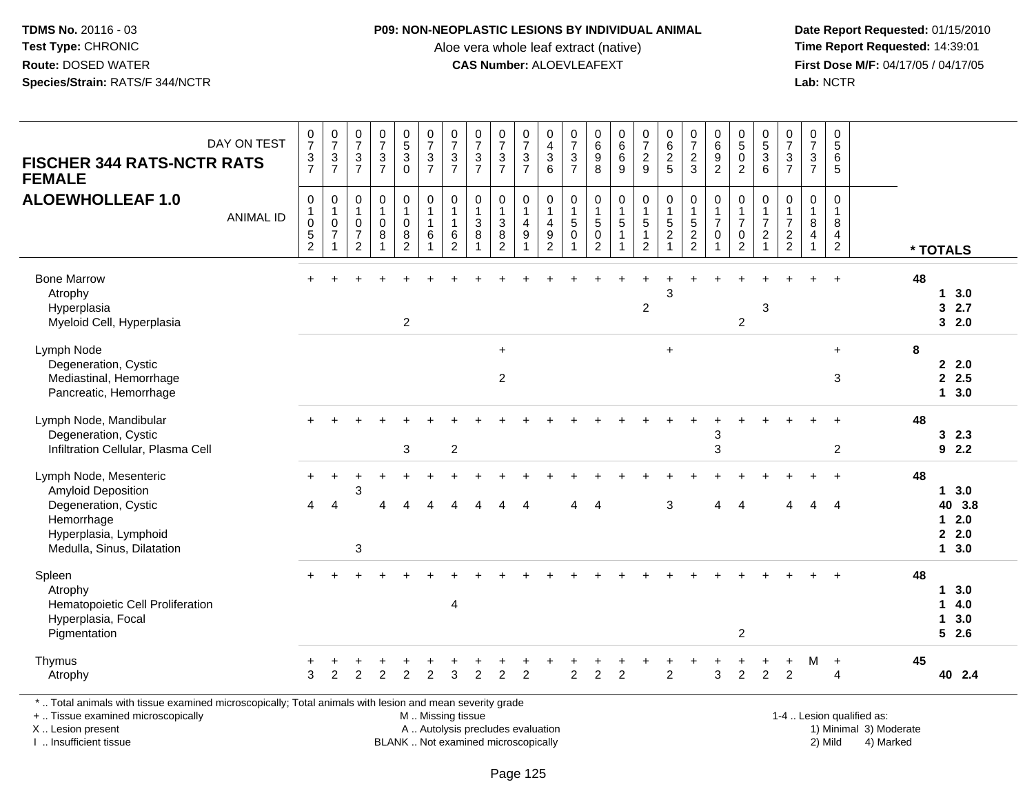**TDMS No.** 20116 - 03
**Test Type:** CHRONIC
**Route:** DOSED WATER
**Species/Strain:** RATS/F 344/NCTR

**P09: NON-NEOPLASTIC LESIONS BY INDIVIDUAL ANIMAL**
Aloe vera whole leaf extract (native)
**CAS Number:** ALOEVLEAFEXT

**Date Report Requested:** 01/15/2010
**Time Report Requested:** 14:39:01
**First Dose M/F:** 04/17/05 / 04/17/05
**Lab:** NCTR

**FISCHER 344 RATS-NCTR RATS FEMALE**
**ALOEWHOLLEAF 1.0**

| DAY ON TEST | 0737 | 0737 | 0737 | 0737 | 0530 | 0737 | 0737 | 0737 | 0737 | 0737 | 0436 | 0737 | 0698 | 0669 | 0729 | 0625 | 0723 | 0692 | 0502 | 0536 | 0737 | 0737 | 0565 | |
|---|---|---|---|---|---|---|---|---|---|---|---|---|---|---|---|---|---|---|---|---|---|---|---|---|
| **ANIMAL ID** | 01052 | 01071 | 01072 | 01081 | 01082 | 01161 | 01162 | 01381 | 01382 | 01491 | 01492 | 01501 | 01502 | 01511 | 01512 | 01521 | 01522 | 01701 | 01702 | 01721 | 01722 | 01841 | 01842 | *** TOTALS** |
| Bone Marrow | + | + | + | + | + | + | + | + | + | + | + | + | + | + | + | + | + | + | + | + | + | + | + | **48** |
| Atrophy | | | | | | | | | | | | | | | | 3 | | | | | | | | **1 3.0** |
| Hyperplasia | | | | | | | | | | | | | | | 2 | | | | | 3 | | | | **3 2.7** |
| Myeloid Cell, Hyperplasia | | | | | 2 | | | | | | | | | | | | | | 2 | | | | | **3 2.0** |
| Lymph Node | | | | | | | | | + | | | | | | | + | | | | | | | + | **8** |
| Degeneration, Cystic | | | | | | | | | | | | | | | | | | | | | | | | **2 2.0** |
| Mediastinal, Hemorrhage | | | | | | | | | 2 | | | | | | | | | | | | | | 3 | **2 2.5** |
| Pancreatic, Hemorrhage | | | | | | | | | | | | | | | | | | | | | | | | **1 3.0** |
| Lymph Node, Mandibular | + | + | + | + | + | + | + | + | + | + | + | + | + | + | + | + | + | + | + | + | + | + | + | **48** |
| Degeneration, Cystic | | | | | | | | | | | | | | | | | | 3 | | | | | | **3 2.3** |
| Infiltration Cellular, Plasma Cell | | | | | 3 | | 2 | | | | | | | | | | | 3 | | | | | 2 | **9 2.2** |
| Lymph Node, Mesenteric | + | + | + | + | + | + | + | + | + | + | + | + | + | + | + | + | + | + | + | + | + | + | + | **48** |
| Amyloid Deposition | | | 3 | | | | | | | | | | | | | | | | | | | | | **1 3.0** |
| Degeneration, Cystic | 4 | 4 | | 4 | 4 | 4 | 4 | 4 | 4 | 4 | | 4 | 4 | | | 3 | | 4 | 4 | | 4 | 4 | 4 | **40 3.8** |
| Hemorrhage | | | | | | | | | | | | | | | | | | | | | | | | **1 2.0** |
| Hyperplasia, Lymphoid | | | | | | | | | | | | | | | | | | | | | | | | **2 2.0** |
| Medulla, Sinus, Dilatation | | | 3 | | | | | | | | | | | | | | | | | | | | | **1 3.0** |
| Spleen | + | + | + | + | + | + | + | + | + | + | + | + | + | + | + | + | + | + | + | + | + | + | + | **48** |
| Atrophy | | | | | | | | | | | | | | | | | | | | | | | | **1 3.0** |
| Hematopoietic Cell Proliferation | | | | | | | 4 | | | | | | | | | | | | | | | | | **1 4.0** |
| Hyperplasia, Focal | | | | | | | | | | | | | | | | | | | | | | | | **1 3.0** |
| Pigmentation | | | | | | | | | | | | | | | | | | | 2 | | | | | **5 2.6** |
| Thymus | + | + | + | + | + | + | + | + | + | + | + | + | + | + | + | + | + | + | + | + | + | M | + | **45** |
| Atrophy | 3 | 2 | 2 | 2 | 2 | 2 | 3 | 2 | 2 | 2 | | 2 | 2 | 2 | | 2 | | 3 | 2 | 2 | 2 | | 4 | **40 2.4** |

\* .. Total animals with tissue examined microscopically; Total animals with lesion and mean severity grade
\+ .. Tissue examined microscopically
X .. Lesion present
I .. Insufficient tissue
M .. Missing tissue
A .. Autolysis precludes evaluation
BLANK .. Not examined microscopically
1-4 .. Lesion qualified as: 1) Minimal 2) Mild 3) Moderate 4) Marked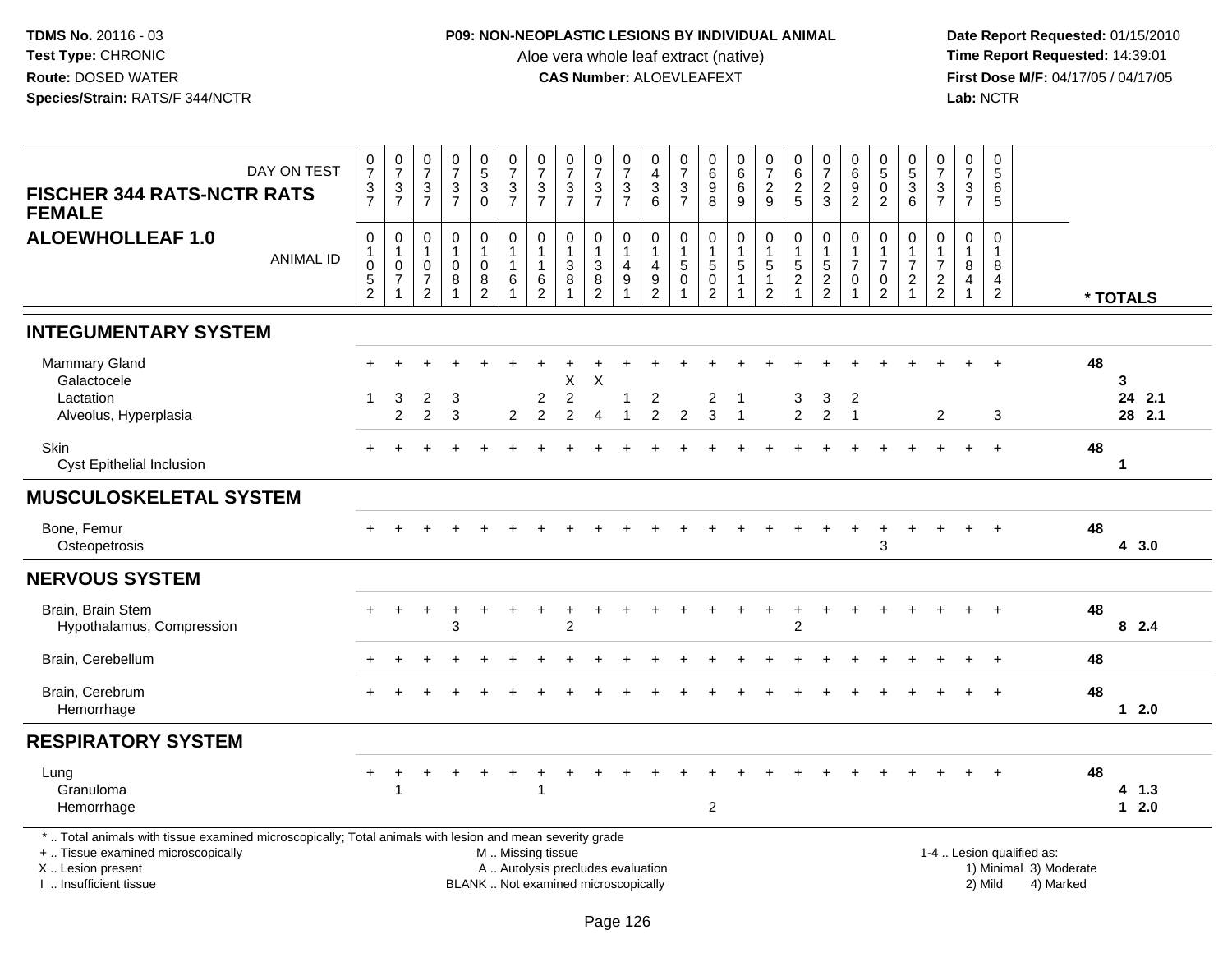**TDMS No.** 20116 - 03
**Test Type:** CHRONIC
**Route:** DOSED WATER
**Species/Strain:** RATS/F 344/NCTR

**P09: NON-NEOPLASTIC LESIONS BY INDIVIDUAL ANIMAL**
Aloe vera whole leaf extract (native)
**CAS Number:** ALOEVLEAFEXT

**Date Report Requested:** 01/15/2010
**Time Report Requested:** 14:39:01
**First Dose M/F:** 04/17/05 / 04/17/05
**Lab:** NCTR

| FISCHER 344 RATS-NCTR RATS FEMALE / ALOEWHOLLEAF 1.0 | | | | | | | | | | | | | | | | | | | | | | | | |
|---|---|---|---|---|---|---|---|---|---|---|---|---|---|---|---|---|---|---|---|---|---|---|---|---|
| DAY ON TEST | 0737 | 0737 | 0737 | 0737 | 0530 | 0737 | 0737 | 0737 | 0737 | 0737 | 0436 | 0737 | 0698 | 0669 | 0729 | 0625 | 0723 | 0692 | 0502 | 0536 | 0737 | 0737 | 0565 | |
| ANIMAL ID | 01052 | 01071 | 01072 | 01081 | 01082 | 01161 | 01162 | 01381 | 01382 | 01491 | 01492 | 01501 | 01502 | 01511 | 01512 | 01521 | 01522 | 01701 | 01702 | 01721 | 01722 | 01841 | 01842 | * TOTALS |
| **INTEGUMENTARY SYSTEM** | | | | | | | | | | | | | | | | | | | | | | | | |
| Mammary Gland | + | + | + | + | + | + | + | + | + | + | + | + | + | + | + | + | + | + | + | + | + | + | + | 48 |
| Galactocele | | | | | | | | X | X | | | | | | | | | | | | | | | 3 |
| Lactation | 1 | 3 | 2 | 3 | | | 2 | 2 | | 1 | 2 | | 2 | 1 | | 3 | 3 | 2 | | | | | | 24 2.1 |
| Alveolus, Hyperplasia | | 2 | 2 | 3 | | 2 | 2 | 2 | 4 | 1 | 2 | 2 | 3 | 1 | | 2 | 2 | 1 | | | 2 | | 3 | 28 2.1 |
| Skin | + | + | + | + | + | + | + | + | + | + | + | + | + | + | + | + | + | + | + | + | + | + | + | 48 |
| Cyst Epithelial Inclusion | | | | | | | | | | | | | | | | | | | | | | | | 1 |
| **MUSCULOSKELETAL SYSTEM** | | | | | | | | | | | | | | | | | | | | | | | | |
| Bone, Femur | + | + | + | + | + | + | + | + | + | + | + | + | + | + | + | + | + | + | + | + | + | + | + | 48 |
| Osteopetrosis | | | | | | | | | | | | | | | | | | | 3 | | | | | 4 3.0 |
| **NERVOUS SYSTEM** | | | | | | | | | | | | | | | | | | | | | | | | |
| Brain, Brain Stem | + | + | + | + | + | + | + | + | + | + | + | + | + | + | + | + | + | + | + | + | + | + | + | 48 |
| Hypothalamus, Compression | | | | 3 | | | | 2 | | | | | | | | 2 | | | | | | | | 8 2.4 |
| Brain, Cerebellum | + | + | + | + | + | + | + | + | + | + | + | + | + | + | + | + | + | + | + | + | + | + | + | 48 |
| Brain, Cerebrum | + | + | + | + | + | + | + | + | + | + | + | + | + | + | + | + | + | + | + | + | + | + | + | 48 |
| Hemorrhage | | | | | | | | | | | | | | | | | | | | | | | | 1 2.0 |
| **RESPIRATORY SYSTEM** | | | | | | | | | | | | | | | | | | | | | | | | |
| Lung | + | + | + | + | + | + | + | + | + | + | + | + | + | + | + | + | + | + | + | + | + | + | + | 48 |
| Granuloma | | 1 | | | | | 1 | | | | | | | | | | | | | | | | | 4 1.3 |
| Hemorrhage | | | | | | | | | | | | | 2 | | | | | | | | | | | 1 2.0 |

* .. Total animals with tissue examined microscopically; Total animals with lesion and mean severity grade
+ .. Tissue examined microscopically
X .. Lesion present
I .. Insufficient tissue

M .. Missing tissue
A .. Autolysis precludes evaluation
BLANK .. Not examined microscopically

1-4 .. Lesion qualified as:
1) Minimal 2) Mild 3) Moderate 4) Marked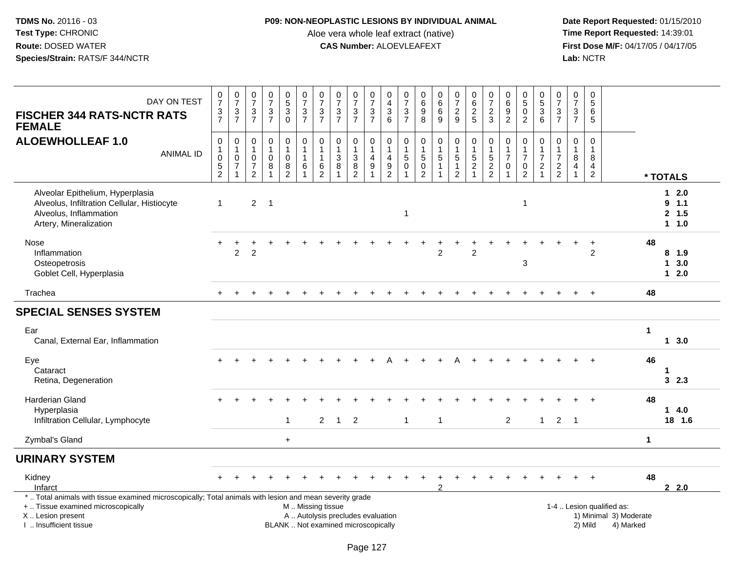**TDMS No.** 20116 - 03
**Test Type:** CHRONIC
**Route:** DOSED WATER
**Species/Strain:** RATS/F 344/NCTR

**P09: NON-NEOPLASTIC LESIONS BY INDIVIDUAL ANIMAL**
Aloe vera whole leaf extract (native)
**CAS Number:** ALOEVLEAFEXT

**Date Report Requested:** 01/15/2010
**Time Report Requested:** 14:39:01
**First Dose M/F:** 04/17/05 / 04/17/05
**Lab:** NCTR

## FISCHER 344 RATS-NCTR RATS FEMALE
## ALOEWHOLLEAF 1.0

| DAY ON TEST | 0737 | 0737 | 0737 | 0737 | 0530 | 0737 | 0737 | 0737 | 0737 | 0737 | 0436 | 0737 | 0698 | 0669 | 0729 | 0625 | 0723 | 0692 | 0502 | 0536 | 0737 | 0737 | 0565 | * TOTALS |
|---|---|---|---|---|---|---|---|---|---|---|---|---|---|---|---|---|---|---|---|---|---|---|---|---|
| ANIMAL ID | 01052 | 01071 | 01072 | 01081 | 01082 | 01161 | 01162 | 01381 | 01382 | 01491 | 01492 | 01501 | 01502 | 01511 | 01512 | 01521 | 01522 | 01701 | 01702 | 01721 | 01722 | 01841 | 01842 | |
| Alveolar Epithelium, Hyperplasia | | | | | | | | | | | | | | | | | | | | | | | | 1 2.0 |
| Alveolus, Infiltration Cellular, Histiocyte | 1 | | 2 | 1 | | | | | | | | | | | | | | | 1 | | | | | 9 1.1 |
| Alveolus, Inflammation | | | | | | | | | | | | 1 | | | | | | | | | | | | 2 1.5 |
| Artery, Mineralization | | | | | | | | | | | | | | | | | | | | | | | | 1 1.0 |
| Nose | + | + | + | + | + | + | + | + | + | + | + | + | + | + | + | + | + | + | + | + | + | + | + | 48 |
| Inflammation | | 2 | 2 | | | | | | | | | | | 2 | | 2 | | | | | | | 2 | 8 1.9 |
| Osteopetrosis | | | | | | | | | | | | | | | | | | | 3 | | | | | 1 3.0 |
| Goblet Cell, Hyperplasia | | | | | | | | | | | | | | | | | | | | | | | | 1 2.0 |
| Trachea | + | + | + | + | + | + | + | + | + | + | + | + | + | + | + | + | + | + | + | + | + | + | + | 48 |
| **SPECIAL SENSES SYSTEM** | | | | | | | | | | | | | | | | | | | | | | | | |
| Ear | | | | | | | | | | | | | | | | | | | | | | | | 1 |
| Canal, External Ear, Inflammation | | | | | | | | | | | | | | | | | | | | | | | | 1 3.0 |
| Eye | + | + | + | + | + | + | + | + | + | + | A | + | + | + | A | + | + | + | + | + | + | + | + | 46 |
| Cataract | | | | | | | | | | | | | | | | | | | | | | | | 1 |
| Retina, Degeneration | | | | | | | | | | | | | | | | | | | | | | | | 3 2.3 |
| Harderian Gland | + | + | + | + | + | + | + | + | + | + | + | + | + | + | + | + | + | + | + | + | + | + | + | 48 |
| Hyperplasia | | | | | | | | | | | | | | | | | | | | | | | | 1 4.0 |
| Infiltration Cellular, Lymphocyte | | | | | 1 | | 2 | 1 | 2 | | | 1 | | 1 | | | | 2 | | 1 | 2 | 1 | | 18 1.6 |
| Zymbal's Gland | | | | | + | | | | | | | | | | | | | | | | | | | 1 |
| **URINARY SYSTEM** | | | | | | | | | | | | | | | | | | | | | | | | |
| Kidney | + | + | + | + | + | + | + | + | + | + | + | + | + | + | + | + | + | + | + | + | + | + | + | 48 |
| Infarct | | | | | | | | | | | | | | 2 | | | | | | | | | | 2 2.0 |

\* .. Total animals with tissue examined microscopically; Total animals with lesion and mean severity grade
\+ .. Tissue examined microscopically
X .. Lesion present
I .. Insufficient tissue

M .. Missing tissue
A .. Autolysis precludes evaluation
BLANK .. Not examined microscopically

1-4 .. Lesion qualified as:
1) Minimal 3) Moderate
2) Mild 4) Marked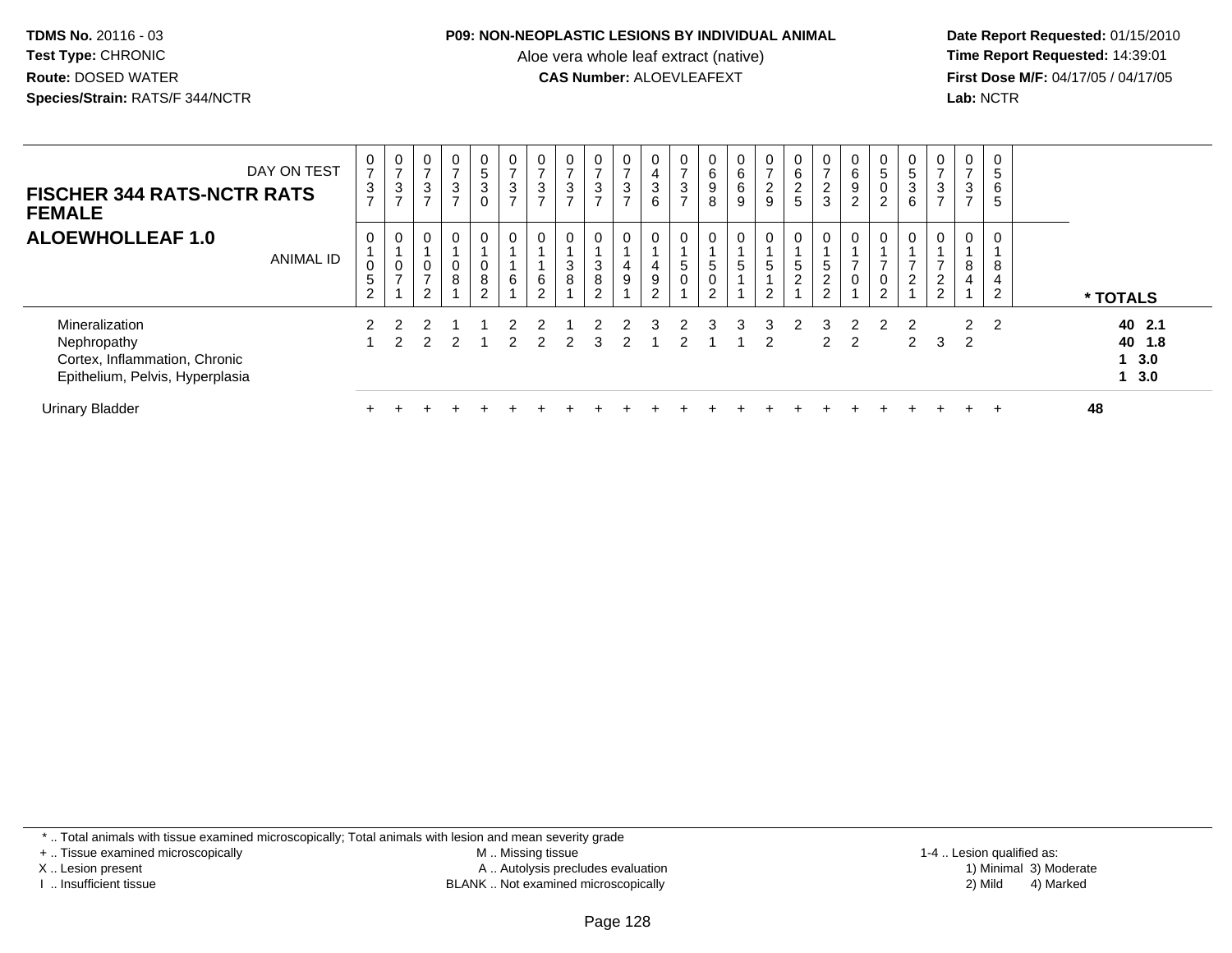| DAY ON TEST | 0737 | 0737 | 0737 | 0737 | 0530 | 0737 | 0737 | 0737 | 0737 | 0737 | 0436 | 0737 | 0698 | 0669 | 0729 | 0625 | 0723 | 0692 | 0502 | 0536 | 0737 | 0737 | 0565 | |
|---|---|---|---|---|---|---|---|---|---|---|---|---|---|---|---|---|---|---|---|---|---|---|---|---|
| **FISCHER 344 RATS-NCTR RATS FEMALE** **ALOEWHOLLEAF 1.0** ANIMAL ID | 01052 | 01071 | 01072 | 01081 | 01082 | 01161 | 01162 | 01381 | 01382 | 01491 | 01492 | 01501 | 01502 | 01511 | 01512 | 01521 | 01522 | 01701 | 01702 | 01721 | 01722 | 01841 | 01842 | *** TOTALS** |
| Mineralization | 2 | 2 | 2 | 1 | 1 | 2 | 2 | 1 | 2 | 2 | 3 | 2 | 3 | 3 | 3 | 2 | 3 | 2 | 2 | 2 | | 2 | 2 | **40 2.1** |
| Nephropathy | 1 | 2 | 2 | 2 | 1 | 2 | 2 | 2 | 3 | 2 | 1 | 2 | 1 | 1 | 2 | | 2 | 2 | | 2 | 3 | 2 | | **40 1.8** |
| Cortex, Inflammation, Chronic | | | | | | | | | | | | | | | | | | | | | | | | **1 3.0** |
| Epithelium, Pelvis, Hyperplasia | | | | | | | | | | | | | | | | | | | | | | | | **1 3.0** |
| Urinary Bladder | + | + | + | + | + | + | + | + | + | + | + | + | + | + | + | + | + | + | + | + | + | + | + | **48** |

* .. Total animals with tissue examined microscopically; Total animals with lesion and mean severity grade
+ .. Tissue examined microscopically    M .. Missing tissue    1-4 .. Lesion qualified as:
X .. Lesion present    A .. Autolysis precludes evaluation    1) Minimal 3) Moderate
I .. Insufficient tissue    BLANK .. Not examined microscopically    2) Mild 4) Marked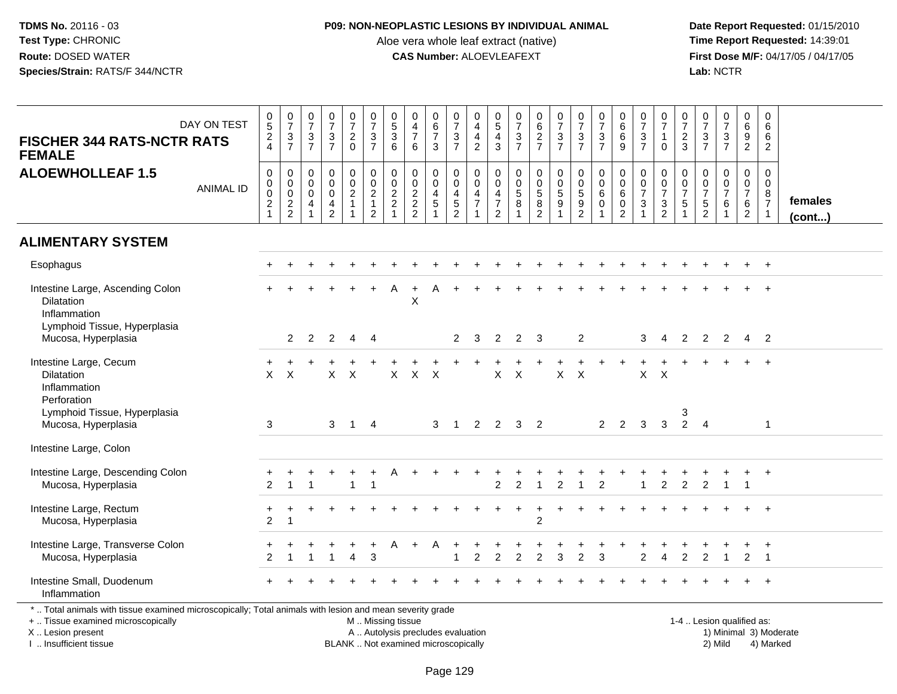**TDMS No.** 20116 - 03
**Test Type:** CHRONIC
**Route:** DOSED WATER
**Species/Strain:** RATS/F 344/NCTR

**P09: NON-NEOPLASTIC LESIONS BY INDIVIDUAL ANIMAL**
Aloe vera whole leaf extract (native)
**CAS Number:** ALOEVLEAFEXT

**Date Report Requested:** 01/15/2010
**Time Report Requested:** 14:39:01
**First Dose M/F:** 04/17/05 / 04/17/05
**Lab:** NCTR

**FISCHER 344 RATS-NCTR RATS FEMALE**
**ALOEWHOLLEAF 1.5**

| DAY ON TEST | 0524 | 0737 | 0737 | 0737 | 0720 | 0737 | 0536 | 0476 | 0673 | 0737 | 0442 | 0543 | 0737 | 0627 | 0737 | 0737 | 0737 | 0669 | 0737 | 0710 | 0723 | 0737 | 0737 | 0692 | 0662 | |
|---|---|---|---|---|---|---|---|---|---|---|---|---|---|---|---|---|---|---|---|---|---|---|---|---|---|---|
| **ANIMAL ID** | 00021 | 00022 | 00041 | 00042 | 00211 | 00212 | 00221 | 00222 | 00451 | 00452 | 00471 | 00472 | 00581 | 00582 | 00591 | 00592 | 00601 | 00602 | 00731 | 00732 | 00751 | 00752 | 00761 | 00762 | 00871 | **females (cont...)** |
| **ALIMENTARY SYSTEM** | | | | | | | | | | | | | | | | | | | | | | | | | | |
| Esophagus | + | + | + | + | + | + | + | + | + | + | + | + | + | + | + | + | + | + | + | + | + | + | + | + | + | |
| Intestine Large, Ascending Colon | + | + | + | + | + | + | A | + | A | + | + | + | + | + | + | + | + | + | + | + | + | + | + | + | + | |
| Dilatation | | | | | | | | X | | | | | | | | | | | | | | | | | | |
| Inflammation | | | | | | | | | | | | | | | | | | | | | | | | | | |
| Lymphoid Tissue, Hyperplasia | | | | | | | | | | | | | | | | | | | | | | | | | | |
| Mucosa, Hyperplasia | | 2 | 2 | 2 | 4 | 4 | | | | 2 | 3 | 2 | 2 | 3 | | 2 | | | 3 | 4 | 2 | 2 | 2 | 4 | 2 | |
| Intestine Large, Cecum | + | + | + | + | + | + | + | + | + | + | + | + | + | + | + | + | + | + | + | + | + | + | + | + | + | |
| Dilatation | X | X | | X | X | | X | X | X | | | X | X | | X | X | | | X | X | | | | | | |
| Inflammation | | | | | | | | | | | | | | | | | | | | | | | | | | |
| Perforation | | | | | | | | | | | | | | | | | | | | | | | | | | |
| Lymphoid Tissue, Hyperplasia | | | | | | | | | | | | | | | | | | | | | 3 | | | | | |
| Mucosa, Hyperplasia | 3 | | | 3 | 1 | 4 | | | 3 | 1 | 2 | 2 | 3 | 2 | | | 2 | 2 | 3 | 3 | 2 | 4 | | | 1 | |
| Intestine Large, Colon | | | | | | | | | | | | | | | | | | | | | | | | | | |
| Intestine Large, Descending Colon | + | + | + | + | + | + | A | + | + | + | + | + | + | + | + | + | + | + | + | + | + | + | + | + | + | |
| Mucosa, Hyperplasia | 2 | 1 | 1 | | 1 | 1 | | | | | | 2 | 2 | 1 | 2 | 1 | 2 | | 1 | 2 | 2 | 2 | 1 | 1 | | |
| Intestine Large, Rectum | + | + | + | + | + | + | + | + | + | + | + | + | + | + | + | + | + | + | + | + | + | + | + | + | + | |
| Mucosa, Hyperplasia | 2 | 1 | | | | | | | | | | | | 2 | | | | | | | | | | | | |
| Intestine Large, Transverse Colon | + | + | + | + | + | + | A | + | A | + | + | + | + | + | + | + | + | + | + | + | + | + | + | + | + | |
| Mucosa, Hyperplasia | 2 | 1 | 1 | 1 | 4 | 3 | | | | 1 | 2 | 2 | 2 | 2 | 3 | 2 | 3 | | 2 | 4 | 2 | 2 | 1 | 2 | 1 | |
| Intestine Small, Duodenum | + | + | + | + | + | + | + | + | + | + | + | + | + | + | + | + | + | + | + | + | + | + | + | + | + | |
| Inflammation | | | | | | | | | | | | | | | | | | | | | | | | | | |

* .. Total animals with tissue examined microscopically; Total animals with lesion and mean severity grade
+ .. Tissue examined microscopically
X .. Lesion present
I .. Insufficient tissue

M .. Missing tissue
A .. Autolysis precludes evaluation
BLANK .. Not examined microscopically

1-4 .. Lesion qualified as:
1) Minimal 3) Moderate
2) Mild 4) Marked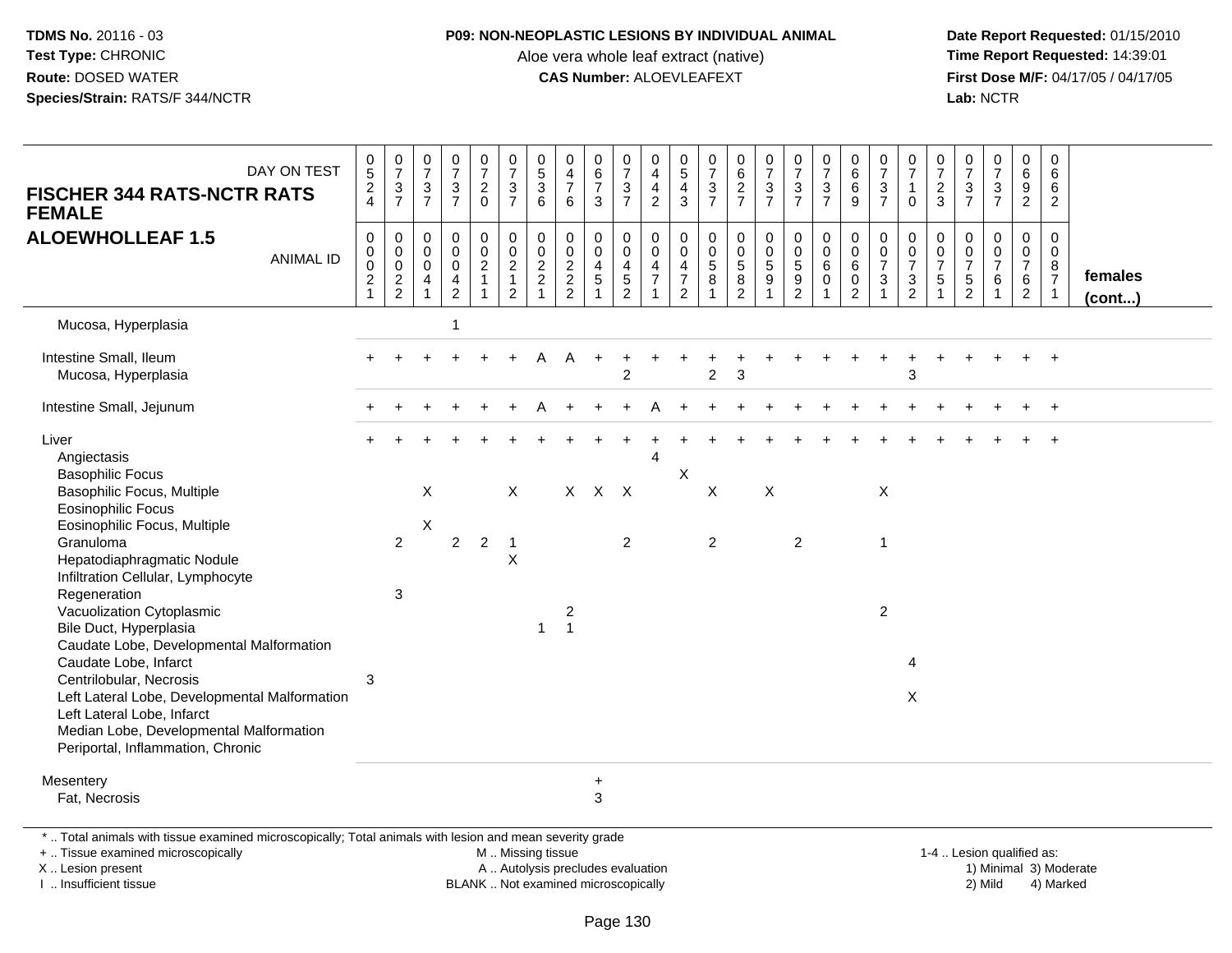**TDMS No.** 20116 - 03
**Test Type:** CHRONIC
**Route:** DOSED WATER
**Species/Strain:** RATS/F 344/NCTR

**P09: NON-NEOPLASTIC LESIONS BY INDIVIDUAL ANIMAL**
Aloe vera whole leaf extract (native)
**CAS Number:** ALOEVLEAFEXT

**Date Report Requested:** 01/15/2010
**Time Report Requested:** 14:39:01
**First Dose M/F:** 04/17/05 / 04/17/05
**Lab:** NCTR

## FISCHER 344 RATS-NCTR RATS FEMALE
## ALOEWHOLLEAF 1.5

| DAY ON TEST | 0524 | 0737 | 0737 | 0737 | 0720 | 0737 | 0536 | 0476 | 0673 | 0737 | 0442 | 0543 | 0737 | 0627 | 0737 | 0737 | 0737 | 0669 | 0737 | 0710 | 0723 | 0737 | 0737 | 0692 | 0662 | |
|---|---|---|---|---|---|---|---|---|---|---|---|---|---|---|---|---|---|---|---|---|---|---|---|---|---|---|
| **ANIMAL ID** | 00021 | 00022 | 00041 | 00042 | 00211 | 00212 | 00221 | 00222 | 00451 | 00452 | 00471 | 00472 | 00581 | 00582 | 00591 | 00592 | 00601 | 00602 | 00731 | 00732 | 00751 | 00752 | 00761 | 00762 | 00871 | **females (cont...)** |
| Mucosa, Hyperplasia | | | | 1 | | | | | | | | | | | | | | | | | | | | | | |
| Intestine Small, Ileum | + | + | + | + | + | + | A | A | + | + | + | + | + | + | + | + | + | + | + | + | + | + | + | + | + | |
| Mucosa, Hyperplasia | | | | | | | | | | 2 | | | 2 | 3 | | | | | | 3 | | | | | | |
| Intestine Small, Jejunum | + | + | + | + | + | + | A | + | + | + | A | + | + | + | + | + | + | + | + | + | + | + | + | + | + | |
| Liver | + | + | + | + | + | + | + | + | + | + | + | + | + | + | + | + | + | + | + | + | + | + | + | + | + | |
| Angiectasis | | | | | | | | | | | 4 | | | | | | | | | | | | | | | |
| Basophilic Focus | | | | | | | | | | | | X | | | | | | | | | | | | | | |
| Basophilic Focus, Multiple | | | X | | | X | | X | X | X | | | X | | X | | | | X | | | | | | | |
| Eosinophilic Focus | | | | | | | | | | | | | | | | | | | | | | | | | | |
| Eosinophilic Focus, Multiple | | | X | | | | | | | | | | | | | | | | | | | | | | | |
| Granuloma | | 2 | | 2 | 2 | 1 | | | | 2 | | | 2 | | | 2 | | | 1 | | | | | | | |
| Hepatodiaphragmatic Nodule | | | | | | X | | | | | | | | | | | | | | | | | | | | |
| Infiltration Cellular, Lymphocyte | | | | | | | | | | | | | | | | | | | | | | | | | | |
| Regeneration | | 3 | | | | | | | | | | | | | | | | | | | | | | | | |
| Vacuolization Cytoplasmic | | | | | | | | 2 | | | | | | | | | | | 2 | | | | | | | |
| Bile Duct, Hyperplasia | | | | | | | 1 | 1 | | | | | | | | | | | | | | | | | | |
| Caudate Lobe, Developmental Malformation | | | | | | | | | | | | | | | | | | | | | | | | | | |
| Caudate Lobe, Infarct | | | | | | | | | | | | | | | | | | | | 4 | | | | | | |
| Centrilobular, Necrosis | 3 | | | | | | | | | | | | | | | | | | | | | | | | | |
| Left Lateral Lobe, Developmental Malformation | | | | | | | | | | | | | | | | | | | | X | | | | | | |
| Left Lateral Lobe, Infarct | | | | | | | | | | | | | | | | | | | | | | | | | | |
| Median Lobe, Developmental Malformation | | | | | | | | | | | | | | | | | | | | | | | | | | |
| Periportal, Inflammation, Chronic | | | | | | | | | | | | | | | | | | | | | | | | | | |
| Mesentery | | | | | | | | | + | | | | | | | | | | | | | | | | | |
| Fat, Necrosis | | | | | | | | | 3 | | | | | | | | | | | | | | | | | |

* .. Total animals with tissue examined microscopically; Total animals with lesion and mean severity grade
+ .. Tissue examined microscopically
X .. Lesion present
I .. Insufficient tissue
M .. Missing tissue
A .. Autolysis precludes evaluation
BLANK .. Not examined microscopically
1-4 .. Lesion qualified as:
1) Minimal 3) Moderate
2) Mild 4) Marked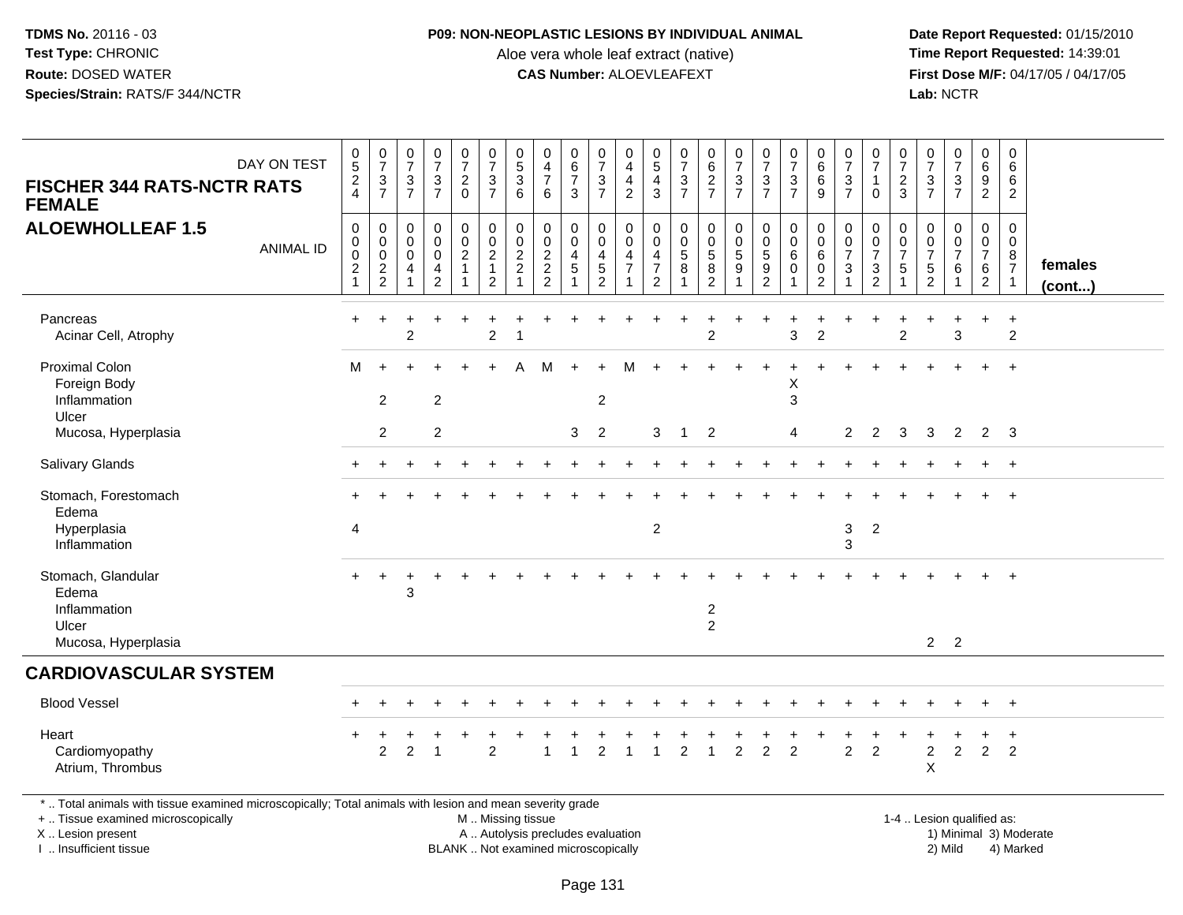**TDMS No.** 20116 - 03
**Test Type:** CHRONIC
**Route:** DOSED WATER
**Species/Strain:** RATS/F 344/NCTR

**P09: NON-NEOPLASTIC LESIONS BY INDIVIDUAL ANIMAL**
Aloe vera whole leaf extract (native)
**CAS Number:** ALOEVLEAFEXT

**Date Report Requested:** 01/15/2010
**Time Report Requested:** 14:39:01
**First Dose M/F:** 04/17/05 / 04/17/05
**Lab:** NCTR

| FISCHER 344 RATS-NCTR RATS FEMALE ALOEWHOLLEAF 1.5 — DAY ON TEST | 0524 | 0737 | 0737 | 0737 | 0720 | 0737 | 0536 | 0476 | 0673 | 0737 | 0442 | 0543 | 0737 | 0627 | 0737 | 0737 | 0737 | 0669 | 0737 | 0710 | 0723 | 0737 | 0737 | 0692 | 0662 | |
|---|---|---|---|---|---|---|---|---|---|---|---|---|---|---|---|---|---|---|---|---|---|---|---|---|---|---|
| **ANIMAL ID** | 00021 | 00022 | 00041 | 00042 | 00211 | 00212 | 00221 | 00222 | 00451 | 00452 | 00471 | 00472 | 00581 | 00582 | 00591 | 00592 | 00601 | 00602 | 00731 | 00732 | 00751 | 00752 | 00761 | 00762 | 00871 | **females (cont...)** |
| Pancreas | + | + | + | + | + | + | + | + | + | + | + | + | + | + | + | + | + | + | + | + | + | + | + | + | + | |
| Acinar Cell, Atrophy | | | 2 | | | 2 | 1 | | | | | | | 2 | | | 3 | 2 | | | 2 | | 3 | | 2 | |
| Proximal Colon | M | + | + | + | + | + | A | M | + | + | M | + | + | + | + | + | + | + | + | + | + | + | + | + | + | |
| Foreign Body | | | | | | | | | | | | | | | | | X | | | | | | | | | |
| Inflammation | | 2 | | 2 | | | | | | 2 | | | | | | | 3 | | | | | | | | | |
| Ulcer | | | | | | | | | | | | | | | | | | | | | | | | | | |
| Mucosa, Hyperplasia | | 2 | | 2 | | | | | 3 | 2 | | 3 | 1 | 2 | | | 4 | | 2 | 2 | 3 | 3 | 2 | 2 | 3 | |
| Salivary Glands | + | + | + | + | + | + | + | + | + | + | + | + | + | + | + | + | + | + | + | + | + | + | + | + | + | |
| Stomach, Forestomach | + | + | + | + | + | + | + | + | + | + | + | + | + | + | + | + | + | + | + | + | + | + | + | + | + | |
| Edema | | | | | | | | | | | | | | | | | | | | | | | | | | |
| Hyperplasia | 4 | | | | | | | | | | | 2 | | | | | | | 3 | 2 | | | | | | |
| Inflammation | | | | | | | | | | | | | | | | | | | 3 | | | | | | | |
| Stomach, Glandular | + | + | + | + | + | + | + | + | + | + | + | + | + | + | + | + | + | + | + | + | + | + | + | + | + | |
| Edema | | | 3 | | | | | | | | | | | | | | | | | | | | | | | |
| Inflammation | | | | | | | | | | | | | | 2 | | | | | | | | | | | | |
| Ulcer | | | | | | | | | | | | | | 2 | | | | | | | | | | | | |
| Mucosa, Hyperplasia | | | | | | | | | | | | | | | | | | | | | | 2 | 2 | | | |
| **CARDIOVASCULAR SYSTEM** | | | | | | | | | | | | | | | | | | | | | | | | | | |
| Blood Vessel | + | + | + | + | + | + | + | + | + | + | + | + | + | + | + | + | + | + | + | + | + | + | + | + | + | |
| Heart | + | + | + | + | + | + | + | + | + | + | + | + | + | + | + | + | + | + | + | + | + | + | + | + | + | |
| Cardiomyopathy | | 2 | 2 | 1 | | 2 | | 1 | 1 | 2 | 1 | 1 | 2 | 1 | 2 | 2 | 2 | | 2 | 2 | | 2 | 2 | 2 | 2 | |
| Atrium, Thrombus | | | | | | | | | | | | | | | | | | | | | | X | | | | |

\* .. Total animals with tissue examined microscopically; Total animals with lesion and mean severity grade
\+ .. Tissue examined microscopically
X .. Lesion present
I .. Insufficient tissue

M .. Missing tissue
A .. Autolysis precludes evaluation
BLANK .. Not examined microscopically

1-4 .. Lesion qualified as:
1) Minimal 3) Moderate
2) Mild 4) Marked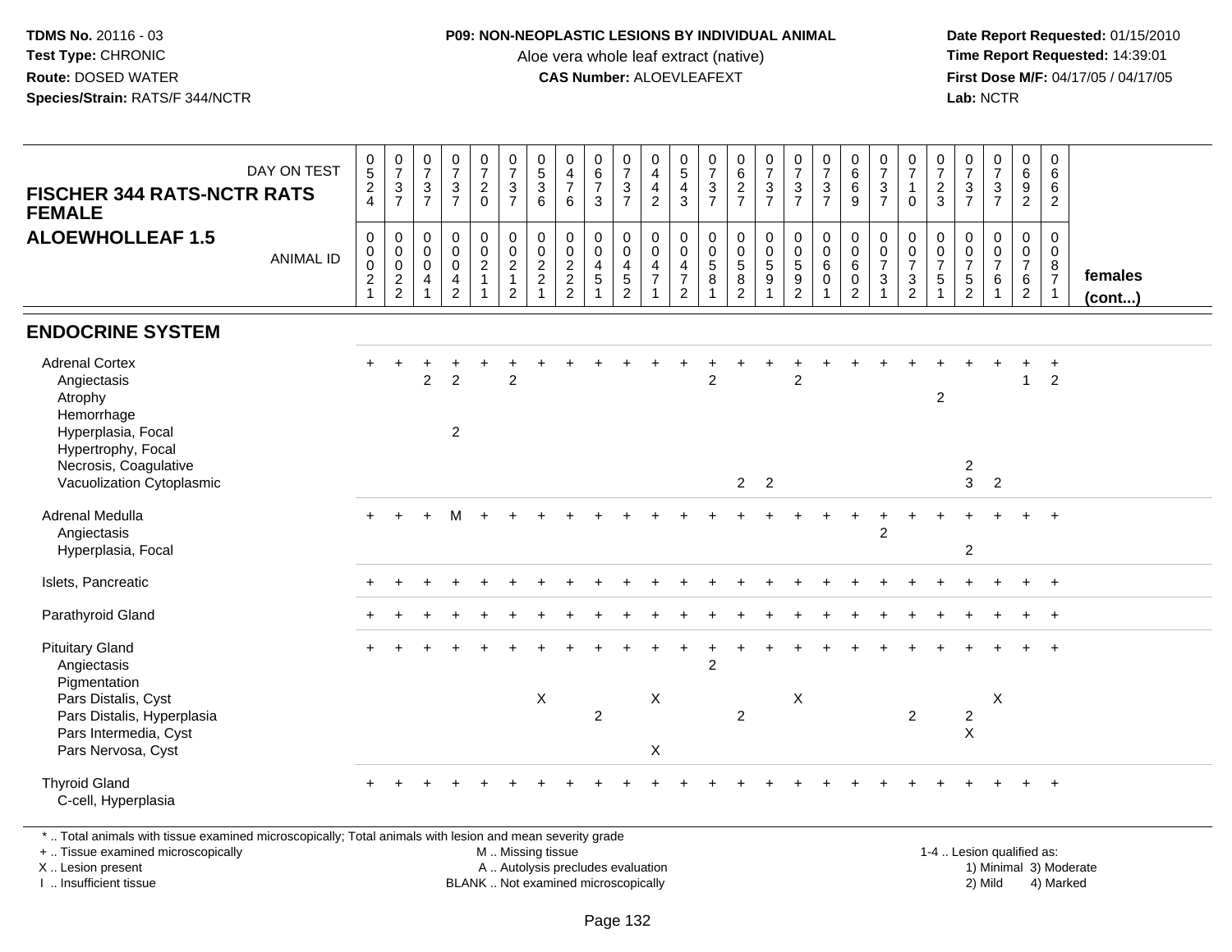**TDMS No.** 20116 - 03
**Test Type:** CHRONIC
**Route:** DOSED WATER
**Species/Strain:** RATS/F 344/NCTR

**P09: NON-NEOPLASTIC LESIONS BY INDIVIDUAL ANIMAL**
Aloe vera whole leaf extract (native)
**CAS Number:** ALOEVLEAFEXT

**Date Report Requested:** 01/15/2010
**Time Report Requested:** 14:39:01
**First Dose M/F:** 04/17/05 / 04/17/05
**Lab:** NCTR

## FISCHER 344 RATS-NCTR RATS FEMALE
## ALOEWHOLLEAF 1.5

| DAY ON TEST | 0524 | 0737 | 0737 | 0737 | 0720 | 0737 | 0536 | 0476 | 0673 | 0737 | 0442 | 0543 | 0737 | 0627 | 0737 | 0737 | 0737 | 0669 | 0737 | 0710 | 0723 | 0737 | 0737 | 0692 | 0662 | |
|---|---|---|---|---|---|---|---|---|---|---|---|---|---|---|---|---|---|---|---|---|---|---|---|---|---|---|
| **ANIMAL ID** | 00021 | 00022 | 00041 | 00042 | 00211 | 00212 | 00221 | 00222 | 00451 | 00452 | 00471 | 00472 | 00581 | 00582 | 00591 | 00592 | 00601 | 00602 | 00731 | 00732 | 00751 | 00752 | 00761 | 00762 | 00871 | **females (cont...)** |
| **ENDOCRINE SYSTEM** | | | | | | | | | | | | | | | | | | | | | | | | | | |
| Adrenal Cortex | + | + | + | + | + | + | + | + | + | + | + | + | + | + | + | + | + | + | + | + | + | + | + | + | + | |
| Angiectasis | | | 2 | 2 | | 2 | | | | | | | 2 | | | 2 | | | | | | | | 1 | 2 | |
| Atrophy | | | | | | | | | | | | | | | | | | | | | 2 | | | | | |
| Hemorrhage | | | | | | | | | | | | | | | | | | | | | | | | | | |
| Hyperplasia, Focal | | | | 2 | | | | | | | | | | | | | | | | | | | | | | |
| Hypertrophy, Focal | | | | | | | | | | | | | | | | | | | | | | | | | | |
| Necrosis, Coagulative | | | | | | | | | | | | | | | | | | | | | | 2 | | | | |
| Vacuolization Cytoplasmic | | | | | | | | | | | | | | 2 | 2 | | | | | | | 3 | 2 | | | |
| Adrenal Medulla | + | + | + | M | + | + | + | + | + | + | + | + | + | + | + | + | + | + | + | + | + | + | + | + | + | |
| Angiectasis | | | | | | | | | | | | | | | | | | | 2 | | | | | | | |
| Hyperplasia, Focal | | | | | | | | | | | | | | | | | | | | | | 2 | | | | |
| Islets, Pancreatic | + | + | + | + | + | + | + | + | + | + | + | + | + | + | + | + | + | + | + | + | + | + | + | + | + | |
| Parathyroid Gland | + | + | + | + | + | + | + | + | + | + | + | + | + | + | + | + | + | + | + | + | + | + | + | + | + | |
| Pituitary Gland | + | + | + | + | + | + | + | + | + | + | + | + | + | + | + | + | + | + | + | + | + | + | + | + | + | |
| Angiectasis | | | | | | | | | | | | | 2 | | | | | | | | | | | | | |
| Pigmentation | | | | | | | | | | | | | | | | | | | | | | | | | | |
| Pars Distalis, Cyst | | | | | | | X | | | | X | | | | | X | | | | | | | X | | | |
| Pars Distalis, Hyperplasia | | | | | | | | | 2 | | | | | 2 | | | | | | 2 | | 2 | | | | |
| Pars Intermedia, Cyst | | | | | | | | | | | | | | | | | | | | | | X | | | | |
| Pars Nervosa, Cyst | | | | | | | | | | | X | | | | | | | | | | | | | | | |
| Thyroid Gland | + | + | + | + | + | + | + | + | + | + | + | + | + | + | + | + | + | + | + | + | + | + | + | + | + | |
| C-cell, Hyperplasia | | | | | | | | | | | | | | | | | | | | | | | | | | |

* .. Total animals with tissue examined microscopically; Total animals with lesion and mean severity grade
+ .. Tissue examined microscopically
X .. Lesion present
I .. Insufficient tissue

M .. Missing tissue
A .. Autolysis precludes evaluation
BLANK .. Not examined microscopically

1-4 .. Lesion qualified as:
1) Minimal 3) Moderate
2) Mild 4) Marked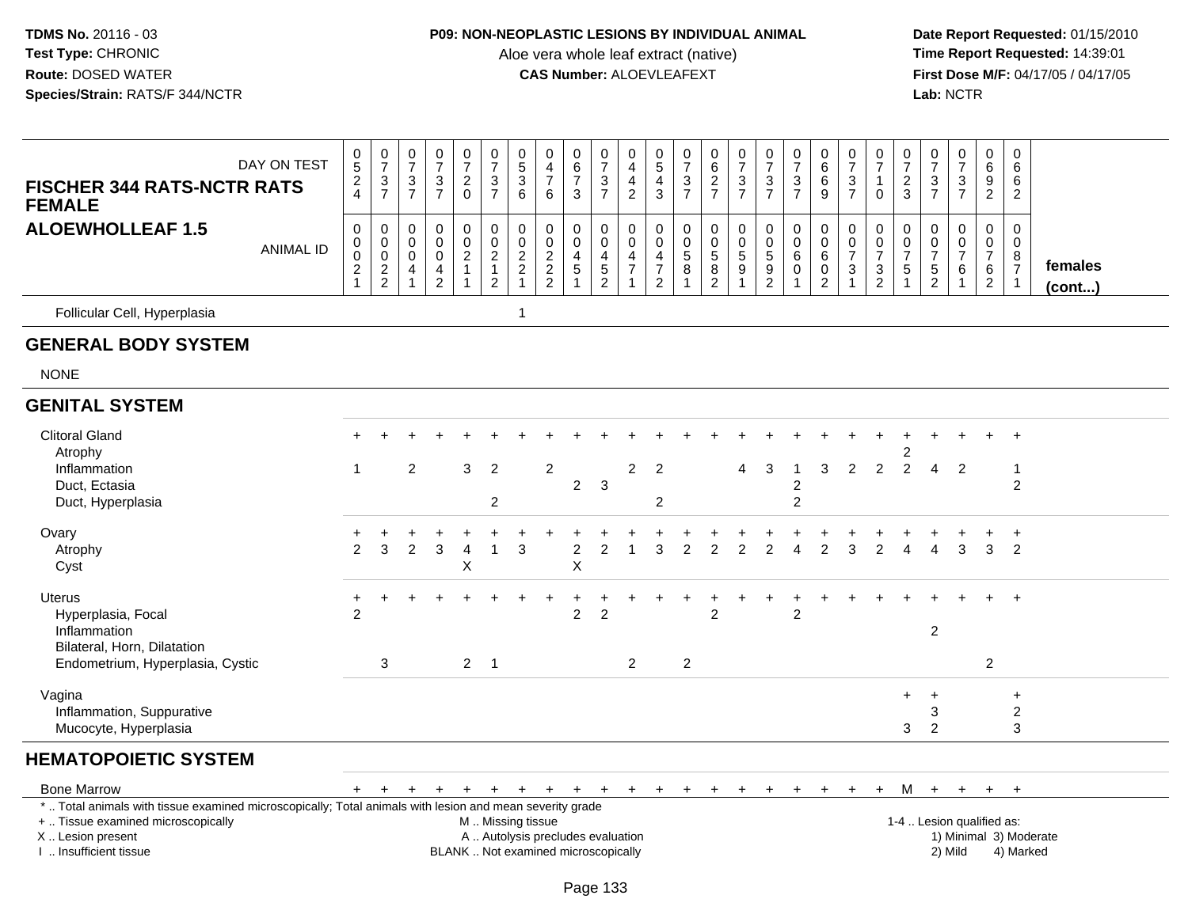**TDMS No.** 20116 - 03
**Test Type:** CHRONIC
**Route:** DOSED WATER
**Species/Strain:** RATS/F 344/NCTR

**P09: NON-NEOPLASTIC LESIONS BY INDIVIDUAL ANIMAL**
Aloe vera whole leaf extract (native)
**CAS Number:** ALOEVLEAFEXT

**Date Report Requested:** 01/15/2010
**Time Report Requested:** 14:39:01
**First Dose M/F:** 04/17/05 / 04/17/05
**Lab:** NCTR

| FISCHER 344 RATS-NCTR RATS FEMALE ALOEWHOLLEAF 1.5 — DAY ON TEST | 524 | 737 | 737 | 737 | 720 | 737 | 536 | 476 | 673 | 737 | 442 | 543 | 737 | 627 | 737 | 737 | 737 | 669 | 737 | 710 | 723 | 737 | 737 | 692 | 662 | |
|---|---|---|---|---|---|---|---|---|---|---|---|---|---|---|---|---|---|---|---|---|---|---|---|---|---|---|
| **ANIMAL ID** | 00021 | 00022 | 00041 | 00042 | 00211 | 00212 | 00221 | 00222 | 00451 | 00452 | 00471 | 00472 | 00581 | 00582 | 00591 | 00592 | 00601 | 00602 | 00731 | 00732 | 00751 | 00752 | 00761 | 00762 | 00871 | **females (cont...)** |
| Follicular Cell, Hyperplasia | | | | | | | 1 | | | | | | | | | | | | | | | | | | | |
| **GENERAL BODY SYSTEM** | | | | | | | | | | | | | | | | | | | | | | | | | | |
| NONE | | | | | | | | | | | | | | | | | | | | | | | | | | |
| **GENITAL SYSTEM** | | | | | | | | | | | | | | | | | | | | | | | | | | |
| Clitoral Gland | + | + | + | + | + | + | + | + | + | + | + | + | + | + | + | + | + | + | + | + | + | + | + | + | + | |
| Atrophy | | | | | | | | | | | | | | | | | | | | | 2 | | | | | |
| Inflammation | 1 | | 2 | | 3 | 2 | | 2 | | | 2 | 2 | | | 4 | 3 | 1 | 3 | 2 | 2 | 2 | 4 | 2 | | 1 | |
| Duct, Ectasia | | | | | | | | | 2 | 3 | | | | | | | 2 | | | | | | | | 2 | |
| Duct, Hyperplasia | | | | | | 2 | | | | | | 2 | | | | | 2 | | | | | | | | | |
| Ovary | + | + | + | + | + | + | + | + | + | + | + | + | + | + | + | + | + | + | + | + | + | + | + | + | + | |
| Atrophy | 2 | 3 | 2 | 3 | 4 | 1 | 3 | | 2 | 2 | 1 | 3 | 2 | 2 | 2 | 2 | 4 | 2 | 3 | 2 | 4 | 4 | 3 | 3 | 2 | |
| Cyst | | | | | X | | | | X | | | | | | | | | | | | | | | | | |
| Uterus | + | + | + | + | + | + | + | + | + | + | + | + | + | + | + | + | + | + | + | + | + | + | + | + | + | |
| Hyperplasia, Focal | 2 | | | | | | | | 2 | 2 | | | | 2 | | | 2 | | | | | | | | | |
| Inflammation | | | | | | | | | | | | | | | | | | | | | | 2 | | | | |
| Bilateral, Horn, Dilatation | | | | | | | | | | | | | | | | | | | | | | | | | | |
| Endometrium, Hyperplasia, Cystic | | 3 | | | 2 | 1 | | | | | 2 | | 2 | | | | | | | | | | | 2 | | |
| Vagina | | | | | | | | | | | | | | | | | | | | | + | + | | | + | |
| Inflammation, Suppurative | | | | | | | | | | | | | | | | | | | | | | 3 | | | 2 | |
| Mucocyte, Hyperplasia | | | | | | | | | | | | | | | | | | | | | 3 | 2 | | | 3 | |
| **HEMATOPOIETIC SYSTEM** | | | | | | | | | | | | | | | | | | | | | | | | | | |
| Bone Marrow | + | + | + | + | + | + | + | + | + | + | + | + | + | + | + | + | + | + | + | + | M | + | + | + | + | |

\* .. Total animals with tissue examined microscopically; Total animals with lesion and mean severity grade
+ .. Tissue examined microscopically
X .. Lesion present
I .. Insufficient tissue

M .. Missing tissue
A .. Autolysis precludes evaluation
BLANK .. Not examined microscopically

1-4 .. Lesion qualified as:
1) Minimal 3) Moderate
2) Mild 4) Marked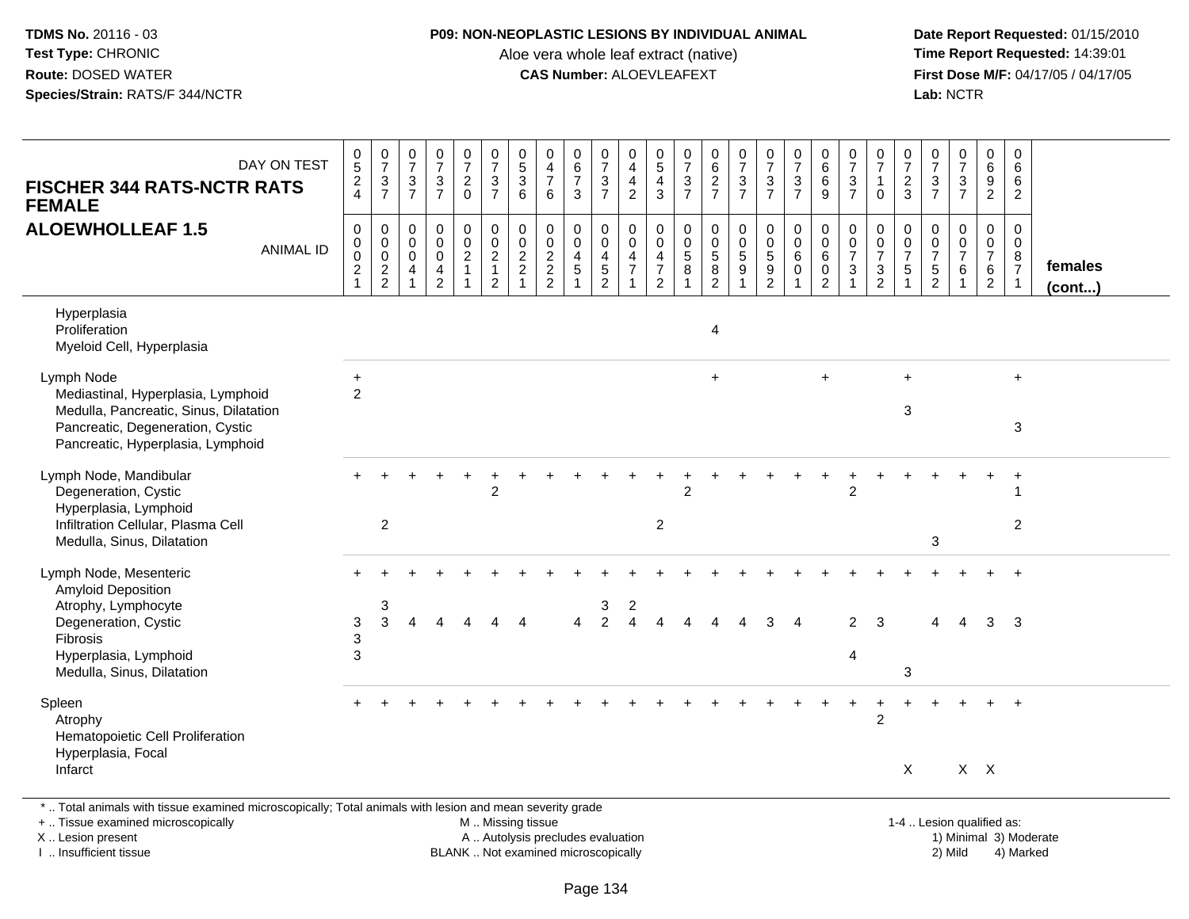**TDMS No.** 20116 - 03
**Test Type:** CHRONIC
**Route:** DOSED WATER
**Species/Strain:** RATS/F 344/NCTR

**P09: NON-NEOPLASTIC LESIONS BY INDIVIDUAL ANIMAL**
Aloe vera whole leaf extract (native)
**CAS Number:** ALOEVLEAFEXT

**Date Report Requested:** 01/15/2010
**Time Report Requested:** 14:39:01
**First Dose M/F:** 04/17/05 / 04/17/05
**Lab:** NCTR

**FISCHER 344 RATS-NCTR RATS FEMALE**
**ALOEWHOLLEAF 1.5**

| DAY ON TEST | 0524 | 0737 | 0737 | 0737 | 0720 | 0737 | 0536 | 0476 | 0673 | 0737 | 0442 | 0543 | 0737 | 0627 | 0737 | 0737 | 0737 | 0669 | 0737 | 0710 | 0723 | 0737 | 0737 | 0692 | 0662 | |
|---|---|---|---|---|---|---|---|---|---|---|---|---|---|---|---|---|---|---|---|---|---|---|---|---|---|---|
| **ANIMAL ID** | 00021 | 00022 | 00041 | 00042 | 00211 | 00212 | 00221 | 00222 | 00451 | 00452 | 00471 | 00472 | 00581 | 00582 | 00591 | 00592 | 00601 | 00602 | 00731 | 00732 | 00751 | 00752 | 00761 | 00762 | 00871 | **females (cont...)** |
| Hyperplasia | | | | | | | | | | | | | | | | | | | | | | | | | | |
| Proliferation | | | | | | | | | | | | | | 4 | | | | | | | | | | | | |
| Myeloid Cell, Hyperplasia | | | | | | | | | | | | | | | | | | | | | | | | | | |
| Lymph Node | + | | | | | | | | | | | | | + | | | | + | | | + | | | | + | |
| Mediastinal, Hyperplasia, Lymphoid | 2 | | | | | | | | | | | | | | | | | | | | | | | | | |
| Medulla, Pancreatic, Sinus, Dilatation | | | | | | | | | | | | | | | | | | | | | 3 | | | | | |
| Pancreatic, Degeneration, Cystic | | | | | | | | | | | | | | | | | | | | | | | | | 3 | |
| Pancreatic, Hyperplasia, Lymphoid | | | | | | | | | | | | | | | | | | | | | | | | | | |
| Lymph Node, Mandibular | + | + | + | + | + | + | + | + | + | + | + | + | + | + | + | + | + | + | + | + | + | + | + | + | + | |
| Degeneration, Cystic | | | | | | 2 | | | | | | | 2 | | | | | | 2 | | | | | | 1 | |
| Hyperplasia, Lymphoid | | | | | | | | | | | | | | | | | | | | | | | | | | |
| Infiltration Cellular, Plasma Cell | | 2 | | | | | | | | | | 2 | | | | | | | | | | | | | 2 | |
| Medulla, Sinus, Dilatation | | | | | | | | | | | | | | | | | | | | | | 3 | | | | |
| Lymph Node, Mesenteric | + | + | + | + | + | + | + | + | + | + | + | + | + | + | + | + | + | + | + | + | + | + | + | + | + | |
| Amyloid Deposition | | | | | | | | | | | | | | | | | | | | | | | | | | |
| Atrophy, Lymphocyte | | 3 | | | | | | | | 3 | 2 | | | | | | | | | | | | | | | |
| Degeneration, Cystic | 3 | 3 | 4 | 4 | 4 | 4 | 4 | | 4 | 2 | 4 | 4 | 4 | 4 | 4 | 3 | 4 | | 2 | 3 | | 4 | 4 | 3 | 3 | |
| Fibrosis | 3 | | | | | | | | | | | | | | | | | | | | | | | | | |
| Hyperplasia, Lymphoid | 3 | | | | | | | | | | | | | | | | | | 4 | | | | | | | |
| Medulla, Sinus, Dilatation | | | | | | | | | | | | | | | | | | | | | 3 | | | | | |
| Spleen | + | + | + | + | + | + | + | + | + | + | + | + | + | + | + | + | + | + | + | + | + | + | + | + | + | |
| Atrophy | | | | | | | | | | | | | | | | | | | | 2 | | | | | | |
| Hematopoietic Cell Proliferation | | | | | | | | | | | | | | | | | | | | | | | | | | |
| Hyperplasia, Focal | | | | | | | | | | | | | | | | | | | | | | | | | | |
| Infarct | | | | | | | | | | | | | | | | | | | | | X | | X | X | | |

* .. Total animals with tissue examined microscopically; Total animals with lesion and mean severity grade
+ .. Tissue examined microscopically
X .. Lesion present
I .. Insufficient tissue

M .. Missing tissue
A .. Autolysis precludes evaluation
BLANK .. Not examined microscopically

1-4 .. Lesion qualified as:
1) Minimal 3) Moderate
2) Mild 4) Marked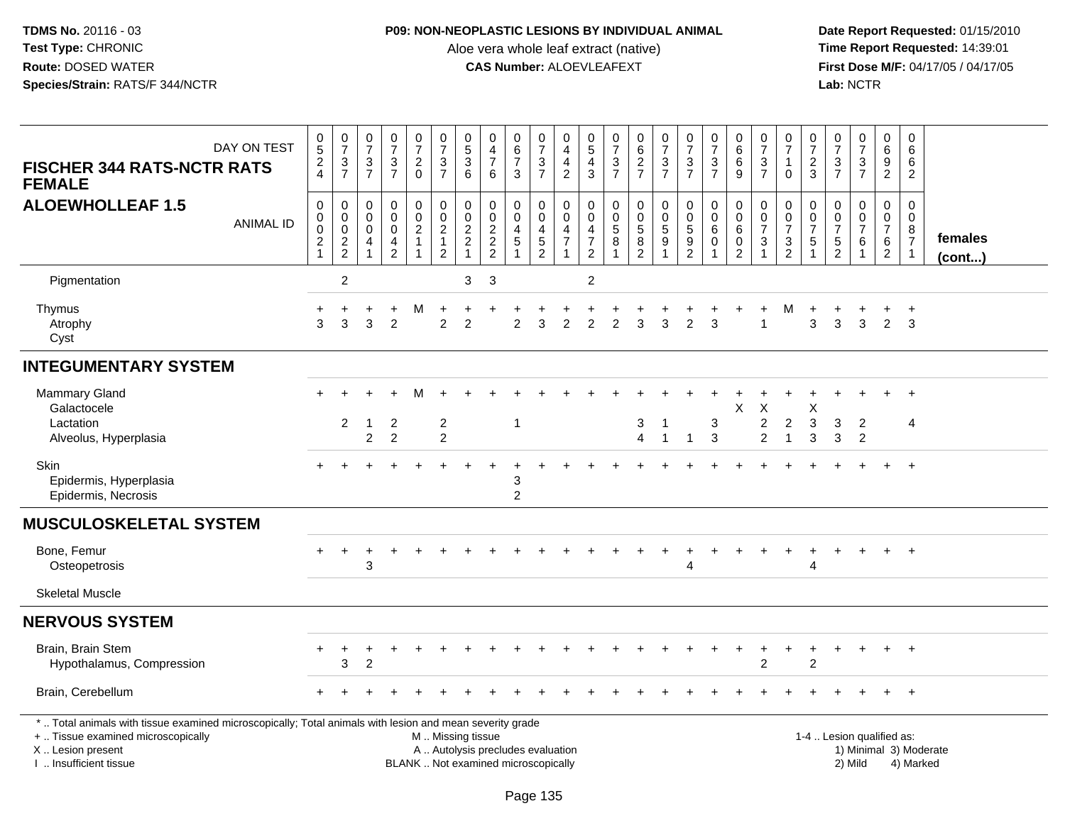**TDMS No.** 20116 - 03
**Test Type:** CHRONIC
**Route:** DOSED WATER
**Species/Strain:** RATS/F 344/NCTR

**P09: NON-NEOPLASTIC LESIONS BY INDIVIDUAL ANIMAL**
Aloe vera whole leaf extract (native)
**CAS Number:** ALOEVLEAFEXT

**Date Report Requested:** 01/15/2010
**Time Report Requested:** 14:39:01
**First Dose M/F:** 04/17/05 / 04/17/05
**Lab:** NCTR

## FISCHER 344 RATS-NCTR RATS FEMALE
## ALOEWHOLLEAF 1.5

| DAY ON TEST | 0524 | 0737 | 0737 | 0737 | 0720 | 0737 | 0536 | 0476 | 0673 | 0737 | 0442 | 0543 | 0737 | 0627 | 0737 | 0737 | 0737 | 0669 | 0737 | 0710 | 0723 | 0737 | 0737 | 0692 | 0662 | |
|---|---|---|---|---|---|---|---|---|---|---|---|---|---|---|---|---|---|---|---|---|---|---|---|---|---|---|
| **ANIMAL ID** | 00021 | 00022 | 00041 | 00042 | 00211 | 00212 | 00221 | 00222 | 00451 | 00452 | 00471 | 00472 | 00581 | 00582 | 00591 | 00592 | 00601 | 00602 | 00731 | 00732 | 00751 | 00752 | 00761 | 00762 | 00871 | **females (cont...)** |
| Pigmentation | | 2 | | | | | 3 | 3 | | | | 2 | | | | | | | | | | | | | | |
| Thymus | + | + | + | + | M | + | + | + | + | + | + | + | + | + | + | + | + | + | + | M | + | + | + | + | + | |
| Atrophy | 3 | 3 | 3 | 2 | | 2 | 2 | | 2 | 3 | 2 | 2 | 2 | 3 | 3 | 2 | 3 | | 1 | | 3 | 3 | 3 | 2 | 3 | |
| Cyst | | | | | | | | | | | | | | | | | | | | | | | | | | |
| **INTEGUMENTARY SYSTEM** | | | | | | | | | | | | | | | | | | | | | | | | | | |
| Mammary Gland | + | + | + | + | M | + | + | + | + | + | + | + | + | + | + | + | + | + | + | + | + | + | + | + | + | |
| Galactocele | | | | | | | | | | | | | | | | | | X | X | | X | | | | | |
| Lactation | | 2 | 1 | 2 | | 2 | | | 1 | | | | | 3 | 1 | | 3 | | 2 | 2 | 3 | 3 | 2 | | 4 | |
| Alveolus, Hyperplasia | | | 2 | 2 | | 2 | | | | | | | | 4 | 1 | 1 | 3 | | 2 | 1 | 3 | 3 | 2 | | | |
| Skin | + | + | + | + | + | + | + | + | + | + | + | + | + | + | + | + | + | + | + | + | + | + | + | + | + | |
| Epidermis, Hyperplasia | | | | | | | | | 3 | | | | | | | | | | | | | | | | | |
| Epidermis, Necrosis | | | | | | | | | 2 | | | | | | | | | | | | | | | | | |
| **MUSCULOSKELETAL SYSTEM** | | | | | | | | | | | | | | | | | | | | | | | | | | |
| Bone, Femur | + | + | + | + | + | + | + | + | + | + | + | + | + | + | + | + | + | + | + | + | + | + | + | + | + | |
| Osteopetrosis | | | 3 | | | | | | | | | | | | | 4 | | | | | 4 | | | | | |
| Skeletal Muscle | | | | | | | | | | | | | | | | | | | | | | | | | | |
| **NERVOUS SYSTEM** | | | | | | | | | | | | | | | | | | | | | | | | | | |
| Brain, Brain Stem | + | + | + | + | + | + | + | + | + | + | + | + | + | + | + | + | + | + | + | + | + | + | + | + | + | |
| Hypothalamus, Compression | | 3 | 2 | | | | | | | | | | | | | | | | 2 | | 2 | | | | | |
| Brain, Cerebellum | + | + | + | + | + | + | + | + | + | + | + | + | + | + | + | + | + | + | + | + | + | + | + | + | + | |

\* .. Total animals with tissue examined microscopically; Total animals with lesion and mean severity grade
+ .. Tissue examined microscopically
X .. Lesion present
I .. Insufficient tissue

M .. Missing tissue
A .. Autolysis precludes evaluation
BLANK .. Not examined microscopically

1-4 .. Lesion qualified as:
1) Minimal 3) Moderate
2) Mild 4) Marked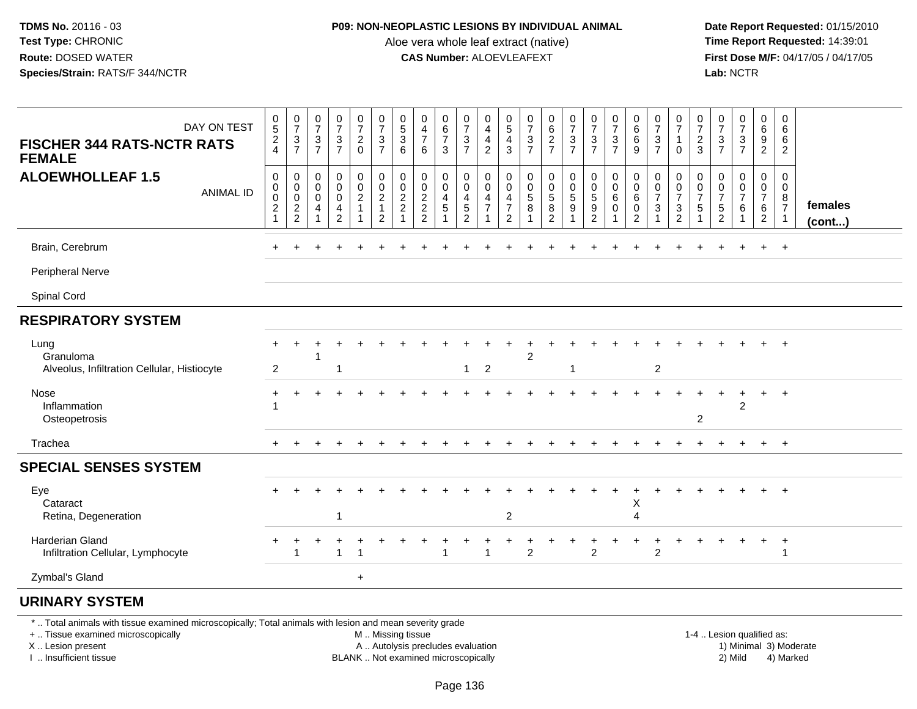**TDMS No.** 20116 - 03
**Test Type:** CHRONIC
**Route:** DOSED WATER
**Species/Strain:** RATS/F 344/NCTR

**P09: NON-NEOPLASTIC LESIONS BY INDIVIDUAL ANIMAL**
Aloe vera whole leaf extract (native)
**CAS Number:** ALOEVLEAFEXT

**Date Report Requested:** 01/15/2010
**Time Report Requested:** 14:39:01
**First Dose M/F:** 04/17/05 / 04/17/05
**Lab:** NCTR

## FISCHER 344 RATS-NCTR RATS FEMALE
## ALOEWHOLLEAF 1.5

| DAY ON TEST | 0524 | 0737 | 0737 | 0737 | 0720 | 0737 | 0536 | 0476 | 0673 | 0737 | 0442 | 0543 | 0737 | 0627 | 0737 | 0737 | 0737 | 0669 | 0737 | 0710 | 0723 | 0737 | 0737 | 0692 | 0662 | |
|---|---|---|---|---|---|---|---|---|---|---|---|---|---|---|---|---|---|---|---|---|---|---|---|---|---|---|
| **ANIMAL ID** | 00021 | 00022 | 00041 | 00042 | 00211 | 00212 | 00221 | 00222 | 00451 | 00452 | 00471 | 00472 | 00581 | 00582 | 00591 | 00592 | 00601 | 00602 | 00731 | 00732 | 00751 | 00752 | 00761 | 00762 | 00871 | **females (cont...)** |
| Brain, Cerebrum | + | + | + | + | + | + | + | + | + | + | + | + | + | + | + | + | + | + | + | + | + | + | + | + | + | |
| Peripheral Nerve | | | | | | | | | | | | | | | | | | | | | | | | | | |
| Spinal Cord | | | | | | | | | | | | | | | | | | | | | | | | | | |
| **RESPIRATORY SYSTEM** | | | | | | | | | | | | | | | | | | | | | | | | | | |
| Lung | + | + | + | + | + | + | + | + | + | + | + | + | + | + | + | + | + | + | + | + | + | + | + | + | + | |
| Granuloma | | | 1 | | | | | | | | | | 2 | | | | | | | | | | | | | |
| Alveolus, Infiltration Cellular, Histiocyte | 2 | | | 1 | | | | | | 1 | 2 | | | | 1 | | | | 2 | | | | | | | |
| Nose | + | + | + | + | + | + | + | + | + | + | + | + | + | + | + | + | + | + | + | + | + | + | + | + | + | |
| Inflammation | 1 | | | | | | | | | | | | | | | | | | | | | | 2 | | | |
| Osteopetrosis | | | | | | | | | | | | | | | | | | | | | 2 | | | | | |
| Trachea | + | + | + | + | + | + | + | + | + | + | + | + | + | + | + | + | + | + | + | + | + | + | + | + | + | |
| **SPECIAL SENSES SYSTEM** | | | | | | | | | | | | | | | | | | | | | | | | | | |
| Eye | + | + | + | + | + | + | + | + | + | + | + | + | + | + | + | + | + | + | + | + | + | + | + | + | + | |
| Cataract | | | | | | | | | | | | | | | | | | X | | | | | | | | |
| Retina, Degeneration | | | | 1 | | | | | | | | 2 | | | | | | 4 | | | | | | | | |
| Harderian Gland | + | + | + | + | + | + | + | + | + | + | + | + | + | + | + | + | + | + | + | + | + | + | + | + | + | |
| Infiltration Cellular, Lymphocyte | | 1 | | 1 | 1 | | | | 1 | | 1 | | 2 | | | 2 | | | 2 | | | | | | 1 | |
| Zymbal's Gland | | | | | + | | | | | | | | | | | | | | | | | | | | | |
| **URINARY SYSTEM** | | | | | | | | | | | | | | | | | | | | | | | | | | |

\* .. Total animals with tissue examined microscopically; Total animals with lesion and mean severity grade
\+ .. Tissue examined microscopically
X .. Lesion present
I .. Insufficient tissue

M .. Missing tissue
A .. Autolysis precludes evaluation
BLANK .. Not examined microscopically

1-4 .. Lesion qualified as:
1) Minimal 3) Moderate
2) Mild 4) Marked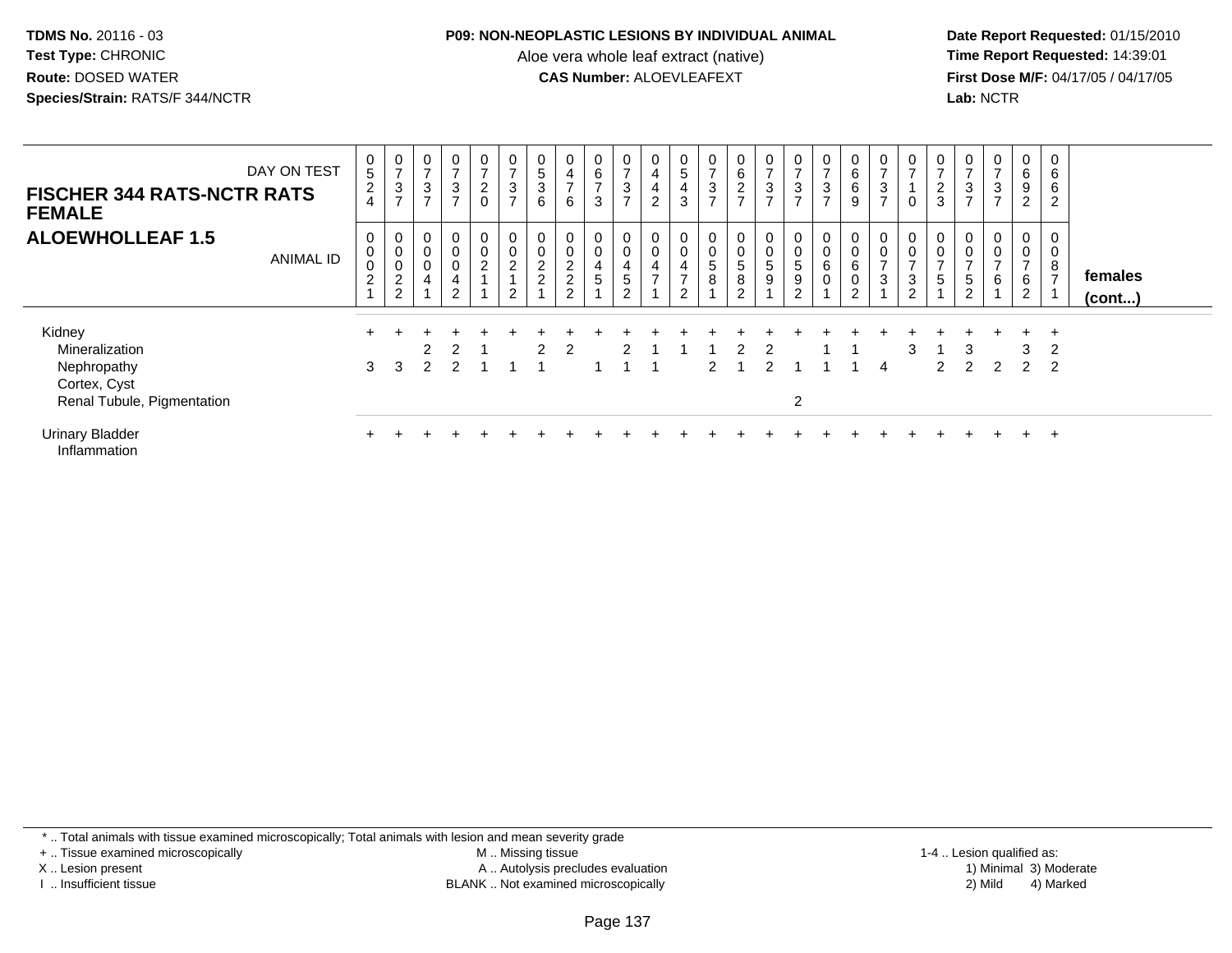**TDMS No.** 20116 - 03
**Test Type:** CHRONIC
**Route:** DOSED WATER
**Species/Strain:** RATS/F 344/NCTR

**P09: NON-NEOPLASTIC LESIONS BY INDIVIDUAL ANIMAL**
Aloe vera whole leaf extract (native)
**CAS Number:** ALOEVLEAFEXT

**Date Report Requested:** 01/15/2010
**Time Report Requested:** 14:39:01
**First Dose M/F:** 04/17/05 / 04/17/05
**Lab:** NCTR

**FISCHER 344 RATS-NCTR RATS FEMALE**
**ALOEWHOLLEAF 1.5**

| DAY ON TEST | 0524 | 0737 | 0737 | 0737 | 0720 | 0737 | 0536 | 0476 | 0673 | 0737 | 0442 | 0543 | 0737 | 0627 | 0737 | 0737 | 0737 | 0669 | 0737 | 0710 | 0723 | 0737 | 0737 | 0692 | 0662 | |
|---|---|---|---|---|---|---|---|---|---|---|---|---|---|---|---|---|---|---|---|---|---|---|---|---|---|---|
| **ANIMAL ID** | 00021 | 00022 | 00041 | 00042 | 00211 | 00212 | 00221 | 00222 | 00451 | 00452 | 00471 | 00472 | 00581 | 00582 | 00591 | 00592 | 00601 | 00602 | 00731 | 00732 | 00751 | 00752 | 00761 | 00762 | 00871 | **females (cont...)** |
| Kidney | + | + | + | + | + | + | + | + | + | + | + | + | + | + | + | + | + | + | + | + | + | + | + | + | + | |
| Mineralization | | | 2 | 2 | 1 | | 2 | 2 | | 2 | 1 | 1 | 1 | 2 | 2 | | 1 | 1 | | 3 | 1 | 3 | | 3 | 2 | |
| Nephropathy | 3 | 3 | 2 | 2 | 1 | 1 | 1 | | 1 | 1 | 1 | | 2 | 1 | 2 | 1 | 1 | 1 | 4 | | 2 | 2 | 2 | 2 | 2 | |
| Cortex, Cyst | | | | | | | | | | | | | | | | | | | | | | | | | | |
| Renal Tubule, Pigmentation | | | | | | | | | | | | | | | | 2 | | | | | | | | | | |
| Urinary Bladder | + | + | + | + | + | + | + | + | + | + | + | + | + | + | + | + | + | + | + | + | + | + | + | + | + | |
| Inflammation | | | | | | | | | | | | | | | | | | | | | | | | | | |

\* .. Total animals with tissue examined microscopically; Total animals with lesion and mean severity grade
+ .. Tissue examined microscopically
X .. Lesion present
I .. Insufficient tissue

M .. Missing tissue
A .. Autolysis precludes evaluation
BLANK .. Not examined microscopically

1-4 .. Lesion qualified as:
1) Minimal 3) Moderate
2) Mild 4) Marked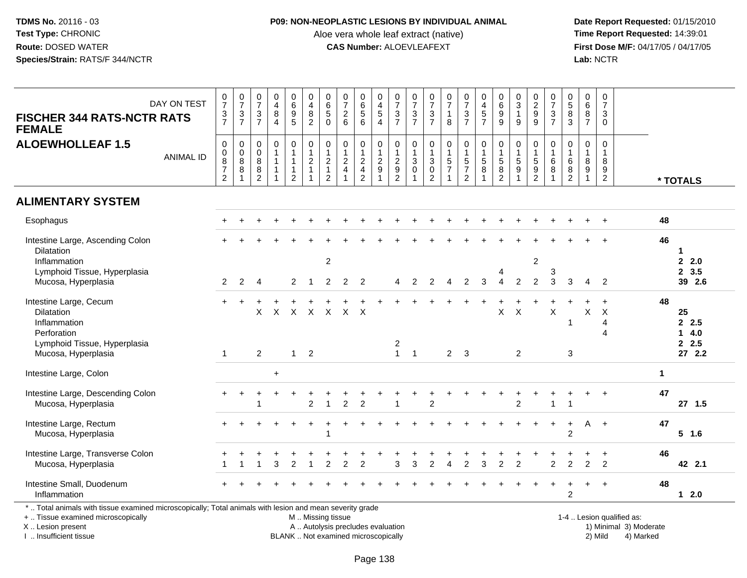**TDMS No.** 20116 - 03
**Test Type:** CHRONIC
**Route:** DOSED WATER
**Species/Strain:** RATS/F 344/NCTR

**P09: NON-NEOPLASTIC LESIONS BY INDIVIDUAL ANIMAL**
Aloe vera whole leaf extract (native)
**CAS Number:** ALOEVLEAFEXT

**Date Report Requested:** 01/15/2010
**Time Report Requested:** 14:39:01
**First Dose M/F:** 04/17/05 / 04/17/05
**Lab:** NCTR

## FISCHER 344 RATS-NCTR RATS FEMALE — ALOEWHOLLEAF 1.5

| DAY ON TEST | 0737 | 0737 | 0737 | 0484 | 0695 | 0482 | 0650 | 0726 | 0656 | 0454 | 0737 | 0737 | 0737 | 0718 | 0737 | 0457 | 0699 | 0319 | 0299 | 0737 | 0583 | 0687 | 0730 | |
|---|---|---|---|---|---|---|---|---|---|---|---|---|---|---|---|---|---|---|---|---|---|---|---|---|
| **ANIMAL ID** | 00872 | 00881 | 00882 | 01111 | 01112 | 01211 | 01212 | 01241 | 01242 | 01291 | 01292 | 01301 | 01302 | 01571 | 01572 | 01581 | 01582 | 01591 | 01592 | 01681 | 01682 | 01891 | 01892 | *** TOTALS** |
| **ALIMENTARY SYSTEM** | | | | | | | | | | | | | | | | | | | | | | | | |
| Esophagus | + | + | + | + | + | + | + | + | + | + | + | + | + | + | + | + | + | + | + | + | + | + | + | 48 |
| Intestine Large, Ascending Colon | + | + | + | + | + | + | + | + | + | + | + | + | + | + | + | + | + | + | + | + | + | + | + | 46 |
| Dilatation | | | | | | | | | | | | | | | | | | | | | | | | 1 |
| Inflammation | | | | | | | 2 | | | | | | | | | | | | 2 | | | | | 2 2.0 |
| Lymphoid Tissue, Hyperplasia | | | | | | | | | | | | | | | | | 4 | | | 3 | | | | 2 3.5 |
| Mucosa, Hyperplasia | 2 | 2 | 4 | | 2 | 1 | 2 | 2 | 2 | | 4 | 2 | 2 | 4 | 2 | 3 | 4 | 2 | 2 | 3 | 3 | 4 | 2 | 39 2.6 |
| Intestine Large, Cecum | + | + | + | + | + | + | + | + | + | + | + | + | + | + | + | + | + | + | + | + | + | + | + | 48 |
| Dilatation | | | X | X | X | X | X | X | X | | | | | | | | X | X | | X | | X | X | 25 |
| Inflammation | | | | | | | | | | | | | | | | | | | | | 1 | | 4 | 2 2.5 |
| Perforation | | | | | | | | | | | | | | | | | | | | | | | 4 | 1 4.0 |
| Lymphoid Tissue, Hyperplasia | | | | | | | | | | | 2 | | | | | | | | | | | | | 2 2.5 |
| Mucosa, Hyperplasia | 1 | | 2 | | 1 | 2 | | | | | 1 | 1 | | 2 | 3 | | | 2 | | | 3 | | | 27 2.2 |
| Intestine Large, Colon | | | | + | | | | | | | | | | | | | | | | | | | | 1 |
| Intestine Large, Descending Colon | + | + | + | + | + | + | + | + | + | + | + | + | + | + | + | + | + | + | + | + | + | + | + | 47 |
| Mucosa, Hyperplasia | | | 1 | | | 2 | 1 | 2 | 2 | | 1 | | 2 | | | | | 2 | | 1 | 1 | | | 27 1.5 |
| Intestine Large, Rectum | + | + | + | + | + | + | + | + | + | + | + | + | + | + | + | + | + | + | + | + | + | A | + | 47 |
| Mucosa, Hyperplasia | | | | | | | 1 | | | | | | | | | | | | | | 2 | | | 5 1.6 |
| Intestine Large, Transverse Colon | + | + | + | + | + | + | + | + | + | + | + | + | + | + | + | + | + | + | + | + | + | + | + | 46 |
| Mucosa, Hyperplasia | 1 | 1 | 1 | 3 | 2 | 1 | 2 | 2 | 2 | | 3 | 3 | 2 | 4 | 2 | 3 | 2 | 2 | | 2 | 2 | 2 | 2 | 42 2.1 |
| Intestine Small, Duodenum | + | + | + | + | + | + | + | + | + | + | + | + | + | + | + | + | + | + | + | + | + | + | + | 48 |
| Inflammation | | | | | | | | | | | | | | | | | | | | | 2 | | | 1 2.0 |

\* .. Total animals with tissue examined microscopically; Total animals with lesion and mean severity grade
\+ .. Tissue examined microscopically
X .. Lesion present
I .. Insufficient tissue

M .. Missing tissue
A .. Autolysis precludes evaluation
BLANK .. Not examined microscopically

1-4 .. Lesion qualified as:
1) Minimal 3) Moderate
2) Mild 4) Marked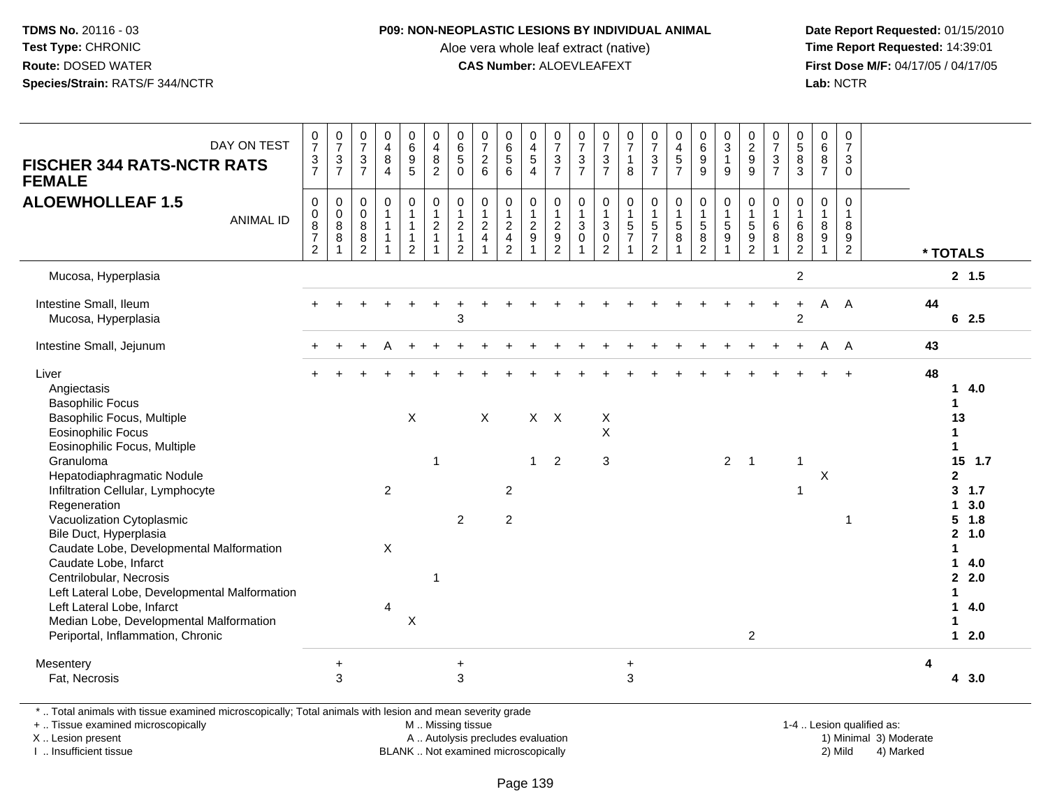**TDMS No.** 20116 - 03
**Test Type:** CHRONIC
**Route:** DOSED WATER
**Species/Strain:** RATS/F 344/NCTR

**P09: NON-NEOPLASTIC LESIONS BY INDIVIDUAL ANIMAL**
Aloe vera whole leaf extract (native)
**CAS Number:** ALOEVLEAFEXT

**Date Report Requested:** 01/15/2010
**Time Report Requested:** 14:39:01
**First Dose M/F:** 04/17/05 / 04/17/05
**Lab:** NCTR

## FISCHER 344 RATS-NCTR RATS FEMALE
## ALOEWHOLLEAF 1.5

| DAY ON TEST | 0737 | 0737 | 0737 | 0484 | 0695 | 0482 | 0650 | 0726 | 0656 | 0454 | 0737 | 0737 | 0737 | 0718 | 0737 | 0457 | 0699 | 0319 | 0299 | 0737 | 0583 | 0687 | 0730 | |
|---|---|---|---|---|---|---|---|---|---|---|---|---|---|---|---|---|---|---|---|---|---|---|---|---|
| **ANIMAL ID** | 00872 | 00881 | 00882 | 01111 | 01112 | 01211 | 01212 | 01241 | 01242 | 01291 | 01292 | 01301 | 01302 | 01571 | 01572 | 01581 | 01582 | 01591 | 01592 | 01681 | 01682 | 01891 | 01892 | *** TOTALS** |
| Mucosa, Hyperplasia | | | | | | | | | | | | | | | | | | | | | 2 | | | 2 1.5 |
| Intestine Small, Ileum | + | + | + | + | + | + | + | + | + | + | + | + | + | + | + | + | + | + | + | + | + | A | A | 44 |
| Mucosa, Hyperplasia | | | | | | | 3 | | | | | | | | | | | | | | 2 | | | 6 2.5 |
| Intestine Small, Jejunum | + | + | + | A | + | + | + | + | + | + | + | + | + | + | + | + | + | + | + | + | + | A | A | 43 |
| Liver | + | + | + | + | + | + | + | + | + | + | + | + | + | + | + | + | + | + | + | + | + | + | + | 48 |
| Angiectasis | | | | | | | | | | | | | | | | | | | | | | | | 1 4.0 |
| Basophilic Focus | | | | | | | | | | | | | | | | | | | | | | | | 1 |
| Basophilic Focus, Multiple | | | | | X | | | X | | X | X | | X | | | | | | | | | | | 13 |
| Eosinophilic Focus | | | | | | | | | | | | | X | | | | | | | | | | | 1 |
| Eosinophilic Focus, Multiple | | | | | | | | | | | | | | | | | | | | | | | | 1 |
| Granuloma | | | | | | 1 | | | | 1 | 2 | | 3 | | | | | 2 | 1 | | 1 | | | 15 1.7 |
| Hepatodiaphragmatic Nodule | | | | | | | | | | | | | | | | | | | | | | X | | 2 |
| Infiltration Cellular, Lymphocyte | | | | 2 | | | | | 2 | | | | | | | | | | | | 1 | | | 3 1.7 |
| Regeneration | | | | | | | | | | | | | | | | | | | | | | | | 1 3.0 |
| Vacuolization Cytoplasmic | | | | | | | 2 | | 2 | | | | | | | | | | | | | | 1 | 5 1.8 |
| Bile Duct, Hyperplasia | | | | | | | | | | | | | | | | | | | | | | | | 2 1.0 |
| Caudate Lobe, Developmental Malformation | | | | X | | | | | | | | | | | | | | | | | | | | 1 |
| Caudate Lobe, Infarct | | | | | | | | | | | | | | | | | | | | | | | | 1 4.0 |
| Centrilobular, Necrosis | | | | | | 1 | | | | | | | | | | | | | | | | | | 2 2.0 |
| Left Lateral Lobe, Developmental Malformation | | | | | | | | | | | | | | | | | | | | | | | | 1 |
| Left Lateral Lobe, Infarct | | | | 4 | | | | | | | | | | | | | | | | | | | | 1 4.0 |
| Median Lobe, Developmental Malformation | | | | | X | | | | | | | | | | | | | | | | | | | 1 |
| Periportal, Inflammation, Chronic | | | | | | | | | | | | | | | | | | | 2 | | | | | 1 2.0 |
| Mesentery | | + | | | | | + | | | | | | | + | | | | | | | | | | 4 |
| Fat, Necrosis | | 3 | | | | | 3 | | | | | | | 3 | | | | | | | | | | 4 3.0 |

\* .. Total animals with tissue examined microscopically; Total animals with lesion and mean severity grade
\+ .. Tissue examined microscopically
X .. Lesion present
I .. Insufficient tissue

M .. Missing tissue
A .. Autolysis precludes evaluation
BLANK .. Not examined microscopically

1-4 .. Lesion qualified as:
1) Minimal 3) Moderate
2) Mild 4) Marked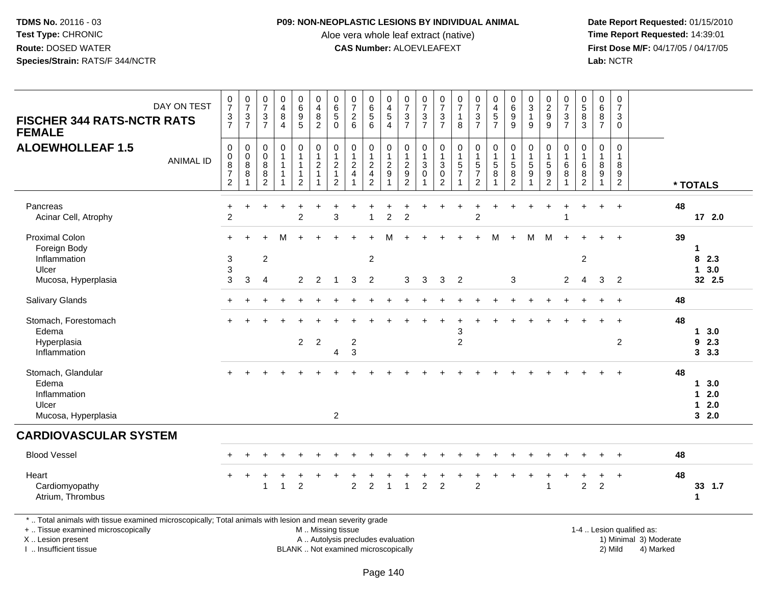**TDMS No.** 20116 - 03
**Test Type:** CHRONIC
**Route:** DOSED WATER
**Species/Strain:** RATS/F 344/NCTR

**P09: NON-NEOPLASTIC LESIONS BY INDIVIDUAL ANIMAL**
Aloe vera whole leaf extract (native)
**CAS Number:** ALOEVLEAFEXT

**Date Report Requested:** 01/15/2010
**Time Report Requested:** 14:39:01
**First Dose M/F:** 04/17/05 / 04/17/05
**Lab:** NCTR

**FISCHER 344 RATS-NCTR RATS FEMALE**
**ALOEWHOLLEAF 1.5**

| DAY ON TEST | 0737 | 0737 | 0737 | 0484 | 0695 | 0482 | 0650 | 0726 | 0656 | 0454 | 0737 | 0737 | 0737 | 0718 | 0737 | 0457 | 0699 | 0319 | 0299 | 0737 | 0583 | 0687 | 0730 | |
|---|---|---|---|---|---|---|---|---|---|---|---|---|---|---|---|---|---|---|---|---|---|---|---|---|
| **ANIMAL ID** | 00872 | 00881 | 00882 | 01111 | 01112 | 01211 | 01212 | 01241 | 01242 | 01291 | 01292 | 01301 | 01302 | 01571 | 01572 | 01581 | 01582 | 01591 | 01592 | 01681 | 01682 | 01891 | 01892 | **\* TOTALS** |
| Pancreas | + | + | + | + | + | + | + | + | + | + | + | + | + | + | + | + | + | + | + | + | + | + | + | 48 |
| Acinar Cell, Atrophy | 2 | | | | 2 | | 3 | | 1 | 2 | 2 | | | | 2 | | | | | 1 | | | | 17 2.0 |
| Proximal Colon | + | + | + | M | + | + | + | + | + | M | + | + | + | + | + | M | + | M | M | + | + | + | + | 39 |
| Foreign Body | | | | | | | | | | | | | | | | | | | | | | | | 1 |
| Inflammation | 3 | | 2 | | | | | | 2 | | | | | | | | | | | | 2 | | | 8 2.3 |
| Ulcer | 3 | | | | | | | | | | | | | | | | | | | | | | | 1 3.0 |
| Mucosa, Hyperplasia | 3 | 3 | 4 | | 2 | 2 | 1 | 3 | 2 | | 3 | 3 | 3 | 2 | | | 3 | | | 2 | 4 | 3 | 2 | 32 2.5 |
| Salivary Glands | + | + | + | + | + | + | + | + | + | + | + | + | + | + | + | + | + | + | + | + | + | + | + | 48 |
| Stomach, Forestomach | + | + | + | + | + | + | + | + | + | + | + | + | + | + | + | + | + | + | + | + | + | + | + | 48 |
| Edema | | | | | | | | | | | | | | 3 | | | | | | | | | | 1 3.0 |
| Hyperplasia | | | | | 2 | 2 | | 2 | | | | | | 2 | | | | | | | | | 2 | 9 2.3 |
| Inflammation | | | | | | | 4 | 3 | | | | | | | | | | | | | | | | 3 3.3 |
| Stomach, Glandular | + | + | + | + | + | + | + | + | + | + | + | + | + | + | + | + | + | + | + | + | + | + | + | 48 |
| Edema | | | | | | | | | | | | | | | | | | | | | | | | 1 3.0 |
| Inflammation | | | | | | | | | | | | | | | | | | | | | | | | 1 2.0 |
| Ulcer | | | | | | | | | | | | | | | | | | | | | | | | 1 2.0 |
| Mucosa, Hyperplasia | | | | | | | 2 | | | | | | | | | | | | | | | | | 3 2.0 |
| **CARDIOVASCULAR SYSTEM** | | | | | | | | | | | | | | | | | | | | | | | | |
| Blood Vessel | + | + | + | + | + | + | + | + | + | + | + | + | + | + | + | + | + | + | + | + | + | + | + | 48 |
| Heart | + | + | + | + | + | + | + | + | + | + | + | + | + | + | + | + | + | + | + | + | + | + | + | 48 |
| Cardiomyopathy | | | 1 | 1 | 2 | | | 2 | 2 | 1 | 1 | 2 | 2 | | 2 | | | | 1 | | 2 | 2 | | 33 1.7 |
| Atrium, Thrombus | | | | | | | | | | | | | | | | | | | | | | | | 1 |

\* .. Total animals with tissue examined microscopically; Total animals with lesion and mean severity grade
+ .. Tissue examined microscopically
X .. Lesion present
I .. Insufficient tissue

M .. Missing tissue
A .. Autolysis precludes evaluation
BLANK .. Not examined microscopically

1-4 .. Lesion qualified as:
1) Minimal 3) Moderate
2) Mild 4) Marked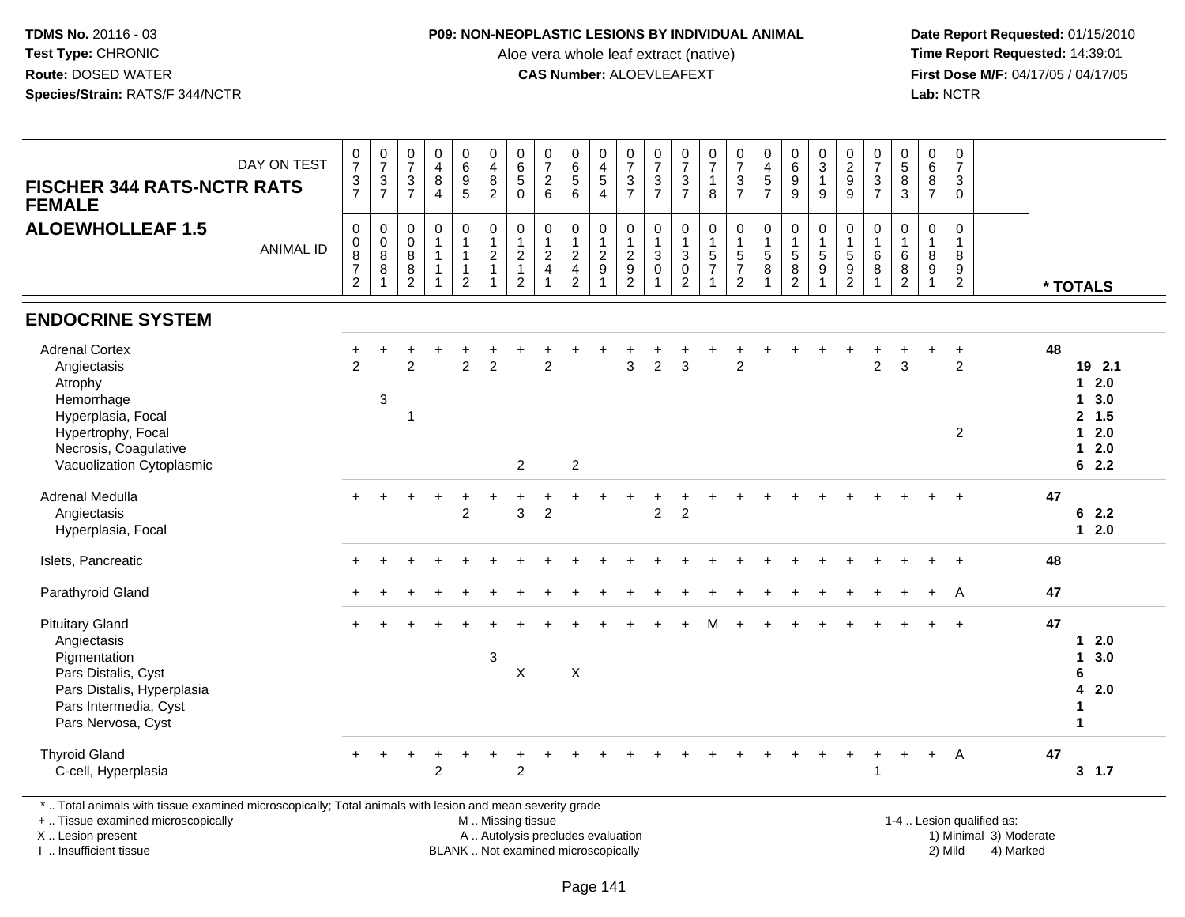**TDMS No.** 20116 - 03
**Test Type:** CHRONIC
**Route:** DOSED WATER
**Species/Strain:** RATS/F 344/NCTR

**P09: NON-NEOPLASTIC LESIONS BY INDIVIDUAL ANIMAL**
Aloe vera whole leaf extract (native)
**CAS Number:** ALOEVLEAFEXT

**Date Report Requested:** 01/15/2010
**Time Report Requested:** 14:39:01
**First Dose M/F:** 04/17/05 / 04/17/05
**Lab:** NCTR

## FISCHER 344 RATS-NCTR RATS FEMALE
## ALOEWHOLLEAF 1.5

| DAY ON TEST | 0737 | 0737 | 0737 | 0484 | 0695 | 0482 | 0650 | 0726 | 0656 | 0454 | 0737 | 0737 | 0737 | 0718 | 0737 | 0457 | 0699 | 0319 | 0299 | 0737 | 0583 | 0687 | 0730 | * TOTALS |
|---|---|---|---|---|---|---|---|---|---|---|---|---|---|---|---|---|---|---|---|---|---|---|---|---|
| **ANIMAL ID** | 00872 | 00881 | 00882 | 01111 | 01112 | 01211 | 01212 | 01241 | 01242 | 01291 | 01292 | 01301 | 01302 | 01571 | 01572 | 01581 | 01582 | 01591 | 01592 | 01681 | 01682 | 01891 | 01892 | |
| **ENDOCRINE SYSTEM** | | | | | | | | | | | | | | | | | | | | | | | | |
| Adrenal Cortex | + | + | + | + | + | + | + | + | + | + | + | + | + | + | + | + | + | + | + | + | + | + | + | 48 |
| Angiectasis | 2 | | 2 | | 2 | 2 | | 2 | | | 3 | 2 | 3 | | 2 | | | | | 2 | 3 | | 2 | 19 2.1 |
| Atrophy | | | | | | | | | | | | | | | | | | | | | | | | 1 2.0 |
| Hemorrhage | | 3 | | | | | | | | | | | | | | | | | | | | | | 1 3.0 |
| Hyperplasia, Focal | | | 1 | | | | | | | | | | | | | | | | | | | | | 2 1.5 |
| Hypertrophy, Focal | | | | | | | | | | | | | | | | | | | | | | | 2 | 1 2.0 |
| Necrosis, Coagulative | | | | | | | | | | | | | | | | | | | | | | | | 1 2.0 |
| Vacuolization Cytoplasmic | | | | | | | 2 | | 2 | | | | | | | | | | | | | | | 6 2.2 |
| Adrenal Medulla | + | + | + | + | + | + | + | + | + | + | + | + | + | + | + | + | + | + | + | + | + | + | + | 47 |
| Angiectasis | | | | | 2 | | 3 | 2 | | | | 2 | 2 | | | | | | | | | | | 6 2.2 |
| Hyperplasia, Focal | | | | | | | | | | | | | | | | | | | | | | | | 1 2.0 |
| Islets, Pancreatic | + | + | + | + | + | + | + | + | + | + | + | + | + | + | + | + | + | + | + | + | + | + | + | 48 |
| Parathyroid Gland | + | + | + | + | + | + | + | + | + | + | + | + | + | + | + | + | + | + | + | + | + | + | A | 47 |
| Pituitary Gland | + | + | + | + | + | + | + | + | + | + | + | + | + | M | + | + | + | + | + | + | + | + | + | 47 |
| Angiectasis | | | | | | | | | | | | | | | | | | | | | | | | 1 2.0 |
| Pigmentation | | | | | | 3 | | | | | | | | | | | | | | | | | | 1 3.0 |
| Pars Distalis, Cyst | | | | | | | X | | X | | | | | | | | | | | | | | | 6 |
| Pars Distalis, Hyperplasia | | | | | | | | | | | | | | | | | | | | | | | | 4 2.0 |
| Pars Intermedia, Cyst | | | | | | | | | | | | | | | | | | | | | | | | 1 |
| Pars Nervosa, Cyst | | | | | | | | | | | | | | | | | | | | | | | | 1 |
| Thyroid Gland | + | + | + | + | + | + | + | + | + | + | + | + | + | + | + | + | + | + | + | + | + | + | A | 47 |
| C-cell, Hyperplasia | | | | 2 | | | 2 | | | | | | | | | | | | | 1 | | | | 3 1.7 |

\* .. Total animals with tissue examined microscopically; Total animals with lesion and mean severity grade
+ .. Tissue examined microscopically
X .. Lesion present
I .. Insufficient tissue
M .. Missing tissue
A .. Autolysis precludes evaluation
BLANK .. Not examined microscopically
1-4 .. Lesion qualified as: 1) Minimal 2) Mild 3) Moderate 4) Marked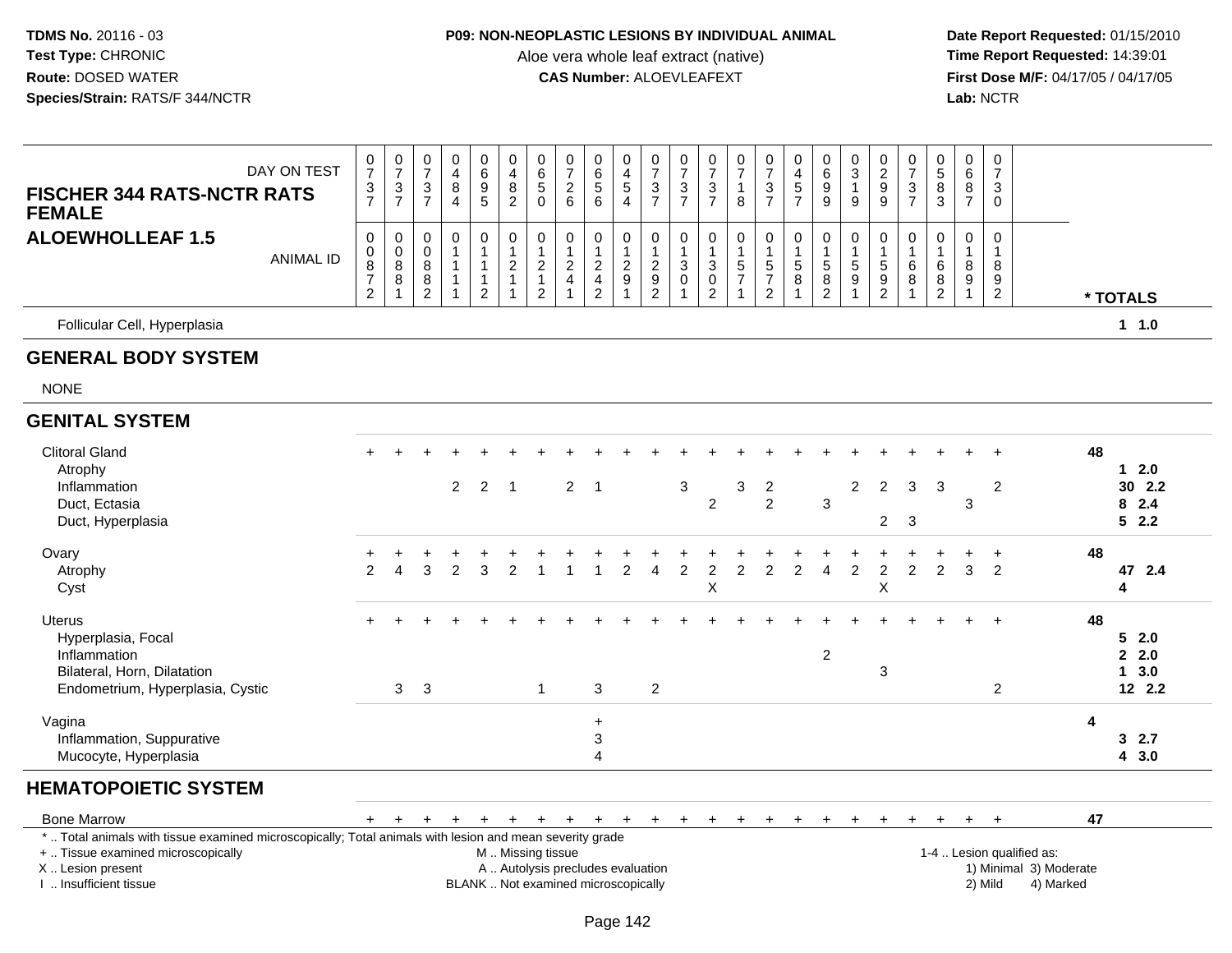**TDMS No.** 20116 - 03
**Test Type:** CHRONIC
**Route:** DOSED WATER
**Species/Strain:** RATS/F 344/NCTR

**P09: NON-NEOPLASTIC LESIONS BY INDIVIDUAL ANIMAL**
Aloe vera whole leaf extract (native)
**CAS Number:** ALOEVLEAFEXT

**Date Report Requested:** 01/15/2010
**Time Report Requested:** 14:39:01
**First Dose M/F:** 04/17/05 / 04/17/05
**Lab:** NCTR

## FISCHER 344 RATS-NCTR RATS FEMALE
## ALOEWHOLLEAF 1.5

| DAY ON TEST | 0737 | 0737 | 0737 | 0484 | 0695 | 0482 | 0650 | 0726 | 0656 | 0454 | 0737 | 0737 | 0737 | 0718 | 0737 | 0457 | 0699 | 0319 | 0299 | 0737 | 0583 | 0687 | 0730 | |
|---|---|---|---|---|---|---|---|---|---|---|---|---|---|---|---|---|---|---|---|---|---|---|---|---|
| **ANIMAL ID** | 00872 | 00881 | 00882 | 01111 | 01112 | 01211 | 01212 | 01241 | 01242 | 01291 | 01292 | 01301 | 01302 | 01571 | 01572 | 01581 | 01582 | 01591 | 01592 | 01681 | 01682 | 01891 | 01892 | *** TOTALS** |
| Follicular Cell, Hyperplasia | | | | | | | | | | | | | | | | | | | | | | | | **1 1.0** |
| **GENERAL BODY SYSTEM** | | | | | | | | | | | | | | | | | | | | | | | | |
| NONE | | | | | | | | | | | | | | | | | | | | | | | | |
| **GENITAL SYSTEM** | | | | | | | | | | | | | | | | | | | | | | | | |
| Clitoral Gland | + | + | + | + | + | + | + | + | + | + | + | + | + | + | + | + | + | + | + | + | + | + | + | **48** |
| Atrophy | | | | | | | | | | | | | | | | | | | | | | | | **1 2.0** |
| Inflammation | | | | 2 | 2 | 1 | | 2 | 1 | | | 3 | | 3 | 2 | | | 2 | 2 | 3 | 3 | | 2 | **30 2.2** |
| Duct, Ectasia | | | | | | | | | | | | | 2 | | 2 | | 3 | | | | | 3 | | **8 2.4** |
| Duct, Hyperplasia | | | | | | | | | | | | | | | | | | | 2 | 3 | | | | **5 2.2** |
| Ovary | + | + | + | + | + | + | + | + | + | + | + | + | + | + | + | + | + | + | + | + | + | + | + | **48** |
| Atrophy | 2 | 4 | 3 | 2 | 3 | 2 | 1 | 1 | 1 | 2 | 4 | 2 | 2 | 2 | 2 | 2 | 4 | 2 | 2 | 2 | 2 | 3 | 2 | **47 2.4** |
| Cyst | | | | | | | | | | | | | X | | | | | | X | | | | | **4** |
| Uterus | + | + | + | + | + | + | + | + | + | + | + | + | + | + | + | + | + | + | + | + | + | + | + | **48** |
| Hyperplasia, Focal | | | | | | | | | | | | | | | | | | | | | | | | **5 2.0** |
| Inflammation | | | | | | | | | | | | | | | | | 2 | | | | | | | **2 2.0** |
| Bilateral, Horn, Dilatation | | | | | | | | | | | | | | | | | | | 3 | | | | | **1 3.0** |
| Endometrium, Hyperplasia, Cystic | | 3 | 3 | | | | 1 | | 3 | | 2 | | | | | | | | | | | | 2 | **12 2.2** |
| Vagina | | | | | | | | | + | | | | | | | | | | | | | | | **4** |
| Inflammation, Suppurative | | | | | | | | | 3 | | | | | | | | | | | | | | | **3 2.7** |
| Mucocyte, Hyperplasia | | | | | | | | | 4 | | | | | | | | | | | | | | | **4 3.0** |
| **HEMATOPOIETIC SYSTEM** | | | | | | | | | | | | | | | | | | | | | | | | |
| Bone Marrow | + | + | + | + | + | + | + | + | + | + | + | + | + | + | + | + | + | + | + | + | + | + | + | **47** |

\* .. Total animals with tissue examined microscopically; Total animals with lesion and mean severity grade
\+ .. Tissue examined microscopically
X .. Lesion present
I .. Insufficient tissue

M .. Missing tissue
A .. Autolysis precludes evaluation
BLANK .. Not examined microscopically

1-4 .. Lesion qualified as:
1) Minimal 3) Moderate
2) Mild 4) Marked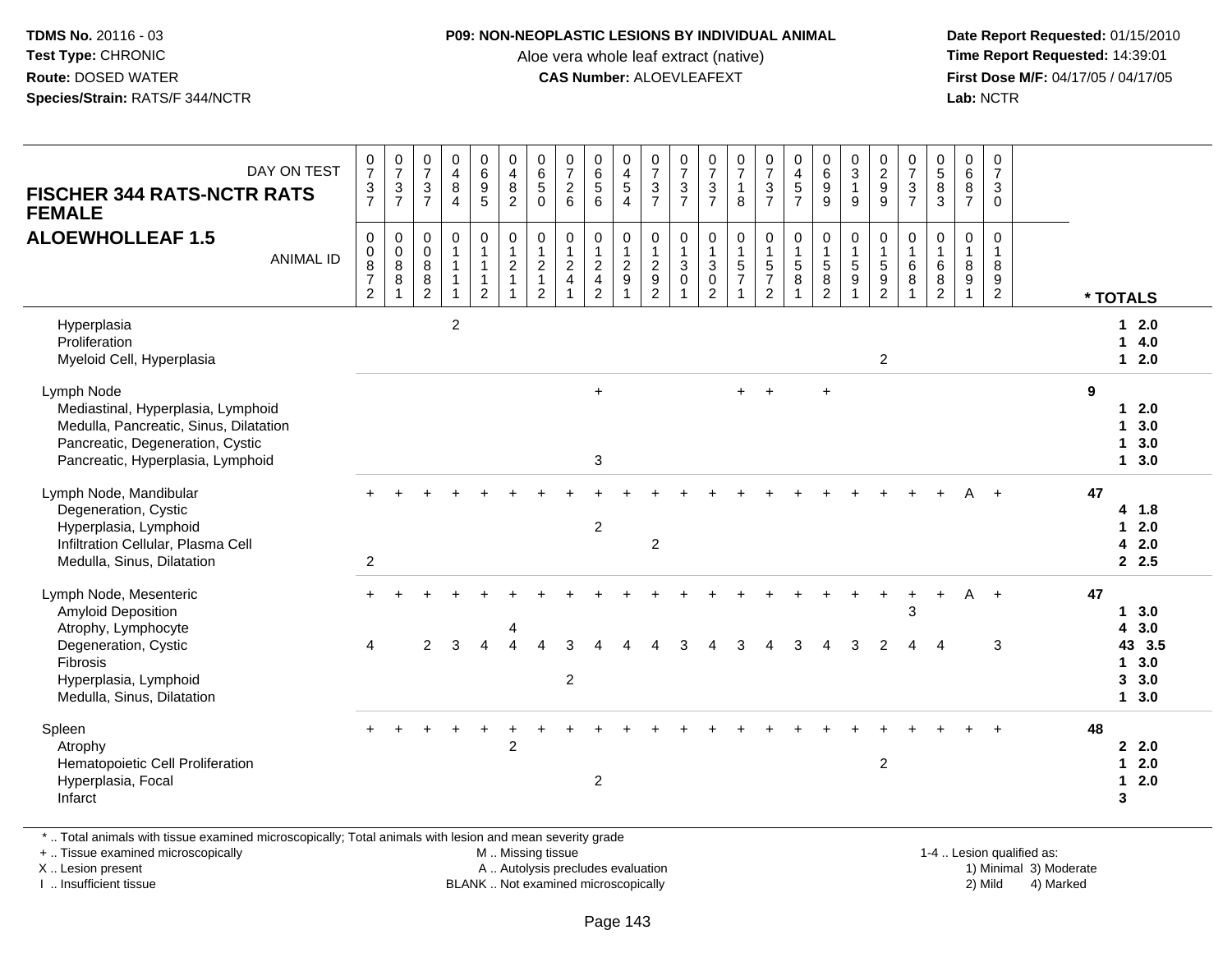**TDMS No.** 20116 - 03
**Test Type:** CHRONIC
**Route:** DOSED WATER
**Species/Strain:** RATS/F 344/NCTR

**P09: NON-NEOPLASTIC LESIONS BY INDIVIDUAL ANIMAL**
Aloe vera whole leaf extract (native)
**CAS Number:** ALOEVLEAFEXT

**Date Report Requested:** 01/15/2010
**Time Report Requested:** 14:39:01
**First Dose M/F:** 04/17/05 / 04/17/05
**Lab:** NCTR

| FISCHER 344 RATS-NCTR RATS FEMALE ALOEWHOLLEAF 1.5 — DAY ON TEST | 0737 | 0737 | 0737 | 0484 | 0695 | 0482 | 0650 | 0726 | 0656 | 0454 | 0737 | 0737 | 0737 | 0718 | 0737 | 0457 | 0699 | 0319 | 0299 | 0737 | 0583 | 0687 | 0730 | |
|---|---|---|---|---|---|---|---|---|---|---|---|---|---|---|---|---|---|---|---|---|---|---|---|---|
| **ANIMAL ID** | 00872 | 00881 | 00882 | 01111 | 01112 | 01211 | 01212 | 01241 | 01242 | 01291 | 01292 | 01301 | 01302 | 01571 | 01572 | 01581 | 01582 | 01591 | 01592 | 01681 | 01682 | 01891 | 01892 | **\* TOTALS** |
| Hyperplasia | | | | 2 | | | | | | | | | | | | | | | | | | | | 1 2.0 |
| Proliferation | | | | | | | | | | | | | | | | | | | | | | | | 1 4.0 |
| Myeloid Cell, Hyperplasia | | | | | | | | | | | | | | | | | | | 2 | | | | | 1 2.0 |
| Lymph Node | | | | | | | | | + | | | | | + | + | | + | | | | | | | 9 |
| Mediastinal, Hyperplasia, Lymphoid | | | | | | | | | | | | | | | | | | | | | | | | 1 2.0 |
| Medulla, Pancreatic, Sinus, Dilatation | | | | | | | | | | | | | | | | | | | | | | | | 1 3.0 |
| Pancreatic, Degeneration, Cystic | | | | | | | | | | | | | | | | | | | | | | | | 1 3.0 |
| Pancreatic, Hyperplasia, Lymphoid | | | | | | | | | 3 | | | | | | | | | | | | | | | 1 3.0 |
| Lymph Node, Mandibular | + | + | + | + | + | + | + | + | + | + | + | + | + | + | + | + | + | + | + | + | + | A | + | 47 |
| Degeneration, Cystic | | | | | | | | | | | | | | | | | | | | | | | | 4 1.8 |
| Hyperplasia, Lymphoid | | | | | | | | | 2 | | | | | | | | | | | | | | | 1 2.0 |
| Infiltration Cellular, Plasma Cell | | | | | | | | | | | 2 | | | | | | | | | | | | | 4 2.0 |
| Medulla, Sinus, Dilatation | 2 | | | | | | | | | | | | | | | | | | | | | | | 2 2.5 |
| Lymph Node, Mesenteric | + | + | + | + | + | + | + | + | + | + | + | + | + | + | + | + | + | + | + | + | + | A | + | 47 |
| Amyloid Deposition | | | | | | | | | | | | | | | | | | | | 3 | | | | 1 3.0 |
| Atrophy, Lymphocyte | | | | | | 4 | | | | | | | | | | | | | | | | | | 4 3.0 |
| Degeneration, Cystic | 4 | | 2 | 3 | 4 | 4 | 4 | 3 | 4 | 4 | 4 | 3 | 4 | 3 | 4 | 3 | 4 | 3 | 2 | 4 | 4 | | 3 | 43 3.5 |
| Fibrosis | | | | | | | | | | | | | | | | | | | | | | | | 1 3.0 |
| Hyperplasia, Lymphoid | | | | | | | | 2 | | | | | | | | | | | | | | | | 3 3.0 |
| Medulla, Sinus, Dilatation | | | | | | | | | | | | | | | | | | | | | | | | 1 3.0 |
| Spleen | + | + | + | + | + | + | + | + | + | + | + | + | + | + | + | + | + | + | + | + | + | + | + | 48 |
| Atrophy | | | | | | 2 | | | | | | | | | | | | | | | | | | 2 2.0 |
| Hematopoietic Cell Proliferation | | | | | | | | | | | | | | | | | | | 2 | | | | | 1 2.0 |
| Hyperplasia, Focal | | | | | | | | | 2 | | | | | | | | | | | | | | | 1 2.0 |
| Infarct | | | | | | | | | | | | | | | | | | | | | | | | 3 |

\* .. Total animals with tissue examined microscopically; Total animals with lesion and mean severity grade
\+ .. Tissue examined microscopically
X .. Lesion present
I .. Insufficient tissue

M .. Missing tissue
A .. Autolysis precludes evaluation
BLANK .. Not examined microscopically

1-4 .. Lesion qualified as:
1) Minimal 3) Moderate
2) Mild 4) Marked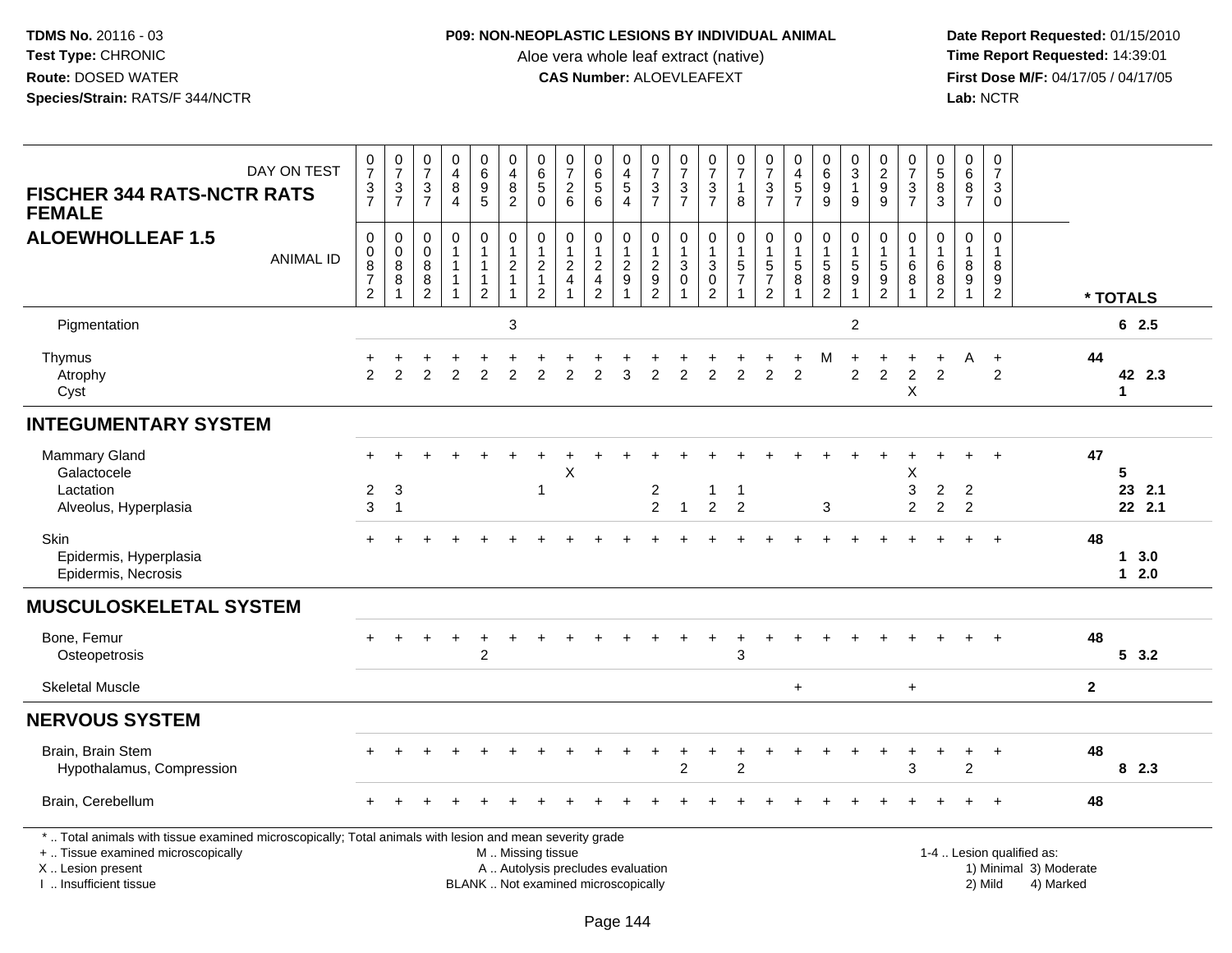**TDMS No.** 20116 - 03
**Test Type:** CHRONIC
**Route:** DOSED WATER
**Species/Strain:** RATS/F 344/NCTR

**P09: NON-NEOPLASTIC LESIONS BY INDIVIDUAL ANIMAL**
Aloe vera whole leaf extract (native)
**CAS Number:** ALOEVLEAFEXT

**Date Report Requested:** 01/15/2010
**Time Report Requested:** 14:39:01
**First Dose M/F:** 04/17/05 / 04/17/05
**Lab:** NCTR

**FISCHER 344 RATS-NCTR RATS FEMALE**
**ALOEWHOLLEAF 1.5**

| DAY ON TEST | 0737 | 0737 | 0737 | 0484 | 0695 | 0482 | 0650 | 0726 | 0656 | 0454 | 0737 | 0737 | 0737 | 0718 | 0737 | 0457 | 0699 | 0319 | 0299 | 0737 | 0583 | 0687 | 0730 | |
|---|---|---|---|---|---|---|---|---|---|---|---|---|---|---|---|---|---|---|---|---|---|---|---|---|
| ANIMAL ID | 00872 | 00881 | 00882 | 01111 | 01112 | 01211 | 01212 | 01241 | 01242 | 01291 | 01292 | 01301 | 01302 | 01571 | 01572 | 01581 | 01582 | 01591 | 01592 | 01681 | 01682 | 01891 | 01892 | * TOTALS |
| Pigmentation | | | | | | 3 | | | | | | | | | | | | 2 | | | | | | 6 2.5 |
| Thymus | + | + | + | + | + | + | + | + | + | + | + | + | + | + | + | + | M | + | + | + | + | A | + | 44 |
| Atrophy | 2 | 2 | 2 | 2 | 2 | 2 | 2 | 2 | 2 | 3 | 2 | 2 | 2 | 2 | 2 | 2 | | 2 | 2 | 2 | 2 | | 2 | 42 2.3 |
| Cyst | | | | | | | | | | | | | | | | | | | | X | | | | 1 |
| **INTEGUMENTARY SYSTEM** | | | | | | | | | | | | | | | | | | | | | | | | |
| Mammary Gland | + | + | + | + | + | + | + | + | + | + | + | + | + | + | + | + | + | + | + | + | + | + | + | 47 |
| Galactocele | | | | | | | | X | | | | | | | | | | | | X | | | | 5 |
| Lactation | 2 | 3 | | | | | 1 | | | | 2 | | 1 | 1 | | | | | | 3 | 2 | 2 | | 23 2.1 |
| Alveolus, Hyperplasia | 3 | 1 | | | | | | | | | 2 | 1 | 2 | 2 | | | 3 | | | 2 | 2 | 2 | | 22 2.1 |
| Skin | + | + | + | + | + | + | + | + | + | + | + | + | + | + | + | + | + | + | + | + | + | + | + | 48 |
| Epidermis, Hyperplasia | | | | | | | | | | | | | | | | | | | | | | | | 1 3.0 |
| Epidermis, Necrosis | | | | | | | | | | | | | | | | | | | | | | | | 1 2.0 |
| **MUSCULOSKELETAL SYSTEM** | | | | | | | | | | | | | | | | | | | | | | | | |
| Bone, Femur | + | + | + | + | + | + | + | + | + | + | + | + | + | + | + | + | + | + | + | + | + | + | + | 48 |
| Osteopetrosis | | | | | 2 | | | | | | | | | 3 | | | | | | | | | | 5 3.2 |
| Skeletal Muscle | | | | | | | | | | | | | | | | + | | | | + | | | | 2 |
| **NERVOUS SYSTEM** | | | | | | | | | | | | | | | | | | | | | | | | |
| Brain, Brain Stem | + | + | + | + | + | + | + | + | + | + | + | + | + | + | + | + | + | + | + | + | + | + | + | 48 |
| Hypothalamus, Compression | | | | | | | | | | | | 2 | | 2 | | | | | | 3 | | 2 | | 8 2.3 |
| Brain, Cerebellum | + | + | + | + | + | + | + | + | + | + | + | + | + | + | + | + | + | + | + | + | + | + | + | 48 |

\* .. Total animals with tissue examined microscopically; Total animals with lesion and mean severity grade
\+ .. Tissue examined microscopically
X .. Lesion present
I .. Insufficient tissue
M .. Missing tissue
A .. Autolysis precludes evaluation
BLANK .. Not examined microscopically
1-4 .. Lesion qualified as: 1) Minimal 2) Mild 3) Moderate 4) Marked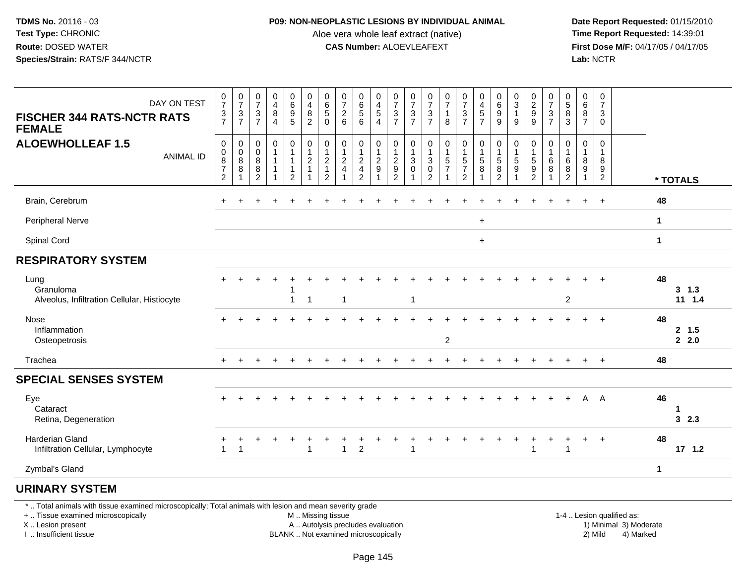**TDMS No.** 20116 - 03
**Test Type:** CHRONIC
**Route:** DOSED WATER
**Species/Strain:** RATS/F 344/NCTR

**P09: NON-NEOPLASTIC LESIONS BY INDIVIDUAL ANIMAL**
Aloe vera whole leaf extract (native)
**CAS Number:** ALOEVLEAFEXT

**Date Report Requested:** 01/15/2010
**Time Report Requested:** 14:39:01
**First Dose M/F:** 04/17/05 / 04/17/05
**Lab:** NCTR

**FISCHER 344 RATS-NCTR RATS FEMALE**
**ALOEWHOLLEAF 1.5**

| DAY ON TEST | 0737 | 0737 | 0737 | 0484 | 0695 | 0482 | 0650 | 0726 | 0656 | 0454 | 0737 | 0737 | 0737 | 0718 | 0737 | 0457 | 0699 | 0319 | 0299 | 0737 | 0583 | 0687 | 0730 | |
|---|---|---|---|---|---|---|---|---|---|---|---|---|---|---|---|---|---|---|---|---|---|---|---|---|
| **ANIMAL ID** | 00872 | 00881 | 00882 | 01111 | 01112 | 01211 | 01212 | 01241 | 01242 | 01291 | 01292 | 01301 | 01302 | 01571 | 01572 | 01581 | 01582 | 01591 | 01592 | 01681 | 01682 | 01891 | 01892 | *** TOTALS** |
| Brain, Cerebrum | + | + | + | + | + | + | + | + | + | + | + | + | + | + | + | + | + | + | + | + | + | + | + | **48** |
| Peripheral Nerve | | | | | | | | | | | | | | | | + | | | | | | | | **1** |
| Spinal Cord | | | | | | | | | | | | | | | | + | | | | | | | | **1** |
| **RESPIRATORY SYSTEM** | | | | | | | | | | | | | | | | | | | | | | | | |
| Lung | + | + | + | + | + | + | + | + | + | + | + | + | + | + | + | + | + | + | + | + | + | + | + | **48** |
| Granuloma | | | | | 1 | | | | | | | | | | | | | | | | | | | **3 1.3** |
| Alveolus, Infiltration Cellular, Histiocyte | | | | | 1 | 1 | | 1 | | | | 1 | | | | | | | | | 2 | | | **11 1.4** |
| Nose | + | + | + | + | + | + | + | + | + | + | + | + | + | + | + | + | + | + | + | + | + | + | + | **48** |
| Inflammation | | | | | | | | | | | | | | | | | | | | | | | | **2 1.5** |
| Osteopetrosis | | | | | | | | | | | | | | 2 | | | | | | | | | | **2 2.0** |
| Trachea | + | + | + | + | + | + | + | + | + | + | + | + | + | + | + | + | + | + | + | + | + | + | + | **48** |
| **SPECIAL SENSES SYSTEM** | | | | | | | | | | | | | | | | | | | | | | | | |
| Eye | + | + | + | + | + | + | + | + | + | + | + | + | + | + | + | + | + | + | + | + | + | A | A | **46** |
| Cataract | | | | | | | | | | | | | | | | | | | | | | | | **1** |
| Retina, Degeneration | | | | | | | | | | | | | | | | | | | | | | | | **3 2.3** |
| Harderian Gland | + | + | + | + | + | + | + | + | + | + | + | + | + | + | + | + | + | + | + | + | + | + | + | **48** |
| Infiltration Cellular, Lymphocyte | 1 | 1 | | | | 1 | | 1 | 2 | | | 1 | | | | | | | 1 | | 1 | | | **17 1.2** |
| Zymbal's Gland | | | | | | | | | | | | | | | | | | | | | | | | **1** |
| **URINARY SYSTEM** | | | | | | | | | | | | | | | | | | | | | | | | |

* .. Total animals with tissue examined microscopically; Total animals with lesion and mean severity grade
+ .. Tissue examined microscopically
X .. Lesion present
I .. Insufficient tissue

M .. Missing tissue
A .. Autolysis precludes evaluation
BLANK .. Not examined microscopically

1-4 .. Lesion qualified as:
1) Minimal 3) Moderate
2) Mild 4) Marked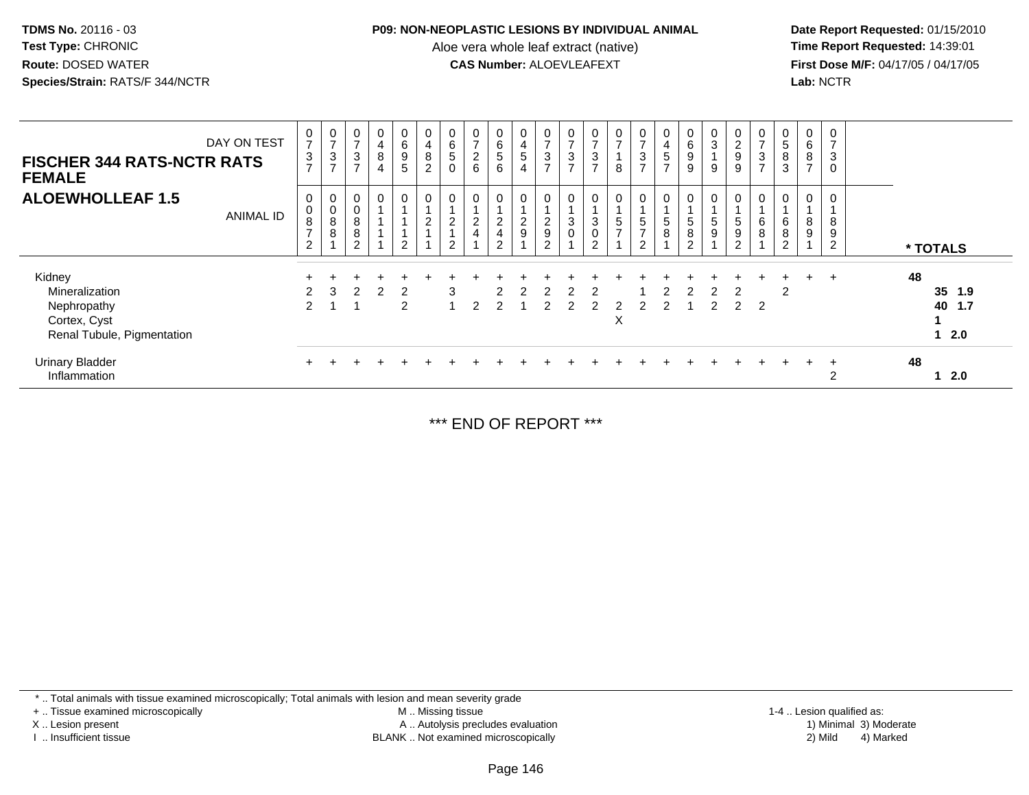**TDMS No.** 20116 - 03
**Test Type:** CHRONIC
**Route:** DOSED WATER
**Species/Strain:** RATS/F 344/NCTR

**P09: NON-NEOPLASTIC LESIONS BY INDIVIDUAL ANIMAL**
Aloe vera whole leaf extract (native)
**CAS Number:** ALOEVLEAFEXT

**Date Report Requested:** 01/15/2010
**Time Report Requested:** 14:39:01
**First Dose M/F:** 04/17/05 / 04/17/05
**Lab:** NCTR

## FISCHER 344 RATS-NCTR RATS FEMALE
## ALOEWHOLLEAF 1.5

| DAY ON TEST | 0737 | 0737 | 0737 | 0484 | 0695 | 0482 | 0650 | 0726 | 0656 | 0454 | 0737 | 0737 | 0737 | 0718 | 0737 | 0457 | 0699 | 0319 | 0299 | 0737 | 0583 | 0687 | 0730 | |
|---|---|---|---|---|---|---|---|---|---|---|---|---|---|---|---|---|---|---|---|---|---|---|---|---|
| **ANIMAL ID** | 00872 | 00881 | 00882 | 01111 | 01112 | 01211 | 01212 | 01241 | 01242 | 01291 | 01292 | 01301 | 01302 | 01571 | 01572 | 01581 | 01582 | 01591 | 01592 | 01681 | 01682 | 01891 | 01892 | *** TOTALS** |
| Kidney | + | + | + | + | + | + | + | + | + | + | + | + | + | + | + | + | + | + | + | + | + | + | + | **48** |
| Mineralization | 2 | 3 | 2 | 2 | 2 | | 3 | | 2 | 2 | 2 | 2 | 2 | | 1 | 2 | 2 | 2 | 2 | | 2 | | | **35 1.9** |
| Nephropathy | 2 | 1 | 1 | | 2 | | 1 | 2 | 2 | 1 | 2 | 2 | 2 | 2 | 2 | 2 | 1 | 2 | 2 | 2 | | | | **40 1.7** |
| Cortex, Cyst | | | | | | | | | | | | | | X | | | | | | | | | | **1** |
| Renal Tubule, Pigmentation | | | | | | | | | | | | | | | | | | | | | | | | **1 2.0** |
| Urinary Bladder | + | + | + | + | + | + | + | + | + | + | + | + | + | + | + | + | + | + | + | + | + | + | + | **48** |
| Inflammation | | | | | | | | | | | | | | | | | | | | | | | 2 | **1 2.0** |

*** END OF REPORT ***

* .. Total animals with tissue examined microscopically; Total animals with lesion and mean severity grade
+ .. Tissue examined microscopically
X .. Lesion present
I .. Insufficient tissue

M .. Missing tissue
A .. Autolysis precludes evaluation
BLANK .. Not examined microscopically

1-4 .. Lesion qualified as:
1) Minimal 3) Moderate
2) Mild 4) Marked